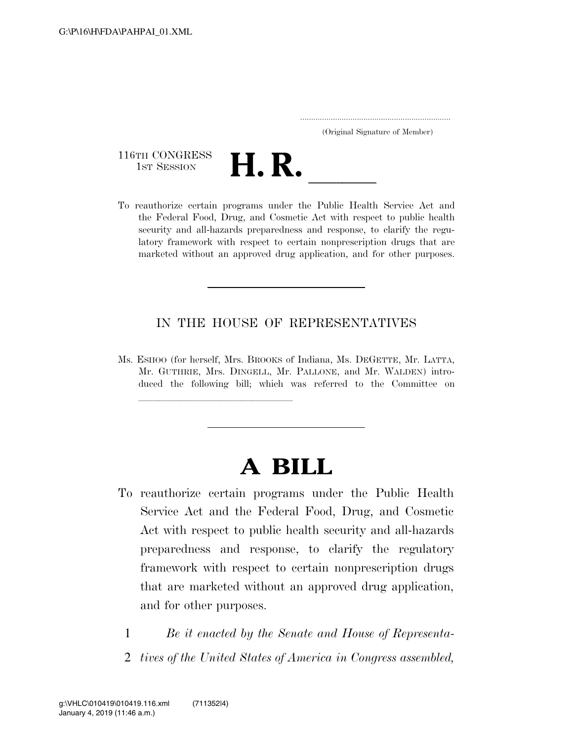(Original Signature of Member)

116TH CONGRESS
1ST SESSION

# H. R. ______

To reauthorize certain programs under the Public Health Service Act and the Federal Food, Drug, and Cosmetic Act with respect to public health security and all-hazards preparedness and response, to clarify the regulatory framework with respect to certain nonprescription drugs that are marketed without an approved drug application, and for other purposes.

IN THE HOUSE OF REPRESENTATIVES

Ms. ESHOO (for herself, Mrs. BROOKS of Indiana, Ms. DEGETTE, Mr. LATTA, Mr. GUTHRIE, Mrs. DINGELL, Mr. PALLONE, and Mr. WALDEN) introduced the following bill; which was referred to the Committee on ______________________________

# A BILL

To reauthorize certain programs under the Public Health Service Act and the Federal Food, Drug, and Cosmetic Act with respect to public health security and all-hazards preparedness and response, to clarify the regulatory framework with respect to certain nonprescription drugs that are marketed without an approved drug application, and for other purposes.

1 *Be it enacted by the Senate and House of Representa-*
2 *tives of the United States of America in Congress assembled,*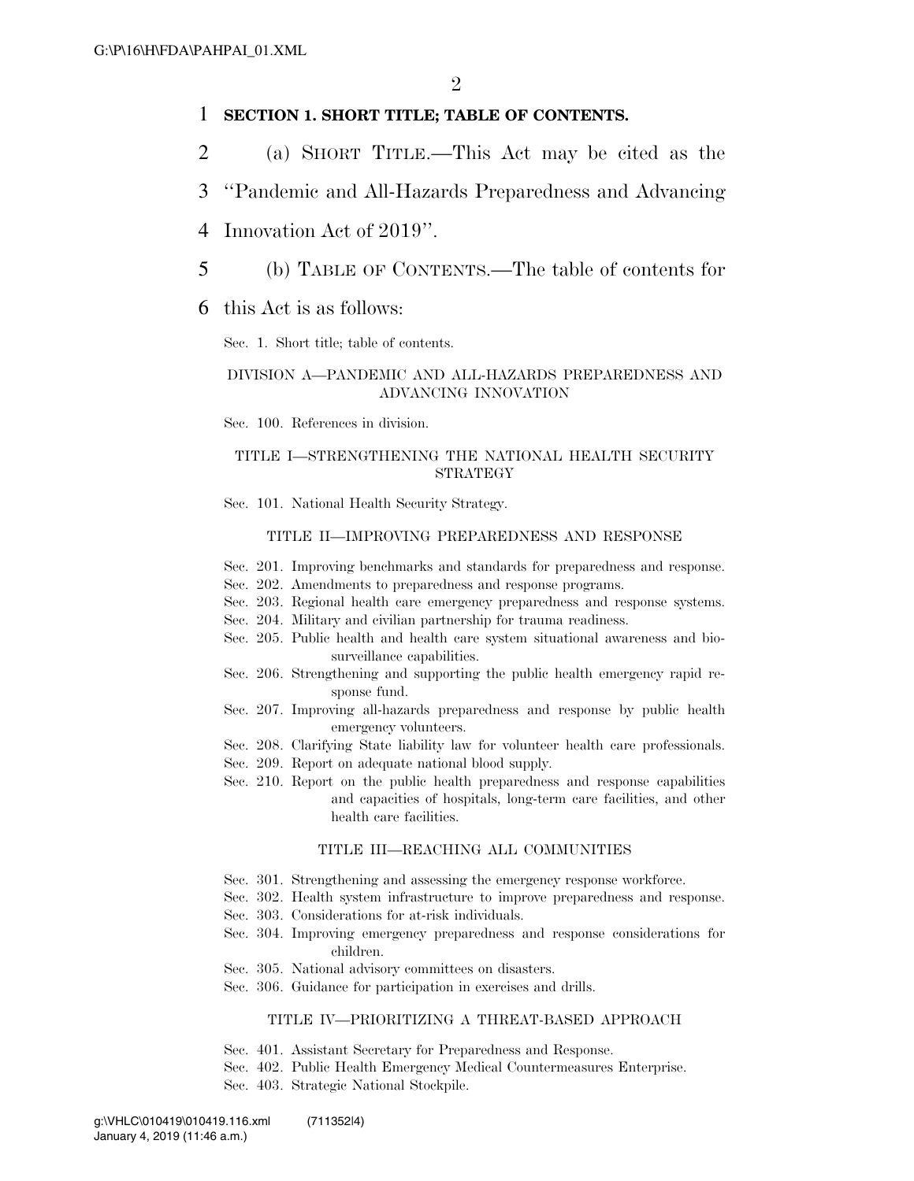**SECTION 1. SHORT TITLE; TABLE OF CONTENTS.**

(a) SHORT TITLE.—This Act may be cited as the "Pandemic and All-Hazards Preparedness and Advancing Innovation Act of 2019".

(b) TABLE OF CONTENTS.—The table of contents for this Act is as follows:

Sec. 1. Short title; table of contents.

DIVISION A—PANDEMIC AND ALL-HAZARDS PREPAREDNESS AND ADVANCING INNOVATION

Sec. 100. References in division.

TITLE I—STRENGTHENING THE NATIONAL HEALTH SECURITY STRATEGY

Sec. 101. National Health Security Strategy.

TITLE II—IMPROVING PREPAREDNESS AND RESPONSE

Sec. 201. Improving benchmarks and standards for preparedness and response.
Sec. 202. Amendments to preparedness and response programs.
Sec. 203. Regional health care emergency preparedness and response systems.
Sec. 204. Military and civilian partnership for trauma readiness.
Sec. 205. Public health and health care system situational awareness and biosurveillance capabilities.
Sec. 206. Strengthening and supporting the public health emergency rapid response fund.
Sec. 207. Improving all-hazards preparedness and response by public health emergency volunteers.
Sec. 208. Clarifying State liability law for volunteer health care professionals.
Sec. 209. Report on adequate national blood supply.
Sec. 210. Report on the public health preparedness and response capabilities and capacities of hospitals, long-term care facilities, and other health care facilities.

TITLE III—REACHING ALL COMMUNITIES

Sec. 301. Strengthening and assessing the emergency response workforce.
Sec. 302. Health system infrastructure to improve preparedness and response.
Sec. 303. Considerations for at-risk individuals.
Sec. 304. Improving emergency preparedness and response considerations for children.
Sec. 305. National advisory committees on disasters.
Sec. 306. Guidance for participation in exercises and drills.

TITLE IV—PRIORITIZING A THREAT-BASED APPROACH

Sec. 401. Assistant Secretary for Preparedness and Response.
Sec. 402. Public Health Emergency Medical Countermeasures Enterprise.
Sec. 403. Strategic National Stockpile.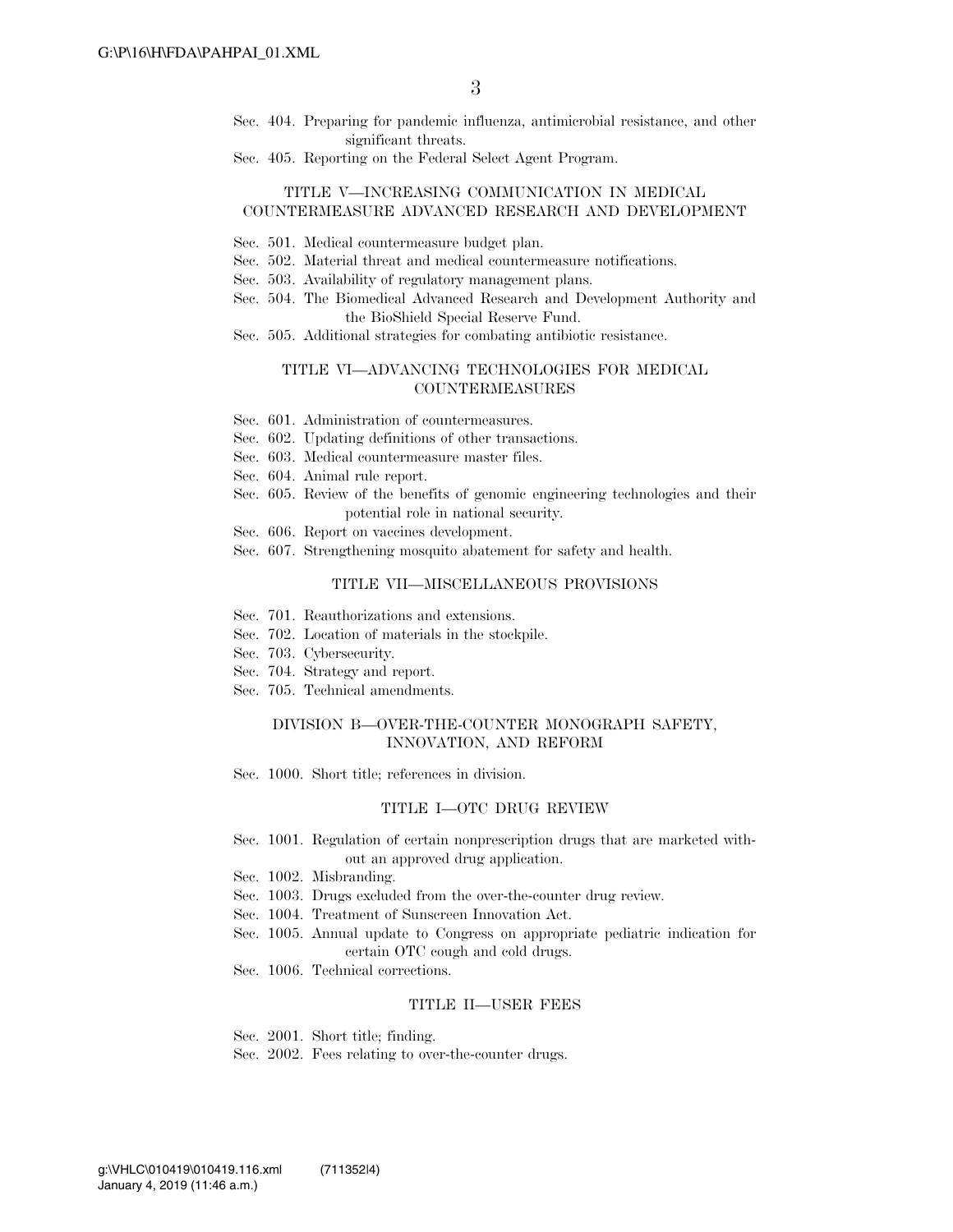Sec. 404. Preparing for pandemic influenza, antimicrobial resistance, and other significant threats.

Sec. 405. Reporting on the Federal Select Agent Program.

### TITLE V—INCREASING COMMUNICATION IN MEDICAL COUNTERMEASURE ADVANCED RESEARCH AND DEVELOPMENT

Sec. 501. Medical countermeasure budget plan.

Sec. 502. Material threat and medical countermeasure notifications.

Sec. 503. Availability of regulatory management plans.

Sec. 504. The Biomedical Advanced Research and Development Authority and the BioShield Special Reserve Fund.

Sec. 505. Additional strategies for combating antibiotic resistance.

### TITLE VI—ADVANCING TECHNOLOGIES FOR MEDICAL COUNTERMEASURES

Sec. 601. Administration of countermeasures.

Sec. 602. Updating definitions of other transactions.

Sec. 603. Medical countermeasure master files.

Sec. 604. Animal rule report.

Sec. 605. Review of the benefits of genomic engineering technologies and their potential role in national security.

Sec. 606. Report on vaccines development.

Sec. 607. Strengthening mosquito abatement for safety and health.

### TITLE VII—MISCELLANEOUS PROVISIONS

Sec. 701. Reauthorizations and extensions.

Sec. 702. Location of materials in the stockpile.

Sec. 703. Cybersecurity.

Sec. 704. Strategy and report.

Sec. 705. Technical amendments.

## DIVISION B—OVER-THE-COUNTER MONOGRAPH SAFETY, INNOVATION, AND REFORM

Sec. 1000. Short title; references in division.

### TITLE I—OTC DRUG REVIEW

Sec. 1001. Regulation of certain nonprescription drugs that are marketed without an approved drug application.

Sec. 1002. Misbranding.

Sec. 1003. Drugs excluded from the over-the-counter drug review.

Sec. 1004. Treatment of Sunscreen Innovation Act.

Sec. 1005. Annual update to Congress on appropriate pediatric indication for certain OTC cough and cold drugs.

Sec. 1006. Technical corrections.

### TITLE II—USER FEES

Sec. 2001. Short title; finding.

Sec. 2002. Fees relating to over-the-counter drugs.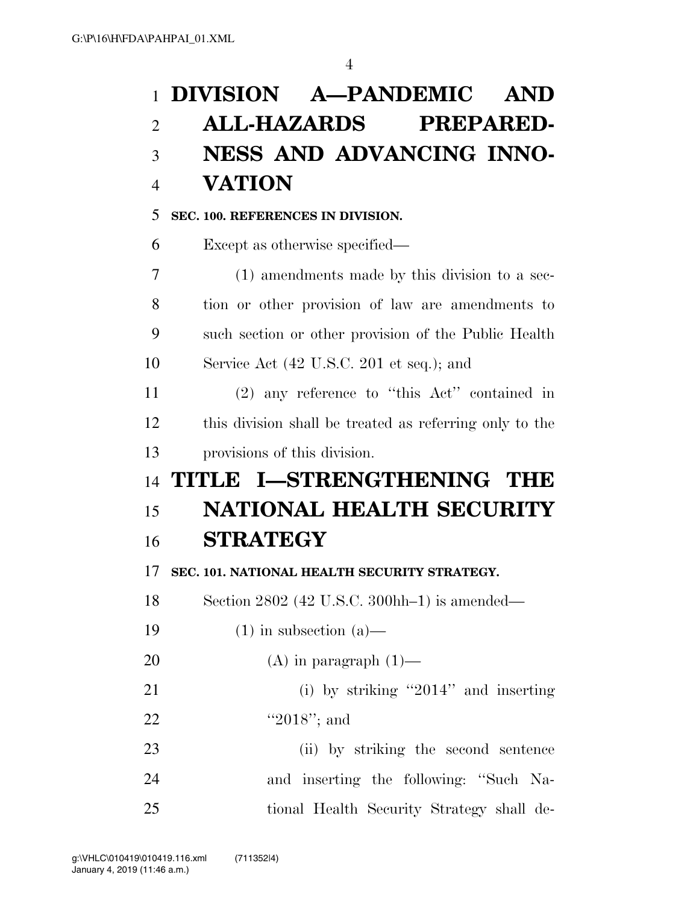# DIVISION A—PANDEMIC AND ALL-HAZARDS PREPAREDNESS AND ADVANCING INNOVATION

**SEC. 100. REFERENCES IN DIVISION.**

Except as otherwise specified—

(1) amendments made by this division to a section or other provision of law are amendments to such section or other provision of the Public Health Service Act (42 U.S.C. 201 et seq.); and

(2) any reference to ''this Act'' contained in this division shall be treated as referring only to the provisions of this division.

# TITLE I—STRENGTHENING THE NATIONAL HEALTH SECURITY STRATEGY

**SEC. 101. NATIONAL HEALTH SECURITY STRATEGY.**

Section 2802 (42 U.S.C. 300hh–1) is amended—

(1) in subsection (a)—

(A) in paragraph (1)—

(i) by striking ''2014'' and inserting ''2018''; and

(ii) by striking the second sentence and inserting the following: ''Such National Health Security Strategy shall de-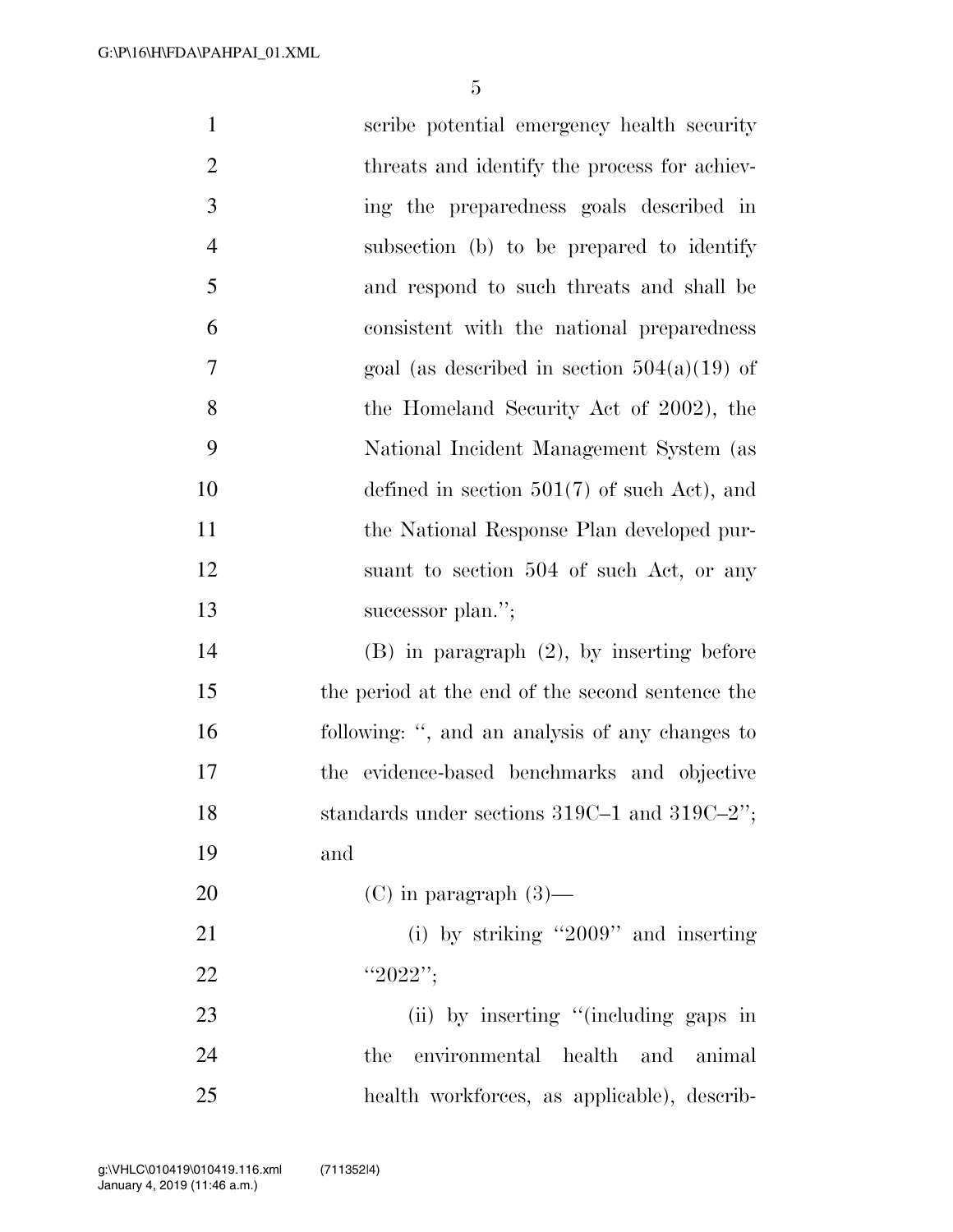scribe potential emergency health security threats and identify the process for achieving the preparedness goals described in subsection (b) to be prepared to identify and respond to such threats and shall be consistent with the national preparedness goal (as described in section 504(a)(19) of the Homeland Security Act of 2002), the National Incident Management System (as defined in section 501(7) of such Act), and the National Response Plan developed pursuant to section 504 of such Act, or any successor plan.'';

(B) in paragraph (2), by inserting before the period at the end of the second sentence the following: '', and an analysis of any changes to the evidence-based benchmarks and objective standards under sections 319C–1 and 319C–2''; and

(C) in paragraph (3)—

(i) by striking ''2009'' and inserting ''2022'';

(ii) by inserting ''(including gaps in the environmental health and animal health workforces, as applicable), describ-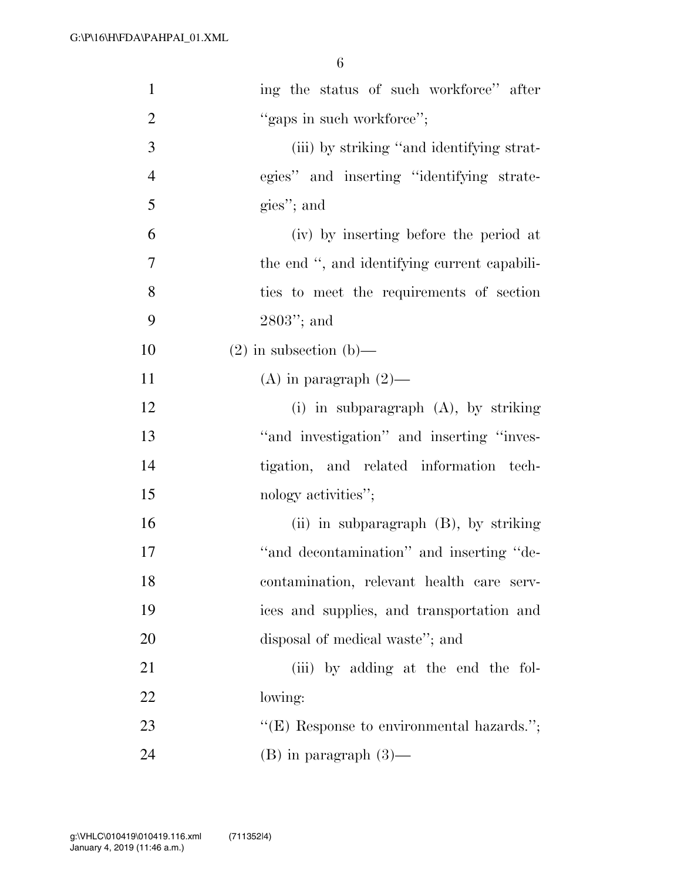ing the status of such workforce'' after ''gaps in such workforce'';

(iii) by striking ''and identifying strategies'' and inserting ''identifying strategies''; and

(iv) by inserting before the period at the end '', and identifying current capabilities to meet the requirements of section 2803''; and

(2) in subsection (b)—

(A) in paragraph (2)—

(i) in subparagraph (A), by striking ''and investigation'' and inserting ''investigation, and related information technology activities'';

(ii) in subparagraph (B), by striking ''and decontamination'' and inserting ''decontamination, relevant health care services and supplies, and transportation and disposal of medical waste''; and

(iii) by adding at the end the following:

''(E) Response to environmental hazards.'';

(B) in paragraph (3)—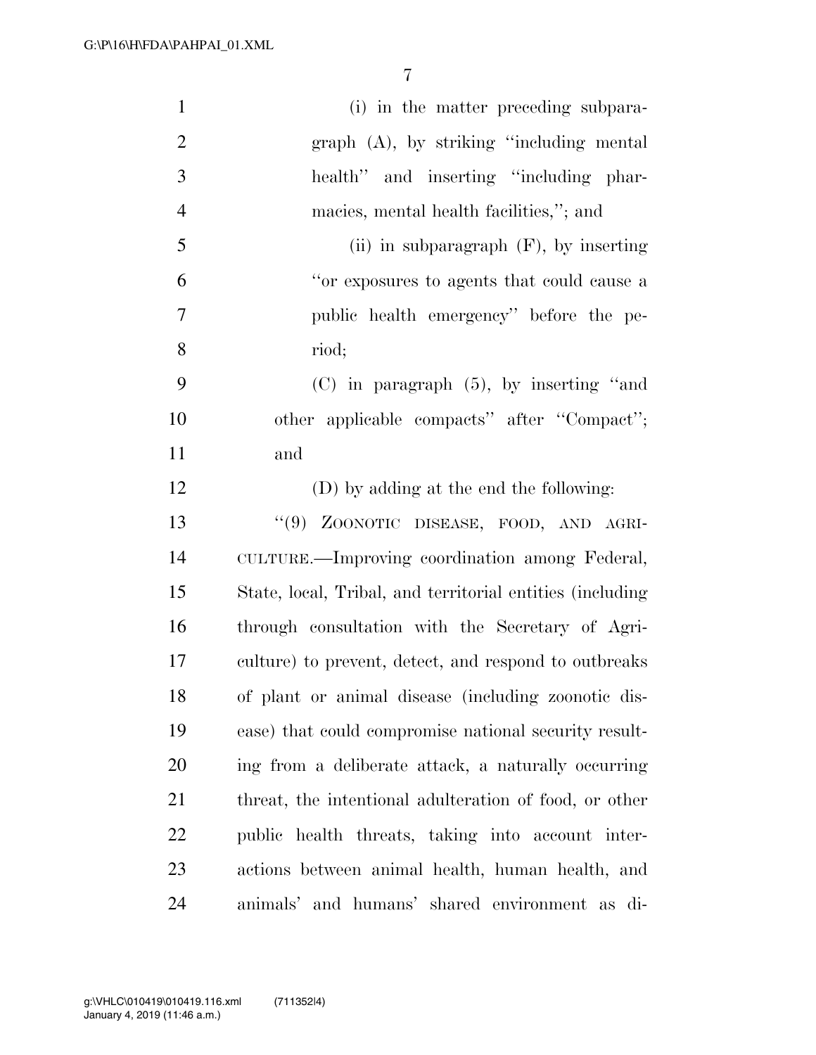(i) in the matter preceding subparagraph (A), by striking ''including mental health'' and inserting ''including pharmacies, mental health facilities,''; and

(ii) in subparagraph (F), by inserting ''or exposures to agents that could cause a public health emergency'' before the period;

(C) in paragraph (5), by inserting ''and other applicable compacts'' after ''Compact''; and

(D) by adding at the end the following:

''(9) ZOONOTIC DISEASE, FOOD, AND AGRICULTURE.—Improving coordination among Federal, State, local, Tribal, and territorial entities (including through consultation with the Secretary of Agriculture) to prevent, detect, and respond to outbreaks of plant or animal disease (including zoonotic disease) that could compromise national security resulting from a deliberate attack, a naturally occurring threat, the intentional adulteration of food, or other public health threats, taking into account interactions between animal health, human health, and animals' and humans' shared environment as di-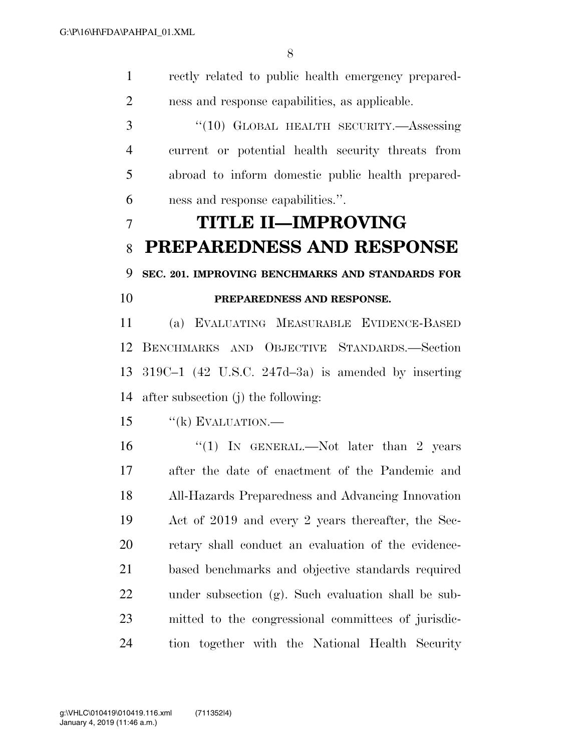rectly related to public health emergency preparedness and response capabilities, as applicable.

"(10) GLOBAL HEALTH SECURITY.—Assessing current or potential health security threats from abroad to inform domestic public health preparedness and response capabilities.".

# TITLE II—IMPROVING PREPAREDNESS AND RESPONSE

### SEC. 201. IMPROVING BENCHMARKS AND STANDARDS FOR PREPAREDNESS AND RESPONSE.

(a) EVALUATING MEASURABLE EVIDENCE-BASED BENCHMARKS AND OBJECTIVE STANDARDS.—Section 319C–1 (42 U.S.C. 247d–3a) is amended by inserting after subsection (j) the following:

"(k) EVALUATION.—

"(1) IN GENERAL.—Not later than 2 years after the date of enactment of the Pandemic and All-Hazards Preparedness and Advancing Innovation Act of 2019 and every 2 years thereafter, the Secretary shall conduct an evaluation of the evidence-based benchmarks and objective standards required under subsection (g). Such evaluation shall be submitted to the congressional committees of jurisdiction together with the National Health Security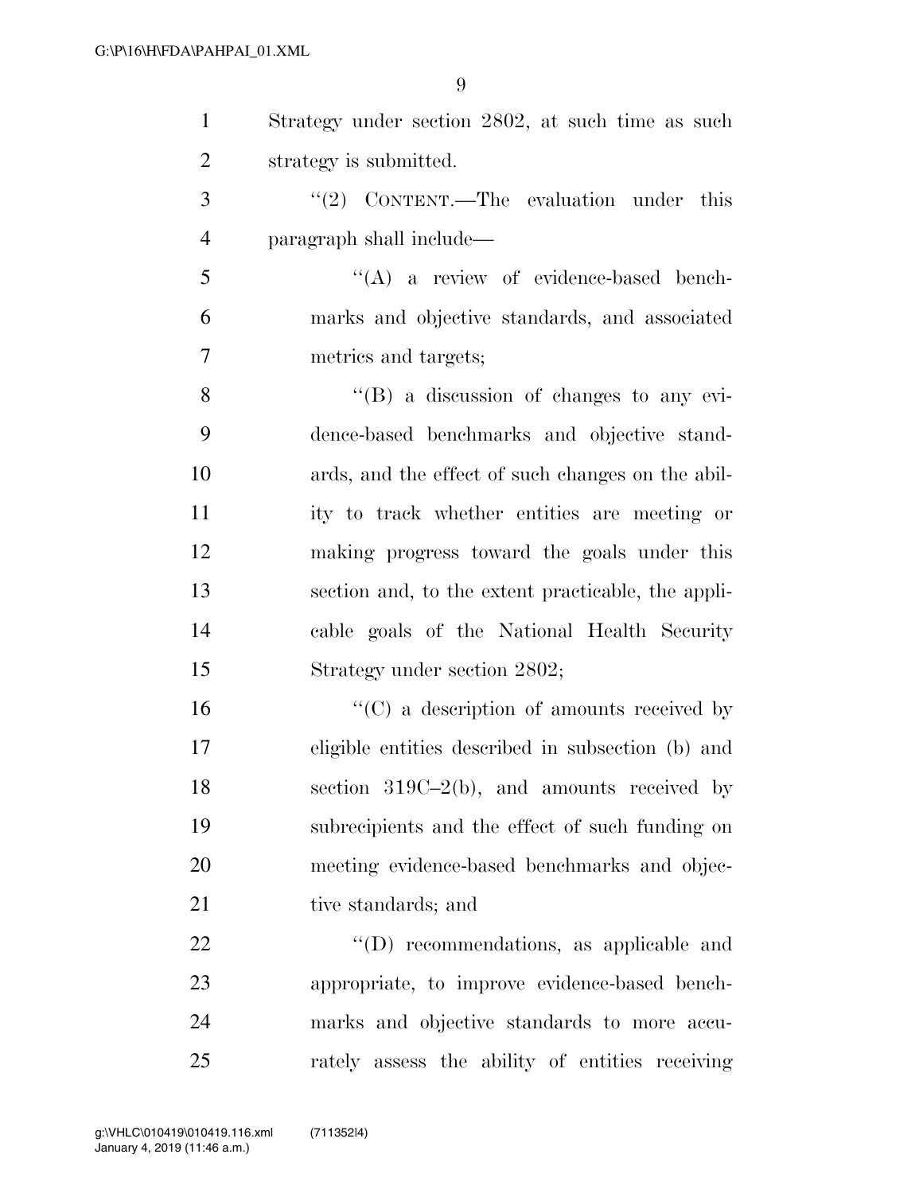Strategy under section 2802, at such time as such strategy is submitted.

"(2) CONTENT.—The evaluation under this paragraph shall include—

"(A) a review of evidence-based benchmarks and objective standards, and associated metrics and targets;

"(B) a discussion of changes to any evidence-based benchmarks and objective standards, and the effect of such changes on the ability to track whether entities are meeting or making progress toward the goals under this section and, to the extent practicable, the applicable goals of the National Health Security Strategy under section 2802;

"(C) a description of amounts received by eligible entities described in subsection (b) and section 319C–2(b), and amounts received by subrecipients and the effect of such funding on meeting evidence-based benchmarks and objective standards; and

"(D) recommendations, as applicable and appropriate, to improve evidence-based benchmarks and objective standards to more accurately assess the ability of entities receiving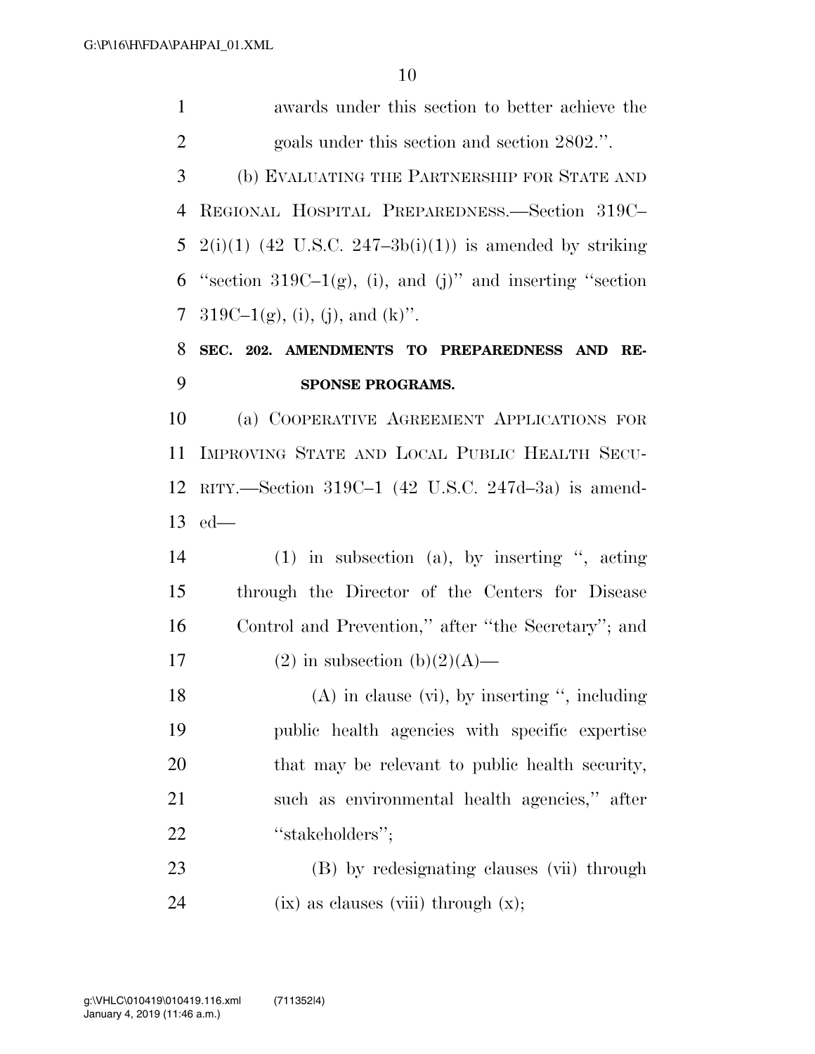awards under this section to better achieve the goals under this section and section 2802.''.

(b) EVALUATING THE PARTNERSHIP FOR STATE AND REGIONAL HOSPITAL PREPAREDNESS.—Section 319C–2(i)(1) (42 U.S.C. 247–3b(i)(1)) is amended by striking ''section 319C–1(g), (i), and (j)'' and inserting ''section 319C–1(g), (i), (j), and (k)''.

**SEC. 202. AMENDMENTS TO PREPAREDNESS AND RESPONSE PROGRAMS.**

(a) COOPERATIVE AGREEMENT APPLICATIONS FOR IMPROVING STATE AND LOCAL PUBLIC HEALTH SECURITY.—Section 319C–1 (42 U.S.C. 247d–3a) is amended—

(1) in subsection (a), by inserting '', acting through the Director of the Centers for Disease Control and Prevention,'' after ''the Secretary''; and

(2) in subsection (b)(2)(A)—

(A) in clause (vi), by inserting '', including public health agencies with specific expertise that may be relevant to public health security, such as environmental health agencies,'' after ''stakeholders'';

(B) by redesignating clauses (vii) through (ix) as clauses (viii) through (x);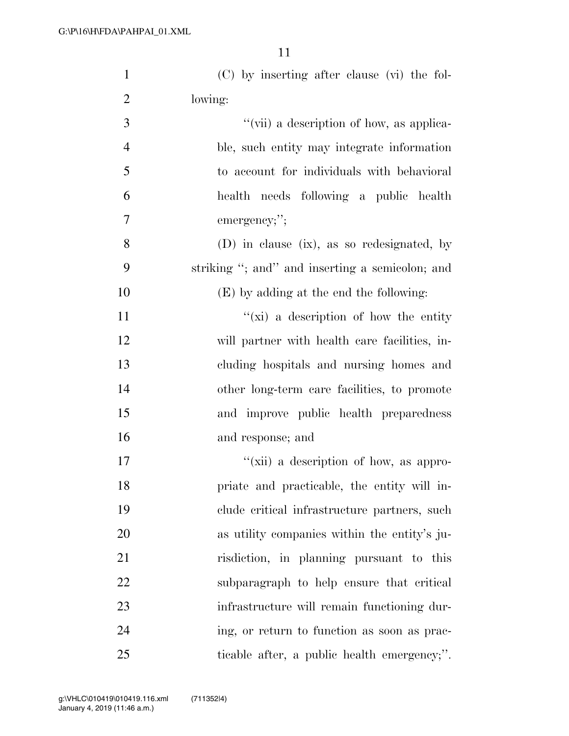(C) by inserting after clause (vi) the following:

''(vii) a description of how, as applicable, such entity may integrate information to account for individuals with behavioral health needs following a public health emergency;'';

(D) in clause (ix), as so redesignated, by striking ''; and'' and inserting a semicolon; and

(E) by adding at the end the following:

''(xi) a description of how the entity will partner with health care facilities, including hospitals and nursing homes and other long-term care facilities, to promote and improve public health preparedness and response; and

''(xii) a description of how, as appropriate and practicable, the entity will include critical infrastructure partners, such as utility companies within the entity's jurisdiction, in planning pursuant to this subparagraph to help ensure that critical infrastructure will remain functioning during, or return to function as soon as practicable after, a public health emergency;''.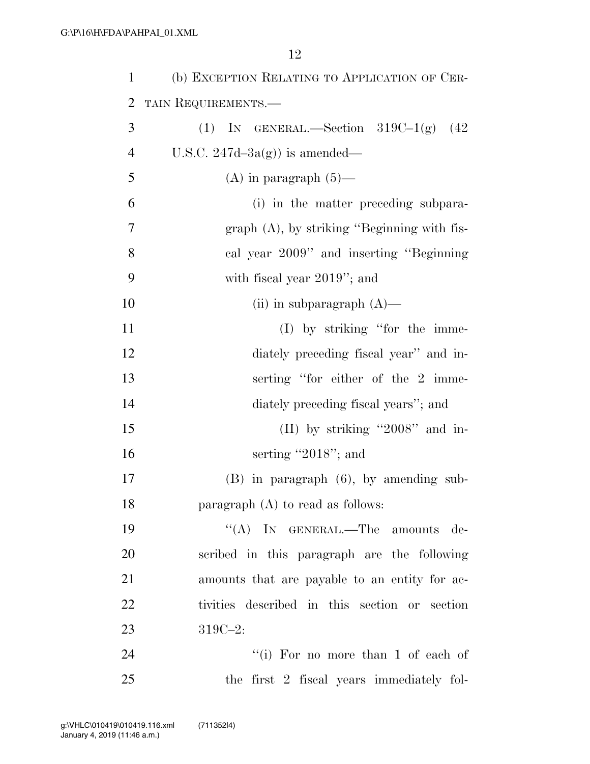(b) EXCEPTION RELATING TO APPLICATION OF CERTAIN REQUIREMENTS.—

(1) IN GENERAL.—Section 319C–1(g) (42 U.S.C. 247d–3a(g)) is amended—

(A) in paragraph (5)—

(i) in the matter preceding subparagraph (A), by striking "Beginning with fiscal year 2009" and inserting "Beginning with fiscal year 2019"; and

(ii) in subparagraph (A)—

(I) by striking "for the immediately preceding fiscal year" and inserting "for either of the 2 immediately preceding fiscal years"; and

(II) by striking "2008" and inserting "2018"; and

(B) in paragraph (6), by amending subparagraph (A) to read as follows:

"(A) IN GENERAL.—The amounts described in this paragraph are the following amounts that are payable to an entity for activities described in this section or section 319C–2:

"(i) For no more than 1 of each of the first 2 fiscal years immediately fol-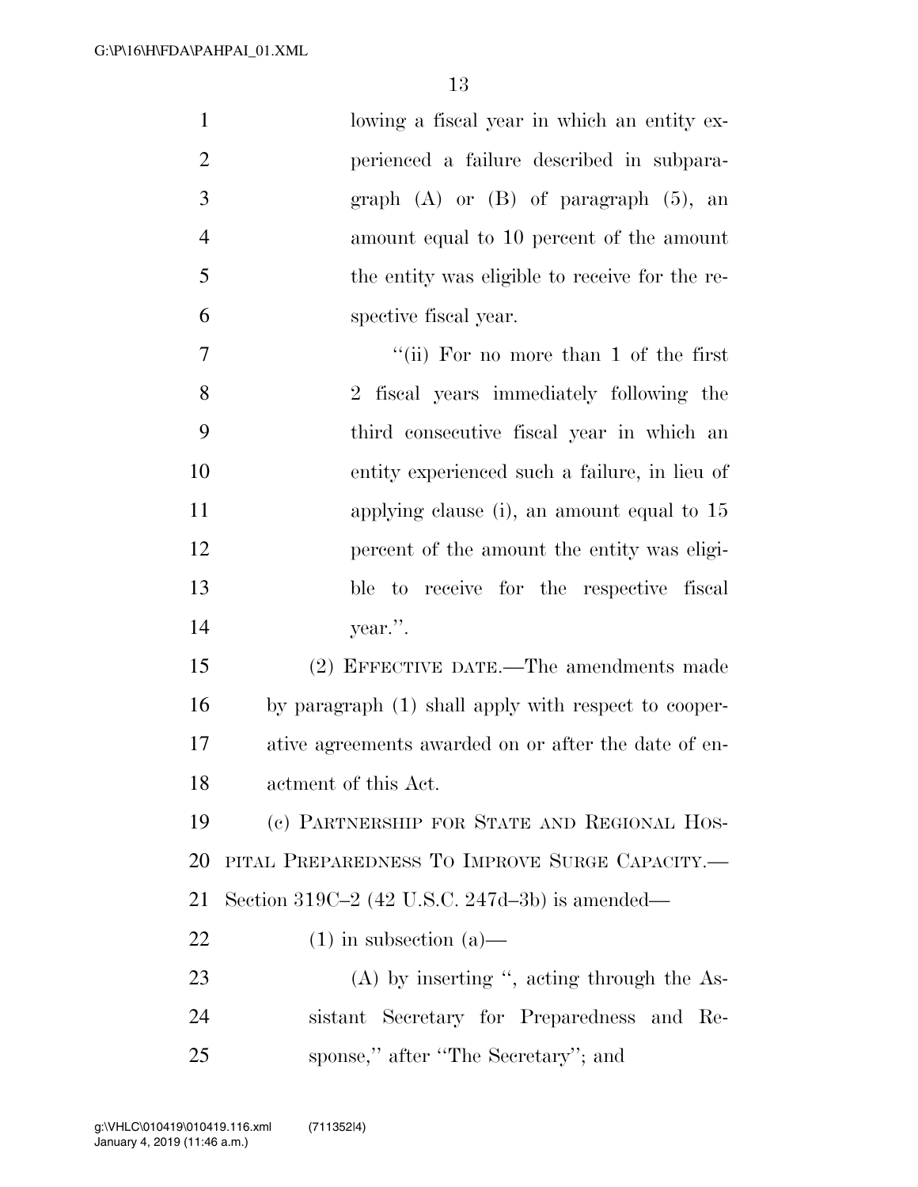lowing a fiscal year in which an entity experienced a failure described in subparagraph (A) or (B) of paragraph (5), an amount equal to 10 percent of the amount the entity was eligible to receive for the respective fiscal year.

"(ii) For no more than 1 of the first 2 fiscal years immediately following the third consecutive fiscal year in which an entity experienced such a failure, in lieu of applying clause (i), an amount equal to 15 percent of the amount the entity was eligible to receive for the respective fiscal year.".

(2) EFFECTIVE DATE.—The amendments made by paragraph (1) shall apply with respect to cooperative agreements awarded on or after the date of enactment of this Act.

(c) PARTNERSHIP FOR STATE AND REGIONAL HOSPITAL PREPAREDNESS TO IMPROVE SURGE CAPACITY.—Section 319C–2 (42 U.S.C. 247d–3b) is amended—

(1) in subsection (a)—

(A) by inserting ", acting through the Assistant Secretary for Preparedness and Response," after "The Secretary"; and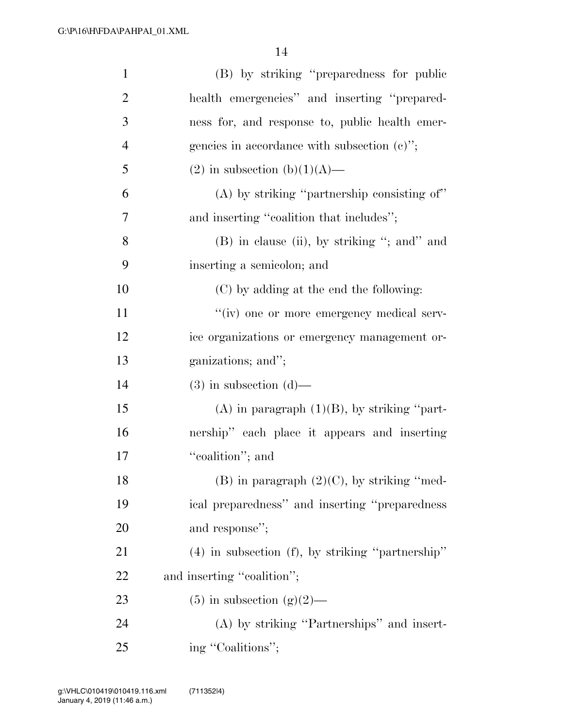(B) by striking "preparedness for public health emergencies" and inserting "preparedness for, and response to, public health emergencies in accordance with subsection (c)";

(2) in subsection (b)(1)(A)—

(A) by striking "partnership consisting of" and inserting "coalition that includes";

(B) in clause (ii), by striking "; and" and inserting a semicolon; and

(C) by adding at the end the following:

"(iv) one or more emergency medical service organizations or emergency management organizations; and";

(3) in subsection (d)—

(A) in paragraph (1)(B), by striking "partnership" each place it appears and inserting "coalition"; and

(B) in paragraph (2)(C), by striking "medical preparedness" and inserting "preparedness and response";

(4) in subsection (f), by striking "partnership" and inserting "coalition";

(5) in subsection (g)(2)—

(A) by striking "Partnerships" and inserting "Coalitions";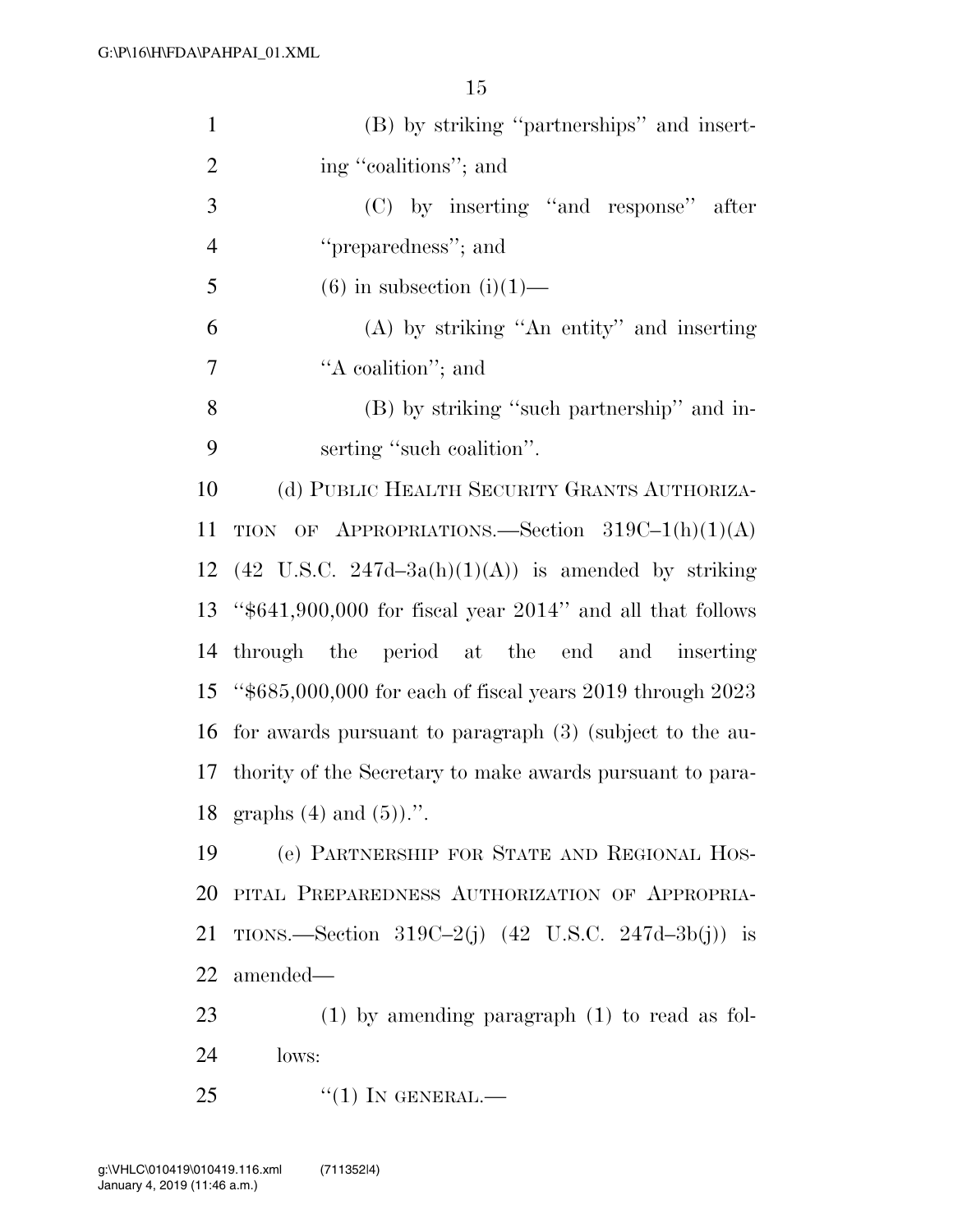(B) by striking ''partnerships'' and inserting ''coalitions''; and

(C) by inserting ''and response'' after ''preparedness''; and

(6) in subsection (i)(1)—

(A) by striking ''An entity'' and inserting ''A coalition''; and

(B) by striking ''such partnership'' and inserting ''such coalition''.

(d) PUBLIC HEALTH SECURITY GRANTS AUTHORIZATION OF APPROPRIATIONS.—Section 319C–1(h)(1)(A) (42 U.S.C. 247d–3a(h)(1)(A)) is amended by striking ''$641,900,000 for fiscal year 2014'' and all that follows through the period at the end and inserting ''$685,000,000 for each of fiscal years 2019 through 2023 for awards pursuant to paragraph (3) (subject to the authority of the Secretary to make awards pursuant to paragraphs (4) and (5)).''.

(e) PARTNERSHIP FOR STATE AND REGIONAL HOSPITAL PREPAREDNESS AUTHORIZATION OF APPROPRIATIONS.—Section 319C–2(j) (42 U.S.C. 247d–3b(j)) is amended—

(1) by amending paragraph (1) to read as follows:

''(1) IN GENERAL.—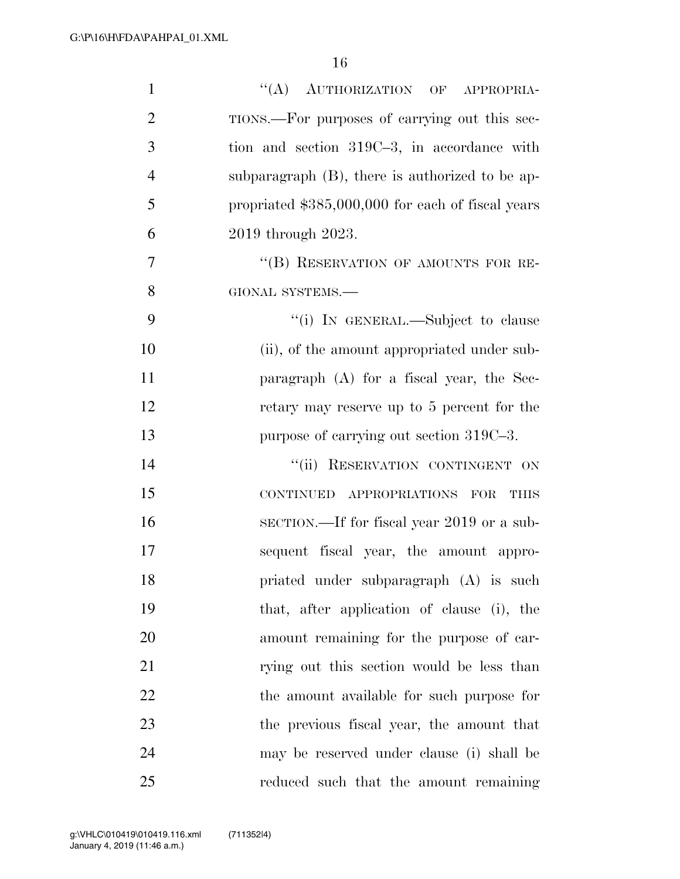"(A) AUTHORIZATION OF APPROPRIATIONS.—For purposes of carrying out this section and section 319C–3, in accordance with subparagraph (B), there is authorized to be appropriated $385,000,000 for each of fiscal years 2019 through 2023.

"(B) RESERVATION OF AMOUNTS FOR REGIONAL SYSTEMS.—

"(i) IN GENERAL.—Subject to clause (ii), of the amount appropriated under subparagraph (A) for a fiscal year, the Secretary may reserve up to 5 percent for the purpose of carrying out section 319C–3.

"(ii) RESERVATION CONTINGENT ON CONTINUED APPROPRIATIONS FOR THIS SECTION.—If for fiscal year 2019 or a subsequent fiscal year, the amount appropriated under subparagraph (A) is such that, after application of clause (i), the amount remaining for the purpose of carrying out this section would be less than the amount available for such purpose for the previous fiscal year, the amount that may be reserved under clause (i) shall be reduced such that the amount remaining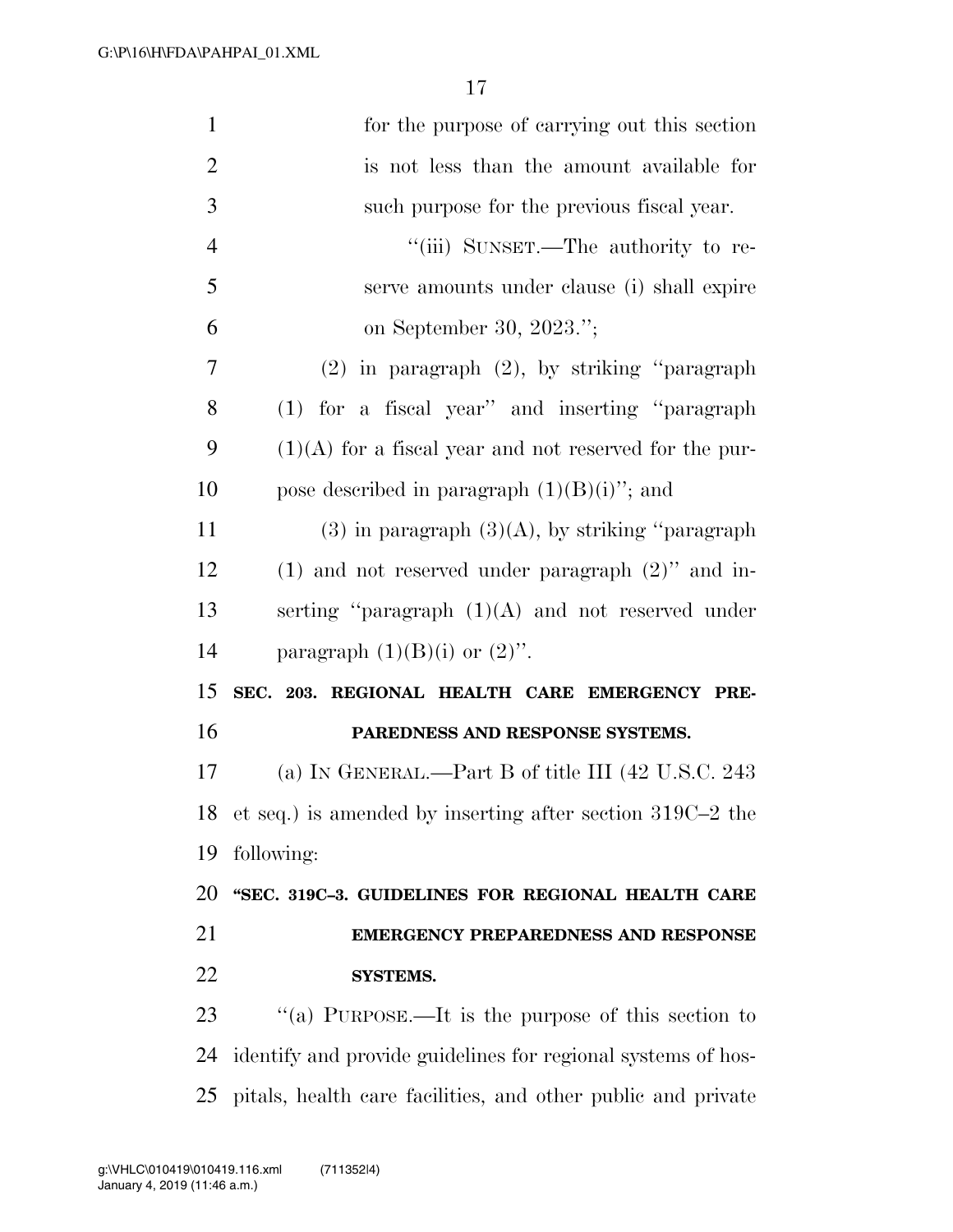for the purpose of carrying out this section is not less than the amount available for such purpose for the previous fiscal year.

"(iii) SUNSET.—The authority to reserve amounts under clause (i) shall expire on September 30, 2023.";

(2) in paragraph (2), by striking "paragraph (1) for a fiscal year" and inserting "paragraph (1)(A) for a fiscal year and not reserved for the purpose described in paragraph (1)(B)(i)"; and

(3) in paragraph (3)(A), by striking "paragraph (1) and not reserved under paragraph (2)" and inserting "paragraph (1)(A) and not reserved under paragraph (1)(B)(i) or (2)".

**SEC. 203. REGIONAL HEALTH CARE EMERGENCY PREPAREDNESS AND RESPONSE SYSTEMS.**

(a) IN GENERAL.—Part B of title III (42 U.S.C. 243 et seq.) is amended by inserting after section 319C–2 the following:

**"SEC. 319C–3. GUIDELINES FOR REGIONAL HEALTH CARE EMERGENCY PREPAREDNESS AND RESPONSE SYSTEMS.**

"(a) PURPOSE.—It is the purpose of this section to identify and provide guidelines for regional systems of hospitals, health care facilities, and other public and private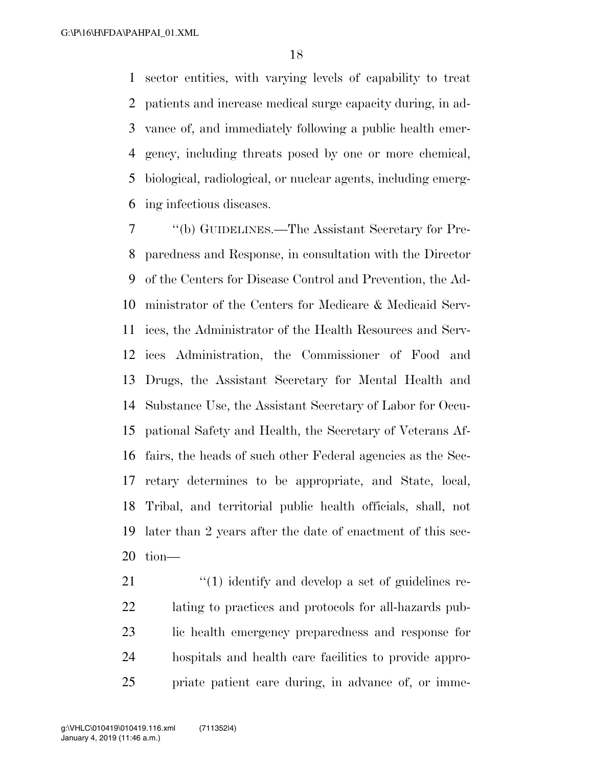sector entities, with varying levels of capability to treat patients and increase medical surge capacity during, in advance of, and immediately following a public health emergency, including threats posed by one or more chemical, biological, radiological, or nuclear agents, including emerging infectious diseases.

"(b) GUIDELINES.—The Assistant Secretary for Preparedness and Response, in consultation with the Director of the Centers for Disease Control and Prevention, the Administrator of the Centers for Medicare & Medicaid Services, the Administrator of the Health Resources and Services Administration, the Commissioner of Food and Drugs, the Assistant Secretary for Mental Health and Substance Use, the Assistant Secretary of Labor for Occupational Safety and Health, the Secretary of Veterans Affairs, the heads of such other Federal agencies as the Secretary determines to be appropriate, and State, local, Tribal, and territorial public health officials, shall, not later than 2 years after the date of enactment of this section—

"(1) identify and develop a set of guidelines relating to practices and protocols for all-hazards public health emergency preparedness and response for hospitals and health care facilities to provide appropriate patient care during, in advance of, or imme-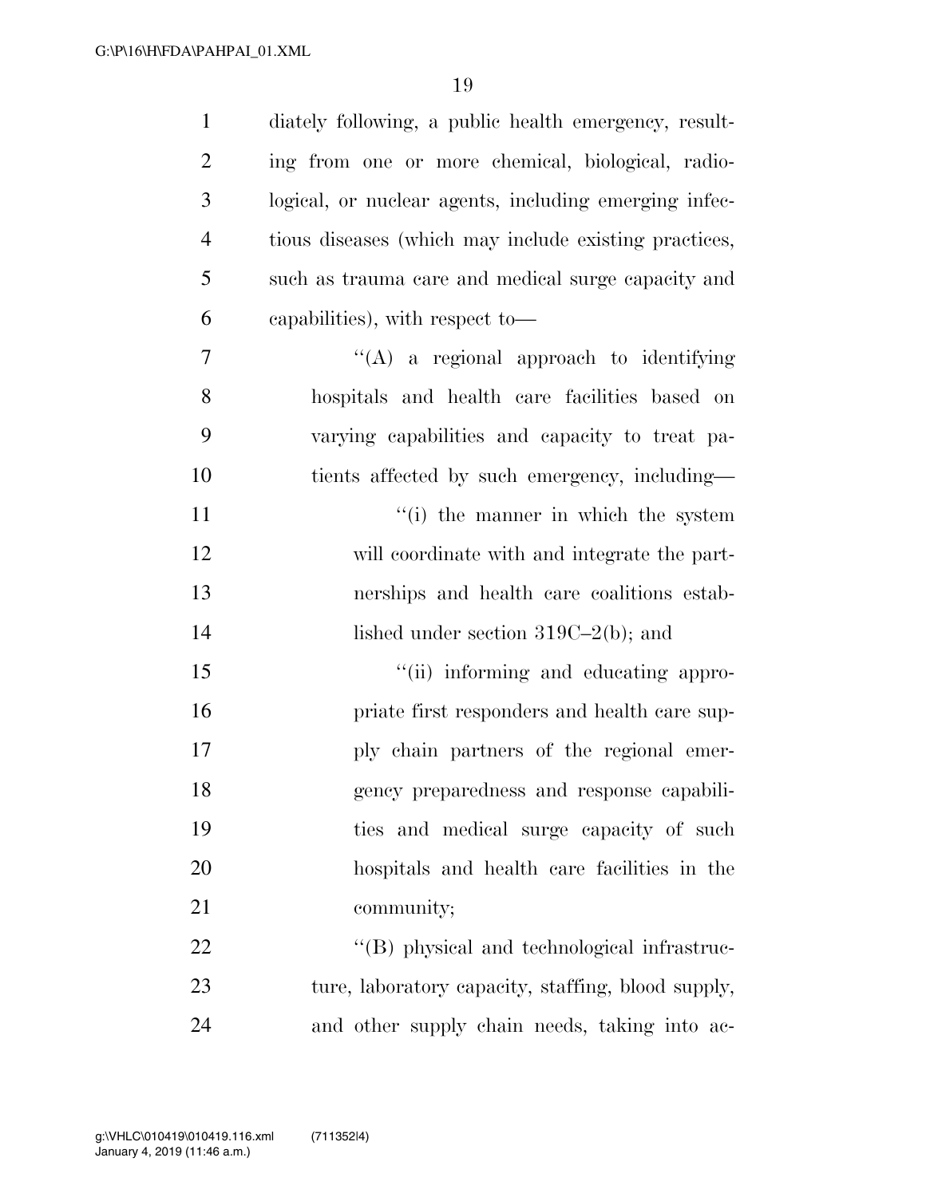diately following, a public health emergency, resulting from one or more chemical, biological, radiological, or nuclear agents, including emerging infectious diseases (which may include existing practices, such as trauma care and medical surge capacity and capabilities), with respect to—

''(A) a regional approach to identifying hospitals and health care facilities based on varying capabilities and capacity to treat patients affected by such emergency, including—

''(i) the manner in which the system will coordinate with and integrate the partnerships and health care coalitions established under section 319C–2(b); and

''(ii) informing and educating appropriate first responders and health care supply chain partners of the regional emergency preparedness and response capabilities and medical surge capacity of such hospitals and health care facilities in the community;

''(B) physical and technological infrastructure, laboratory capacity, staffing, blood supply, and other supply chain needs, taking into ac-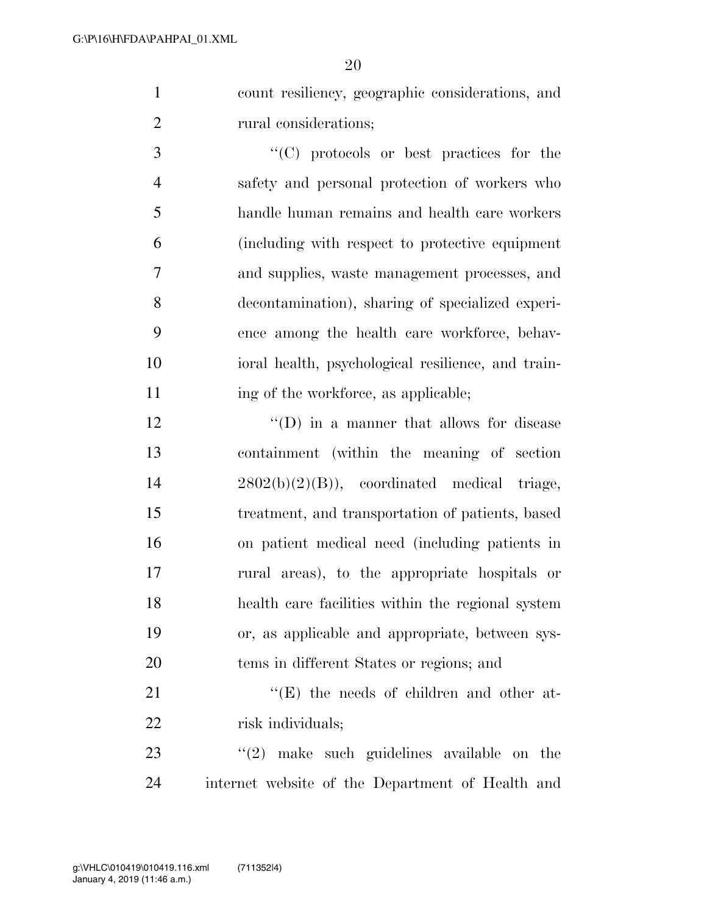count resiliency, geographic considerations, and rural considerations;

"(C) protocols or best practices for the safety and personal protection of workers who handle human remains and health care workers (including with respect to protective equipment and supplies, waste management processes, and decontamination), sharing of specialized experience among the health care workforce, behavioral health, psychological resilience, and training of the workforce, as applicable;

"(D) in a manner that allows for disease containment (within the meaning of section 2802(b)(2)(B)), coordinated medical triage, treatment, and transportation of patients, based on patient medical need (including patients in rural areas), to the appropriate hospitals or health care facilities within the regional system or, as applicable and appropriate, between systems in different States or regions; and

"(E) the needs of children and other at-risk individuals;

"(2) make such guidelines available on the internet website of the Department of Health and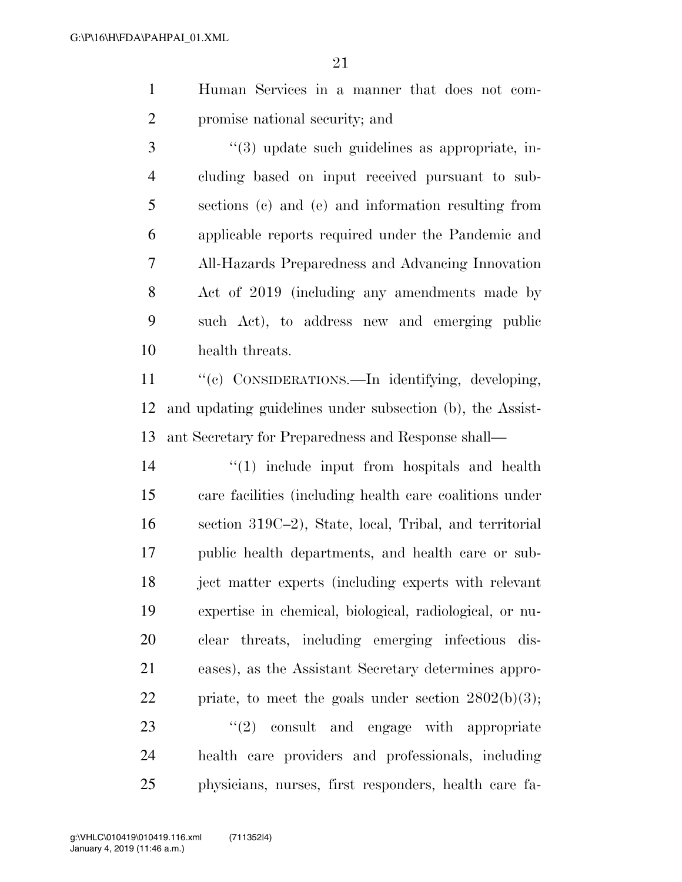Human Services in a manner that does not compromise national security; and

"(3) update such guidelines as appropriate, including based on input received pursuant to subsections (c) and (e) and information resulting from applicable reports required under the Pandemic and All-Hazards Preparedness and Advancing Innovation Act of 2019 (including any amendments made by such Act), to address new and emerging public health threats.

"(c) CONSIDERATIONS.—In identifying, developing, and updating guidelines under subsection (b), the Assistant Secretary for Preparedness and Response shall—

"(1) include input from hospitals and health care facilities (including health care coalitions under section 319C–2), State, local, Tribal, and territorial public health departments, and health care or subject matter experts (including experts with relevant expertise in chemical, biological, radiological, or nuclear threats, including emerging infectious diseases), as the Assistant Secretary determines appropriate, to meet the goals under section 2802(b)(3);

"(2) consult and engage with appropriate health care providers and professionals, including physicians, nurses, first responders, health care fa-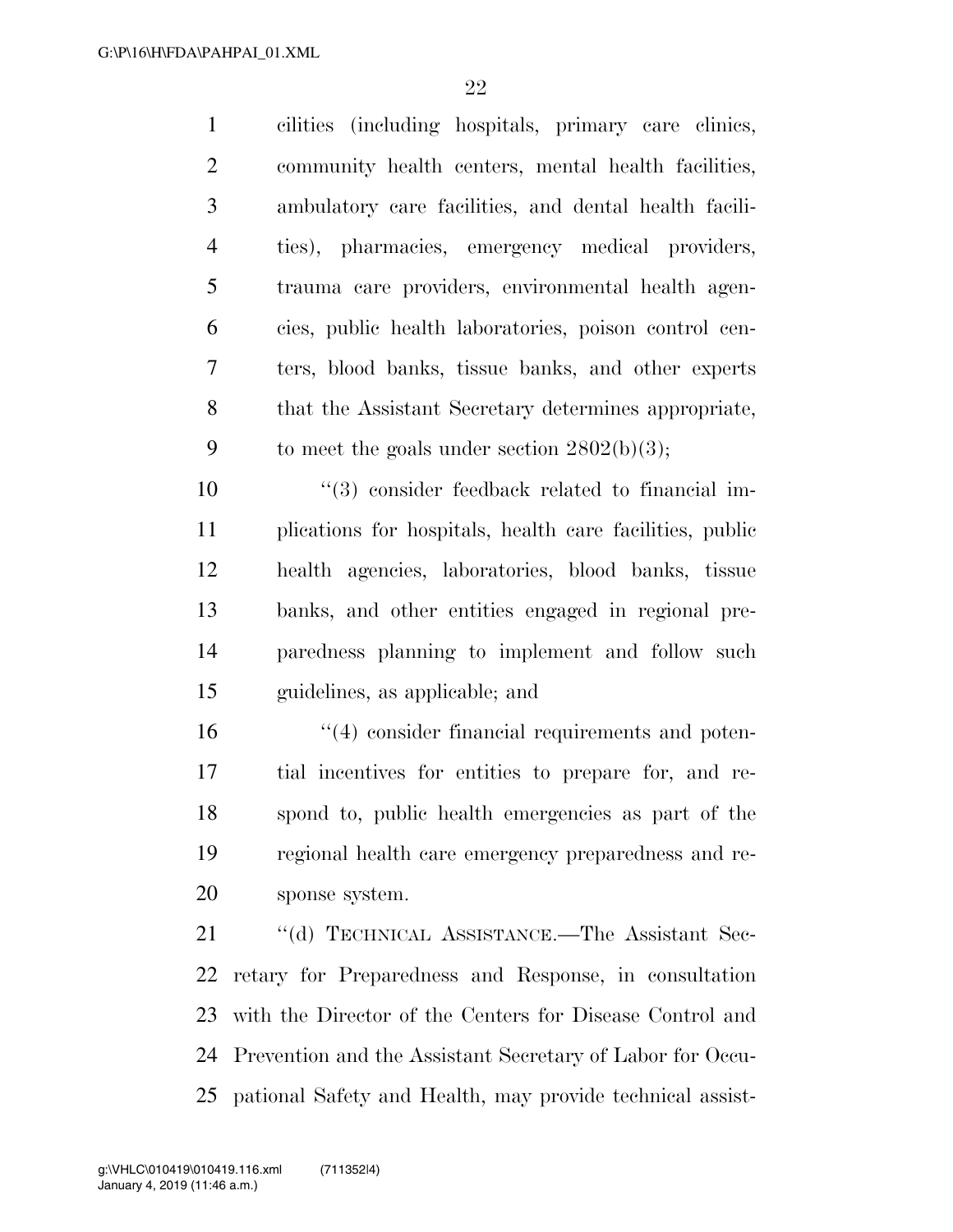cilities (including hospitals, primary care clinics, community health centers, mental health facilities, ambulatory care facilities, and dental health facilities), pharmacies, emergency medical providers, trauma care providers, environmental health agencies, public health laboratories, poison control centers, blood banks, tissue banks, and other experts that the Assistant Secretary determines appropriate, to meet the goals under section 2802(b)(3);

"(3) consider feedback related to financial implications for hospitals, health care facilities, public health agencies, laboratories, blood banks, tissue banks, and other entities engaged in regional preparedness planning to implement and follow such guidelines, as applicable; and

"(4) consider financial requirements and potential incentives for entities to prepare for, and respond to, public health emergencies as part of the regional health care emergency preparedness and response system.

"(d) TECHNICAL ASSISTANCE.—The Assistant Secretary for Preparedness and Response, in consultation with the Director of the Centers for Disease Control and Prevention and the Assistant Secretary of Labor for Occupational Safety and Health, may provide technical assist-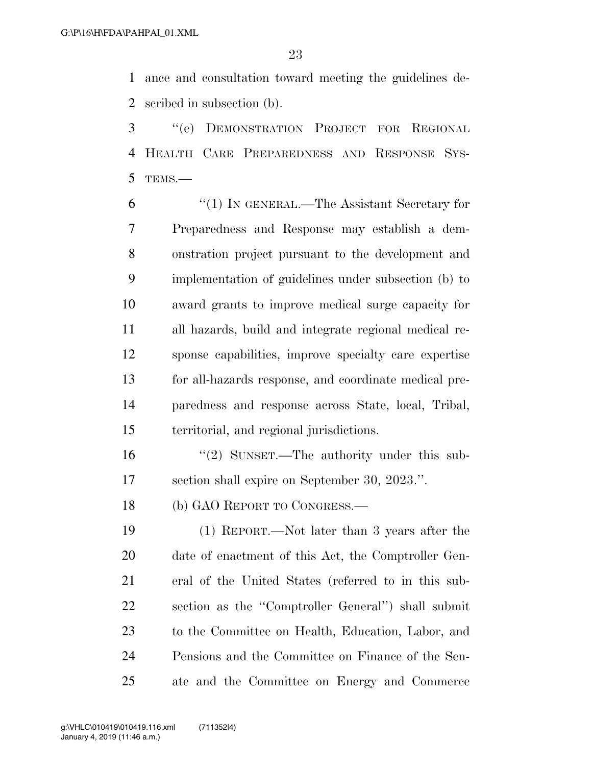ance and consultation toward meeting the guidelines described in subsection (b).

''(e) DEMONSTRATION PROJECT FOR REGIONAL HEALTH CARE PREPAREDNESS AND RESPONSE SYSTEMS.—

''(1) IN GENERAL.—The Assistant Secretary for Preparedness and Response may establish a demonstration project pursuant to the development and implementation of guidelines under subsection (b) to award grants to improve medical surge capacity for all hazards, build and integrate regional medical response capabilities, improve specialty care expertise for all-hazards response, and coordinate medical preparedness and response across State, local, Tribal, territorial, and regional jurisdictions.

''(2) SUNSET.—The authority under this subsection shall expire on September 30, 2023.''.

(b) GAO REPORT TO CONGRESS.—

(1) REPORT.—Not later than 3 years after the date of enactment of this Act, the Comptroller General of the United States (referred to in this subsection as the ''Comptroller General'') shall submit to the Committee on Health, Education, Labor, and Pensions and the Committee on Finance of the Senate and the Committee on Energy and Commerce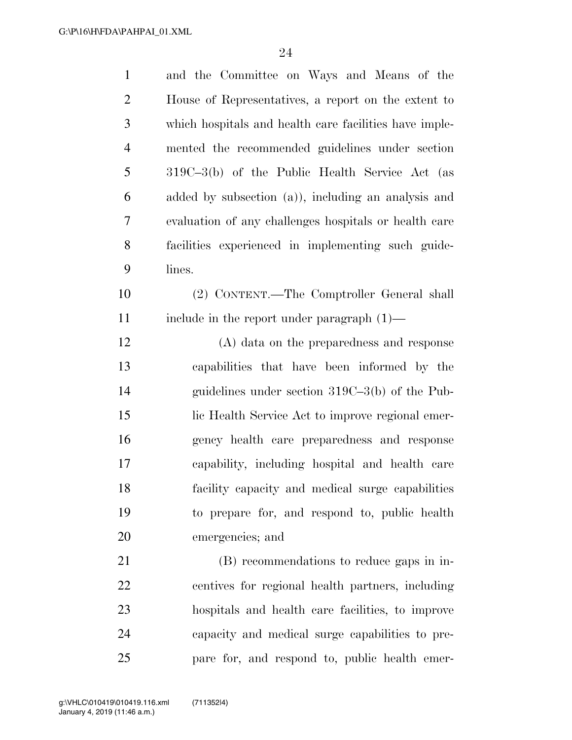and the Committee on Ways and Means of the House of Representatives, a report on the extent to which hospitals and health care facilities have implemented the recommended guidelines under section 319C–3(b) of the Public Health Service Act (as added by subsection (a)), including an analysis and evaluation of any challenges hospitals or health care facilities experienced in implementing such guidelines.

(2) CONTENT.—The Comptroller General shall include in the report under paragraph (1)—

(A) data on the preparedness and response capabilities that have been informed by the guidelines under section 319C–3(b) of the Public Health Service Act to improve regional emergency health care preparedness and response capability, including hospital and health care facility capacity and medical surge capabilities to prepare for, and respond to, public health emergencies; and

(B) recommendations to reduce gaps in incentives for regional health partners, including hospitals and health care facilities, to improve capacity and medical surge capabilities to prepare for, and respond to, public health emer-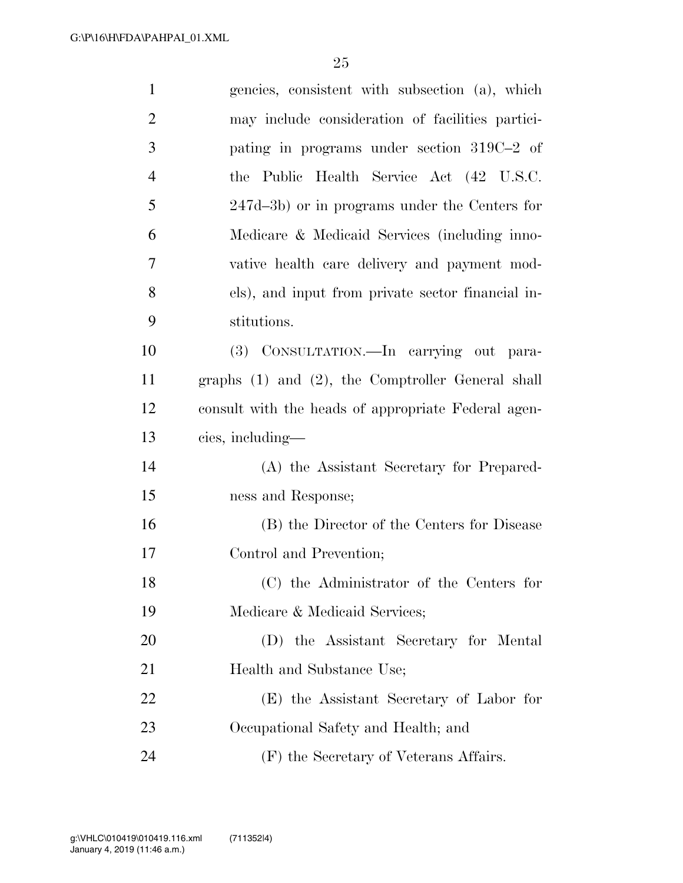gencies, consistent with subsection (a), which may include consideration of facilities participating in programs under section 319C–2 of the Public Health Service Act (42 U.S.C. 247d–3b) or in programs under the Centers for Medicare & Medicaid Services (including innovative health care delivery and payment models), and input from private sector financial institutions.

(3) CONSULTATION.—In carrying out paragraphs (1) and (2), the Comptroller General shall consult with the heads of appropriate Federal agencies, including—

(A) the Assistant Secretary for Preparedness and Response;

(B) the Director of the Centers for Disease Control and Prevention;

(C) the Administrator of the Centers for Medicare & Medicaid Services;

(D) the Assistant Secretary for Mental Health and Substance Use;

(E) the Assistant Secretary of Labor for Occupational Safety and Health; and

(F) the Secretary of Veterans Affairs.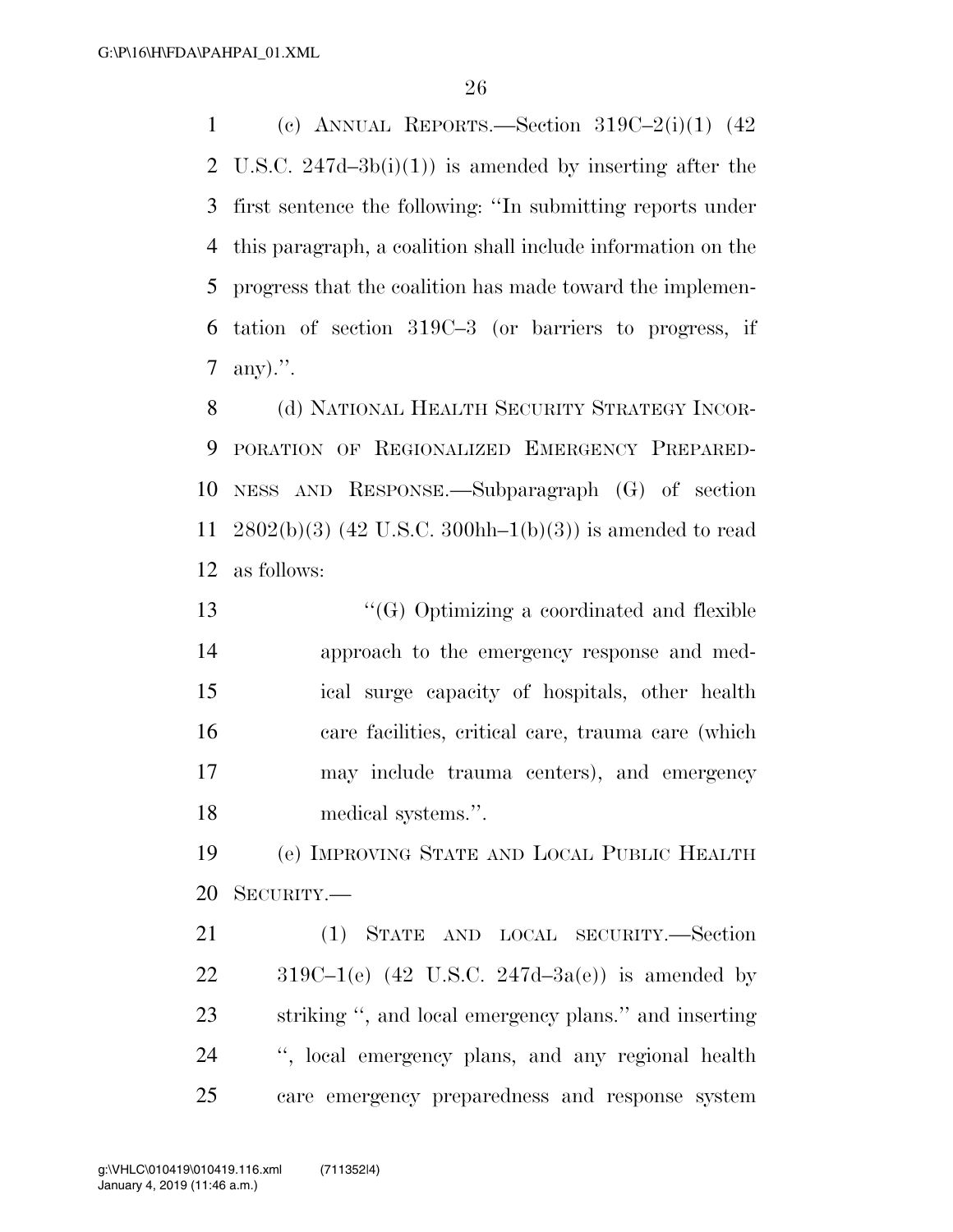(c) ANNUAL REPORTS.—Section 319C–2(i)(1) (42 U.S.C. 247d–3b(i)(1)) is amended by inserting after the first sentence the following: ''In submitting reports under this paragraph, a coalition shall include information on the progress that the coalition has made toward the implementation of section 319C–3 (or barriers to progress, if any).''.

(d) NATIONAL HEALTH SECURITY STRATEGY INCORPORATION OF REGIONALIZED EMERGENCY PREPAREDNESS AND RESPONSE.—Subparagraph (G) of section 2802(b)(3) (42 U.S.C. 300hh–1(b)(3)) is amended to read as follows:

''(G) Optimizing a coordinated and flexible approach to the emergency response and medical surge capacity of hospitals, other health care facilities, critical care, trauma care (which may include trauma centers), and emergency medical systems.''.

(e) IMPROVING STATE AND LOCAL PUBLIC HEALTH SECURITY.—

(1) STATE AND LOCAL SECURITY.—Section 319C–1(e) (42 U.S.C. 247d–3a(e)) is amended by striking '', and local emergency plans.'' and inserting '', local emergency plans, and any regional health care emergency preparedness and response system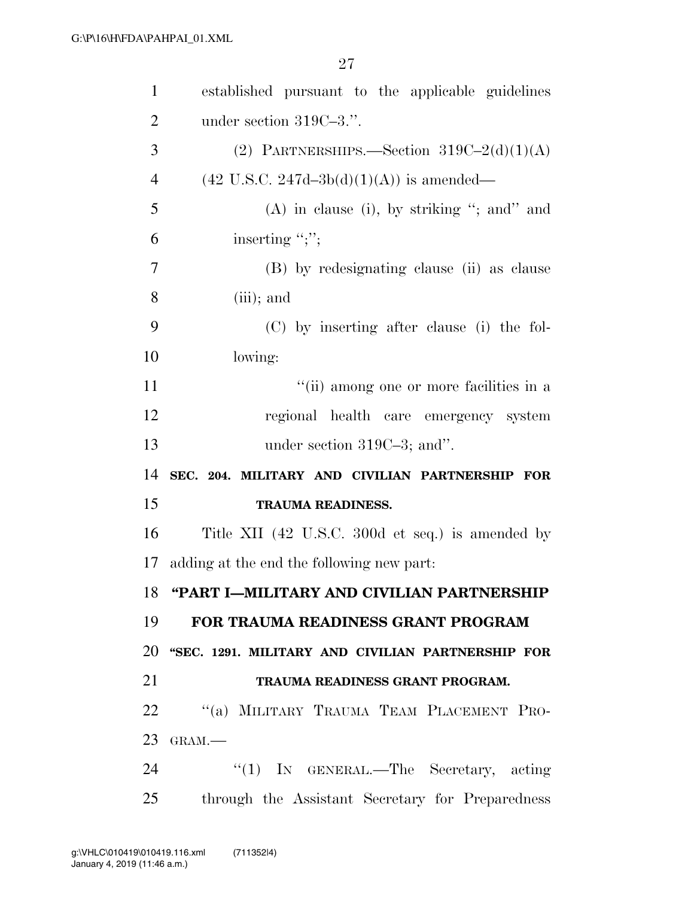established pursuant to the applicable guidelines under section 319C–3.''.

(2) PARTNERSHIPS.—Section 319C–2(d)(1)(A) (42 U.S.C. 247d–3b(d)(1)(A)) is amended—

(A) in clause (i), by striking ''; and'' and inserting '';'';

(B) by redesignating clause (ii) as clause (iii); and

(C) by inserting after clause (i) the following:

''(ii) among one or more facilities in a regional health care emergency system under section 319C–3; and''.

**SEC. 204. MILITARY AND CIVILIAN PARTNERSHIP FOR TRAUMA READINESS.**

Title XII (42 U.S.C. 300d et seq.) is amended by adding at the end the following new part:

**''PART I—MILITARY AND CIVILIAN PARTNERSHIP FOR TRAUMA READINESS GRANT PROGRAM**

**''SEC. 1291. MILITARY AND CIVILIAN PARTNERSHIP FOR TRAUMA READINESS GRANT PROGRAM.**

''(a) MILITARY TRAUMA TEAM PLACEMENT PROGRAM.—

''(1) IN GENERAL.—The Secretary, acting through the Assistant Secretary for Preparedness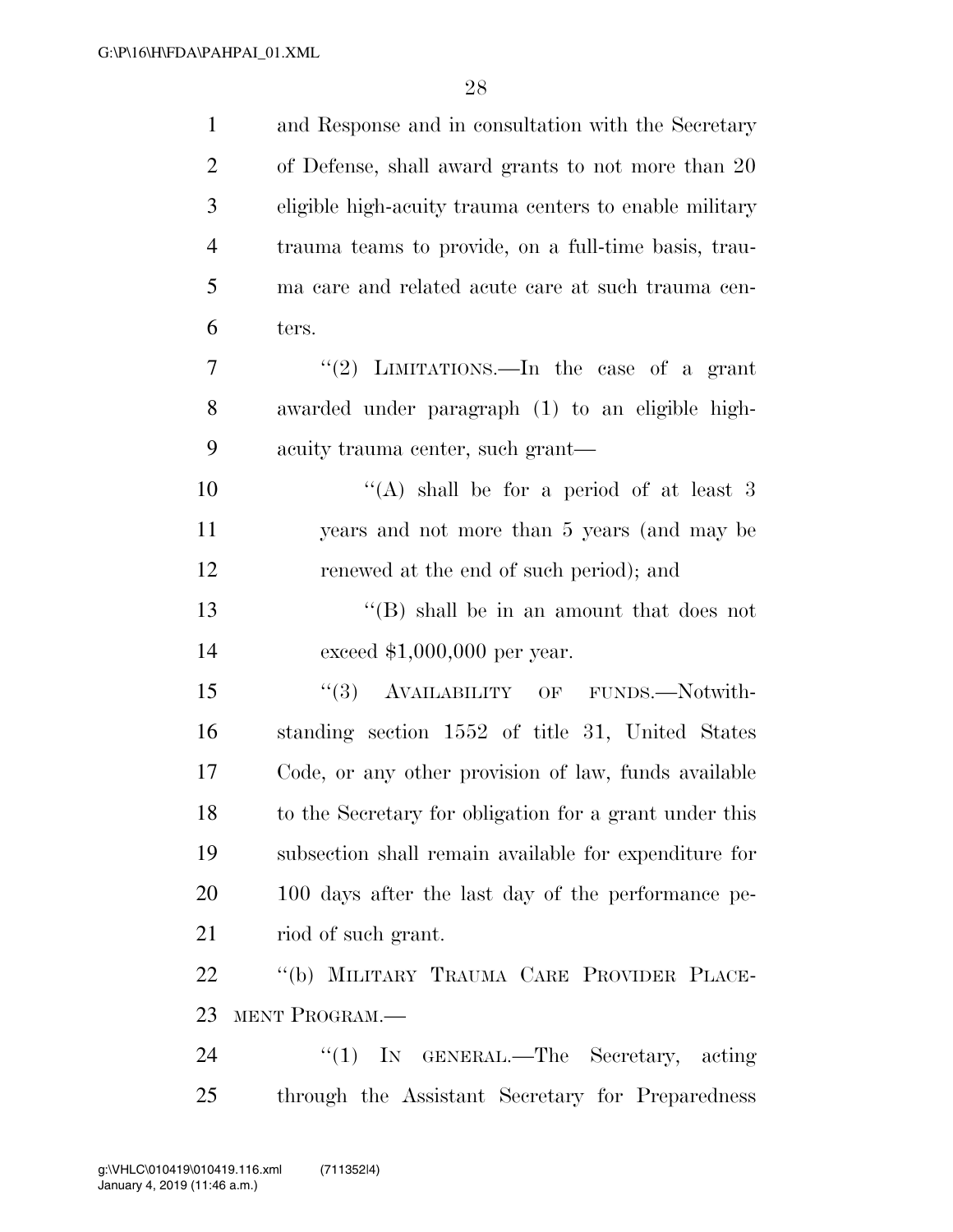and Response and in consultation with the Secretary of Defense, shall award grants to not more than 20 eligible high-acuity trauma centers to enable military trauma teams to provide, on a full-time basis, trauma care and related acute care at such trauma centers.

"(2) LIMITATIONS.—In the case of a grant awarded under paragraph (1) to an eligible high-acuity trauma center, such grant—

"(A) shall be for a period of at least 3 years and not more than 5 years (and may be renewed at the end of such period); and

"(B) shall be in an amount that does not exceed $1,000,000 per year.

"(3) AVAILABILITY OF FUNDS.—Notwithstanding section 1552 of title 31, United States Code, or any other provision of law, funds available to the Secretary for obligation for a grant under this subsection shall remain available for expenditure for 100 days after the last day of the performance period of such grant.

"(b) MILITARY TRAUMA CARE PROVIDER PLACEMENT PROGRAM.—

"(1) IN GENERAL.—The Secretary, acting through the Assistant Secretary for Preparedness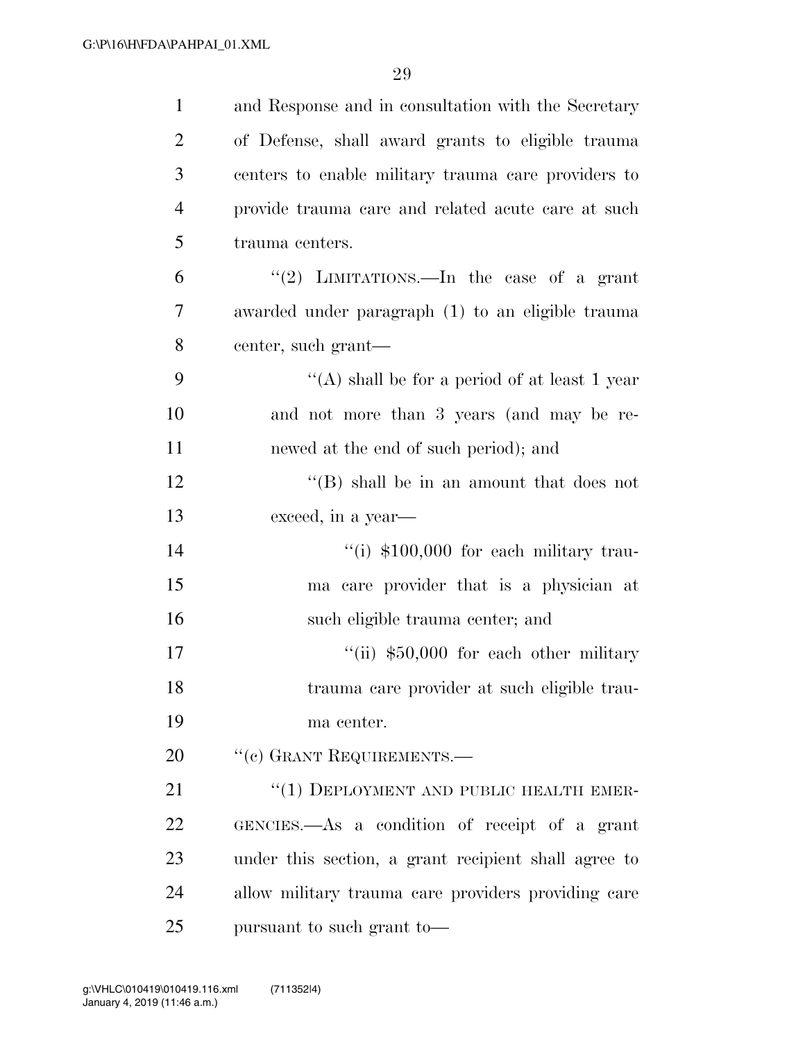and Response and in consultation with the Secretary of Defense, shall award grants to eligible trauma centers to enable military trauma care providers to provide trauma care and related acute care at such trauma centers.

"(2) LIMITATIONS.—In the case of a grant awarded under paragraph (1) to an eligible trauma center, such grant—

"(A) shall be for a period of at least 1 year and not more than 3 years (and may be renewed at the end of such period); and

"(B) shall be in an amount that does not exceed, in a year—

"(i) $100,000 for each military trauma care provider that is a physician at such eligible trauma center; and

"(ii) $50,000 for each other military trauma care provider at such eligible trauma center.

"(c) GRANT REQUIREMENTS.—

"(1) DEPLOYMENT AND PUBLIC HEALTH EMERGENCIES.—As a condition of receipt of a grant under this section, a grant recipient shall agree to allow military trauma care providers providing care pursuant to such grant to—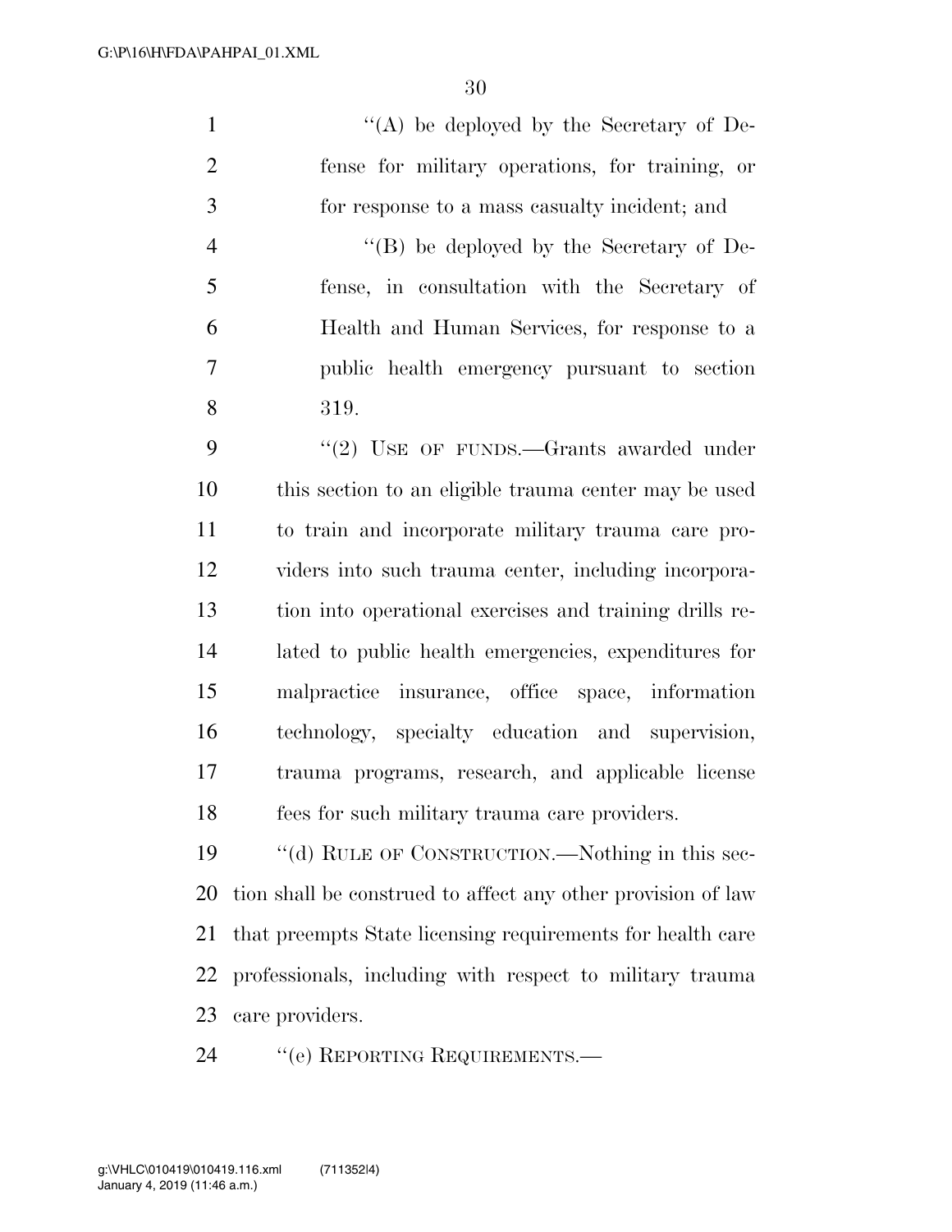''(A) be deployed by the Secretary of Defense for military operations, for training, or for response to a mass casualty incident; and

''(B) be deployed by the Secretary of Defense, in consultation with the Secretary of Health and Human Services, for response to a public health emergency pursuant to section 319.

''(2) USE OF FUNDS.—Grants awarded under this section to an eligible trauma center may be used to train and incorporate military trauma care providers into such trauma center, including incorporation into operational exercises and training drills related to public health emergencies, expenditures for malpractice insurance, office space, information technology, specialty education and supervision, trauma programs, research, and applicable license fees for such military trauma care providers.

''(d) RULE OF CONSTRUCTION.—Nothing in this section shall be construed to affect any other provision of law that preempts State licensing requirements for health care professionals, including with respect to military trauma care providers.

''(e) REPORTING REQUIREMENTS.—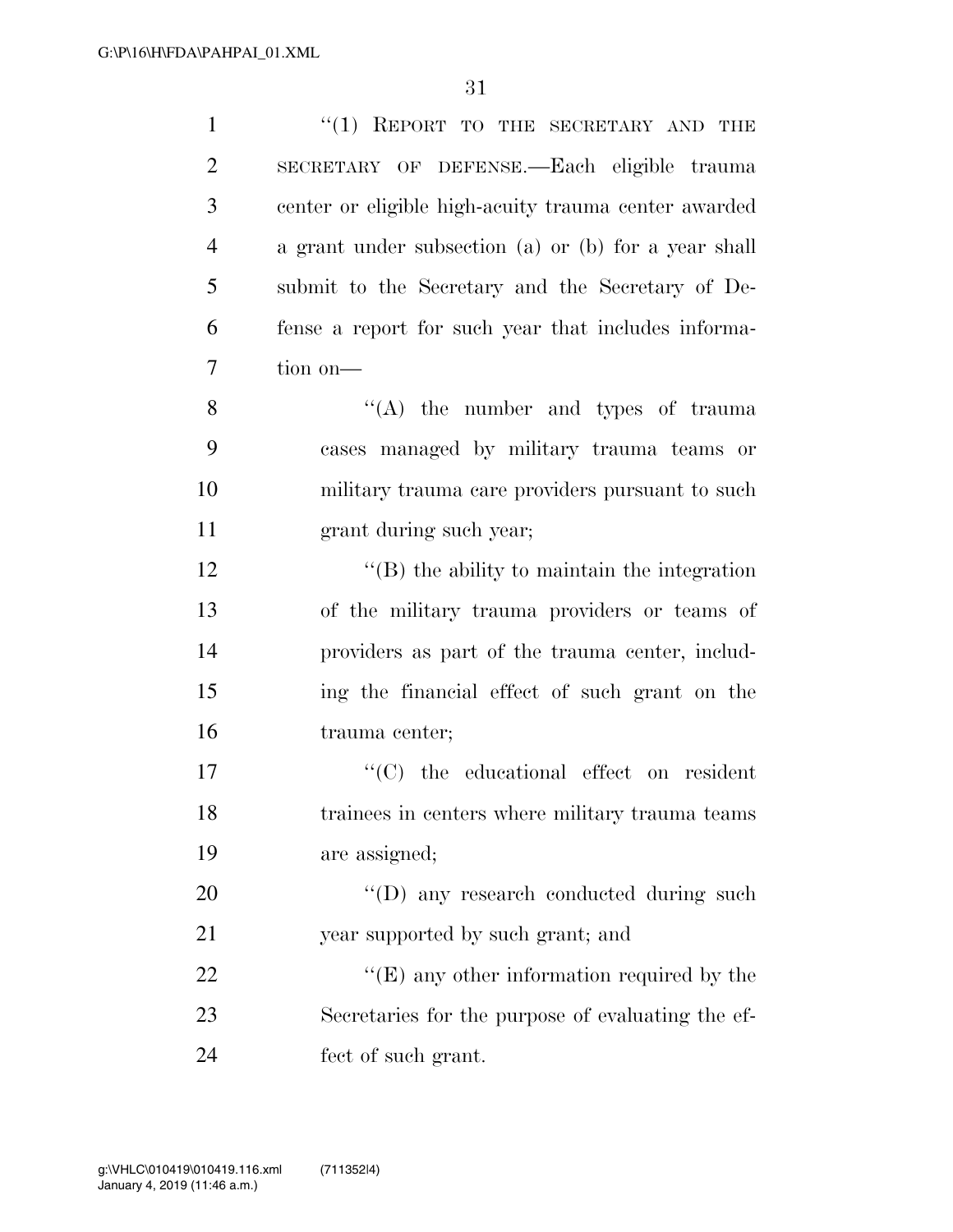"(1) REPORT TO THE SECRETARY AND THE SECRETARY OF DEFENSE.—Each eligible trauma center or eligible high-acuity trauma center awarded a grant under subsection (a) or (b) for a year shall submit to the Secretary and the Secretary of Defense a report for such year that includes information on—

"(A) the number and types of trauma cases managed by military trauma teams or military trauma care providers pursuant to such grant during such year;

"(B) the ability to maintain the integration of the military trauma providers or teams of providers as part of the trauma center, including the financial effect of such grant on the trauma center;

"(C) the educational effect on resident trainees in centers where military trauma teams are assigned;

"(D) any research conducted during such year supported by such grant; and

"(E) any other information required by the Secretaries for the purpose of evaluating the effect of such grant.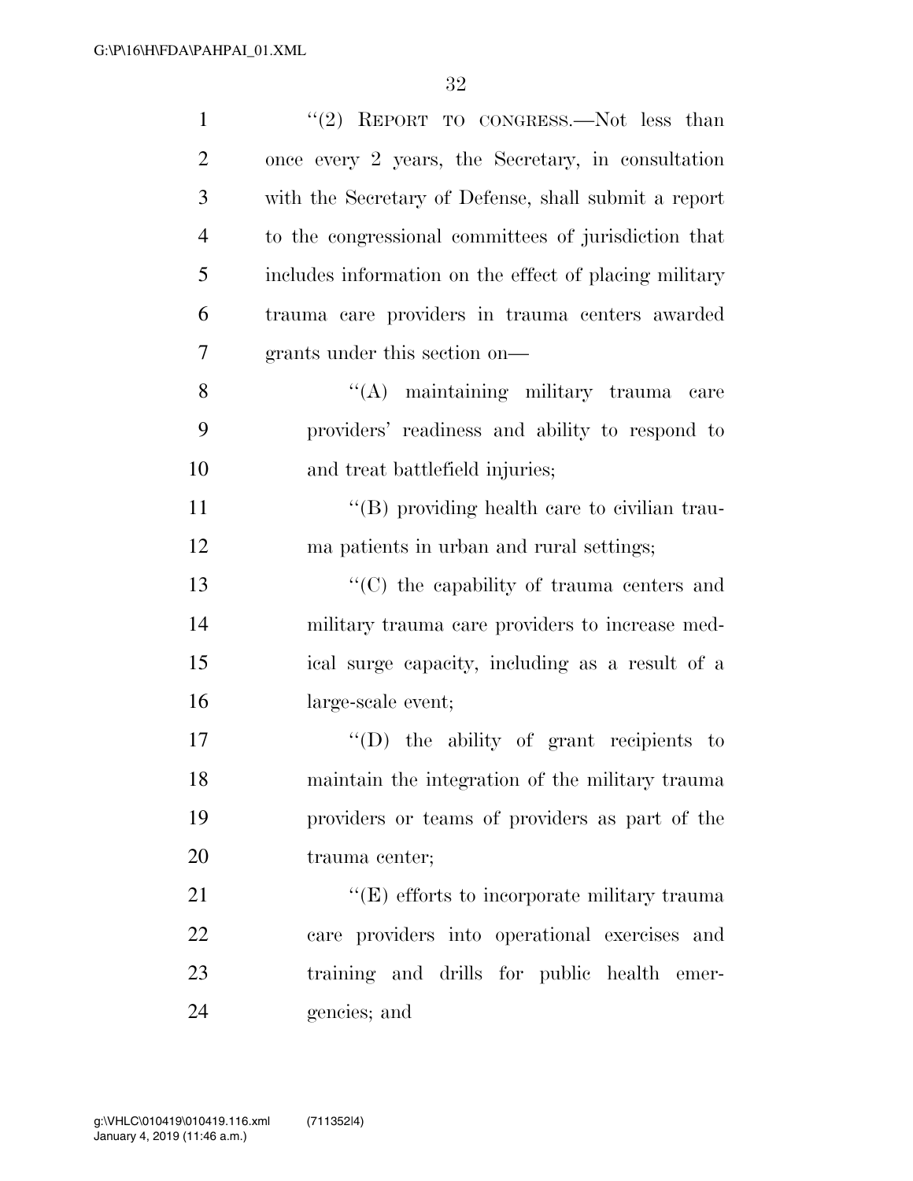"(2) REPORT TO CONGRESS.—Not less than once every 2 years, the Secretary, in consultation with the Secretary of Defense, shall submit a report to the congressional committees of jurisdiction that includes information on the effect of placing military trauma care providers in trauma centers awarded grants under this section on—

"(A) maintaining military trauma care providers' readiness and ability to respond to and treat battlefield injuries;

"(B) providing health care to civilian trauma patients in urban and rural settings;

"(C) the capability of trauma centers and military trauma care providers to increase medical surge capacity, including as a result of a large-scale event;

"(D) the ability of grant recipients to maintain the integration of the military trauma providers or teams of providers as part of the trauma center;

"(E) efforts to incorporate military trauma care providers into operational exercises and training and drills for public health emergencies; and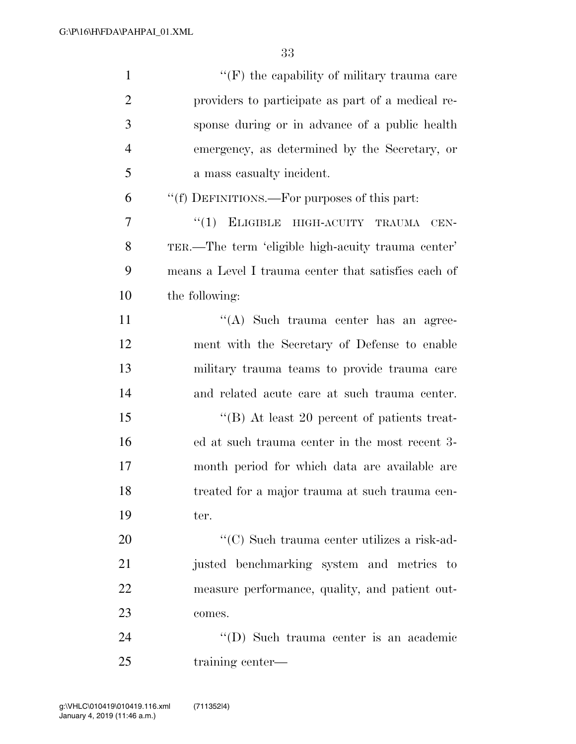''(F) the capability of military trauma care providers to participate as part of a medical response during or in advance of a public health emergency, as determined by the Secretary, or a mass casualty incident.

''(f) DEFINITIONS.—For purposes of this part:

''(1) ELIGIBLE HIGH-ACUITY TRAUMA CENTER.—The term 'eligible high-acuity trauma center' means a Level I trauma center that satisfies each of the following:

''(A) Such trauma center has an agreement with the Secretary of Defense to enable military trauma teams to provide trauma care and related acute care at such trauma center.

''(B) At least 20 percent of patients treated at such trauma center in the most recent 3-month period for which data are available are treated for a major trauma at such trauma center.

''(C) Such trauma center utilizes a risk-adjusted benchmarking system and metrics to measure performance, quality, and patient outcomes.

''(D) Such trauma center is an academic training center—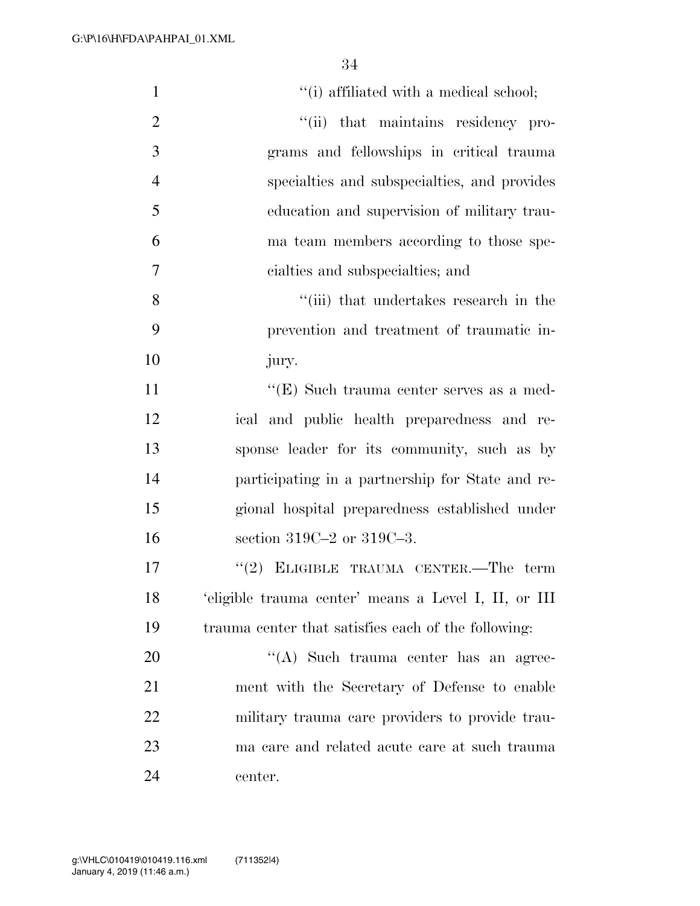''(i) affiliated with a medical school;

''(ii) that maintains residency programs and fellowships in critical trauma specialties and subspecialties, and provides education and supervision of military trauma team members according to those specialties and subspecialties; and

''(iii) that undertakes research in the prevention and treatment of traumatic injury.

''(E) Such trauma center serves as a medical and public health preparedness and response leader for its community, such as by participating in a partnership for State and regional hospital preparedness established under section 319C–2 or 319C–3.

''(2) ELIGIBLE TRAUMA CENTER.—The term 'eligible trauma center' means a Level I, II, or III trauma center that satisfies each of the following:

''(A) Such trauma center has an agreement with the Secretary of Defense to enable military trauma care providers to provide trauma care and related acute care at such trauma center.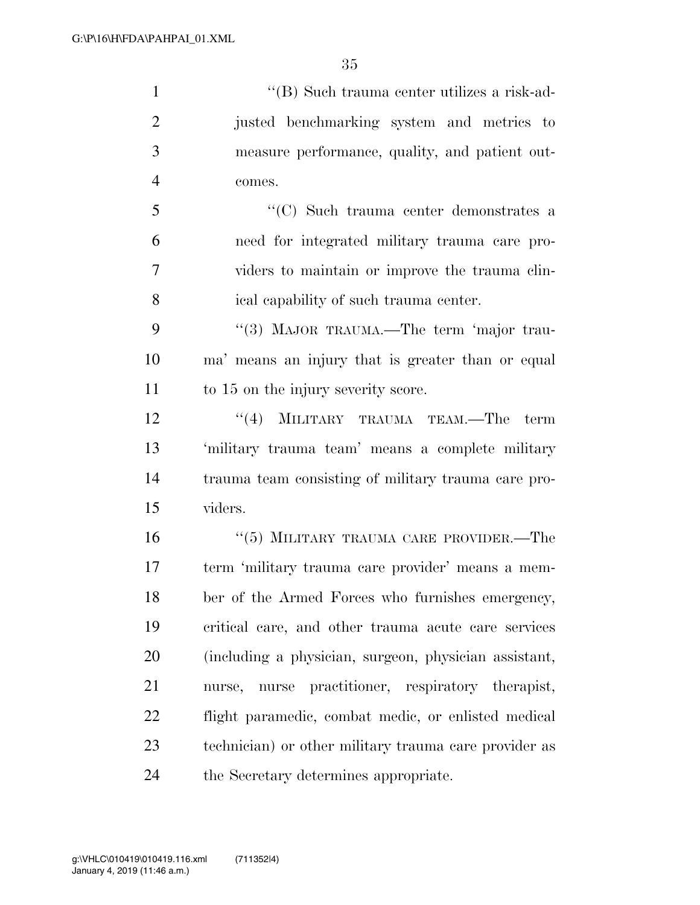"(B) Such trauma center utilizes a risk-adjusted benchmarking system and metrics to measure performance, quality, and patient outcomes.

"(C) Such trauma center demonstrates a need for integrated military trauma care providers to maintain or improve the trauma clinical capability of such trauma center.

"(3) MAJOR TRAUMA.—The term 'major trauma' means an injury that is greater than or equal to 15 on the injury severity score.

"(4) MILITARY TRAUMA TEAM.—The term 'military trauma team' means a complete military trauma team consisting of military trauma care providers.

"(5) MILITARY TRAUMA CARE PROVIDER.—The term 'military trauma care provider' means a member of the Armed Forces who furnishes emergency, critical care, and other trauma acute care services (including a physician, surgeon, physician assistant, nurse, nurse practitioner, respiratory therapist, flight paramedic, combat medic, or enlisted medical technician) or other military trauma care provider as the Secretary determines appropriate.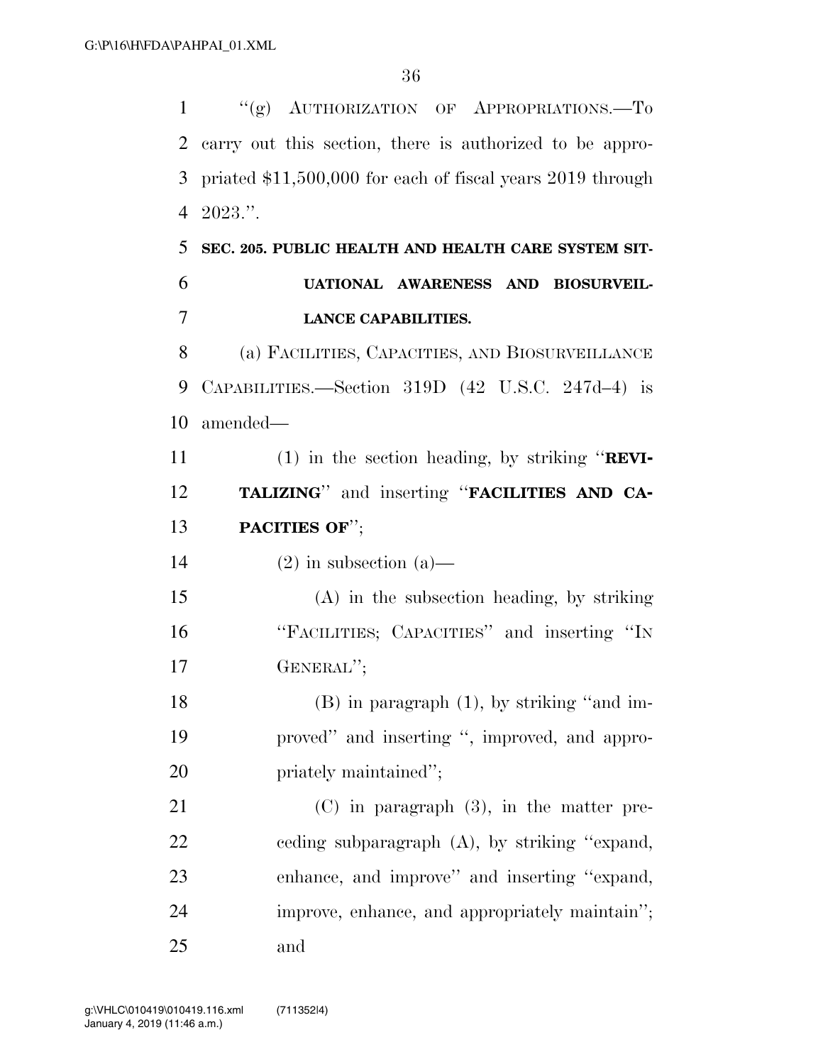"(g) AUTHORIZATION OF APPROPRIATIONS.—To carry out this section, there is authorized to be appropriated $11,500,000 for each of fiscal years 2019 through 2023.".

**SEC. 205. PUBLIC HEALTH AND HEALTH CARE SYSTEM SITUATIONAL AWARENESS AND BIOSURVEILLANCE CAPABILITIES.**

(a) FACILITIES, CAPACITIES, AND BIOSURVEILLANCE CAPABILITIES.—Section 319D (42 U.S.C. 247d–4) is amended—

(1) in the section heading, by striking "**REVITALIZING**" and inserting "**FACILITIES AND CAPACITIES OF**";

(2) in subsection (a)—

(A) in the subsection heading, by striking "FACILITIES; CAPACITIES" and inserting "IN GENERAL";

(B) in paragraph (1), by striking "and improved" and inserting ", improved, and appropriately maintained";

(C) in paragraph (3), in the matter preceding subparagraph (A), by striking "expand, enhance, and improve" and inserting "expand, improve, enhance, and appropriately maintain"; and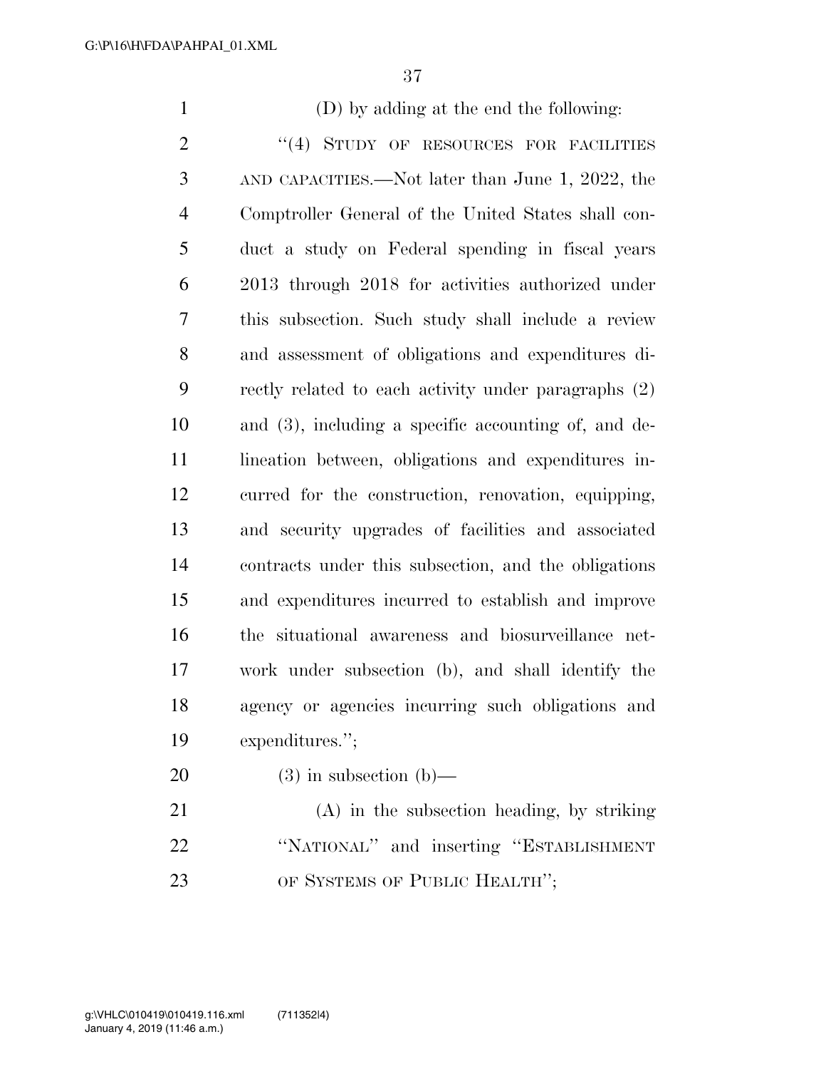(D) by adding at the end the following:

"(4) STUDY OF RESOURCES FOR FACILITIES AND CAPACITIES.—Not later than June 1, 2022, the Comptroller General of the United States shall conduct a study on Federal spending in fiscal years 2013 through 2018 for activities authorized under this subsection. Such study shall include a review and assessment of obligations and expenditures directly related to each activity under paragraphs (2) and (3), including a specific accounting of, and delineation between, obligations and expenditures incurred for the construction, renovation, equipping, and security upgrades of facilities and associated contracts under this subsection, and the obligations and expenditures incurred to establish and improve the situational awareness and biosurveillance network under subsection (b), and shall identify the agency or agencies incurring such obligations and expenditures.";

(3) in subsection (b)—

(A) in the subsection heading, by striking "NATIONAL" and inserting "ESTABLISHMENT OF SYSTEMS OF PUBLIC HEALTH";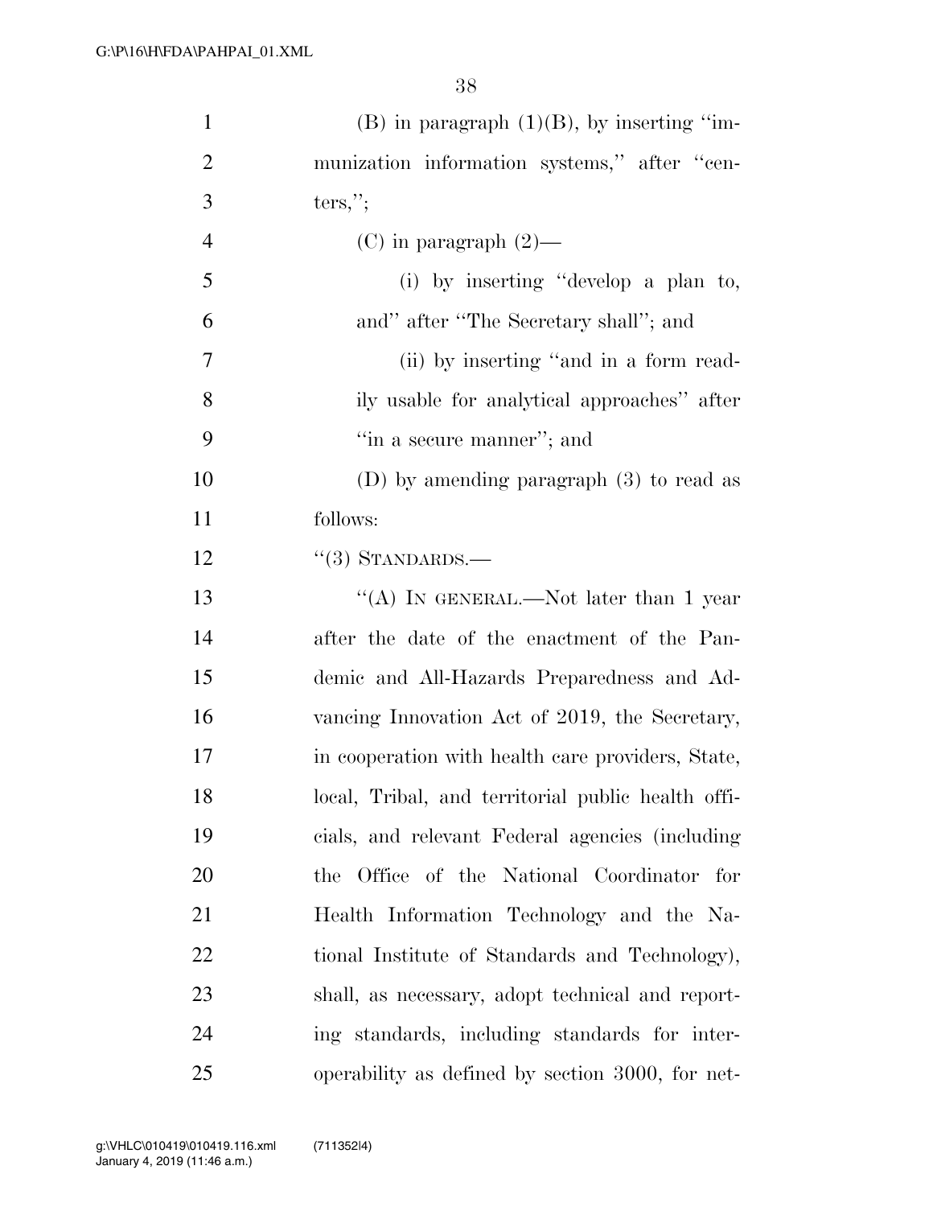(B) in paragraph (1)(B), by inserting ''immunization information systems,'' after ''centers,'';

(C) in paragraph (2)—

(i) by inserting ''develop a plan to, and'' after ''The Secretary shall''; and

(ii) by inserting ''and in a form readily usable for analytical approaches'' after ''in a secure manner''; and

(D) by amending paragraph (3) to read as follows:

''(3) STANDARDS.—

''(A) IN GENERAL.—Not later than 1 year after the date of the enactment of the Pandemic and All-Hazards Preparedness and Advancing Innovation Act of 2019, the Secretary, in cooperation with health care providers, State, local, Tribal, and territorial public health officials, and relevant Federal agencies (including the Office of the National Coordinator for Health Information Technology and the National Institute of Standards and Technology), shall, as necessary, adopt technical and reporting standards, including standards for interoperability as defined by section 3000, for net-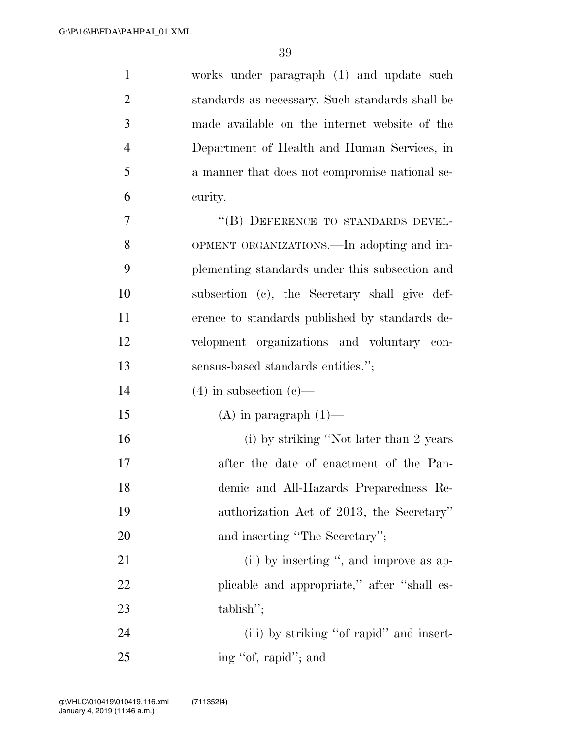works under paragraph (1) and update such standards as necessary. Such standards shall be made available on the internet website of the Department of Health and Human Services, in a manner that does not compromise national security.

"(B) DEFERENCE TO STANDARDS DEVELOPMENT ORGANIZATIONS.—In adopting and implementing standards under this subsection and subsection (c), the Secretary shall give deference to standards published by standards development organizations and voluntary consensus-based standards entities.";

(4) in subsection (c)—

(A) in paragraph (1)—

(i) by striking "Not later than 2 years after the date of enactment of the Pandemic and All-Hazards Preparedness Reauthorization Act of 2013, the Secretary" and inserting "The Secretary";

(ii) by inserting ", and improve as applicable and appropriate," after "shall establish";

(iii) by striking "of rapid" and inserting "of, rapid"; and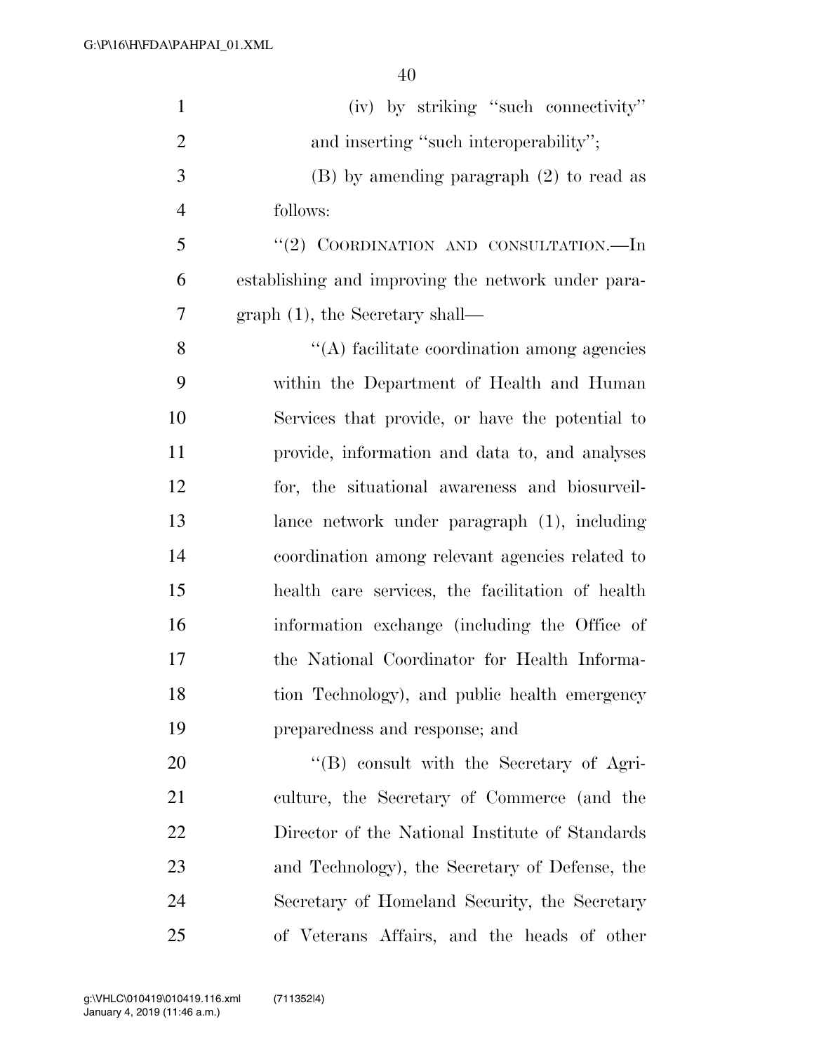(iv) by striking "such connectivity" and inserting "such interoperability";

(B) by amending paragraph (2) to read as follows:

"(2) COORDINATION AND CONSULTATION.—In establishing and improving the network under paragraph (1), the Secretary shall—

"(A) facilitate coordination among agencies within the Department of Health and Human Services that provide, or have the potential to provide, information and data to, and analyses for, the situational awareness and biosurveillance network under paragraph (1), including coordination among relevant agencies related to health care services, the facilitation of health information exchange (including the Office of the National Coordinator for Health Information Technology), and public health emergency preparedness and response; and

"(B) consult with the Secretary of Agriculture, the Secretary of Commerce (and the Director of the National Institute of Standards and Technology), the Secretary of Defense, the Secretary of Homeland Security, the Secretary of Veterans Affairs, and the heads of other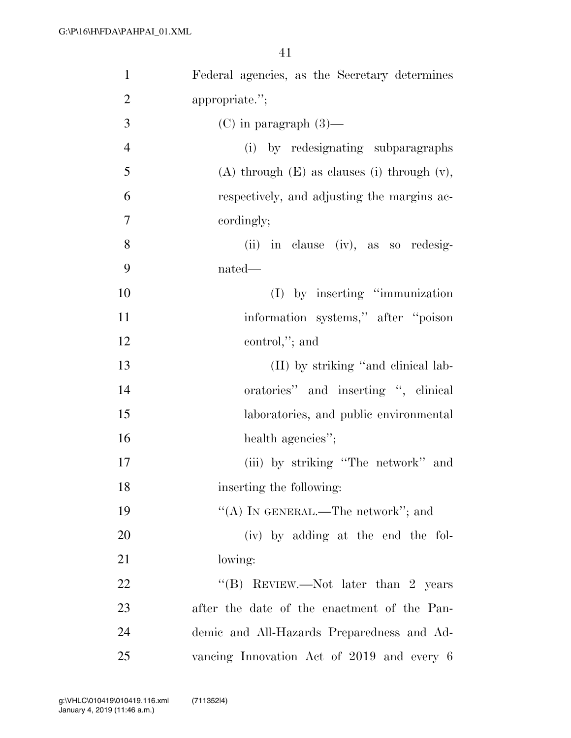Federal agencies, as the Secretary determines appropriate.'';

(C) in paragraph (3)—

(i) by redesignating subparagraphs (A) through (E) as clauses (i) through (v), respectively, and adjusting the margins accordingly;

(ii) in clause (iv), as so redesignated—

(I) by inserting ''immunization information systems,'' after ''poison control,''; and

(II) by striking ''and clinical laboratories'' and inserting '', clinical laboratories, and public environmental health agencies'';

(iii) by striking ''The network'' and inserting the following:

''(A) IN GENERAL.—The network''; and

(iv) by adding at the end the following:

''(B) REVIEW.—Not later than 2 years after the date of the enactment of the Pandemic and All-Hazards Preparedness and Advancing Innovation Act of 2019 and every 6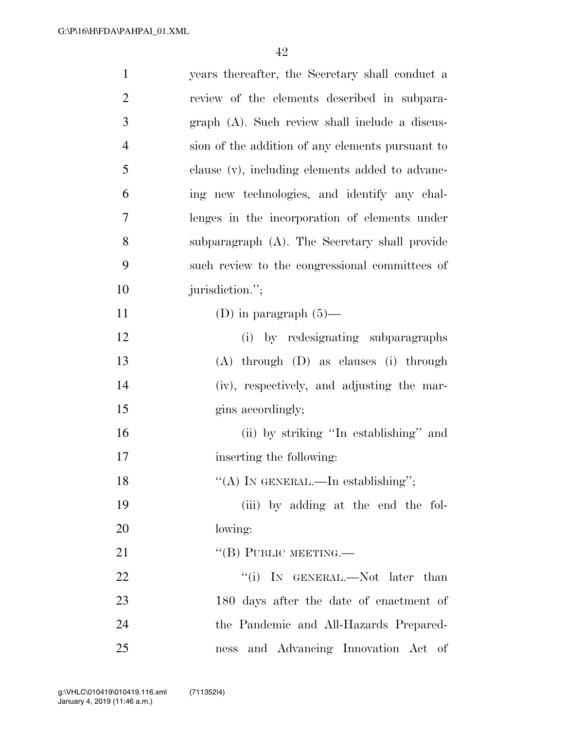years thereafter, the Secretary shall conduct a review of the elements described in subparagraph (A). Such review shall include a discussion of the addition of any elements pursuant to clause (v), including elements added to advancing new technologies, and identify any challenges in the incorporation of elements under subparagraph (A). The Secretary shall provide such review to the congressional committees of jurisdiction.'';

(D) in paragraph (5)—

(i) by redesignating subparagraphs (A) through (D) as clauses (i) through (iv), respectively, and adjusting the margins accordingly;

(ii) by striking ''In establishing'' and inserting the following:

''(A) IN GENERAL.—In establishing'';

(iii) by adding at the end the following:

''(B) PUBLIC MEETING.—

''(i) IN GENERAL.—Not later than 180 days after the date of enactment of the Pandemic and All-Hazards Preparedness and Advancing Innovation Act of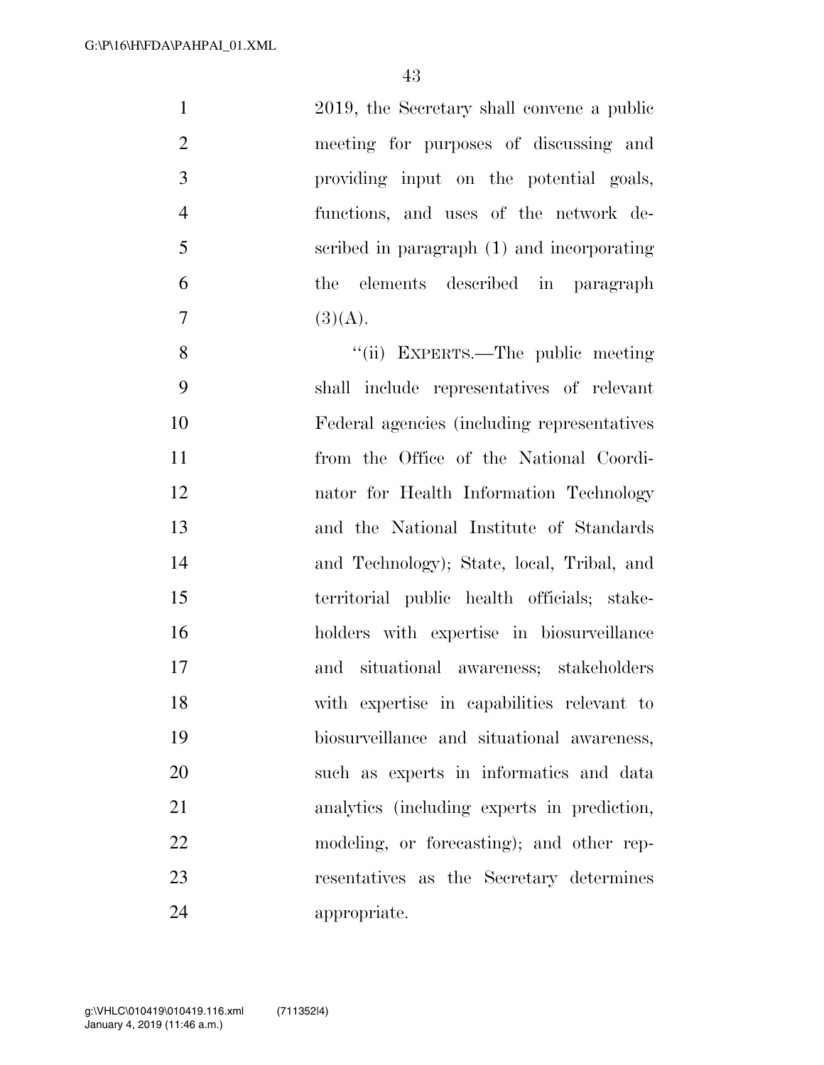2019, the Secretary shall convene a public meeting for purposes of discussing and providing input on the potential goals, functions, and uses of the network described in paragraph (1) and incorporating the elements described in paragraph (3)(A).

''(ii) EXPERTS.—The public meeting shall include representatives of relevant Federal agencies (including representatives from the Office of the National Coordinator for Health Information Technology and the National Institute of Standards and Technology); State, local, Tribal, and territorial public health officials; stakeholders with expertise in biosurveillance and situational awareness; stakeholders with expertise in capabilities relevant to biosurveillance and situational awareness, such as experts in informatics and data analytics (including experts in prediction, modeling, or forecasting); and other representatives as the Secretary determines appropriate.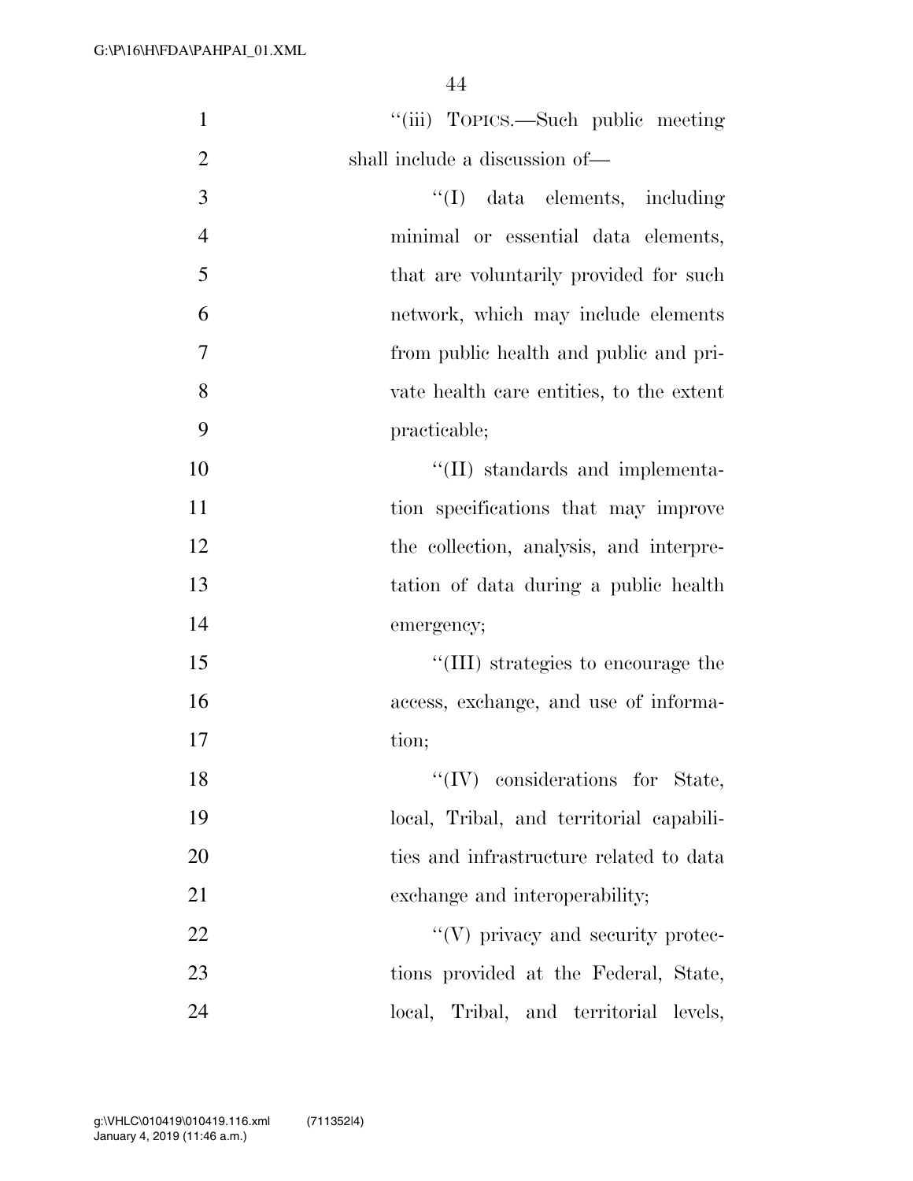''(iii) TOPICS.—Such public meeting shall include a discussion of—

''(I) data elements, including minimal or essential data elements, that are voluntarily provided for such network, which may include elements from public health and public and private health care entities, to the extent practicable;

''(II) standards and implementation specifications that may improve the collection, analysis, and interpretation of data during a public health emergency;

''(III) strategies to encourage the access, exchange, and use of information;

''(IV) considerations for State, local, Tribal, and territorial capabilities and infrastructure related to data exchange and interoperability;

''(V) privacy and security protections provided at the Federal, State, local, Tribal, and territorial levels,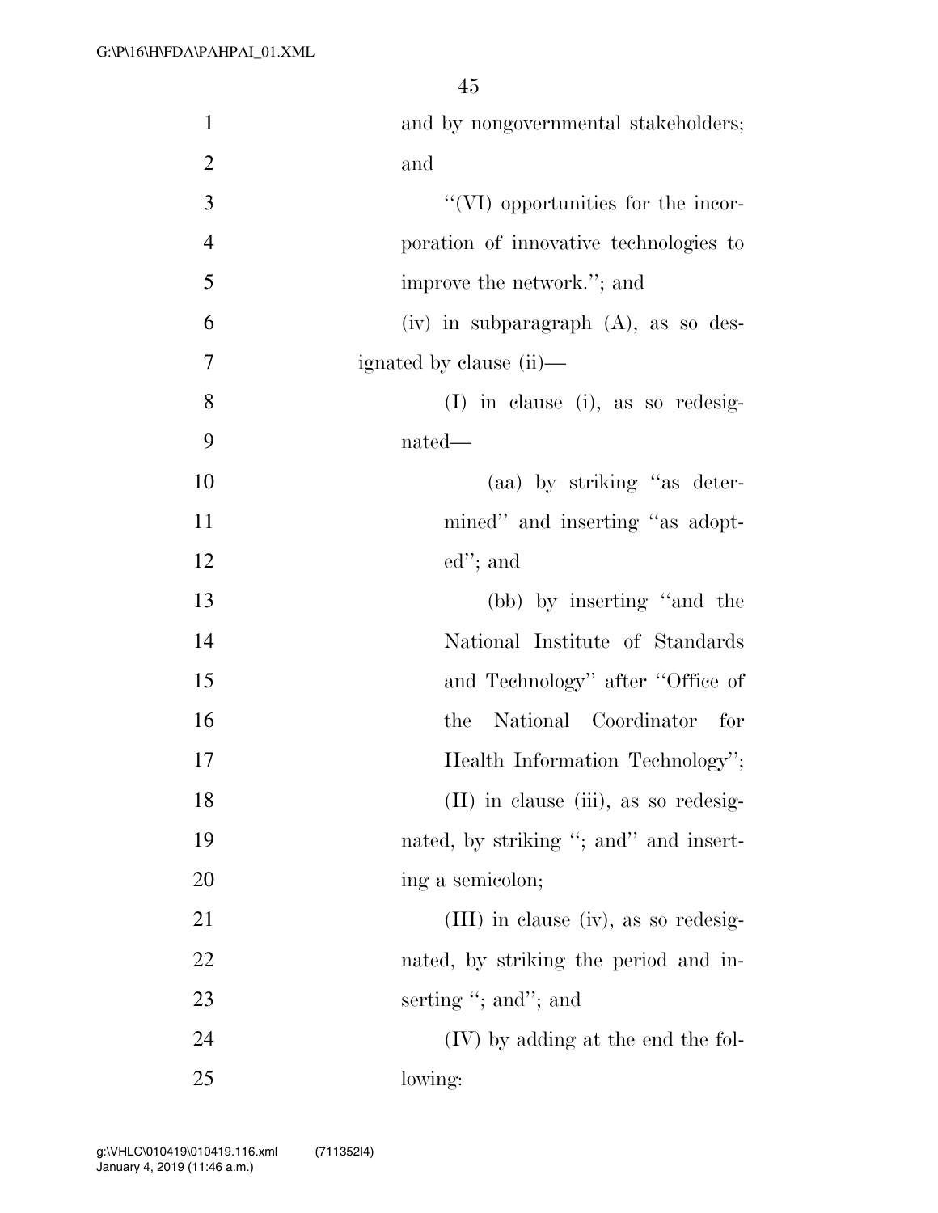and by nongovernmental stakeholders; and

"(VI) opportunities for the incorporation of innovative technologies to improve the network."; and

(iv) in subparagraph (A), as so designated by clause (ii)—

(I) in clause (i), as so redesignated—

(aa) by striking "as determined" and inserting "as adopted"; and

(bb) by inserting "and the National Institute of Standards and Technology" after "Office of the National Coordinator for Health Information Technology";

(II) in clause (iii), as so redesignated, by striking "; and" and inserting a semicolon;

(III) in clause (iv), as so redesignated, by striking the period and inserting "; and"; and

(IV) by adding at the end the following: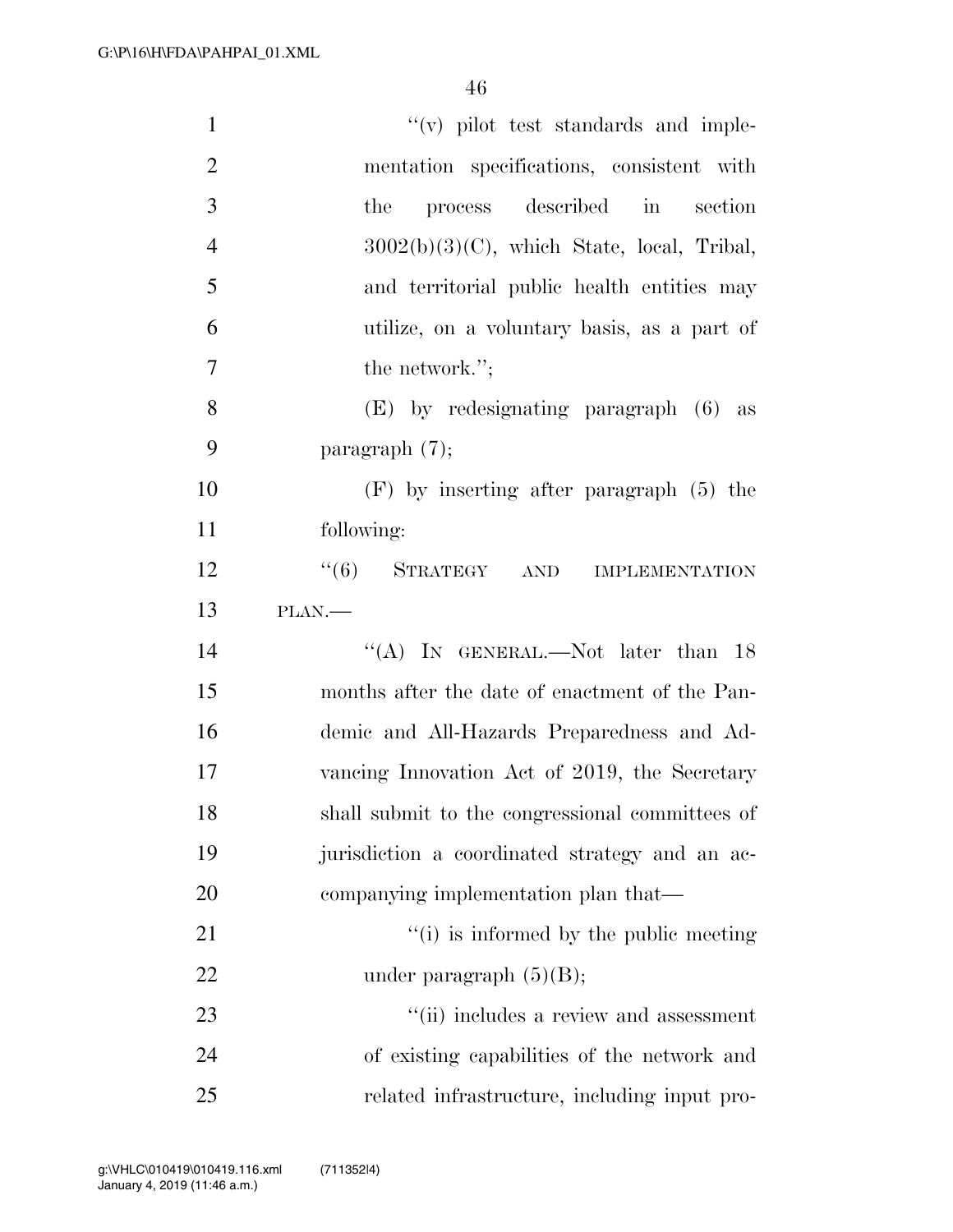''(v) pilot test standards and implementation specifications, consistent with the process described in section 3002(b)(3)(C), which State, local, Tribal, and territorial public health entities may utilize, on a voluntary basis, as a part of the network.'';

(E) by redesignating paragraph (6) as paragraph (7);

(F) by inserting after paragraph (5) the following:

''(6) STRATEGY AND IMPLEMENTATION PLAN.—

''(A) IN GENERAL.—Not later than 18 months after the date of enactment of the Pandemic and All-Hazards Preparedness and Advancing Innovation Act of 2019, the Secretary shall submit to the congressional committees of jurisdiction a coordinated strategy and an accompanying implementation plan that—

''(i) is informed by the public meeting under paragraph (5)(B);

''(ii) includes a review and assessment of existing capabilities of the network and related infrastructure, including input pro-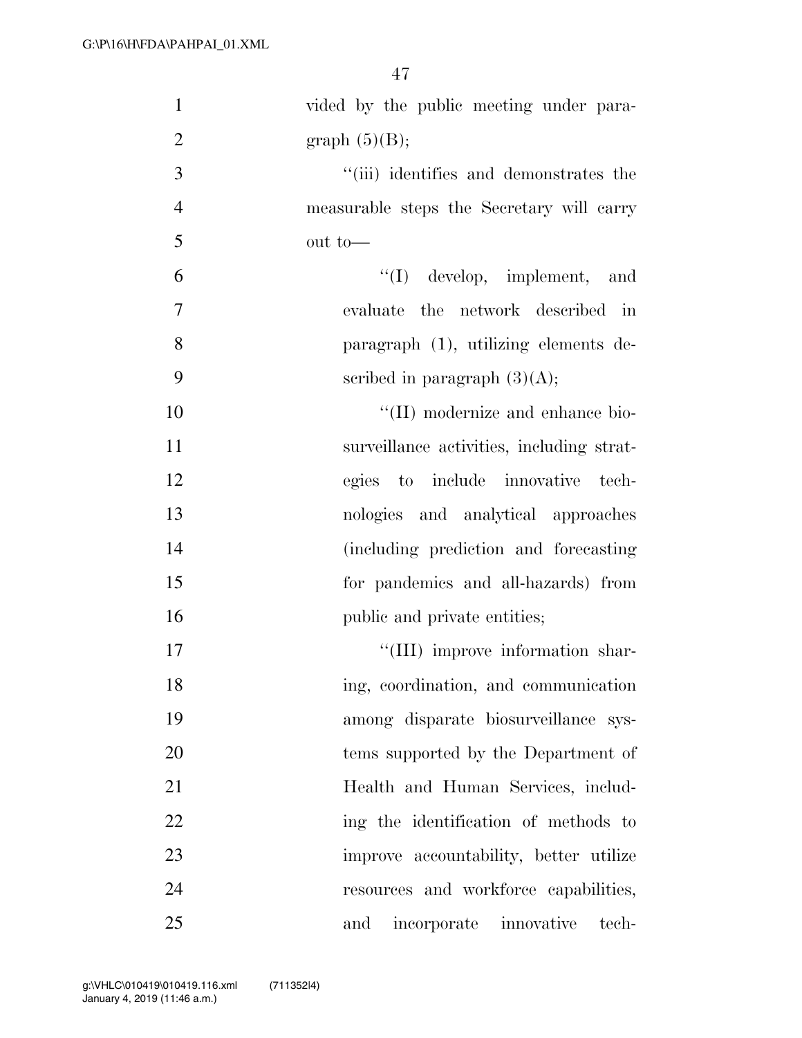vided by the public meeting under paragraph (5)(B);

''(iii) identifies and demonstrates the measurable steps the Secretary will carry out to—

''(I) develop, implement, and evaluate the network described in paragraph (1), utilizing elements described in paragraph (3)(A);

''(II) modernize and enhance biosurveillance activities, including strategies to include innovative technologies and analytical approaches (including prediction and forecasting for pandemics and all-hazards) from public and private entities;

''(III) improve information sharing, coordination, and communication among disparate biosurveillance systems supported by the Department of Health and Human Services, including the identification of methods to improve accountability, better utilize resources and workforce capabilities, and incorporate innovative tech-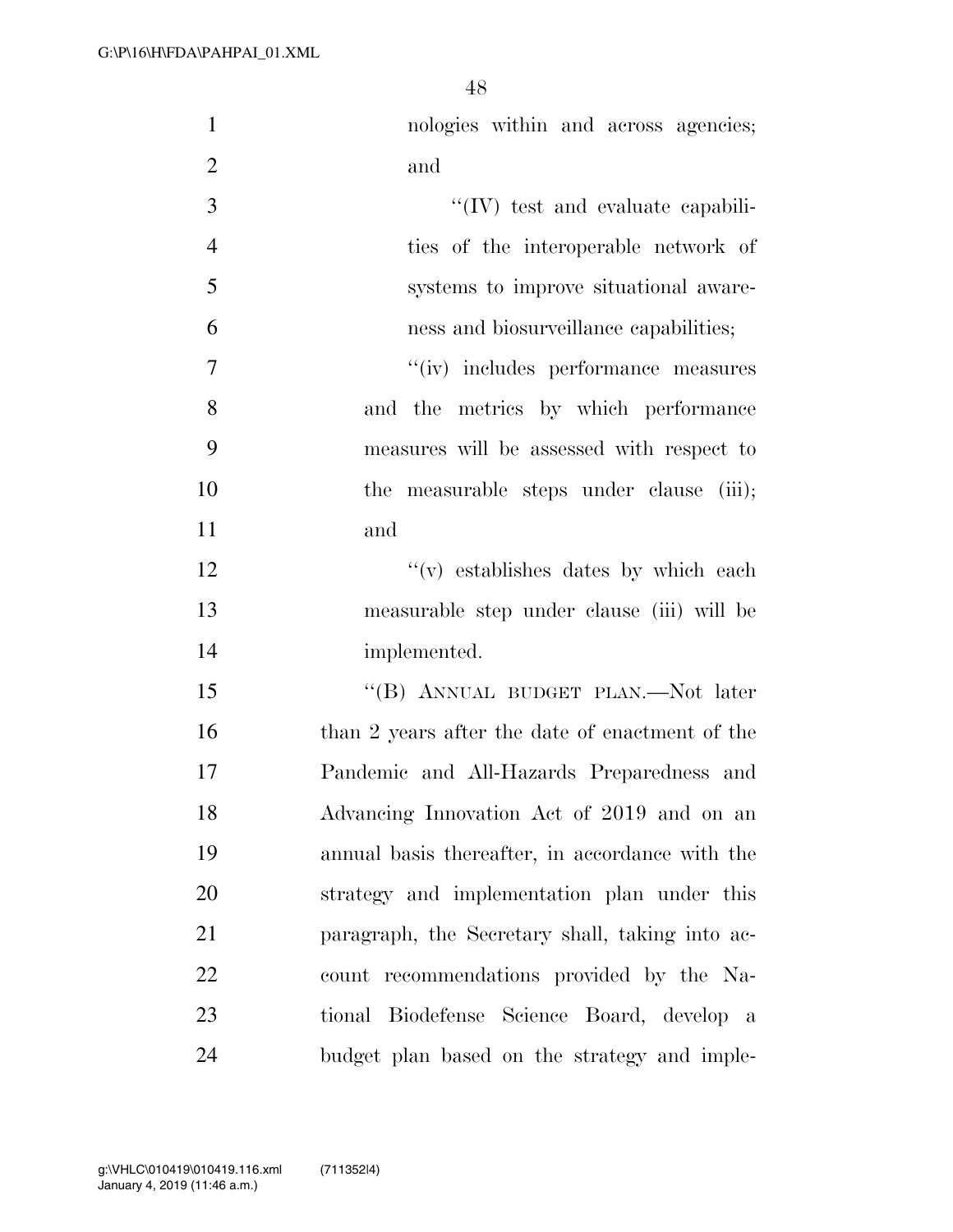nologies within and across agencies; and

"(IV) test and evaluate capabilities of the interoperable network of systems to improve situational awareness and biosurveillance capabilities;

"(iv) includes performance measures and the metrics by which performance measures will be assessed with respect to the measurable steps under clause (iii); and

"(v) establishes dates by which each measurable step under clause (iii) will be implemented.

"(B) ANNUAL BUDGET PLAN.—Not later than 2 years after the date of enactment of the Pandemic and All-Hazards Preparedness and Advancing Innovation Act of 2019 and on an annual basis thereafter, in accordance with the strategy and implementation plan under this paragraph, the Secretary shall, taking into account recommendations provided by the National Biodefense Science Board, develop a budget plan based on the strategy and imple-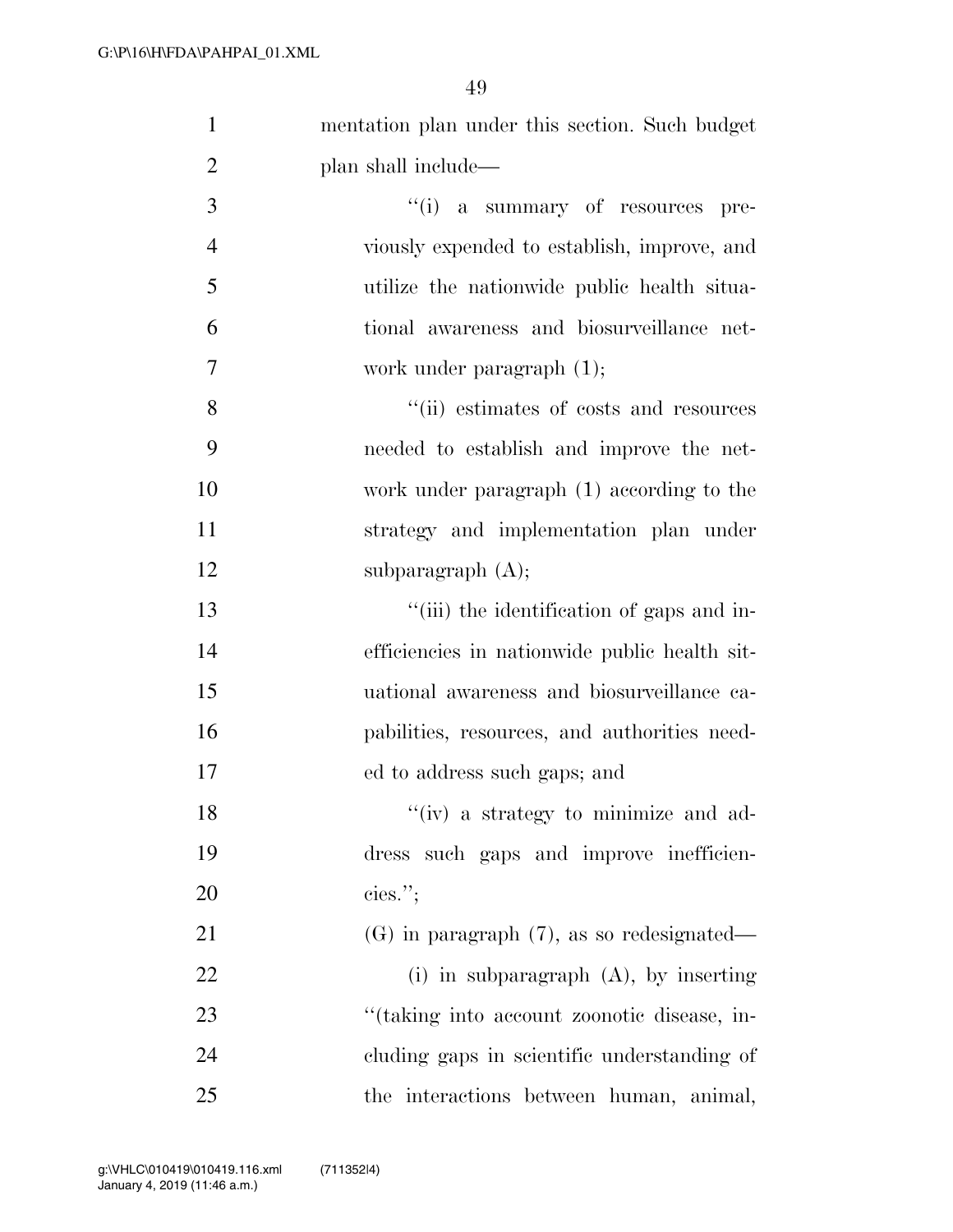mentation plan under this section. Such budget plan shall include—

''(i) a summary of resources previously expended to establish, improve, and utilize the nationwide public health situational awareness and biosurveillance network under paragraph (1);

''(ii) estimates of costs and resources needed to establish and improve the network under paragraph (1) according to the strategy and implementation plan under subparagraph (A);

''(iii) the identification of gaps and inefficiencies in nationwide public health situational awareness and biosurveillance capabilities, resources, and authorities needed to address such gaps; and

''(iv) a strategy to minimize and address such gaps and improve inefficiencies.'';

(G) in paragraph (7), as so redesignated—

(i) in subparagraph (A), by inserting ''(taking into account zoonotic disease, including gaps in scientific understanding of the interactions between human, animal,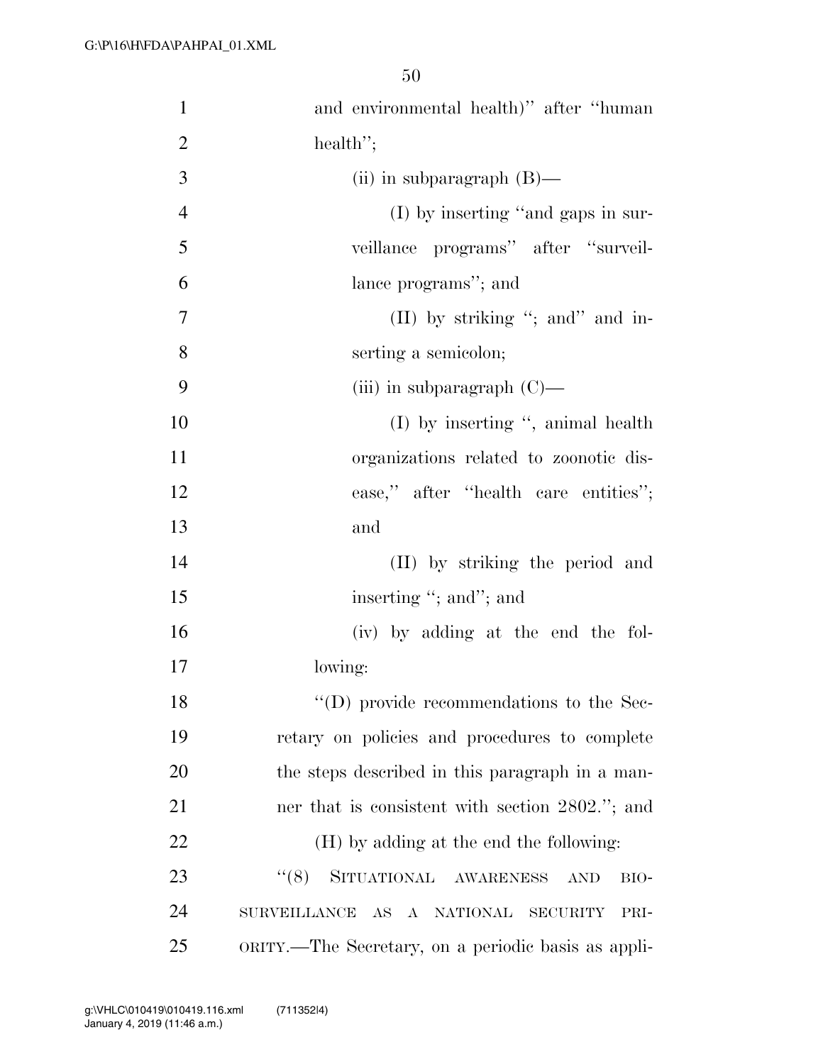and environmental health)'' after ''human health'';

(ii) in subparagraph (B)—

(I) by inserting ''and gaps in surveillance programs'' after ''surveillance programs''; and

(II) by striking ''; and'' and inserting a semicolon;

(iii) in subparagraph (C)—

(I) by inserting '', animal health organizations related to zoonotic disease,'' after ''health care entities''; and

(II) by striking the period and inserting ''; and''; and

(iv) by adding at the end the following:

''(D) provide recommendations to the Secretary on policies and procedures to complete the steps described in this paragraph in a manner that is consistent with section 2802.''; and

(H) by adding at the end the following:

''(8) SITUATIONAL AWARENESS AND BIOSURVEILLANCE AS A NATIONAL SECURITY PRIORITY.—The Secretary, on a periodic basis as appli-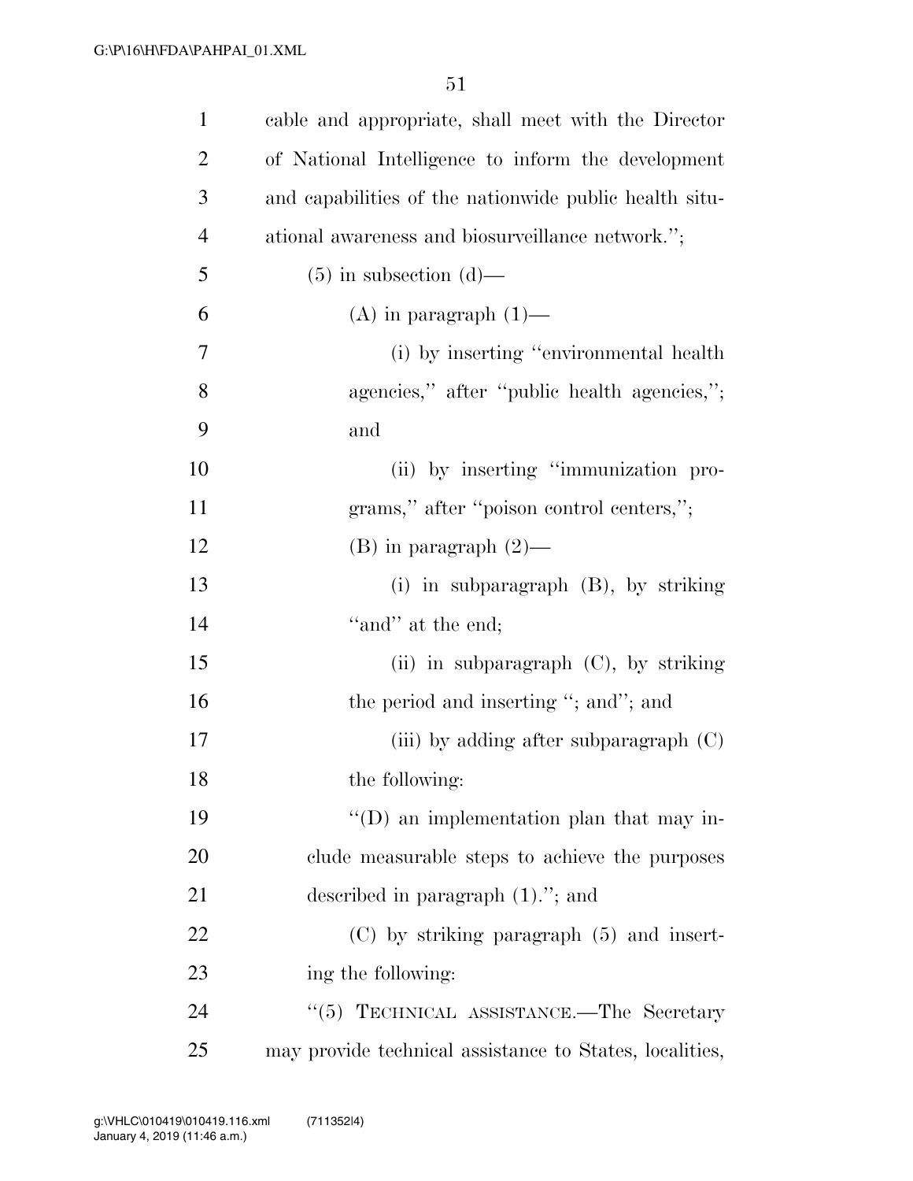cable and appropriate, shall meet with the Director of National Intelligence to inform the development and capabilities of the nationwide public health situational awareness and biosurveillance network.'';

(5) in subsection (d)—

(A) in paragraph (1)—

(i) by inserting ''environmental health agencies,'' after ''public health agencies,''; and

(ii) by inserting ''immunization programs,'' after ''poison control centers,'';

(B) in paragraph (2)—

(i) in subparagraph (B), by striking ''and'' at the end;

(ii) in subparagraph (C), by striking the period and inserting ''; and''; and

(iii) by adding after subparagraph (C) the following:

''(D) an implementation plan that may include measurable steps to achieve the purposes described in paragraph (1).''; and

(C) by striking paragraph (5) and inserting the following:

''(5) TECHNICAL ASSISTANCE.—The Secretary may provide technical assistance to States, localities,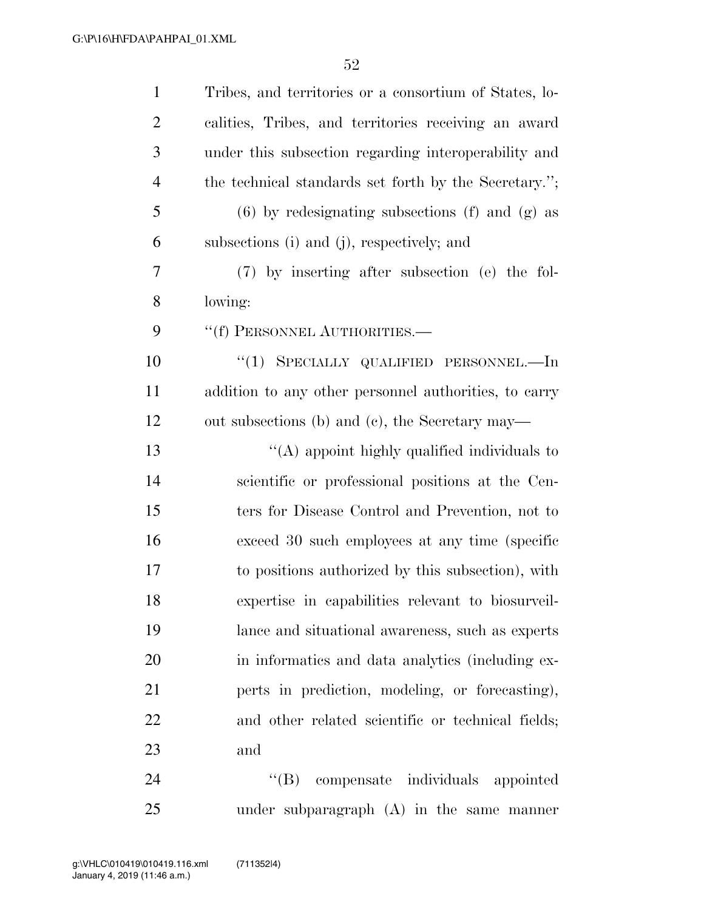Tribes, and territories or a consortium of States, localities, Tribes, and territories receiving an award under this subsection regarding interoperability and the technical standards set forth by the Secretary.'';

(6) by redesignating subsections (f) and (g) as subsections (i) and (j), respectively; and

(7) by inserting after subsection (e) the following:

''(f) PERSONNEL AUTHORITIES.—

''(1) SPECIALLY QUALIFIED PERSONNEL.—In addition to any other personnel authorities, to carry out subsections (b) and (c), the Secretary may—

''(A) appoint highly qualified individuals to scientific or professional positions at the Centers for Disease Control and Prevention, not to exceed 30 such employees at any time (specific to positions authorized by this subsection), with expertise in capabilities relevant to biosurveillance and situational awareness, such as experts in informatics and data analytics (including experts in prediction, modeling, or forecasting), and other related scientific or technical fields; and

''(B) compensate individuals appointed under subparagraph (A) in the same manner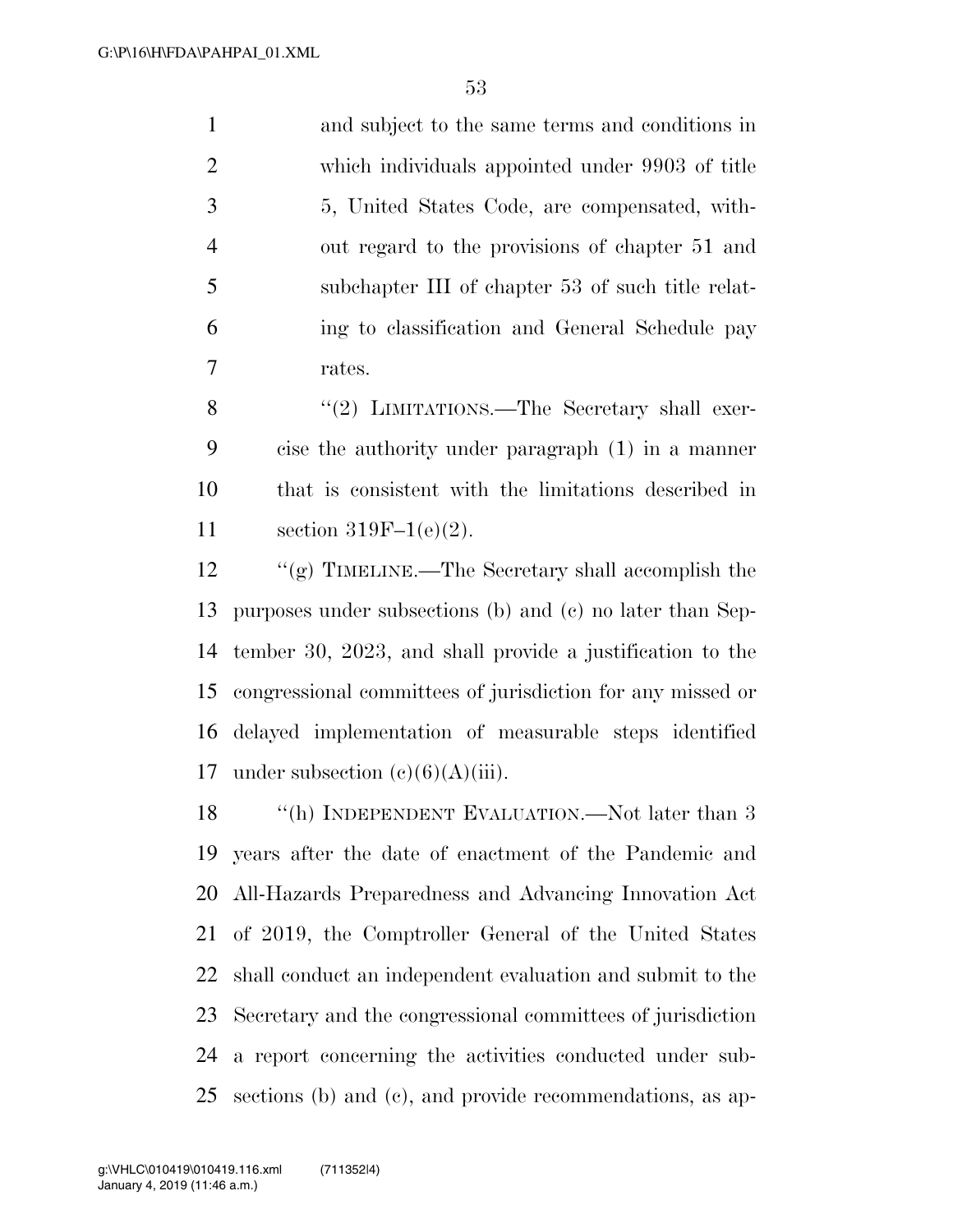and subject to the same terms and conditions in which individuals appointed under 9903 of title 5, United States Code, are compensated, without regard to the provisions of chapter 51 and subchapter III of chapter 53 of such title relating to classification and General Schedule pay rates.

''(2) LIMITATIONS.—The Secretary shall exercise the authority under paragraph (1) in a manner that is consistent with the limitations described in section 319F–1(e)(2).

''(g) TIMELINE.—The Secretary shall accomplish the purposes under subsections (b) and (c) no later than September 30, 2023, and shall provide a justification to the congressional committees of jurisdiction for any missed or delayed implementation of measurable steps identified under subsection (c)(6)(A)(iii).

''(h) INDEPENDENT EVALUATION.—Not later than 3 years after the date of enactment of the Pandemic and All-Hazards Preparedness and Advancing Innovation Act of 2019, the Comptroller General of the United States shall conduct an independent evaluation and submit to the Secretary and the congressional committees of jurisdiction a report concerning the activities conducted under subsections (b) and (c), and provide recommendations, as ap-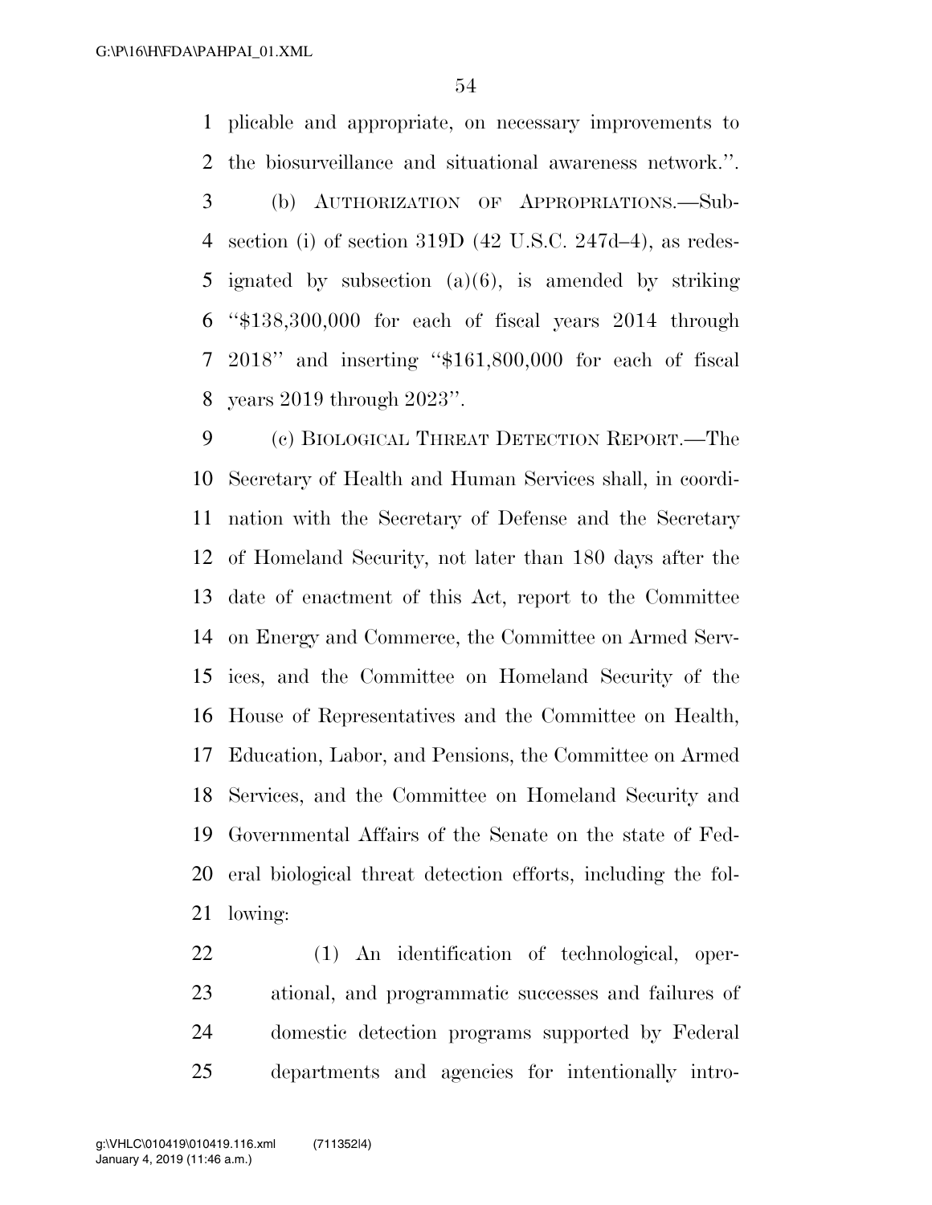plicable and appropriate, on necessary improvements to the biosurveillance and situational awareness network.''.

(b) AUTHORIZATION OF APPROPRIATIONS.—Subsection (i) of section 319D (42 U.S.C. 247d–4), as redesignated by subsection (a)(6), is amended by striking ''$138,300,000 for each of fiscal years 2014 through 2018'' and inserting ''$161,800,000 for each of fiscal years 2019 through 2023''.

(c) BIOLOGICAL THREAT DETECTION REPORT.—The Secretary of Health and Human Services shall, in coordination with the Secretary of Defense and the Secretary of Homeland Security, not later than 180 days after the date of enactment of this Act, report to the Committee on Energy and Commerce, the Committee on Armed Services, and the Committee on Homeland Security of the House of Representatives and the Committee on Health, Education, Labor, and Pensions, the Committee on Armed Services, and the Committee on Homeland Security and Governmental Affairs of the Senate on the state of Federal biological threat detection efforts, including the following:

(1) An identification of technological, operational, and programmatic successes and failures of domestic detection programs supported by Federal departments and agencies for intentionally intro-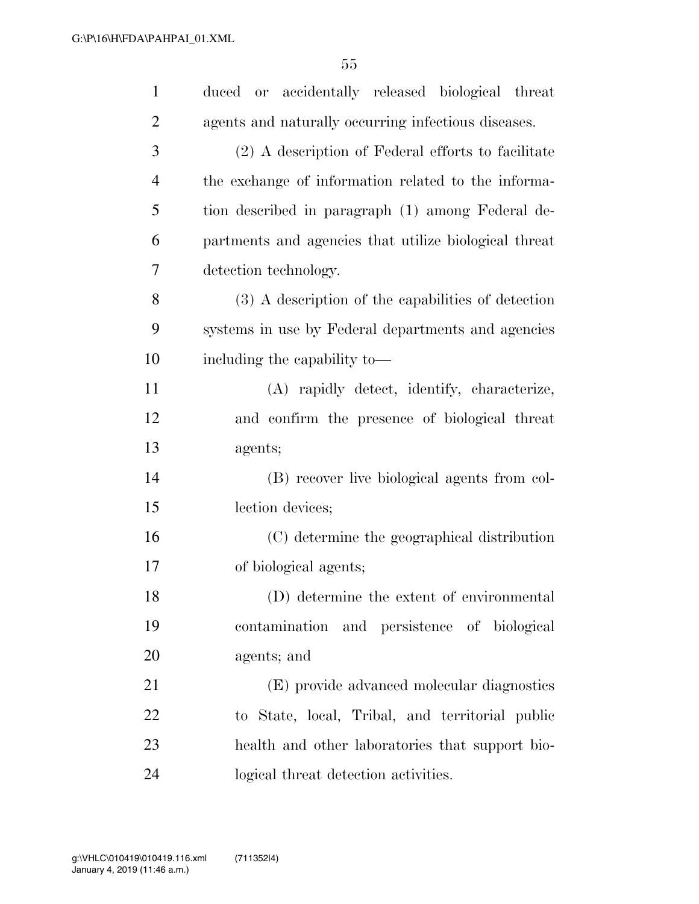duced or accidentally released biological threat agents and naturally occurring infectious diseases.

(2) A description of Federal efforts to facilitate the exchange of information related to the information described in paragraph (1) among Federal departments and agencies that utilize biological threat detection technology.

(3) A description of the capabilities of detection systems in use by Federal departments and agencies including the capability to—

(A) rapidly detect, identify, characterize, and confirm the presence of biological threat agents;

(B) recover live biological agents from collection devices;

(C) determine the geographical distribution of biological agents;

(D) determine the extent of environmental contamination and persistence of biological agents; and

(E) provide advanced molecular diagnostics to State, local, Tribal, and territorial public health and other laboratories that support biological threat detection activities.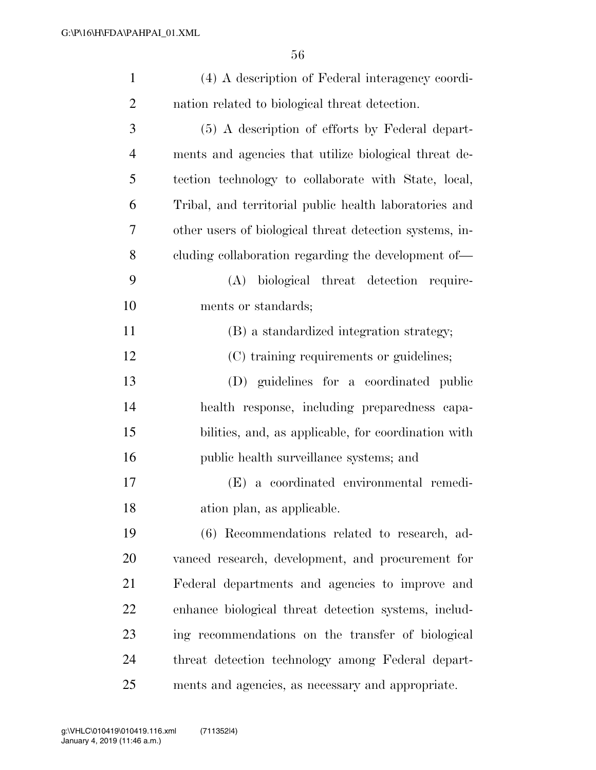(4) A description of Federal interagency coordination related to biological threat detection.

(5) A description of efforts by Federal departments and agencies that utilize biological threat detection technology to collaborate with State, local, Tribal, and territorial public health laboratories and other users of biological threat detection systems, including collaboration regarding the development of—

(A) biological threat detection requirements or standards;

(B) a standardized integration strategy;

(C) training requirements or guidelines;

(D) guidelines for a coordinated public health response, including preparedness capabilities, and, as applicable, for coordination with public health surveillance systems; and

(E) a coordinated environmental remediation plan, as applicable.

(6) Recommendations related to research, advanced research, development, and procurement for Federal departments and agencies to improve and enhance biological threat detection systems, including recommendations on the transfer of biological threat detection technology among Federal departments and agencies, as necessary and appropriate.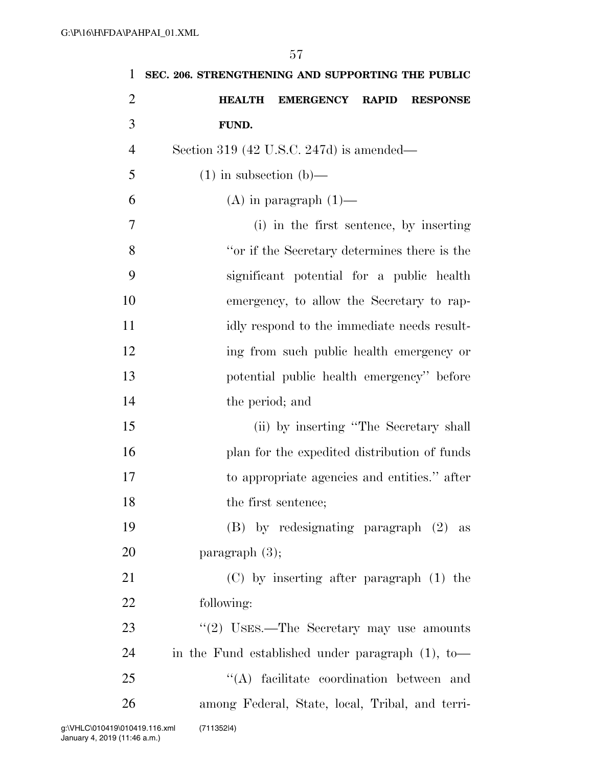**SEC. 206. STRENGTHENING AND SUPPORTING THE PUBLIC HEALTH EMERGENCY RAPID RESPONSE FUND.**

Section 319 (42 U.S.C. 247d) is amended—

(1) in subsection (b)—

(A) in paragraph (1)—

(i) in the first sentence, by inserting ''or if the Secretary determines there is the significant potential for a public health emergency, to allow the Secretary to rapidly respond to the immediate needs resulting from such public health emergency or potential public health emergency'' before the period; and

(ii) by inserting ''The Secretary shall plan for the expedited distribution of funds to appropriate agencies and entities.'' after the first sentence;

(B) by redesignating paragraph (2) as paragraph (3);

(C) by inserting after paragraph (1) the following:

''(2) USES.—The Secretary may use amounts in the Fund established under paragraph (1), to—

''(A) facilitate coordination between and among Federal, State, local, Tribal, and terri-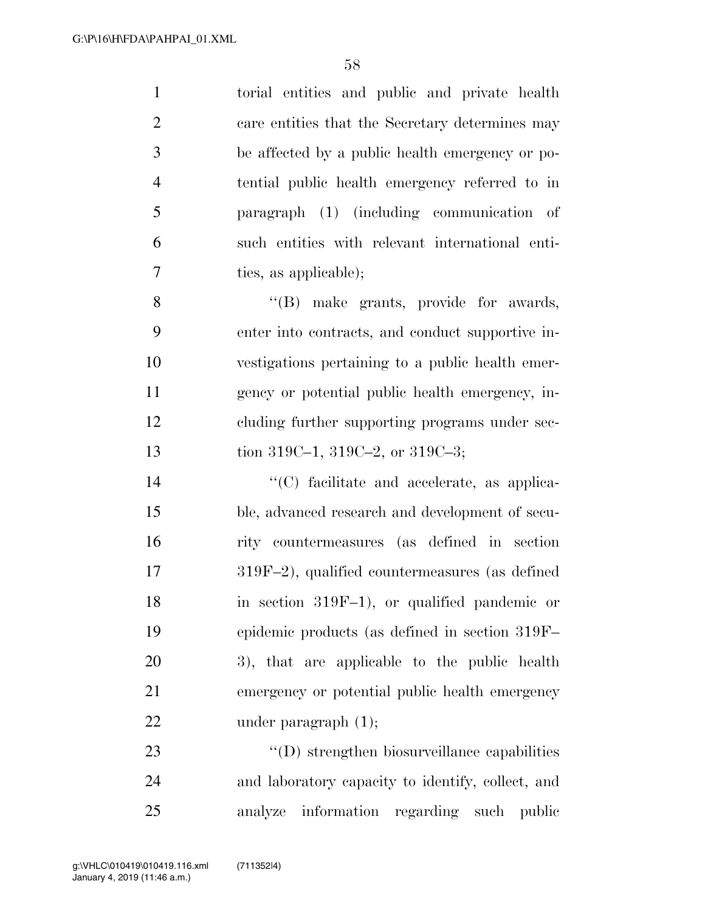torial entities and public and private health care entities that the Secretary determines may be affected by a public health emergency or potential public health emergency referred to in paragraph (1) (including communication of such entities with relevant international entities, as applicable);

''(B) make grants, provide for awards, enter into contracts, and conduct supportive investigations pertaining to a public health emergency or potential public health emergency, including further supporting programs under section 319C–1, 319C–2, or 319C–3;

''(C) facilitate and accelerate, as applicable, advanced research and development of security countermeasures (as defined in section 319F–2), qualified countermeasures (as defined in section 319F–1), or qualified pandemic or epidemic products (as defined in section 319F–3), that are applicable to the public health emergency or potential public health emergency under paragraph (1);

''(D) strengthen biosurveillance capabilities and laboratory capacity to identify, collect, and analyze information regarding such public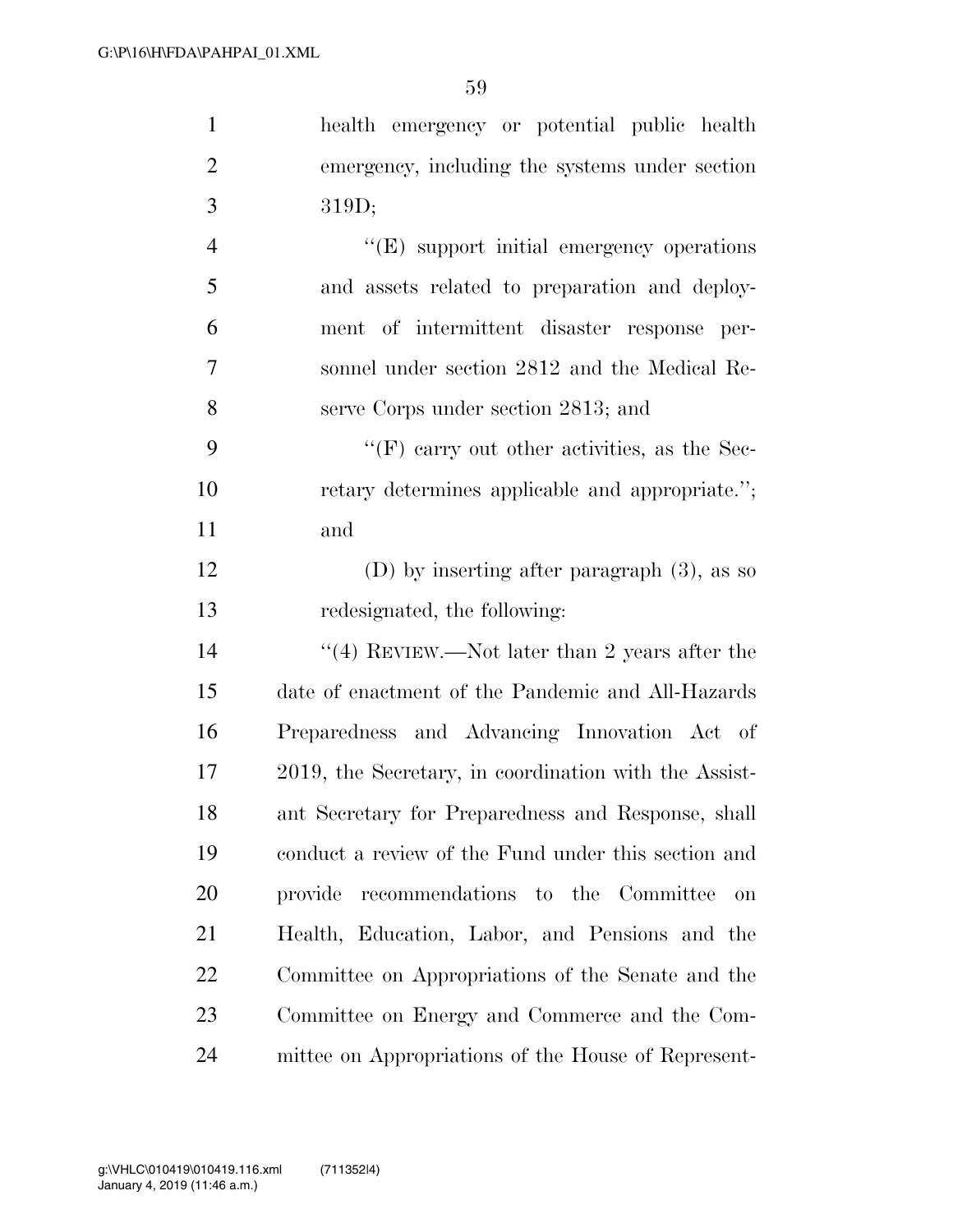health emergency or potential public health emergency, including the systems under section 319D;

''(E) support initial emergency operations and assets related to preparation and deployment of intermittent disaster response personnel under section 2812 and the Medical Reserve Corps under section 2813; and

''(F) carry out other activities, as the Secretary determines applicable and appropriate.''; and

(D) by inserting after paragraph (3), as so redesignated, the following:

''(4) REVIEW.—Not later than 2 years after the date of enactment of the Pandemic and All-Hazards Preparedness and Advancing Innovation Act of 2019, the Secretary, in coordination with the Assistant Secretary for Preparedness and Response, shall conduct a review of the Fund under this section and provide recommendations to the Committee on Health, Education, Labor, and Pensions and the Committee on Appropriations of the Senate and the Committee on Energy and Commerce and the Committee on Appropriations of the House of Represent-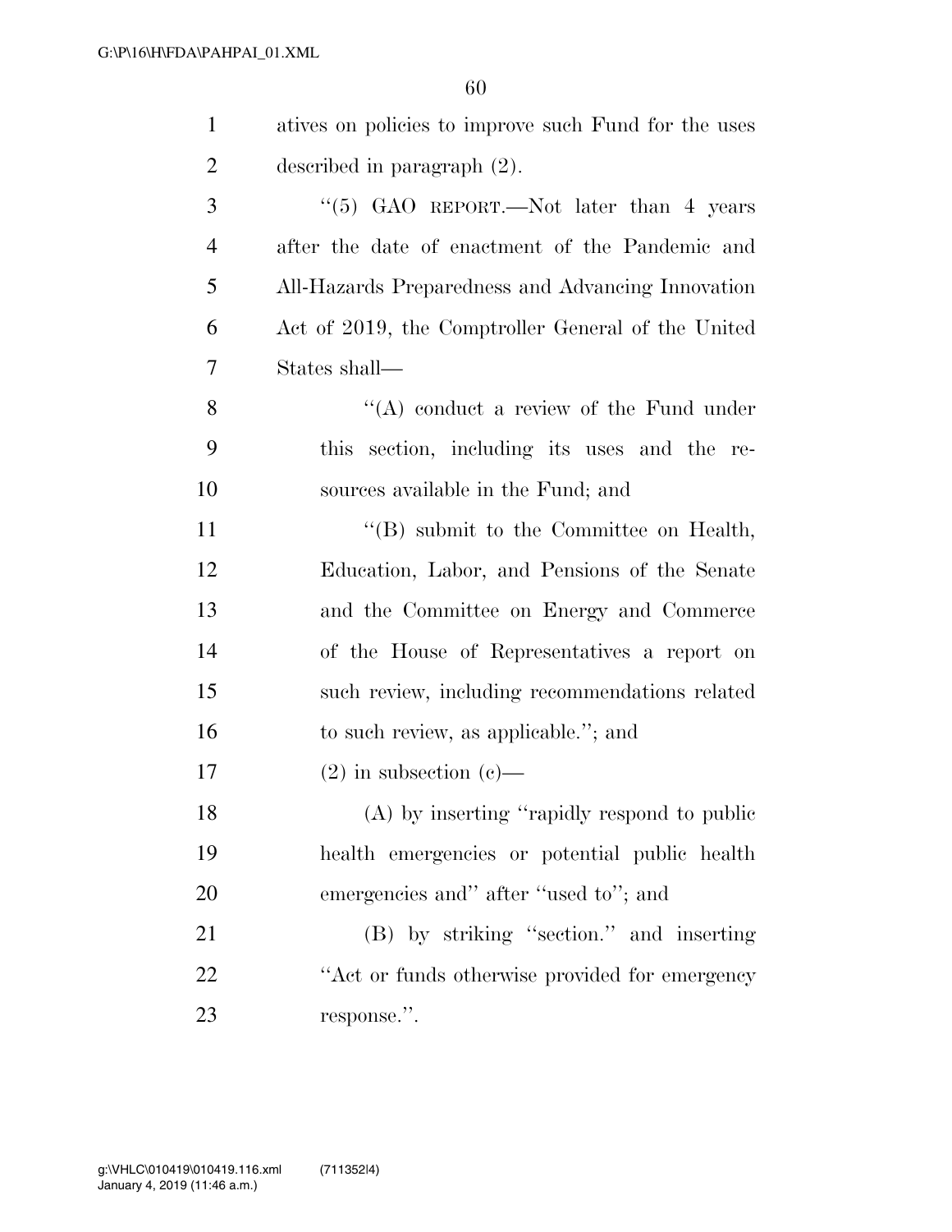atives on policies to improve such Fund for the uses described in paragraph (2).

"(5) GAO REPORT.—Not later than 4 years after the date of enactment of the Pandemic and All-Hazards Preparedness and Advancing Innovation Act of 2019, the Comptroller General of the United States shall—

"(A) conduct a review of the Fund under this section, including its uses and the resources available in the Fund; and

"(B) submit to the Committee on Health, Education, Labor, and Pensions of the Senate and the Committee on Energy and Commerce of the House of Representatives a report on such review, including recommendations related to such review, as applicable."; and

(2) in subsection (c)—

(A) by inserting "rapidly respond to public health emergencies or potential public health emergencies and" after "used to"; and

(B) by striking "section." and inserting "Act or funds otherwise provided for emergency response.".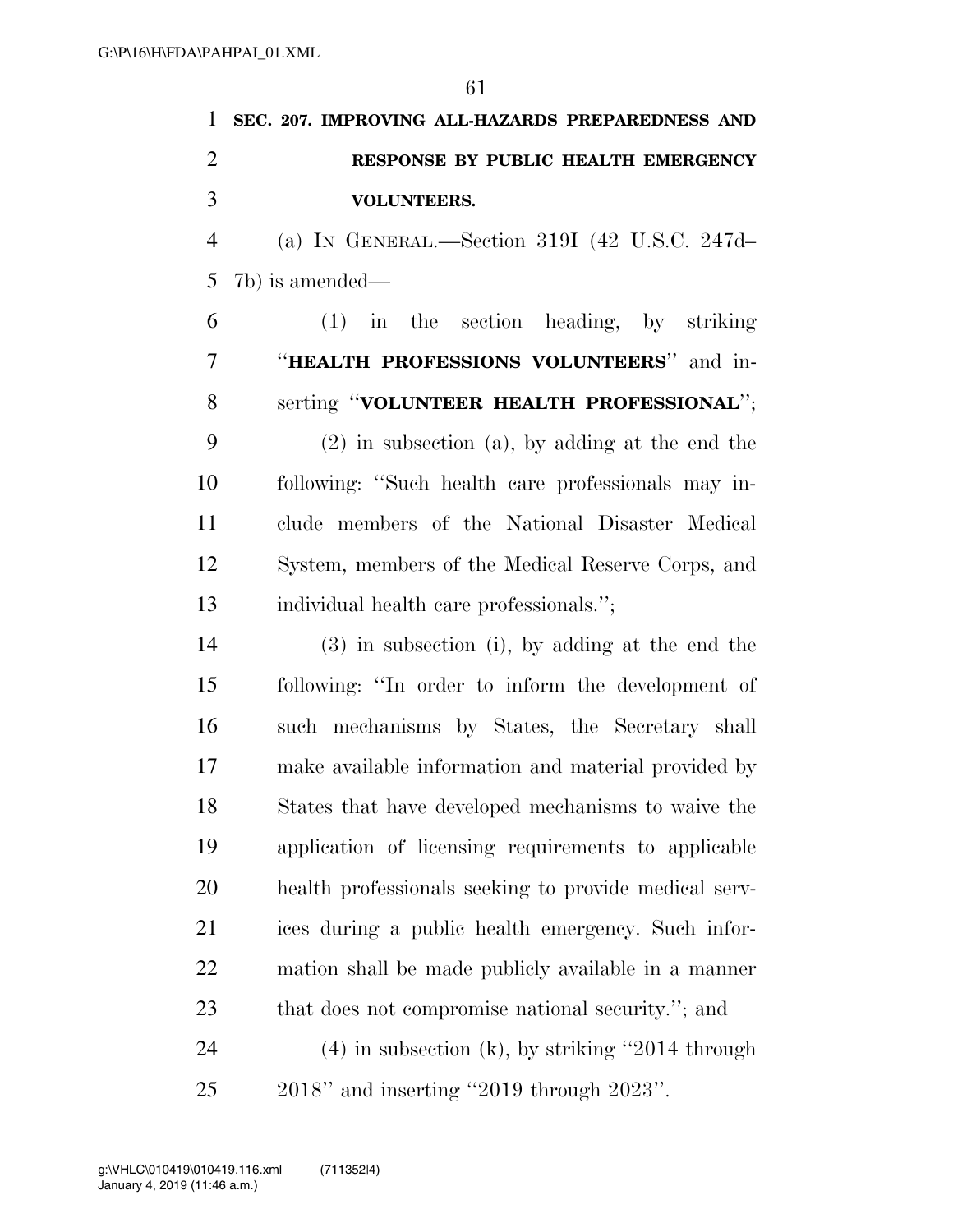**SEC. 207. IMPROVING ALL-HAZARDS PREPAREDNESS AND RESPONSE BY PUBLIC HEALTH EMERGENCY VOLUNTEERS.**

(a) IN GENERAL.—Section 319I (42 U.S.C. 247d–7b) is amended—

(1) in the section heading, by striking "**HEALTH PROFESSIONS VOLUNTEERS**" and inserting "**VOLUNTEER HEALTH PROFESSIONAL**";

(2) in subsection (a), by adding at the end the following: "Such health care professionals may include members of the National Disaster Medical System, members of the Medical Reserve Corps, and individual health care professionals.";

(3) in subsection (i), by adding at the end the following: "In order to inform the development of such mechanisms by States, the Secretary shall make available information and material provided by States that have developed mechanisms to waive the application of licensing requirements to applicable health professionals seeking to provide medical services during a public health emergency. Such information shall be made publicly available in a manner that does not compromise national security."; and

(4) in subsection (k), by striking "2014 through 2018" and inserting "2019 through 2023".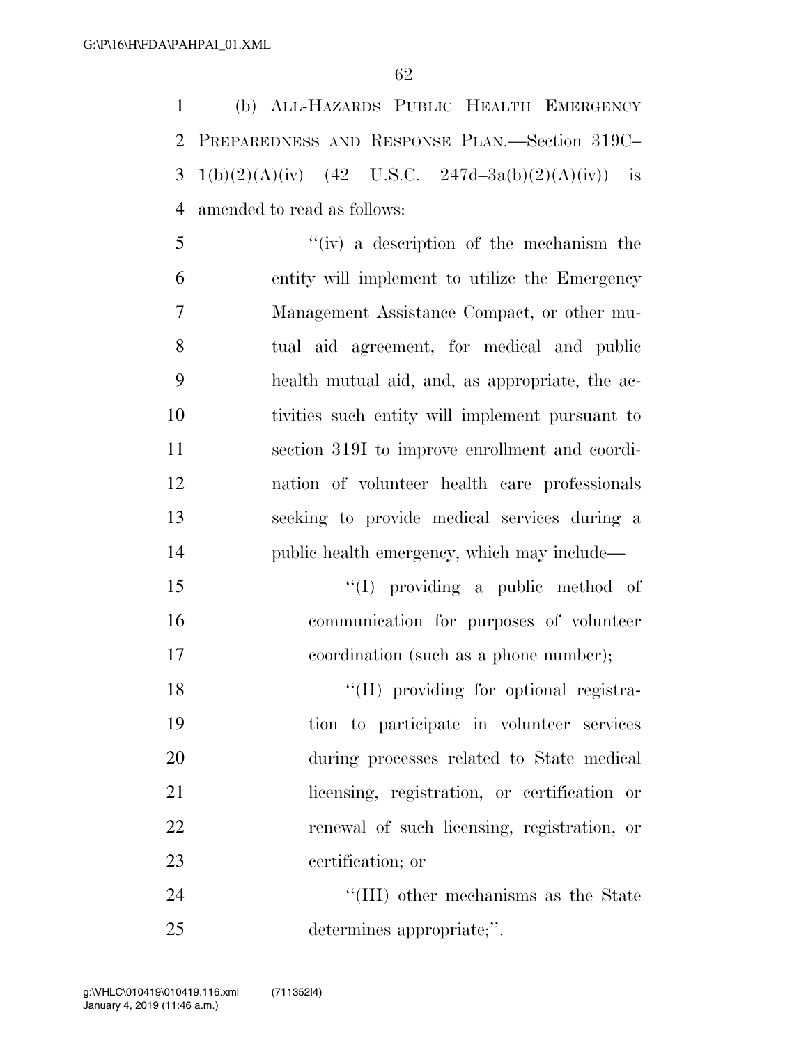(b) All-Hazards Public Health Emergency Preparedness and Response Plan.—Section 319C–1(b)(2)(A)(iv) (42 U.S.C. 247d–3a(b)(2)(A)(iv)) is amended to read as follows:

> "(iv) a description of the mechanism the entity will implement to utilize the Emergency Management Assistance Compact, or other mutual aid agreement, for medical and public health mutual aid, and, as appropriate, the activities such entity will implement pursuant to section 319I to improve enrollment and coordination of volunteer health care professionals seeking to provide medical services during a public health emergency, which may include—
>
> > "(I) providing a public method of communication for purposes of volunteer coordination (such as a phone number);
> >
> > "(II) providing for optional registration to participate in volunteer services during processes related to State medical licensing, registration, or certification or renewal of such licensing, registration, or certification; or
> >
> > "(III) other mechanisms as the State determines appropriate;".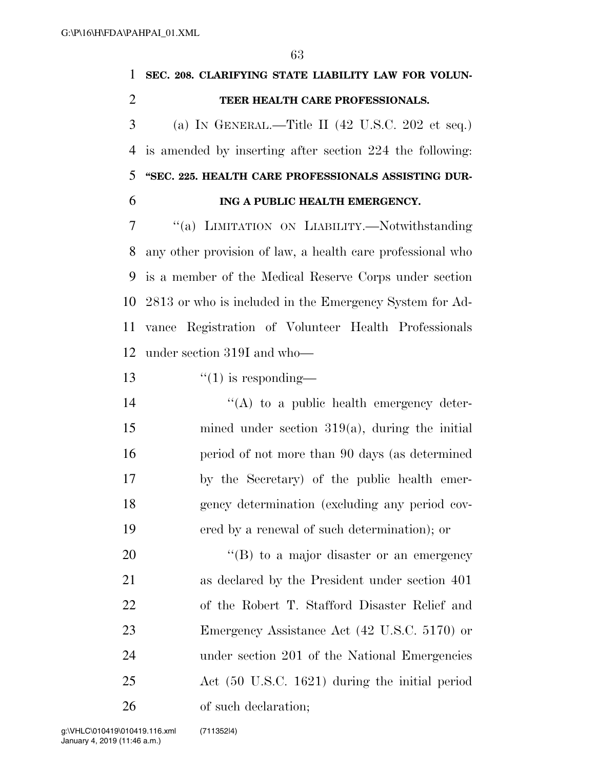**SEC. 208. CLARIFYING STATE LIABILITY LAW FOR VOLUNTEER HEALTH CARE PROFESSIONALS.**

(a) IN GENERAL.—Title II (42 U.S.C. 202 et seq.) is amended by inserting after section 224 the following:

**"SEC. 225. HEALTH CARE PROFESSIONALS ASSISTING DURING A PUBLIC HEALTH EMERGENCY.**

"(a) LIMITATION ON LIABILITY.—Notwithstanding any other provision of law, a health care professional who is a member of the Medical Reserve Corps under section 2813 or who is included in the Emergency System for Advance Registration of Volunteer Health Professionals under section 319I and who—

"(1) is responding—

"(A) to a public health emergency determined under section 319(a), during the initial period of not more than 90 days (as determined by the Secretary) of the public health emergency determination (excluding any period covered by a renewal of such determination); or

"(B) to a major disaster or an emergency as declared by the President under section 401 of the Robert T. Stafford Disaster Relief and Emergency Assistance Act (42 U.S.C. 5170) or under section 201 of the National Emergencies Act (50 U.S.C. 1621) during the initial period of such declaration;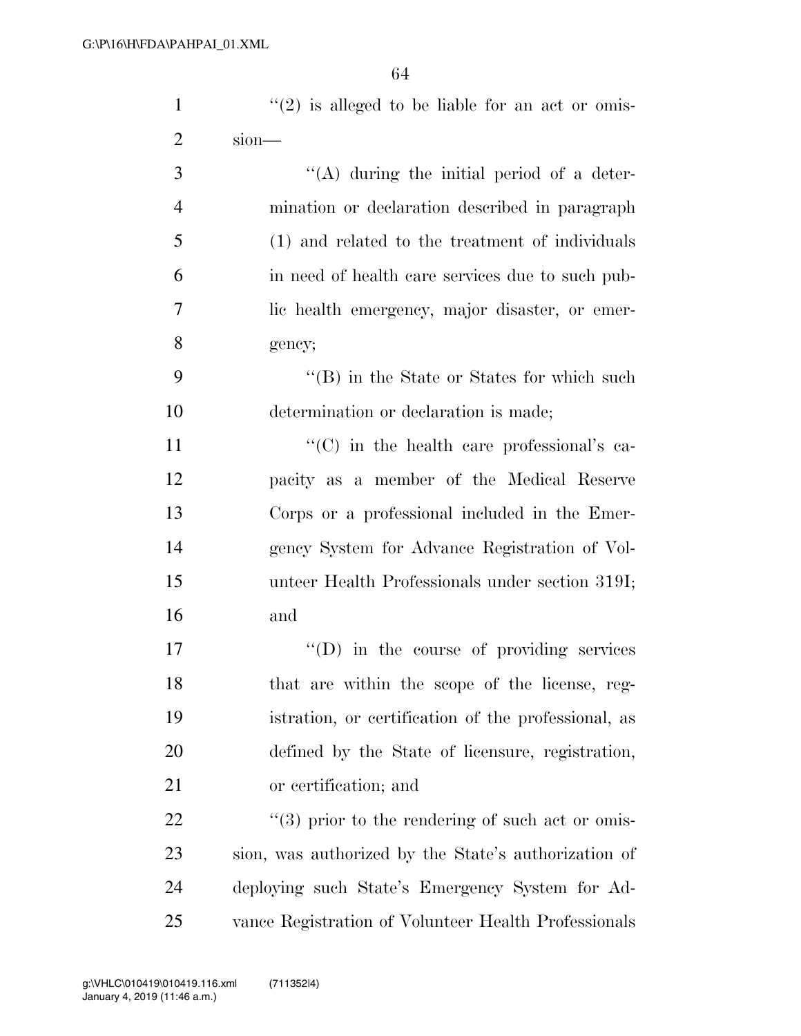''(2) is alleged to be liable for an act or omission—

''(A) during the initial period of a determination or declaration described in paragraph (1) and related to the treatment of individuals in need of health care services due to such public health emergency, major disaster, or emergency;

''(B) in the State or States for which such determination or declaration is made;

''(C) in the health care professional's capacity as a member of the Medical Reserve Corps or a professional included in the Emergency System for Advance Registration of Volunteer Health Professionals under section 319I; and

''(D) in the course of providing services that are within the scope of the license, registration, or certification of the professional, as defined by the State of licensure, registration, or certification; and

''(3) prior to the rendering of such act or omission, was authorized by the State's authorization of deploying such State's Emergency System for Advance Registration of Volunteer Health Professionals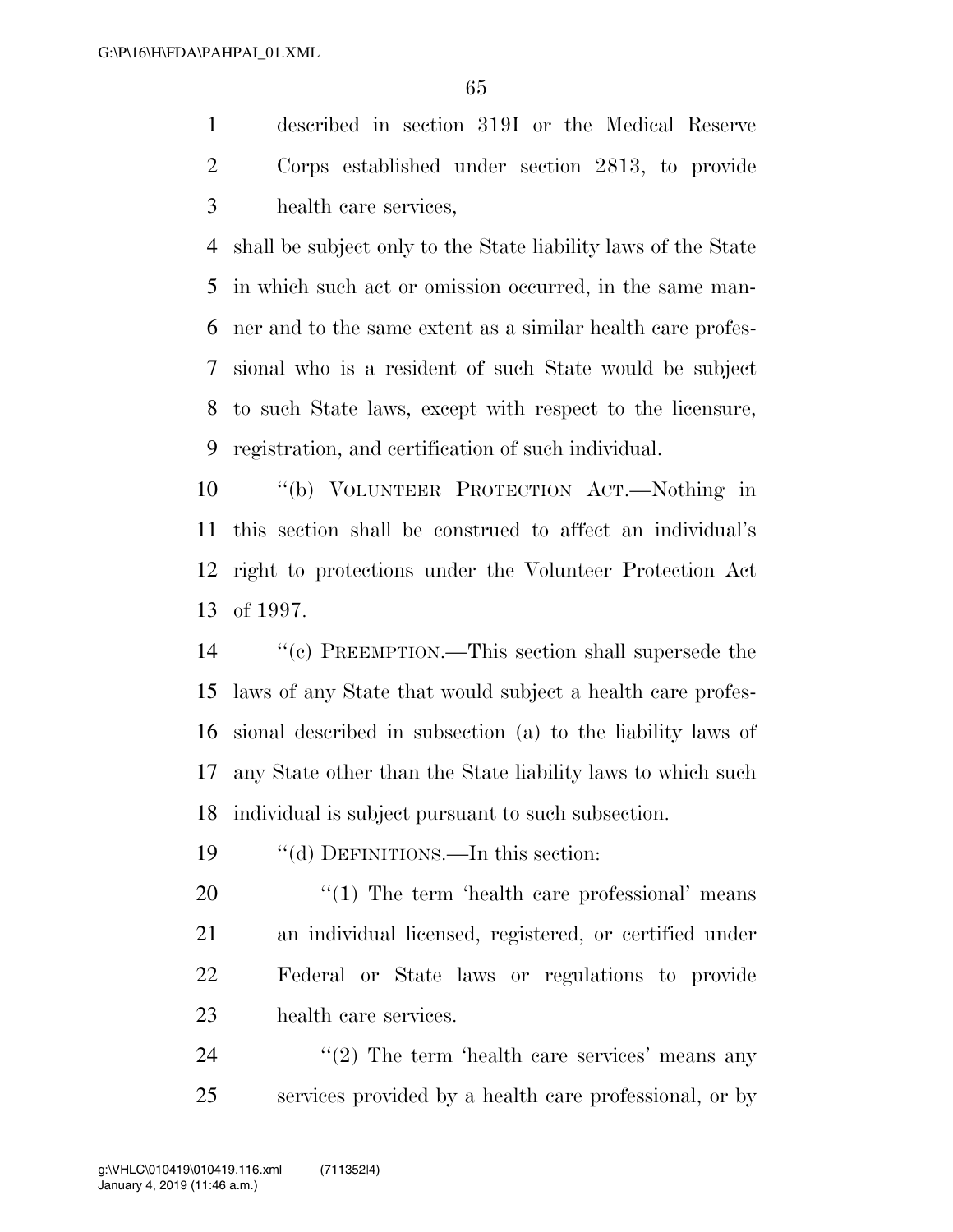described in section 319I or the Medical Reserve Corps established under section 2813, to provide health care services,

shall be subject only to the State liability laws of the State in which such act or omission occurred, in the same manner and to the same extent as a similar health care professional who is a resident of such State would be subject to such State laws, except with respect to the licensure, registration, and certification of such individual.

"(b) VOLUNTEER PROTECTION ACT.—Nothing in this section shall be construed to affect an individual's right to protections under the Volunteer Protection Act of 1997.

"(c) PREEMPTION.—This section shall supersede the laws of any State that would subject a health care professional described in subsection (a) to the liability laws of any State other than the State liability laws to which such individual is subject pursuant to such subsection.

"(d) DEFINITIONS.—In this section:

"(1) The term 'health care professional' means an individual licensed, registered, or certified under Federal or State laws or regulations to provide health care services.

"(2) The term 'health care services' means any services provided by a health care professional, or by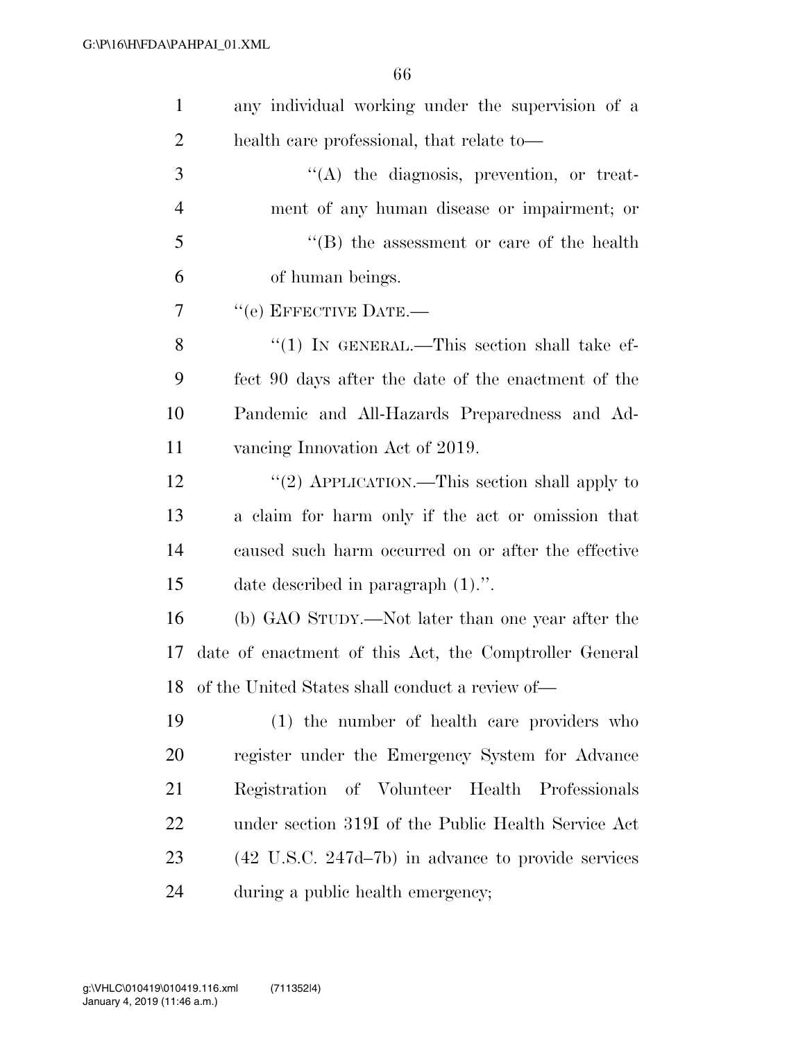any individual working under the supervision of a health care professional, that relate to—

''(A) the diagnosis, prevention, or treatment of any human disease or impairment; or

''(B) the assessment or care of the health of human beings.

''(e) EFFECTIVE DATE.—

''(1) IN GENERAL.—This section shall take effect 90 days after the date of the enactment of the Pandemic and All-Hazards Preparedness and Advancing Innovation Act of 2019.

''(2) APPLICATION.—This section shall apply to a claim for harm only if the act or omission that caused such harm occurred on or after the effective date described in paragraph (1).''.

(b) GAO STUDY.—Not later than one year after the date of enactment of this Act, the Comptroller General of the United States shall conduct a review of—

(1) the number of health care providers who register under the Emergency System for Advance Registration of Volunteer Health Professionals under section 319I of the Public Health Service Act (42 U.S.C. 247d–7b) in advance to provide services during a public health emergency;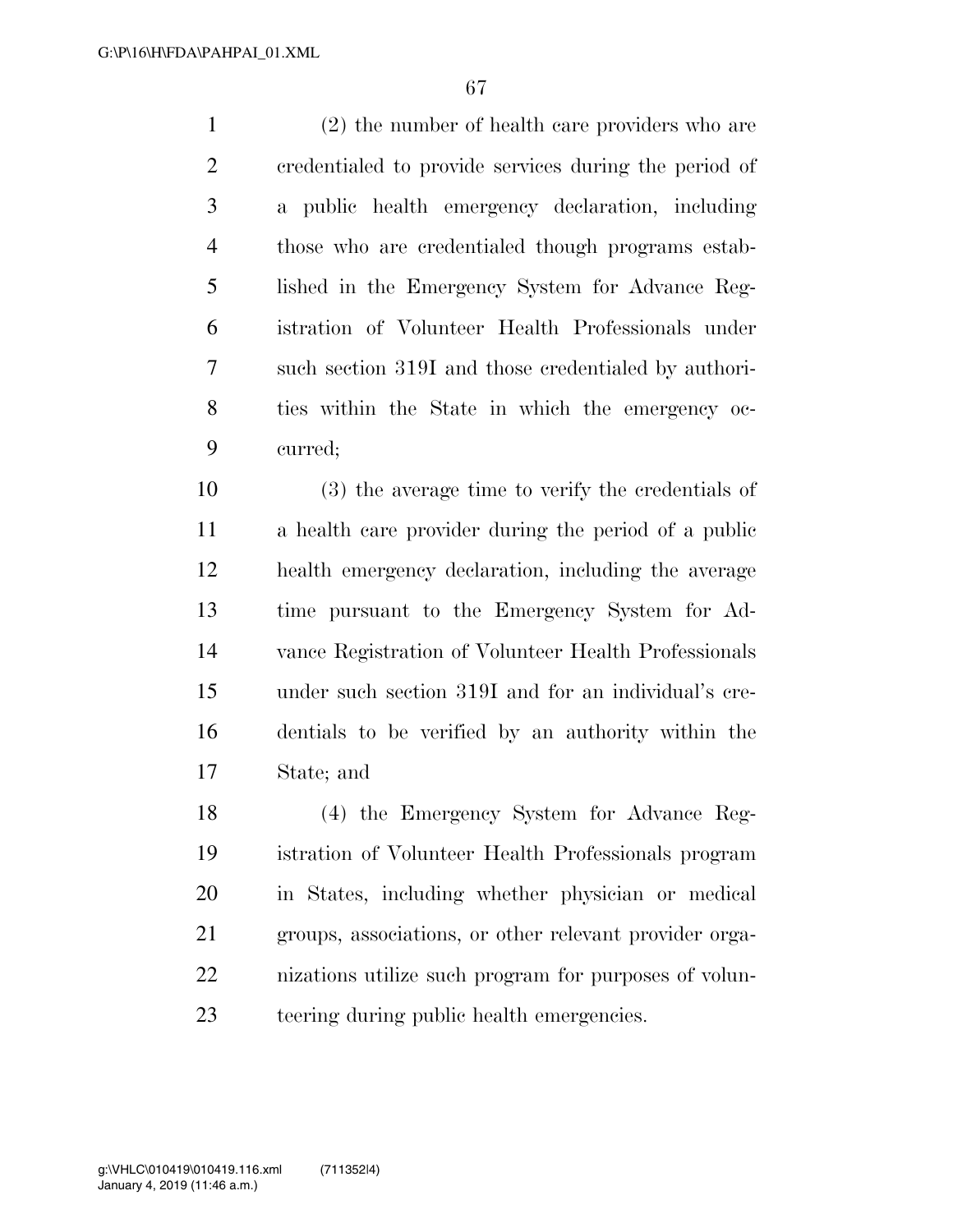(2) the number of health care providers who are credentialed to provide services during the period of a public health emergency declaration, including those who are credentialed though programs established in the Emergency System for Advance Registration of Volunteer Health Professionals under such section 319I and those credentialed by authorities within the State in which the emergency occurred;

(3) the average time to verify the credentials of a health care provider during the period of a public health emergency declaration, including the average time pursuant to the Emergency System for Advance Registration of Volunteer Health Professionals under such section 319I and for an individual's credentials to be verified by an authority within the State; and

(4) the Emergency System for Advance Registration of Volunteer Health Professionals program in States, including whether physician or medical groups, associations, or other relevant provider organizations utilize such program for purposes of volunteering during public health emergencies.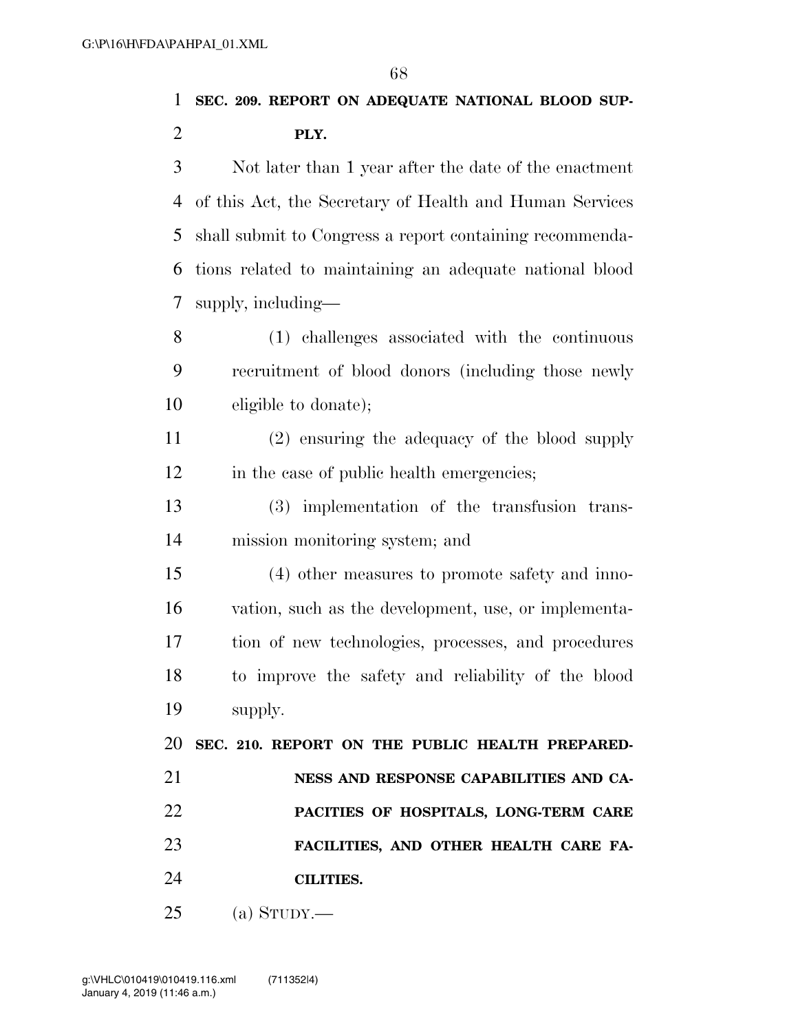**SEC. 209. REPORT ON ADEQUATE NATIONAL BLOOD SUPPLY.**

Not later than 1 year after the date of the enactment of this Act, the Secretary of Health and Human Services shall submit to Congress a report containing recommendations related to maintaining an adequate national blood supply, including—

(1) challenges associated with the continuous recruitment of blood donors (including those newly eligible to donate);

(2) ensuring the adequacy of the blood supply in the case of public health emergencies;

(3) implementation of the transfusion transmission monitoring system; and

(4) other measures to promote safety and innovation, such as the development, use, or implementation of new technologies, processes, and procedures to improve the safety and reliability of the blood supply.

**SEC. 210. REPORT ON THE PUBLIC HEALTH PREPAREDNESS AND RESPONSE CAPABILITIES AND CAPACITIES OF HOSPITALS, LONG-TERM CARE FACILITIES, AND OTHER HEALTH CARE FACILITIES.**

(a) STUDY.—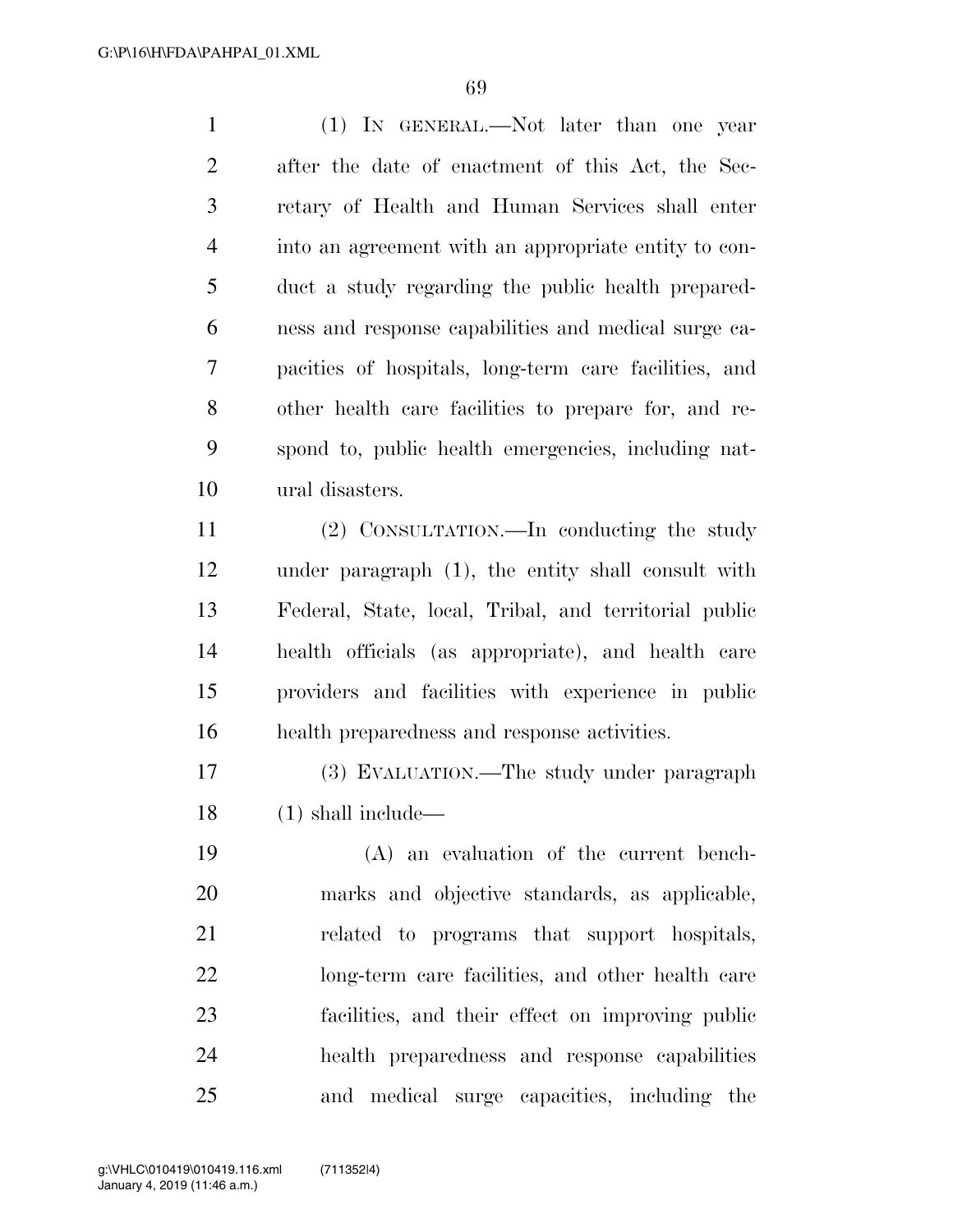(1) In general.—Not later than one year after the date of enactment of this Act, the Secretary of Health and Human Services shall enter into an agreement with an appropriate entity to conduct a study regarding the public health preparedness and response capabilities and medical surge capacities of hospitals, long-term care facilities, and other health care facilities to prepare for, and respond to, public health emergencies, including natural disasters.

(2) Consultation.—In conducting the study under paragraph (1), the entity shall consult with Federal, State, local, Tribal, and territorial public health officials (as appropriate), and health care providers and facilities with experience in public health preparedness and response activities.

(3) Evaluation.—The study under paragraph (1) shall include—

(A) an evaluation of the current benchmarks and objective standards, as applicable, related to programs that support hospitals, long-term care facilities, and other health care facilities, and their effect on improving public health preparedness and response capabilities and medical surge capacities, including the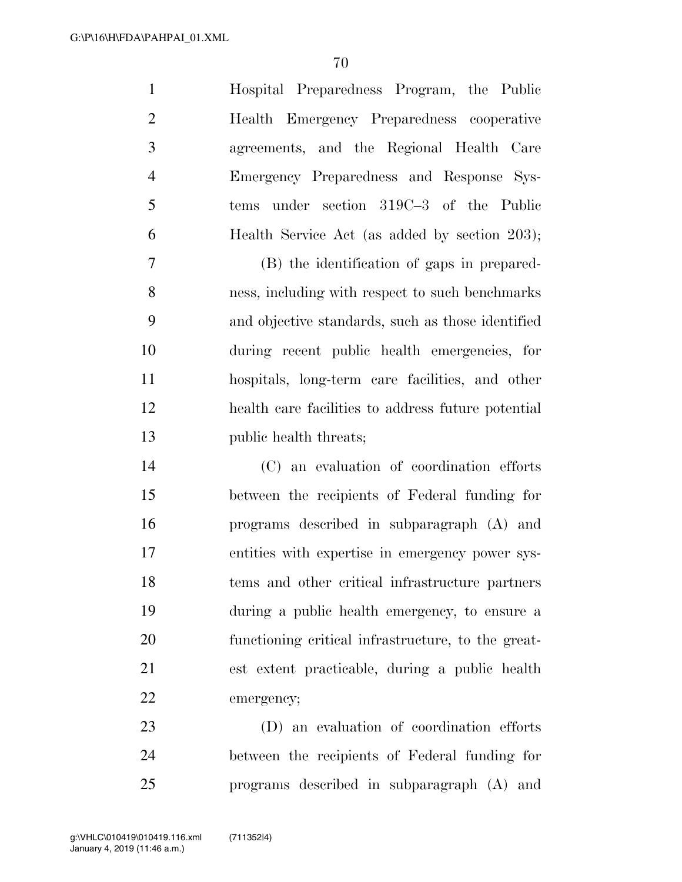Hospital Preparedness Program, the Public Health Emergency Preparedness cooperative agreements, and the Regional Health Care Emergency Preparedness and Response Systems under section 319C–3 of the Public Health Service Act (as added by section 203);

(B) the identification of gaps in preparedness, including with respect to such benchmarks and objective standards, such as those identified during recent public health emergencies, for hospitals, long-term care facilities, and other health care facilities to address future potential public health threats;

(C) an evaluation of coordination efforts between the recipients of Federal funding for programs described in subparagraph (A) and entities with expertise in emergency power systems and other critical infrastructure partners during a public health emergency, to ensure a functioning critical infrastructure, to the greatest extent practicable, during a public health emergency;

(D) an evaluation of coordination efforts between the recipients of Federal funding for programs described in subparagraph (A) and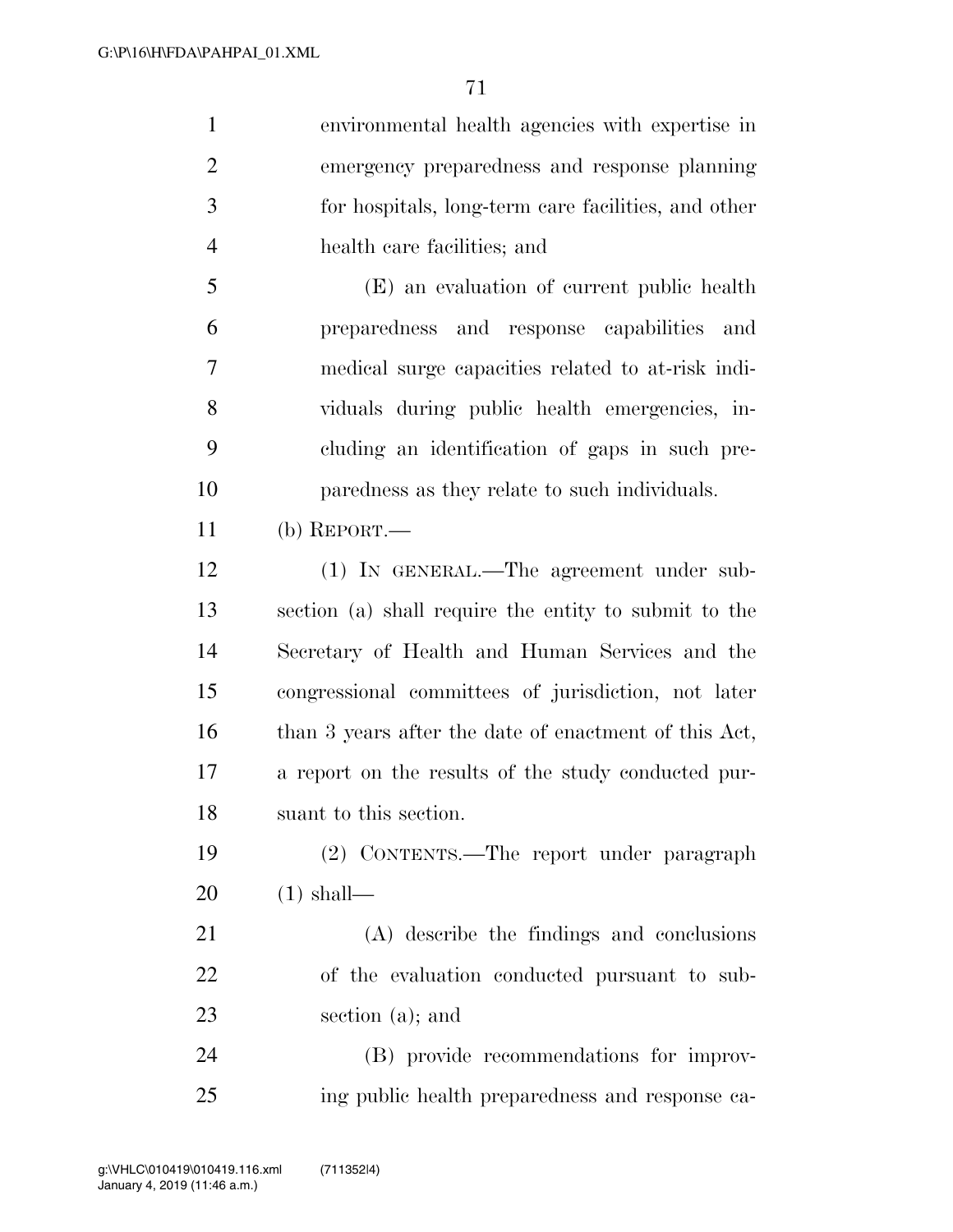environmental health agencies with expertise in emergency preparedness and response planning for hospitals, long-term care facilities, and other health care facilities; and

(E) an evaluation of current public health preparedness and response capabilities and medical surge capacities related to at-risk individuals during public health emergencies, including an identification of gaps in such preparedness as they relate to such individuals.

(b) REPORT.—

(1) IN GENERAL.—The agreement under subsection (a) shall require the entity to submit to the Secretary of Health and Human Services and the congressional committees of jurisdiction, not later than 3 years after the date of enactment of this Act, a report on the results of the study conducted pursuant to this section.

(2) CONTENTS.—The report under paragraph (1) shall—

(A) describe the findings and conclusions of the evaluation conducted pursuant to subsection (a); and

(B) provide recommendations for improving public health preparedness and response ca-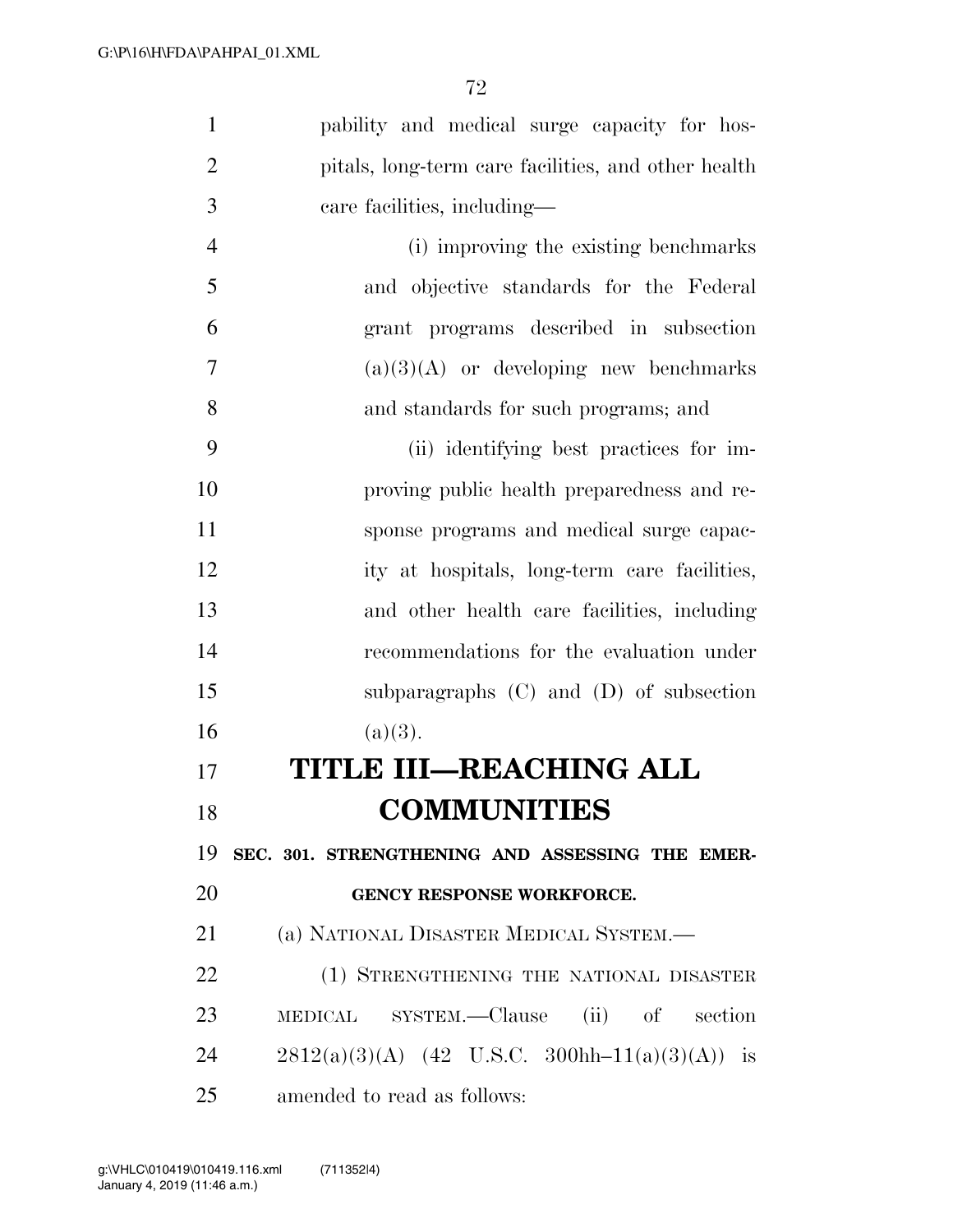pability and medical surge capacity for hospitals, long-term care facilities, and other health care facilities, including—

(i) improving the existing benchmarks and objective standards for the Federal grant programs described in subsection (a)(3)(A) or developing new benchmarks and standards for such programs; and

(ii) identifying best practices for improving public health preparedness and response programs and medical surge capacity at hospitals, long-term care facilities, and other health care facilities, including recommendations for the evaluation under subparagraphs (C) and (D) of subsection (a)(3).

# TITLE III—REACHING ALL COMMUNITIES

**SEC. 301. STRENGTHENING AND ASSESSING THE EMERGENCY RESPONSE WORKFORCE.**

(a) NATIONAL DISASTER MEDICAL SYSTEM.—

(1) STRENGTHENING THE NATIONAL DISASTER MEDICAL SYSTEM.—Clause (ii) of section 2812(a)(3)(A) (42 U.S.C. 300hh–11(a)(3)(A)) is amended to read as follows: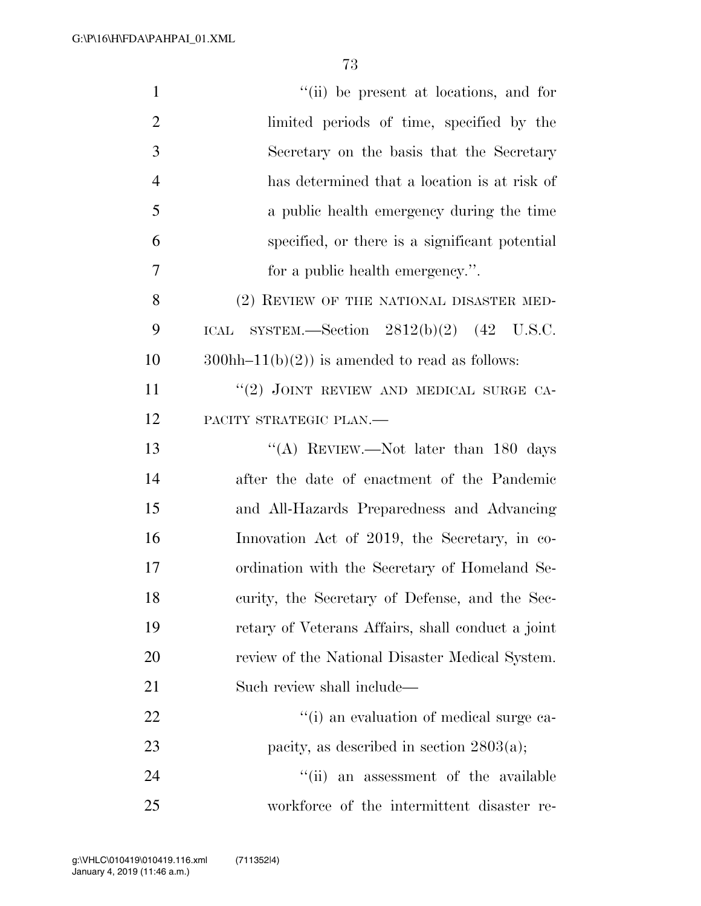"(ii) be present at locations, and for limited periods of time, specified by the Secretary on the basis that the Secretary has determined that a location is at risk of a public health emergency during the time specified, or there is a significant potential for a public health emergency.".

(2) REVIEW OF THE NATIONAL DISASTER MEDICAL SYSTEM.—Section 2812(b)(2) (42 U.S.C. 300hh–11(b)(2)) is amended to read as follows:

"(2) JOINT REVIEW AND MEDICAL SURGE CAPACITY STRATEGIC PLAN.—

"(A) REVIEW.—Not later than 180 days after the date of enactment of the Pandemic and All-Hazards Preparedness and Advancing Innovation Act of 2019, the Secretary, in coordination with the Secretary of Homeland Security, the Secretary of Defense, and the Secretary of Veterans Affairs, shall conduct a joint review of the National Disaster Medical System. Such review shall include—

"(i) an evaluation of medical surge capacity, as described in section 2803(a);

"(ii) an assessment of the available workforce of the intermittent disaster re-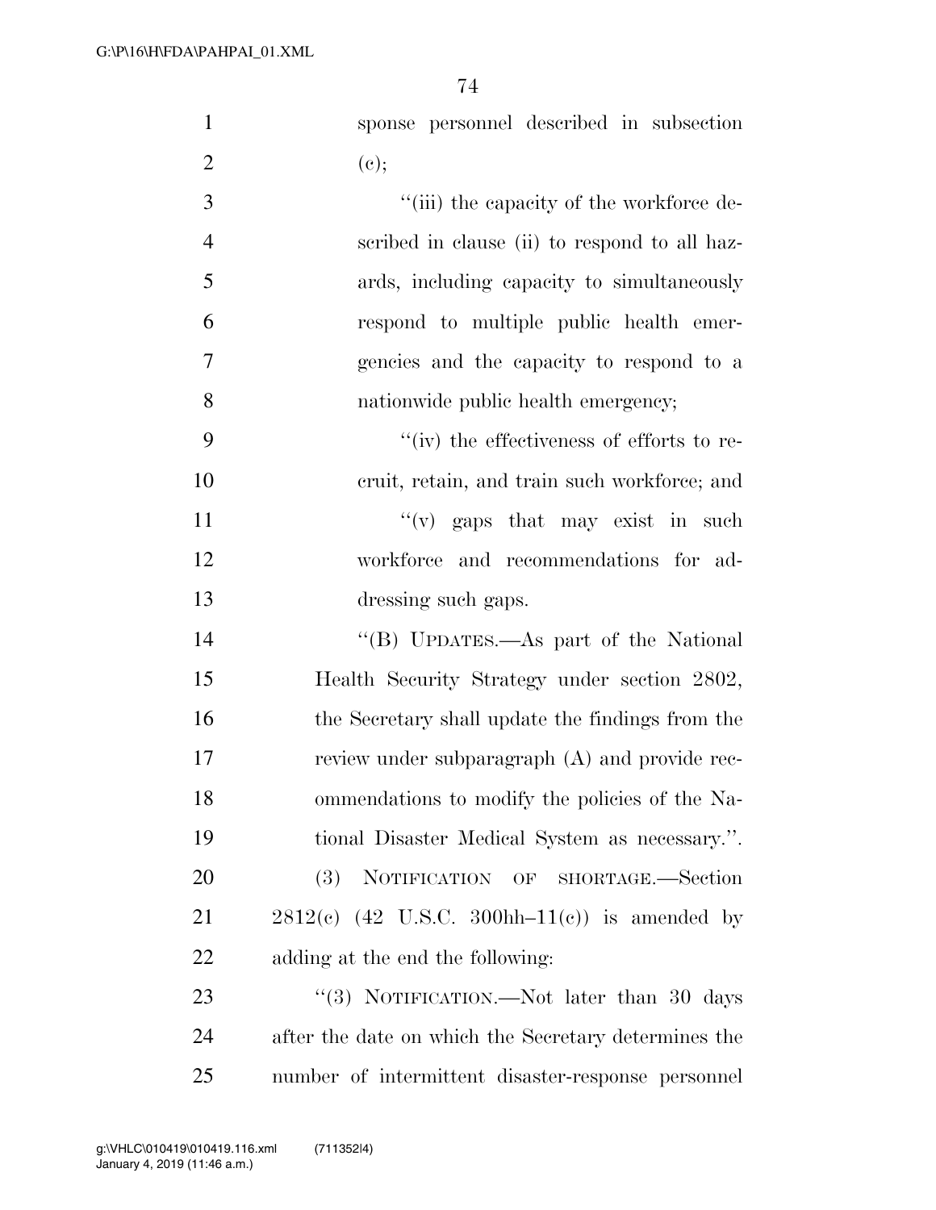sponse personnel described in subsection (c);

''(iii) the capacity of the workforce described in clause (ii) to respond to all hazards, including capacity to simultaneously respond to multiple public health emergencies and the capacity to respond to a nationwide public health emergency;

''(iv) the effectiveness of efforts to recruit, retain, and train such workforce; and

''(v) gaps that may exist in such workforce and recommendations for addressing such gaps.

''(B) UPDATES.—As part of the National Health Security Strategy under section 2802, the Secretary shall update the findings from the review under subparagraph (A) and provide recommendations to modify the policies of the National Disaster Medical System as necessary.''.

(3) NOTIFICATION OF SHORTAGE.—Section 2812(c) (42 U.S.C. 300hh–11(c)) is amended by adding at the end the following:

''(3) NOTIFICATION.—Not later than 30 days after the date on which the Secretary determines the number of intermittent disaster-response personnel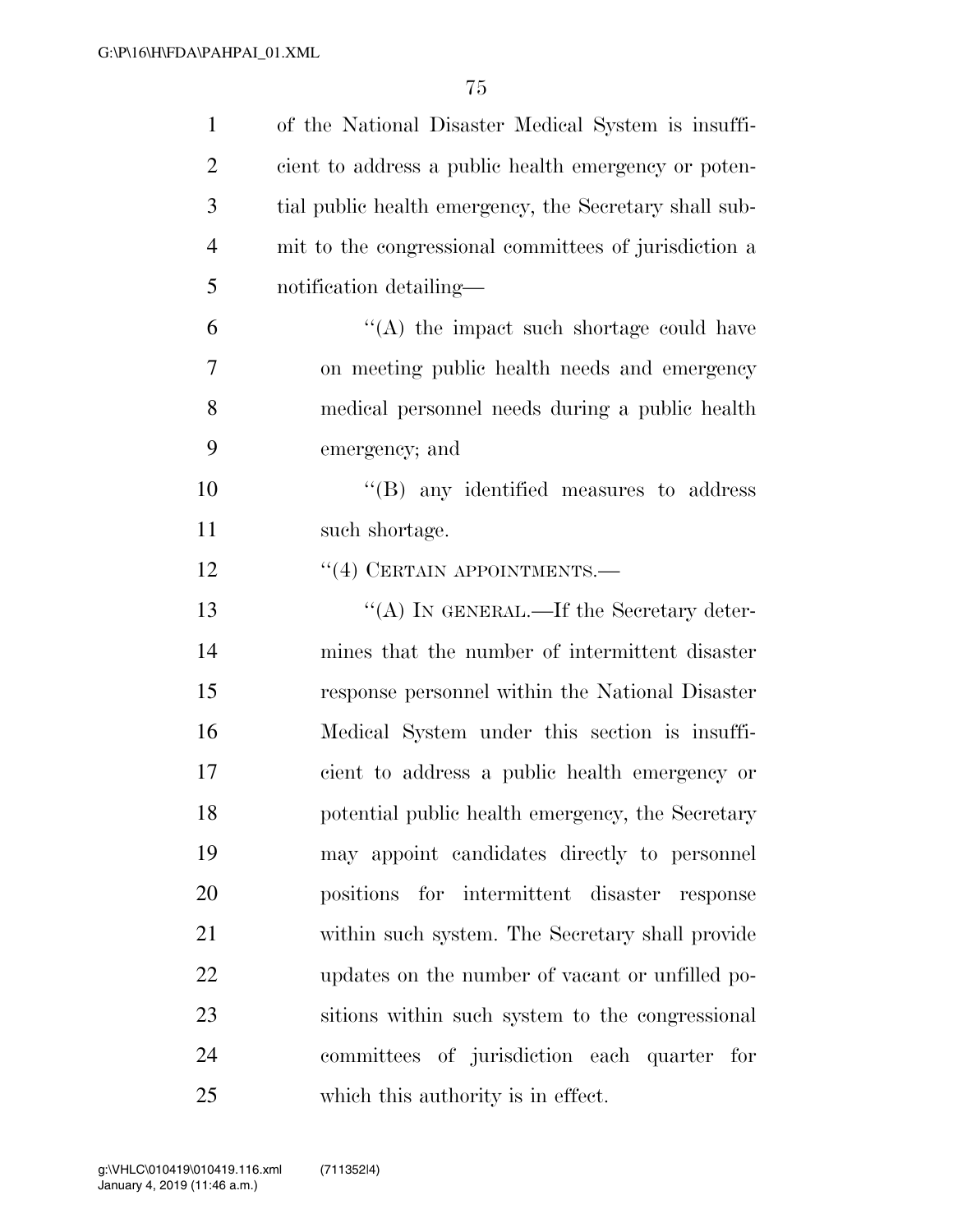of the National Disaster Medical System is insufficient to address a public health emergency or potential public health emergency, the Secretary shall submit to the congressional committees of jurisdiction a notification detailing—

"(A) the impact such shortage could have on meeting public health needs and emergency medical personnel needs during a public health emergency; and

"(B) any identified measures to address such shortage.

"(4) CERTAIN APPOINTMENTS.—

"(A) IN GENERAL.—If the Secretary determines that the number of intermittent disaster response personnel within the National Disaster Medical System under this section is insufficient to address a public health emergency or potential public health emergency, the Secretary may appoint candidates directly to personnel positions for intermittent disaster response within such system. The Secretary shall provide updates on the number of vacant or unfilled positions within such system to the congressional committees of jurisdiction each quarter for which this authority is in effect.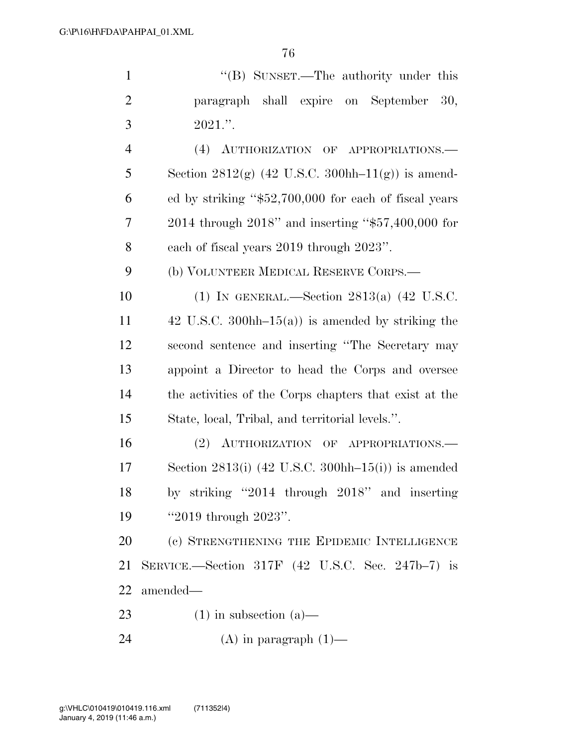"(B) SUNSET.—The authority under this paragraph shall expire on September 30, 2021.".

(4) AUTHORIZATION OF APPROPRIATIONS.—Section 2812(g) (42 U.S.C. 300hh–11(g)) is amended by striking "$52,700,000 for each of fiscal years 2014 through 2018" and inserting "$57,400,000 for each of fiscal years 2019 through 2023".

(b) VOLUNTEER MEDICAL RESERVE CORPS.—

(1) IN GENERAL.—Section 2813(a) (42 U.S.C. 42 U.S.C. 300hh–15(a)) is amended by striking the second sentence and inserting "The Secretary may appoint a Director to head the Corps and oversee the activities of the Corps chapters that exist at the State, local, Tribal, and territorial levels.".

(2) AUTHORIZATION OF APPROPRIATIONS.—Section 2813(i) (42 U.S.C. 300hh–15(i)) is amended by striking "2014 through 2018" and inserting "2019 through 2023".

(c) STRENGTHENING THE EPIDEMIC INTELLIGENCE SERVICE.—Section 317F (42 U.S.C. Sec. 247b–7) is amended—

(1) in subsection (a)—

(A) in paragraph (1)—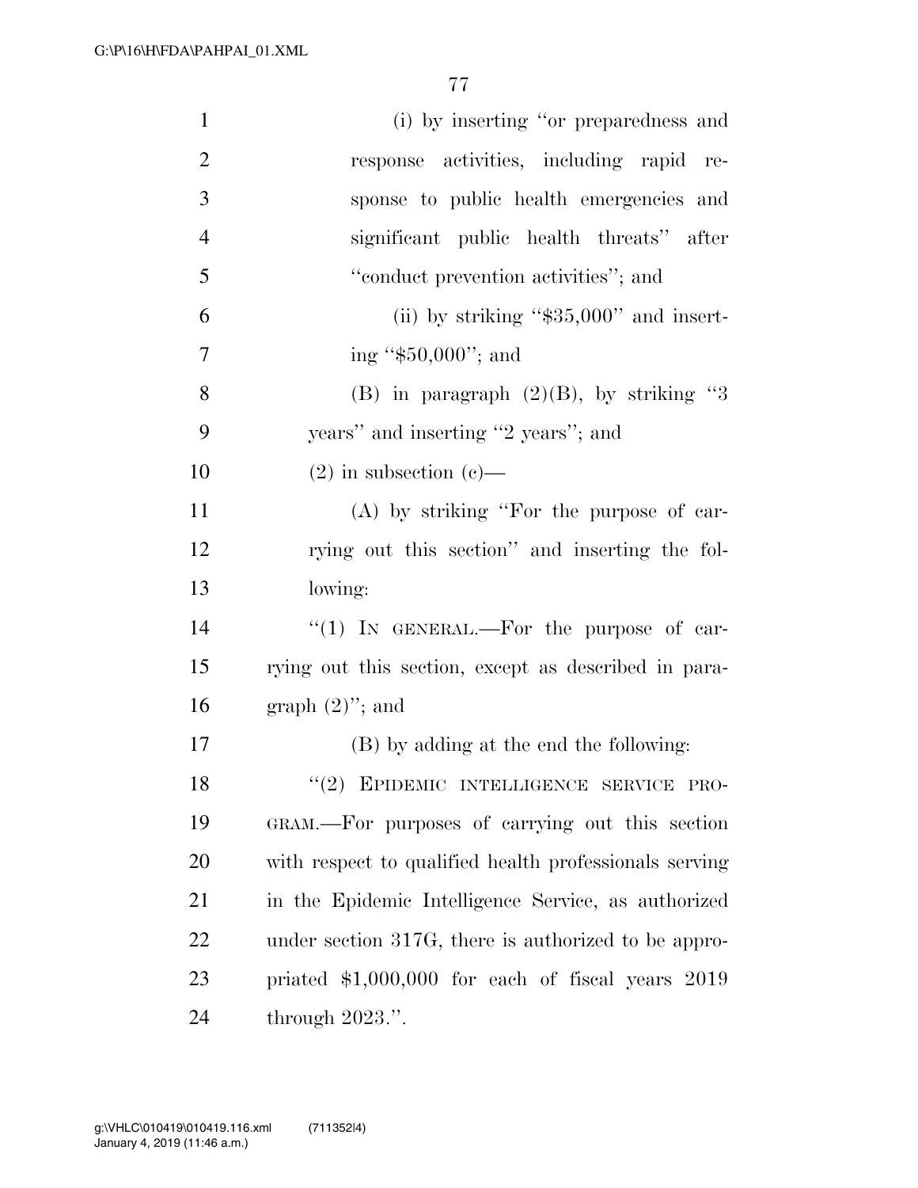(i) by inserting "or preparedness and response activities, including rapid response to public health emergencies and significant public health threats" after "conduct prevention activities"; and

(ii) by striking "$35,000" and inserting "$50,000"; and

(B) in paragraph (2)(B), by striking "3 years" and inserting "2 years"; and

(2) in subsection (c)—

(A) by striking "For the purpose of carrying out this section" and inserting the following:

"(1) IN GENERAL.—For the purpose of carrying out this section, except as described in paragraph (2)"; and

(B) by adding at the end the following:

"(2) EPIDEMIC INTELLIGENCE SERVICE PROGRAM.—For purposes of carrying out this section with respect to qualified health professionals serving in the Epidemic Intelligence Service, as authorized under section 317G, there is authorized to be appropriated $1,000,000 for each of fiscal years 2019 through 2023.".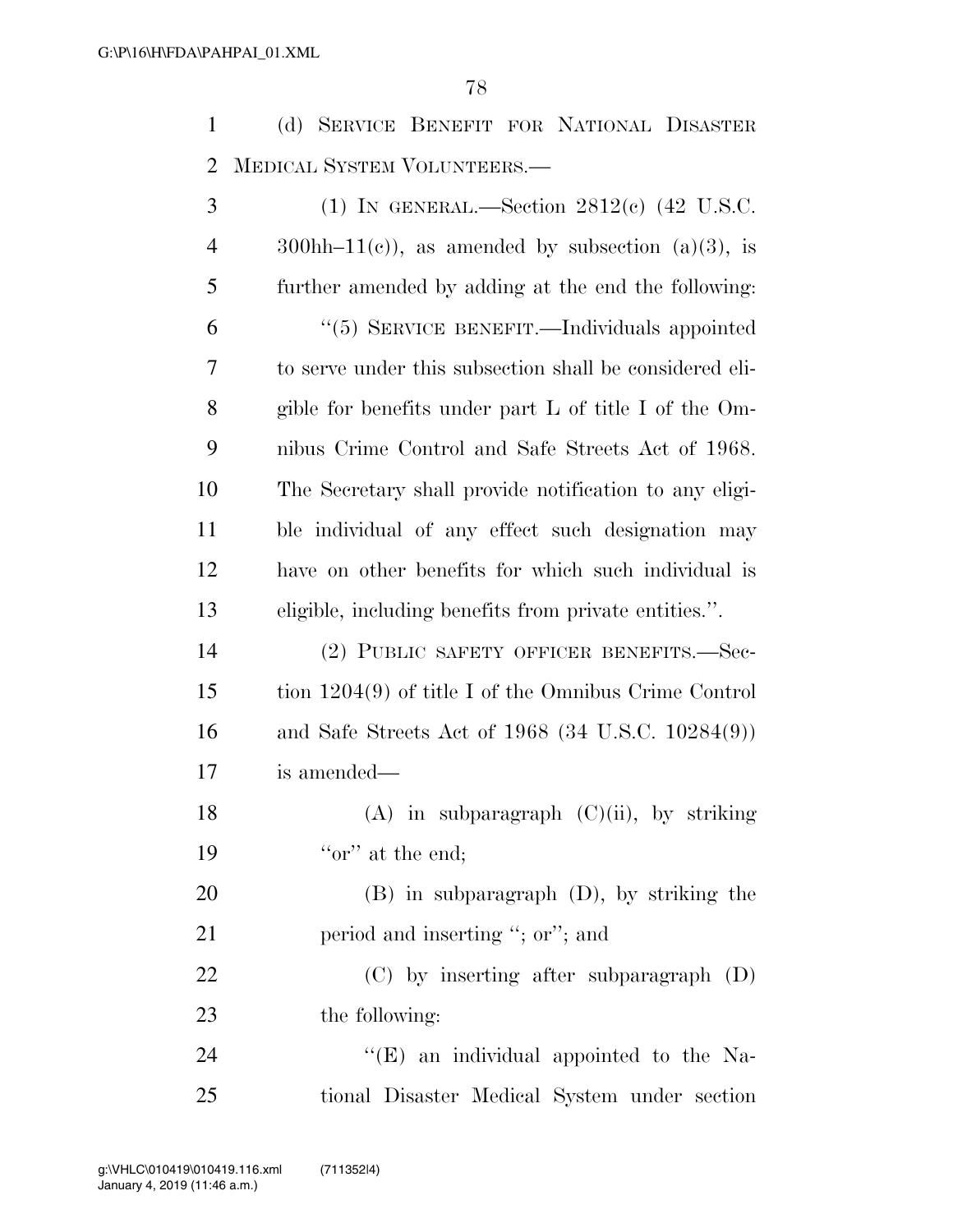(d) SERVICE BENEFIT FOR NATIONAL DISASTER MEDICAL SYSTEM VOLUNTEERS.—

(1) IN GENERAL.—Section 2812(c) (42 U.S.C. 300hh–11(c)), as amended by subsection (a)(3), is further amended by adding at the end the following:

"(5) SERVICE BENEFIT.—Individuals appointed to serve under this subsection shall be considered eligible for benefits under part L of title I of the Omnibus Crime Control and Safe Streets Act of 1968. The Secretary shall provide notification to any eligible individual of any effect such designation may have on other benefits for which such individual is eligible, including benefits from private entities.".

(2) PUBLIC SAFETY OFFICER BENEFITS.—Section 1204(9) of title I of the Omnibus Crime Control and Safe Streets Act of 1968 (34 U.S.C. 10284(9)) is amended—

(A) in subparagraph (C)(ii), by striking "or" at the end;

(B) in subparagraph (D), by striking the period and inserting "; or"; and

(C) by inserting after subparagraph (D) the following:

"(E) an individual appointed to the National Disaster Medical System under section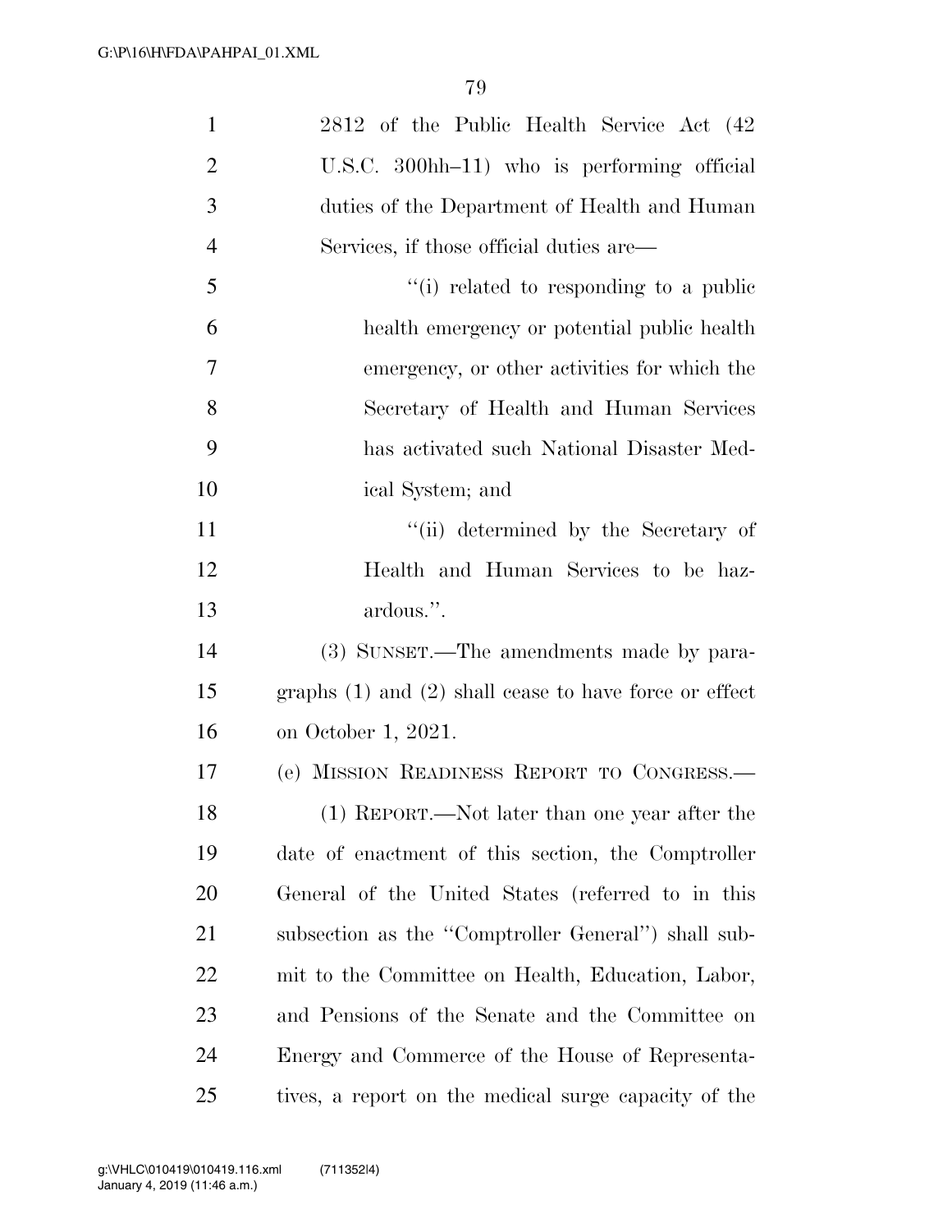2812 of the Public Health Service Act (42 U.S.C. 300hh–11) who is performing official duties of the Department of Health and Human Services, if those official duties are—

''(i) related to responding to a public health emergency or potential public health emergency, or other activities for which the Secretary of Health and Human Services has activated such National Disaster Medical System; and

''(ii) determined by the Secretary of Health and Human Services to be hazardous.''.

(3) SUNSET.—The amendments made by paragraphs (1) and (2) shall cease to have force or effect on October 1, 2021.

(e) MISSION READINESS REPORT TO CONGRESS.—

(1) REPORT.—Not later than one year after the date of enactment of this section, the Comptroller General of the United States (referred to in this subsection as the ''Comptroller General'') shall submit to the Committee on Health, Education, Labor, and Pensions of the Senate and the Committee on Energy and Commerce of the House of Representatives, a report on the medical surge capacity of the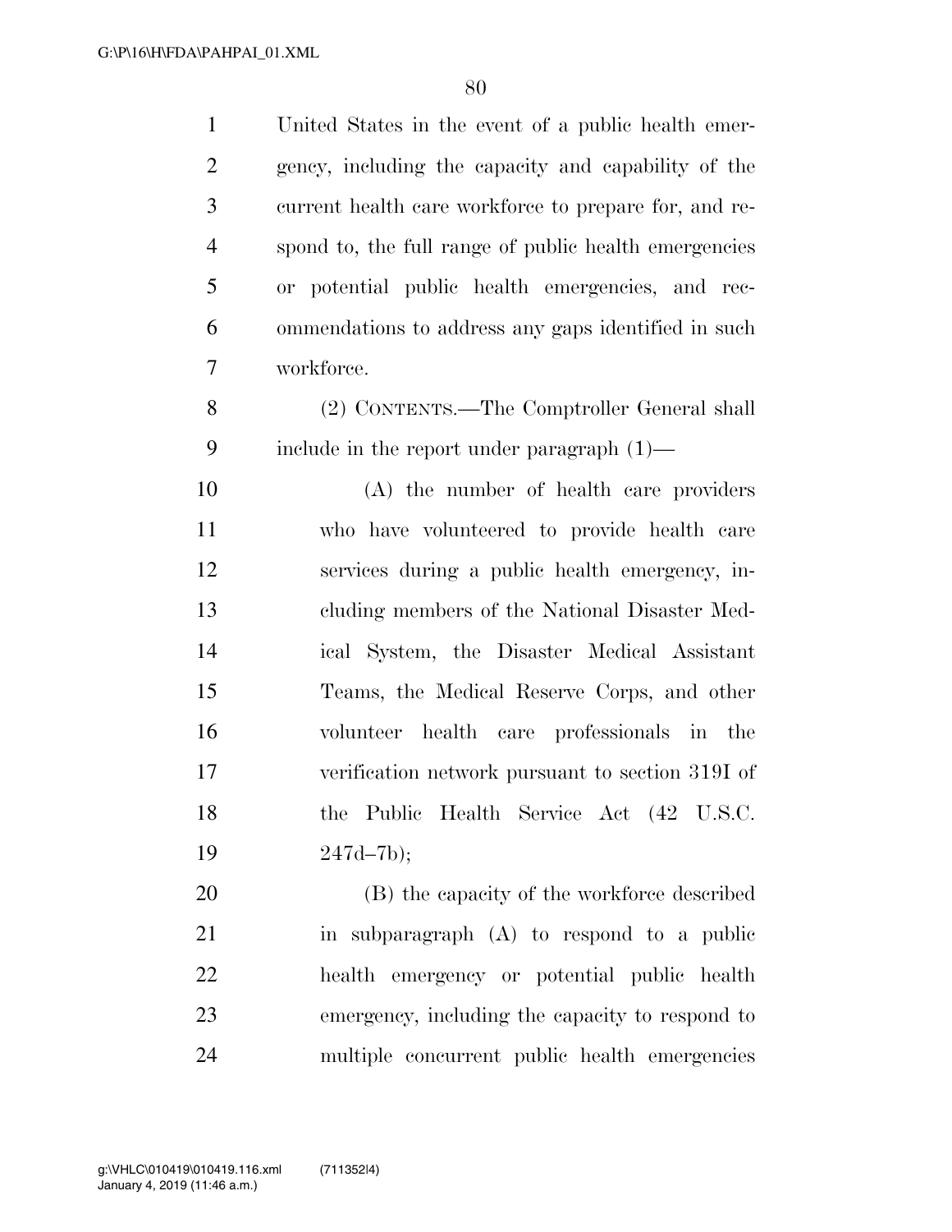United States in the event of a public health emergency, including the capacity and capability of the current health care workforce to prepare for, and respond to, the full range of public health emergencies or potential public health emergencies, and recommendations to address any gaps identified in such workforce.

(2) CONTENTS.—The Comptroller General shall include in the report under paragraph (1)—

(A) the number of health care providers who have volunteered to provide health care services during a public health emergency, including members of the National Disaster Medical System, the Disaster Medical Assistant Teams, the Medical Reserve Corps, and other volunteer health care professionals in the verification network pursuant to section 319I of the Public Health Service Act (42 U.S.C. 247d–7b);

(B) the capacity of the workforce described in subparagraph (A) to respond to a public health emergency or potential public health emergency, including the capacity to respond to multiple concurrent public health emergencies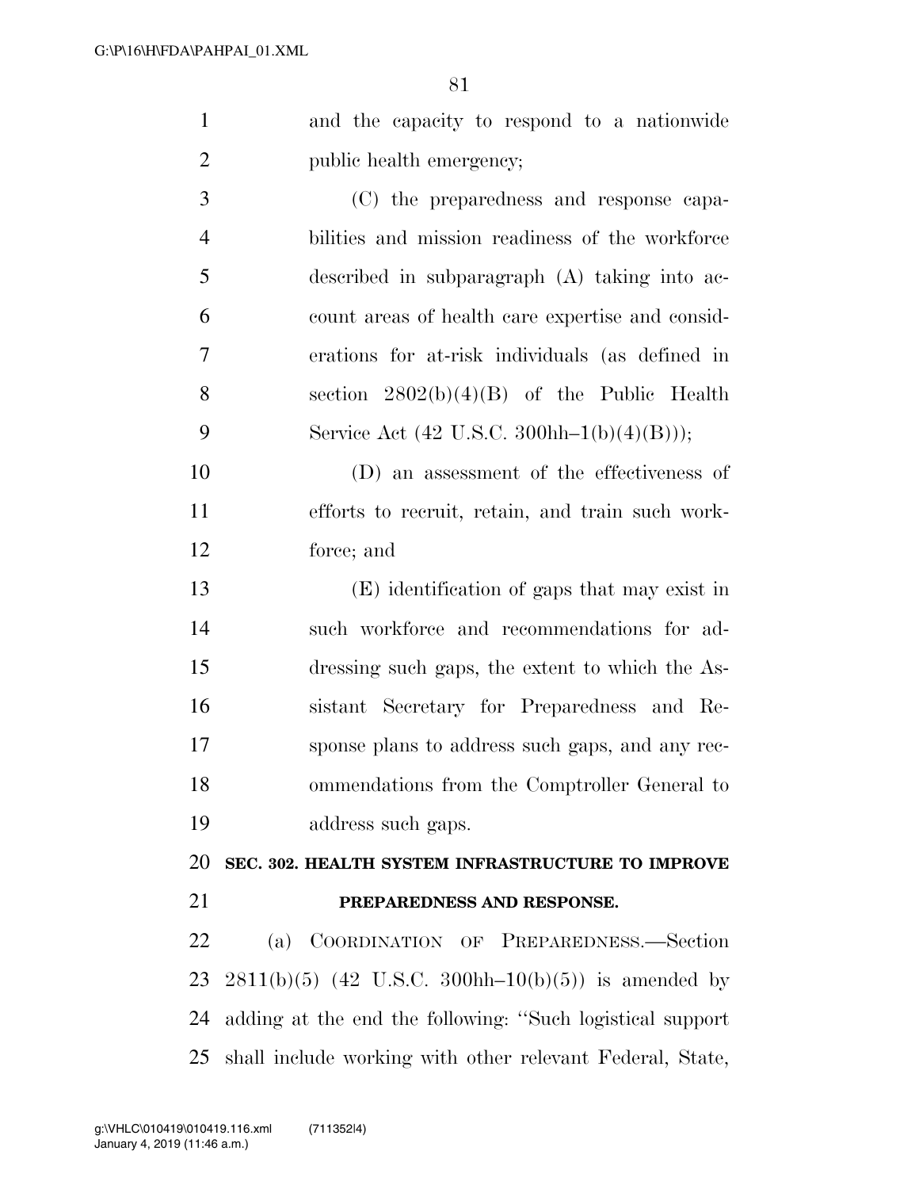and the capacity to respond to a nationwide public health emergency;

(C) the preparedness and response capabilities and mission readiness of the workforce described in subparagraph (A) taking into account areas of health care expertise and considerations for at-risk individuals (as defined in section 2802(b)(4)(B) of the Public Health Service Act (42 U.S.C. 300hh–1(b)(4)(B)));

(D) an assessment of the effectiveness of efforts to recruit, retain, and train such workforce; and

(E) identification of gaps that may exist in such workforce and recommendations for addressing such gaps, the extent to which the Assistant Secretary for Preparedness and Response plans to address such gaps, and any recommendations from the Comptroller General to address such gaps.

**SEC. 302. HEALTH SYSTEM INFRASTRUCTURE TO IMPROVE PREPAREDNESS AND RESPONSE.**

(a) COORDINATION OF PREPAREDNESS.—Section 2811(b)(5) (42 U.S.C. 300hh–10(b)(5)) is amended by adding at the end the following: ''Such logistical support shall include working with other relevant Federal, State,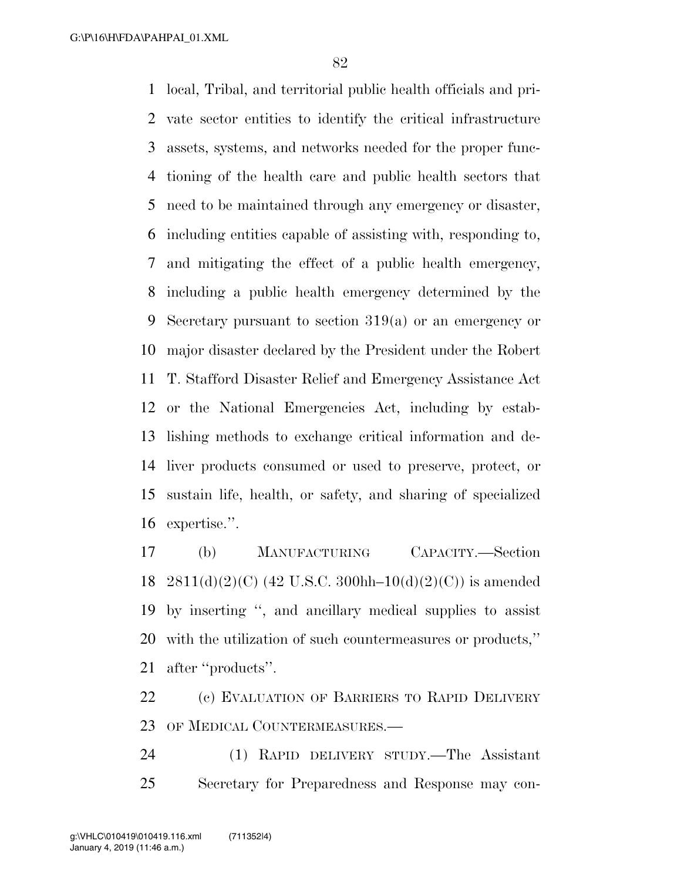local, Tribal, and territorial public health officials and private sector entities to identify the critical infrastructure assets, systems, and networks needed for the proper functioning of the health care and public health sectors that need to be maintained through any emergency or disaster, including entities capable of assisting with, responding to, and mitigating the effect of a public health emergency, including a public health emergency determined by the Secretary pursuant to section 319(a) or an emergency or major disaster declared by the President under the Robert T. Stafford Disaster Relief and Emergency Assistance Act or the National Emergencies Act, including by establishing methods to exchange critical information and deliver products consumed or used to preserve, protect, or sustain life, health, or safety, and sharing of specialized expertise.''.

(b) MANUFACTURING CAPACITY.—Section 2811(d)(2)(C) (42 U.S.C. 300hh–10(d)(2)(C)) is amended by inserting '', and ancillary medical supplies to assist with the utilization of such countermeasures or products,'' after ''products''.

(c) EVALUATION OF BARRIERS TO RAPID DELIVERY OF MEDICAL COUNTERMEASURES.—

(1) RAPID DELIVERY STUDY.—The Assistant Secretary for Preparedness and Response may con-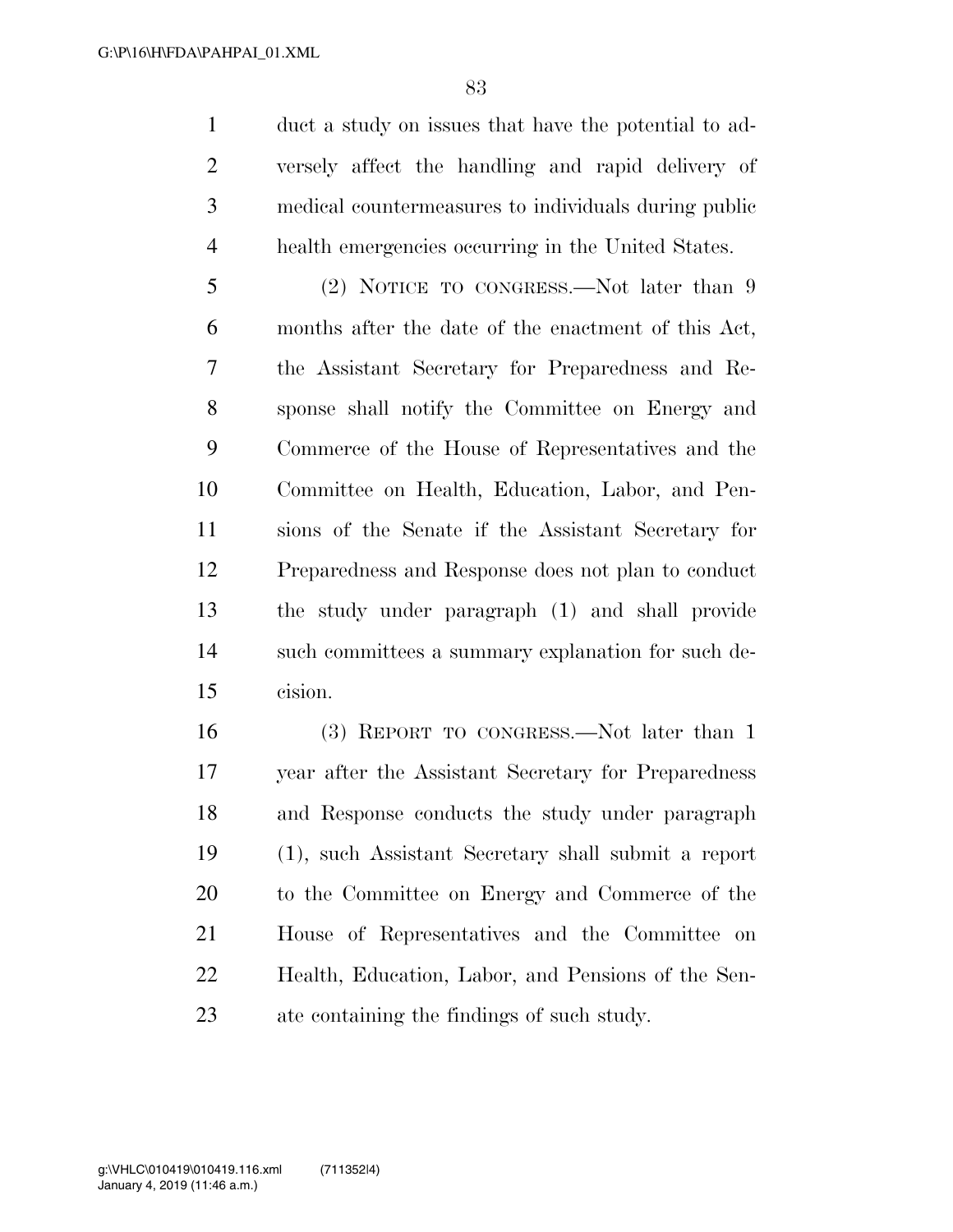duct a study on issues that have the potential to adversely affect the handling and rapid delivery of medical countermeasures to individuals during public health emergencies occurring in the United States.

(2) NOTICE TO CONGRESS.—Not later than 9 months after the date of the enactment of this Act, the Assistant Secretary for Preparedness and Response shall notify the Committee on Energy and Commerce of the House of Representatives and the Committee on Health, Education, Labor, and Pensions of the Senate if the Assistant Secretary for Preparedness and Response does not plan to conduct the study under paragraph (1) and shall provide such committees a summary explanation for such decision.

(3) REPORT TO CONGRESS.—Not later than 1 year after the Assistant Secretary for Preparedness and Response conducts the study under paragraph (1), such Assistant Secretary shall submit a report to the Committee on Energy and Commerce of the House of Representatives and the Committee on Health, Education, Labor, and Pensions of the Senate containing the findings of such study.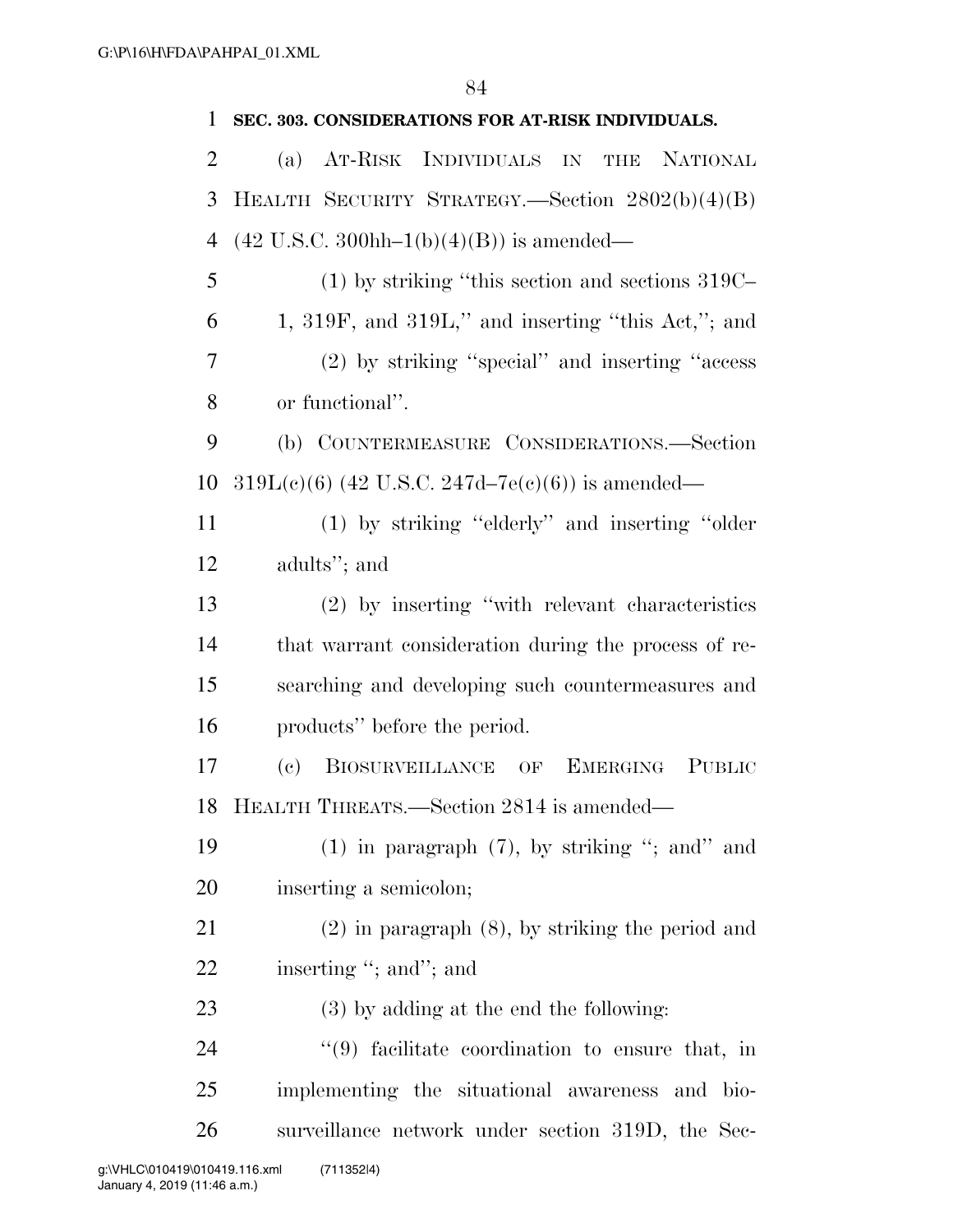**SEC. 303. CONSIDERATIONS FOR AT-RISK INDIVIDUALS.**

(a) AT-RISK INDIVIDUALS IN THE NATIONAL HEALTH SECURITY STRATEGY.—Section 2802(b)(4)(B) (42 U.S.C. 300hh–1(b)(4)(B)) is amended—

(1) by striking "this section and sections 319C–1, 319F, and 319L," and inserting "this Act,"; and

(2) by striking "special" and inserting "access or functional".

(b) COUNTERMEASURE CONSIDERATIONS.—Section 319L(c)(6) (42 U.S.C. 247d–7e(c)(6)) is amended—

(1) by striking "elderly" and inserting "older adults"; and

(2) by inserting "with relevant characteristics that warrant consideration during the process of researching and developing such countermeasures and products" before the period.

(c) BIOSURVEILLANCE OF EMERGING PUBLIC HEALTH THREATS.—Section 2814 is amended—

(1) in paragraph (7), by striking "; and" and inserting a semicolon;

(2) in paragraph (8), by striking the period and inserting "; and"; and

(3) by adding at the end the following:

"(9) facilitate coordination to ensure that, in implementing the situational awareness and biosurveillance network under section 319D, the Sec-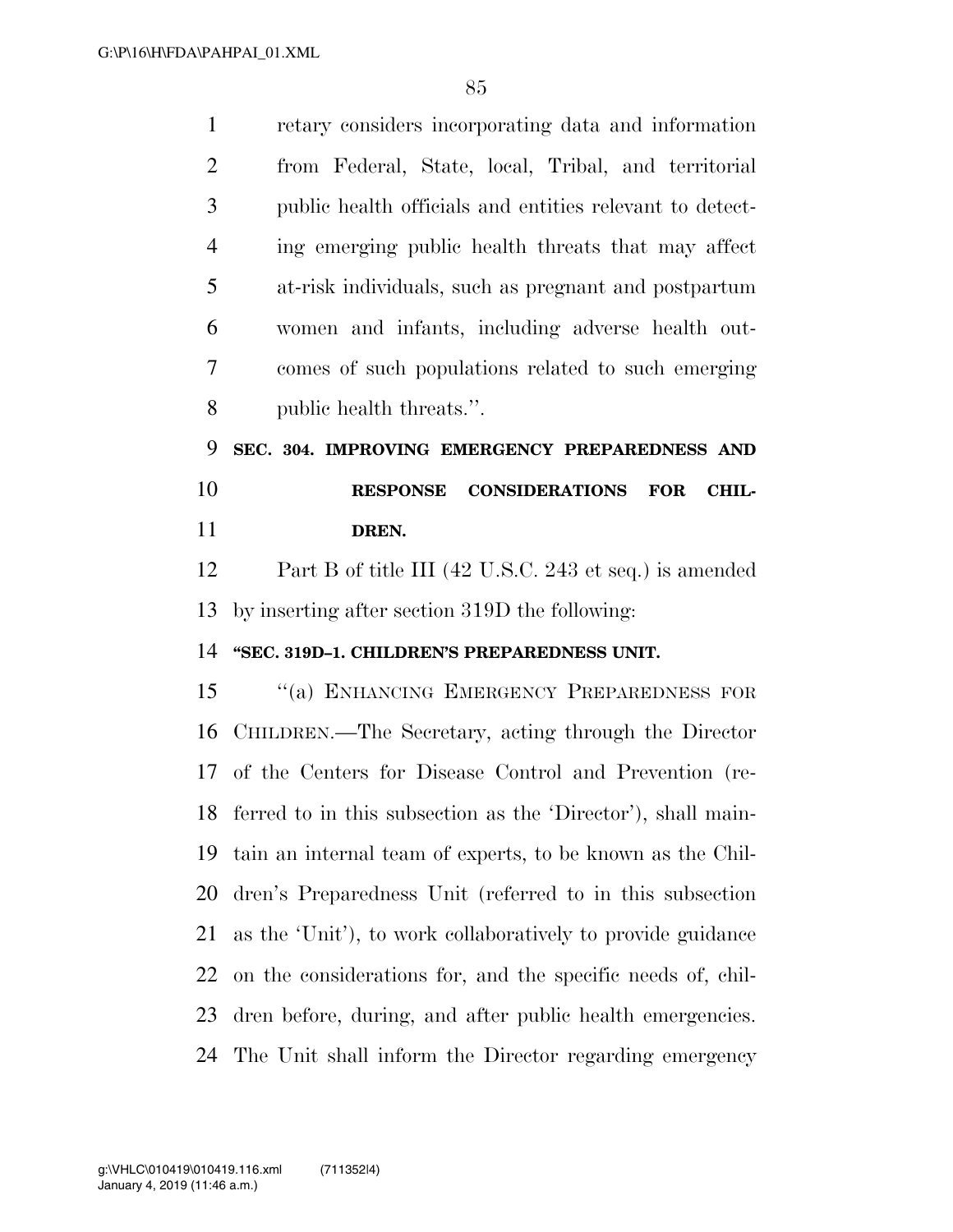retary considers incorporating data and information from Federal, State, local, Tribal, and territorial public health officials and entities relevant to detecting emerging public health threats that may affect at-risk individuals, such as pregnant and postpartum women and infants, including adverse health outcomes of such populations related to such emerging public health threats.''.

**SEC. 304. IMPROVING EMERGENCY PREPAREDNESS AND RESPONSE CONSIDERATIONS FOR CHILDREN.**

Part B of title III (42 U.S.C. 243 et seq.) is amended by inserting after section 319D the following:

**''SEC. 319D–1. CHILDREN'S PREPAREDNESS UNIT.**

''(a) ENHANCING EMERGENCY PREPAREDNESS FOR CHILDREN.—The Secretary, acting through the Director of the Centers for Disease Control and Prevention (referred to in this subsection as the 'Director'), shall maintain an internal team of experts, to be known as the Children's Preparedness Unit (referred to in this subsection as the 'Unit'), to work collaboratively to provide guidance on the considerations for, and the specific needs of, children before, during, and after public health emergencies. The Unit shall inform the Director regarding emergency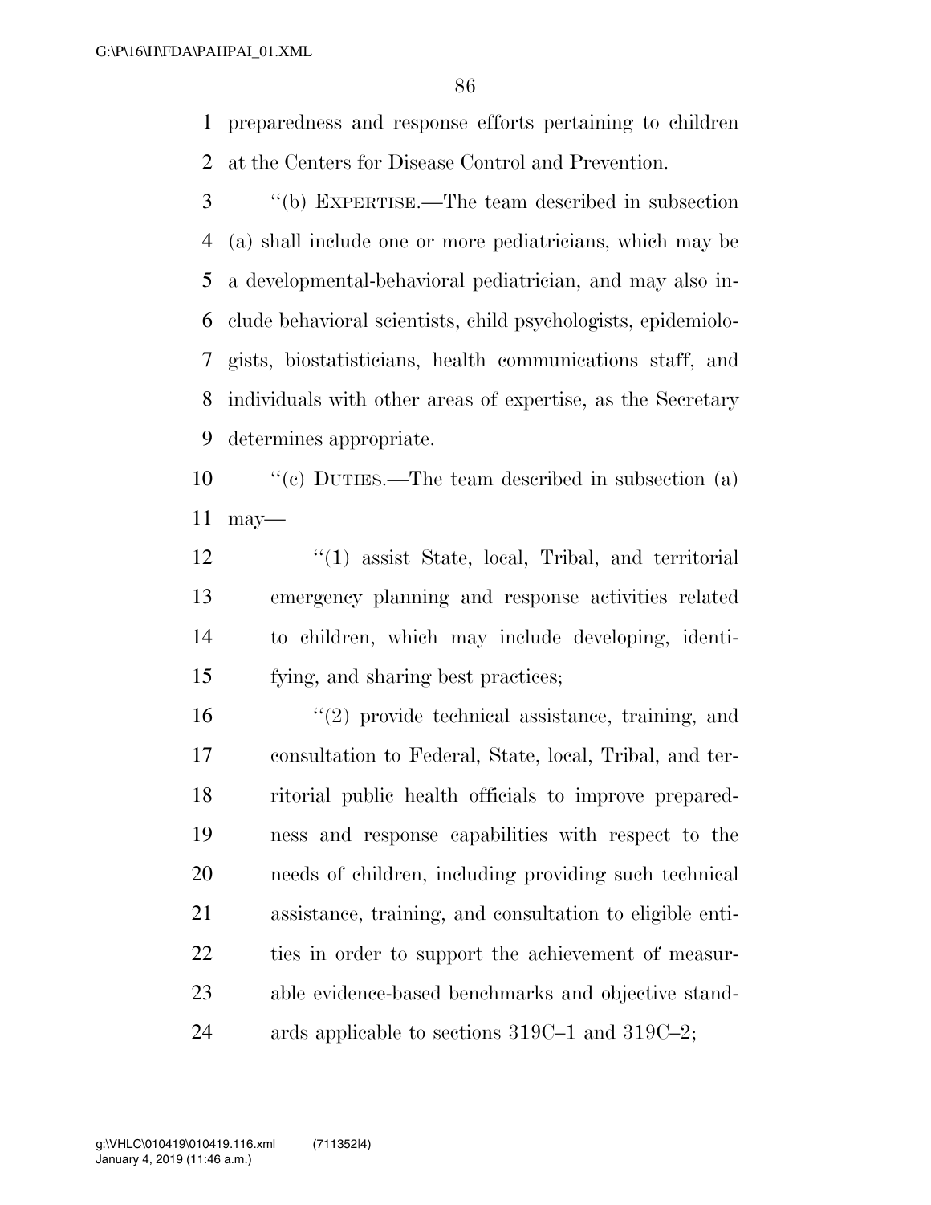preparedness and response efforts pertaining to children at the Centers for Disease Control and Prevention.

''(b) EXPERTISE.—The team described in subsection (a) shall include one or more pediatricians, which may be a developmental-behavioral pediatrician, and may also include behavioral scientists, child psychologists, epidemiologists, biostatisticians, health communications staff, and individuals with other areas of expertise, as the Secretary determines appropriate.

''(c) DUTIES.—The team described in subsection (a) may—

''(1) assist State, local, Tribal, and territorial emergency planning and response activities related to children, which may include developing, identifying, and sharing best practices;

''(2) provide technical assistance, training, and consultation to Federal, State, local, Tribal, and territorial public health officials to improve preparedness and response capabilities with respect to the needs of children, including providing such technical assistance, training, and consultation to eligible entities in order to support the achievement of measurable evidence-based benchmarks and objective standards applicable to sections 319C–1 and 319C–2;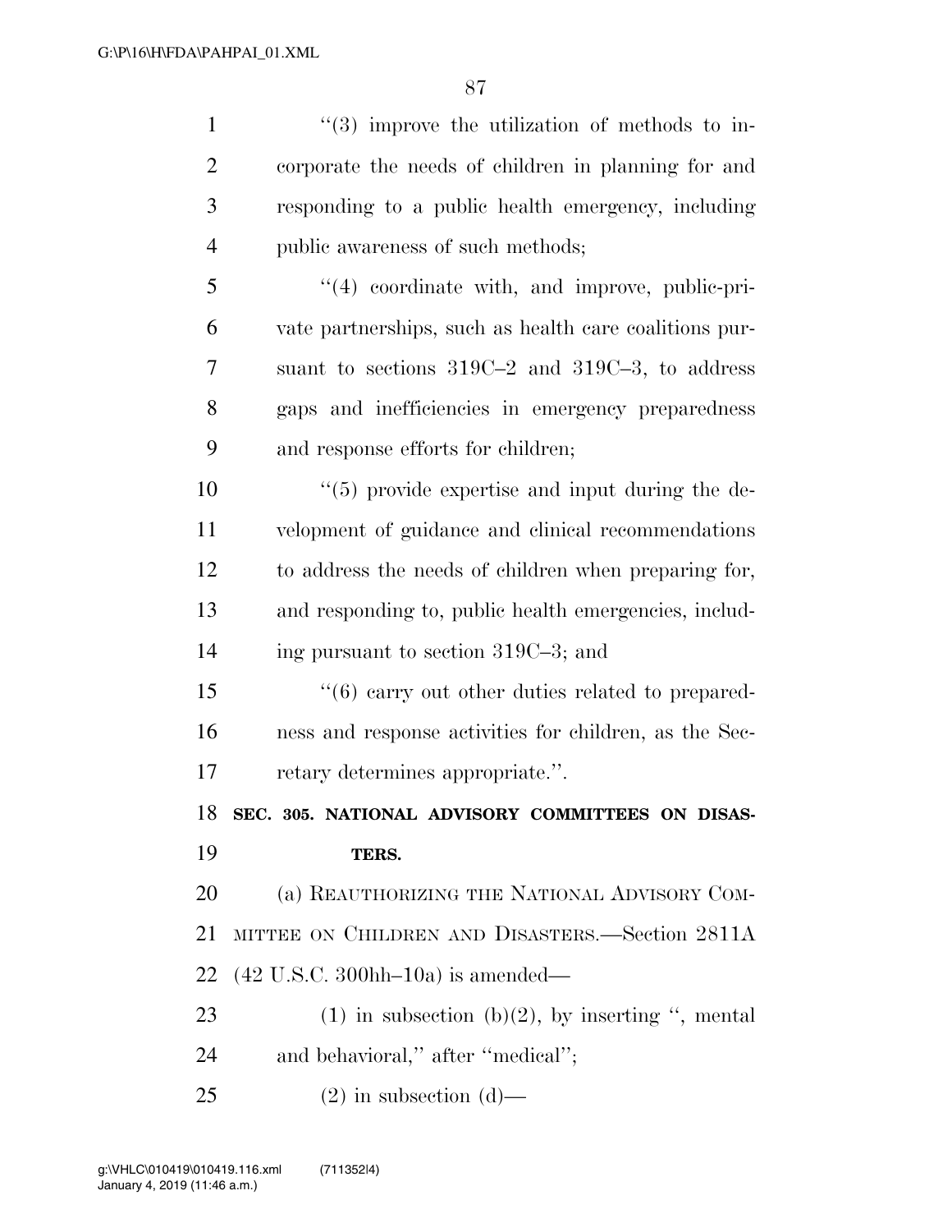''(3) improve the utilization of methods to incorporate the needs of children in planning for and responding to a public health emergency, including public awareness of such methods;

''(4) coordinate with, and improve, public-private partnerships, such as health care coalitions pursuant to sections 319C–2 and 319C–3, to address gaps and inefficiencies in emergency preparedness and response efforts for children;

''(5) provide expertise and input during the development of guidance and clinical recommendations to address the needs of children when preparing for, and responding to, public health emergencies, including pursuant to section 319C–3; and

''(6) carry out other duties related to preparedness and response activities for children, as the Secretary determines appropriate.''.

**SEC. 305. NATIONAL ADVISORY COMMITTEES ON DISASTERS.**

(a) REAUTHORIZING THE NATIONAL ADVISORY COMMITTEE ON CHILDREN AND DISASTERS.—Section 2811A (42 U.S.C. 300hh–10a) is amended—

(1) in subsection (b)(2), by inserting '', mental and behavioral,'' after ''medical'';

(2) in subsection (d)—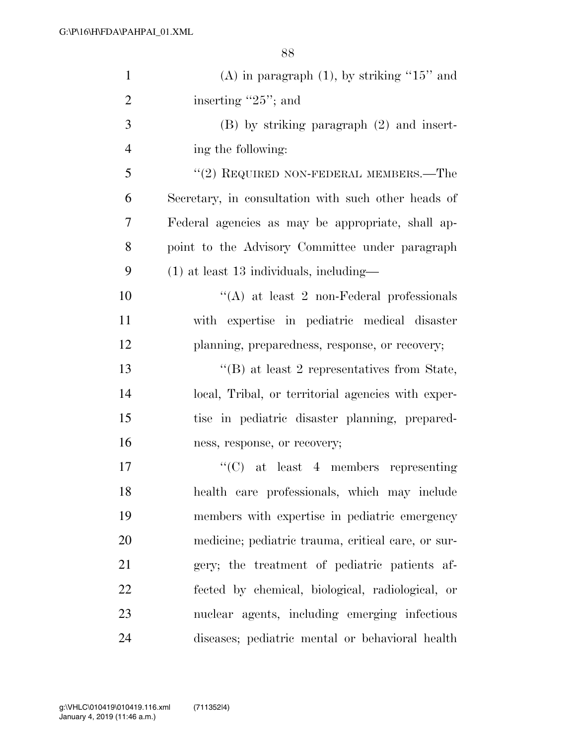(A) in paragraph (1), by striking "15" and inserting "25"; and

(B) by striking paragraph (2) and inserting the following:

"(2) REQUIRED NON-FEDERAL MEMBERS.—The Secretary, in consultation with such other heads of Federal agencies as may be appropriate, shall appoint to the Advisory Committee under paragraph (1) at least 13 individuals, including—

"(A) at least 2 non-Federal professionals with expertise in pediatric medical disaster planning, preparedness, response, or recovery;

"(B) at least 2 representatives from State, local, Tribal, or territorial agencies with expertise in pediatric disaster planning, preparedness, response, or recovery;

"(C) at least 4 members representing health care professionals, which may include members with expertise in pediatric emergency medicine; pediatric trauma, critical care, or surgery; the treatment of pediatric patients affected by chemical, biological, radiological, or nuclear agents, including emerging infectious diseases; pediatric mental or behavioral health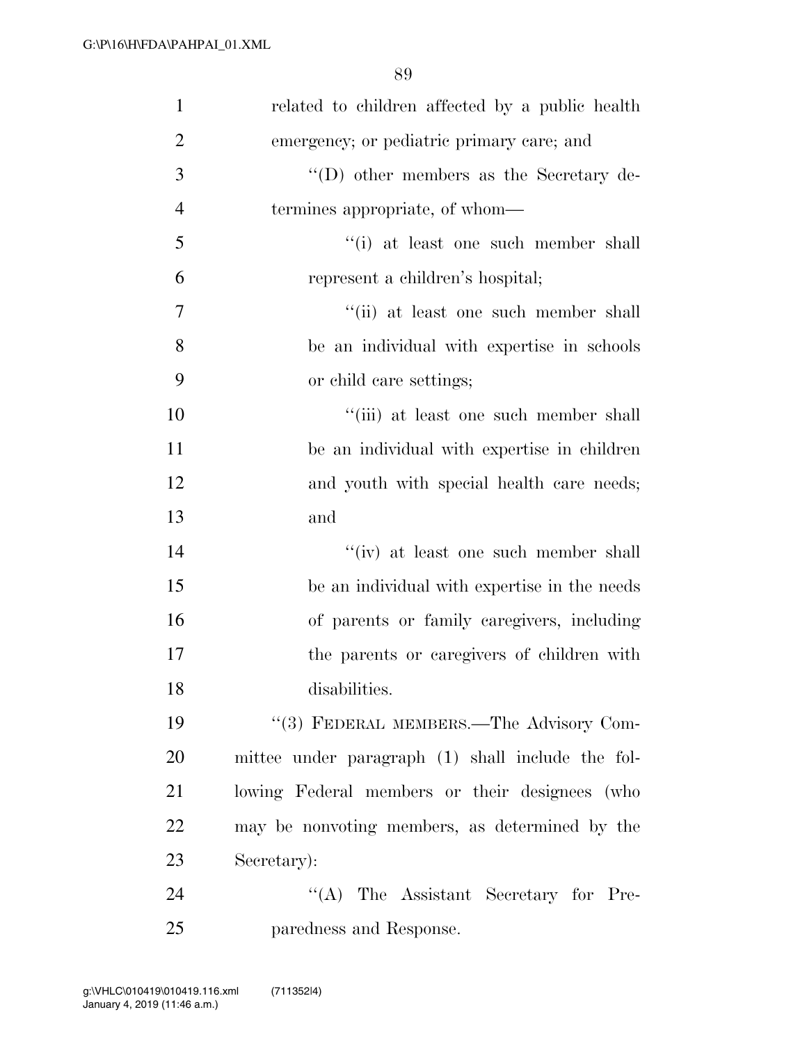related to children affected by a public health emergency; or pediatric primary care; and

"(D) other members as the Secretary determines appropriate, of whom—

"(i) at least one such member shall represent a children's hospital;

"(ii) at least one such member shall be an individual with expertise in schools or child care settings;

"(iii) at least one such member shall be an individual with expertise in children and youth with special health care needs; and

"(iv) at least one such member shall be an individual with expertise in the needs of parents or family caregivers, including the parents or caregivers of children with disabilities.

"(3) FEDERAL MEMBERS.—The Advisory Committee under paragraph (1) shall include the following Federal members or their designees (who may be nonvoting members, as determined by the Secretary):

"(A) The Assistant Secretary for Preparedness and Response.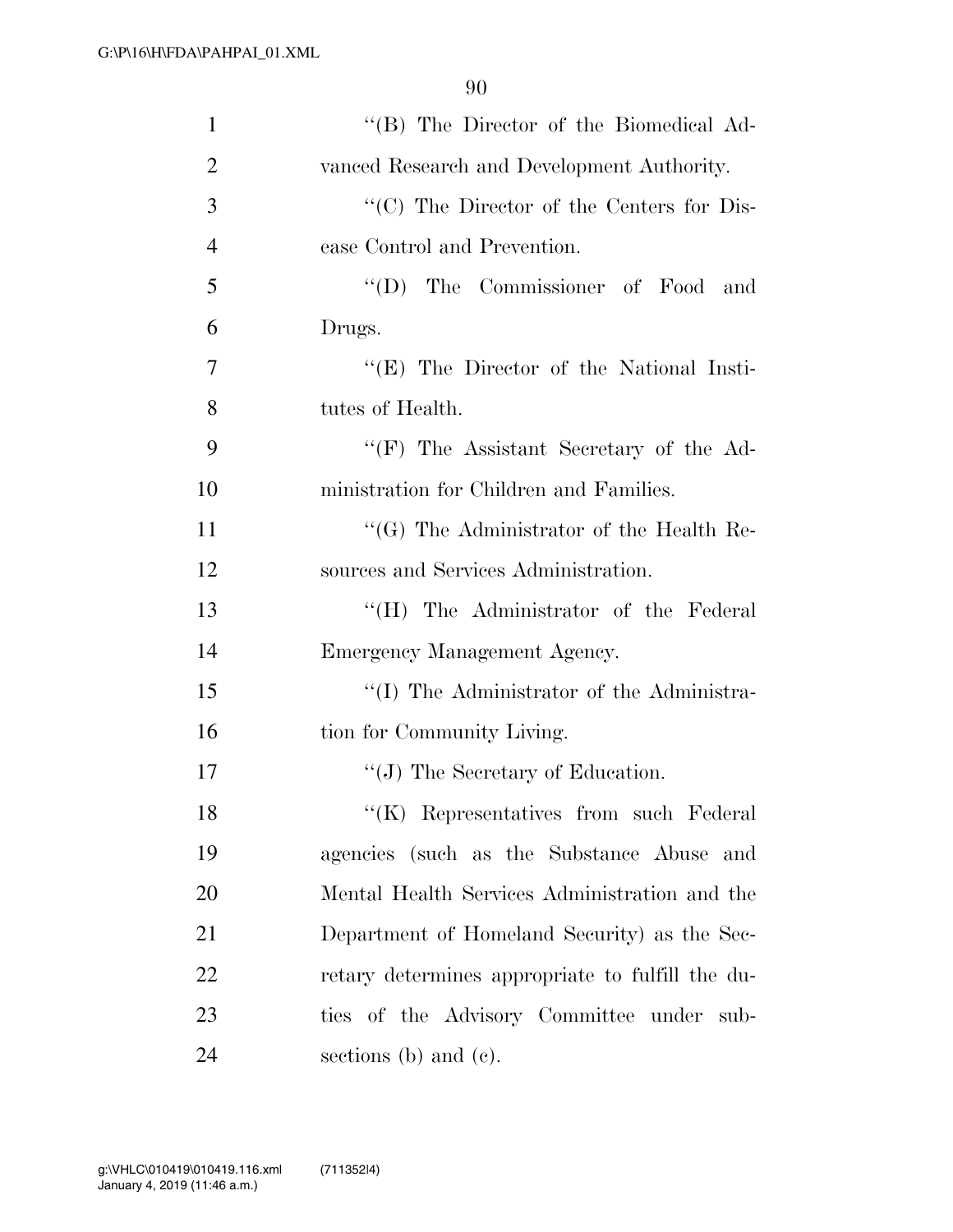"(B) The Director of the Biomedical Advanced Research and Development Authority.

"(C) The Director of the Centers for Disease Control and Prevention.

"(D) The Commissioner of Food and Drugs.

"(E) The Director of the National Institutes of Health.

"(F) The Assistant Secretary of the Administration for Children and Families.

"(G) The Administrator of the Health Resources and Services Administration.

"(H) The Administrator of the Federal Emergency Management Agency.

"(I) The Administrator of the Administration for Community Living.

"(J) The Secretary of Education.

"(K) Representatives from such Federal agencies (such as the Substance Abuse and Mental Health Services Administration and the Department of Homeland Security) as the Secretary determines appropriate to fulfill the duties of the Advisory Committee under subsections (b) and (c).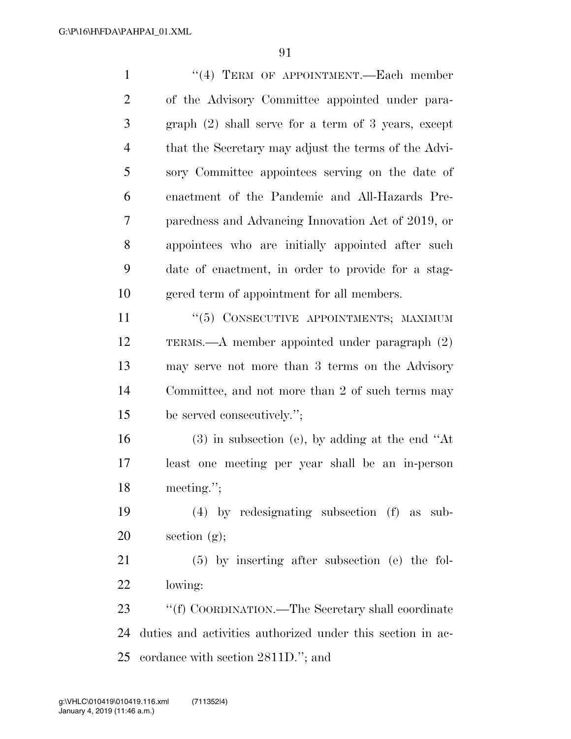"(4) TERM OF APPOINTMENT.—Each member of the Advisory Committee appointed under paragraph (2) shall serve for a term of 3 years, except that the Secretary may adjust the terms of the Advisory Committee appointees serving on the date of enactment of the Pandemic and All-Hazards Preparedness and Advancing Innovation Act of 2019, or appointees who are initially appointed after such date of enactment, in order to provide for a staggered term of appointment for all members.

"(5) CONSECUTIVE APPOINTMENTS; MAXIMUM TERMS.—A member appointed under paragraph (2) may serve not more than 3 terms on the Advisory Committee, and not more than 2 of such terms may be served consecutively.";

(3) in subsection (e), by adding at the end "At least one meeting per year shall be an in-person meeting.";

(4) by redesignating subsection (f) as subsection (g);

(5) by inserting after subsection (e) the following:

"(f) COORDINATION.—The Secretary shall coordinate duties and activities authorized under this section in accordance with section 2811D."; and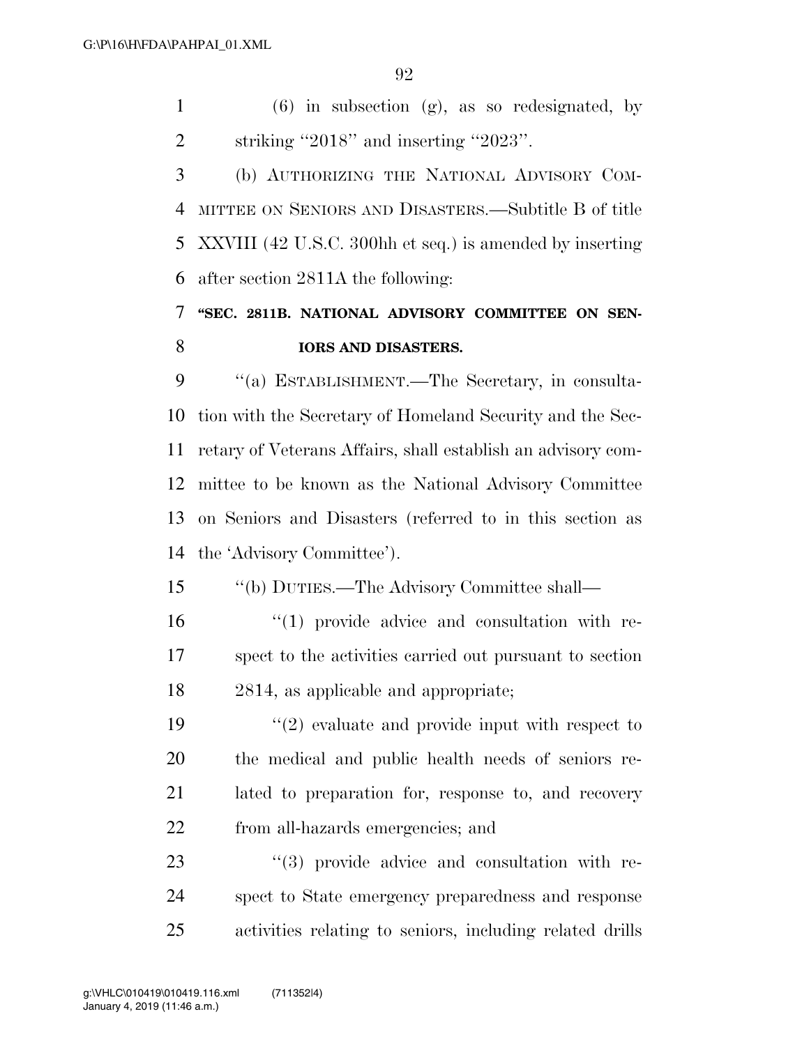(6) in subsection (g), as so redesignated, by striking "2018" and inserting "2023".

(b) AUTHORIZING THE NATIONAL ADVISORY COMMITTEE ON SENIORS AND DISASTERS.—Subtitle B of title XXVIII (42 U.S.C. 300hh et seq.) is amended by inserting after section 2811A the following:

**"SEC. 2811B. NATIONAL ADVISORY COMMITTEE ON SENIORS AND DISASTERS.**

"(a) ESTABLISHMENT.—The Secretary, in consultation with the Secretary of Homeland Security and the Secretary of Veterans Affairs, shall establish an advisory committee to be known as the National Advisory Committee on Seniors and Disasters (referred to in this section as the 'Advisory Committee').

"(b) DUTIES.—The Advisory Committee shall—

"(1) provide advice and consultation with respect to the activities carried out pursuant to section 2814, as applicable and appropriate;

"(2) evaluate and provide input with respect to the medical and public health needs of seniors related to preparation for, response to, and recovery from all-hazards emergencies; and

"(3) provide advice and consultation with respect to State emergency preparedness and response activities relating to seniors, including related drills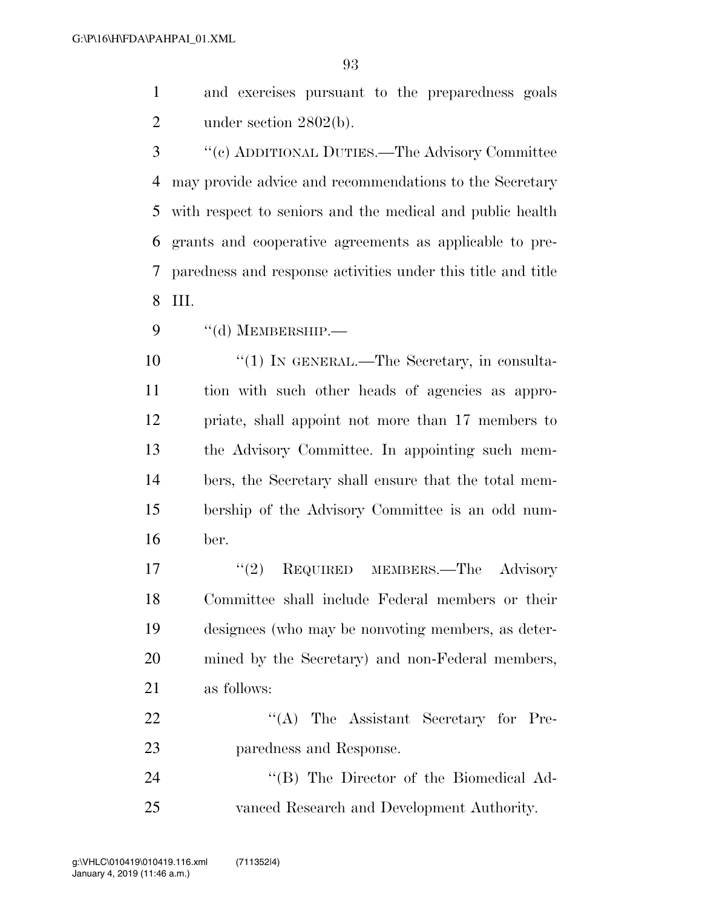and exercises pursuant to the preparedness goals under section 2802(b).

"(c) ADDITIONAL DUTIES.—The Advisory Committee may provide advice and recommendations to the Secretary with respect to seniors and the medical and public health grants and cooperative agreements as applicable to preparedness and response activities under this title and title III.

"(d) MEMBERSHIP.—

"(1) IN GENERAL.—The Secretary, in consultation with such other heads of agencies as appropriate, shall appoint not more than 17 members to the Advisory Committee. In appointing such members, the Secretary shall ensure that the total membership of the Advisory Committee is an odd number.

"(2) REQUIRED MEMBERS.—The Advisory Committee shall include Federal members or their designees (who may be nonvoting members, as determined by the Secretary) and non-Federal members, as follows:

"(A) The Assistant Secretary for Preparedness and Response.

"(B) The Director of the Biomedical Advanced Research and Development Authority.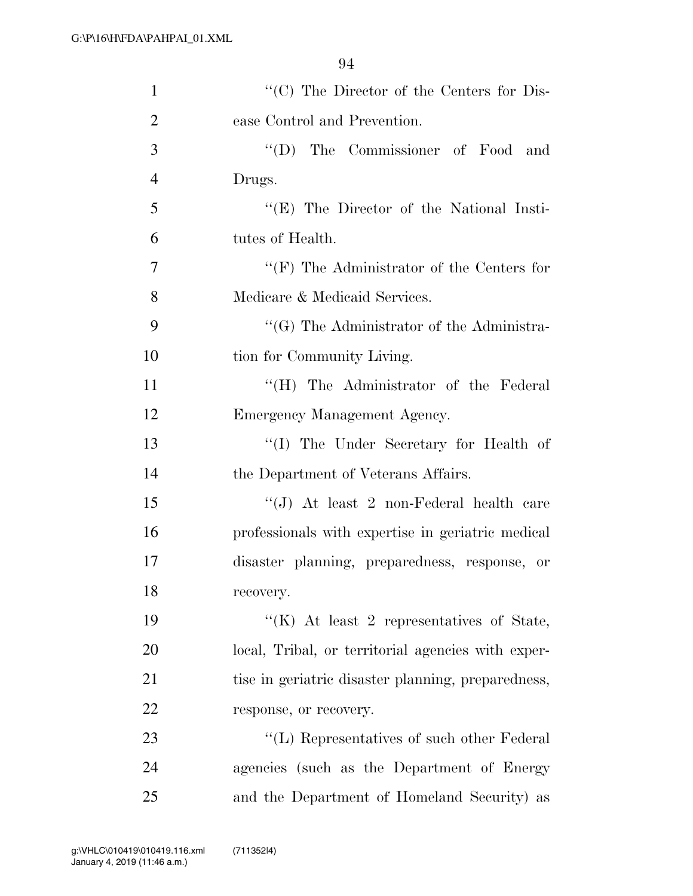''(C) The Director of the Centers for Disease Control and Prevention.

''(D) The Commissioner of Food and Drugs.

''(E) The Director of the National Institutes of Health.

''(F) The Administrator of the Centers for Medicare & Medicaid Services.

''(G) The Administrator of the Administration for Community Living.

''(H) The Administrator of the Federal Emergency Management Agency.

''(I) The Under Secretary for Health of the Department of Veterans Affairs.

''(J) At least 2 non-Federal health care professionals with expertise in geriatric medical disaster planning, preparedness, response, or recovery.

''(K) At least 2 representatives of State, local, Tribal, or territorial agencies with expertise in geriatric disaster planning, preparedness, response, or recovery.

''(L) Representatives of such other Federal agencies (such as the Department of Energy and the Department of Homeland Security) as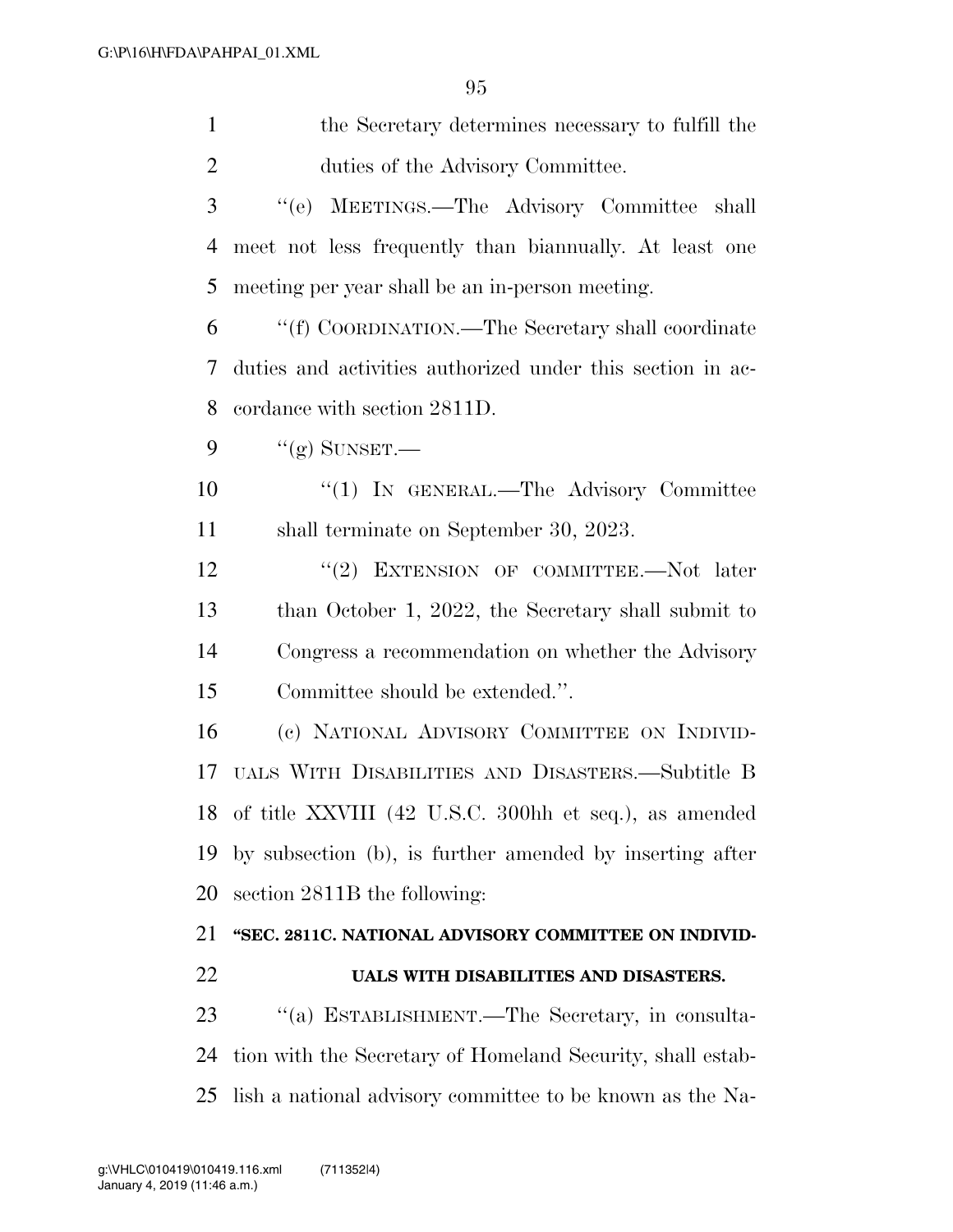the Secretary determines necessary to fulfill the duties of the Advisory Committee.

"(e) MEETINGS.—The Advisory Committee shall meet not less frequently than biannually. At least one meeting per year shall be an in-person meeting.

"(f) COORDINATION.—The Secretary shall coordinate duties and activities authorized under this section in accordance with section 2811D.

"(g) SUNSET.—

"(1) IN GENERAL.—The Advisory Committee shall terminate on September 30, 2023.

"(2) EXTENSION OF COMMITTEE.—Not later than October 1, 2022, the Secretary shall submit to Congress a recommendation on whether the Advisory Committee should be extended.".

(c) NATIONAL ADVISORY COMMITTEE ON INDIVIDUALS WITH DISABILITIES AND DISASTERS.—Subtitle B of title XXVIII (42 U.S.C. 300hh et seq.), as amended by subsection (b), is further amended by inserting after section 2811B the following:

**"SEC. 2811C. NATIONAL ADVISORY COMMITTEE ON INDIVIDUALS WITH DISABILITIES AND DISASTERS.**

"(a) ESTABLISHMENT.—The Secretary, in consultation with the Secretary of Homeland Security, shall establish a national advisory committee to be known as the Na-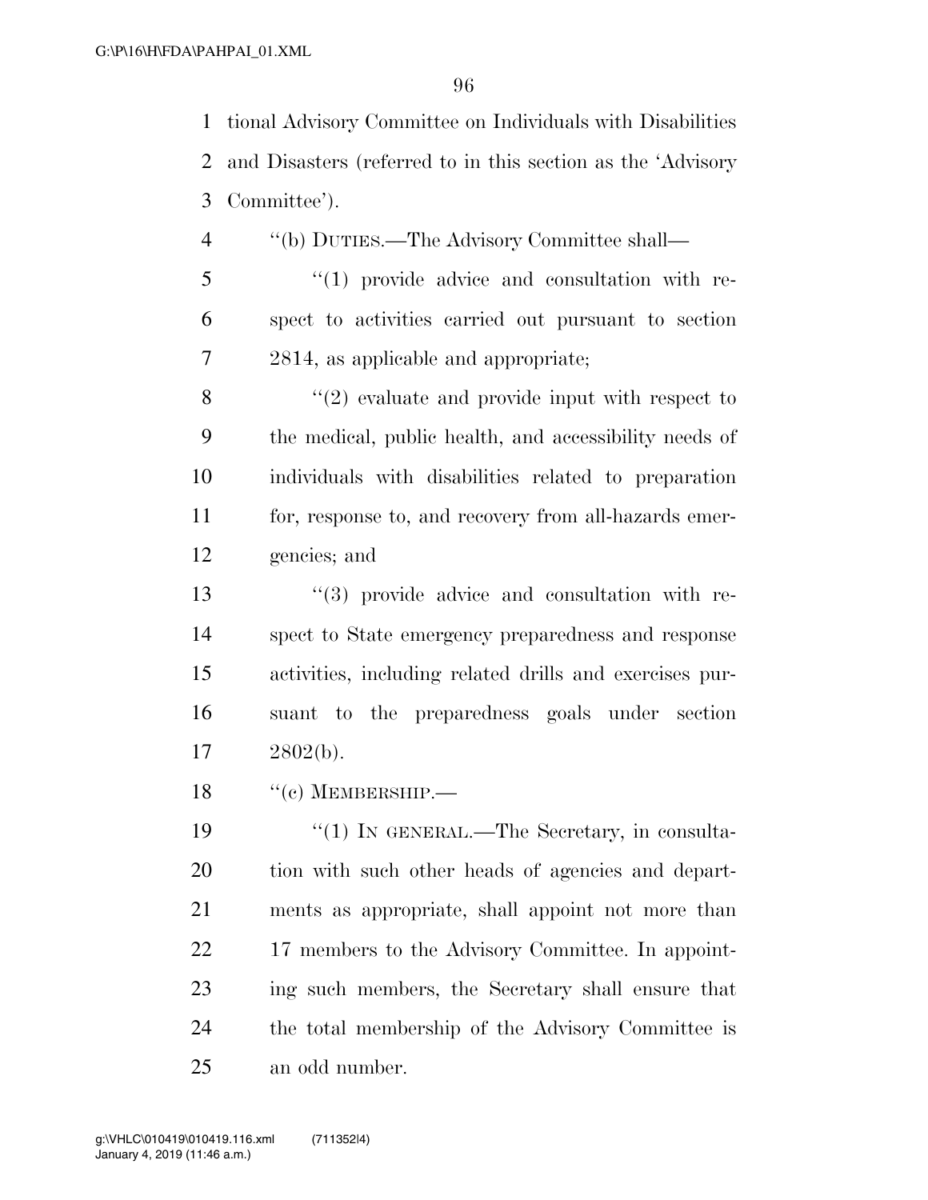tional Advisory Committee on Individuals with Disabilities and Disasters (referred to in this section as the 'Advisory Committee').

"(b) DUTIES.—The Advisory Committee shall—

"(1) provide advice and consultation with respect to activities carried out pursuant to section 2814, as applicable and appropriate;

"(2) evaluate and provide input with respect to the medical, public health, and accessibility needs of individuals with disabilities related to preparation for, response to, and recovery from all-hazards emergencies; and

"(3) provide advice and consultation with respect to State emergency preparedness and response activities, including related drills and exercises pursuant to the preparedness goals under section 2802(b).

"(c) MEMBERSHIP.—

"(1) IN GENERAL.—The Secretary, in consultation with such other heads of agencies and departments as appropriate, shall appoint not more than 17 members to the Advisory Committee. In appointing such members, the Secretary shall ensure that the total membership of the Advisory Committee is an odd number.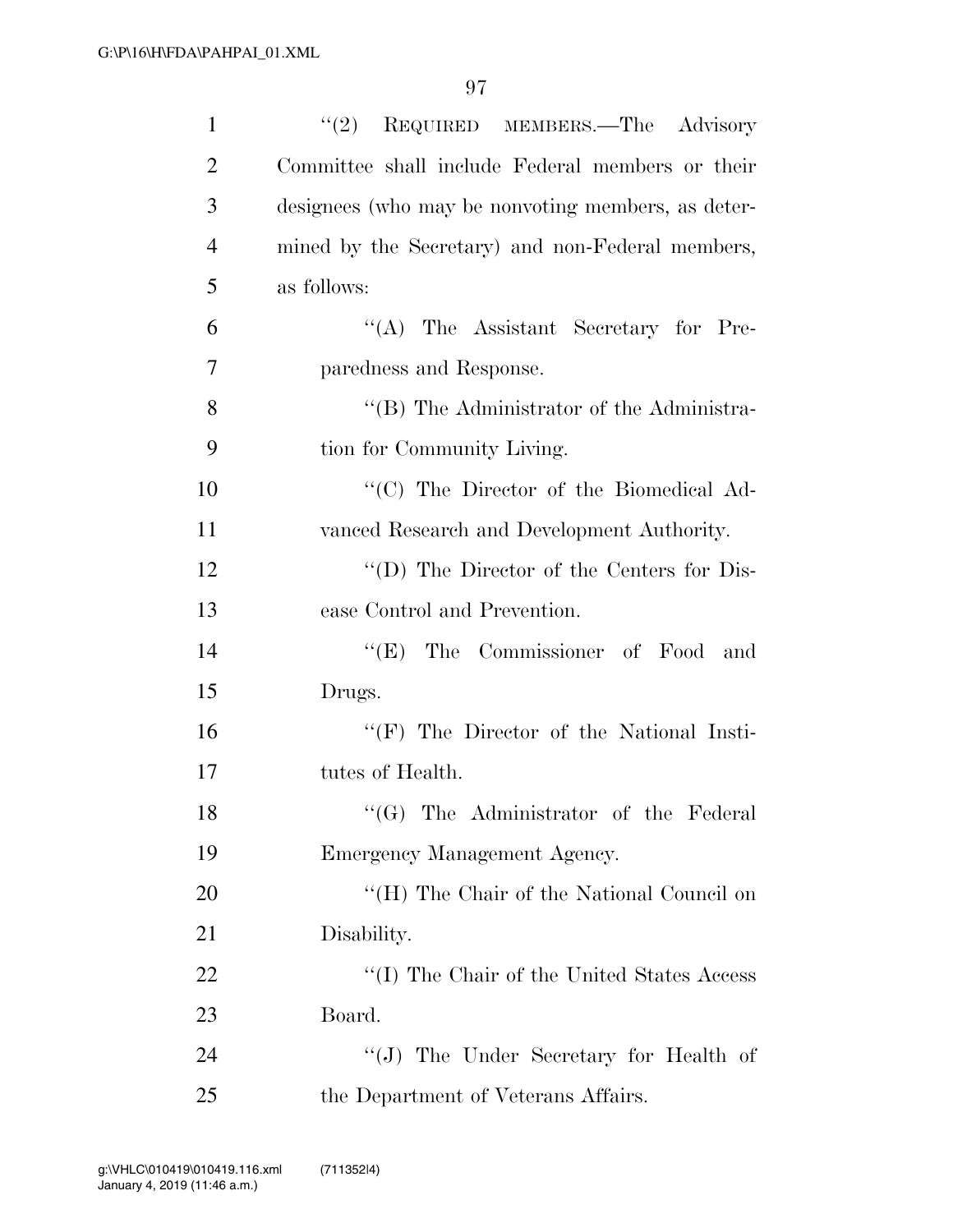"(2) REQUIRED MEMBERS.—The Advisory Committee shall include Federal members or their designees (who may be nonvoting members, as determined by the Secretary) and non-Federal members, as follows:

"(A) The Assistant Secretary for Preparedness and Response.

"(B) The Administrator of the Administration for Community Living.

"(C) The Director of the Biomedical Advanced Research and Development Authority.

"(D) The Director of the Centers for Disease Control and Prevention.

"(E) The Commissioner of Food and Drugs.

"(F) The Director of the National Institutes of Health.

"(G) The Administrator of the Federal Emergency Management Agency.

"(H) The Chair of the National Council on Disability.

"(I) The Chair of the United States Access Board.

"(J) The Under Secretary for Health of the Department of Veterans Affairs.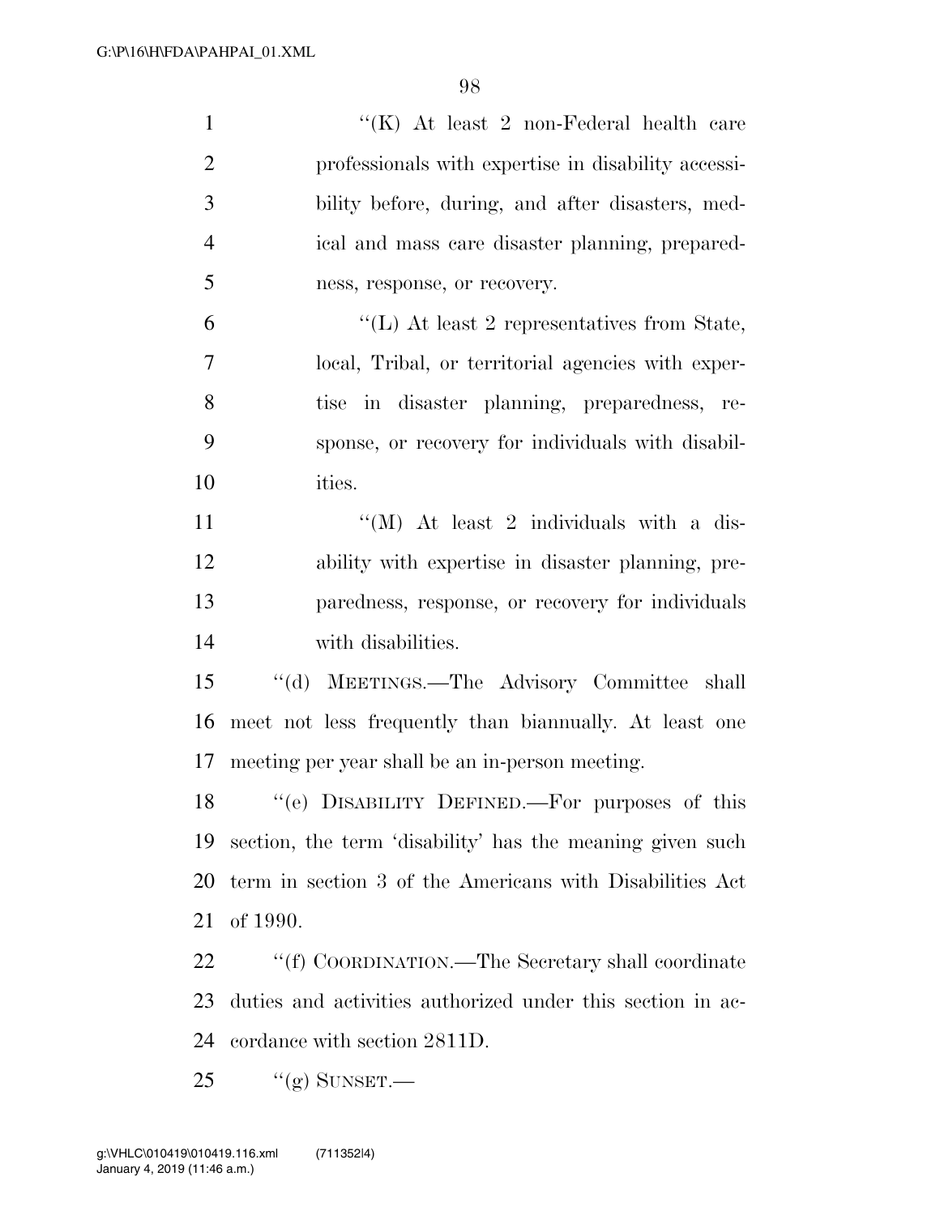"(K) At least 2 non-Federal health care professionals with expertise in disability accessibility before, during, and after disasters, medical and mass care disaster planning, preparedness, response, or recovery.

"(L) At least 2 representatives from State, local, Tribal, or territorial agencies with expertise in disaster planning, preparedness, response, or recovery for individuals with disabilities.

"(M) At least 2 individuals with a disability with expertise in disaster planning, preparedness, response, or recovery for individuals with disabilities.

"(d) MEETINGS.—The Advisory Committee shall meet not less frequently than biannually. At least one meeting per year shall be an in-person meeting.

"(e) DISABILITY DEFINED.—For purposes of this section, the term 'disability' has the meaning given such term in section 3 of the Americans with Disabilities Act of 1990.

"(f) COORDINATION.—The Secretary shall coordinate duties and activities authorized under this section in accordance with section 2811D.

"(g) SUNSET.—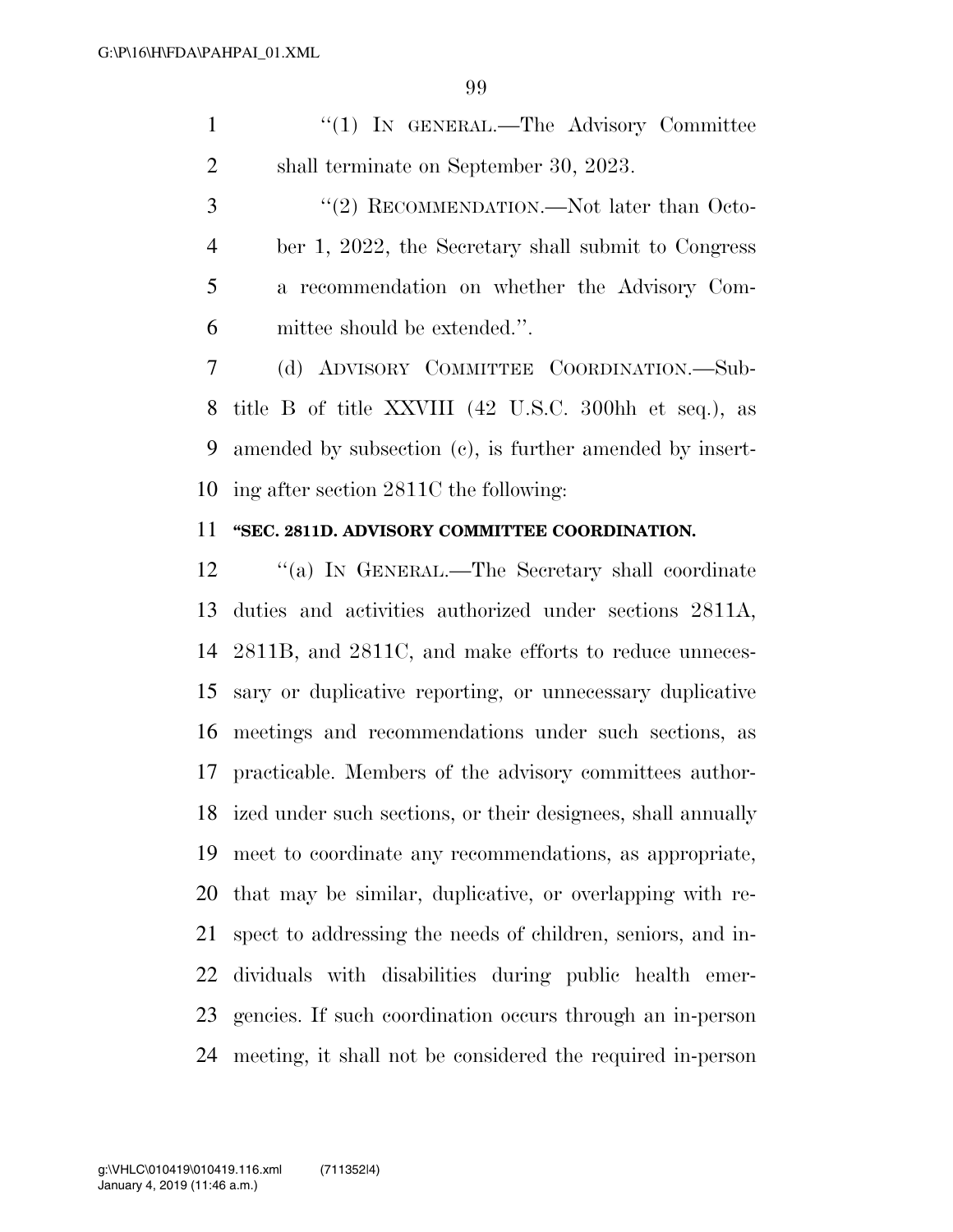"(1) IN GENERAL.—The Advisory Committee shall terminate on September 30, 2023.

"(2) RECOMMENDATION.—Not later than October 1, 2022, the Secretary shall submit to Congress a recommendation on whether the Advisory Committee should be extended.".

(d) ADVISORY COMMITTEE COORDINATION.—Subtitle B of title XXVIII (42 U.S.C. 300hh et seq.), as amended by subsection (c), is further amended by inserting after section 2811C the following:

**"SEC. 2811D. ADVISORY COMMITTEE COORDINATION.**

"(a) IN GENERAL.—The Secretary shall coordinate duties and activities authorized under sections 2811A, 2811B, and 2811C, and make efforts to reduce unnecessary or duplicative reporting, or unnecessary duplicative meetings and recommendations under such sections, as practicable. Members of the advisory committees authorized under such sections, or their designees, shall annually meet to coordinate any recommendations, as appropriate, that may be similar, duplicative, or overlapping with respect to addressing the needs of children, seniors, and individuals with disabilities during public health emergencies. If such coordination occurs through an in-person meeting, it shall not be considered the required in-person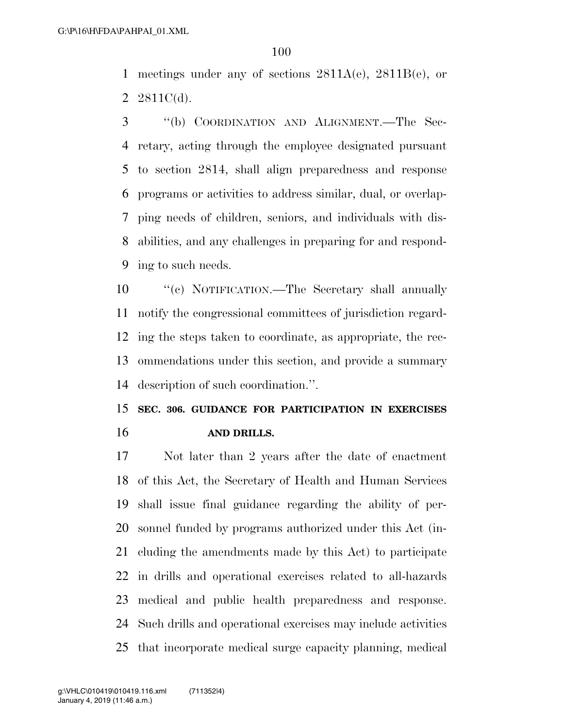meetings under any of sections 2811A(e), 2811B(e), or 2811C(d).

"(b) COORDINATION AND ALIGNMENT.—The Secretary, acting through the employee designated pursuant to section 2814, shall align preparedness and response programs or activities to address similar, dual, or overlapping needs of children, seniors, and individuals with disabilities, and any challenges in preparing for and responding to such needs.

"(c) NOTIFICATION.—The Secretary shall annually notify the congressional committees of jurisdiction regarding the steps taken to coordinate, as appropriate, the recommendations under this section, and provide a summary description of such coordination.".

**SEC. 306. GUIDANCE FOR PARTICIPATION IN EXERCISES AND DRILLS.**

Not later than 2 years after the date of enactment of this Act, the Secretary of Health and Human Services shall issue final guidance regarding the ability of personnel funded by programs authorized under this Act (including the amendments made by this Act) to participate in drills and operational exercises related to all-hazards medical and public health preparedness and response. Such drills and operational exercises may include activities that incorporate medical surge capacity planning, medical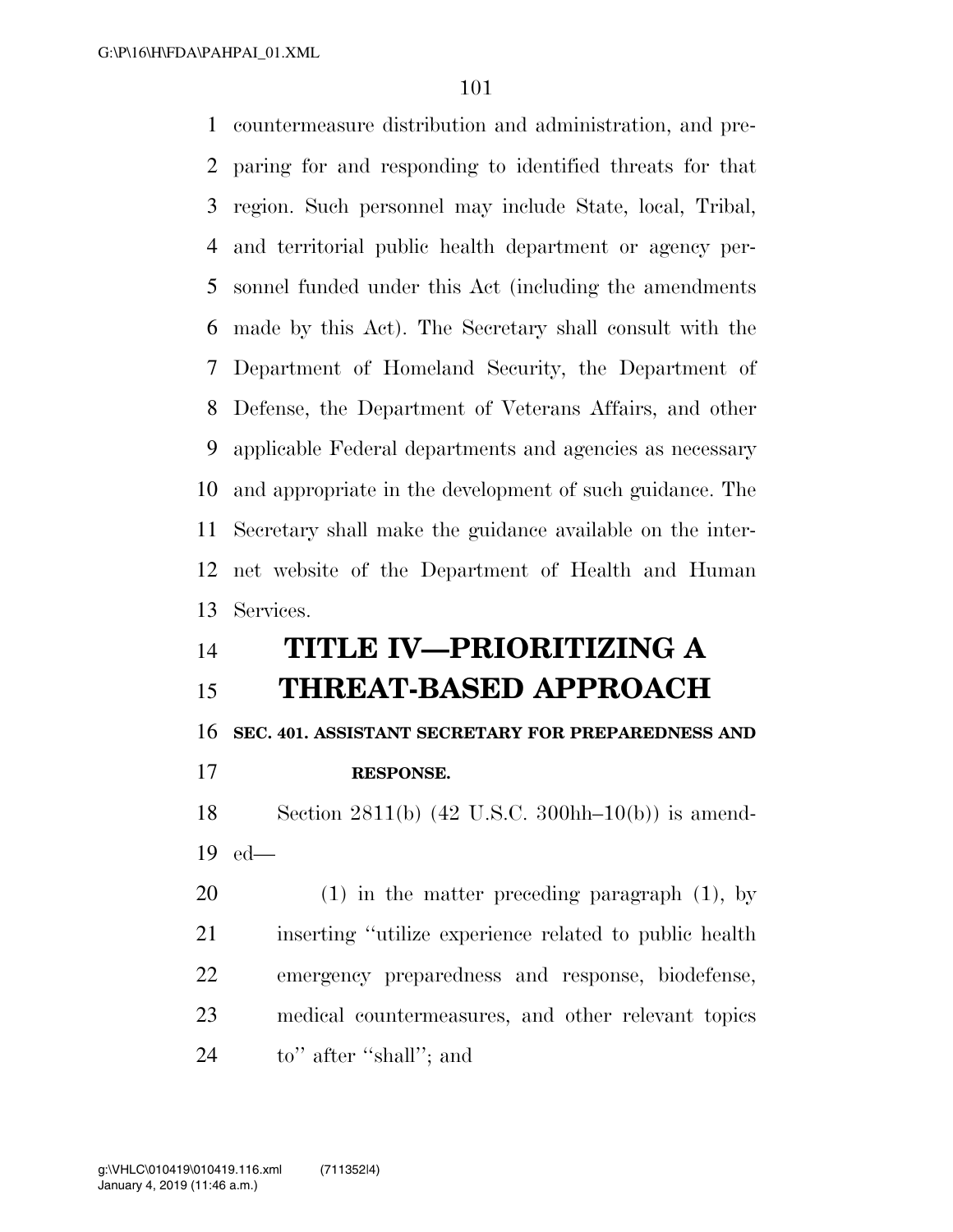countermeasure distribution and administration, and preparing for and responding to identified threats for that region. Such personnel may include State, local, Tribal, and territorial public health department or agency personnel funded under this Act (including the amendments made by this Act). The Secretary shall consult with the Department of Homeland Security, the Department of Defense, the Department of Veterans Affairs, and other applicable Federal departments and agencies as necessary and appropriate in the development of such guidance. The Secretary shall make the guidance available on the internet website of the Department of Health and Human Services.

# TITLE IV—PRIORITIZING A THREAT-BASED APPROACH

### SEC. 401. ASSISTANT SECRETARY FOR PREPAREDNESS AND RESPONSE.

Section 2811(b) (42 U.S.C. 300hh–10(b)) is amended—

(1) in the matter preceding paragraph (1), by inserting "utilize experience related to public health emergency preparedness and response, biodefense, medical countermeasures, and other relevant topics to" after "shall"; and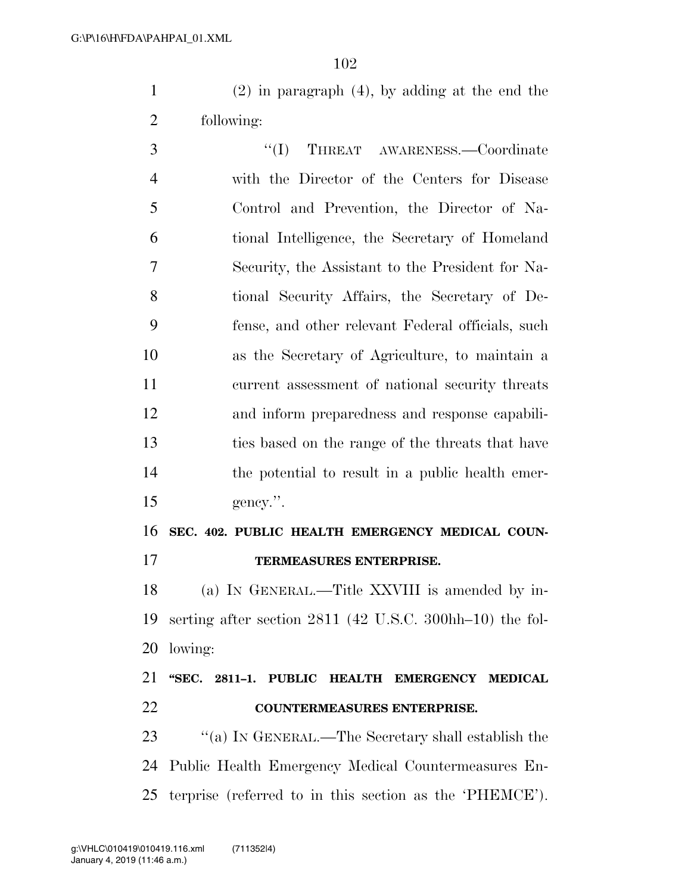(2) in paragraph (4), by adding at the end the following:

"(I) THREAT AWARENESS.—Coordinate with the Director of the Centers for Disease Control and Prevention, the Director of National Intelligence, the Secretary of Homeland Security, the Assistant to the President for National Security Affairs, the Secretary of Defense, and other relevant Federal officials, such as the Secretary of Agriculture, to maintain a current assessment of national security threats and inform preparedness and response capabilities based on the range of the threats that have the potential to result in a public health emergency.".

**SEC. 402. PUBLIC HEALTH EMERGENCY MEDICAL COUNTERMEASURES ENTERPRISE.**

(a) IN GENERAL.—Title XXVIII is amended by inserting after section 2811 (42 U.S.C. 300hh–10) the following:

**"SEC. 2811–1. PUBLIC HEALTH EMERGENCY MEDICAL COUNTERMEASURES ENTERPRISE.**

"(a) IN GENERAL.—The Secretary shall establish the Public Health Emergency Medical Countermeasures Enterprise (referred to in this section as the 'PHEMCE').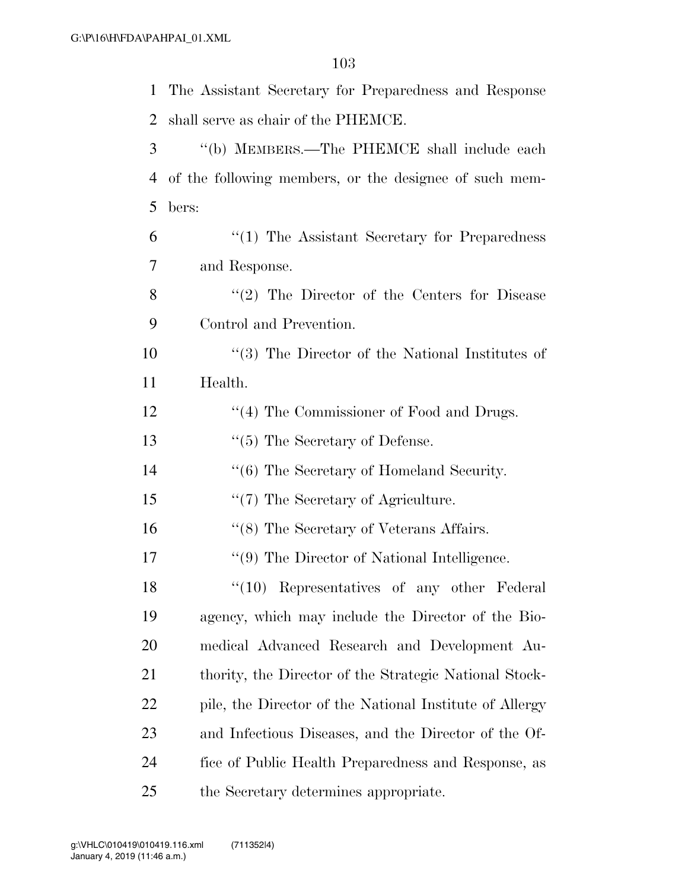The Assistant Secretary for Preparedness and Response shall serve as chair of the PHEMCE.

"(b) MEMBERS.—The PHEMCE shall include each of the following members, or the designee of such members:

"(1) The Assistant Secretary for Preparedness and Response.

"(2) The Director of the Centers for Disease Control and Prevention.

"(3) The Director of the National Institutes of Health.

"(4) The Commissioner of Food and Drugs.

"(5) The Secretary of Defense.

"(6) The Secretary of Homeland Security.

"(7) The Secretary of Agriculture.

"(8) The Secretary of Veterans Affairs.

"(9) The Director of National Intelligence.

"(10) Representatives of any other Federal agency, which may include the Director of the Biomedical Advanced Research and Development Authority, the Director of the Strategic National Stockpile, the Director of the National Institute of Allergy and Infectious Diseases, and the Director of the Office of Public Health Preparedness and Response, as the Secretary determines appropriate.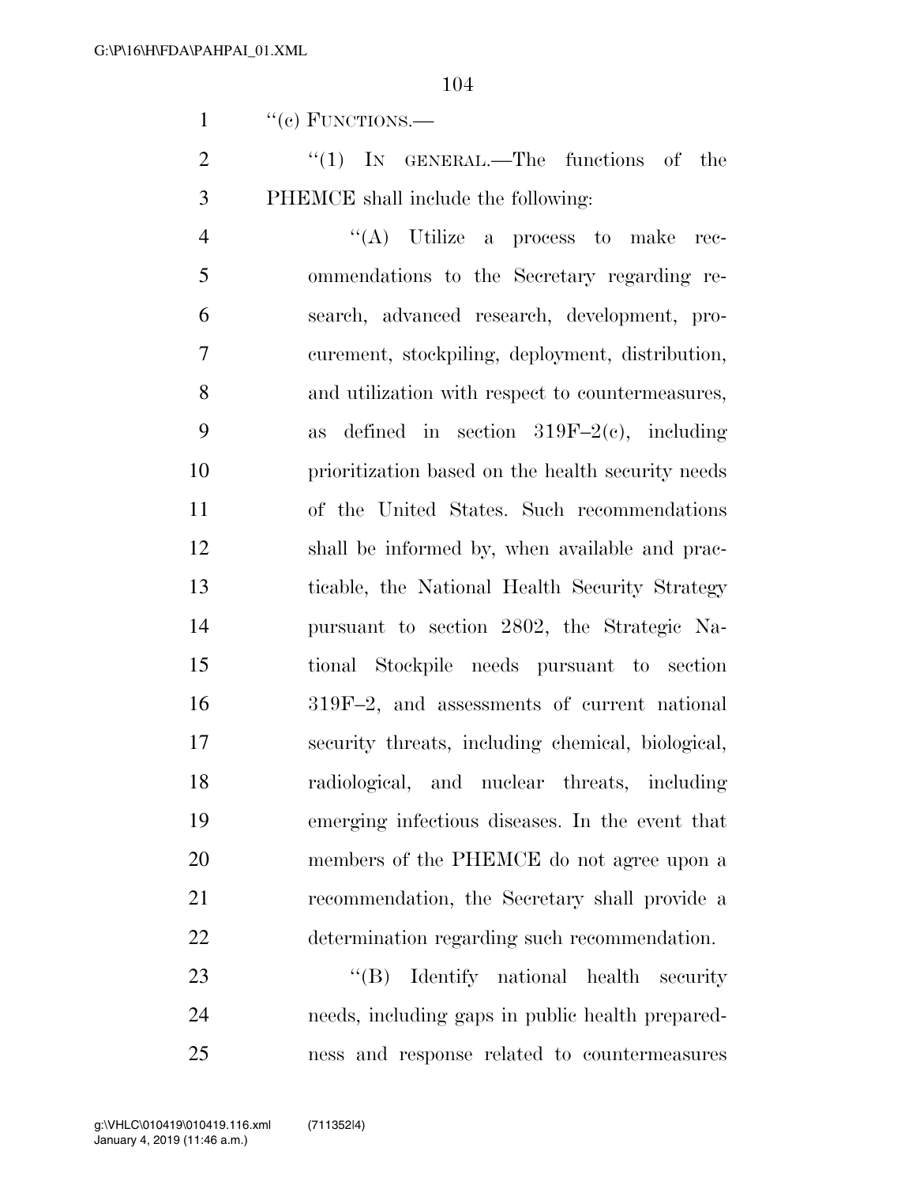"(c) FUNCTIONS.—

"(1) IN GENERAL.—The functions of the PHEMCE shall include the following:

"(A) Utilize a process to make recommendations to the Secretary regarding research, advanced research, development, procurement, stockpiling, deployment, distribution, and utilization with respect to countermeasures, as defined in section 319F–2(c), including prioritization based on the health security needs of the United States. Such recommendations shall be informed by, when available and practicable, the National Health Security Strategy pursuant to section 2802, the Strategic National Stockpile needs pursuant to section 319F–2, and assessments of current national security threats, including chemical, biological, radiological, and nuclear threats, including emerging infectious diseases. In the event that members of the PHEMCE do not agree upon a recommendation, the Secretary shall provide a determination regarding such recommendation.

"(B) Identify national health security needs, including gaps in public health preparedness and response related to countermeasures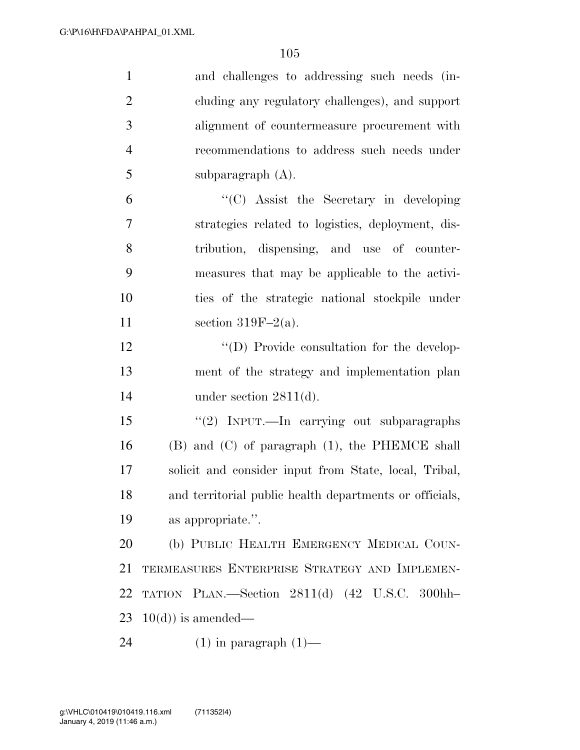and challenges to addressing such needs (including any regulatory challenges), and support alignment of countermeasure procurement with recommendations to address such needs under subparagraph (A).

"(C) Assist the Secretary in developing strategies related to logistics, deployment, distribution, dispensing, and use of countermeasures that may be applicable to the activities of the strategic national stockpile under section 319F–2(a).

"(D) Provide consultation for the development of the strategy and implementation plan under section 2811(d).

"(2) INPUT.—In carrying out subparagraphs (B) and (C) of paragraph (1), the PHEMCE shall solicit and consider input from State, local, Tribal, and territorial public health departments or officials, as appropriate.".

(b) PUBLIC HEALTH EMERGENCY MEDICAL COUNTERMEASURES ENTERPRISE STRATEGY AND IMPLEMENTATION PLAN.—Section 2811(d) (42 U.S.C. 300hh–10(d)) is amended—

(1) in paragraph (1)—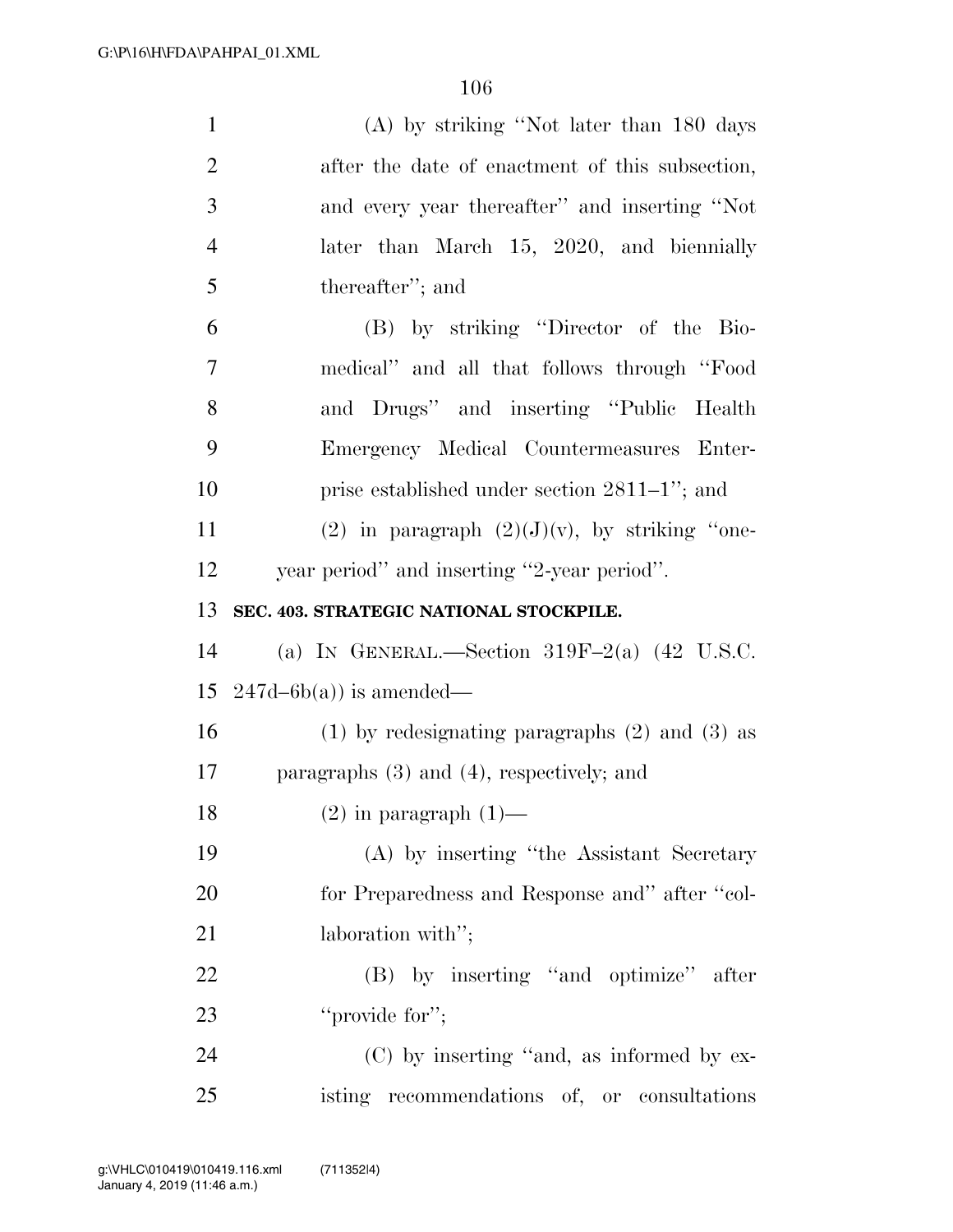(A) by striking "Not later than 180 days after the date of enactment of this subsection, and every year thereafter" and inserting "Not later than March 15, 2020, and biennially thereafter"; and

(B) by striking "Director of the Biomedical" and all that follows through "Food and Drugs" and inserting "Public Health Emergency Medical Countermeasures Enterprise established under section 2811–1"; and

(2) in paragraph (2)(J)(v), by striking "one-year period" and inserting "2-year period".

**SEC. 403. STRATEGIC NATIONAL STOCKPILE.**

(a) IN GENERAL.—Section 319F–2(a) (42 U.S.C. 247d–6b(a)) is amended—

(1) by redesignating paragraphs (2) and (3) as paragraphs (3) and (4), respectively; and

(2) in paragraph (1)—

(A) by inserting "the Assistant Secretary for Preparedness and Response and" after "collaboration with";

(B) by inserting "and optimize" after "provide for";

(C) by inserting "and, as informed by existing recommendations of, or consultations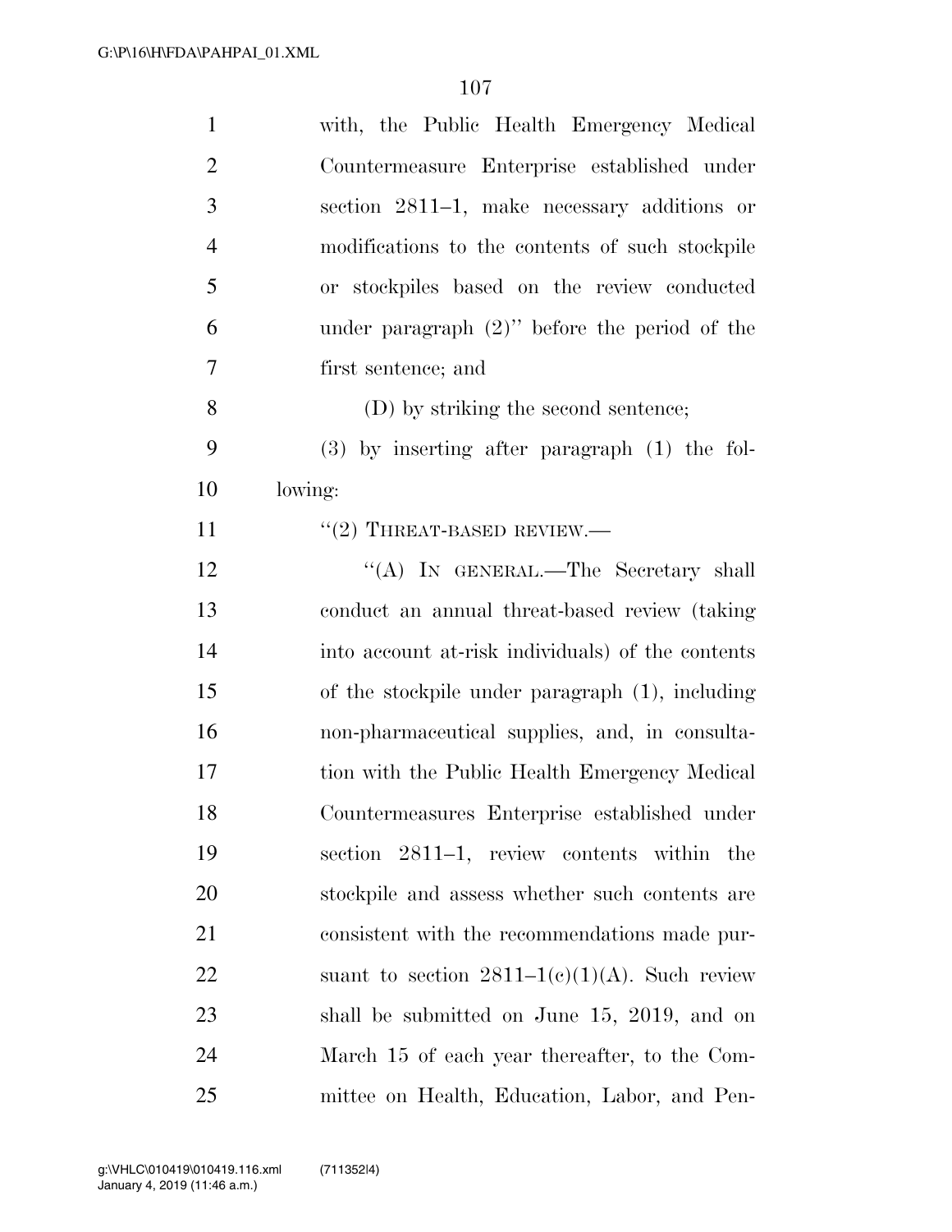with, the Public Health Emergency Medical Countermeasure Enterprise established under section 2811–1, make necessary additions or modifications to the contents of such stockpile or stockpiles based on the review conducted under paragraph (2)'' before the period of the first sentence; and

(D) by striking the second sentence;

(3) by inserting after paragraph (1) the following:

''(2) THREAT-BASED REVIEW.—

''(A) IN GENERAL.—The Secretary shall conduct an annual threat-based review (taking into account at-risk individuals) of the contents of the stockpile under paragraph (1), including non-pharmaceutical supplies, and, in consultation with the Public Health Emergency Medical Countermeasures Enterprise established under section 2811–1, review contents within the stockpile and assess whether such contents are consistent with the recommendations made pursuant to section 2811–1(c)(1)(A). Such review shall be submitted on June 15, 2019, and on March 15 of each year thereafter, to the Committee on Health, Education, Labor, and Pen-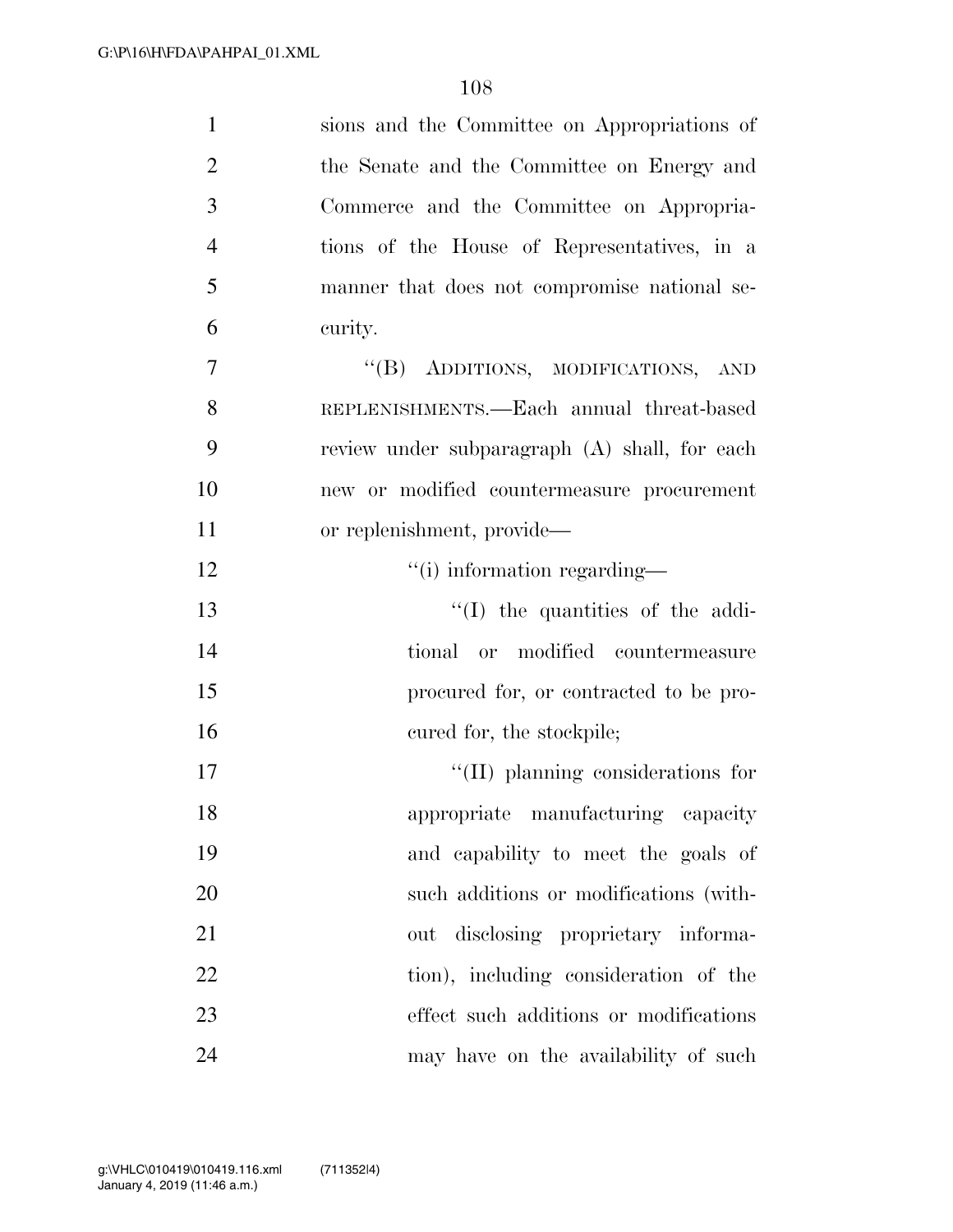sions and the Committee on Appropriations of the Senate and the Committee on Energy and Commerce and the Committee on Appropriations of the House of Representatives, in a manner that does not compromise national security.

"(B) ADDITIONS, MODIFICATIONS, AND REPLENISHMENTS.—Each annual threat-based review under subparagraph (A) shall, for each new or modified countermeasure procurement or replenishment, provide—

"(i) information regarding—

"(I) the quantities of the additional or modified countermeasure procured for, or contracted to be procured for, the stockpile;

"(II) planning considerations for appropriate manufacturing capacity and capability to meet the goals of such additions or modifications (without disclosing proprietary information), including consideration of the effect such additions or modifications may have on the availability of such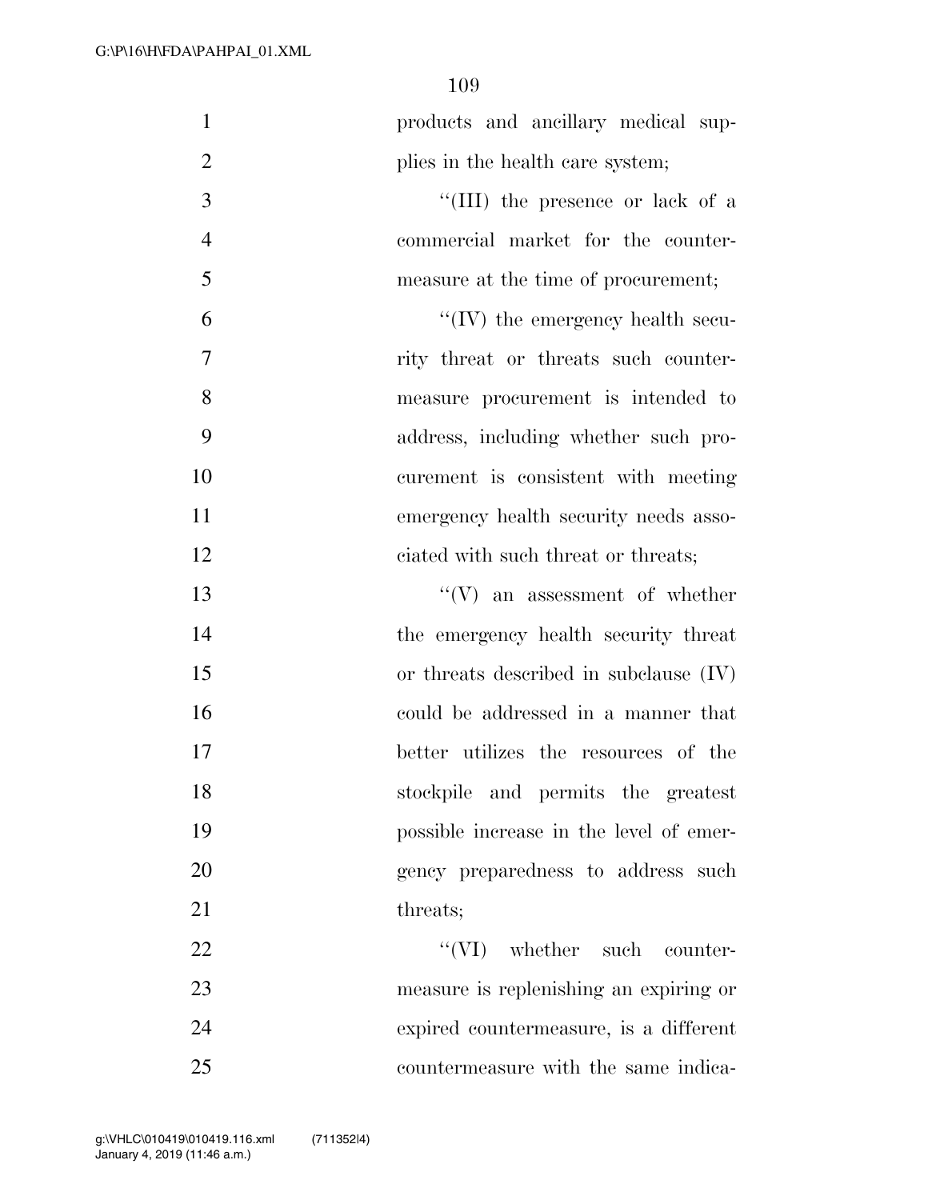products and ancillary medical supplies in the health care system;

''(III) the presence or lack of a commercial market for the countermeasure at the time of procurement;

''(IV) the emergency health security threat or threats such countermeasure procurement is intended to address, including whether such procurement is consistent with meeting emergency health security needs associated with such threat or threats;

''(V) an assessment of whether the emergency health security threat or threats described in subclause (IV) could be addressed in a manner that better utilizes the resources of the stockpile and permits the greatest possible increase in the level of emergency preparedness to address such threats;

''(VI) whether such countermeasure is replenishing an expiring or expired countermeasure, is a different countermeasure with the same indica-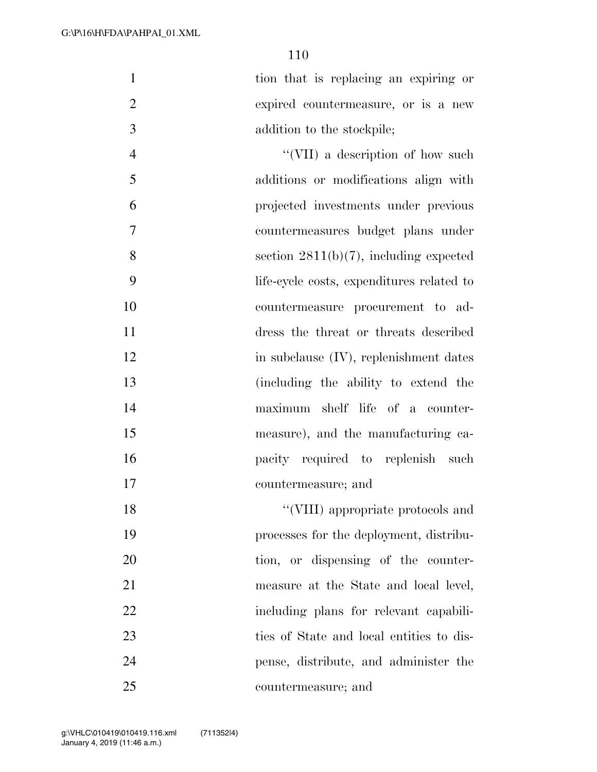tion that is replacing an expiring or expired countermeasure, or is a new addition to the stockpile;

"(VII) a description of how such additions or modifications align with projected investments under previous countermeasures budget plans under section 2811(b)(7), including expected life-cycle costs, expenditures related to countermeasure procurement to address the threat or threats described in subclause (IV), replenishment dates (including the ability to extend the maximum shelf life of a countermeasure), and the manufacturing capacity required to replenish such countermeasure; and

"(VIII) appropriate protocols and processes for the deployment, distribution, or dispensing of the countermeasure at the State and local level, including plans for relevant capabilities of State and local entities to dispense, distribute, and administer the countermeasure; and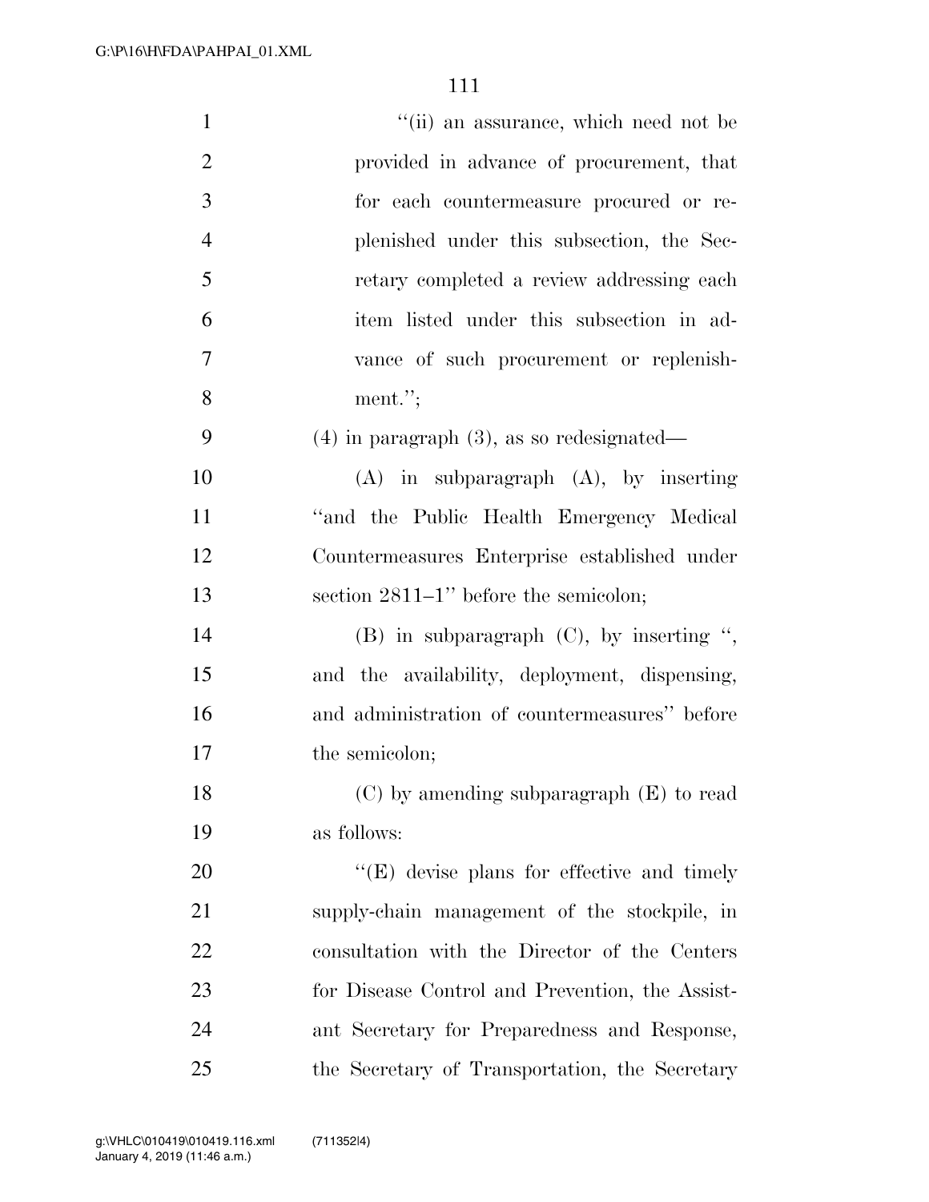"(ii) an assurance, which need not be provided in advance of procurement, that for each countermeasure procured or replenished under this subsection, the Secretary completed a review addressing each item listed under this subsection in advance of such procurement or replenishment.";

(4) in paragraph (3), as so redesignated—

(A) in subparagraph (A), by inserting "and the Public Health Emergency Medical Countermeasures Enterprise established under section 2811–1" before the semicolon;

(B) in subparagraph (C), by inserting ", and the availability, deployment, dispensing, and administration of countermeasures" before the semicolon;

(C) by amending subparagraph (E) to read as follows:

"(E) devise plans for effective and timely supply-chain management of the stockpile, in consultation with the Director of the Centers for Disease Control and Prevention, the Assistant Secretary for Preparedness and Response, the Secretary of Transportation, the Secretary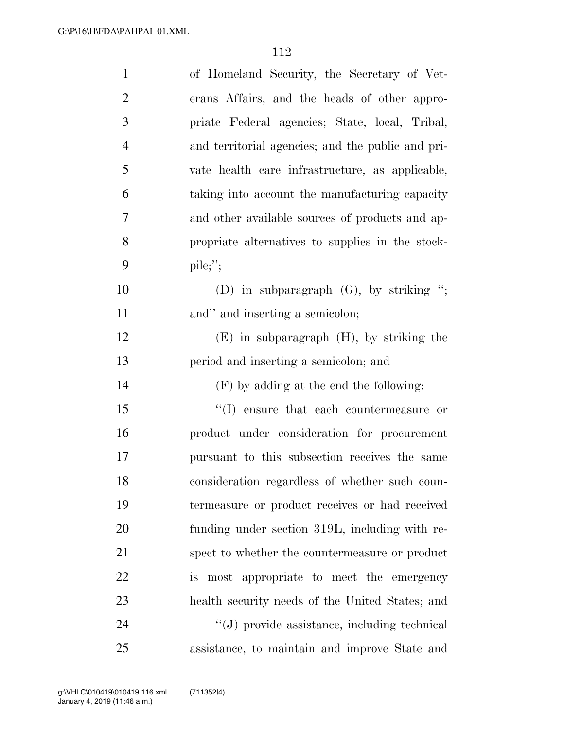of Homeland Security, the Secretary of Veterans Affairs, and the heads of other appropriate Federal agencies; State, local, Tribal, and territorial agencies; and the public and private health care infrastructure, as applicable, taking into account the manufacturing capacity and other available sources of products and appropriate alternatives to supplies in the stockpile;'';

(D) in subparagraph (G), by striking ''; and'' and inserting a semicolon;

(E) in subparagraph (H), by striking the period and inserting a semicolon; and

(F) by adding at the end the following:

''(I) ensure that each countermeasure or product under consideration for procurement pursuant to this subsection receives the same consideration regardless of whether such countermeasure or product receives or had received funding under section 319L, including with respect to whether the countermeasure or product is most appropriate to meet the emergency health security needs of the United States; and

''(J) provide assistance, including technical assistance, to maintain and improve State and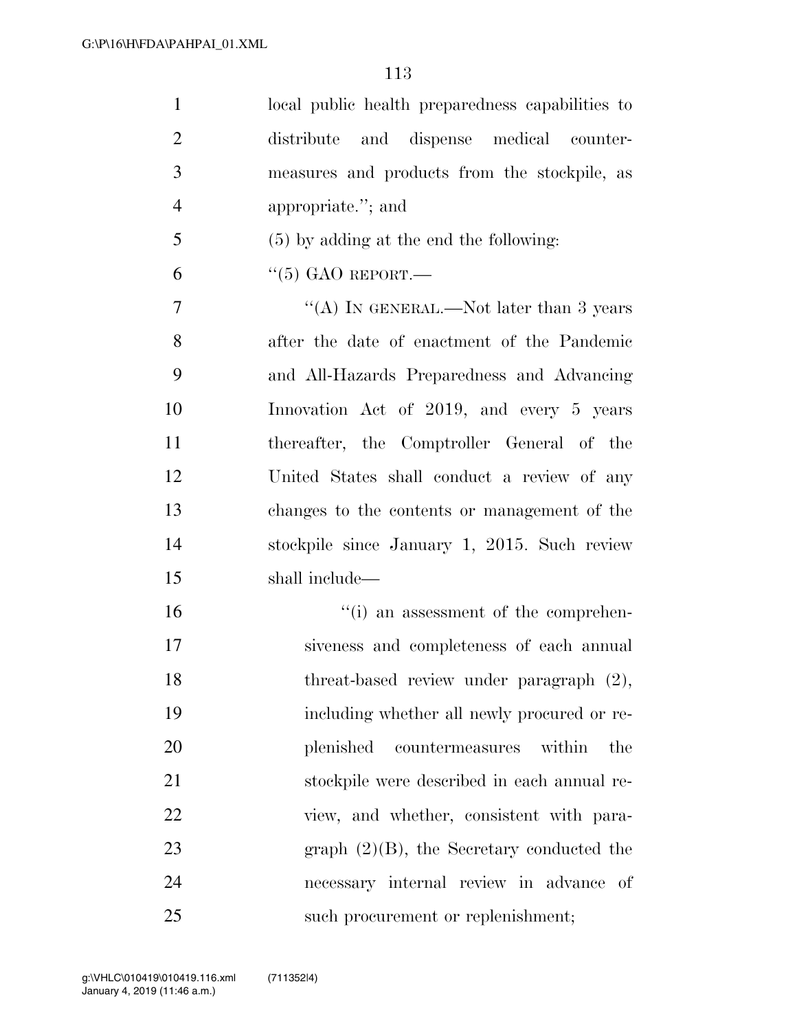local public health preparedness capabilities to distribute and dispense medical countermeasures and products from the stockpile, as appropriate.''; and

(5) by adding at the end the following:

''(5) GAO REPORT.—

''(A) IN GENERAL.—Not later than 3 years after the date of enactment of the Pandemic and All-Hazards Preparedness and Advancing Innovation Act of 2019, and every 5 years thereafter, the Comptroller General of the United States shall conduct a review of any changes to the contents or management of the stockpile since January 1, 2015. Such review shall include—

''(i) an assessment of the comprehensiveness and completeness of each annual threat-based review under paragraph (2), including whether all newly procured or replenished countermeasures within the stockpile were described in each annual review, and whether, consistent with paragraph (2)(B), the Secretary conducted the necessary internal review in advance of such procurement or replenishment;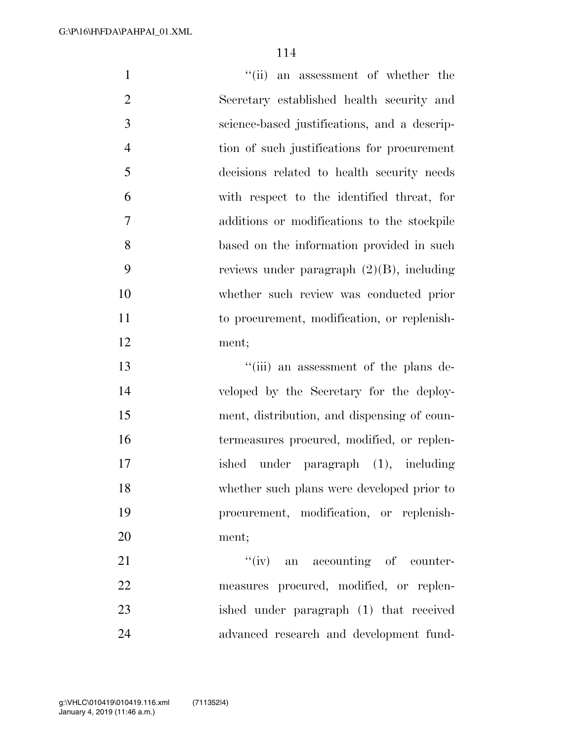"(ii) an assessment of whether the Secretary established health security and science-based justifications, and a description of such justifications for procurement decisions related to health security needs with respect to the identified threat, for additions or modifications to the stockpile based on the information provided in such reviews under paragraph (2)(B), including whether such review was conducted prior to procurement, modification, or replenishment;

"(iii) an assessment of the plans developed by the Secretary for the deployment, distribution, and dispensing of countermeasures procured, modified, or replenished under paragraph (1), including whether such plans were developed prior to procurement, modification, or replenishment;

"(iv) an accounting of countermeasures procured, modified, or replenished under paragraph (1) that received advanced research and development fund-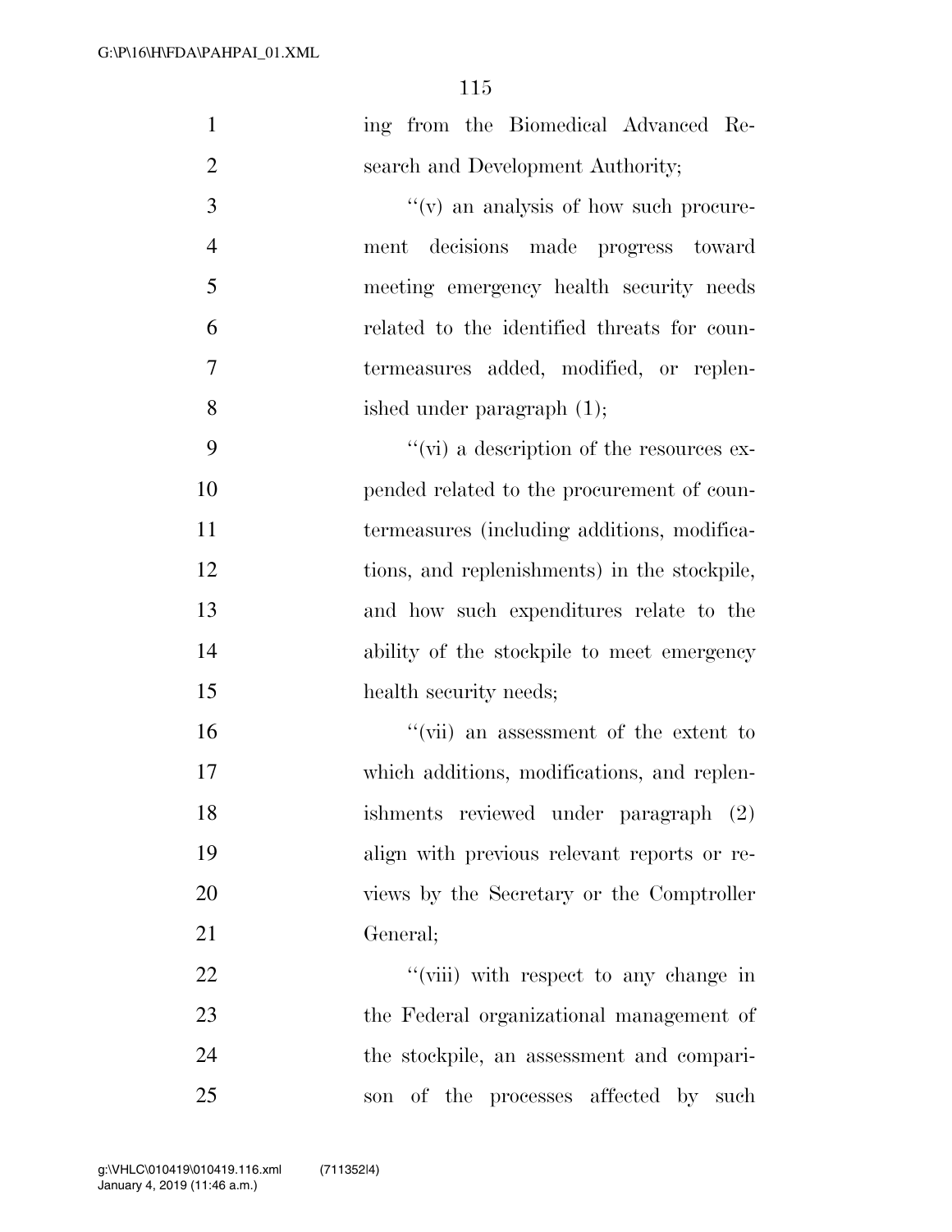ing from the Biomedical Advanced Research and Development Authority;

"(v) an analysis of how such procurement decisions made progress toward meeting emergency health security needs related to the identified threats for countermeasures added, modified, or replenished under paragraph (1);

"(vi) a description of the resources expended related to the procurement of countermeasures (including additions, modifications, and replenishments) in the stockpile, and how such expenditures relate to the ability of the stockpile to meet emergency health security needs;

"(vii) an assessment of the extent to which additions, modifications, and replenishments reviewed under paragraph (2) align with previous relevant reports or reviews by the Secretary or the Comptroller General;

"(viii) with respect to any change in the Federal organizational management of the stockpile, an assessment and comparison of the processes affected by such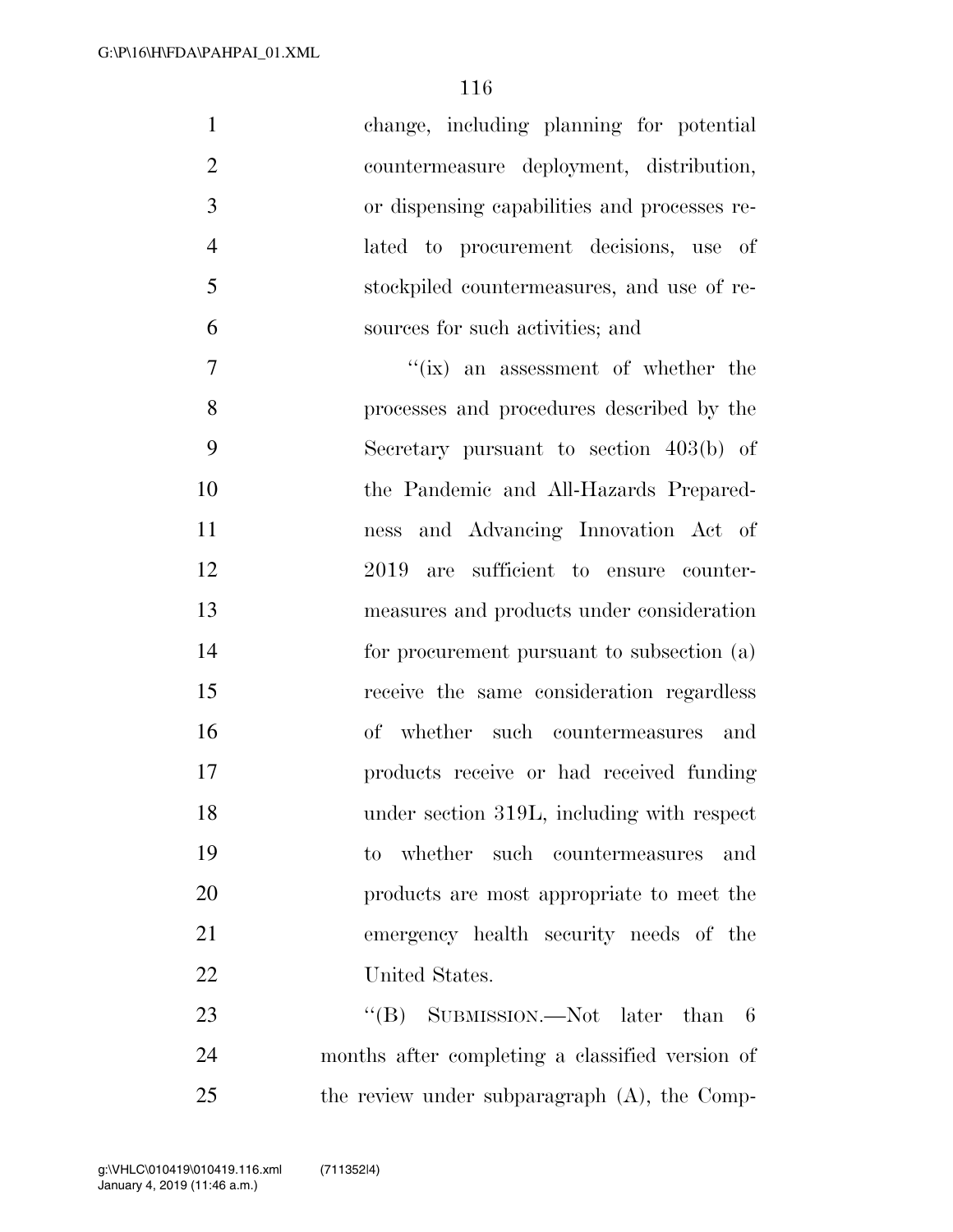change, including planning for potential countermeasure deployment, distribution, or dispensing capabilities and processes related to procurement decisions, use of stockpiled countermeasures, and use of resources for such activities; and

''(ix) an assessment of whether the processes and procedures described by the Secretary pursuant to section 403(b) of the Pandemic and All-Hazards Preparedness and Advancing Innovation Act of 2019 are sufficient to ensure countermeasures and products under consideration for procurement pursuant to subsection (a) receive the same consideration regardless of whether such countermeasures and products receive or had received funding under section 319L, including with respect to whether such countermeasures and products are most appropriate to meet the emergency health security needs of the United States.

''(B) SUBMISSION.—Not later than 6 months after completing a classified version of the review under subparagraph (A), the Comp-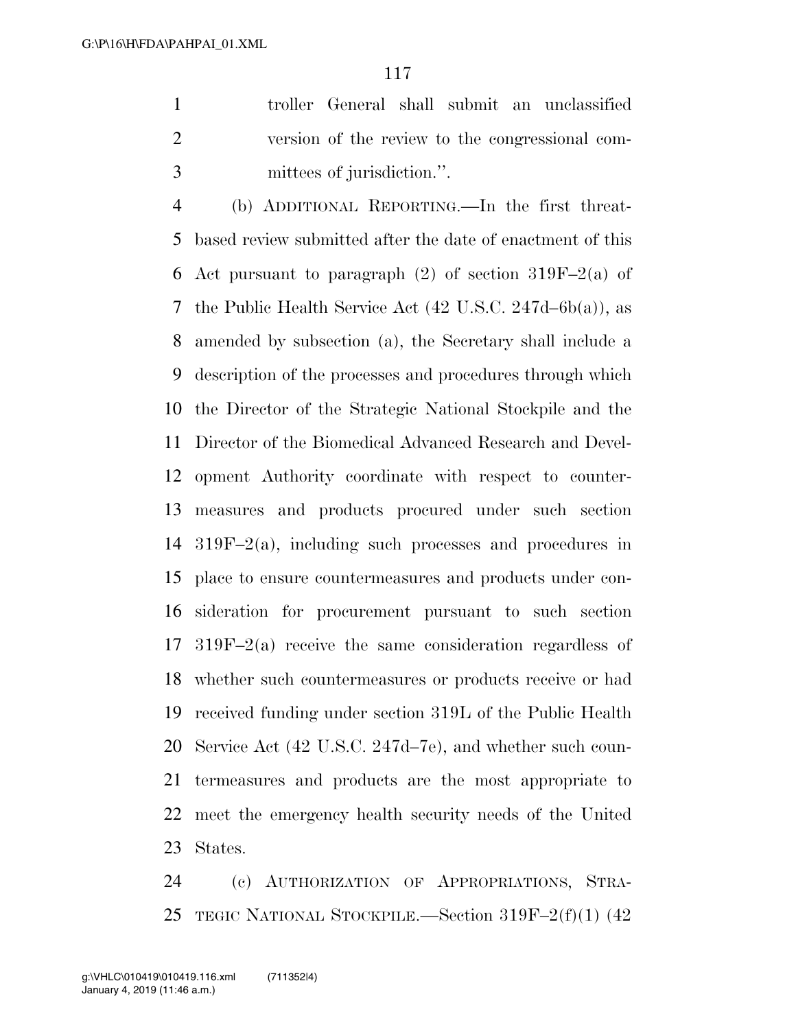troller General shall submit an unclassified version of the review to the congressional committees of jurisdiction.''.

(b) ADDITIONAL REPORTING.—In the first threat-based review submitted after the date of enactment of this Act pursuant to paragraph (2) of section 319F–2(a) of the Public Health Service Act (42 U.S.C. 247d–6b(a)), as amended by subsection (a), the Secretary shall include a description of the processes and procedures through which the Director of the Strategic National Stockpile and the Director of the Biomedical Advanced Research and Development Authority coordinate with respect to countermeasures and products procured under such section 319F–2(a), including such processes and procedures in place to ensure countermeasures and products under consideration for procurement pursuant to such section 319F–2(a) receive the same consideration regardless of whether such countermeasures or products receive or had received funding under section 319L of the Public Health Service Act (42 U.S.C. 247d–7e), and whether such countermeasures and products are the most appropriate to meet the emergency health security needs of the United States.

(c) AUTHORIZATION OF APPROPRIATIONS, STRATEGIC NATIONAL STOCKPILE.—Section 319F–2(f)(1) (42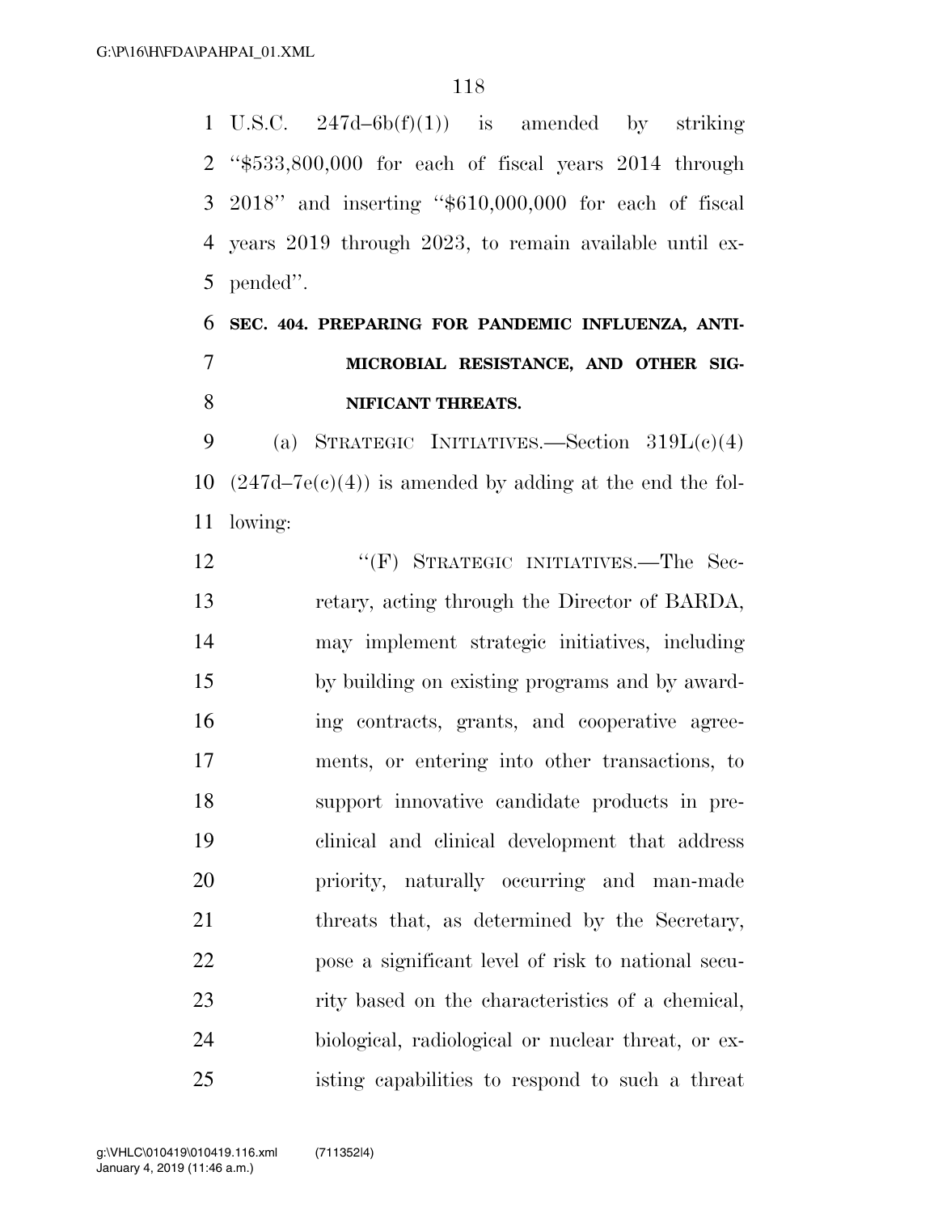U.S.C. 247d–6b(f)(1)) is amended by striking "$533,800,000 for each of fiscal years 2014 through 2018" and inserting "$610,000,000 for each of fiscal years 2019 through 2023, to remain available until expended".

**SEC. 404. PREPARING FOR PANDEMIC INFLUENZA, ANTIMICROBIAL RESISTANCE, AND OTHER SIGNIFICANT THREATS.**

(a) STRATEGIC INITIATIVES.—Section 319L(c)(4) (247d–7e(c)(4)) is amended by adding at the end the following:

"(F) STRATEGIC INITIATIVES.—The Secretary, acting through the Director of BARDA, may implement strategic initiatives, including by building on existing programs and by awarding contracts, grants, and cooperative agreements, or entering into other transactions, to support innovative candidate products in preclinical and clinical development that address priority, naturally occurring and man-made threats that, as determined by the Secretary, pose a significant level of risk to national security based on the characteristics of a chemical, biological, radiological or nuclear threat, or existing capabilities to respond to such a threat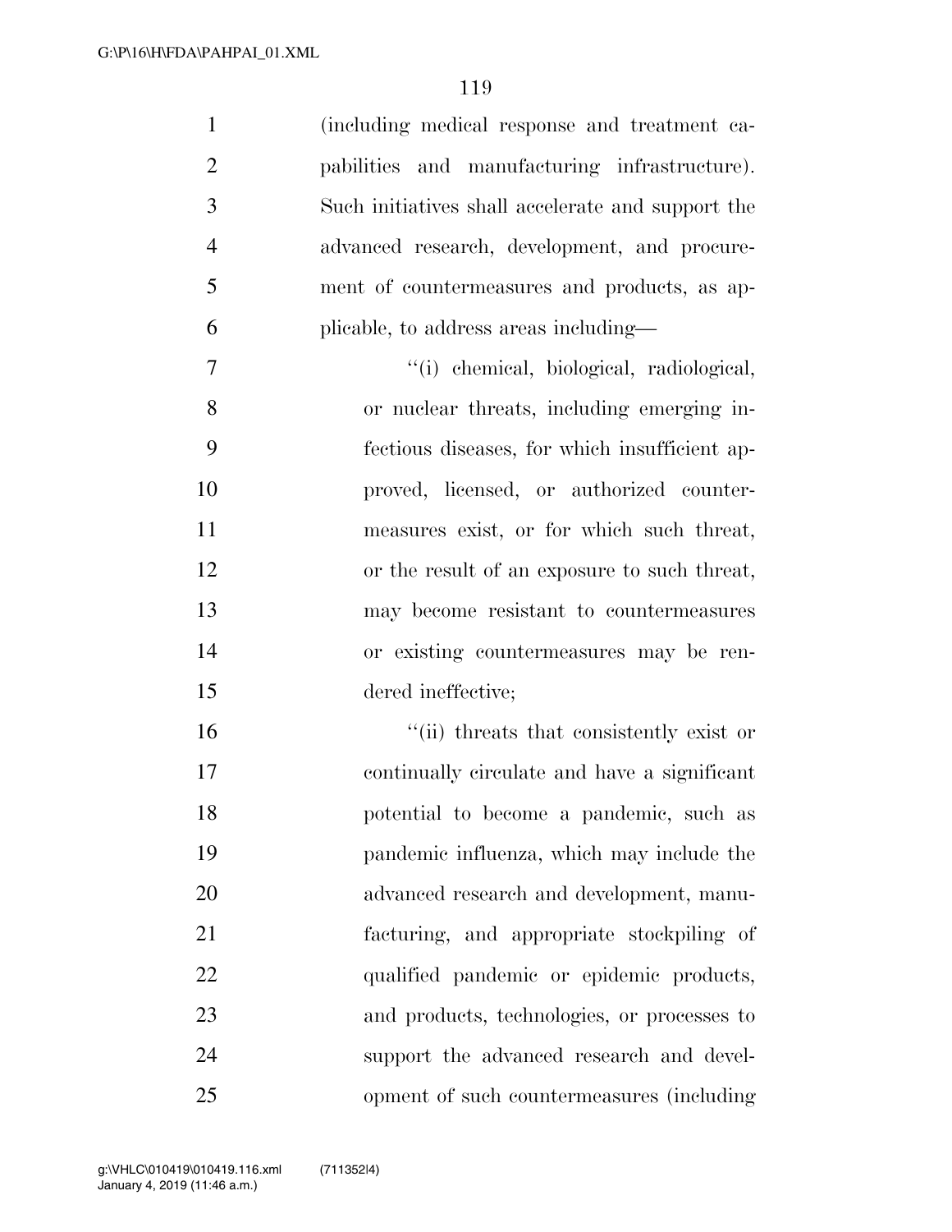(including medical response and treatment capabilities and manufacturing infrastructure). Such initiatives shall accelerate and support the advanced research, development, and procurement of countermeasures and products, as applicable, to address areas including—

“(i) chemical, biological, radiological, or nuclear threats, including emerging infectious diseases, for which insufficient approved, licensed, or authorized countermeasures exist, or for which such threat, or the result of an exposure to such threat, may become resistant to countermeasures or existing countermeasures may be rendered ineffective;

“(ii) threats that consistently exist or continually circulate and have a significant potential to become a pandemic, such as pandemic influenza, which may include the advanced research and development, manufacturing, and appropriate stockpiling of qualified pandemic or epidemic products, and products, technologies, or processes to support the advanced research and development of such countermeasures (including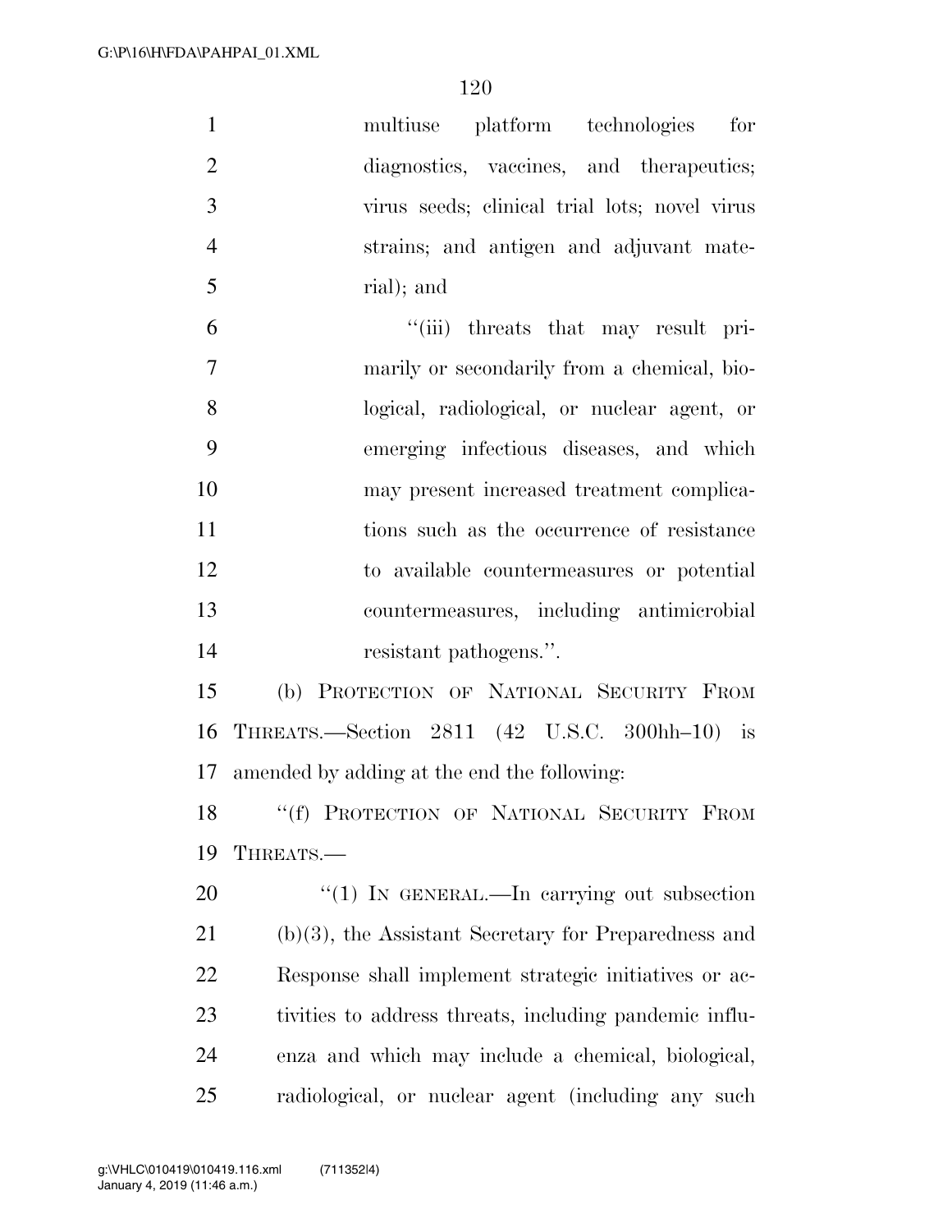multiuse platform technologies for diagnostics, vaccines, and therapeutics; virus seeds; clinical trial lots; novel virus strains; and antigen and adjuvant material); and

"(iii) threats that may result primarily or secondarily from a chemical, biological, radiological, or nuclear agent, or emerging infectious diseases, and which may present increased treatment complications such as the occurrence of resistance to available countermeasures or potential countermeasures, including antimicrobial resistant pathogens.".

(b) PROTECTION OF NATIONAL SECURITY FROM THREATS.—Section 2811 (42 U.S.C. 300hh–10) is amended by adding at the end the following:

"(f) PROTECTION OF NATIONAL SECURITY FROM THREATS.—

"(1) IN GENERAL.—In carrying out subsection (b)(3), the Assistant Secretary for Preparedness and Response shall implement strategic initiatives or activities to address threats, including pandemic influenza and which may include a chemical, biological, radiological, or nuclear agent (including any such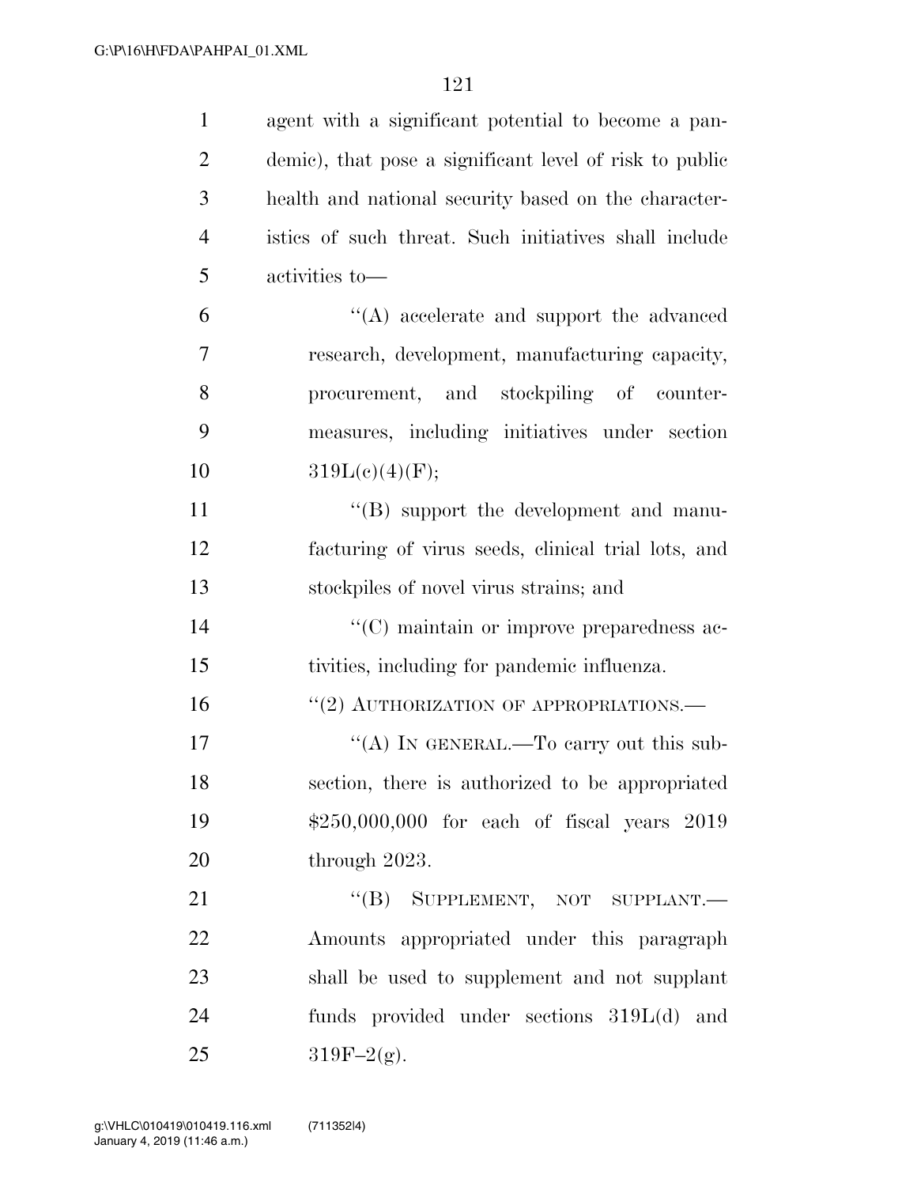agent with a significant potential to become a pandemic), that pose a significant level of risk to public health and national security based on the characteristics of such threat. Such initiatives shall include activities to—

"(A) accelerate and support the advanced research, development, manufacturing capacity, procurement, and stockpiling of countermeasures, including initiatives under section 319L(c)(4)(F);

"(B) support the development and manufacturing of virus seeds, clinical trial lots, and stockpiles of novel virus strains; and

"(C) maintain or improve preparedness activities, including for pandemic influenza.

"(2) AUTHORIZATION OF APPROPRIATIONS.—

"(A) IN GENERAL.—To carry out this subsection, there is authorized to be appropriated $250,000,000 for each of fiscal years 2019 through 2023.

"(B) SUPPLEMENT, NOT SUPPLANT.—Amounts appropriated under this paragraph shall be used to supplement and not supplant funds provided under sections 319L(d) and 319F–2(g).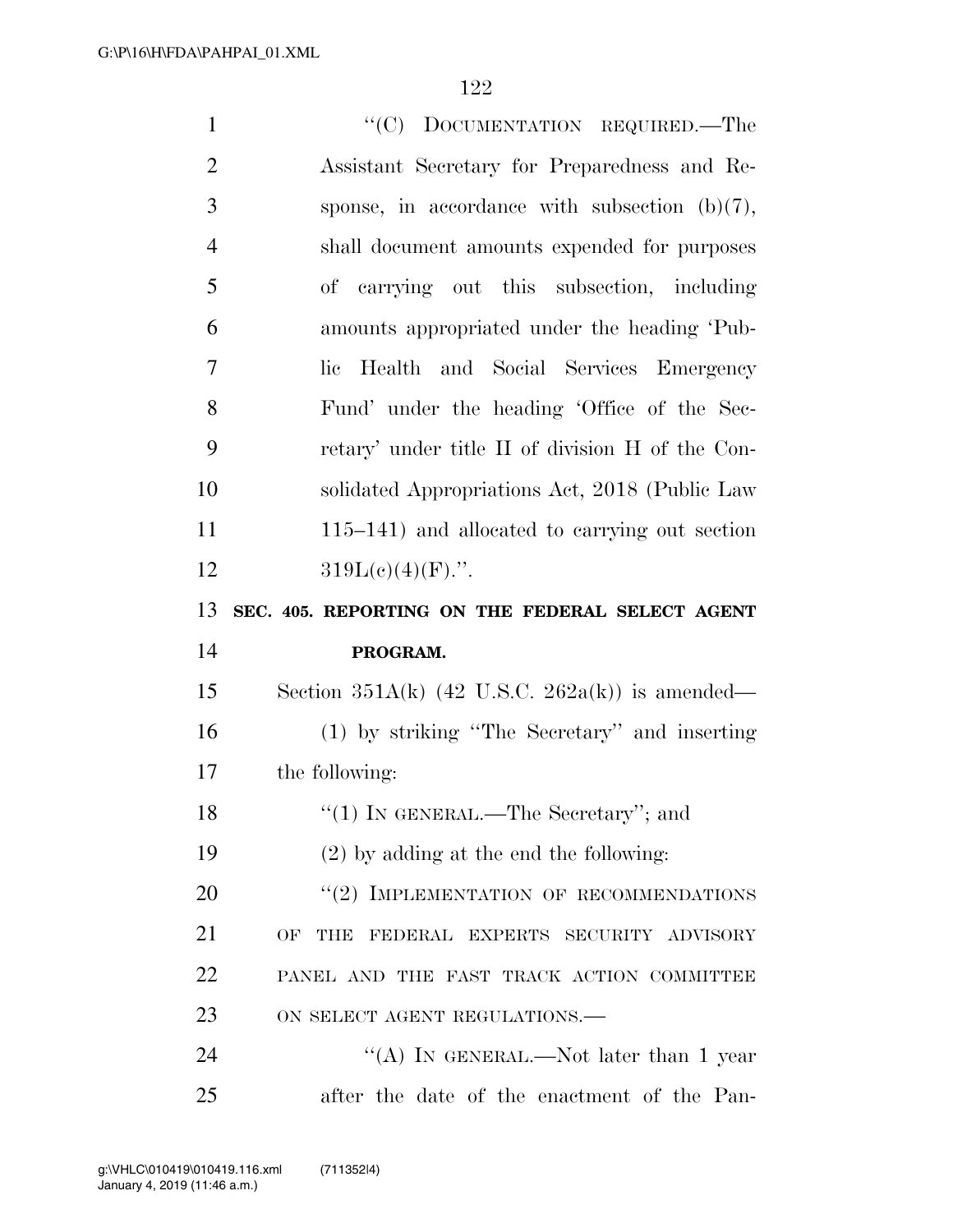"(C) DOCUMENTATION REQUIRED.—The Assistant Secretary for Preparedness and Response, in accordance with subsection (b)(7), shall document amounts expended for purposes of carrying out this subsection, including amounts appropriated under the heading 'Public Health and Social Services Emergency Fund' under the heading 'Office of the Secretary' under title II of division H of the Consolidated Appropriations Act, 2018 (Public Law 115–141) and allocated to carrying out section 319L(c)(4)(F).".

**SEC. 405. REPORTING ON THE FEDERAL SELECT AGENT PROGRAM.**

Section 351A(k) (42 U.S.C. 262a(k)) is amended—

(1) by striking "The Secretary" and inserting the following:

"(1) IN GENERAL.—The Secretary"; and

(2) by adding at the end the following:

"(2) IMPLEMENTATION OF RECOMMENDATIONS OF THE FEDERAL EXPERTS SECURITY ADVISORY PANEL AND THE FAST TRACK ACTION COMMITTEE ON SELECT AGENT REGULATIONS.—

"(A) IN GENERAL.—Not later than 1 year after the date of the enactment of the Pan-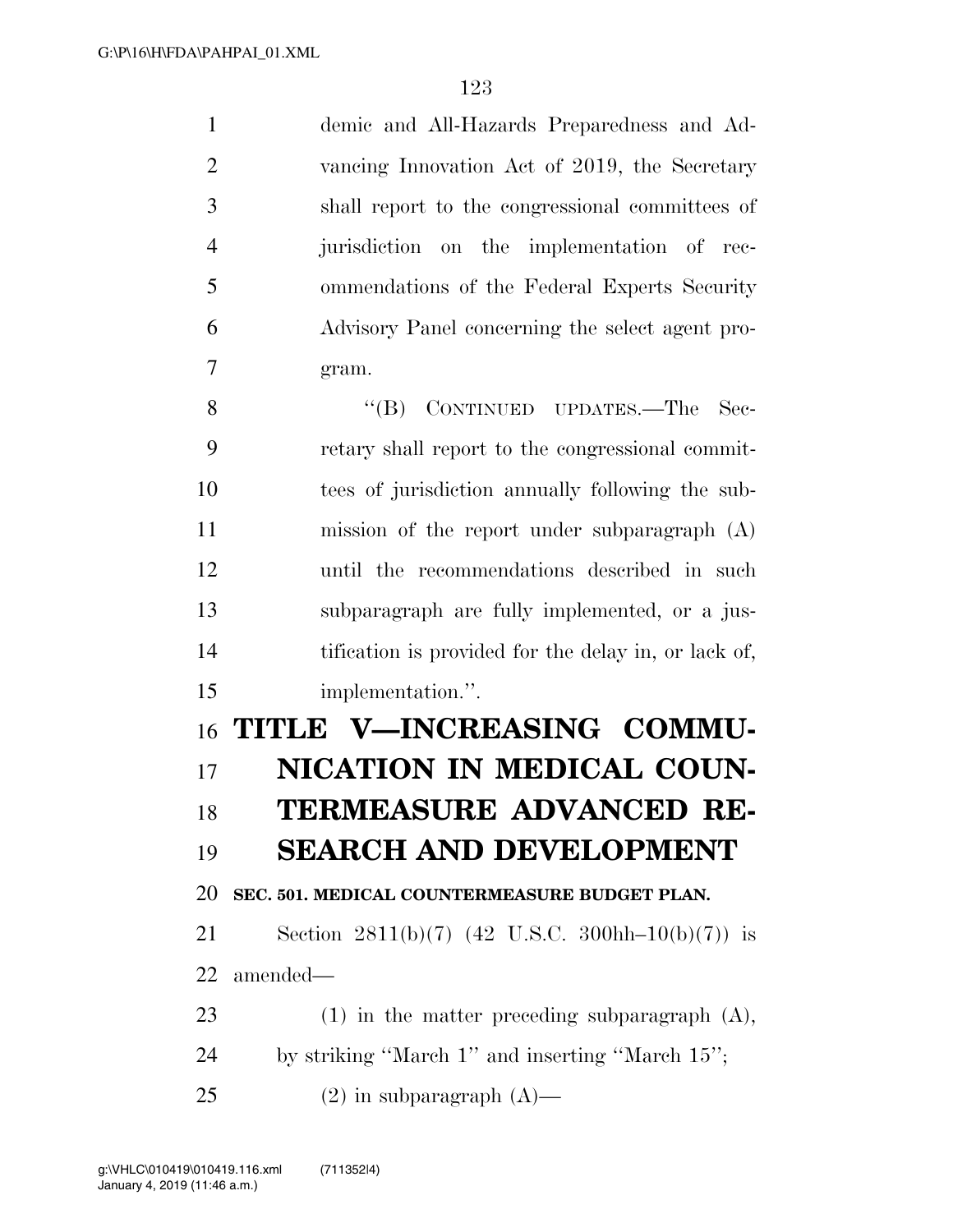demic and All-Hazards Preparedness and Advancing Innovation Act of 2019, the Secretary shall report to the congressional committees of jurisdiction on the implementation of recommendations of the Federal Experts Security Advisory Panel concerning the select agent program.

"(B) CONTINUED UPDATES.—The Secretary shall report to the congressional committees of jurisdiction annually following the submission of the report under subparagraph (A) until the recommendations described in such subparagraph are fully implemented, or a justification is provided for the delay in, or lack of, implementation.".

# TITLE V—INCREASING COMMUNICATION IN MEDICAL COUNTERMEASURE ADVANCED RESEARCH AND DEVELOPMENT

**SEC. 501. MEDICAL COUNTERMEASURE BUDGET PLAN.**

Section 2811(b)(7) (42 U.S.C. 300hh–10(b)(7)) is amended—

(1) in the matter preceding subparagraph (A), by striking "March 1" and inserting "March 15";

(2) in subparagraph (A)—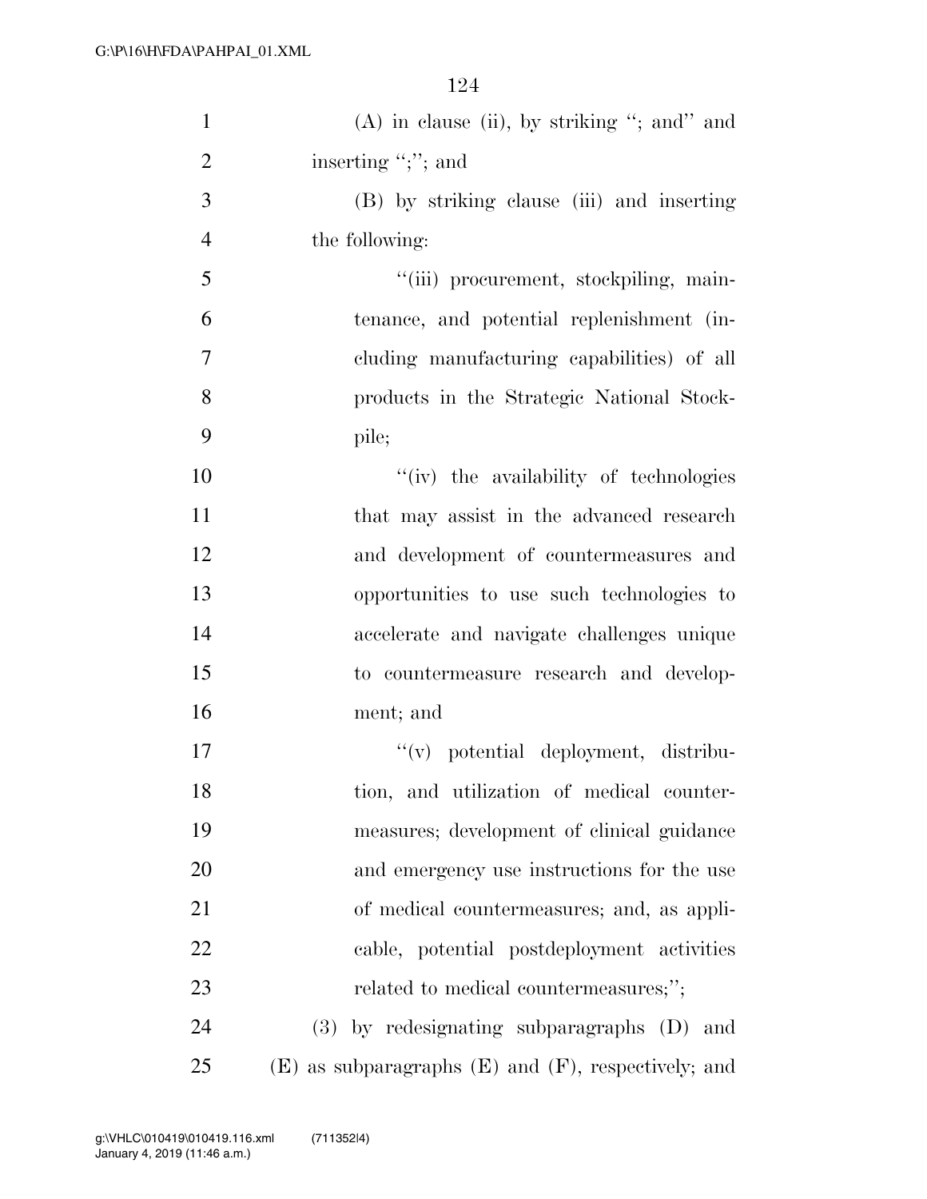(A) in clause (ii), by striking "; and" and inserting ";"; and

(B) by striking clause (iii) and inserting the following:

"(iii) procurement, stockpiling, maintenance, and potential replenishment (including manufacturing capabilities) of all products in the Strategic National Stockpile;

"(iv) the availability of technologies that may assist in the advanced research and development of countermeasures and opportunities to use such technologies to accelerate and navigate challenges unique to countermeasure research and development; and

"(v) potential deployment, distribution, and utilization of medical countermeasures; development of clinical guidance and emergency use instructions for the use of medical countermeasures; and, as applicable, potential postdeployment activities related to medical countermeasures;";

(3) by redesignating subparagraphs (D) and (E) as subparagraphs (E) and (F), respectively; and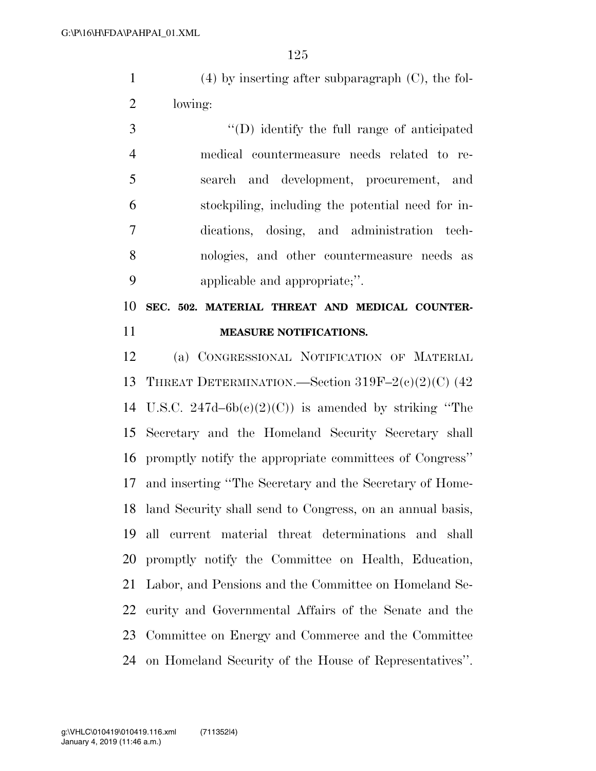(4) by inserting after subparagraph (C), the following:

"(D) identify the full range of anticipated medical countermeasure needs related to research and development, procurement, and stockpiling, including the potential need for indications, dosing, and administration technologies, and other countermeasure needs as applicable and appropriate;".

**SEC. 502. MATERIAL THREAT AND MEDICAL COUNTERMEASURE NOTIFICATIONS.**

(a) CONGRESSIONAL NOTIFICATION OF MATERIAL THREAT DETERMINATION.—Section 319F–2(c)(2)(C) (42 U.S.C. 247d–6b(c)(2)(C)) is amended by striking "The Secretary and the Homeland Security Secretary shall promptly notify the appropriate committees of Congress" and inserting "The Secretary and the Secretary of Homeland Security shall send to Congress, on an annual basis, all current material threat determinations and shall promptly notify the Committee on Health, Education, Labor, and Pensions and the Committee on Homeland Security and Governmental Affairs of the Senate and the Committee on Energy and Commerce and the Committee on Homeland Security of the House of Representatives".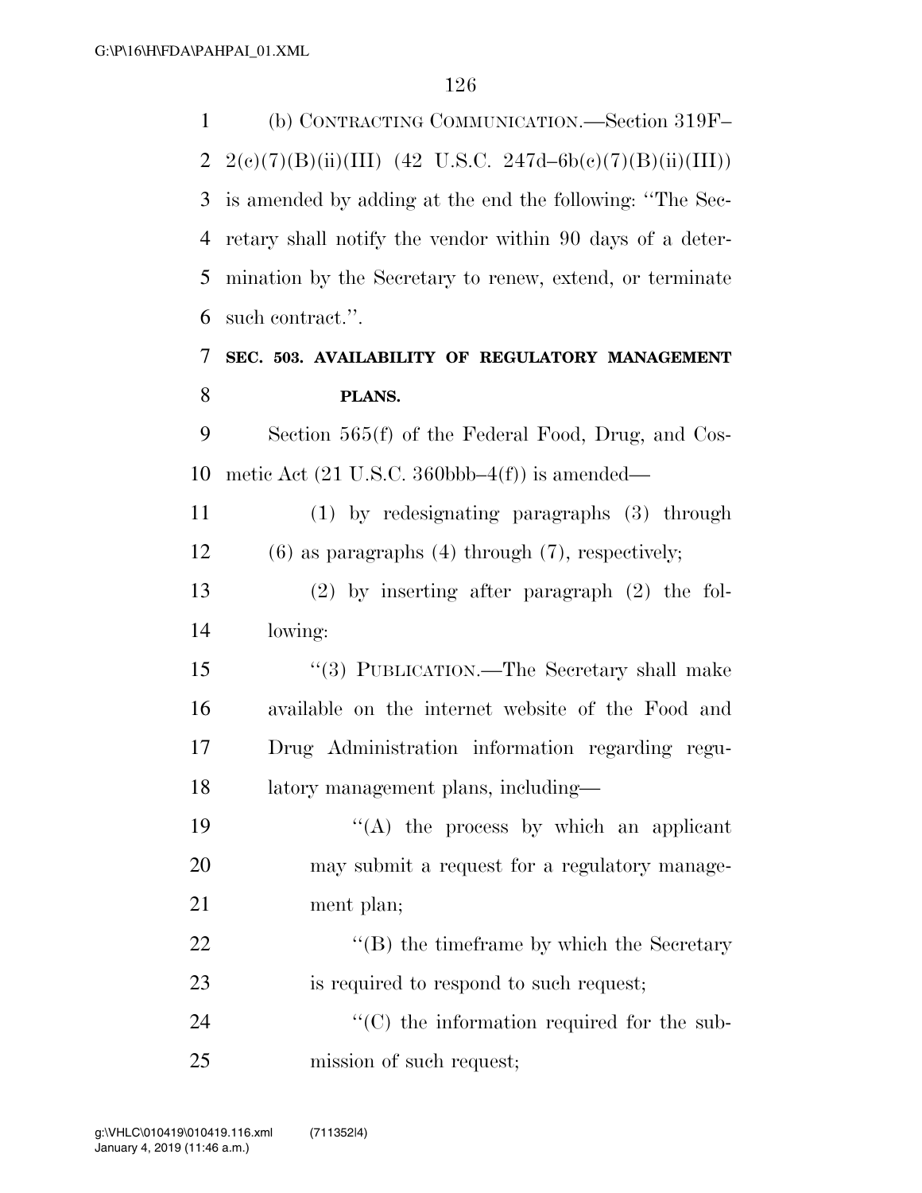(b) CONTRACTING COMMUNICATION.—Section 319F–2(c)(7)(B)(ii)(III) (42 U.S.C. 247d–6b(c)(7)(B)(ii)(III)) is amended by adding at the end the following: ''The Secretary shall notify the vendor within 90 days of a determination by the Secretary to renew, extend, or terminate such contract.''.

### SEC. 503. AVAILABILITY OF REGULATORY MANAGEMENT PLANS.

Section 565(f) of the Federal Food, Drug, and Cosmetic Act (21 U.S.C. 360bbb–4(f)) is amended—

(1) by redesignating paragraphs (3) through (6) as paragraphs (4) through (7), respectively;

(2) by inserting after paragraph (2) the following:

''(3) PUBLICATION.—The Secretary shall make available on the internet website of the Food and Drug Administration information regarding regulatory management plans, including—

''(A) the process by which an applicant may submit a request for a regulatory management plan;

''(B) the timeframe by which the Secretary is required to respond to such request;

''(C) the information required for the submission of such request;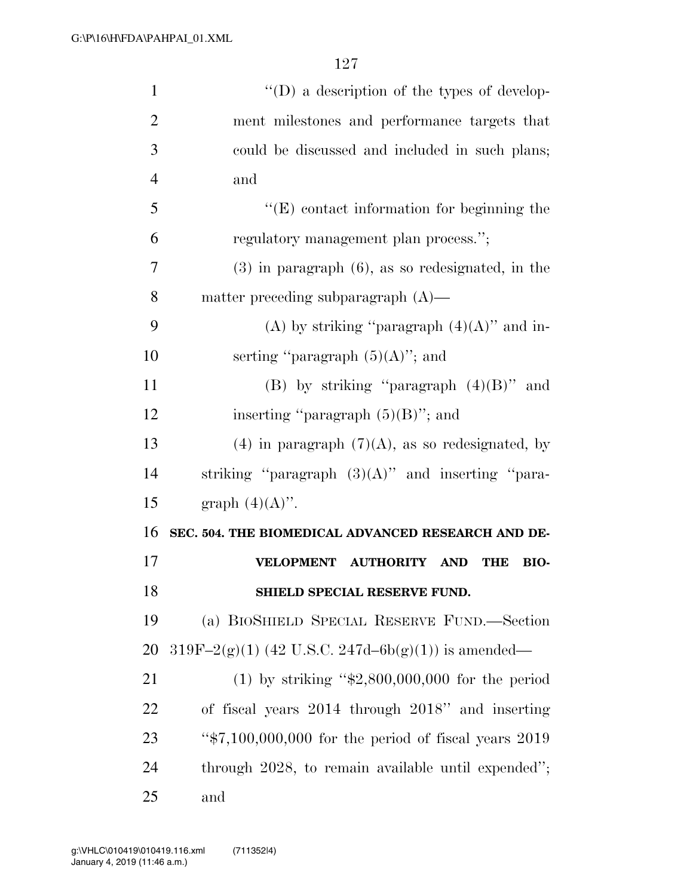"(D) a description of the types of development milestones and performance targets that could be discussed and included in such plans; and

"(E) contact information for beginning the regulatory management plan process.";

(3) in paragraph (6), as so redesignated, in the matter preceding subparagraph (A)—

(A) by striking "paragraph (4)(A)" and inserting "paragraph (5)(A)"; and

(B) by striking "paragraph (4)(B)" and inserting "paragraph (5)(B)"; and

(4) in paragraph (7)(A), as so redesignated, by striking "paragraph (3)(A)" and inserting "paragraph (4)(A)".

**SEC. 504. THE BIOMEDICAL ADVANCED RESEARCH AND DEVELOPMENT AUTHORITY AND THE BIOSHIELD SPECIAL RESERVE FUND.**

(a) BIOSHIELD SPECIAL RESERVE FUND.—Section 319F–2(g)(1) (42 U.S.C. 247d–6b(g)(1)) is amended—

(1) by striking "$2,800,000,000 for the period of fiscal years 2014 through 2018" and inserting "$7,100,000,000 for the period of fiscal years 2019 through 2028, to remain available until expended"; and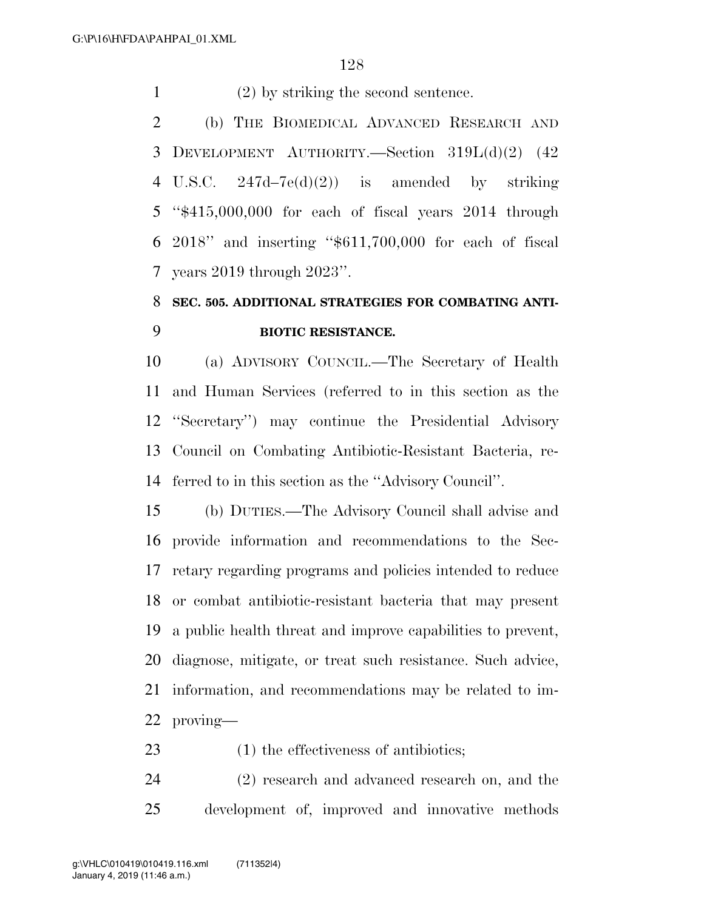(2) by striking the second sentence.

(b) THE BIOMEDICAL ADVANCED RESEARCH AND DEVELOPMENT AUTHORITY.—Section 319L(d)(2) (42 U.S.C. 247d–7e(d)(2)) is amended by striking "$415,000,000 for each of fiscal years 2014 through 2018" and inserting "$611,700,000 for each of fiscal years 2019 through 2023".

**SEC. 505. ADDITIONAL STRATEGIES FOR COMBATING ANTIBIOTIC RESISTANCE.**

(a) ADVISORY COUNCIL.—The Secretary of Health and Human Services (referred to in this section as the "Secretary") may continue the Presidential Advisory Council on Combating Antibiotic-Resistant Bacteria, referred to in this section as the "Advisory Council".

(b) DUTIES.—The Advisory Council shall advise and provide information and recommendations to the Secretary regarding programs and policies intended to reduce or combat antibiotic-resistant bacteria that may present a public health threat and improve capabilities to prevent, diagnose, mitigate, or treat such resistance. Such advice, information, and recommendations may be related to improving—

(1) the effectiveness of antibiotics;

(2) research and advanced research on, and the development of, improved and innovative methods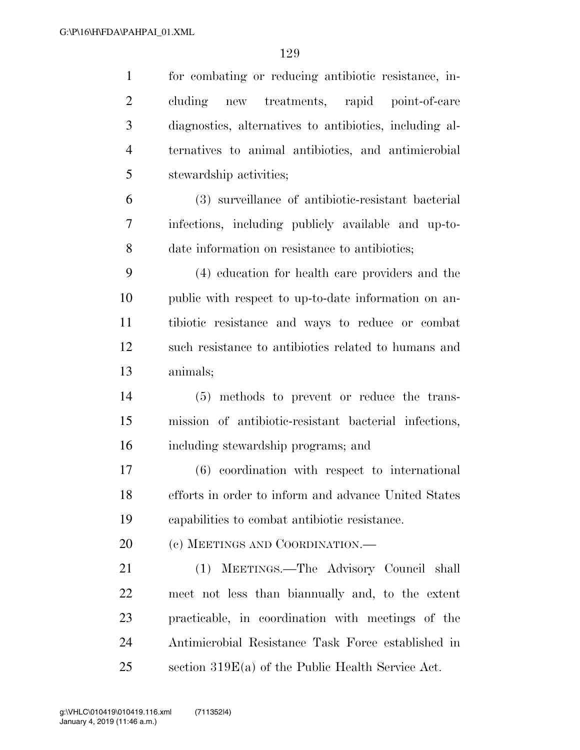for combating or reducing antibiotic resistance, including new treatments, rapid point-of-care diagnostics, alternatives to antibiotics, including alternatives to animal antibiotics, and antimicrobial stewardship activities;

(3) surveillance of antibiotic-resistant bacterial infections, including publicly available and up-to-date information on resistance to antibiotics;

(4) education for health care providers and the public with respect to up-to-date information on antibiotic resistance and ways to reduce or combat such resistance to antibiotics related to humans and animals;

(5) methods to prevent or reduce the transmission of antibiotic-resistant bacterial infections, including stewardship programs; and

(6) coordination with respect to international efforts in order to inform and advance United States capabilities to combat antibiotic resistance.

(c) MEETINGS AND COORDINATION.—

(1) MEETINGS.—The Advisory Council shall meet not less than biannually and, to the extent practicable, in coordination with meetings of the Antimicrobial Resistance Task Force established in section 319E(a) of the Public Health Service Act.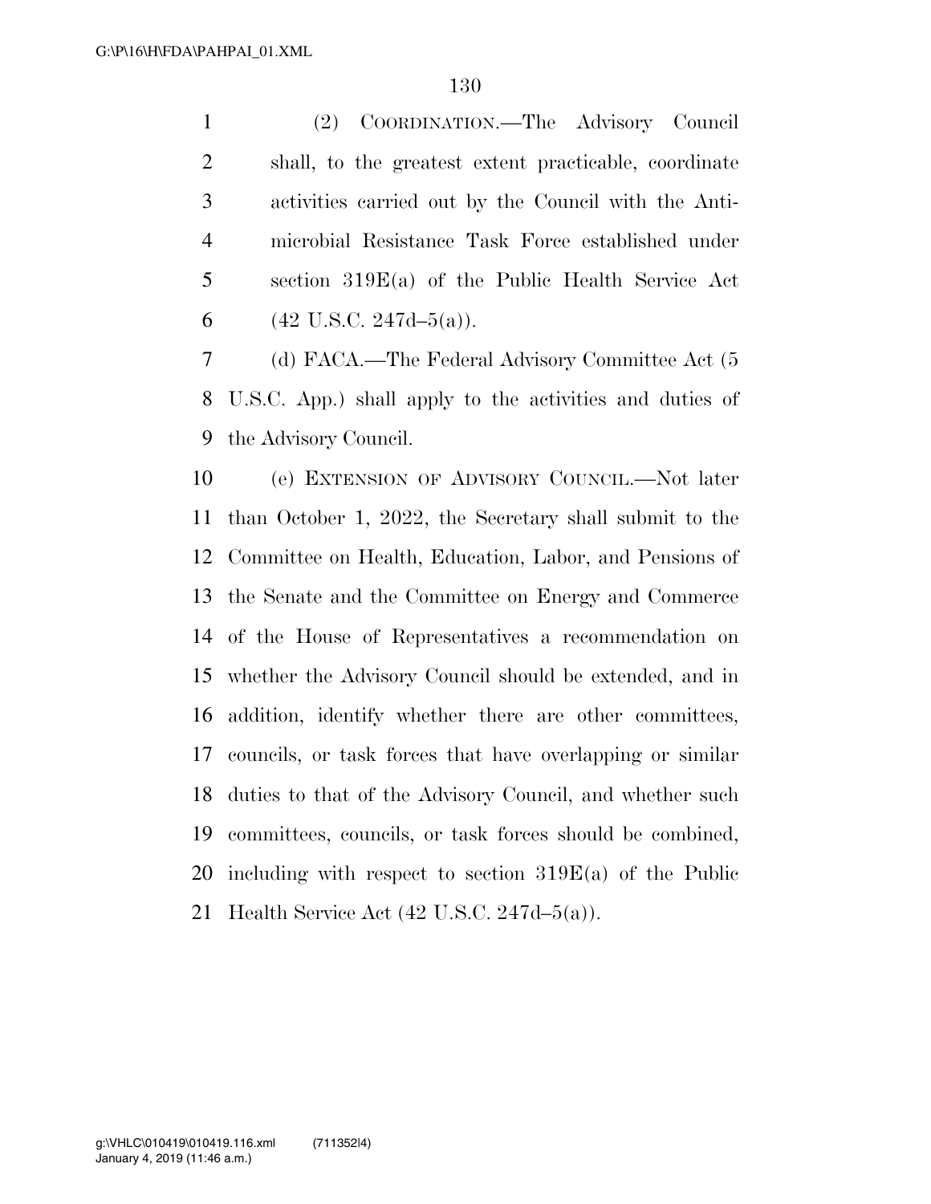(2) COORDINATION.—The Advisory Council shall, to the greatest extent practicable, coordinate activities carried out by the Council with the Antimicrobial Resistance Task Force established under section 319E(a) of the Public Health Service Act (42 U.S.C. 247d–5(a)).

(d) FACA.—The Federal Advisory Committee Act (5 U.S.C. App.) shall apply to the activities and duties of the Advisory Council.

(e) EXTENSION OF ADVISORY COUNCIL.—Not later than October 1, 2022, the Secretary shall submit to the Committee on Health, Education, Labor, and Pensions of the Senate and the Committee on Energy and Commerce of the House of Representatives a recommendation on whether the Advisory Council should be extended, and in addition, identify whether there are other committees, councils, or task forces that have overlapping or similar duties to that of the Advisory Council, and whether such committees, councils, or task forces should be combined, including with respect to section 319E(a) of the Public Health Service Act (42 U.S.C. 247d–5(a)).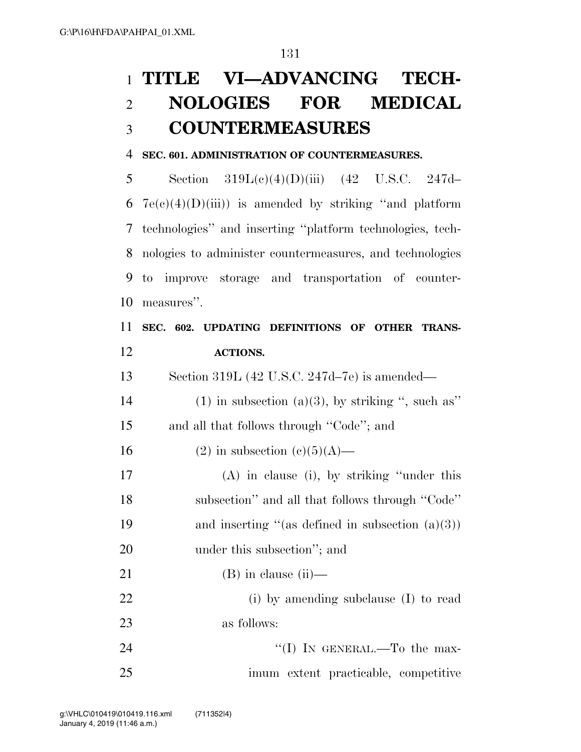# TITLE VI—ADVANCING TECHNOLOGIES FOR MEDICAL COUNTERMEASURES

**SEC. 601. ADMINISTRATION OF COUNTERMEASURES.**

Section 319L(c)(4)(D)(iii) (42 U.S.C. 247d–7e(c)(4)(D)(iii)) is amended by striking ''and platform technologies'' and inserting ''platform technologies, technologies to administer countermeasures, and technologies to improve storage and transportation of countermeasures''.

**SEC. 602. UPDATING DEFINITIONS OF OTHER TRANSACTIONS.**

Section 319L (42 U.S.C. 247d–7e) is amended—

(1) in subsection (a)(3), by striking '', such as'' and all that follows through ''Code''; and

(2) in subsection (c)(5)(A)—

(A) in clause (i), by striking ''under this subsection'' and all that follows through ''Code'' and inserting ''(as defined in subsection (a)(3)) under this subsection''; and

(B) in clause (ii)—

(i) by amending subclause (I) to read as follows:

''(I) IN GENERAL.—To the maximum extent practicable, competitive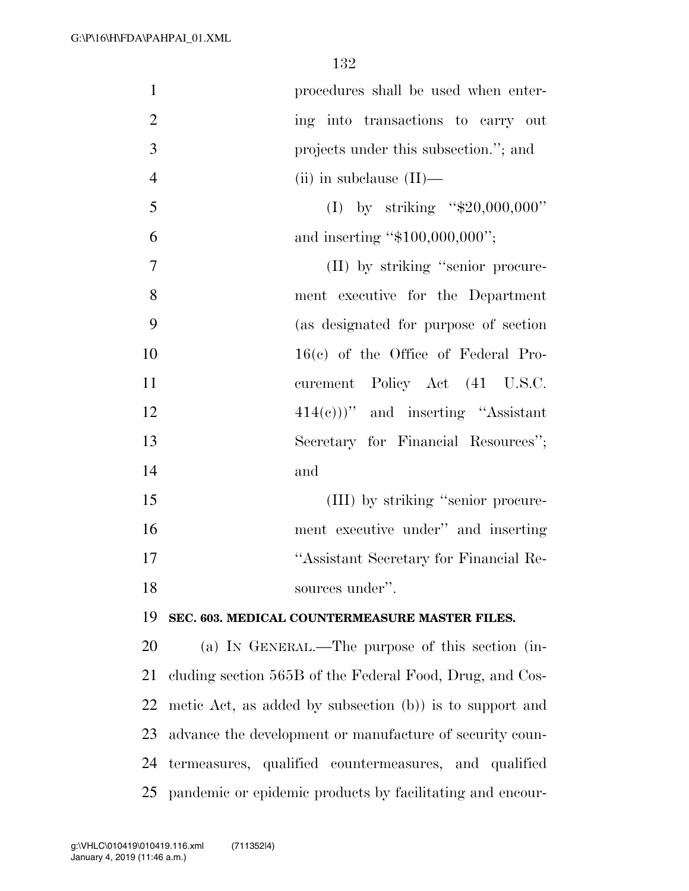procedures shall be used when entering into transactions to carry out projects under this subsection.''; and

(ii) in subclause (II)—

(I) by striking ''$20,000,000'' and inserting ''$100,000,000'';

(II) by striking ''senior procurement executive for the Department (as designated for purpose of section 16(c) of the Office of Federal Procurement Policy Act (41 U.S.C. 414(c)))'' and inserting ''Assistant Secretary for Financial Resources''; and

(III) by striking ''senior procurement executive under'' and inserting ''Assistant Secretary for Financial Resources under''.

**SEC. 603. MEDICAL COUNTERMEASURE MASTER FILES.**

(a) IN GENERAL.—The purpose of this section (including section 565B of the Federal Food, Drug, and Cosmetic Act, as added by subsection (b)) is to support and advance the development or manufacture of security countermeasures, qualified countermeasures, and qualified pandemic or epidemic products by facilitating and encour-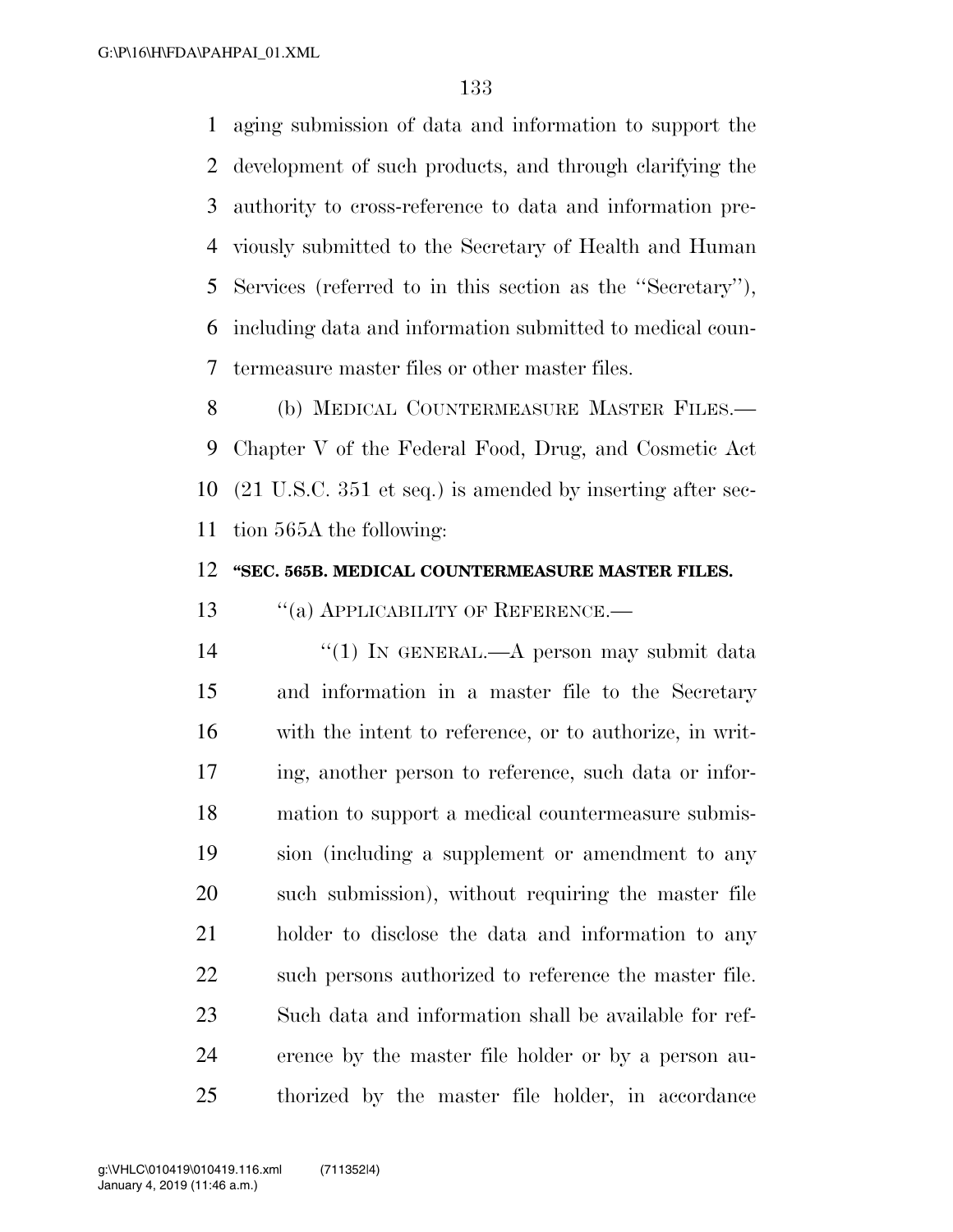aging submission of data and information to support the development of such products, and through clarifying the authority to cross-reference to data and information previously submitted to the Secretary of Health and Human Services (referred to in this section as the ''Secretary''), including data and information submitted to medical countermeasure master files or other master files.

(b) MEDICAL COUNTERMEASURE MASTER FILES.—Chapter V of the Federal Food, Drug, and Cosmetic Act (21 U.S.C. 351 et seq.) is amended by inserting after section 565A the following:

**''SEC. 565B. MEDICAL COUNTERMEASURE MASTER FILES.**

''(a) APPLICABILITY OF REFERENCE.—

''(1) IN GENERAL.—A person may submit data and information in a master file to the Secretary with the intent to reference, or to authorize, in writing, another person to reference, such data or information to support a medical countermeasure submission (including a supplement or amendment to any such submission), without requiring the master file holder to disclose the data and information to any such persons authorized to reference the master file. Such data and information shall be available for reference by the master file holder or by a person authorized by the master file holder, in accordance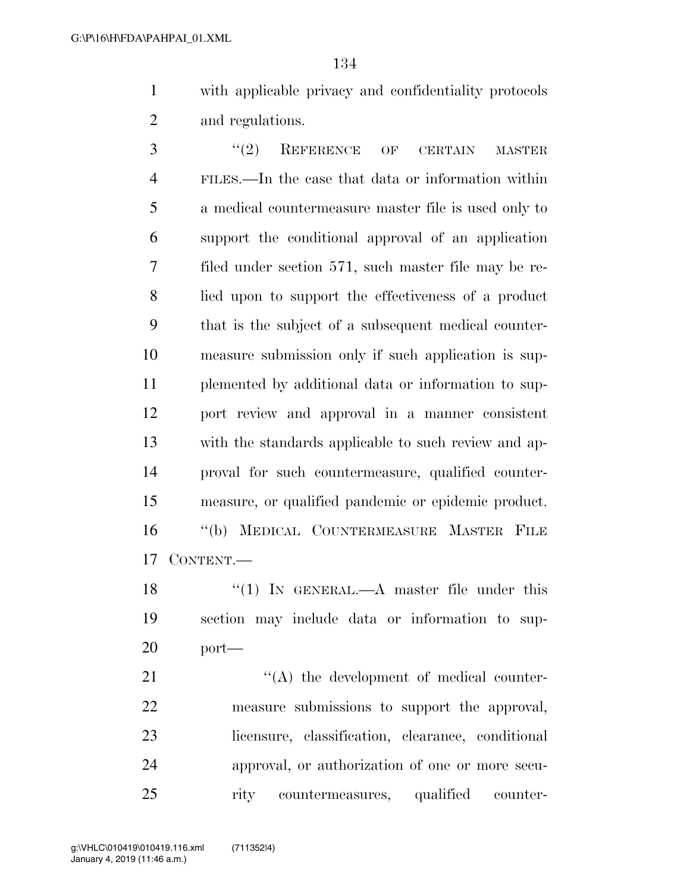with applicable privacy and confidentiality protocols and regulations.

"(2) REFERENCE OF CERTAIN MASTER FILES.—In the case that data or information within a medical countermeasure master file is used only to support the conditional approval of an application filed under section 571, such master file may be relied upon to support the effectiveness of a product that is the subject of a subsequent medical countermeasure submission only if such application is supplemented by additional data or information to support review and approval in a manner consistent with the standards applicable to such review and approval for such countermeasure, qualified countermeasure, or qualified pandemic or epidemic product.

"(b) MEDICAL COUNTERMEASURE MASTER FILE CONTENT.—

"(1) IN GENERAL.—A master file under this section may include data or information to support—

"(A) the development of medical countermeasure submissions to support the approval, licensure, classification, clearance, conditional approval, or authorization of one or more security countermeasures, qualified counter-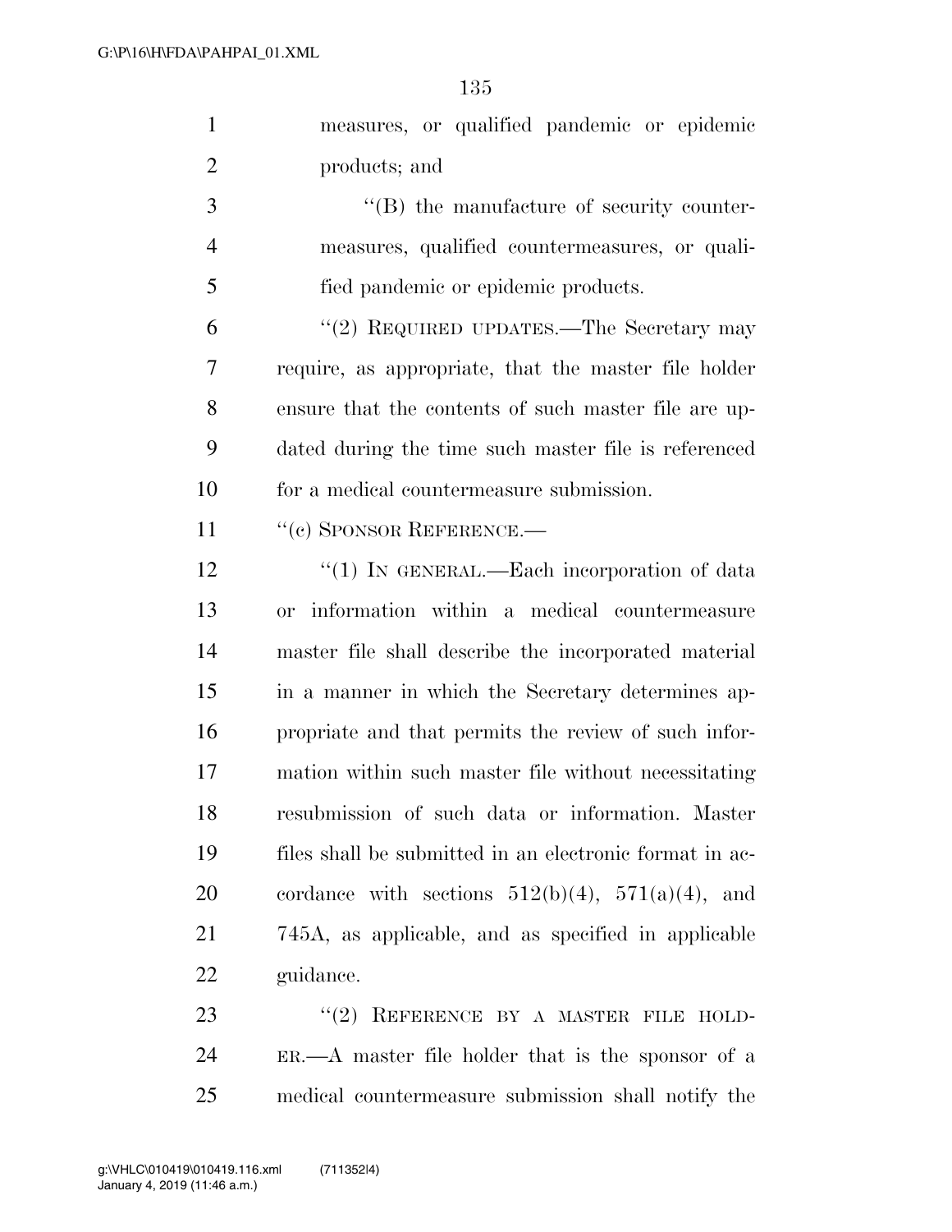measures, or qualified pandemic or epidemic products; and

''(B) the manufacture of security countermeasures, qualified countermeasures, or qualified pandemic or epidemic products.

''(2) REQUIRED UPDATES.—The Secretary may require, as appropriate, that the master file holder ensure that the contents of such master file are updated during the time such master file is referenced for a medical countermeasure submission.

''(c) SPONSOR REFERENCE.—

''(1) IN GENERAL.—Each incorporation of data or information within a medical countermeasure master file shall describe the incorporated material in a manner in which the Secretary determines appropriate and that permits the review of such information within such master file without necessitating resubmission of such data or information. Master files shall be submitted in an electronic format in accordance with sections 512(b)(4), 571(a)(4), and 745A, as applicable, and as specified in applicable guidance.

''(2) REFERENCE BY A MASTER FILE HOLDER.—A master file holder that is the sponsor of a medical countermeasure submission shall notify the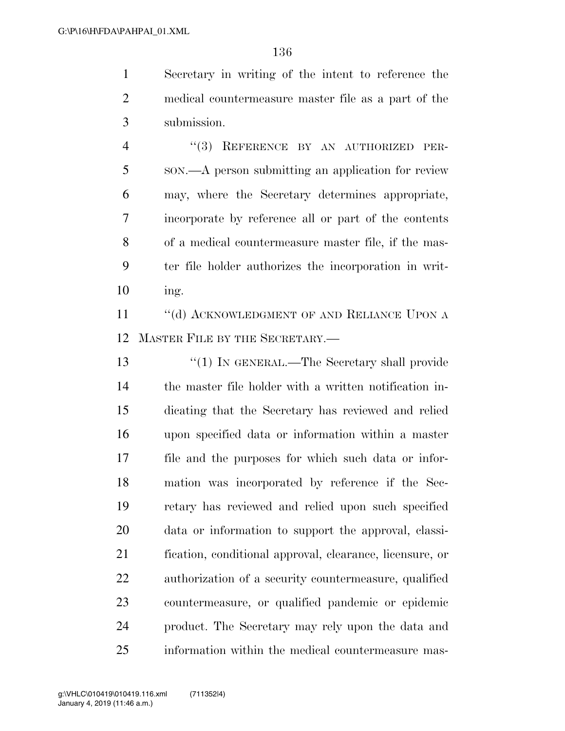Secretary in writing of the intent to reference the medical countermeasure master file as a part of the submission.

"(3) REFERENCE BY AN AUTHORIZED PERSON.—A person submitting an application for review may, where the Secretary determines appropriate, incorporate by reference all or part of the contents of a medical countermeasure master file, if the master file holder authorizes the incorporation in writing.

"(d) ACKNOWLEDGMENT OF AND RELIANCE UPON A MASTER FILE BY THE SECRETARY.—

"(1) IN GENERAL.—The Secretary shall provide the master file holder with a written notification indicating that the Secretary has reviewed and relied upon specified data or information within a master file and the purposes for which such data or information was incorporated by reference if the Secretary has reviewed and relied upon such specified data or information to support the approval, classification, conditional approval, clearance, licensure, or authorization of a security countermeasure, qualified countermeasure, or qualified pandemic or epidemic product. The Secretary may rely upon the data and information within the medical countermeasure mas-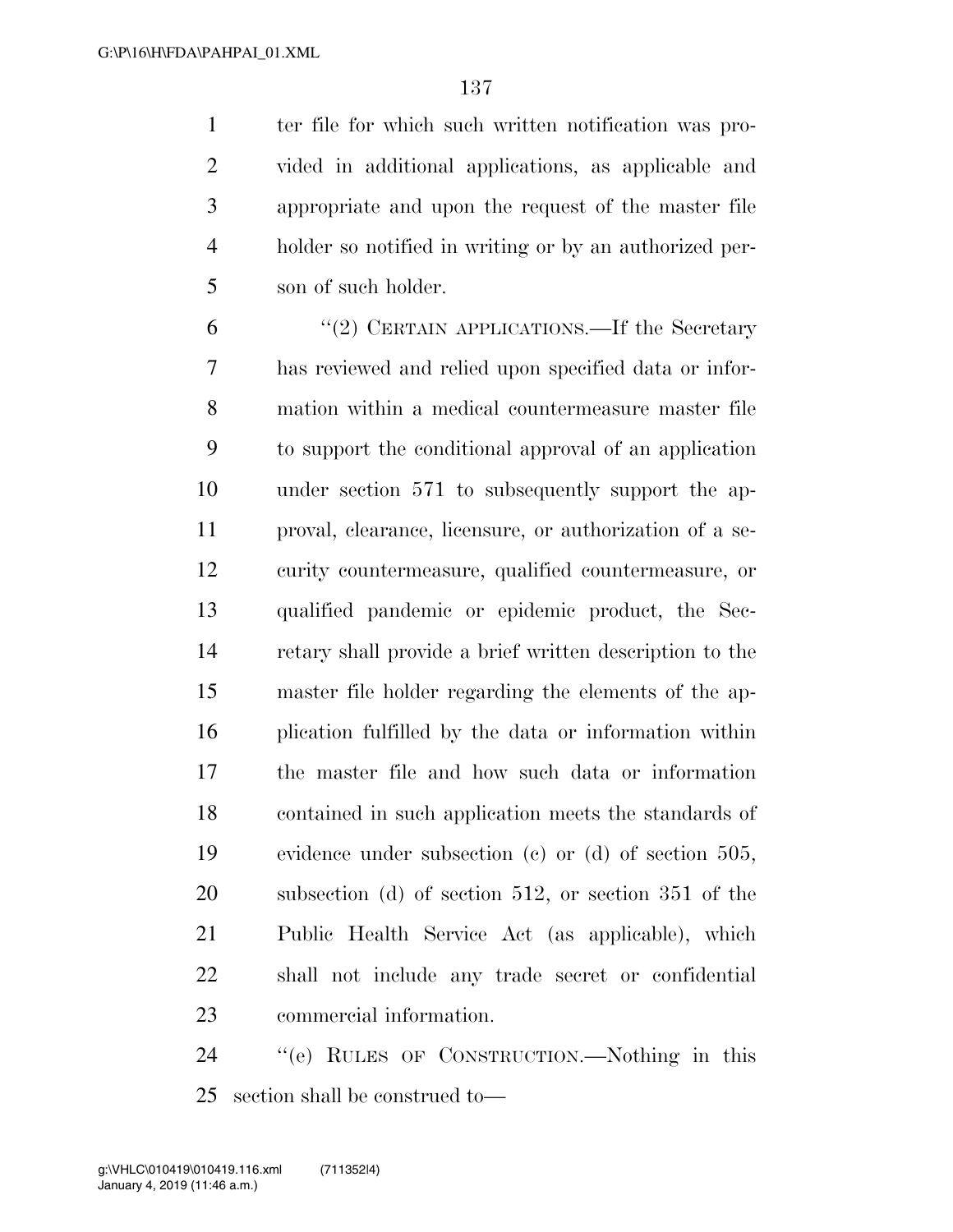ter file for which such written notification was provided in additional applications, as applicable and appropriate and upon the request of the master file holder so notified in writing or by an authorized person of such holder.

"(2) CERTAIN APPLICATIONS.—If the Secretary has reviewed and relied upon specified data or information within a medical countermeasure master file to support the conditional approval of an application under section 571 to subsequently support the approval, clearance, licensure, or authorization of a security countermeasure, qualified countermeasure, or qualified pandemic or epidemic product, the Secretary shall provide a brief written description to the master file holder regarding the elements of the application fulfilled by the data or information within the master file and how such data or information contained in such application meets the standards of evidence under subsection (c) or (d) of section 505, subsection (d) of section 512, or section 351 of the Public Health Service Act (as applicable), which shall not include any trade secret or confidential commercial information.

"(e) RULES OF CONSTRUCTION.—Nothing in this section shall be construed to—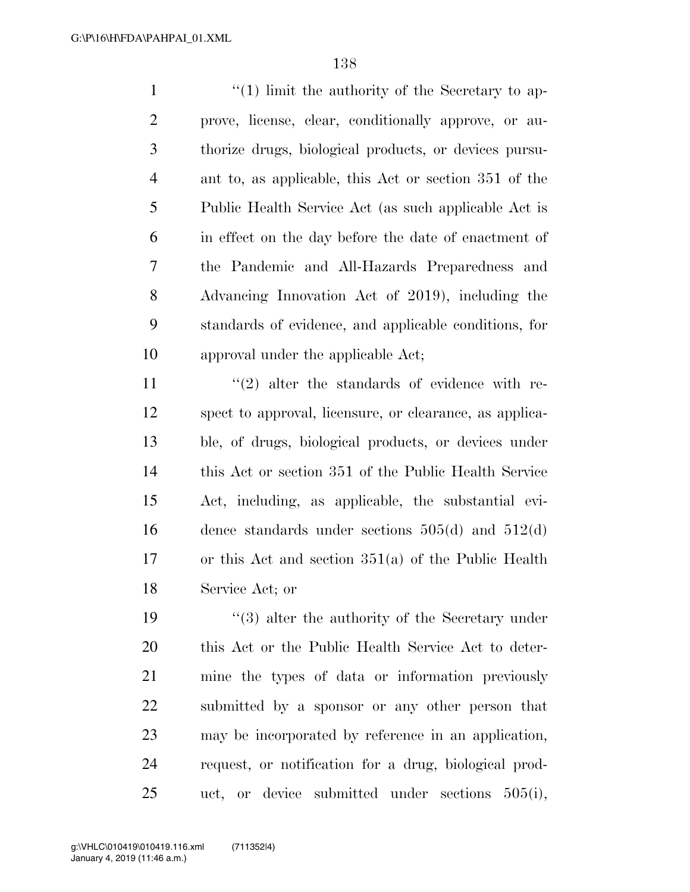''(1) limit the authority of the Secretary to approve, license, clear, conditionally approve, or authorize drugs, biological products, or devices pursuant to, as applicable, this Act or section 351 of the Public Health Service Act (as such applicable Act is in effect on the day before the date of enactment of the Pandemic and All-Hazards Preparedness and Advancing Innovation Act of 2019), including the standards of evidence, and applicable conditions, for approval under the applicable Act;

''(2) alter the standards of evidence with respect to approval, licensure, or clearance, as applicable, of drugs, biological products, or devices under this Act or section 351 of the Public Health Service Act, including, as applicable, the substantial evidence standards under sections 505(d) and 512(d) or this Act and section 351(a) of the Public Health Service Act; or

''(3) alter the authority of the Secretary under this Act or the Public Health Service Act to determine the types of data or information previously submitted by a sponsor or any other person that may be incorporated by reference in an application, request, or notification for a drug, biological product, or device submitted under sections 505(i),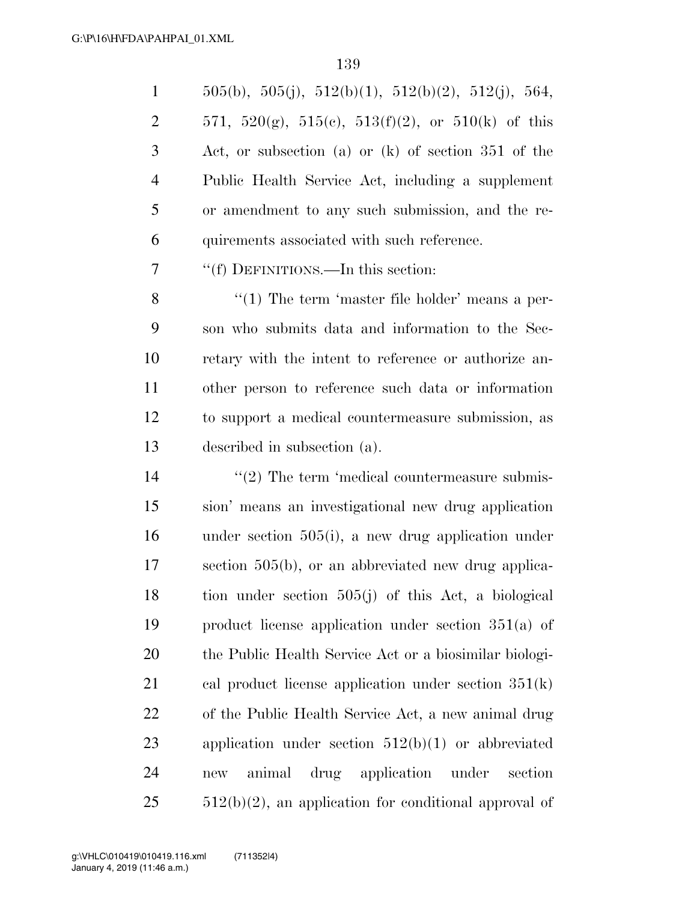505(b), 505(j), 512(b)(1), 512(b)(2), 512(j), 564, 571, 520(g), 515(c), 513(f)(2), or 510(k) of this Act, or subsection (a) or (k) of section 351 of the Public Health Service Act, including a supplement or amendment to any such submission, and the requirements associated with such reference.

''(f) DEFINITIONS.—In this section:

''(1) The term 'master file holder' means a person who submits data and information to the Secretary with the intent to reference or authorize another person to reference such data or information to support a medical countermeasure submission, as described in subsection (a).

''(2) The term 'medical countermeasure submission' means an investigational new drug application under section 505(i), a new drug application under section 505(b), or an abbreviated new drug application under section 505(j) of this Act, a biological product license application under section 351(a) of the Public Health Service Act or a biosimilar biological product license application under section 351(k) of the Public Health Service Act, a new animal drug application under section 512(b)(1) or abbreviated new animal drug application under section 512(b)(2), an application for conditional approval of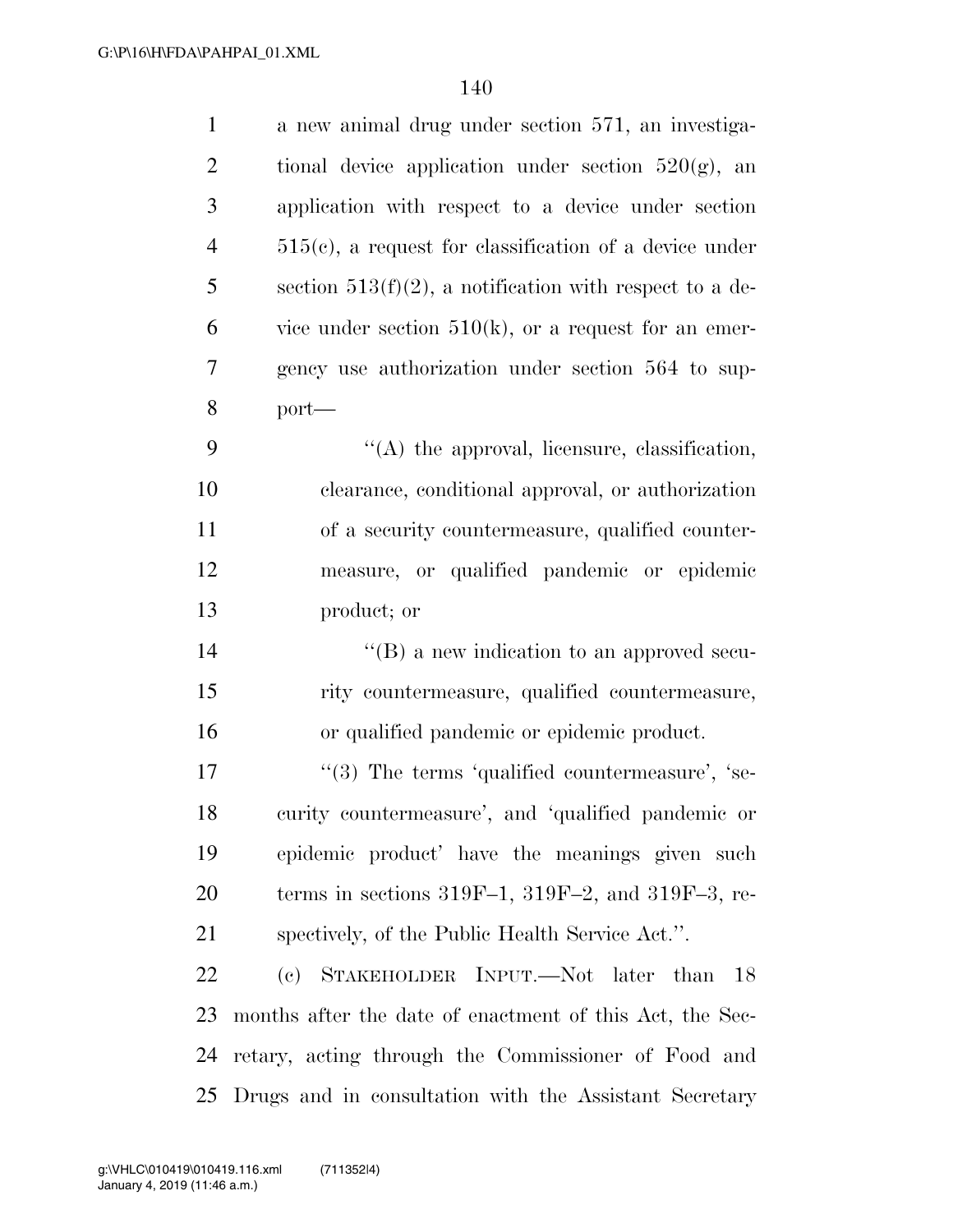a new animal drug under section 571, an investigational device application under section 520(g), an application with respect to a device under section 515(c), a request for classification of a device under section 513(f)(2), a notification with respect to a device under section 510(k), or a request for an emergency use authorization under section 564 to support—

''(A) the approval, licensure, classification, clearance, conditional approval, or authorization of a security countermeasure, qualified countermeasure, or qualified pandemic or epidemic product; or

''(B) a new indication to an approved security countermeasure, qualified countermeasure, or qualified pandemic or epidemic product.

''(3) The terms 'qualified countermeasure', 'security countermeasure', and 'qualified pandemic or epidemic product' have the meanings given such terms in sections 319F–1, 319F–2, and 319F–3, respectively, of the Public Health Service Act.''.

(c) STAKEHOLDER INPUT.—Not later than 18 months after the date of enactment of this Act, the Secretary, acting through the Commissioner of Food and Drugs and in consultation with the Assistant Secretary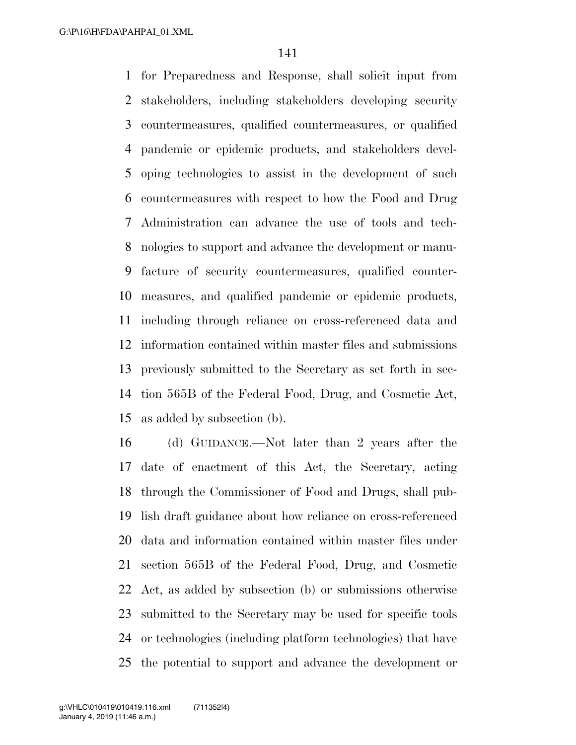for Preparedness and Response, shall solicit input from stakeholders, including stakeholders developing security countermeasures, qualified countermeasures, or qualified pandemic or epidemic products, and stakeholders developing technologies to assist in the development of such countermeasures with respect to how the Food and Drug Administration can advance the use of tools and technologies to support and advance the development or manufacture of security countermeasures, qualified countermeasures, and qualified pandemic or epidemic products, including through reliance on cross-referenced data and information contained within master files and submissions previously submitted to the Secretary as set forth in section 565B of the Federal Food, Drug, and Cosmetic Act, as added by subsection (b).

(d) GUIDANCE.—Not later than 2 years after the date of enactment of this Act, the Secretary, acting through the Commissioner of Food and Drugs, shall publish draft guidance about how reliance on cross-referenced data and information contained within master files under section 565B of the Federal Food, Drug, and Cosmetic Act, as added by subsection (b) or submissions otherwise submitted to the Secretary may be used for specific tools or technologies (including platform technologies) that have the potential to support and advance the development or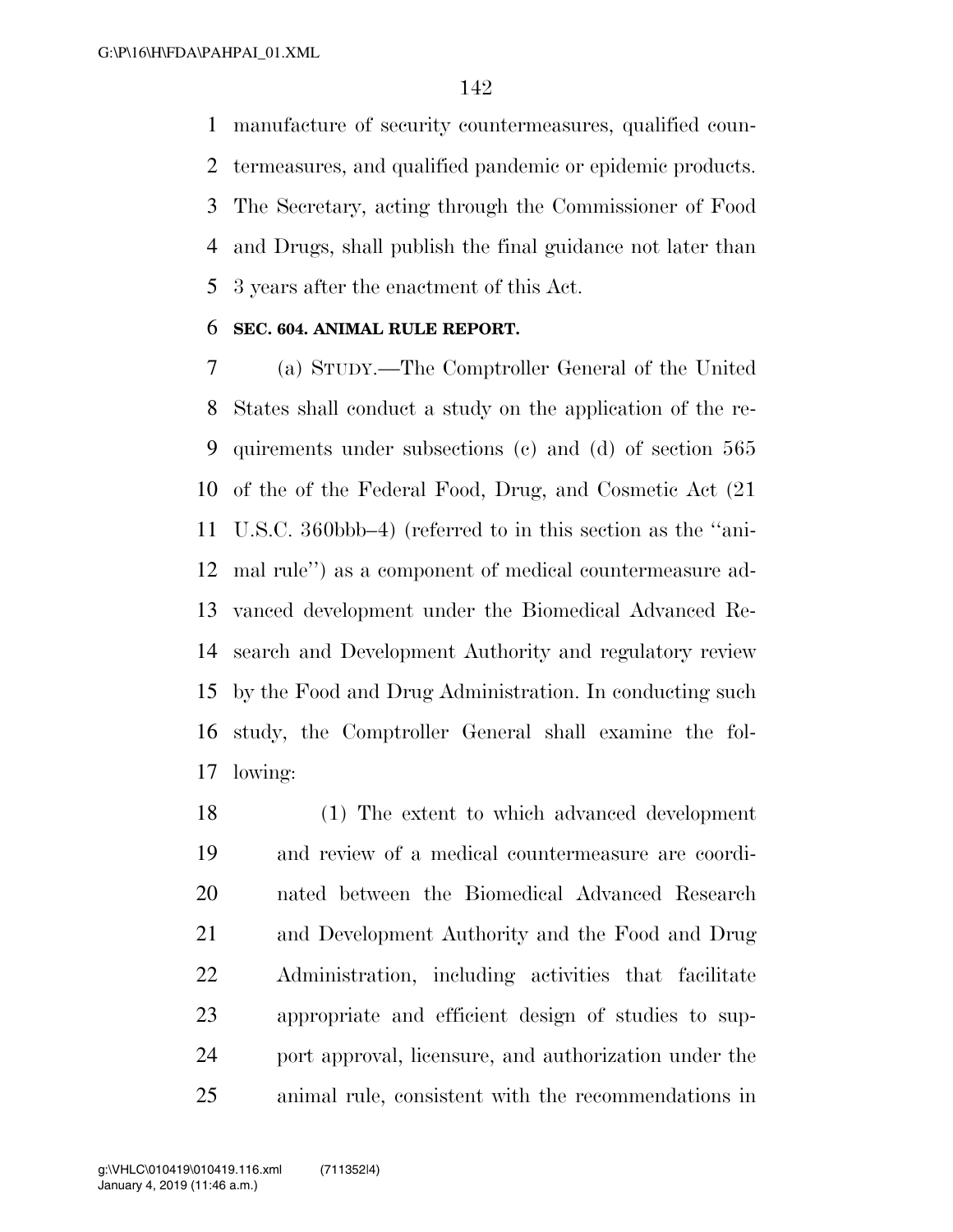manufacture of security countermeasures, qualified countermeasures, and qualified pandemic or epidemic products. The Secretary, acting through the Commissioner of Food and Drugs, shall publish the final guidance not later than 3 years after the enactment of this Act.

**SEC. 604. ANIMAL RULE REPORT.**

(a) STUDY.—The Comptroller General of the United States shall conduct a study on the application of the requirements under subsections (c) and (d) of section 565 of the of the Federal Food, Drug, and Cosmetic Act (21 U.S.C. 360bbb–4) (referred to in this section as the ''animal rule'') as a component of medical countermeasure advanced development under the Biomedical Advanced Research and Development Authority and regulatory review by the Food and Drug Administration. In conducting such study, the Comptroller General shall examine the following:

(1) The extent to which advanced development and review of a medical countermeasure are coordinated between the Biomedical Advanced Research and Development Authority and the Food and Drug Administration, including activities that facilitate appropriate and efficient design of studies to support approval, licensure, and authorization under the animal rule, consistent with the recommendations in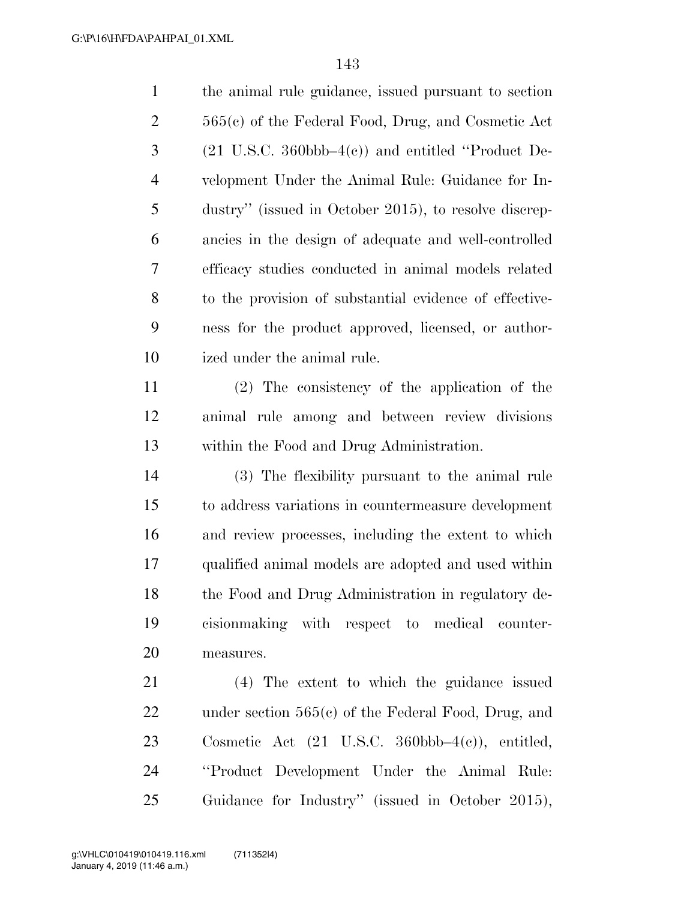the animal rule guidance, issued pursuant to section 565(c) of the Federal Food, Drug, and Cosmetic Act (21 U.S.C. 360bbb–4(c)) and entitled "Product Development Under the Animal Rule: Guidance for Industry" (issued in October 2015), to resolve discrepancies in the design of adequate and well-controlled efficacy studies conducted in animal models related to the provision of substantial evidence of effectiveness for the product approved, licensed, or authorized under the animal rule.

(2) The consistency of the application of the animal rule among and between review divisions within the Food and Drug Administration.

(3) The flexibility pursuant to the animal rule to address variations in countermeasure development and review processes, including the extent to which qualified animal models are adopted and used within the Food and Drug Administration in regulatory decisionmaking with respect to medical countermeasures.

(4) The extent to which the guidance issued under section 565(c) of the Federal Food, Drug, and Cosmetic Act (21 U.S.C. 360bbb–4(c)), entitled, "Product Development Under the Animal Rule: Guidance for Industry" (issued in October 2015),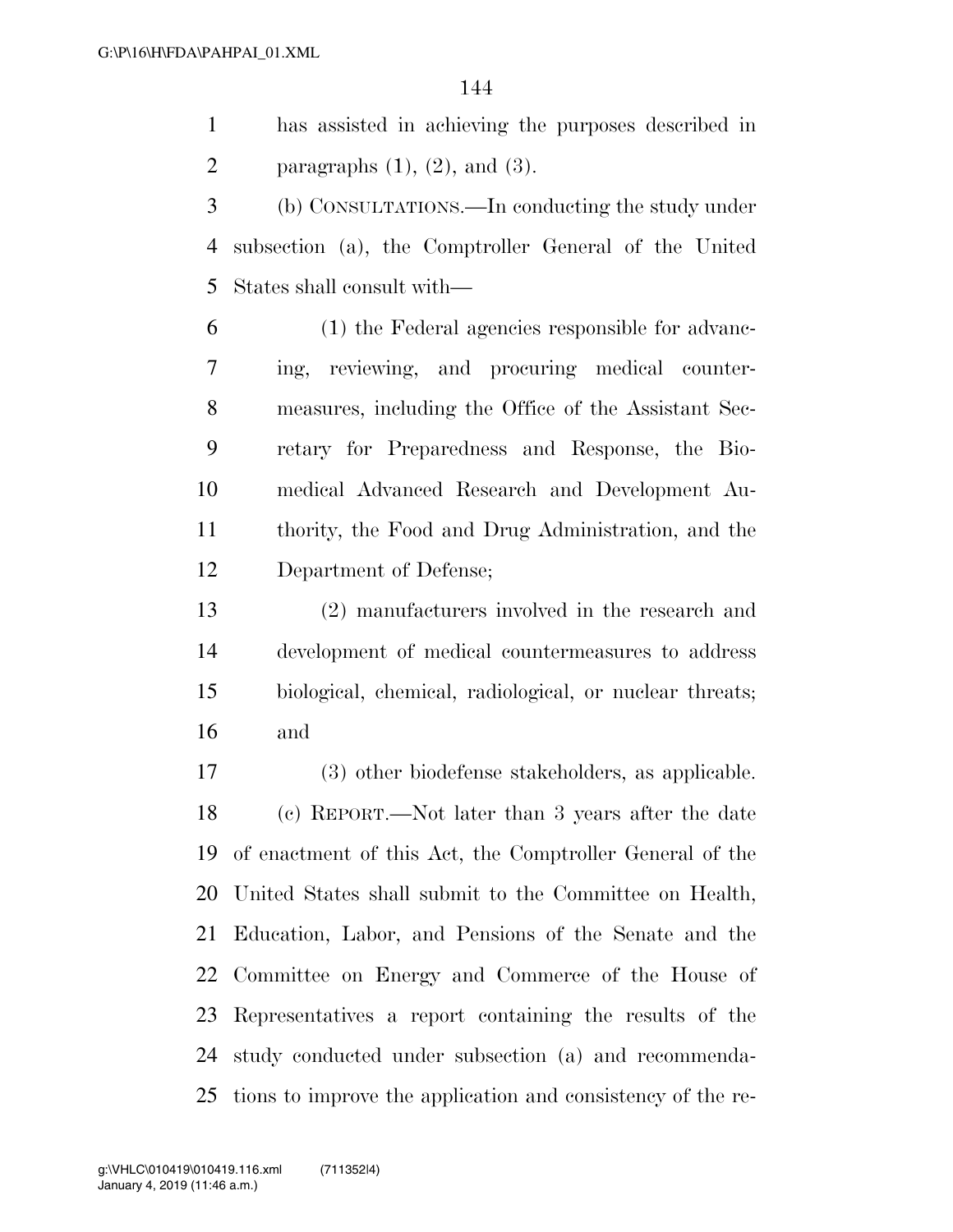has assisted in achieving the purposes described in paragraphs (1), (2), and (3).

(b) CONSULTATIONS.—In conducting the study under subsection (a), the Comptroller General of the United States shall consult with—

(1) the Federal agencies responsible for advancing, reviewing, and procuring medical countermeasures, including the Office of the Assistant Secretary for Preparedness and Response, the Biomedical Advanced Research and Development Authority, the Food and Drug Administration, and the Department of Defense;

(2) manufacturers involved in the research and development of medical countermeasures to address biological, chemical, radiological, or nuclear threats; and

(3) other biodefense stakeholders, as applicable.

(c) REPORT.—Not later than 3 years after the date of enactment of this Act, the Comptroller General of the United States shall submit to the Committee on Health, Education, Labor, and Pensions of the Senate and the Committee on Energy and Commerce of the House of Representatives a report containing the results of the study conducted under subsection (a) and recommendations to improve the application and consistency of the re-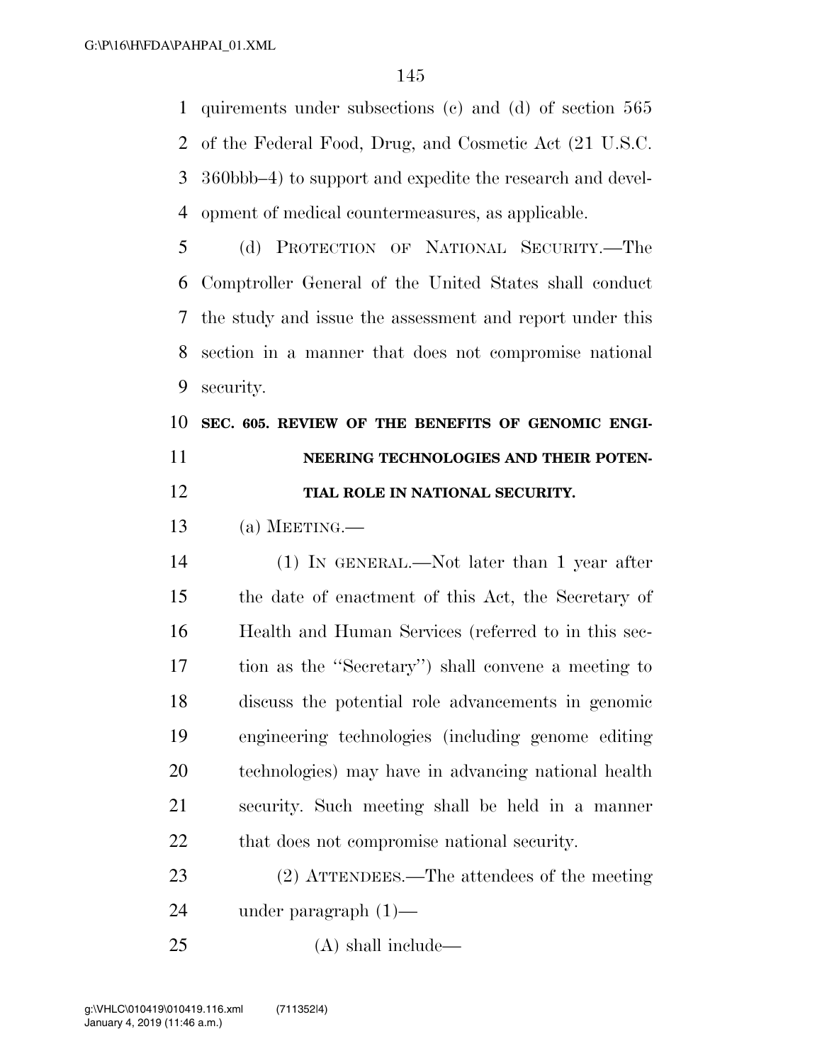quirements under subsections (c) and (d) of section 565 of the Federal Food, Drug, and Cosmetic Act (21 U.S.C. 360bbb–4) to support and expedite the research and development of medical countermeasures, as applicable.

(d) PROTECTION OF NATIONAL SECURITY.—The Comptroller General of the United States shall conduct the study and issue the assessment and report under this section in a manner that does not compromise national security.

**SEC. 605. REVIEW OF THE BENEFITS OF GENOMIC ENGINEERING TECHNOLOGIES AND THEIR POTENTIAL ROLE IN NATIONAL SECURITY.**

(a) MEETING.—

(1) IN GENERAL.—Not later than 1 year after the date of enactment of this Act, the Secretary of Health and Human Services (referred to in this section as the ''Secretary'') shall convene a meeting to discuss the potential role advancements in genomic engineering technologies (including genome editing technologies) may have in advancing national health security. Such meeting shall be held in a manner that does not compromise national security.

(2) ATTENDEES.—The attendees of the meeting under paragraph (1)—

(A) shall include—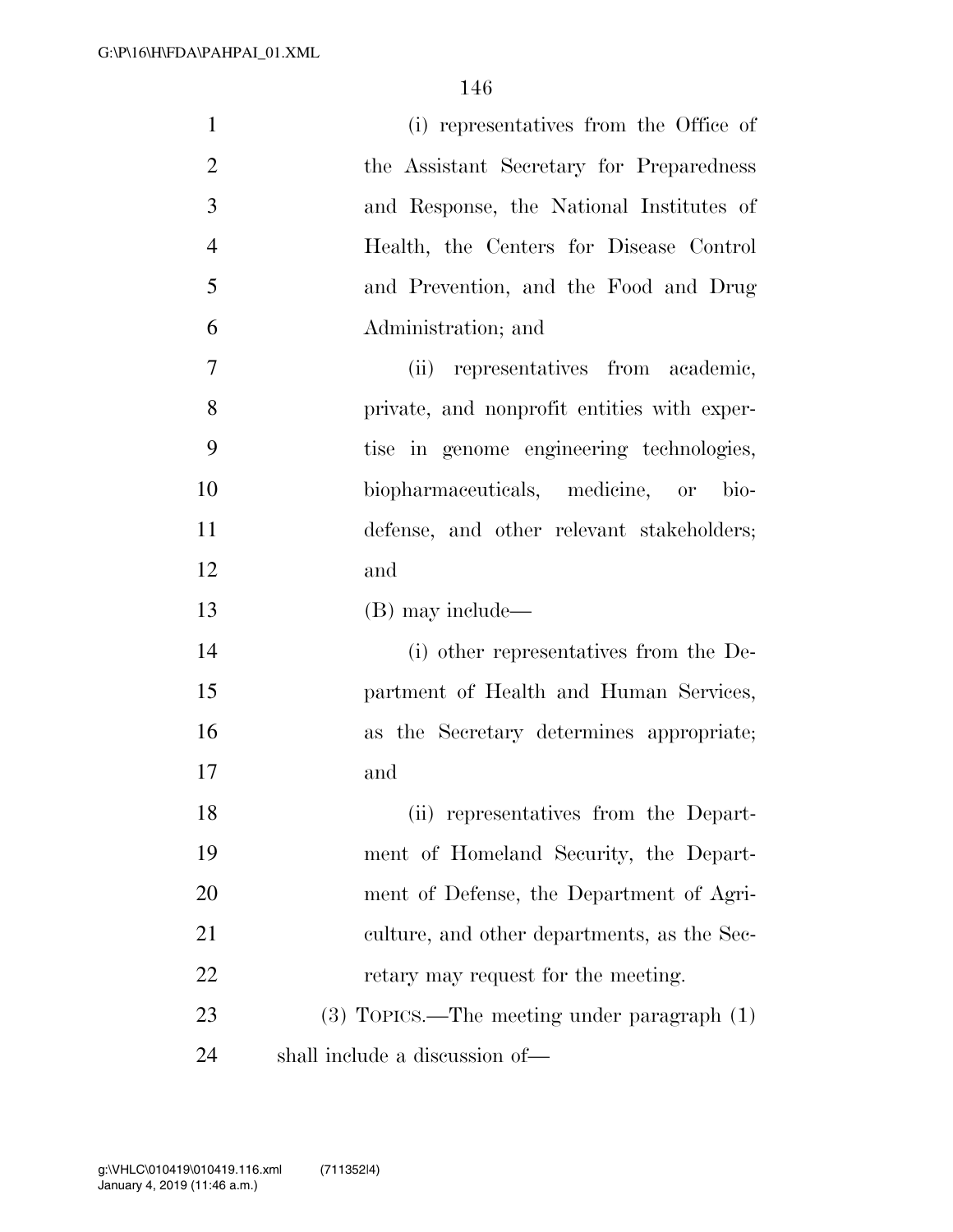(i) representatives from the Office of the Assistant Secretary for Preparedness and Response, the National Institutes of Health, the Centers for Disease Control and Prevention, and the Food and Drug Administration; and

(ii) representatives from academic, private, and nonprofit entities with expertise in genome engineering technologies, biopharmaceuticals, medicine, or biodefense, and other relevant stakeholders; and

(B) may include—

(i) other representatives from the Department of Health and Human Services, as the Secretary determines appropriate; and

(ii) representatives from the Department of Homeland Security, the Department of Defense, the Department of Agriculture, and other departments, as the Secretary may request for the meeting.

(3) TOPICS.—The meeting under paragraph (1) shall include a discussion of—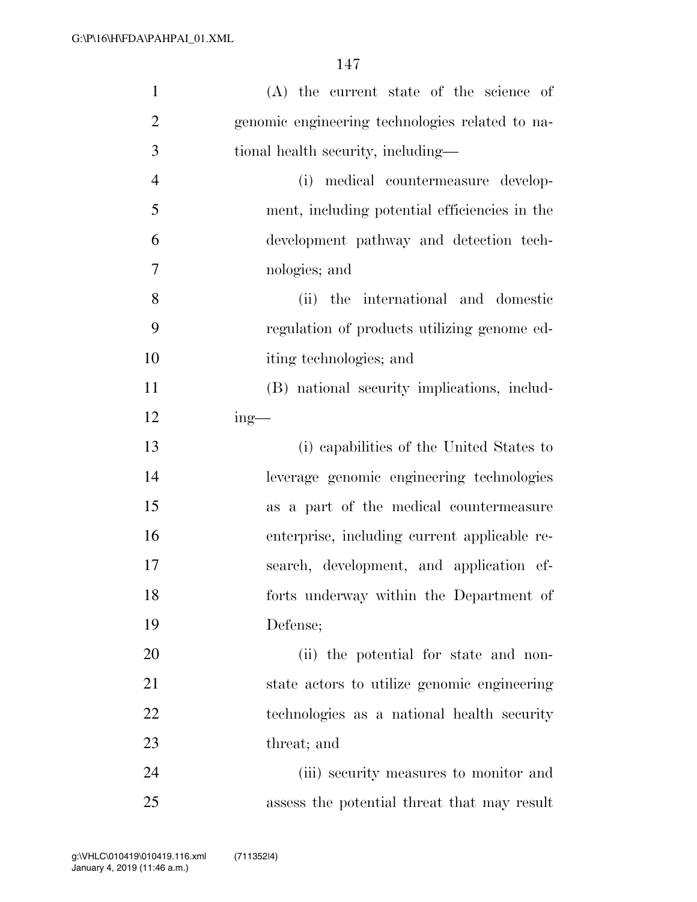(A) the current state of the science of genomic engineering technologies related to national health security, including—

(i) medical countermeasure development, including potential efficiencies in the development pathway and detection technologies; and

(ii) the international and domestic regulation of products utilizing genome editing technologies; and

(B) national security implications, including—

(i) capabilities of the United States to leverage genomic engineering technologies as a part of the medical countermeasure enterprise, including current applicable research, development, and application efforts underway within the Department of Defense;

(ii) the potential for state and non-state actors to utilize genomic engineering technologies as a national health security threat; and

(iii) security measures to monitor and assess the potential threat that may result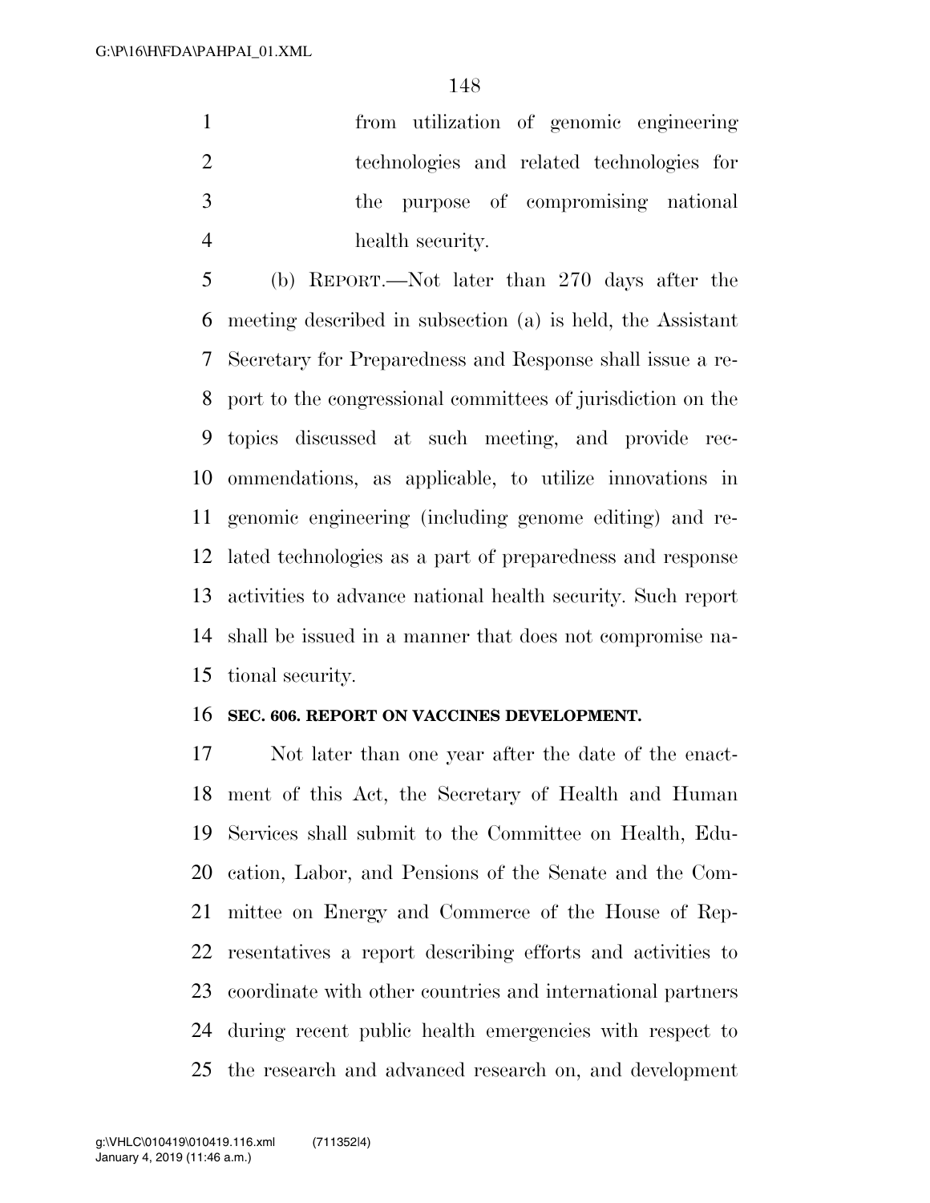from utilization of genomic engineering technologies and related technologies for the purpose of compromising national health security.

(b) REPORT.—Not later than 270 days after the meeting described in subsection (a) is held, the Assistant Secretary for Preparedness and Response shall issue a report to the congressional committees of jurisdiction on the topics discussed at such meeting, and provide recommendations, as applicable, to utilize innovations in genomic engineering (including genome editing) and related technologies as a part of preparedness and response activities to advance national health security. Such report shall be issued in a manner that does not compromise national security.

**SEC. 606. REPORT ON VACCINES DEVELOPMENT.**

Not later than one year after the date of the enactment of this Act, the Secretary of Health and Human Services shall submit to the Committee on Health, Education, Labor, and Pensions of the Senate and the Committee on Energy and Commerce of the House of Representatives a report describing efforts and activities to coordinate with other countries and international partners during recent public health emergencies with respect to the research and advanced research on, and development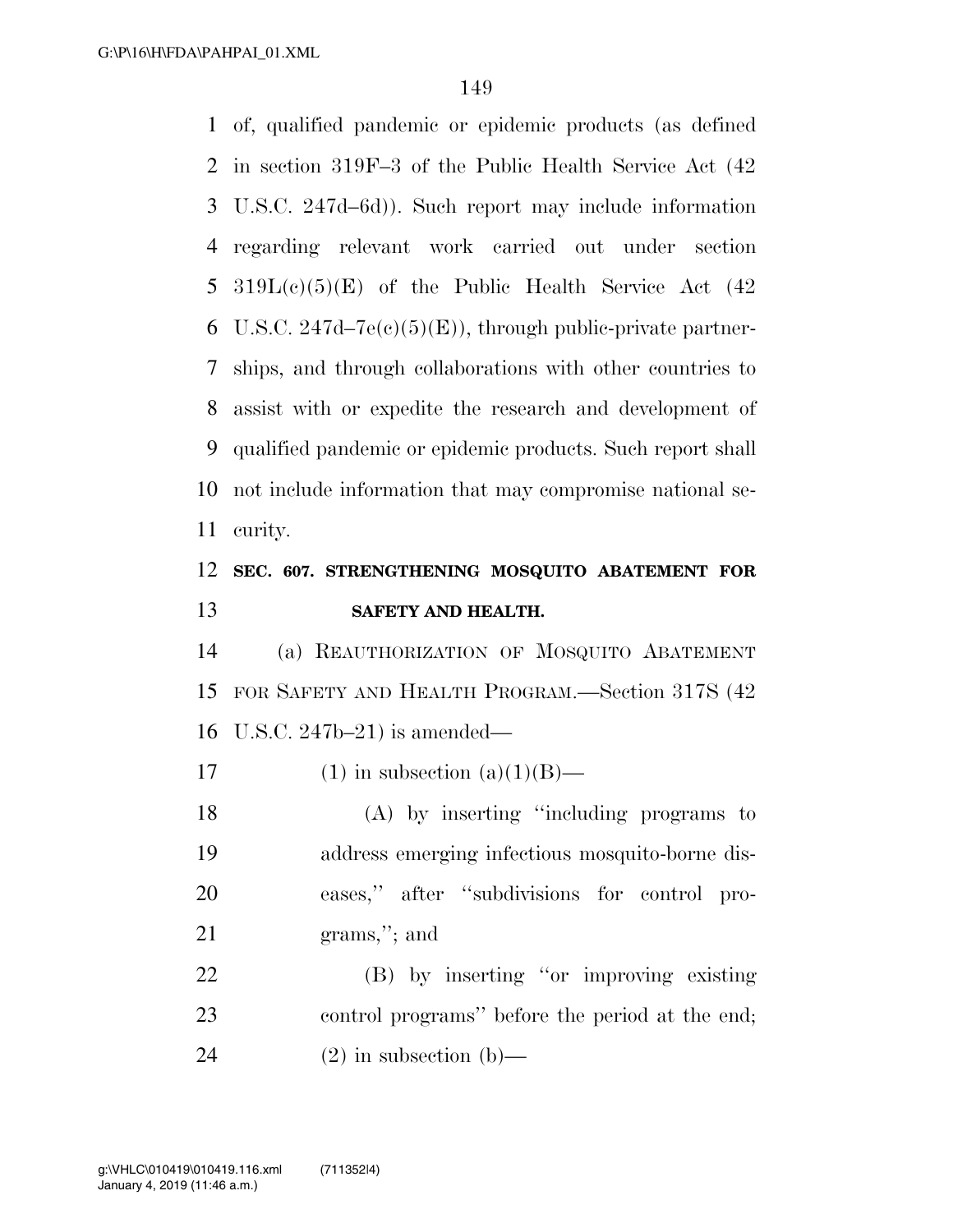of, qualified pandemic or epidemic products (as defined in section 319F–3 of the Public Health Service Act (42 U.S.C. 247d–6d)). Such report may include information regarding relevant work carried out under section 319L(c)(5)(E) of the Public Health Service Act (42 U.S.C. 247d–7e(c)(5)(E)), through public-private partnerships, and through collaborations with other countries to assist with or expedite the research and development of qualified pandemic or epidemic products. Such report shall not include information that may compromise national security.

**SEC. 607. STRENGTHENING MOSQUITO ABATEMENT FOR SAFETY AND HEALTH.**

(a) REAUTHORIZATION OF MOSQUITO ABATEMENT FOR SAFETY AND HEALTH PROGRAM.—Section 317S (42 U.S.C. 247b–21) is amended—

(1) in subsection (a)(1)(B)—

(A) by inserting "including programs to address emerging infectious mosquito-borne diseases," after "subdivisions for control programs,"; and

(B) by inserting "or improving existing control programs" before the period at the end;

(2) in subsection (b)—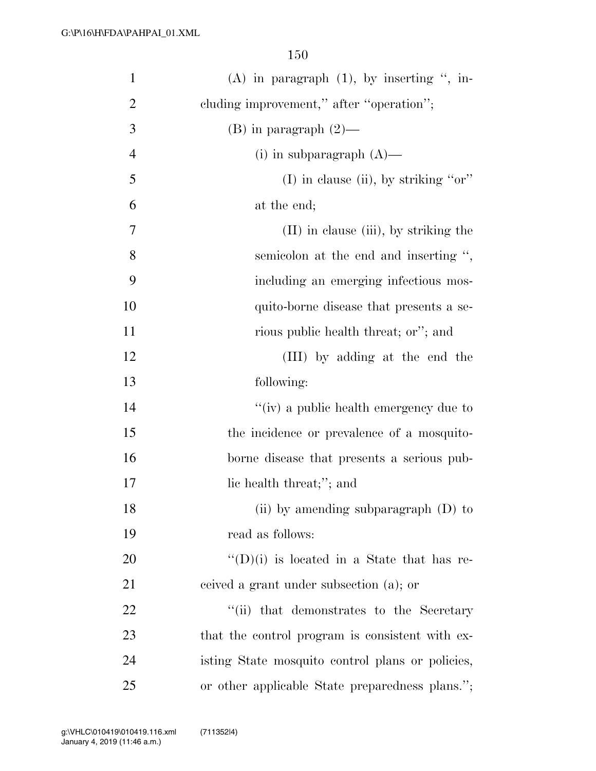(A) in paragraph (1), by inserting ", including improvement," after "operation";

(B) in paragraph (2)—

(i) in subparagraph (A)—

(I) in clause (ii), by striking "or" at the end;

(II) in clause (iii), by striking the semicolon at the end and inserting ", including an emerging infectious mosquito-borne disease that presents a serious public health threat; or"; and

(III) by adding at the end the following:

"(iv) a public health emergency due to the incidence or prevalence of a mosquito-borne disease that presents a serious public health threat;"; and

(ii) by amending subparagraph (D) to read as follows:

"(D)(i) is located in a State that has received a grant under subsection (a); or

"(ii) that demonstrates to the Secretary that the control program is consistent with existing State mosquito control plans or policies, or other applicable State preparedness plans.";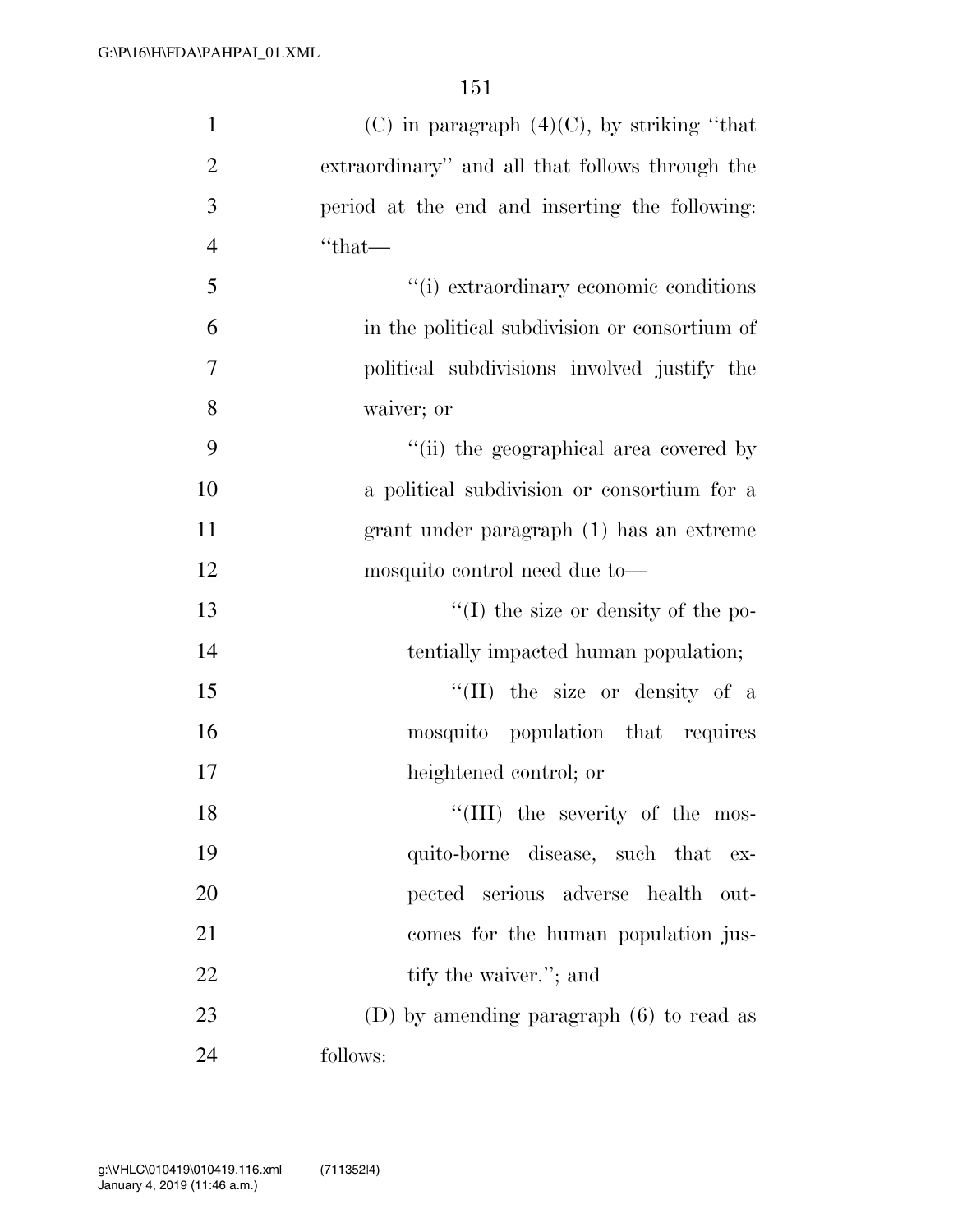(C) in paragraph (4)(C), by striking "that extraordinary" and all that follows through the period at the end and inserting the following: "that—

"(i) extraordinary economic conditions in the political subdivision or consortium of political subdivisions involved justify the waiver; or

"(ii) the geographical area covered by a political subdivision or consortium for a grant under paragraph (1) has an extreme mosquito control need due to—

"(I) the size or density of the potentially impacted human population;

"(II) the size or density of a mosquito population that requires heightened control; or

"(III) the severity of the mosquito-borne disease, such that expected serious adverse health outcomes for the human population justify the waiver."; and

(D) by amending paragraph (6) to read as follows: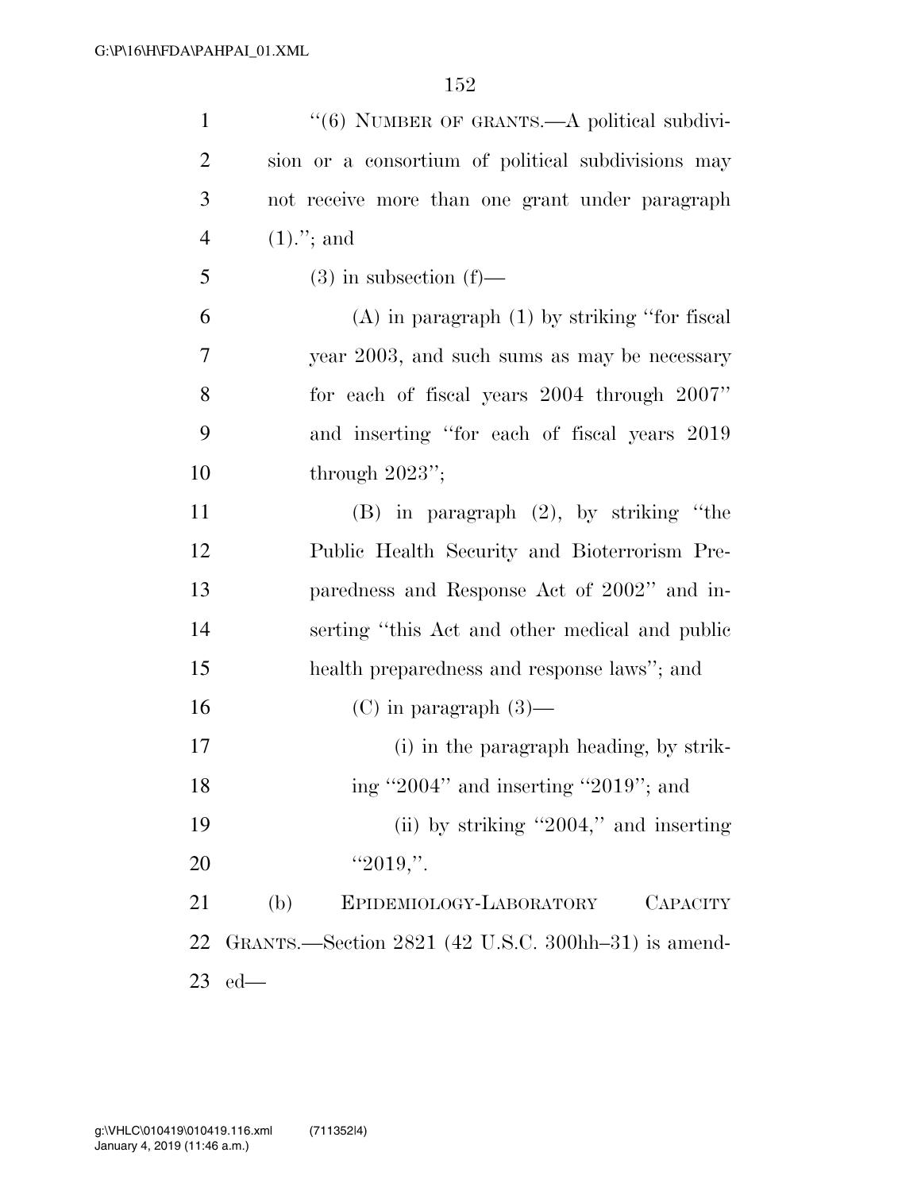"(6) NUMBER OF GRANTS.—A political subdivision or a consortium of political subdivisions may not receive more than one grant under paragraph (1)."; and

(3) in subsection (f)—

(A) in paragraph (1) by striking "for fiscal year 2003, and such sums as may be necessary for each of fiscal years 2004 through 2007" and inserting "for each of fiscal years 2019 through 2023";

(B) in paragraph (2), by striking "the Public Health Security and Bioterrorism Preparedness and Response Act of 2002" and inserting "this Act and other medical and public health preparedness and response laws"; and

(C) in paragraph (3)—

(i) in the paragraph heading, by striking "2004" and inserting "2019"; and

(ii) by striking "2004," and inserting "2019,".

(b) EPIDEMIOLOGY-LABORATORY CAPACITY GRANTS.—Section 2821 (42 U.S.C. 300hh–31) is amended—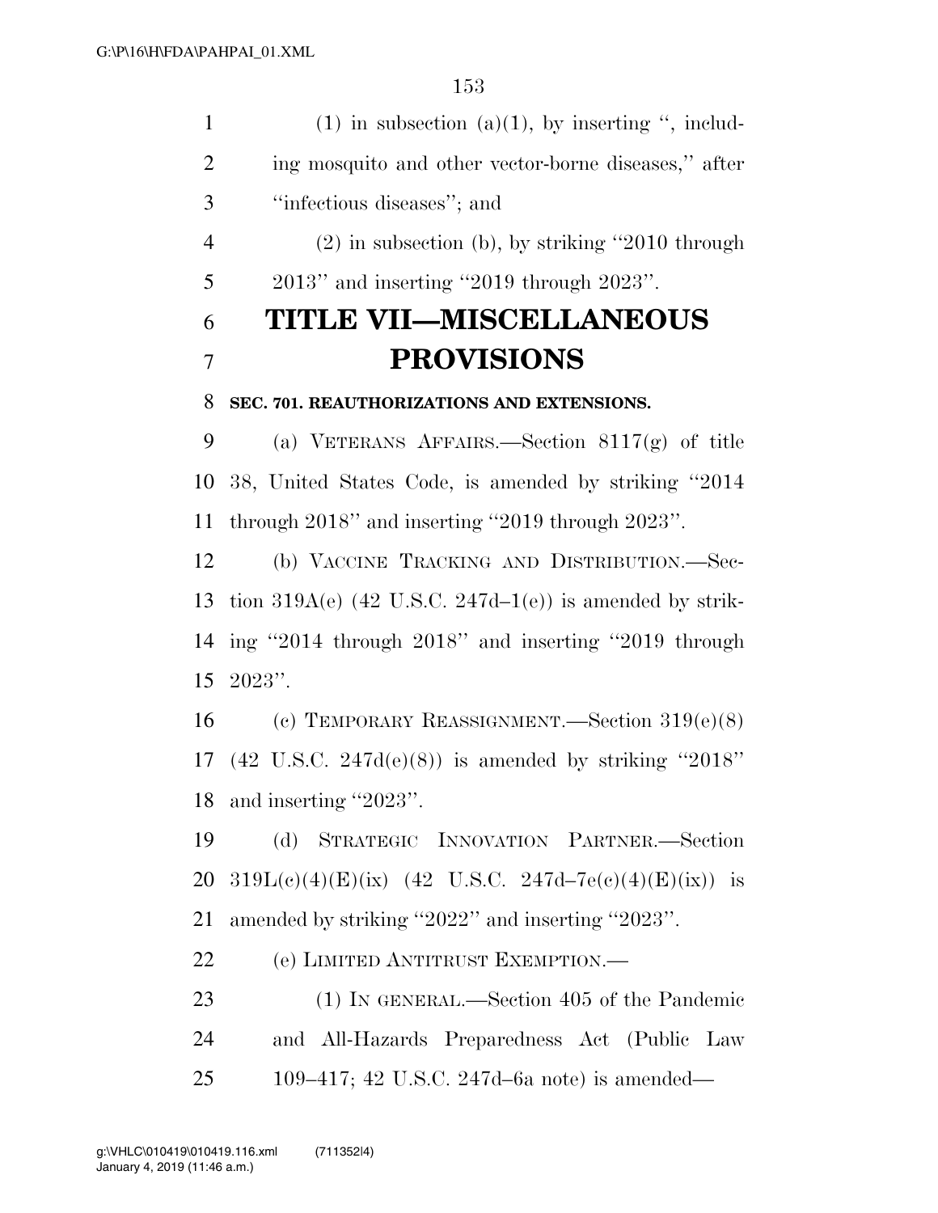(1) in subsection (a)(1), by inserting ", including mosquito and other vector-borne diseases," after "infectious diseases"; and

(2) in subsection (b), by striking "2010 through 2013" and inserting "2019 through 2023".

# TITLE VII—MISCELLANEOUS PROVISIONS

**SEC. 701. REAUTHORIZATIONS AND EXTENSIONS.**

(a) VETERANS AFFAIRS.—Section 8117(g) of title 38, United States Code, is amended by striking "2014 through 2018" and inserting "2019 through 2023".

(b) VACCINE TRACKING AND DISTRIBUTION.—Section 319A(e) (42 U.S.C. 247d–1(e)) is amended by striking "2014 through 2018" and inserting "2019 through 2023".

(c) TEMPORARY REASSIGNMENT.—Section 319(e)(8) (42 U.S.C. 247d(e)(8)) is amended by striking "2018" and inserting "2023".

(d) STRATEGIC INNOVATION PARTNER.—Section 319L(c)(4)(E)(ix) (42 U.S.C. 247d–7e(c)(4)(E)(ix)) is amended by striking "2022" and inserting "2023".

(e) LIMITED ANTITRUST EXEMPTION.—

(1) IN GENERAL.—Section 405 of the Pandemic and All-Hazards Preparedness Act (Public Law 109–417; 42 U.S.C. 247d–6a note) is amended—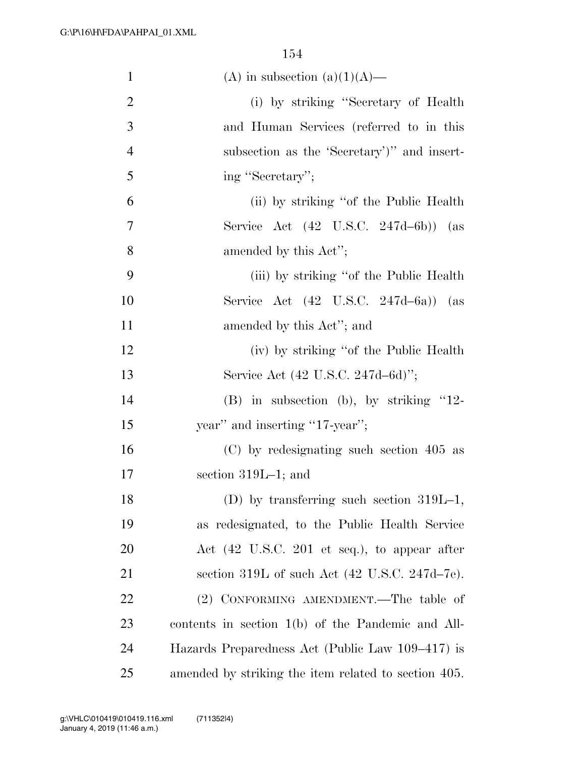(A) in subsection (a)(1)(A)—

(i) by striking "Secretary of Health and Human Services (referred to in this subsection as the 'Secretary')" and inserting "Secretary";

(ii) by striking "of the Public Health Service Act (42 U.S.C. 247d–6b)) (as amended by this Act";

(iii) by striking "of the Public Health Service Act (42 U.S.C. 247d–6a)) (as amended by this Act"; and

(iv) by striking "of the Public Health Service Act (42 U.S.C. 247d–6d)";

(B) in subsection (b), by striking "12-year" and inserting "17-year";

(C) by redesignating such section 405 as section 319L–1; and

(D) by transferring such section 319L–1, as redesignated, to the Public Health Service Act (42 U.S.C. 201 et seq.), to appear after section 319L of such Act (42 U.S.C. 247d–7e).

(2) CONFORMING AMENDMENT.—The table of contents in section 1(b) of the Pandemic and All-Hazards Preparedness Act (Public Law 109–417) is amended by striking the item related to section 405.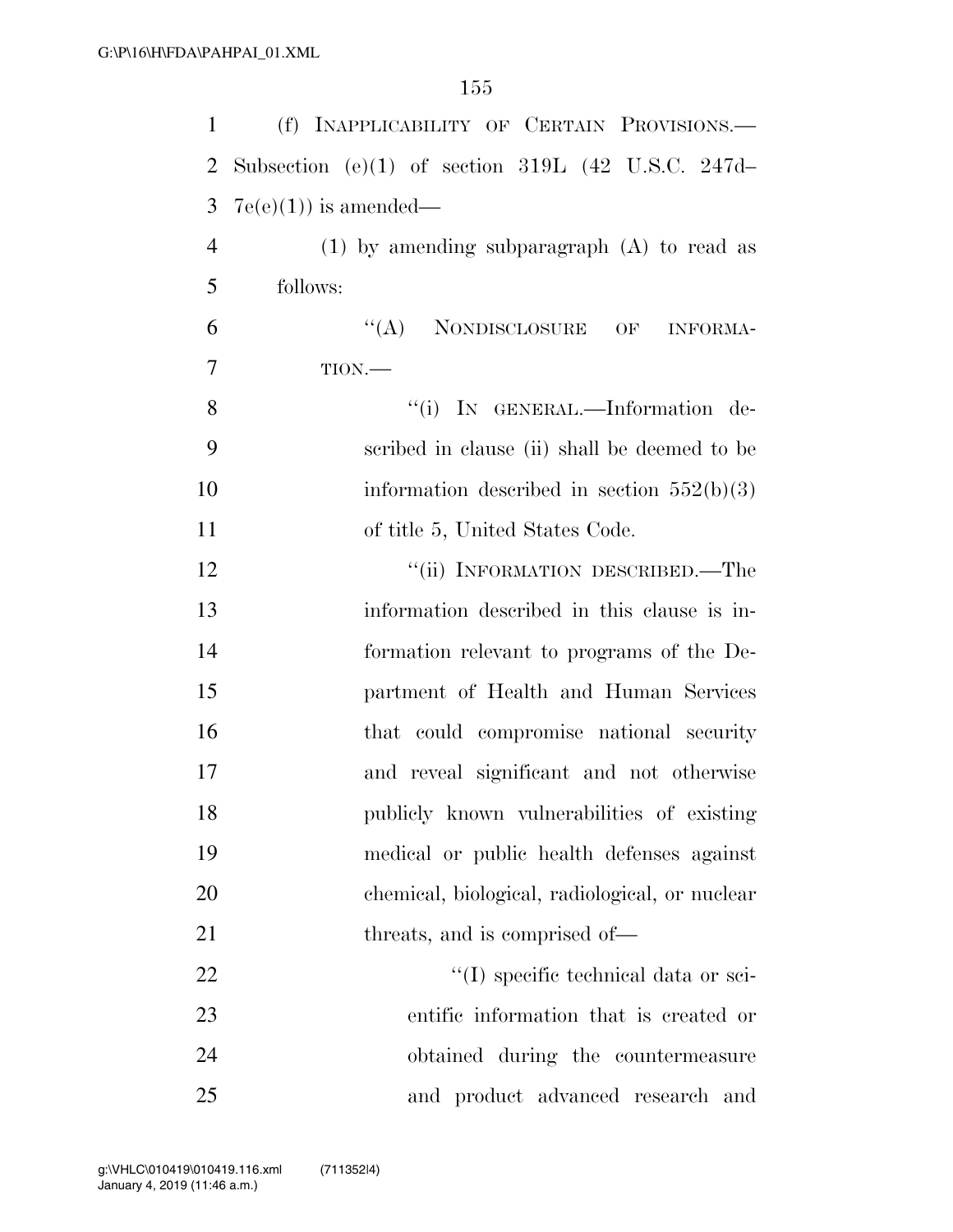(f) INAPPLICABILITY OF CERTAIN PROVISIONS.— Subsection (e)(1) of section 319L (42 U.S.C. 247d–7e(e)(1)) is amended—

(1) by amending subparagraph (A) to read as follows:

"(A) NONDISCLOSURE OF INFORMATION.—

"(i) IN GENERAL.—Information described in clause (ii) shall be deemed to be information described in section 552(b)(3) of title 5, United States Code.

"(ii) INFORMATION DESCRIBED.—The information described in this clause is information relevant to programs of the Department of Health and Human Services that could compromise national security and reveal significant and not otherwise publicly known vulnerabilities of existing medical or public health defenses against chemical, biological, radiological, or nuclear threats, and is comprised of—

"(I) specific technical data or scientific information that is created or obtained during the countermeasure and product advanced research and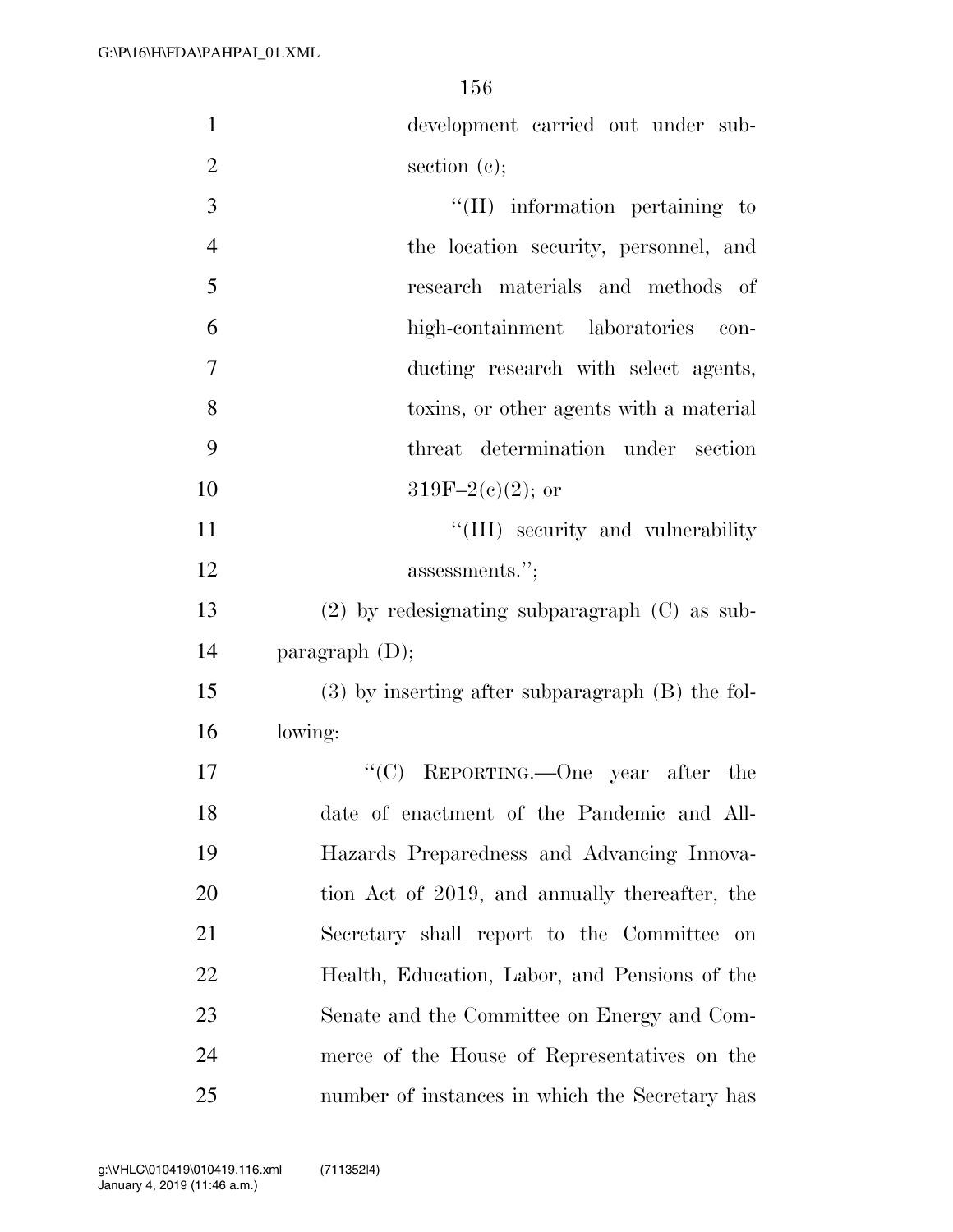development carried out under subsection (c);

"(II) information pertaining to the location security, personnel, and research materials and methods of high-containment laboratories conducting research with select agents, toxins, or other agents with a material threat determination under section 319F–2(c)(2); or

"(III) security and vulnerability assessments.";

(2) by redesignating subparagraph (C) as subparagraph (D);

(3) by inserting after subparagraph (B) the following:

"(C) REPORTING.—One year after the date of enactment of the Pandemic and All-Hazards Preparedness and Advancing Innovation Act of 2019, and annually thereafter, the Secretary shall report to the Committee on Health, Education, Labor, and Pensions of the Senate and the Committee on Energy and Commerce of the House of Representatives on the number of instances in which the Secretary has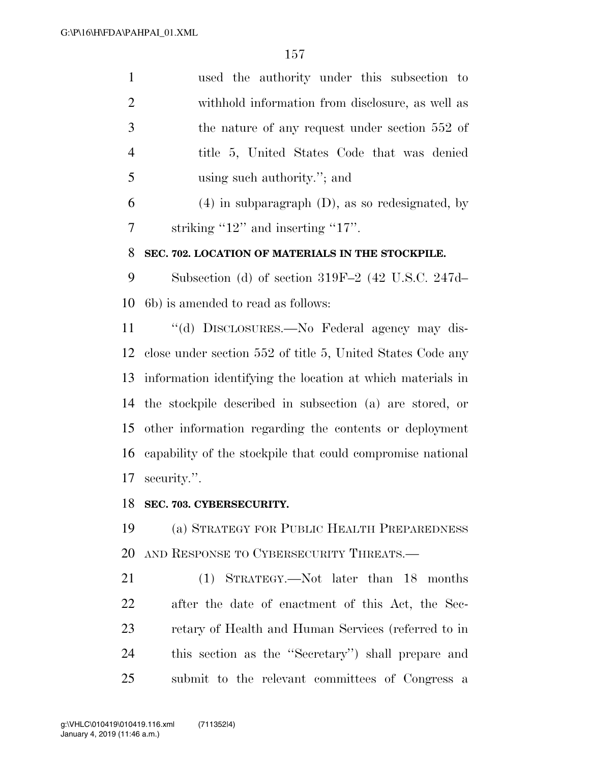used the authority under this subsection to withhold information from disclosure, as well as the nature of any request under section 552 of title 5, United States Code that was denied using such authority.''; and

(4) in subparagraph (D), as so redesignated, by striking ''12'' and inserting ''17''.

**SEC. 702. LOCATION OF MATERIALS IN THE STOCKPILE.**

Subsection (d) of section 319F–2 (42 U.S.C. 247d–6b) is amended to read as follows:

''(d) DISCLOSURES.—No Federal agency may disclose under section 552 of title 5, United States Code any information identifying the location at which materials in the stockpile described in subsection (a) are stored, or other information regarding the contents or deployment capability of the stockpile that could compromise national security.''.

**SEC. 703. CYBERSECURITY.**

(a) STRATEGY FOR PUBLIC HEALTH PREPAREDNESS AND RESPONSE TO CYBERSECURITY THREATS.—

(1) STRATEGY.—Not later than 18 months after the date of enactment of this Act, the Secretary of Health and Human Services (referred to in this section as the ''Secretary'') shall prepare and submit to the relevant committees of Congress a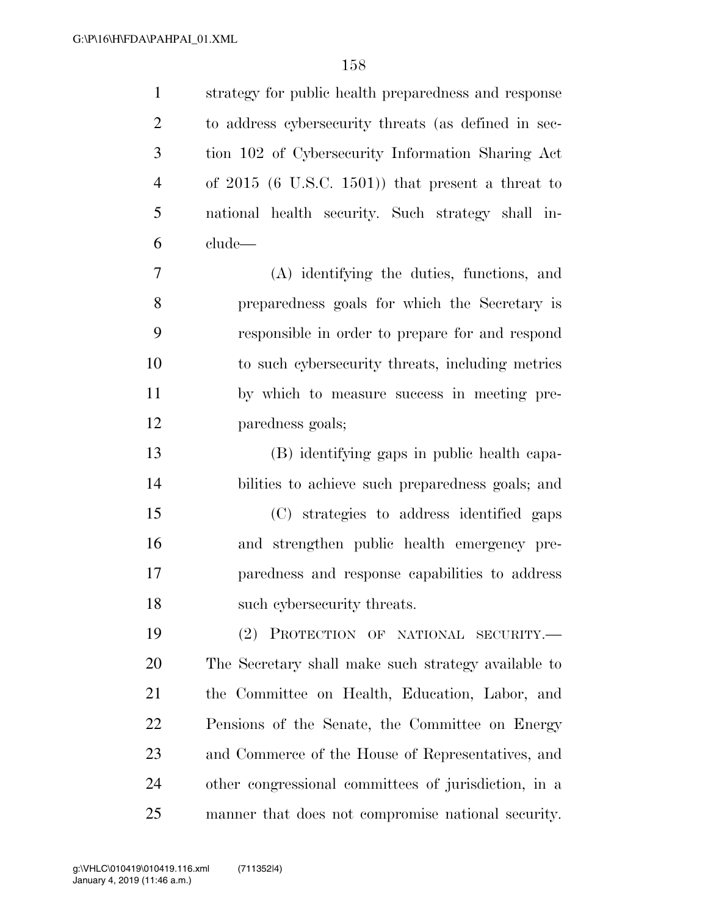strategy for public health preparedness and response to address cybersecurity threats (as defined in section 102 of Cybersecurity Information Sharing Act of 2015 (6 U.S.C. 1501)) that present a threat to national health security. Such strategy shall include—

(A) identifying the duties, functions, and preparedness goals for which the Secretary is responsible in order to prepare for and respond to such cybersecurity threats, including metrics by which to measure success in meeting preparedness goals;

(B) identifying gaps in public health capabilities to achieve such preparedness goals; and

(C) strategies to address identified gaps and strengthen public health emergency preparedness and response capabilities to address such cybersecurity threats.

(2) PROTECTION OF NATIONAL SECURITY.— The Secretary shall make such strategy available to the Committee on Health, Education, Labor, and Pensions of the Senate, the Committee on Energy and Commerce of the House of Representatives, and other congressional committees of jurisdiction, in a manner that does not compromise national security.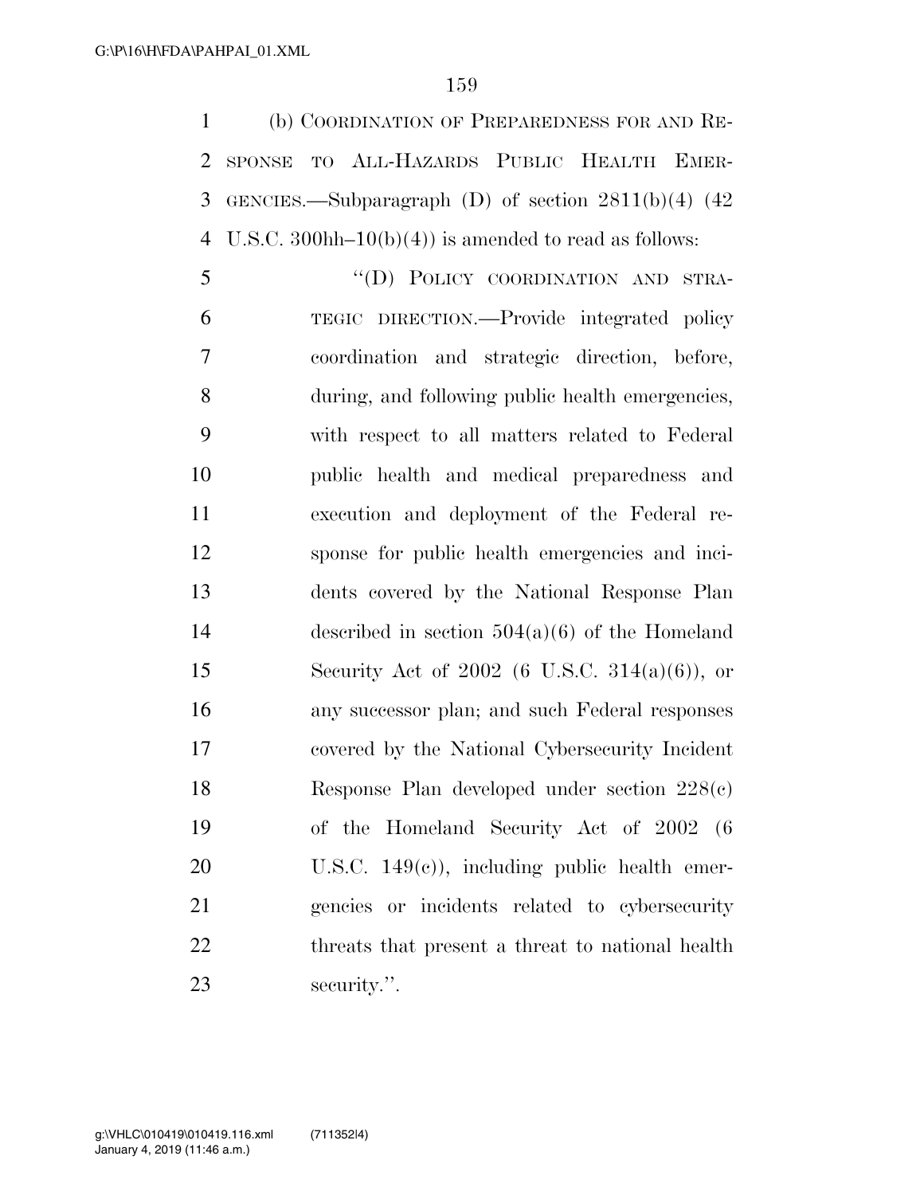(b) COORDINATION OF PREPAREDNESS FOR AND RESPONSE TO ALL-HAZARDS PUBLIC HEALTH EMERGENCIES.—Subparagraph (D) of section 2811(b)(4) (42 U.S.C. 300hh–10(b)(4)) is amended to read as follows:

"(D) POLICY COORDINATION AND STRATEGIC DIRECTION.—Provide integrated policy coordination and strategic direction, before, during, and following public health emergencies, with respect to all matters related to Federal public health and medical preparedness and execution and deployment of the Federal response for public health emergencies and incidents covered by the National Response Plan described in section 504(a)(6) of the Homeland Security Act of 2002 (6 U.S.C. 314(a)(6)), or any successor plan; and such Federal responses covered by the National Cybersecurity Incident Response Plan developed under section 228(c) of the Homeland Security Act of 2002 (6 U.S.C. 149(c)), including public health emergencies or incidents related to cybersecurity threats that present a threat to national health security.".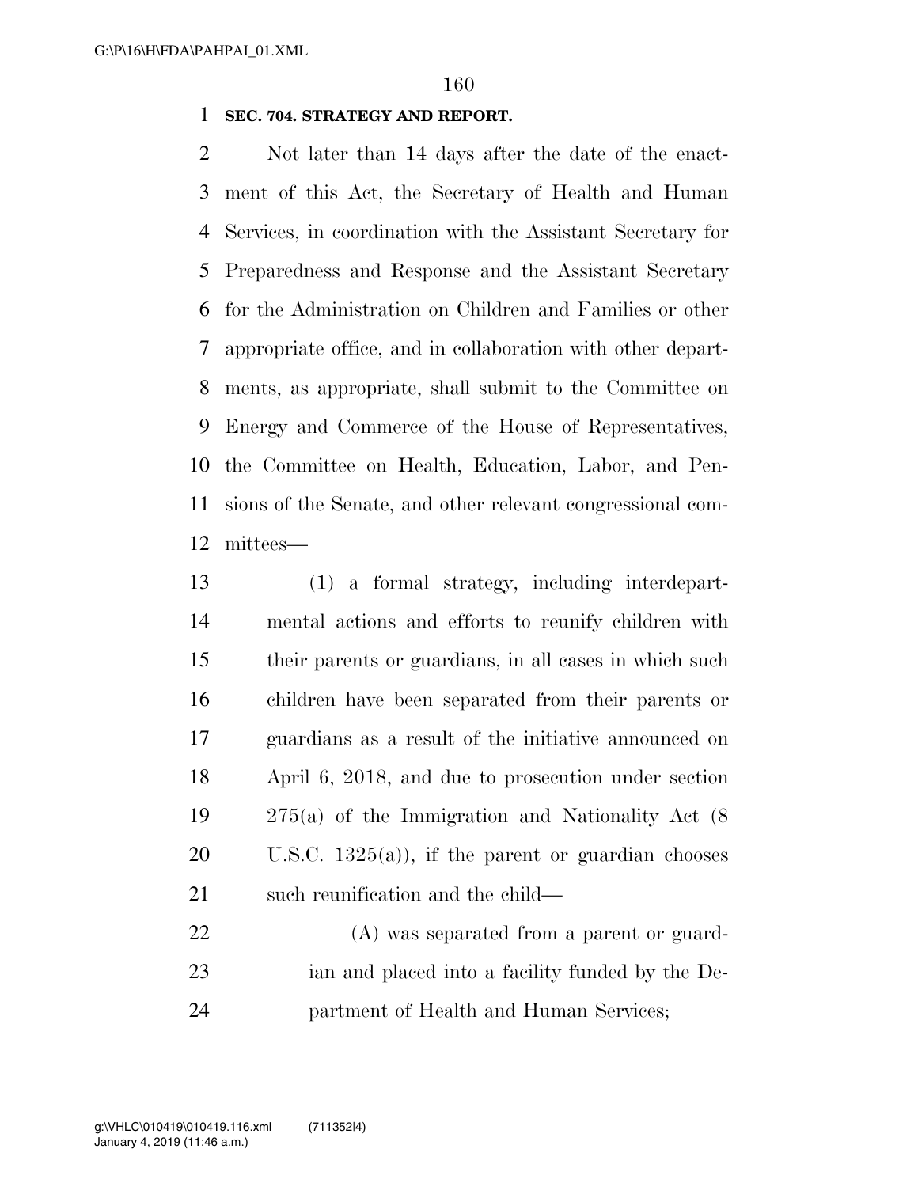**SEC. 704. STRATEGY AND REPORT.**

Not later than 14 days after the date of the enactment of this Act, the Secretary of Health and Human Services, in coordination with the Assistant Secretary for Preparedness and Response and the Assistant Secretary for the Administration on Children and Families or other appropriate office, and in collaboration with other departments, as appropriate, shall submit to the Committee on Energy and Commerce of the House of Representatives, the Committee on Health, Education, Labor, and Pensions of the Senate, and other relevant congressional committees—

(1) a formal strategy, including interdepartmental actions and efforts to reunify children with their parents or guardians, in all cases in which such children have been separated from their parents or guardians as a result of the initiative announced on April 6, 2018, and due to prosecution under section 275(a) of the Immigration and Nationality Act (8 U.S.C. 1325(a)), if the parent or guardian chooses such reunification and the child—

(A) was separated from a parent or guardian and placed into a facility funded by the Department of Health and Human Services;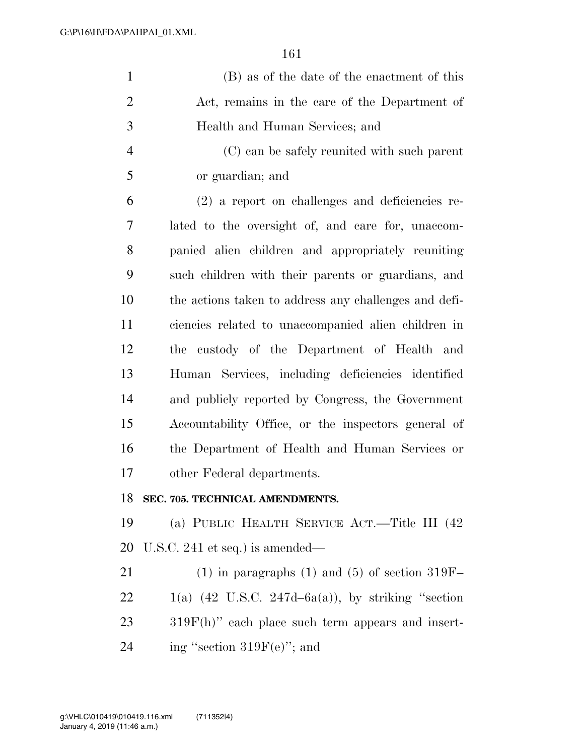(B) as of the date of the enactment of this Act, remains in the care of the Department of Health and Human Services; and

(C) can be safely reunited with such parent or guardian; and

(2) a report on challenges and deficiencies related to the oversight of, and care for, unaccompanied alien children and appropriately reuniting such children with their parents or guardians, and the actions taken to address any challenges and deficiencies related to unaccompanied alien children in the custody of the Department of Health and Human Services, including deficiencies identified and publicly reported by Congress, the Government Accountability Office, or the inspectors general of the Department of Health and Human Services or other Federal departments.

**SEC. 705. TECHNICAL AMENDMENTS.**

(a) PUBLIC HEALTH SERVICE ACT.—Title III (42 U.S.C. 241 et seq.) is amended—

(1) in paragraphs (1) and (5) of section 319F–1(a) (42 U.S.C. 247d–6a(a)), by striking "section 319F(h)" each place such term appears and inserting "section 319F(e)"; and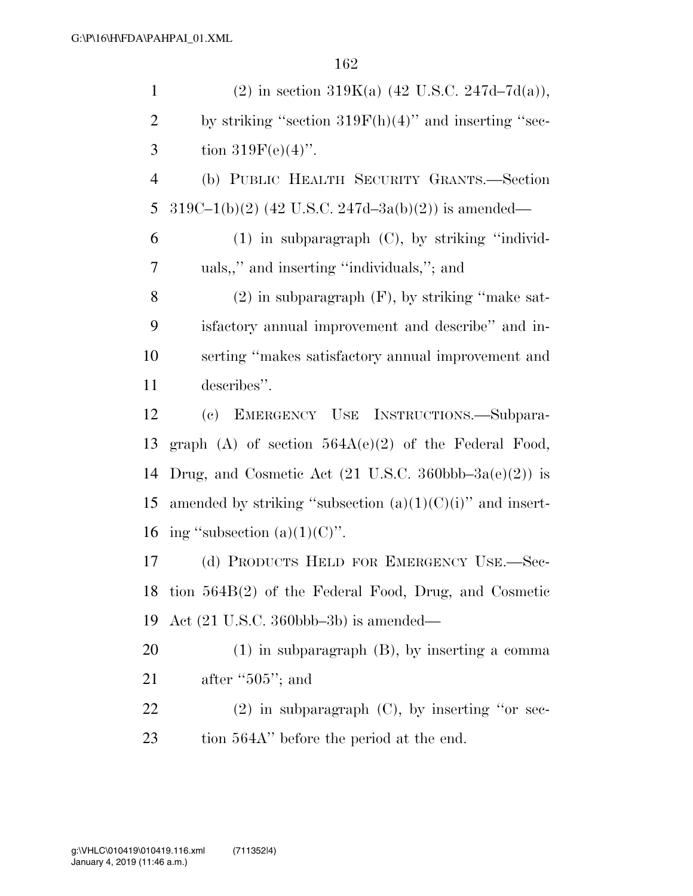(2) in section 319K(a) (42 U.S.C. 247d–7d(a)), by striking ''section 319F(h)(4)'' and inserting ''section 319F(e)(4)''.

(b) PUBLIC HEALTH SECURITY GRANTS.—Section 319C–1(b)(2) (42 U.S.C. 247d–3a(b)(2)) is amended—

(1) in subparagraph (C), by striking ''individuals,,'' and inserting ''individuals,''; and

(2) in subparagraph (F), by striking ''make satisfactory annual improvement and describe'' and inserting ''makes satisfactory annual improvement and describes''.

(c) EMERGENCY USE INSTRUCTIONS.—Subparagraph (A) of section 564A(e)(2) of the Federal Food, Drug, and Cosmetic Act (21 U.S.C. 360bbb–3a(e)(2)) is amended by striking ''subsection (a)(1)(C)(i)'' and inserting ''subsection (a)(1)(C)''.

(d) PRODUCTS HELD FOR EMERGENCY USE.—Section 564B(2) of the Federal Food, Drug, and Cosmetic Act (21 U.S.C. 360bbb–3b) is amended—

(1) in subparagraph (B), by inserting a comma after ''505''; and

(2) in subparagraph (C), by inserting ''or section 564A'' before the period at the end.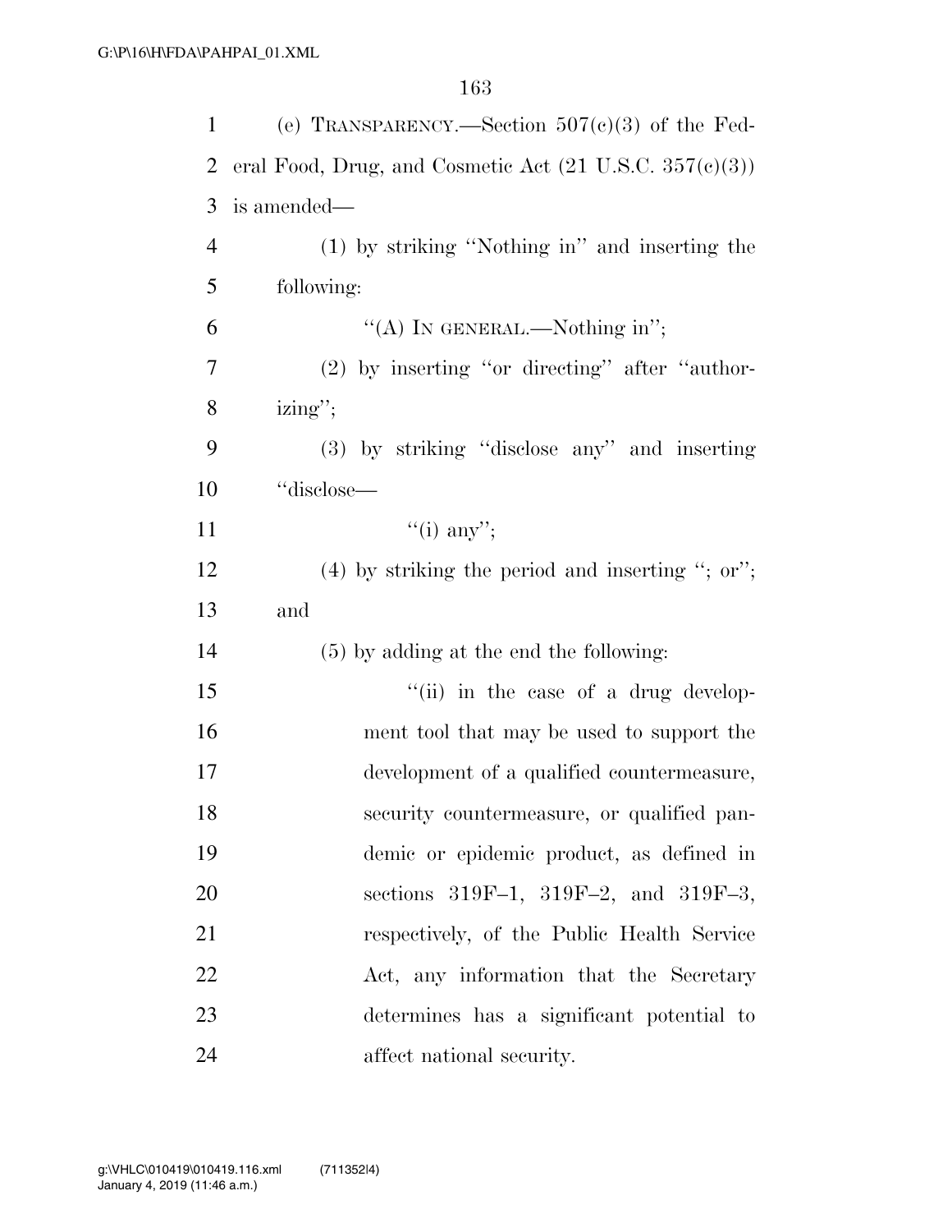(e) TRANSPARENCY.—Section 507(c)(3) of the Federal Food, Drug, and Cosmetic Act (21 U.S.C. 357(c)(3)) is amended—

(1) by striking "Nothing in" and inserting the following:

"(A) IN GENERAL.—Nothing in";

(2) by inserting "or directing" after "authorizing";

(3) by striking "disclose any" and inserting "disclose—

"(i) any";

(4) by striking the period and inserting "; or"; and

(5) by adding at the end the following:

"(ii) in the case of a drug development tool that may be used to support the development of a qualified countermeasure, security countermeasure, or qualified pandemic or epidemic product, as defined in sections 319F–1, 319F–2, and 319F–3, respectively, of the Public Health Service Act, any information that the Secretary determines has a significant potential to affect national security.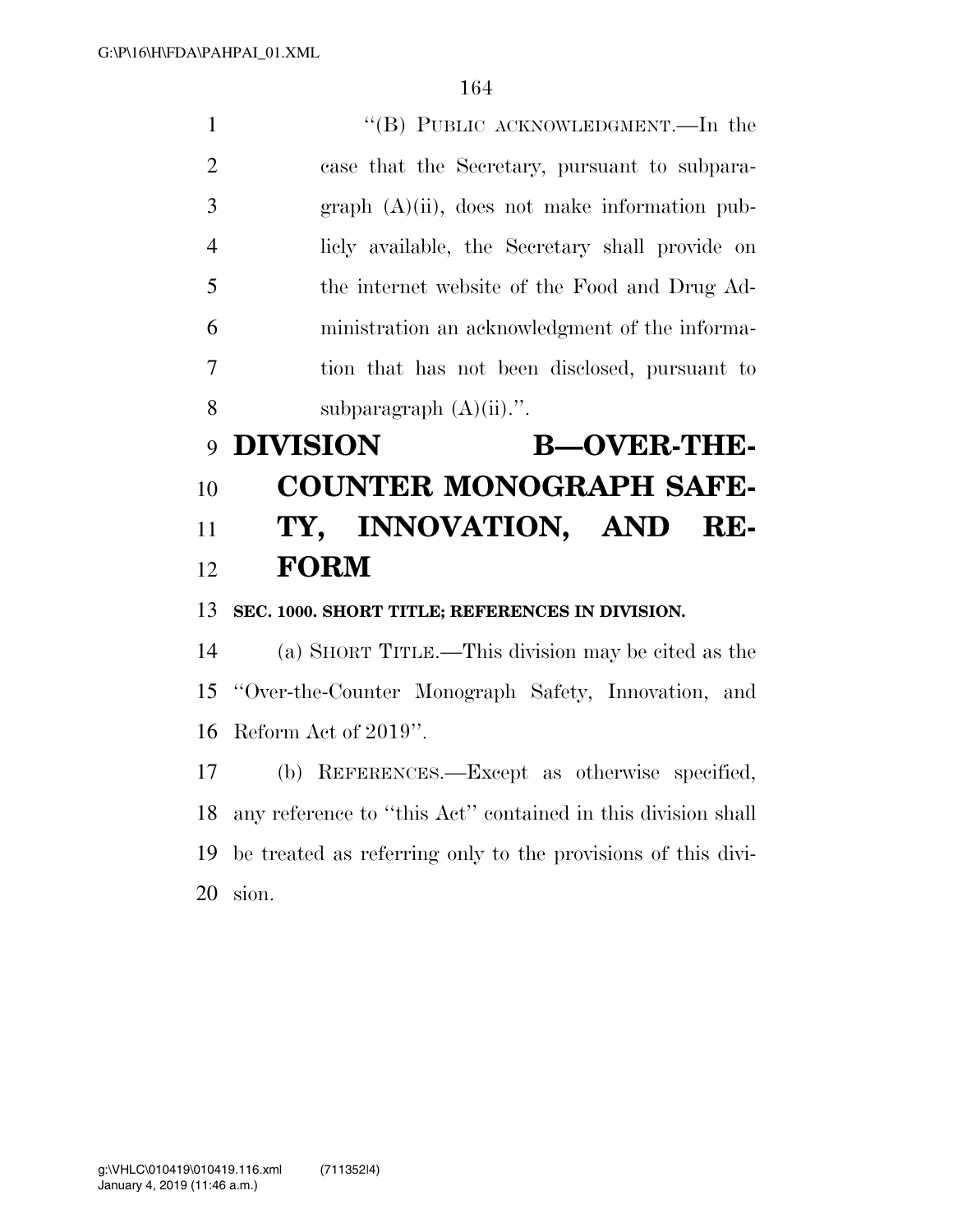"(B) PUBLIC ACKNOWLEDGMENT.—In the case that the Secretary, pursuant to subparagraph (A)(ii), does not make information publicly available, the Secretary shall provide on the internet website of the Food and Drug Administration an acknowledgment of the information that has not been disclosed, pursuant to subparagraph (A)(ii).".

# DIVISION B—OVER-THE-COUNTER MONOGRAPH SAFETY, INNOVATION, AND REFORM

**SEC. 1000. SHORT TITLE; REFERENCES IN DIVISION.**

(a) SHORT TITLE.—This division may be cited as the "Over-the-Counter Monograph Safety, Innovation, and Reform Act of 2019".

(b) REFERENCES.—Except as otherwise specified, any reference to "this Act" contained in this division shall be treated as referring only to the provisions of this division.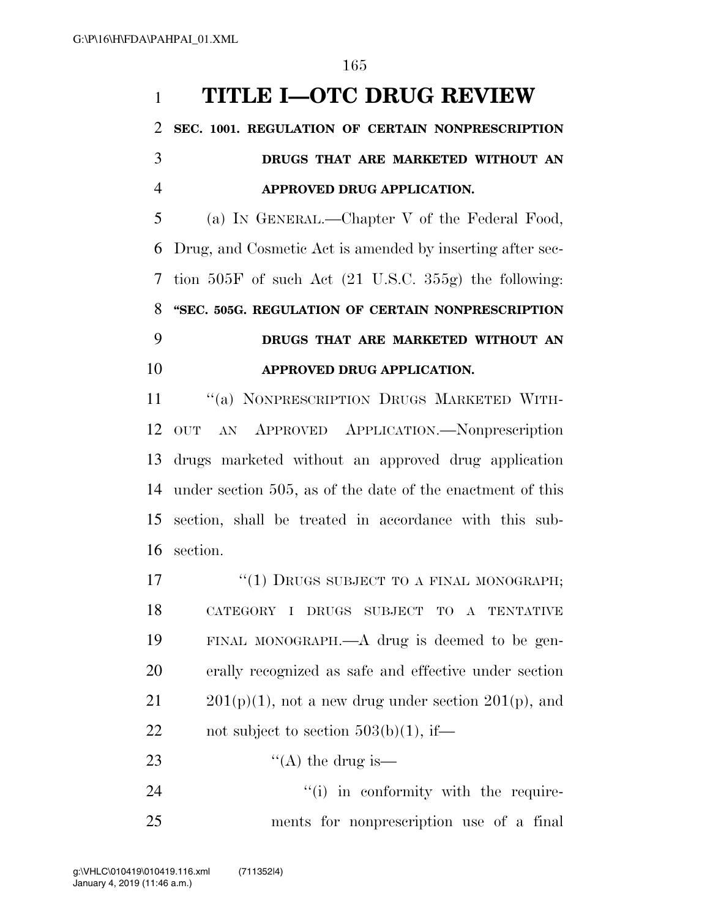# TITLE I—OTC DRUG REVIEW

## SEC. 1001. REGULATION OF CERTAIN NONPRESCRIPTION DRUGS THAT ARE MARKETED WITHOUT AN APPROVED DRUG APPLICATION.

(a) IN GENERAL.—Chapter V of the Federal Food, Drug, and Cosmetic Act is amended by inserting after section 505F of such Act (21 U.S.C. 355g) the following:

**"SEC. 505G. REGULATION OF CERTAIN NONPRESCRIPTION DRUGS THAT ARE MARKETED WITHOUT AN APPROVED DRUG APPLICATION.**

"(a) NONPRESCRIPTION DRUGS MARKETED WITHOUT AN APPROVED APPLICATION.—Nonprescription drugs marketed without an approved drug application under section 505, as of the date of the enactment of this section, shall be treated in accordance with this subsection.

"(1) DRUGS SUBJECT TO A FINAL MONOGRAPH; CATEGORY I DRUGS SUBJECT TO A TENTATIVE FINAL MONOGRAPH.—A drug is deemed to be generally recognized as safe and effective under section 201(p)(1), not a new drug under section 201(p), and not subject to section 503(b)(1), if—

"(A) the drug is—

"(i) in conformity with the requirements for nonprescription use of a final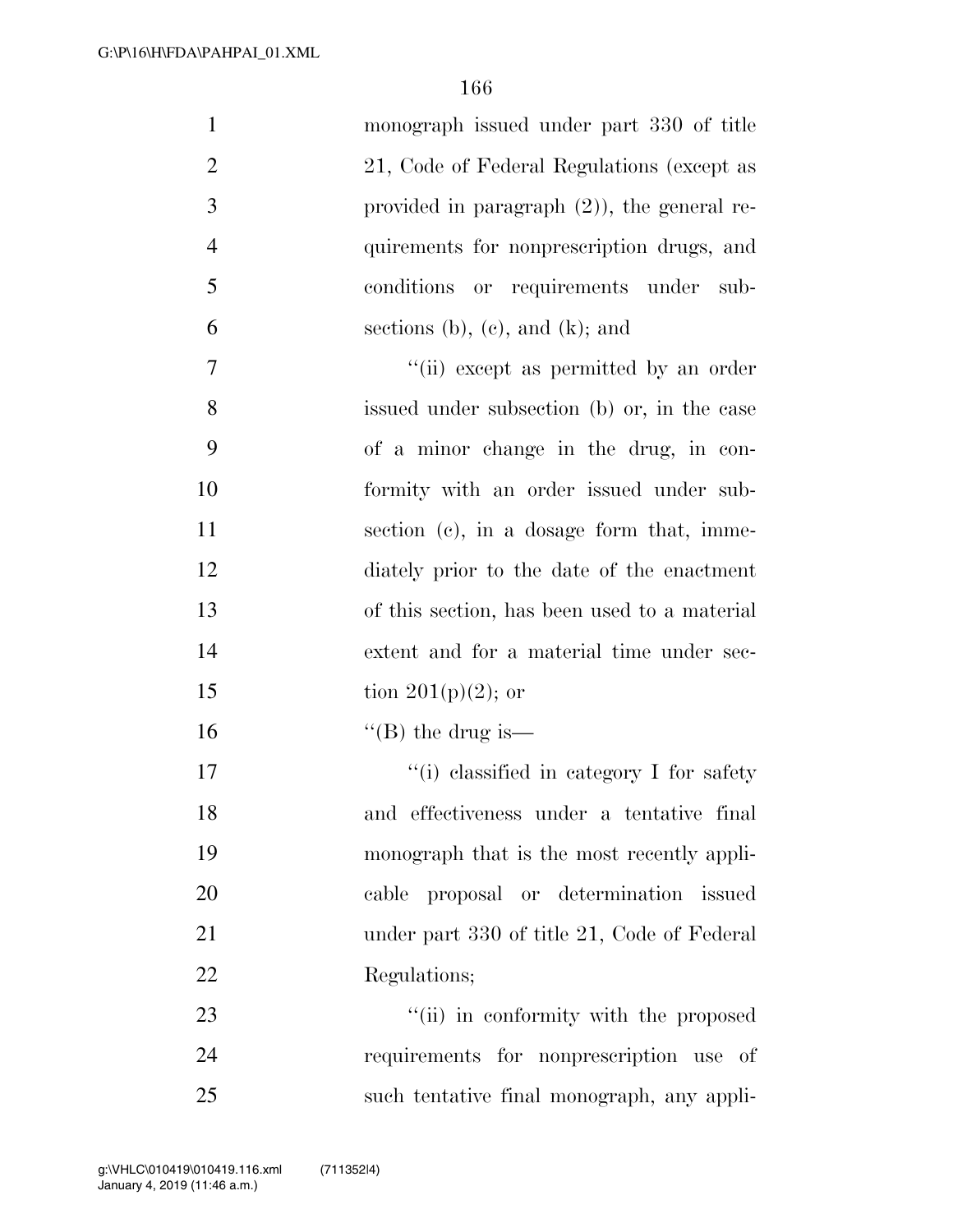monograph issued under part 330 of title 21, Code of Federal Regulations (except as provided in paragraph (2)), the general requirements for nonprescription drugs, and conditions or requirements under subsections (b), (c), and (k); and

"(ii) except as permitted by an order issued under subsection (b) or, in the case of a minor change in the drug, in conformity with an order issued under subsection (c), in a dosage form that, immediately prior to the date of the enactment of this section, has been used to a material extent and for a material time under section 201(p)(2); or

"(B) the drug is—

"(i) classified in category I for safety and effectiveness under a tentative final monograph that is the most recently applicable proposal or determination issued under part 330 of title 21, Code of Federal Regulations;

"(ii) in conformity with the proposed requirements for nonprescription use of such tentative final monograph, any appli-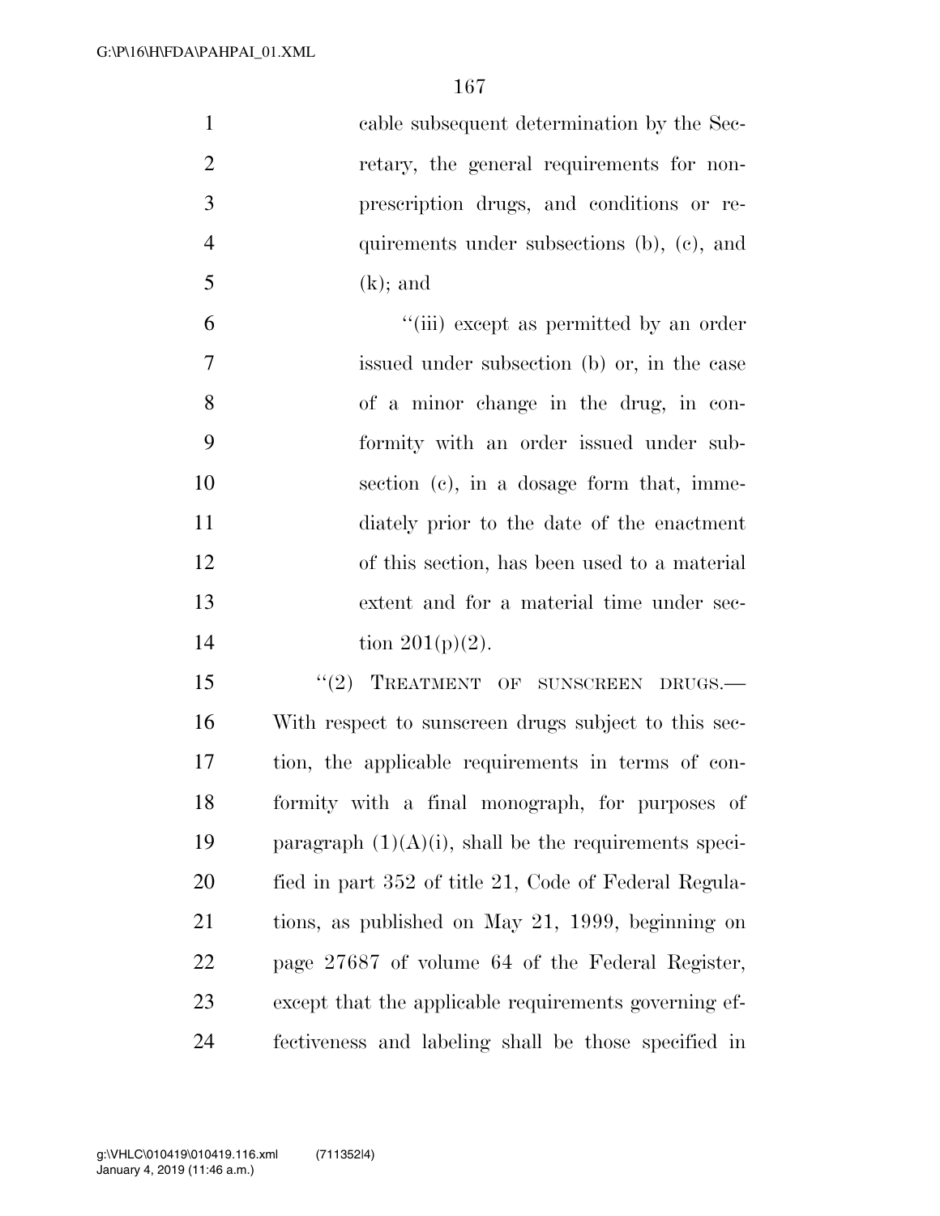cable subsequent determination by the Secretary, the general requirements for nonprescription drugs, and conditions or requirements under subsections (b), (c), and (k); and

"(iii) except as permitted by an order issued under subsection (b) or, in the case of a minor change in the drug, in conformity with an order issued under subsection (c), in a dosage form that, immediately prior to the date of the enactment of this section, has been used to a material extent and for a material time under section 201(p)(2).

"(2) TREATMENT OF SUNSCREEN DRUGS.—With respect to sunscreen drugs subject to this section, the applicable requirements in terms of conformity with a final monograph, for purposes of paragraph (1)(A)(i), shall be the requirements specified in part 352 of title 21, Code of Federal Regulations, as published on May 21, 1999, beginning on page 27687 of volume 64 of the Federal Register, except that the applicable requirements governing effectiveness and labeling shall be those specified in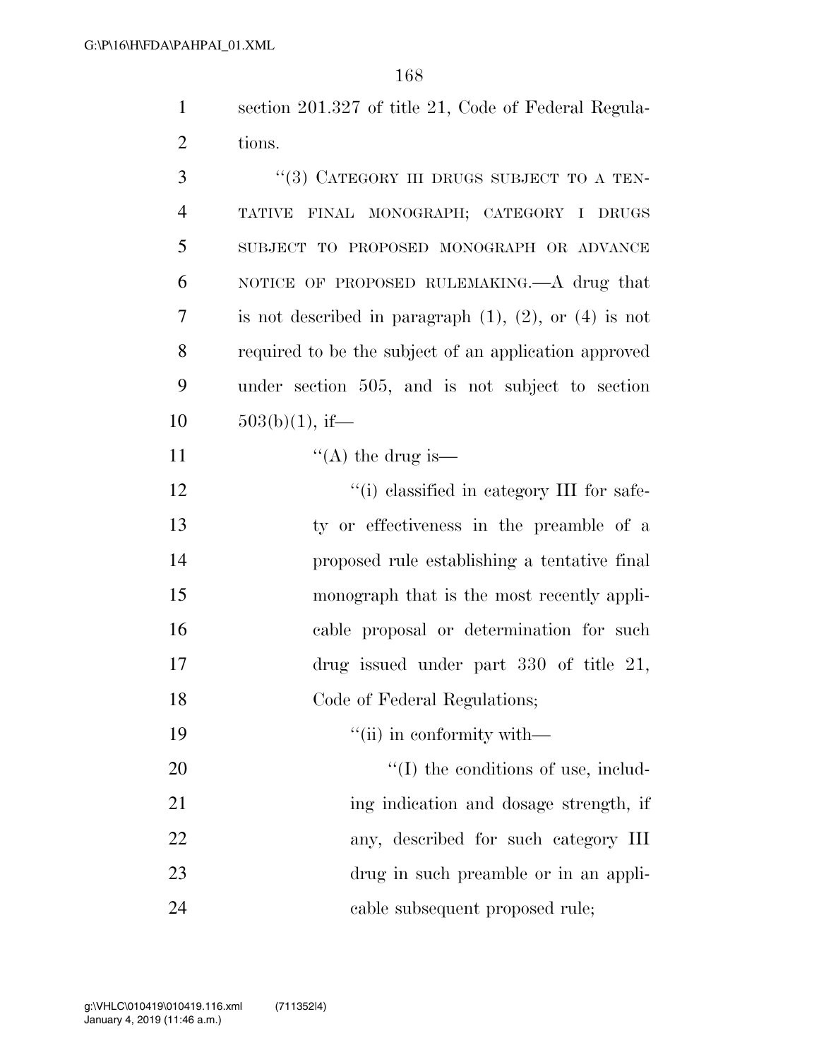section 201.327 of title 21, Code of Federal Regulations.

"(3) CATEGORY III DRUGS SUBJECT TO A TENTATIVE FINAL MONOGRAPH; CATEGORY I DRUGS SUBJECT TO PROPOSED MONOGRAPH OR ADVANCE NOTICE OF PROPOSED RULEMAKING.—A drug that is not described in paragraph (1), (2), or (4) is not required to be the subject of an application approved under section 505, and is not subject to section 503(b)(1), if—

"(A) the drug is—

"(i) classified in category III for safety or effectiveness in the preamble of a proposed rule establishing a tentative final monograph that is the most recently applicable proposal or determination for such drug issued under part 330 of title 21, Code of Federal Regulations;

"(ii) in conformity with—

"(I) the conditions of use, including indication and dosage strength, if any, described for such category III drug in such preamble or in an applicable subsequent proposed rule;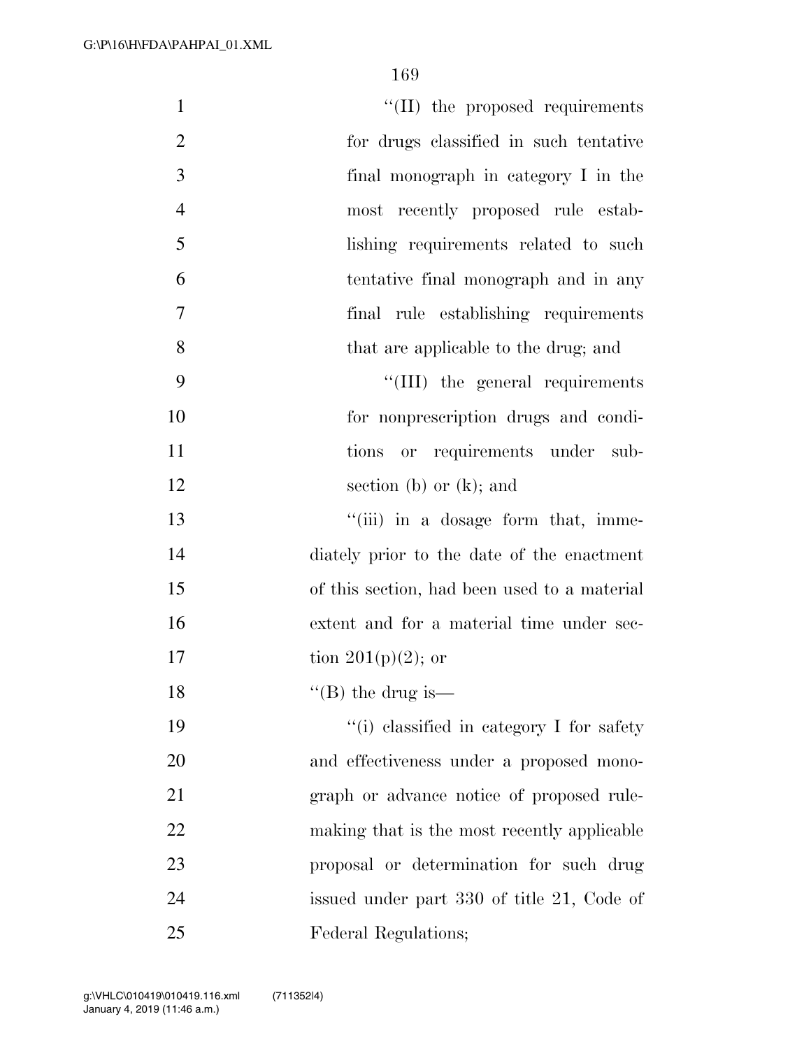"(II) the proposed requirements for drugs classified in such tentative final monograph in category I in the most recently proposed rule establishing requirements related to such tentative final monograph and in any final rule establishing requirements that are applicable to the drug; and

"(III) the general requirements for nonprescription drugs and conditions or requirements under subsection (b) or (k); and

"(iii) in a dosage form that, immediately prior to the date of the enactment of this section, had been used to a material extent and for a material time under section 201(p)(2); or

"(B) the drug is—

"(i) classified in category I for safety and effectiveness under a proposed monograph or advance notice of proposed rulemaking that is the most recently applicable proposal or determination for such drug issued under part 330 of title 21, Code of Federal Regulations;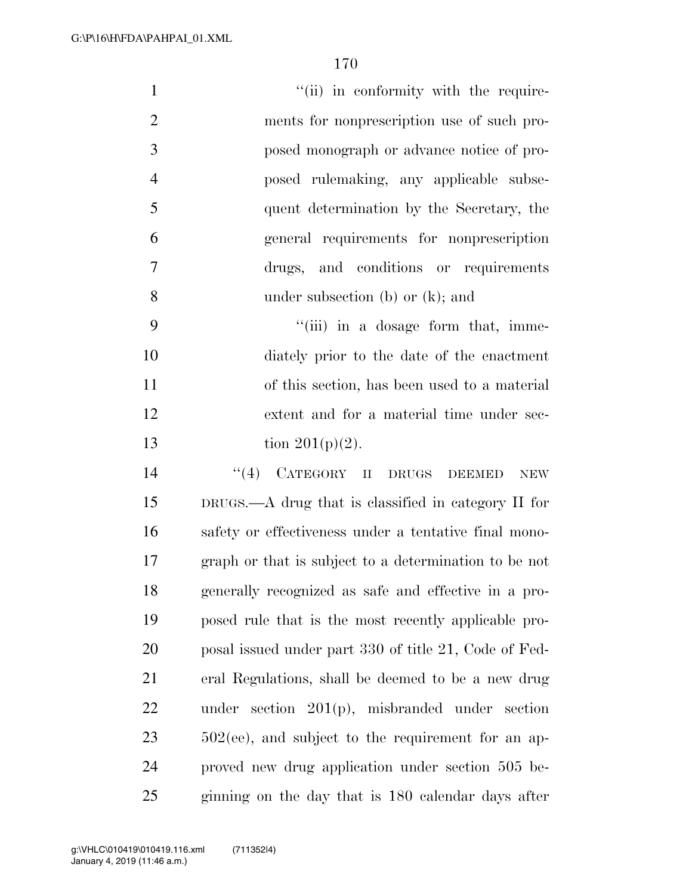"(ii) in conformity with the requirements for nonprescription use of such proposed monograph or advance notice of proposed rulemaking, any applicable subsequent determination by the Secretary, the general requirements for nonprescription drugs, and conditions or requirements under subsection (b) or (k); and

"(iii) in a dosage form that, immediately prior to the date of the enactment of this section, has been used to a material extent and for a material time under section 201(p)(2).

"(4) CATEGORY II DRUGS DEEMED NEW DRUGS.—A drug that is classified in category II for safety or effectiveness under a tentative final monograph or that is subject to a determination to be not generally recognized as safe and effective in a proposed rule that is the most recently applicable proposal issued under part 330 of title 21, Code of Federal Regulations, shall be deemed to be a new drug under section 201(p), misbranded under section 502(ee), and subject to the requirement for an approved new drug application under section 505 beginning on the day that is 180 calendar days after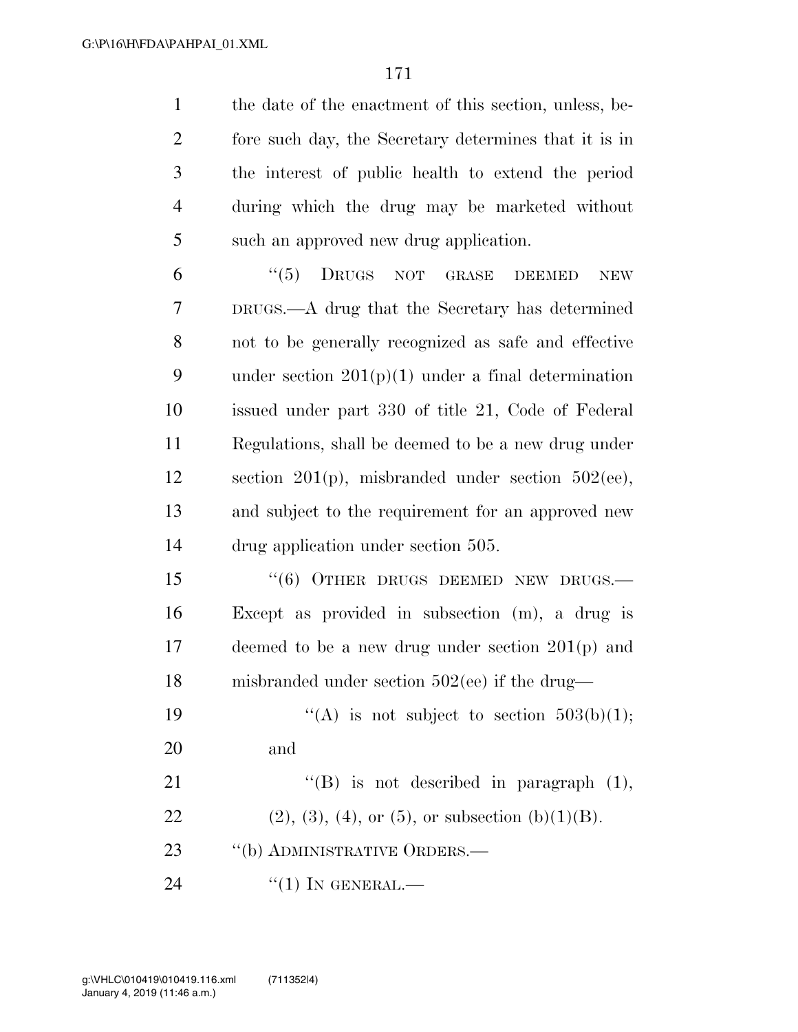the date of the enactment of this section, unless, before such day, the Secretary determines that it is in the interest of public health to extend the period during which the drug may be marketed without such an approved new drug application.

"(5) DRUGS NOT GRASE DEEMED NEW DRUGS.—A drug that the Secretary has determined not to be generally recognized as safe and effective under section 201(p)(1) under a final determination issued under part 330 of title 21, Code of Federal Regulations, shall be deemed to be a new drug under section 201(p), misbranded under section 502(ee), and subject to the requirement for an approved new drug application under section 505.

"(6) OTHER DRUGS DEEMED NEW DRUGS.—Except as provided in subsection (m), a drug is deemed to be a new drug under section 201(p) and misbranded under section 502(ee) if the drug—

"(A) is not subject to section 503(b)(1); and

"(B) is not described in paragraph (1), (2), (3), (4), or (5), or subsection (b)(1)(B).

"(b) ADMINISTRATIVE ORDERS.—

"(1) IN GENERAL.—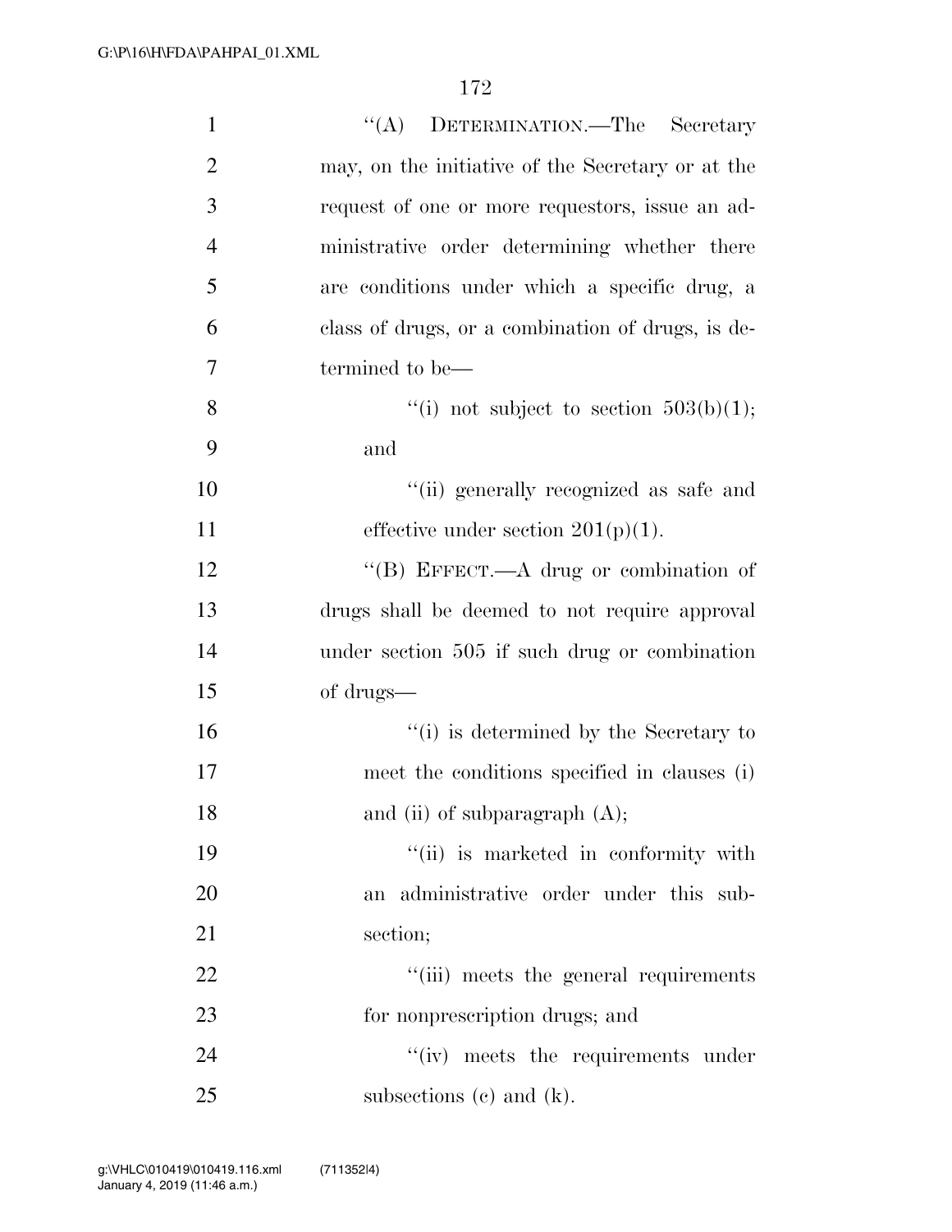"(A) DETERMINATION.—The Secretary may, on the initiative of the Secretary or at the request of one or more requestors, issue an administrative order determining whether there are conditions under which a specific drug, a class of drugs, or a combination of drugs, is determined to be—

"(i) not subject to section 503(b)(1); and

"(ii) generally recognized as safe and effective under section 201(p)(1).

"(B) EFFECT.—A drug or combination of drugs shall be deemed to not require approval under section 505 if such drug or combination of drugs—

"(i) is determined by the Secretary to meet the conditions specified in clauses (i) and (ii) of subparagraph (A);

"(ii) is marketed in conformity with an administrative order under this subsection;

"(iii) meets the general requirements for nonprescription drugs; and

"(iv) meets the requirements under subsections (c) and (k).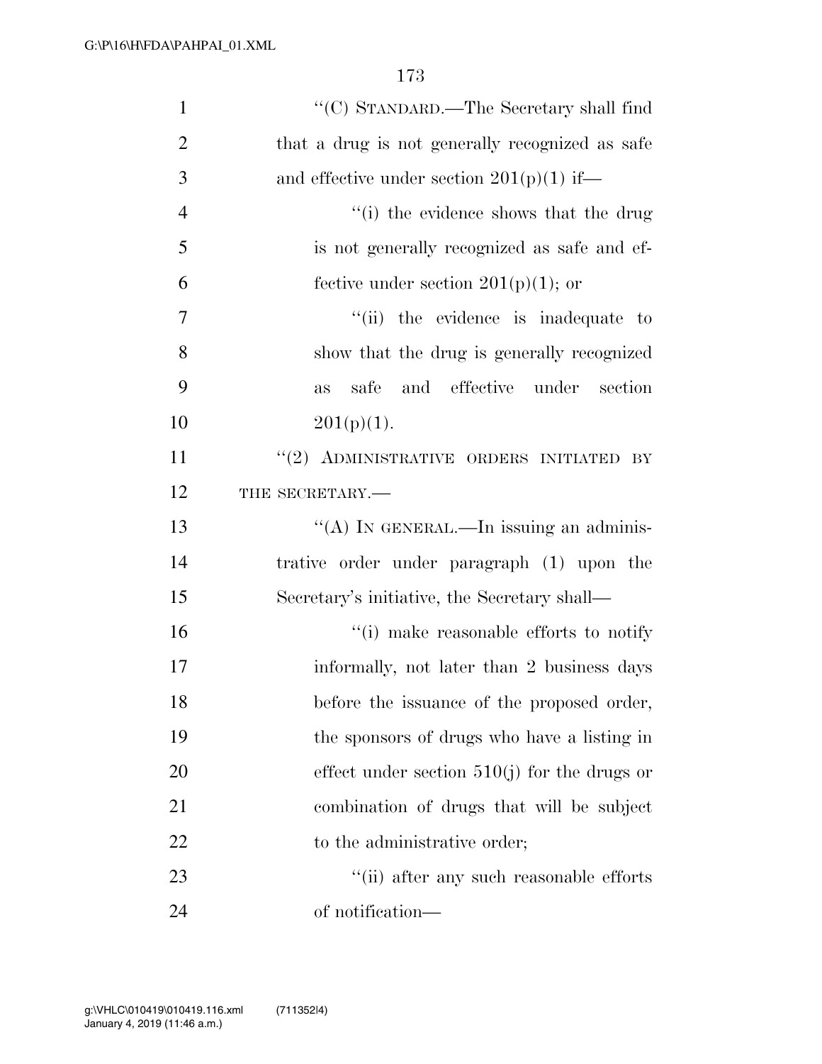''(C) STANDARD.—The Secretary shall find that a drug is not generally recognized as safe and effective under section 201(p)(1) if—

''(i) the evidence shows that the drug is not generally recognized as safe and effective under section 201(p)(1); or

''(ii) the evidence is inadequate to show that the drug is generally recognized as safe and effective under section 201(p)(1).

''(2) ADMINISTRATIVE ORDERS INITIATED BY THE SECRETARY.—

''(A) IN GENERAL.—In issuing an administrative order under paragraph (1) upon the Secretary's initiative, the Secretary shall—

''(i) make reasonable efforts to notify informally, not later than 2 business days before the issuance of the proposed order, the sponsors of drugs who have a listing in effect under section 510(j) for the drugs or combination of drugs that will be subject to the administrative order;

''(ii) after any such reasonable efforts of notification—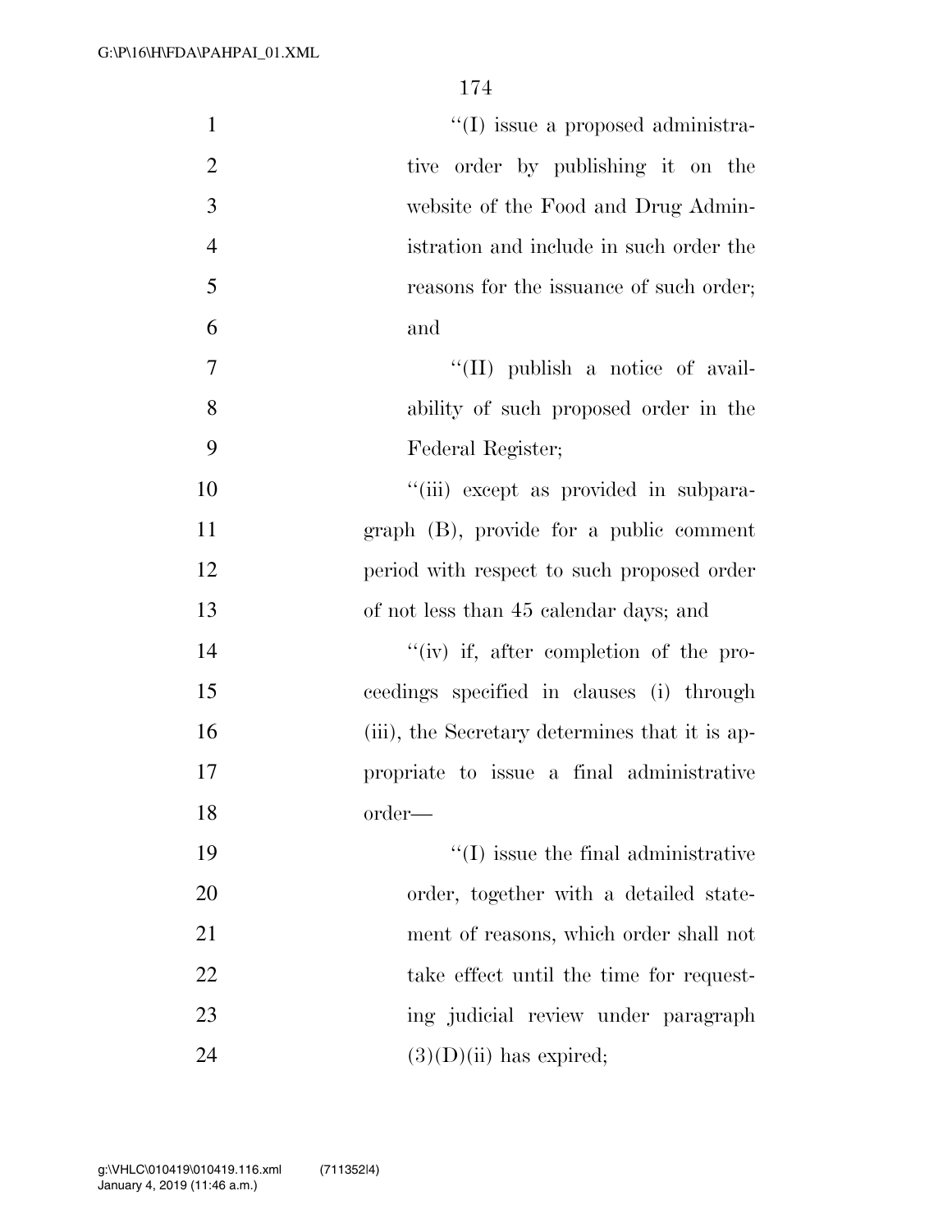''(I) issue a proposed administrative order by publishing it on the website of the Food and Drug Administration and include in such order the reasons for the issuance of such order; and

''(II) publish a notice of availability of such proposed order in the Federal Register;

''(iii) except as provided in subparagraph (B), provide for a public comment period with respect to such proposed order of not less than 45 calendar days; and

''(iv) if, after completion of the proceedings specified in clauses (i) through (iii), the Secretary determines that it is appropriate to issue a final administrative order—

''(I) issue the final administrative order, together with a detailed statement of reasons, which order shall not take effect until the time for requesting judicial review under paragraph (3)(D)(ii) has expired;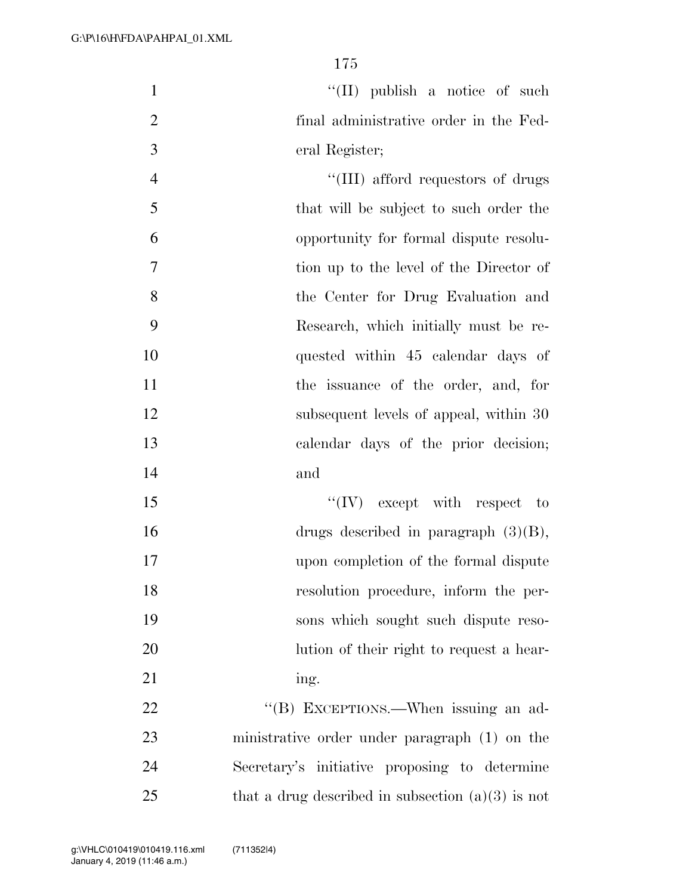''(II) publish a notice of such final administrative order in the Federal Register;

''(III) afford requestors of drugs that will be subject to such order the opportunity for formal dispute resolution up to the level of the Director of the Center for Drug Evaluation and Research, which initially must be requested within 45 calendar days of the issuance of the order, and, for subsequent levels of appeal, within 30 calendar days of the prior decision; and

''(IV) except with respect to drugs described in paragraph (3)(B), upon completion of the formal dispute resolution procedure, inform the persons which sought such dispute resolution of their right to request a hearing.

''(B) EXCEPTIONS.—When issuing an administrative order under paragraph (1) on the Secretary's initiative proposing to determine that a drug described in subsection (a)(3) is not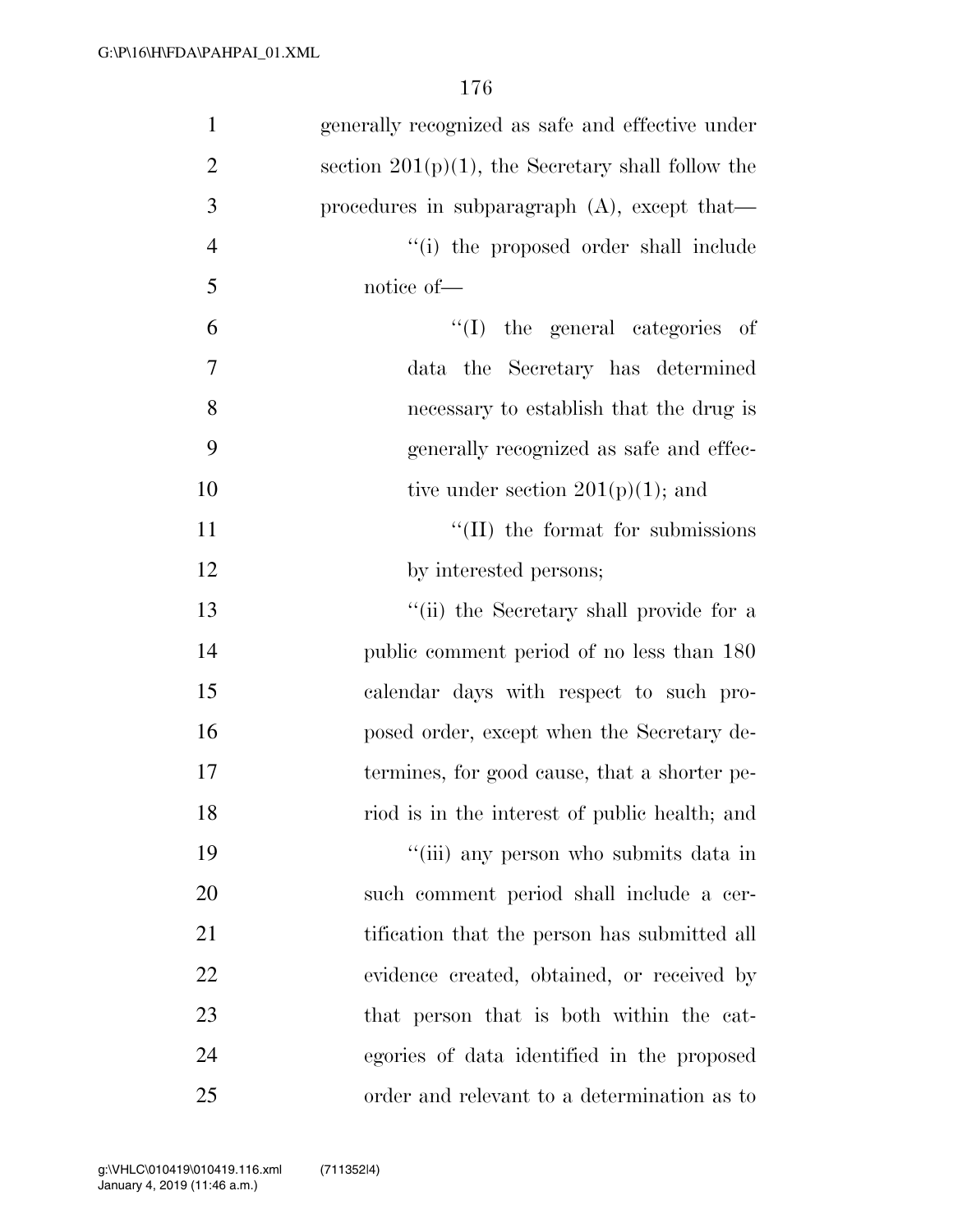generally recognized as safe and effective under section 201(p)(1), the Secretary shall follow the procedures in subparagraph (A), except that—

''(i) the proposed order shall include notice of—

''(I) the general categories of data the Secretary has determined necessary to establish that the drug is generally recognized as safe and effective under section 201(p)(1); and

''(II) the format for submissions by interested persons;

''(ii) the Secretary shall provide for a public comment period of no less than 180 calendar days with respect to such proposed order, except when the Secretary determines, for good cause, that a shorter period is in the interest of public health; and

''(iii) any person who submits data in such comment period shall include a certification that the person has submitted all evidence created, obtained, or received by that person that is both within the categories of data identified in the proposed order and relevant to a determination as to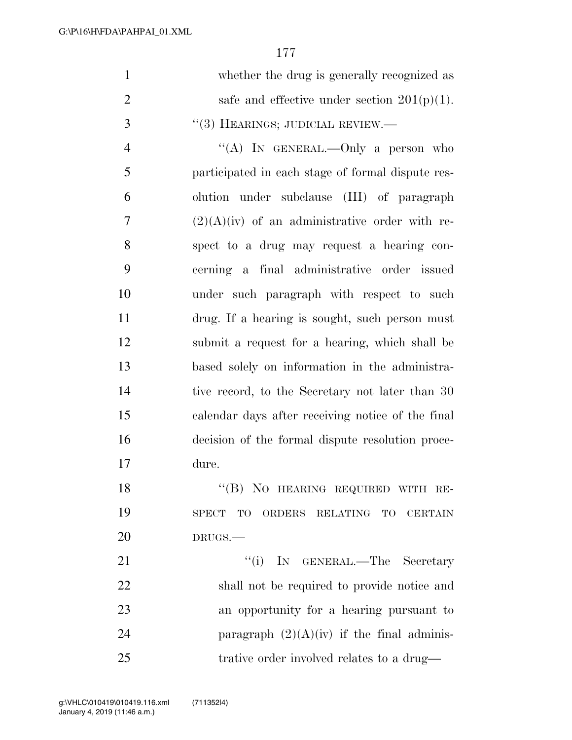whether the drug is generally recognized as safe and effective under section 201(p)(1).

"(3) HEARINGS; JUDICIAL REVIEW.—

"(A) IN GENERAL.—Only a person who participated in each stage of formal dispute resolution under subclause (III) of paragraph (2)(A)(iv) of an administrative order with respect to a drug may request a hearing concerning a final administrative order issued under such paragraph with respect to such drug. If a hearing is sought, such person must submit a request for a hearing, which shall be based solely on information in the administrative record, to the Secretary not later than 30 calendar days after receiving notice of the final decision of the formal dispute resolution procedure.

"(B) NO HEARING REQUIRED WITH RESPECT TO ORDERS RELATING TO CERTAIN DRUGS.—

"(i) IN GENERAL.—The Secretary shall not be required to provide notice and an opportunity for a hearing pursuant to paragraph (2)(A)(iv) if the final administrative order involved relates to a drug—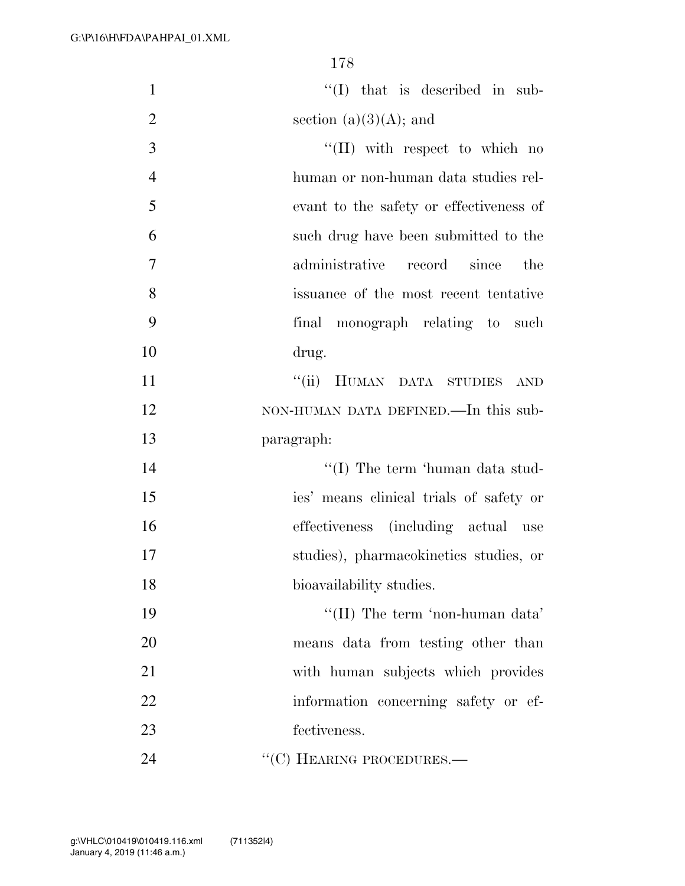"(I) that is described in subsection (a)(3)(A); and

"(II) with respect to which no human or non-human data studies relevant to the safety or effectiveness of such drug have been submitted to the administrative record since the issuance of the most recent tentative final monograph relating to such drug.

"(ii) HUMAN DATA STUDIES AND NON-HUMAN DATA DEFINED.—In this subparagraph:

"(I) The term 'human data studies' means clinical trials of safety or effectiveness (including actual use studies), pharmacokinetics studies, or bioavailability studies.

"(II) The term 'non-human data' means data from testing other than with human subjects which provides information concerning safety or effectiveness.

"(C) HEARING PROCEDURES.—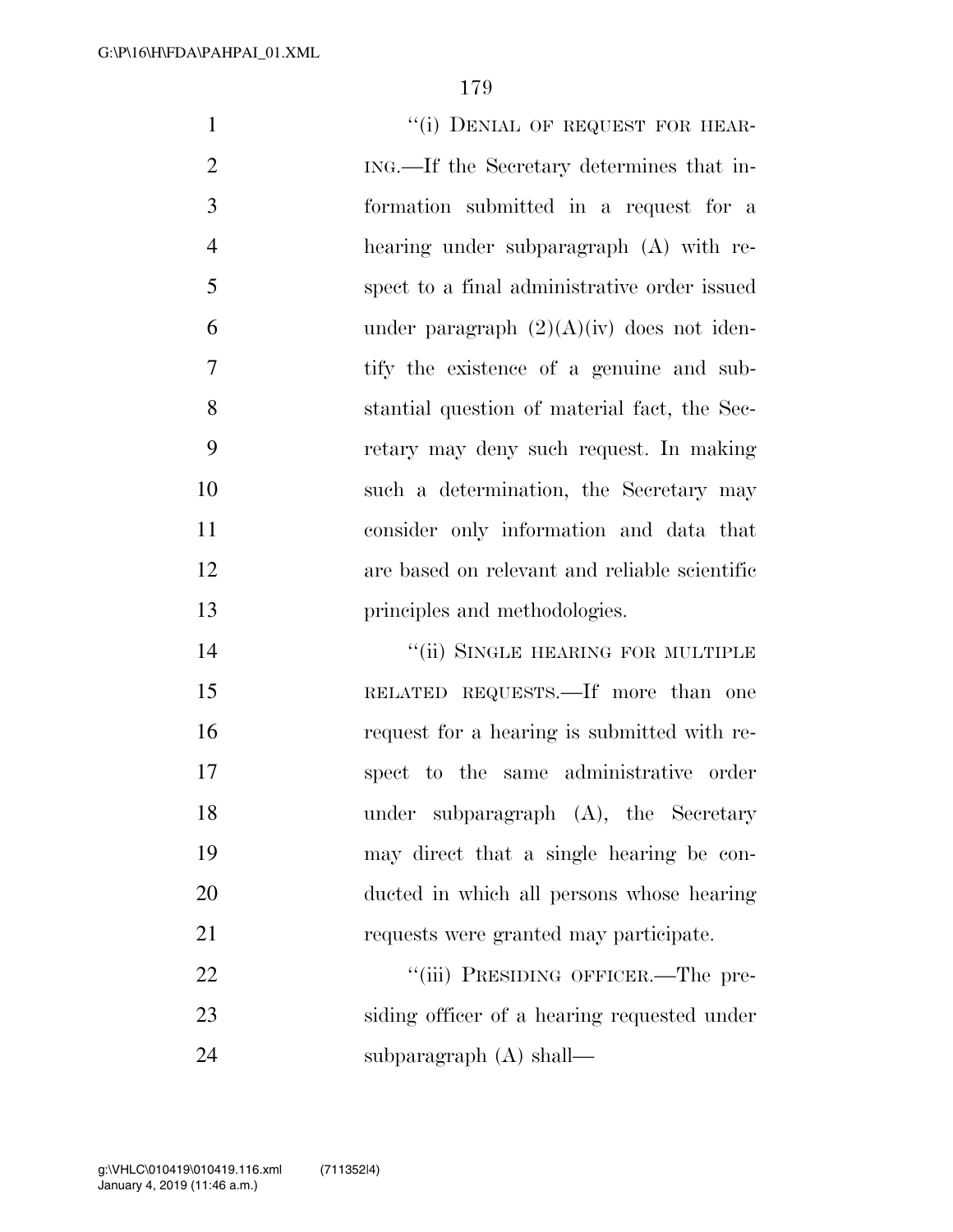"(i) DENIAL OF REQUEST FOR HEARING.—If the Secretary determines that information submitted in a request for a hearing under subparagraph (A) with respect to a final administrative order issued under paragraph (2)(A)(iv) does not identify the existence of a genuine and substantial question of material fact, the Secretary may deny such request. In making such a determination, the Secretary may consider only information and data that are based on relevant and reliable scientific principles and methodologies.

"(ii) SINGLE HEARING FOR MULTIPLE RELATED REQUESTS.—If more than one request for a hearing is submitted with respect to the same administrative order under subparagraph (A), the Secretary may direct that a single hearing be conducted in which all persons whose hearing requests were granted may participate.

"(iii) PRESIDING OFFICER.—The presiding officer of a hearing requested under subparagraph (A) shall—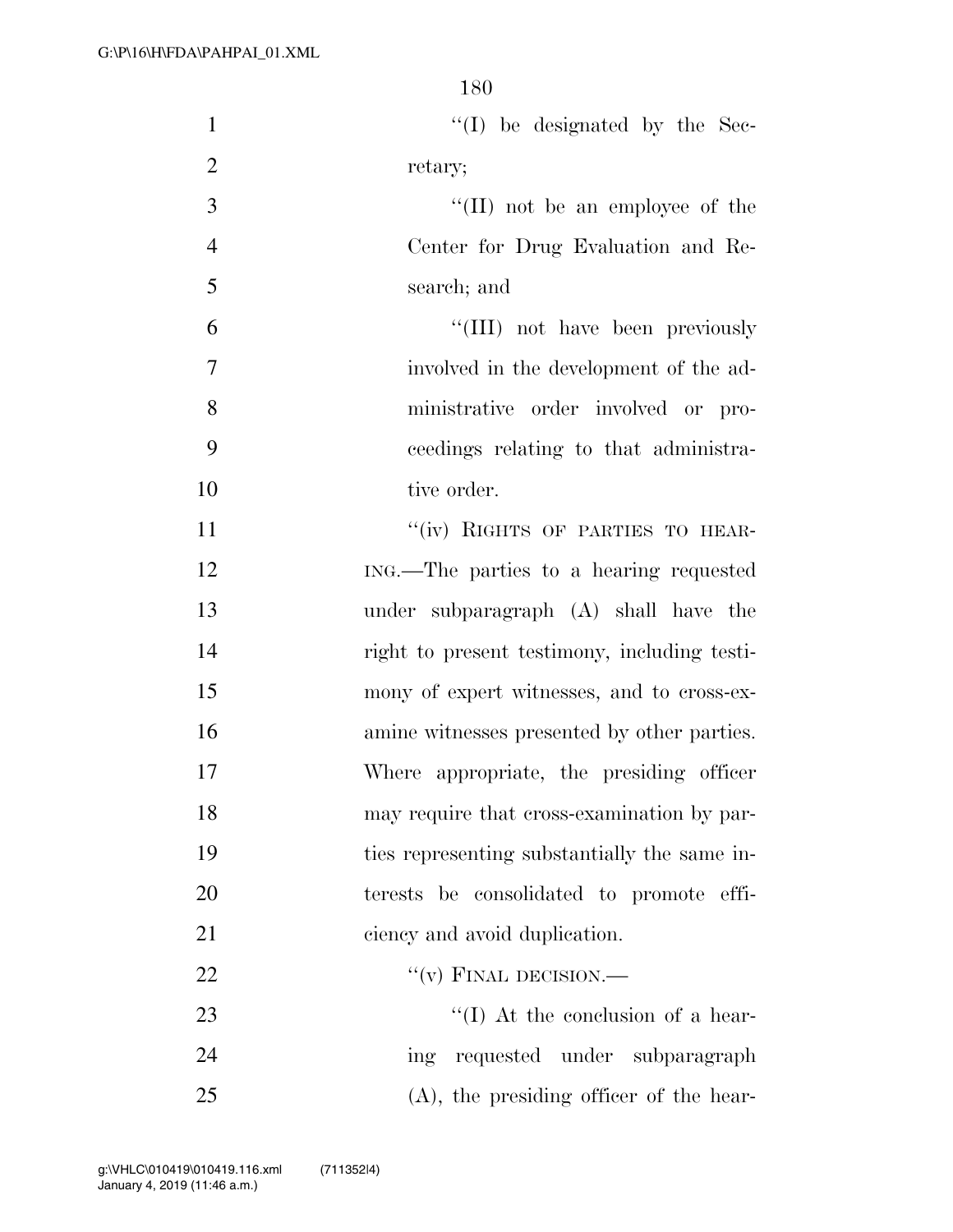''(I) be designated by the Secretary;

''(II) not be an employee of the Center for Drug Evaluation and Research; and

''(III) not have been previously involved in the development of the administrative order involved or proceedings relating to that administrative order.

''(iv) RIGHTS OF PARTIES TO HEARING.—The parties to a hearing requested under subparagraph (A) shall have the right to present testimony, including testimony of expert witnesses, and to cross-examine witnesses presented by other parties. Where appropriate, the presiding officer may require that cross-examination by parties representing substantially the same interests be consolidated to promote efficiency and avoid duplication.

''(v) FINAL DECISION.—

''(I) At the conclusion of a hearing requested under subparagraph (A), the presiding officer of the hear-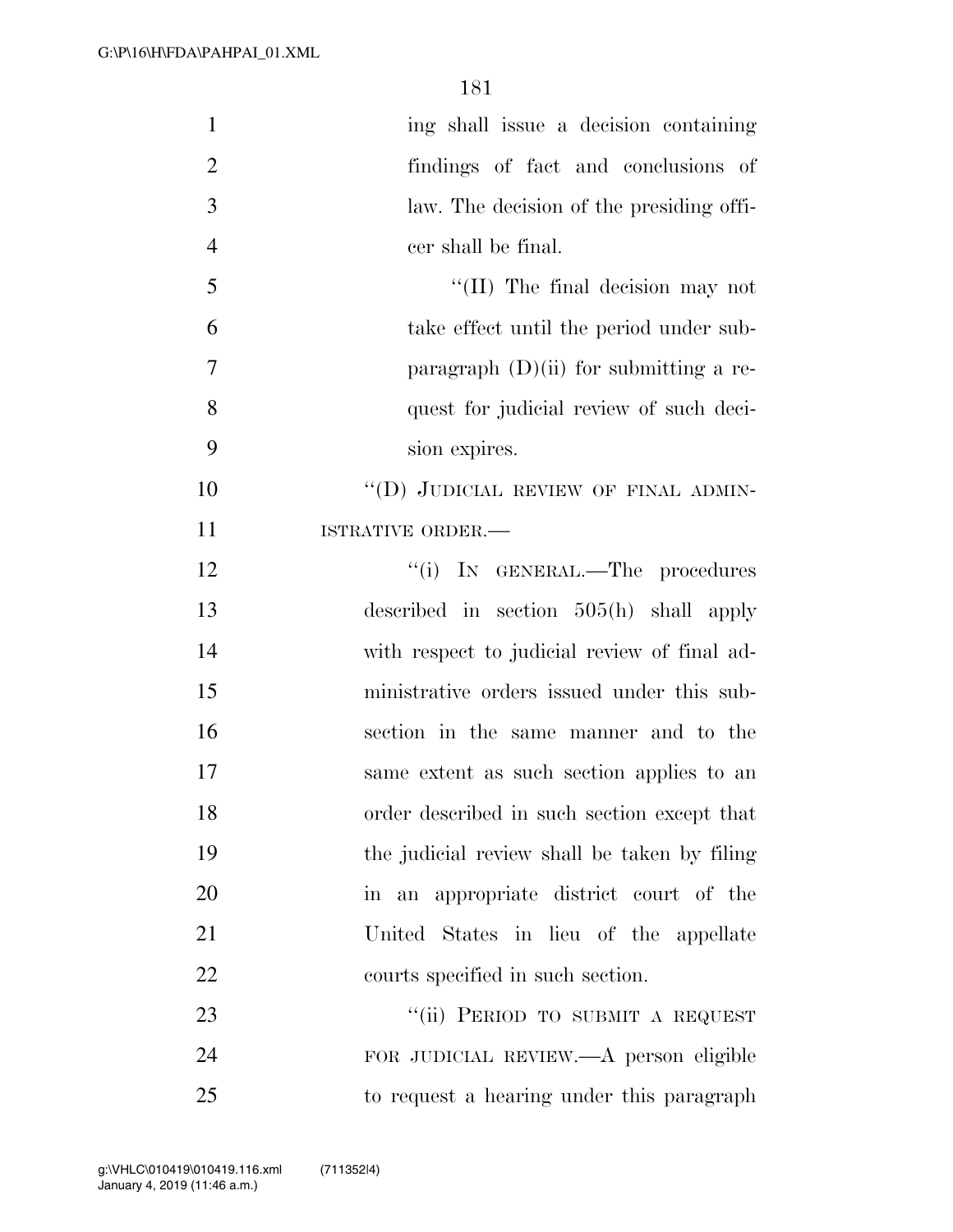ing shall issue a decision containing findings of fact and conclusions of law. The decision of the presiding officer shall be final.

"(II) The final decision may not take effect until the period under subparagraph (D)(ii) for submitting a request for judicial review of such decision expires.

"(D) JUDICIAL REVIEW OF FINAL ADMINISTRATIVE ORDER.—

"(i) IN GENERAL.—The procedures described in section 505(h) shall apply with respect to judicial review of final administrative orders issued under this subsection in the same manner and to the same extent as such section applies to an order described in such section except that the judicial review shall be taken by filing in an appropriate district court of the United States in lieu of the appellate courts specified in such section.

"(ii) PERIOD TO SUBMIT A REQUEST FOR JUDICIAL REVIEW.—A person eligible to request a hearing under this paragraph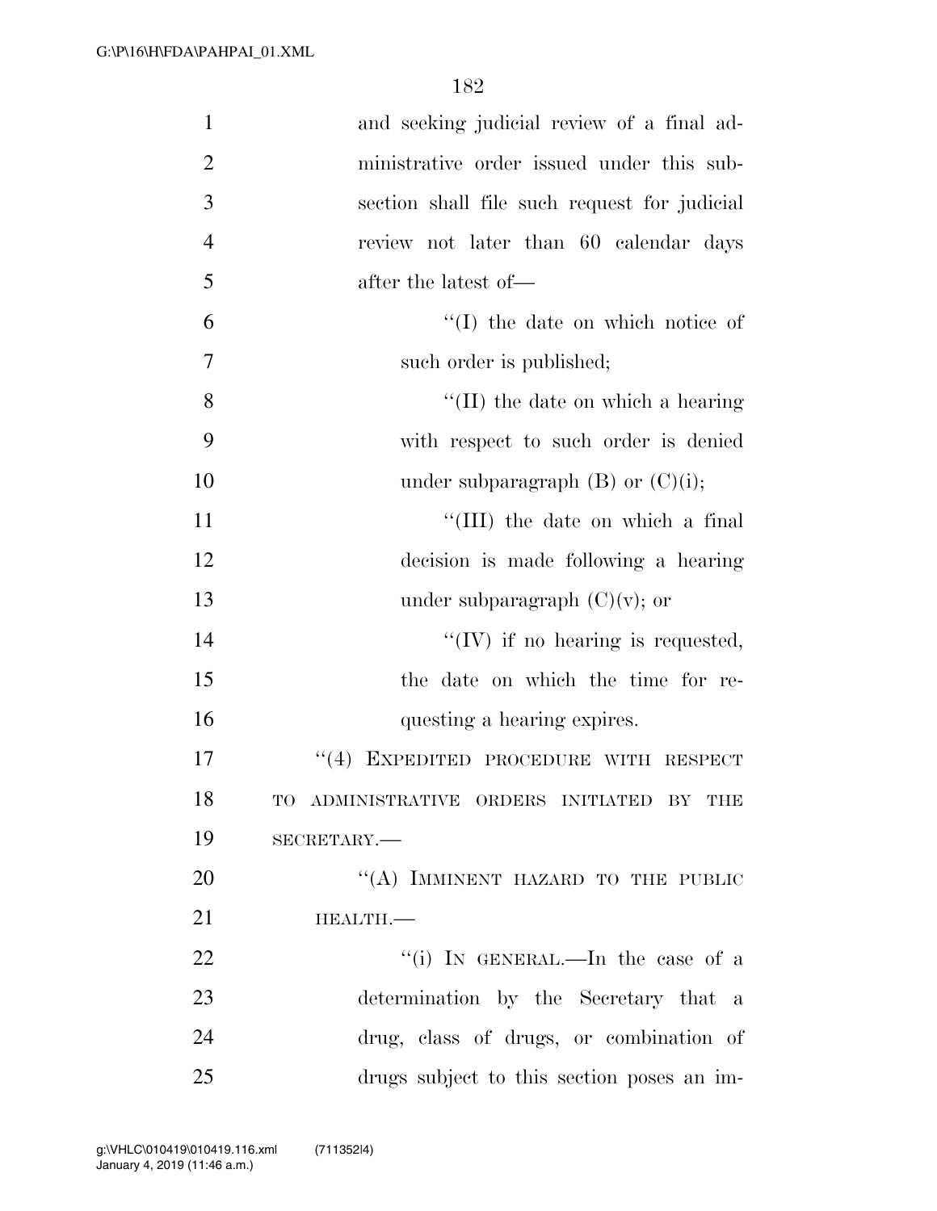and seeking judicial review of a final administrative order issued under this subsection shall file such request for judicial review not later than 60 calendar days after the latest of—

''(I) the date on which notice of such order is published;

''(II) the date on which a hearing with respect to such order is denied under subparagraph (B) or (C)(i);

''(III) the date on which a final decision is made following a hearing under subparagraph (C)(v); or

''(IV) if no hearing is requested, the date on which the time for requesting a hearing expires.

''(4) EXPEDITED PROCEDURE WITH RESPECT TO ADMINISTRATIVE ORDERS INITIATED BY THE SECRETARY.—

''(A) IMMINENT HAZARD TO THE PUBLIC HEALTH.—

''(i) IN GENERAL.—In the case of a determination by the Secretary that a drug, class of drugs, or combination of drugs subject to this section poses an im-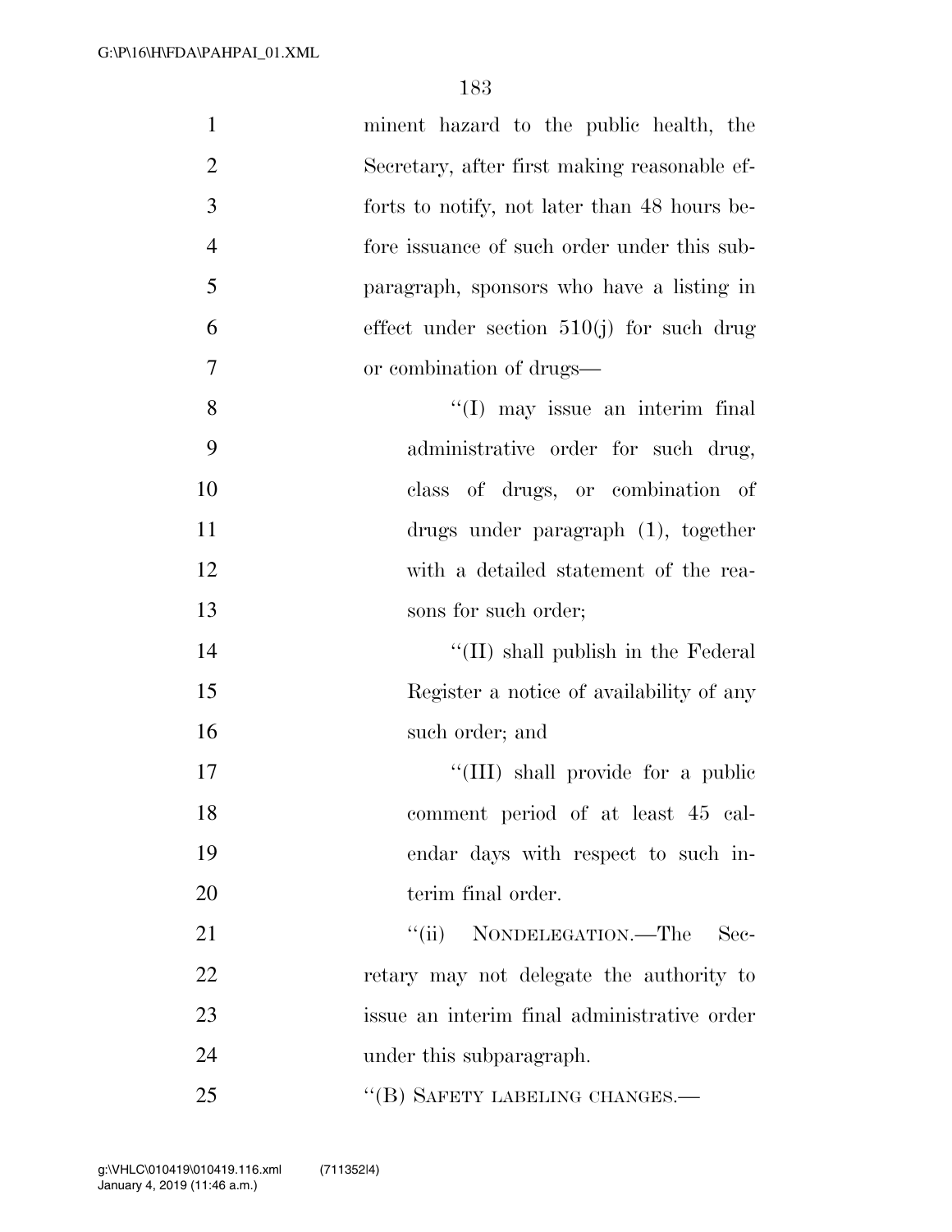minent hazard to the public health, the Secretary, after first making reasonable efforts to notify, not later than 48 hours before issuance of such order under this subparagraph, sponsors who have a listing in effect under section 510(j) for such drug or combination of drugs—

''(I) may issue an interim final administrative order for such drug, class of drugs, or combination of drugs under paragraph (1), together with a detailed statement of the reasons for such order;

''(II) shall publish in the Federal Register a notice of availability of any such order; and

''(III) shall provide for a public comment period of at least 45 calendar days with respect to such interim final order.

''(ii) NONDELEGATION.—The Secretary may not delegate the authority to issue an interim final administrative order under this subparagraph.

''(B) SAFETY LABELING CHANGES.—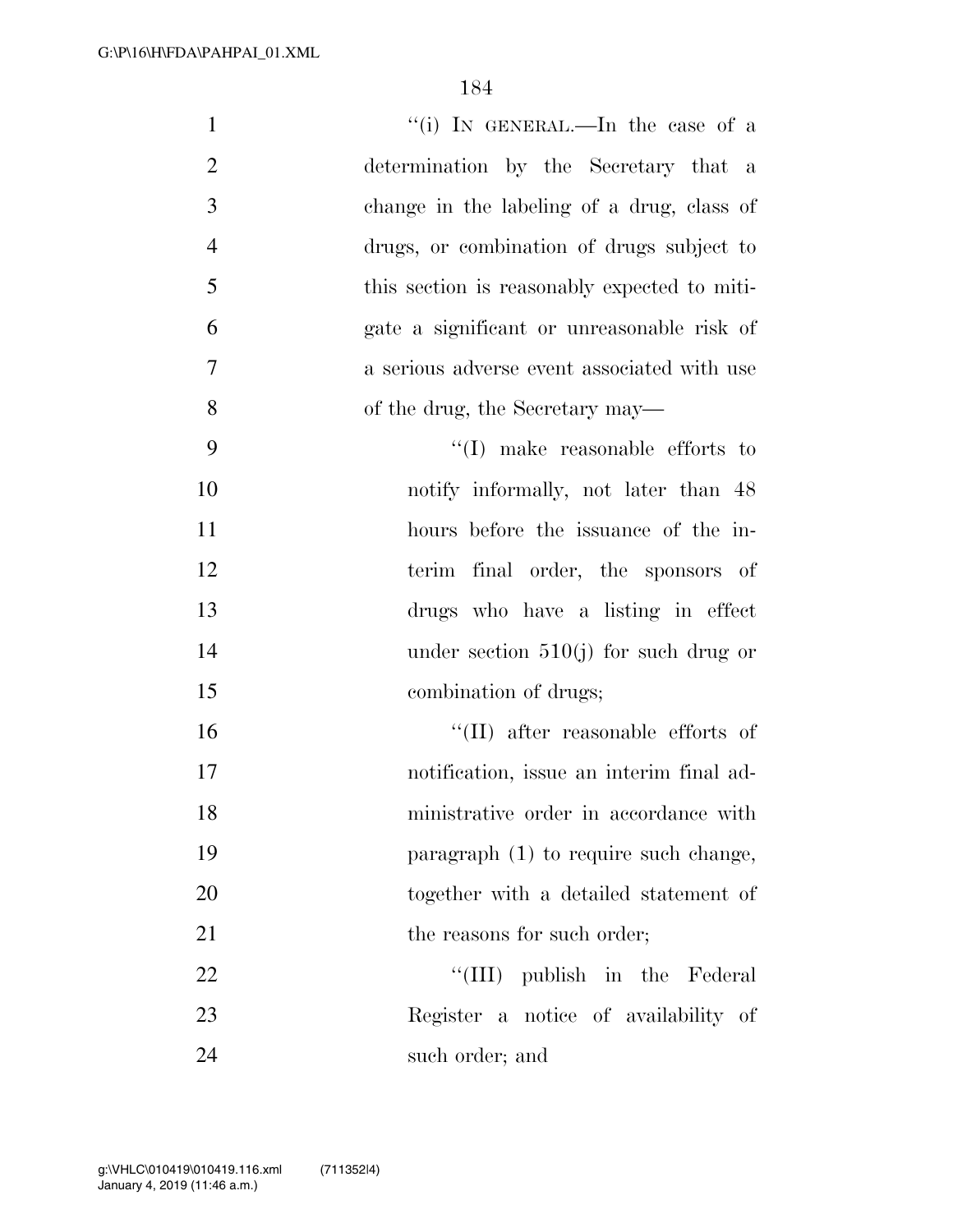''(i) IN GENERAL.—In the case of a determination by the Secretary that a change in the labeling of a drug, class of drugs, or combination of drugs subject to this section is reasonably expected to mitigate a significant or unreasonable risk of a serious adverse event associated with use of the drug, the Secretary may—

''(I) make reasonable efforts to notify informally, not later than 48 hours before the issuance of the interim final order, the sponsors of drugs who have a listing in effect under section 510(j) for such drug or combination of drugs;

''(II) after reasonable efforts of notification, issue an interim final administrative order in accordance with paragraph (1) to require such change, together with a detailed statement of the reasons for such order;

''(III) publish in the Federal Register a notice of availability of such order; and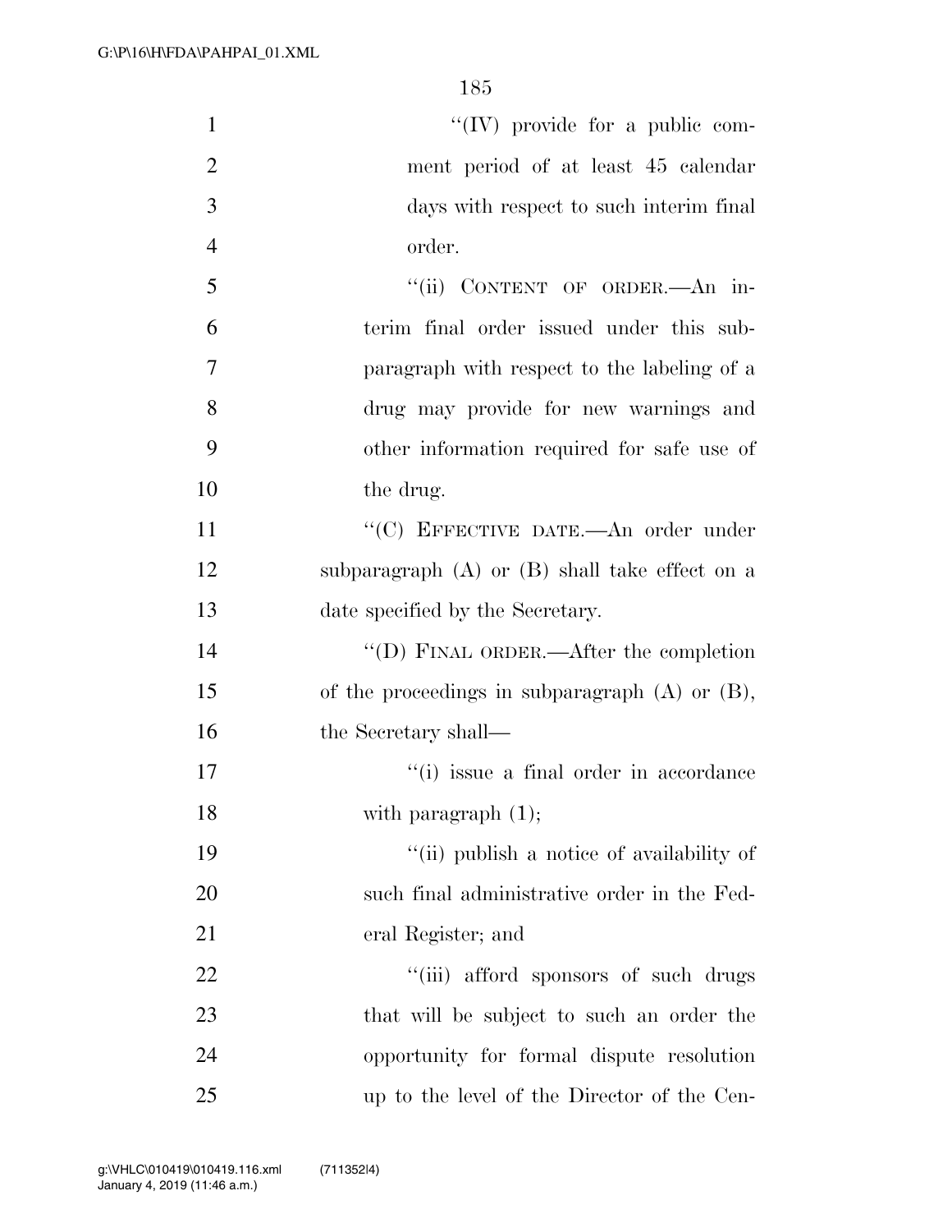''(IV) provide for a public comment period of at least 45 calendar days with respect to such interim final order.

''(ii) CONTENT OF ORDER.—An interim final order issued under this subparagraph with respect to the labeling of a drug may provide for new warnings and other information required for safe use of the drug.

''(C) EFFECTIVE DATE.—An order under subparagraph (A) or (B) shall take effect on a date specified by the Secretary.

''(D) FINAL ORDER.—After the completion of the proceedings in subparagraph (A) or (B), the Secretary shall—

''(i) issue a final order in accordance with paragraph (1);

''(ii) publish a notice of availability of such final administrative order in the Federal Register; and

''(iii) afford sponsors of such drugs that will be subject to such an order the opportunity for formal dispute resolution up to the level of the Director of the Cen-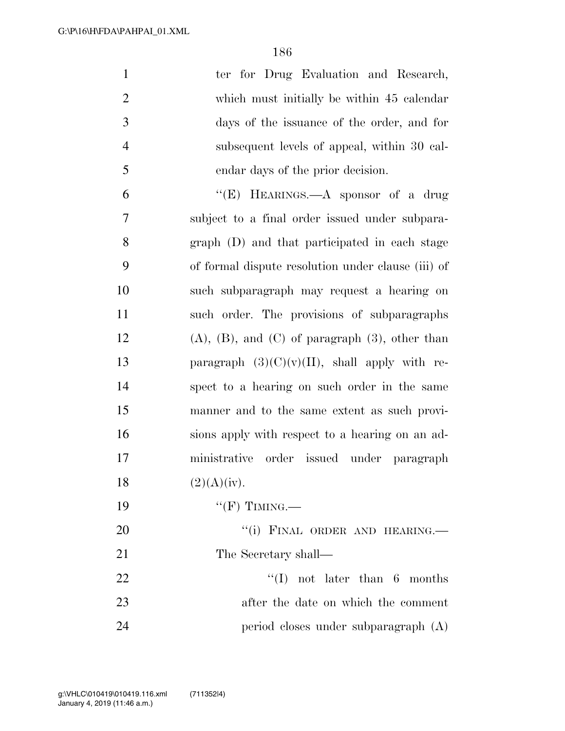ter for Drug Evaluation and Research, which must initially be within 45 calendar days of the issuance of the order, and for subsequent levels of appeal, within 30 calendar days of the prior decision.

"(E) HEARINGS.—A sponsor of a drug subject to a final order issued under subparagraph (D) and that participated in each stage of formal dispute resolution under clause (iii) of such subparagraph may request a hearing on such order. The provisions of subparagraphs (A), (B), and (C) of paragraph (3), other than paragraph (3)(C)(v)(II), shall apply with respect to a hearing on such order in the same manner and to the same extent as such provisions apply with respect to a hearing on an administrative order issued under paragraph (2)(A)(iv).

"(F) TIMING.—

"(i) FINAL ORDER AND HEARING.— The Secretary shall—

"(I) not later than 6 months after the date on which the comment period closes under subparagraph (A)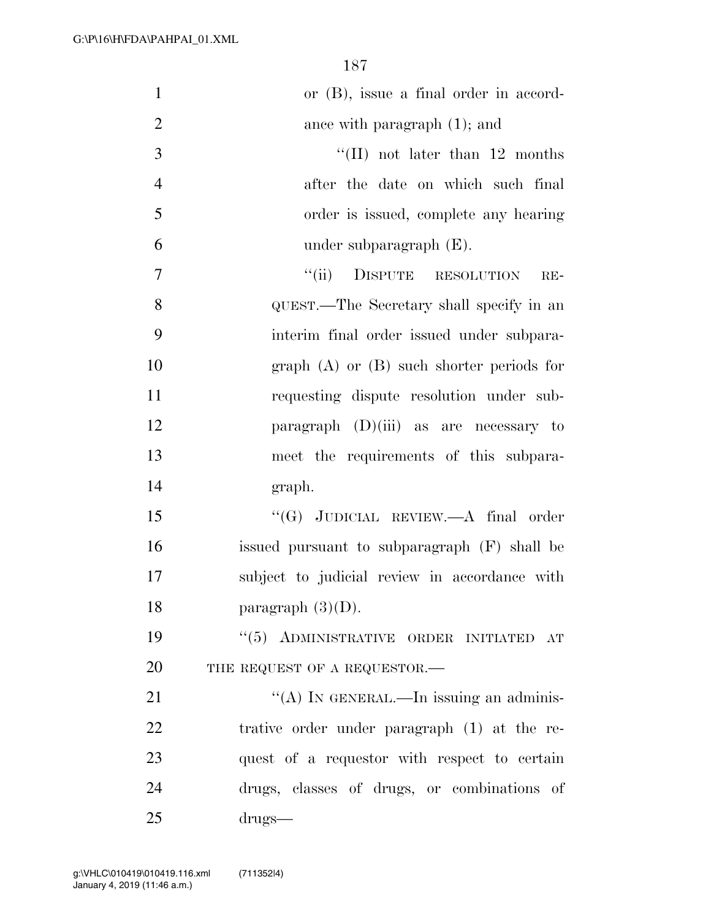or (B), issue a final order in accordance with paragraph (1); and

''(II) not later than 12 months after the date on which such final order is issued, complete any hearing under subparagraph (E).

''(ii) DISPUTE RESOLUTION REQUEST.—The Secretary shall specify in an interim final order issued under subparagraph (A) or (B) such shorter periods for requesting dispute resolution under subparagraph (D)(iii) as are necessary to meet the requirements of this subparagraph.

''(G) JUDICIAL REVIEW.—A final order issued pursuant to subparagraph (F) shall be subject to judicial review in accordance with paragraph (3)(D).

''(5) ADMINISTRATIVE ORDER INITIATED AT THE REQUEST OF A REQUESTOR.—

''(A) IN GENERAL.—In issuing an administrative order under paragraph (1) at the request of a requestor with respect to certain drugs, classes of drugs, or combinations of drugs—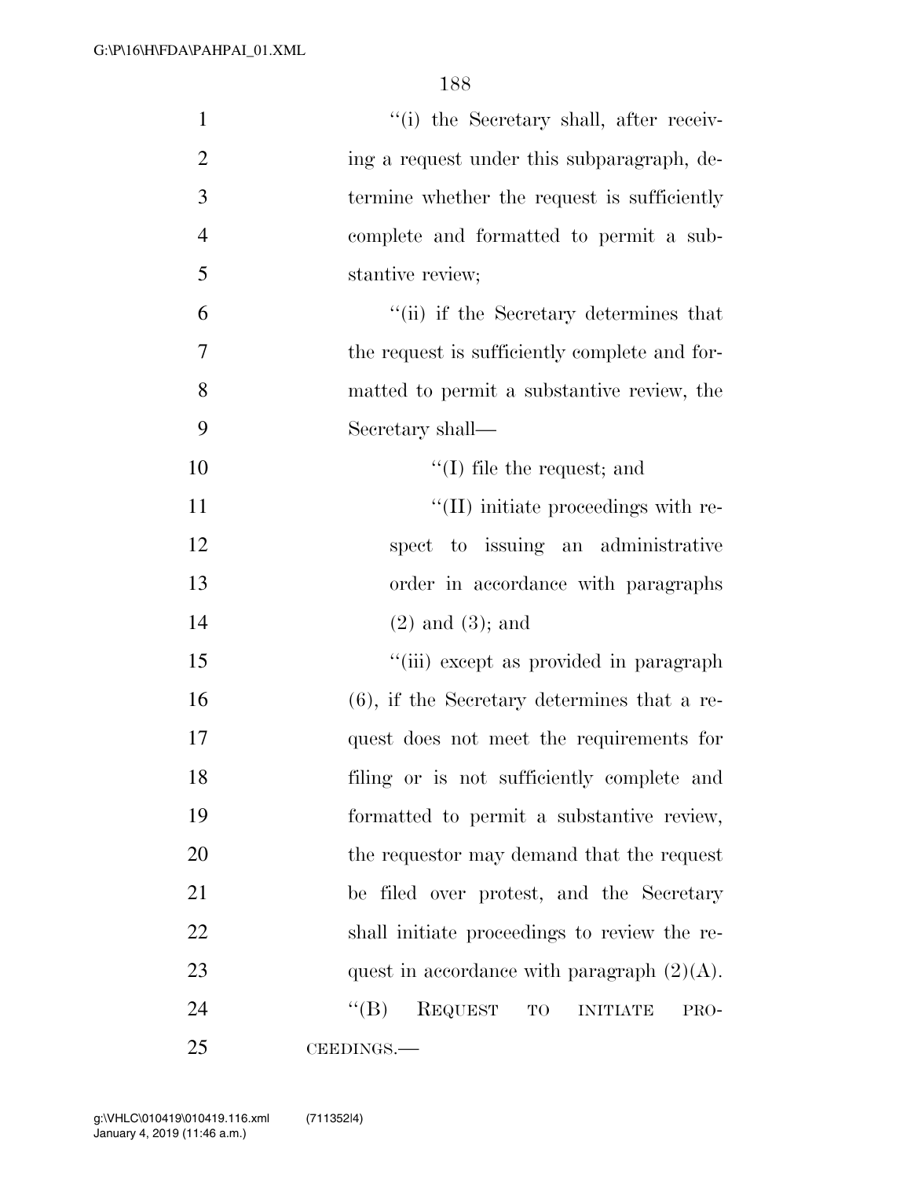"(i) the Secretary shall, after receiving a request under this subparagraph, determine whether the request is sufficiently complete and formatted to permit a substantive review;

"(ii) if the Secretary determines that the request is sufficiently complete and formatted to permit a substantive review, the Secretary shall—

"(I) file the request; and

"(II) initiate proceedings with respect to issuing an administrative order in accordance with paragraphs (2) and (3); and

"(iii) except as provided in paragraph (6), if the Secretary determines that a request does not meet the requirements for filing or is not sufficiently complete and formatted to permit a substantive review, the requestor may demand that the request be filed over protest, and the Secretary shall initiate proceedings to review the request in accordance with paragraph (2)(A).

"(B) REQUEST TO INITIATE PROCEEDINGS.—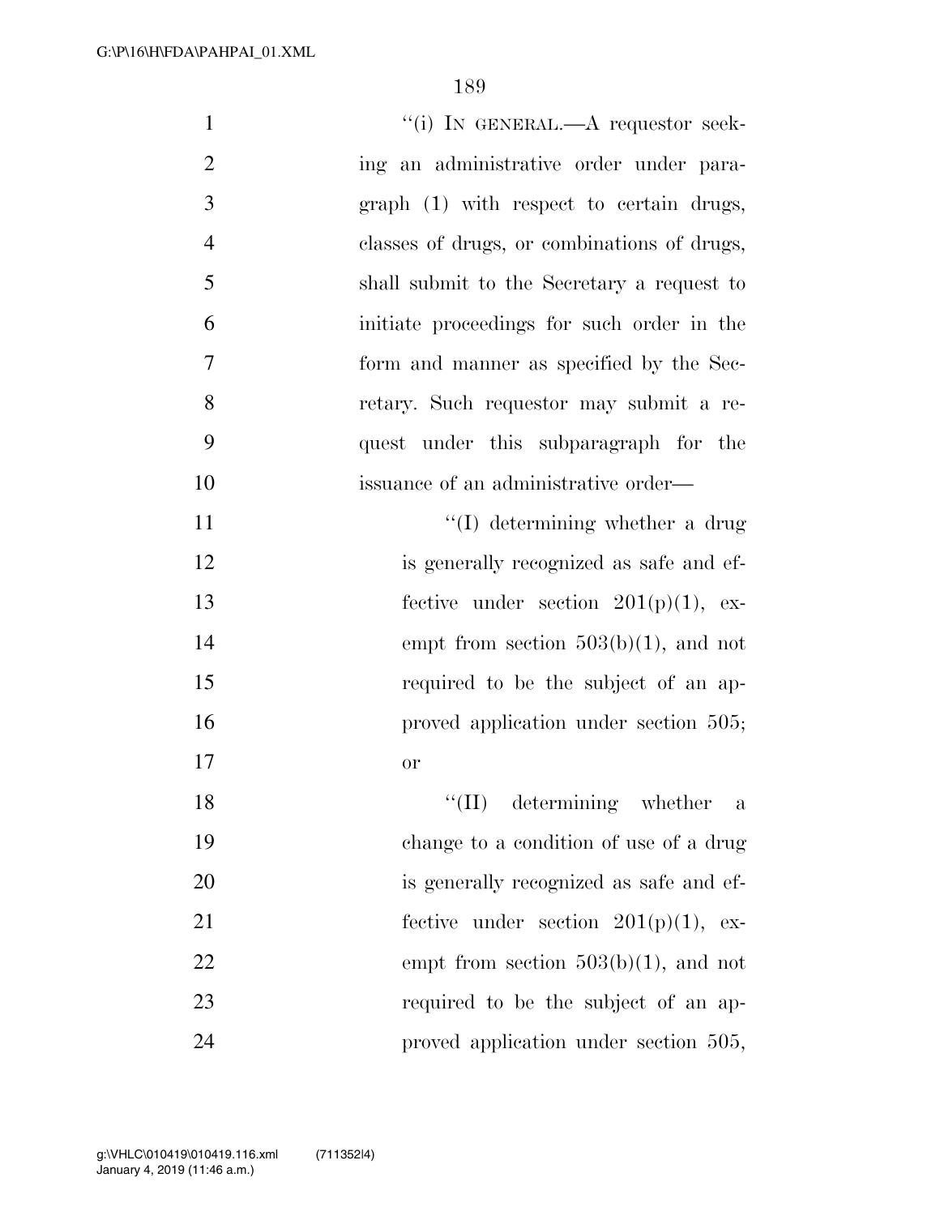"(i) IN GENERAL.—A requestor seeking an administrative order under paragraph (1) with respect to certain drugs, classes of drugs, or combinations of drugs, shall submit to the Secretary a request to initiate proceedings for such order in the form and manner as specified by the Secretary. Such requestor may submit a request under this subparagraph for the issuance of an administrative order—

"(I) determining whether a drug is generally recognized as safe and effective under section 201(p)(1), exempt from section 503(b)(1), and not required to be the subject of an approved application under section 505; or

"(II) determining whether a change to a condition of use of a drug is generally recognized as safe and effective under section 201(p)(1), exempt from section 503(b)(1), and not required to be the subject of an approved application under section 505,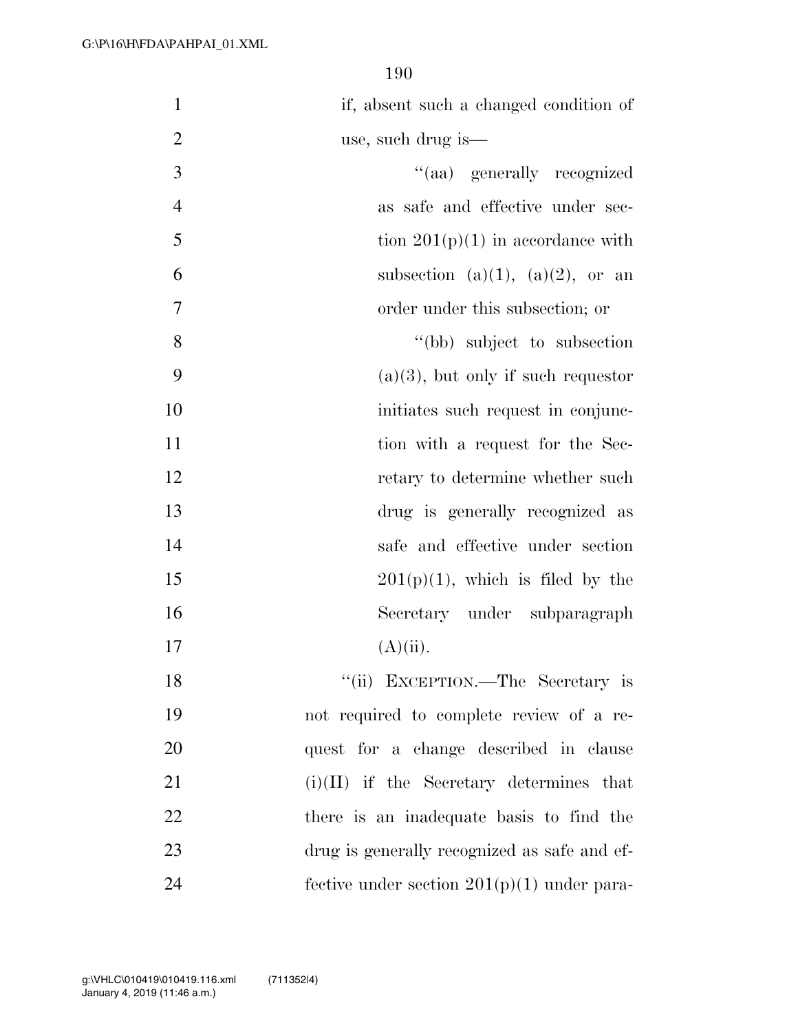if, absent such a changed condition of use, such drug is—

''(aa) generally recognized as safe and effective under section 201(p)(1) in accordance with subsection (a)(1), (a)(2), or an order under this subsection; or

''(bb) subject to subsection (a)(3), but only if such requestor initiates such request in conjunction with a request for the Secretary to determine whether such drug is generally recognized as safe and effective under section 201(p)(1), which is filed by the Secretary under subparagraph (A)(ii).

''(ii) EXCEPTION.—The Secretary is not required to complete review of a request for a change described in clause (i)(II) if the Secretary determines that there is an inadequate basis to find the drug is generally recognized as safe and effective under section 201(p)(1) under para-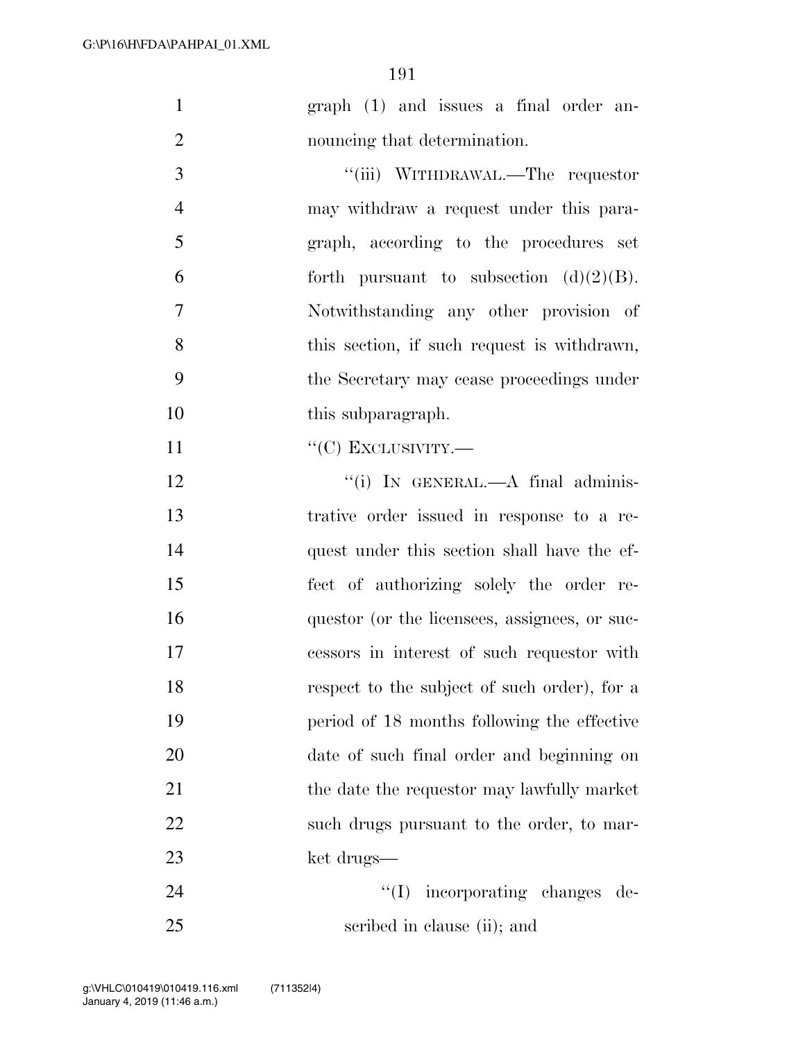graph (1) and issues a final order announcing that determination.

"(iii) WITHDRAWAL.—The requestor may withdraw a request under this paragraph, according to the procedures set forth pursuant to subsection (d)(2)(B). Notwithstanding any other provision of this section, if such request is withdrawn, the Secretary may cease proceedings under this subparagraph.

"(C) EXCLUSIVITY.—

"(i) IN GENERAL.—A final administrative order issued in response to a request under this section shall have the effect of authorizing solely the order requestor (or the licensees, assignees, or successors in interest of such requestor with respect to the subject of such order), for a period of 18 months following the effective date of such final order and beginning on the date the requestor may lawfully market such drugs pursuant to the order, to market drugs—

"(I) incorporating changes described in clause (ii); and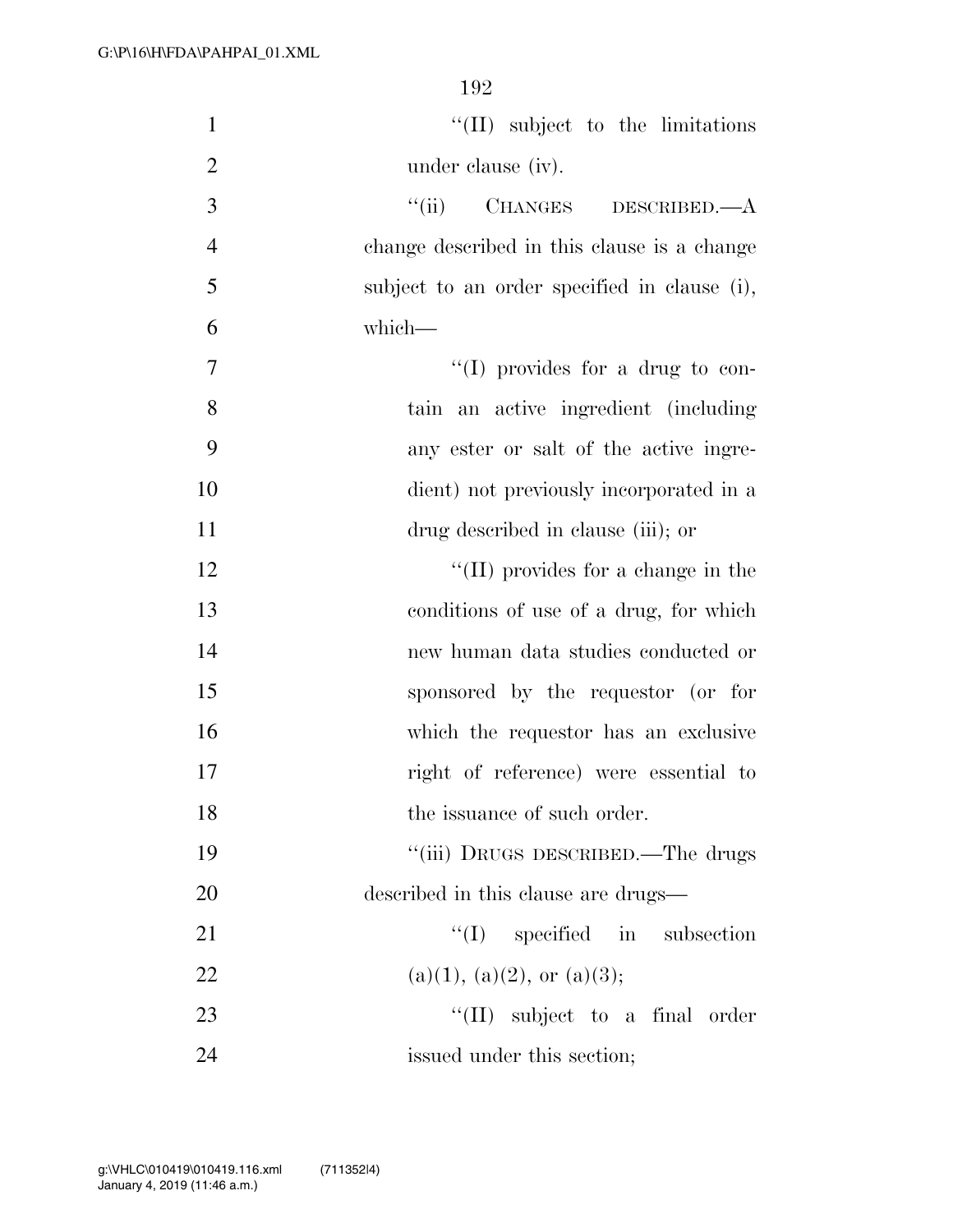''(II) subject to the limitations under clause (iv).

''(ii) CHANGES DESCRIBED.—A change described in this clause is a change subject to an order specified in clause (i), which—

''(I) provides for a drug to contain an active ingredient (including any ester or salt of the active ingredient) not previously incorporated in a drug described in clause (iii); or

''(II) provides for a change in the conditions of use of a drug, for which new human data studies conducted or sponsored by the requestor (or for which the requestor has an exclusive right of reference) were essential to the issuance of such order.

''(iii) DRUGS DESCRIBED.—The drugs described in this clause are drugs—

''(I) specified in subsection (a)(1), (a)(2), or (a)(3);

''(II) subject to a final order issued under this section;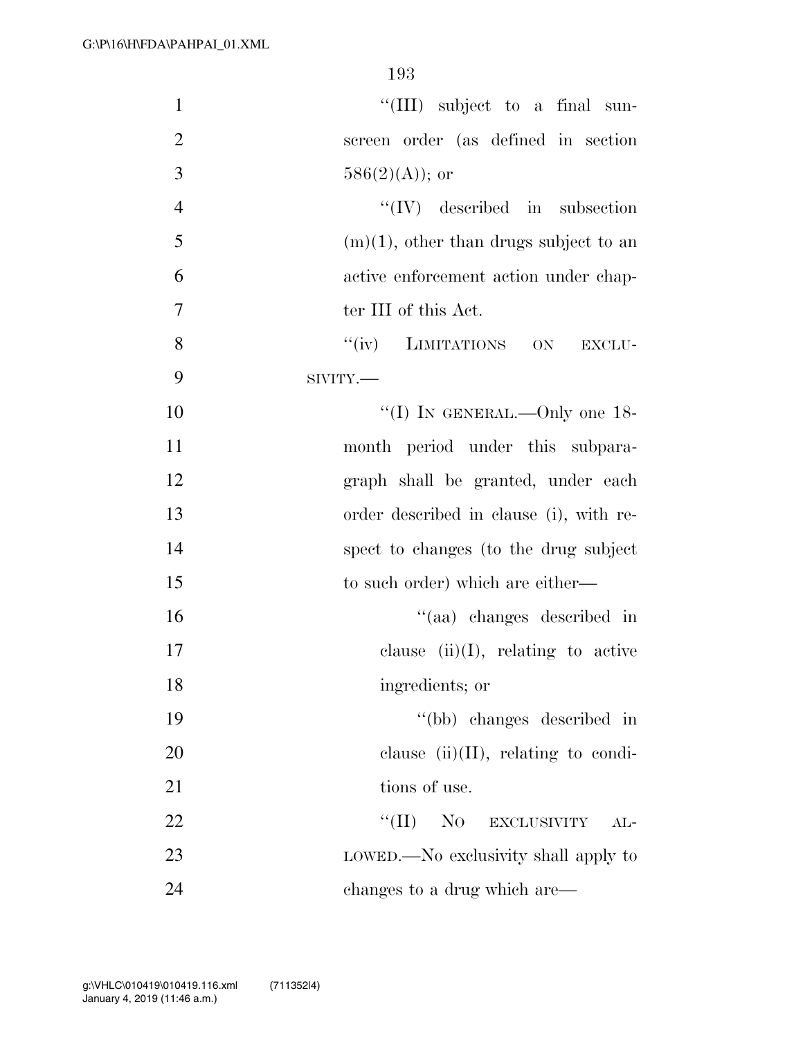"(III) subject to a final sunscreen order (as defined in section 586(2)(A)); or

"(IV) described in subsection (m)(1), other than drugs subject to an active enforcement action under chapter III of this Act.

"(iv) LIMITATIONS ON EXCLUSIVITY.—

"(I) IN GENERAL.—Only one 18-month period under this subparagraph shall be granted, under each order described in clause (i), with respect to changes (to the drug subject to such order) which are either—

"(aa) changes described in clause (ii)(I), relating to active ingredients; or

"(bb) changes described in clause (ii)(II), relating to conditions of use.

"(II) NO EXCLUSIVITY ALLOWED.—No exclusivity shall apply to changes to a drug which are—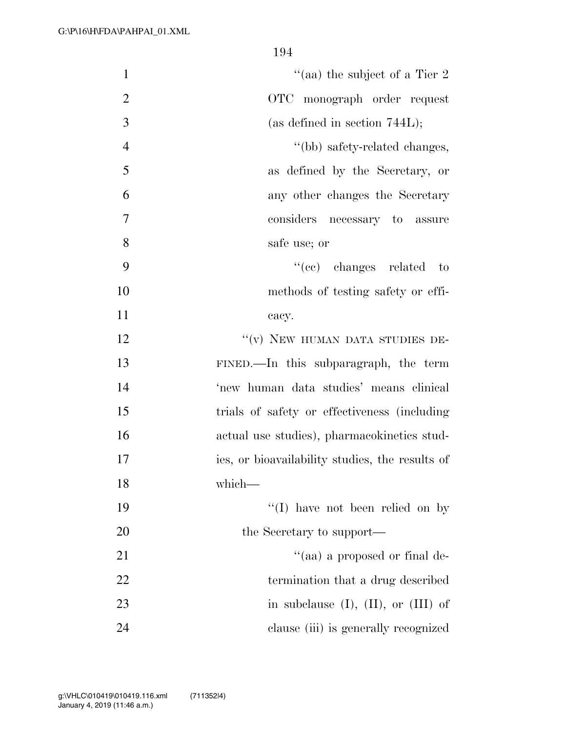''(aa) the subject of a Tier 2 OTC monograph order request (as defined in section 744L);

''(bb) safety-related changes, as defined by the Secretary, or any other changes the Secretary considers necessary to assure safe use; or

''(cc) changes related to methods of testing safety or efficacy.

''(v) NEW HUMAN DATA STUDIES DEFINED.—In this subparagraph, the term 'new human data studies' means clinical trials of safety or effectiveness (including actual use studies), pharmacokinetics studies, or bioavailability studies, the results of which—

''(I) have not been relied on by the Secretary to support—

''(aa) a proposed or final determination that a drug described in subclause (I), (II), or (III) of clause (iii) is generally recognized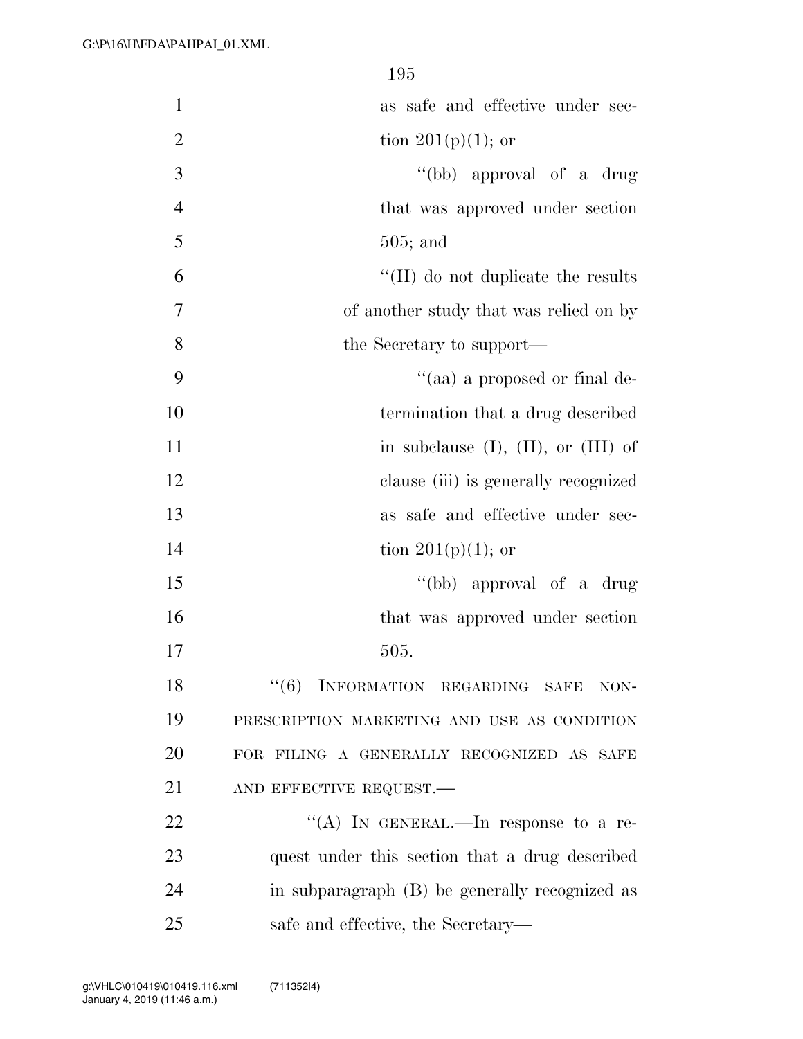as safe and effective under section 201(p)(1); or

''(bb) approval of a drug that was approved under section 505; and

''(II) do not duplicate the results of another study that was relied on by the Secretary to support—

''(aa) a proposed or final determination that a drug described in subclause (I), (II), or (III) of clause (iii) is generally recognized as safe and effective under section 201(p)(1); or

''(bb) approval of a drug that was approved under section 505.

''(6) INFORMATION REGARDING SAFE NONPRESCRIPTION MARKETING AND USE AS CONDITION FOR FILING A GENERALLY RECOGNIZED AS SAFE AND EFFECTIVE REQUEST.—

''(A) IN GENERAL.—In response to a request under this section that a drug described in subparagraph (B) be generally recognized as safe and effective, the Secretary—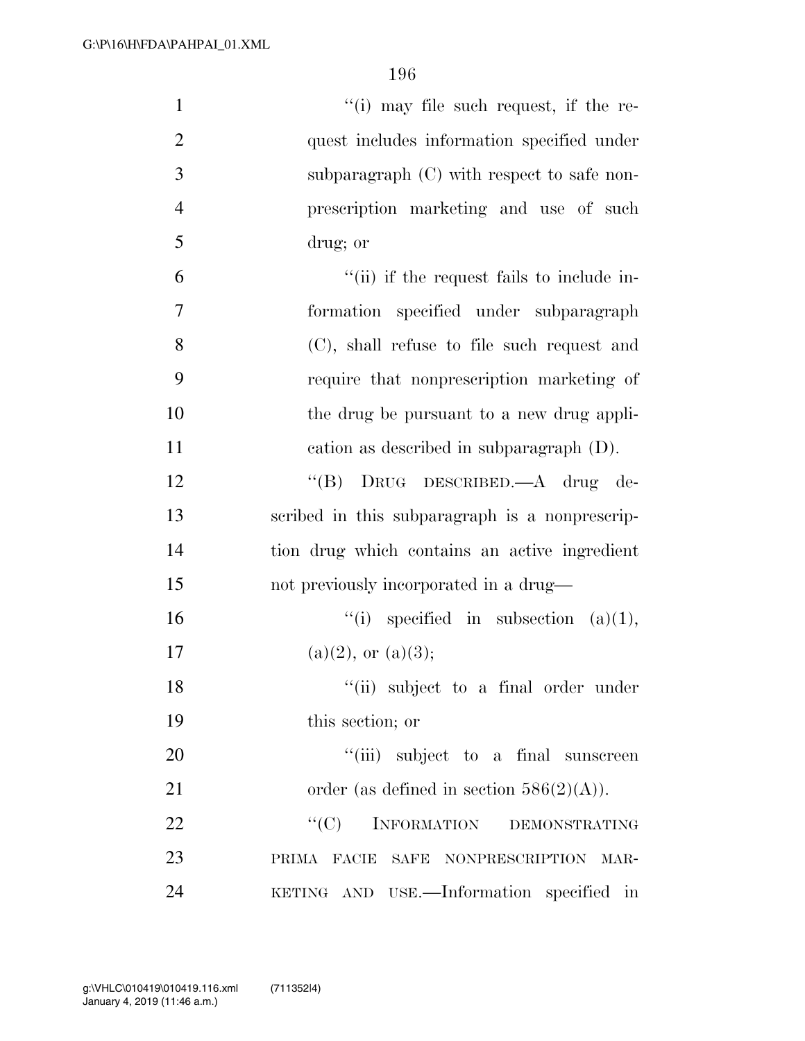"(i) may file such request, if the request includes information specified under subparagraph (C) with respect to safe nonprescription marketing and use of such drug; or

"(ii) if the request fails to include information specified under subparagraph (C), shall refuse to file such request and require that nonprescription marketing of the drug be pursuant to a new drug application as described in subparagraph (D).

"(B) DRUG DESCRIBED.—A drug described in this subparagraph is a nonprescription drug which contains an active ingredient not previously incorporated in a drug—

"(i) specified in subsection (a)(1), (a)(2), or (a)(3);

"(ii) subject to a final order under this section; or

"(iii) subject to a final sunscreen order (as defined in section 586(2)(A)).

"(C) INFORMATION DEMONSTRATING PRIMA FACIE SAFE NONPRESCRIPTION MARKETING AND USE.—Information specified in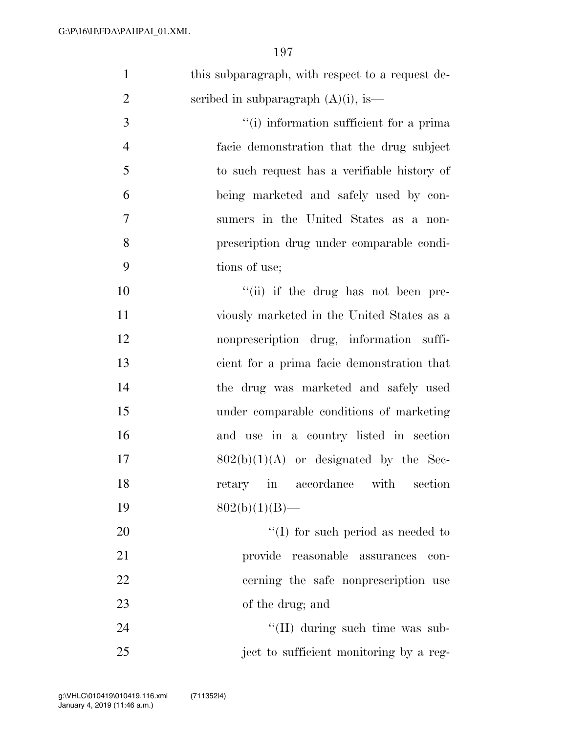this subparagraph, with respect to a request described in subparagraph (A)(i), is—

"(i) information sufficient for a prima facie demonstration that the drug subject to such request has a verifiable history of being marketed and safely used by consumers in the United States as a nonprescription drug under comparable conditions of use;

"(ii) if the drug has not been previously marketed in the United States as a nonprescription drug, information sufficient for a prima facie demonstration that the drug was marketed and safely used under comparable conditions of marketing and use in a country listed in section 802(b)(1)(A) or designated by the Secretary in accordance with section 802(b)(1)(B)—

"(I) for such period as needed to provide reasonable assurances concerning the safe nonprescription use of the drug; and

"(II) during such time was subject to sufficient monitoring by a reg-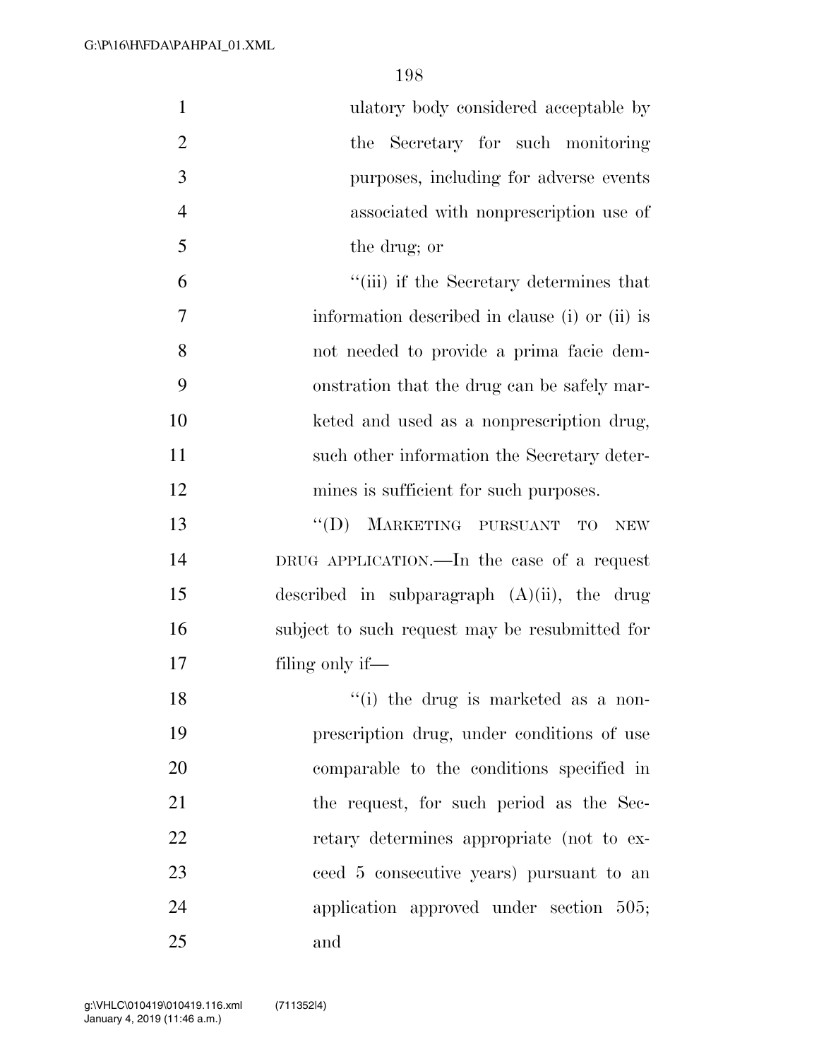ulatory body considered acceptable by the Secretary for such monitoring purposes, including for adverse events associated with nonprescription use of the drug; or

"(iii) if the Secretary determines that information described in clause (i) or (ii) is not needed to provide a prima facie demonstration that the drug can be safely marketed and used as a nonprescription drug, such other information the Secretary determines is sufficient for such purposes.

"(D) MARKETING PURSUANT TO NEW DRUG APPLICATION.—In the case of a request described in subparagraph (A)(ii), the drug subject to such request may be resubmitted for filing only if—

"(i) the drug is marketed as a nonprescription drug, under conditions of use comparable to the conditions specified in the request, for such period as the Secretary determines appropriate (not to exceed 5 consecutive years) pursuant to an application approved under section 505; and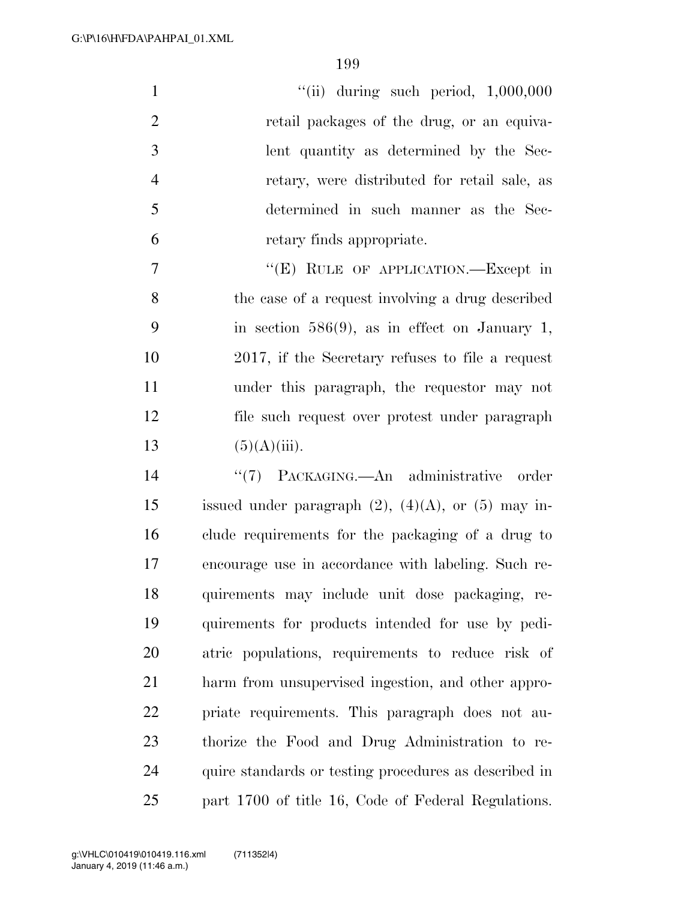"(ii) during such period, 1,000,000 retail packages of the drug, or an equivalent quantity as determined by the Secretary, were distributed for retail sale, as determined in such manner as the Secretary finds appropriate.

"(E) RULE OF APPLICATION.—Except in the case of a request involving a drug described in section 586(9), as in effect on January 1, 2017, if the Secretary refuses to file a request under this paragraph, the requestor may not file such request over protest under paragraph (5)(A)(iii).

"(7) PACKAGING.—An administrative order issued under paragraph (2), (4)(A), or (5) may include requirements for the packaging of a drug to encourage use in accordance with labeling. Such requirements may include unit dose packaging, requirements for products intended for use by pediatric populations, requirements to reduce risk of harm from unsupervised ingestion, and other appropriate requirements. This paragraph does not authorize the Food and Drug Administration to require standards or testing procedures as described in part 1700 of title 16, Code of Federal Regulations.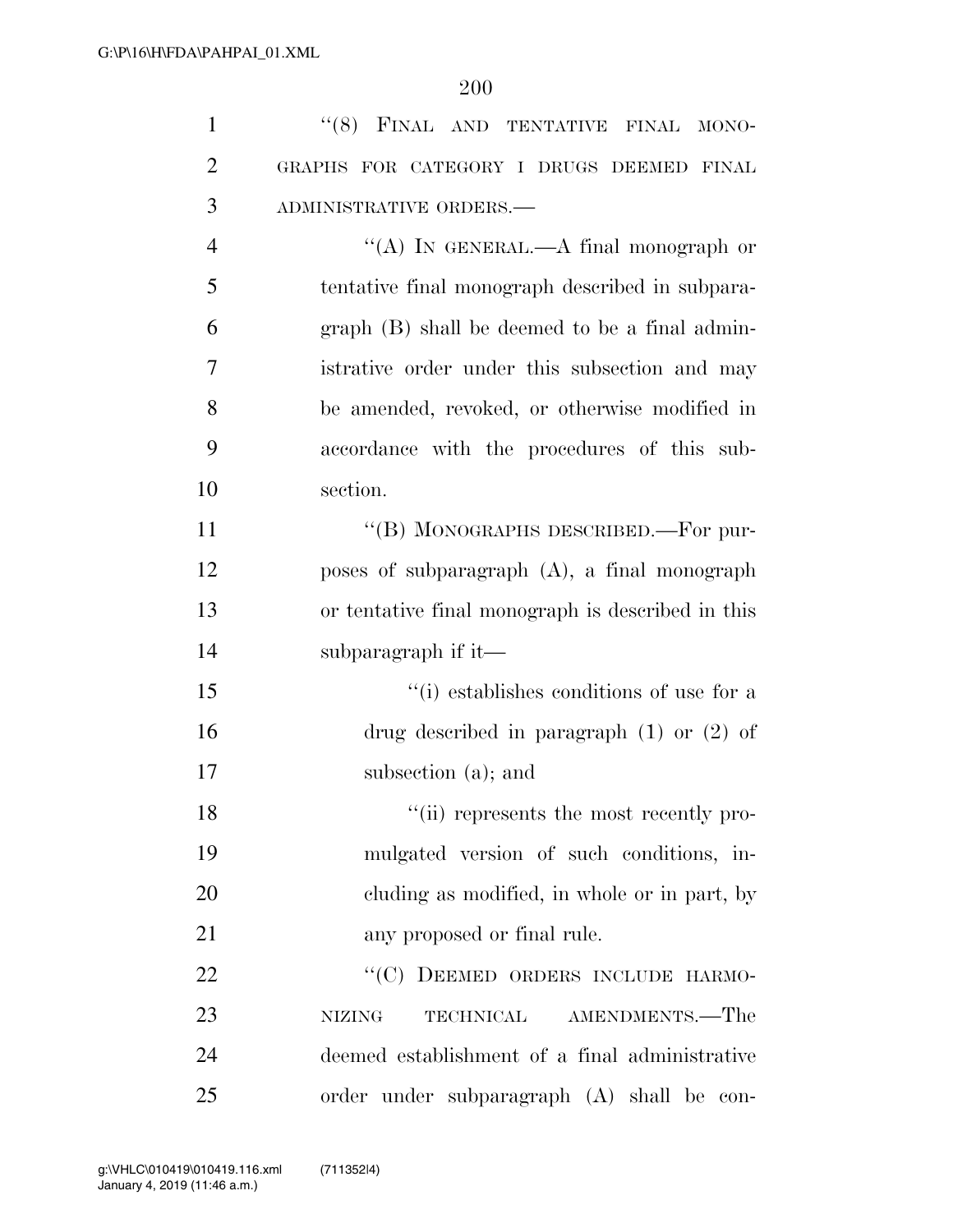''(8) FINAL AND TENTATIVE FINAL MONOGRAPHS FOR CATEGORY I DRUGS DEEMED FINAL ADMINISTRATIVE ORDERS.—

''(A) IN GENERAL.—A final monograph or tentative final monograph described in subparagraph (B) shall be deemed to be a final administrative order under this subsection and may be amended, revoked, or otherwise modified in accordance with the procedures of this subsection.

''(B) MONOGRAPHS DESCRIBED.—For purposes of subparagraph (A), a final monograph or tentative final monograph is described in this subparagraph if it—

''(i) establishes conditions of use for a drug described in paragraph (1) or (2) of subsection (a); and

''(ii) represents the most recently promulgated version of such conditions, including as modified, in whole or in part, by any proposed or final rule.

''(C) DEEMED ORDERS INCLUDE HARMONIZING TECHNICAL AMENDMENTS.—The deemed establishment of a final administrative order under subparagraph (A) shall be con-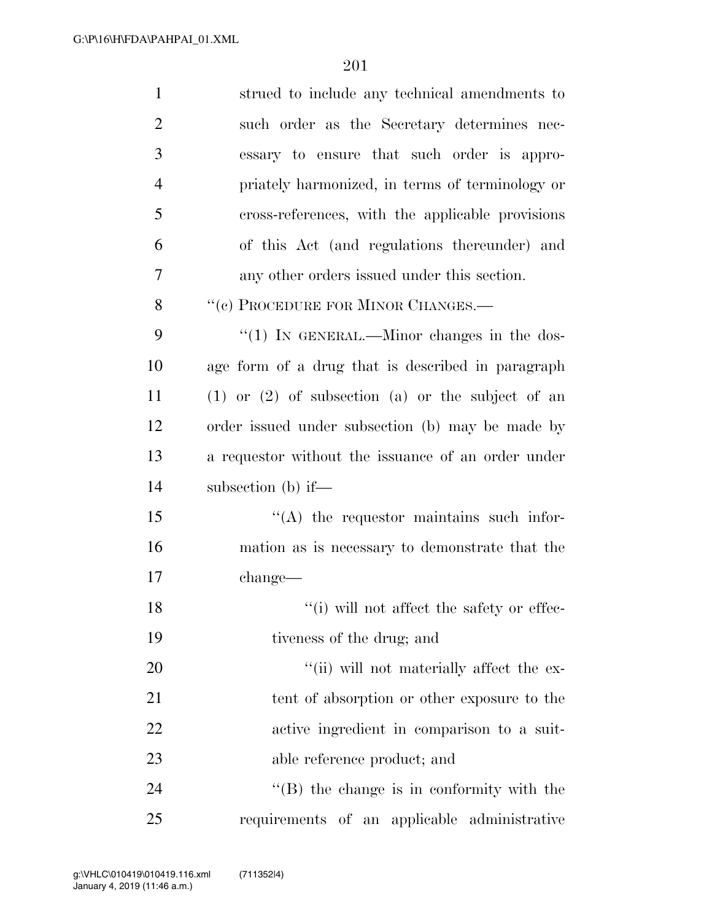strued to include any technical amendments to such order as the Secretary determines necessary to ensure that such order is appropriately harmonized, in terms of terminology or cross-references, with the applicable provisions of this Act (and regulations thereunder) and any other orders issued under this section.

"(c) PROCEDURE FOR MINOR CHANGES.—

"(1) IN GENERAL.—Minor changes in the dosage form of a drug that is described in paragraph (1) or (2) of subsection (a) or the subject of an order issued under subsection (b) may be made by a requestor without the issuance of an order under subsection (b) if—

"(A) the requestor maintains such information as is necessary to demonstrate that the change—

"(i) will not affect the safety or effectiveness of the drug; and

"(ii) will not materially affect the extent of absorption or other exposure to the active ingredient in comparison to a suitable reference product; and

"(B) the change is in conformity with the requirements of an applicable administrative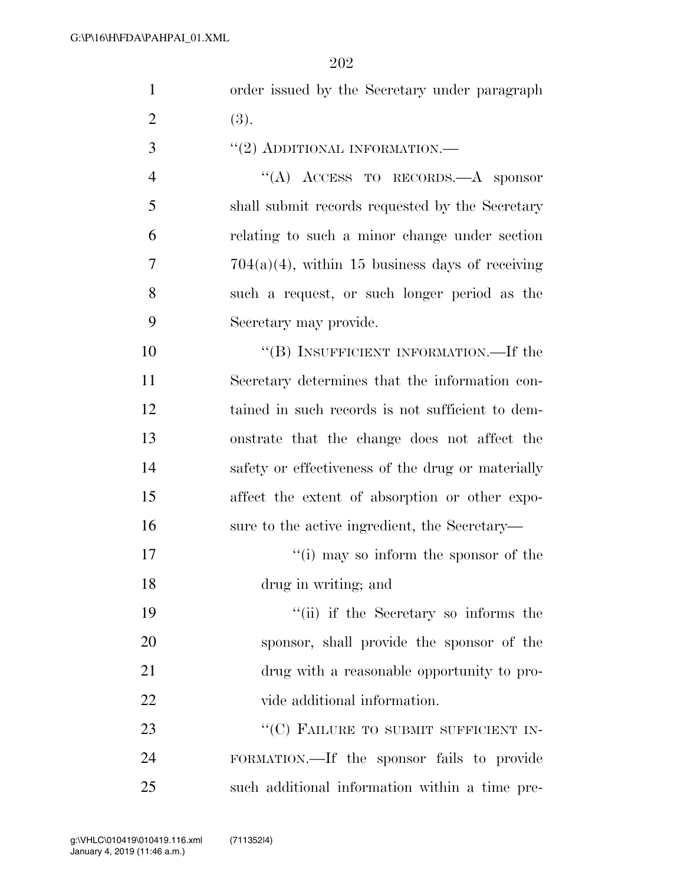order issued by the Secretary under paragraph (3).

"(2) ADDITIONAL INFORMATION.—

"(A) ACCESS TO RECORDS.—A sponsor shall submit records requested by the Secretary relating to such a minor change under section 704(a)(4), within 15 business days of receiving such a request, or such longer period as the Secretary may provide.

"(B) INSUFFICIENT INFORMATION.—If the Secretary determines that the information contained in such records is not sufficient to demonstrate that the change does not affect the safety or effectiveness of the drug or materially affect the extent of absorption or other exposure to the active ingredient, the Secretary—

"(i) may so inform the sponsor of the drug in writing; and

"(ii) if the Secretary so informs the sponsor, shall provide the sponsor of the drug with a reasonable opportunity to provide additional information.

"(C) FAILURE TO SUBMIT SUFFICIENT INFORMATION.—If the sponsor fails to provide such additional information within a time pre-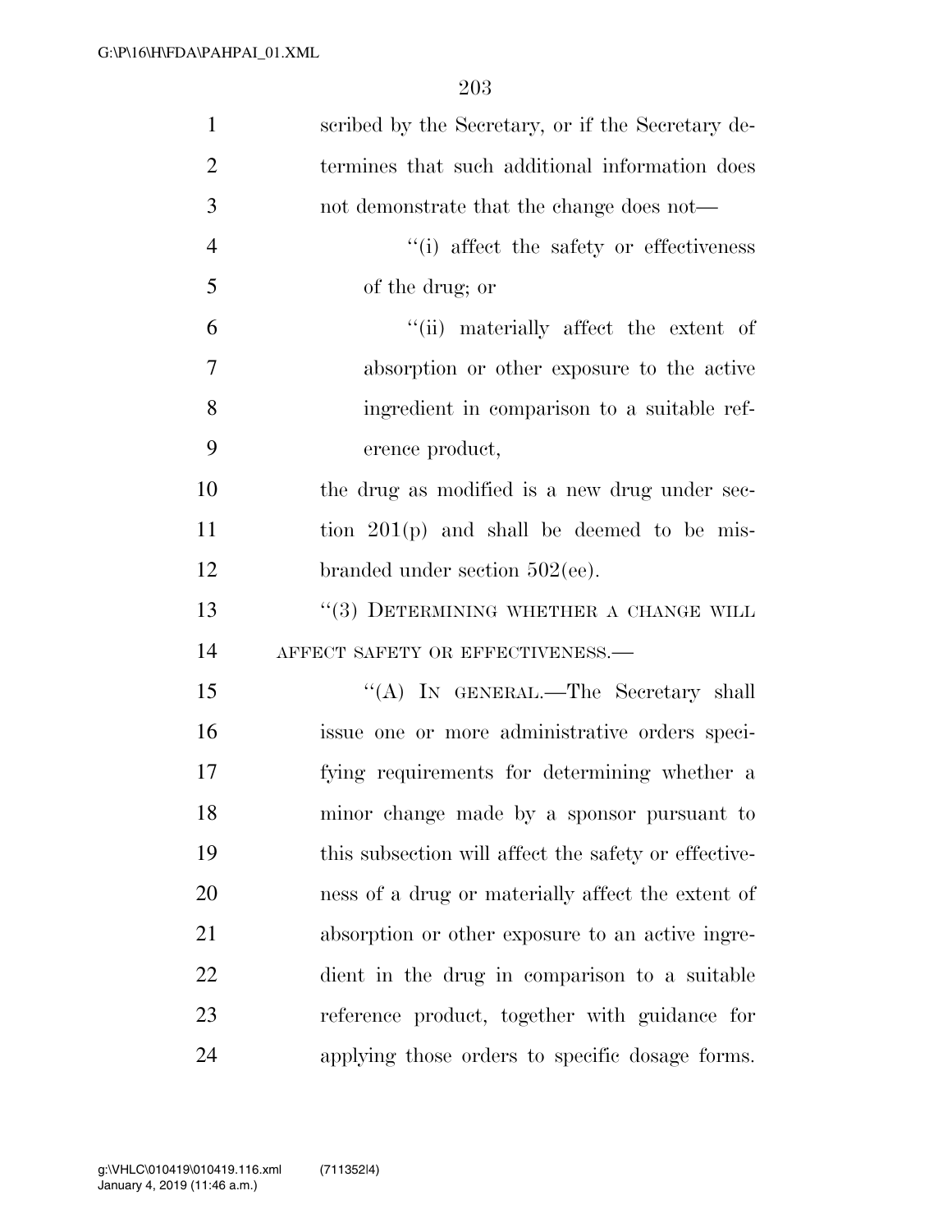scribed by the Secretary, or if the Secretary determines that such additional information does not demonstrate that the change does not—

"(i) affect the safety or effectiveness of the drug; or

"(ii) materially affect the extent of absorption or other exposure to the active ingredient in comparison to a suitable reference product,

the drug as modified is a new drug under section 201(p) and shall be deemed to be misbranded under section 502(ee).

"(3) DETERMINING WHETHER A CHANGE WILL AFFECT SAFETY OR EFFECTIVENESS.—

"(A) IN GENERAL.—The Secretary shall issue one or more administrative orders specifying requirements for determining whether a minor change made by a sponsor pursuant to this subsection will affect the safety or effectiveness of a drug or materially affect the extent of absorption or other exposure to an active ingredient in the drug in comparison to a suitable reference product, together with guidance for applying those orders to specific dosage forms.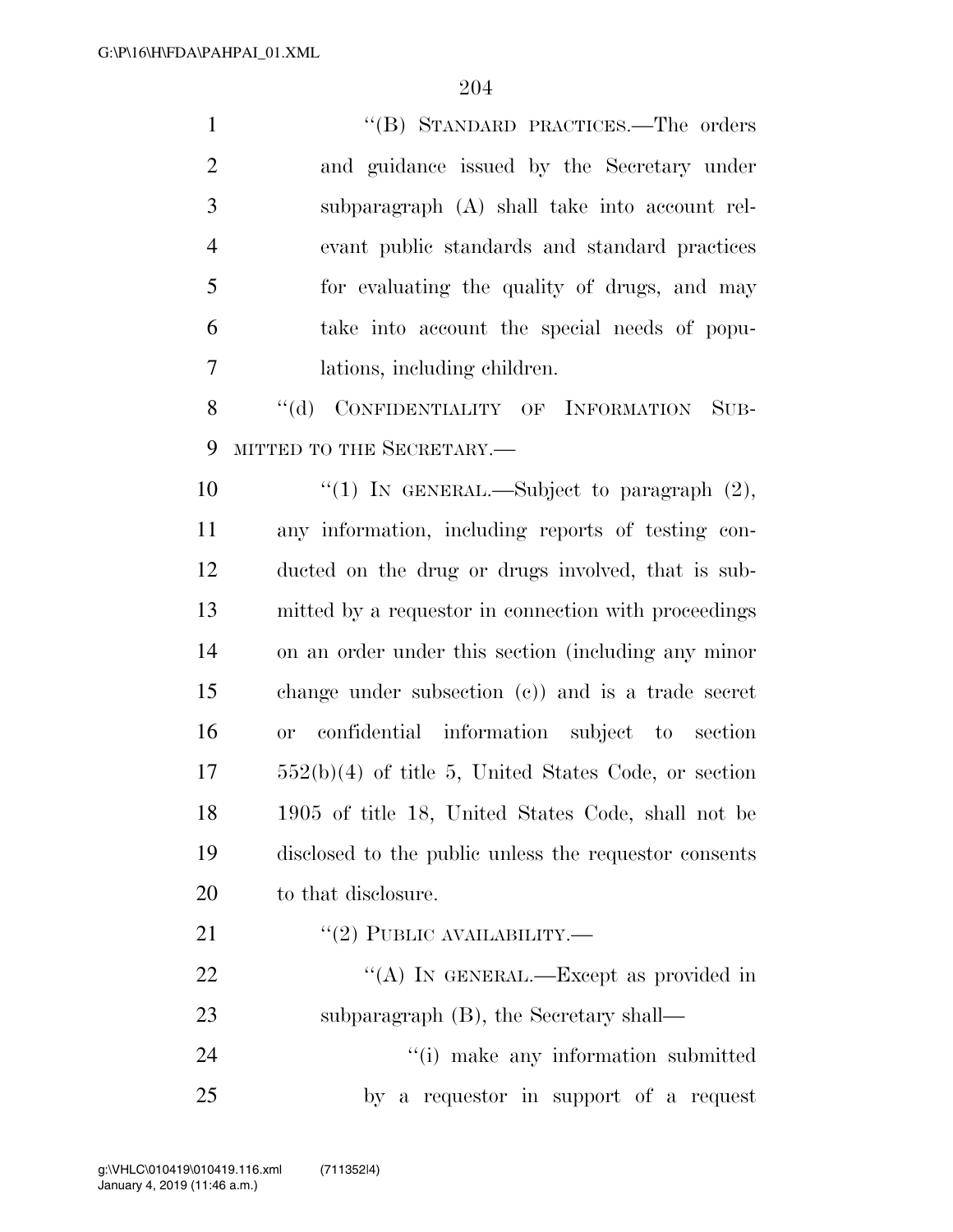"(B) STANDARD PRACTICES.—The orders and guidance issued by the Secretary under subparagraph (A) shall take into account relevant public standards and standard practices for evaluating the quality of drugs, and may take into account the special needs of populations, including children.

"(d) CONFIDENTIALITY OF INFORMATION SUBMITTED TO THE SECRETARY.—

"(1) IN GENERAL.—Subject to paragraph (2), any information, including reports of testing conducted on the drug or drugs involved, that is submitted by a requestor in connection with proceedings on an order under this section (including any minor change under subsection (c)) and is a trade secret or confidential information subject to section 552(b)(4) of title 5, United States Code, or section 1905 of title 18, United States Code, shall not be disclosed to the public unless the requestor consents to that disclosure.

"(2) PUBLIC AVAILABILITY.—

"(A) IN GENERAL.—Except as provided in subparagraph (B), the Secretary shall—

"(i) make any information submitted by a requestor in support of a request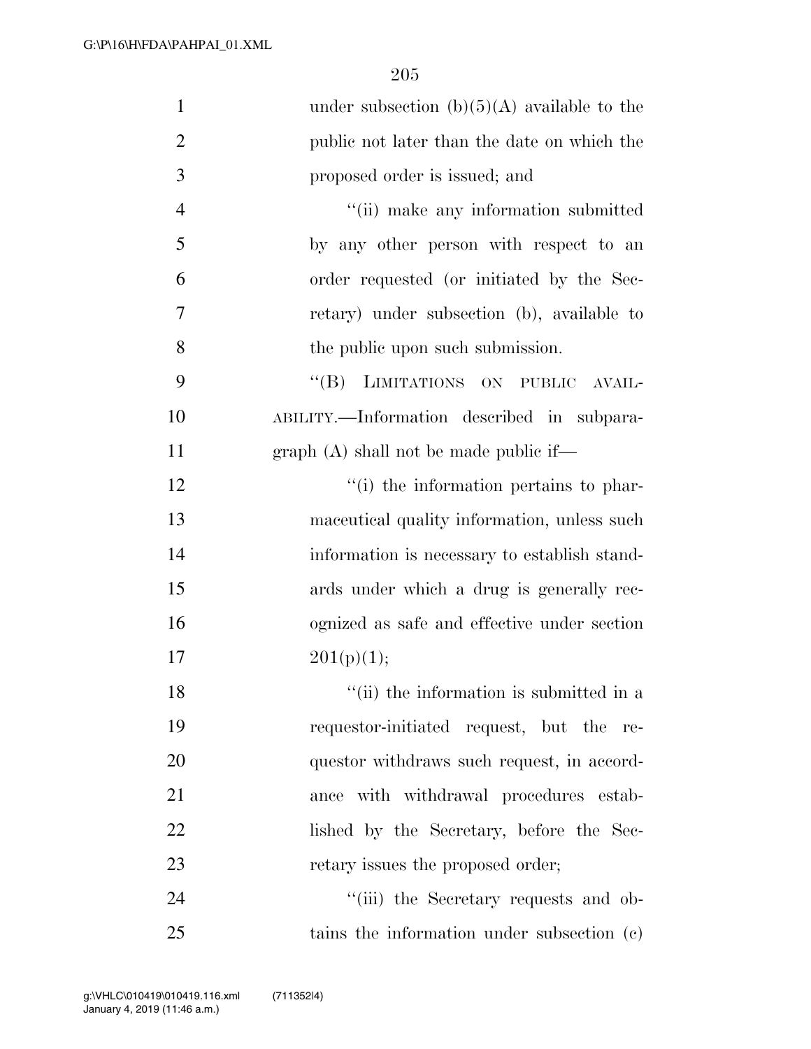under subsection (b)(5)(A) available to the public not later than the date on which the proposed order is issued; and

"(ii) make any information submitted by any other person with respect to an order requested (or initiated by the Secretary) under subsection (b), available to the public upon such submission.

"(B) LIMITATIONS ON PUBLIC AVAILABILITY.—Information described in subparagraph (A) shall not be made public if—

"(i) the information pertains to pharmaceutical quality information, unless such information is necessary to establish standards under which a drug is generally recognized as safe and effective under section 201(p)(1);

"(ii) the information is submitted in a requestor-initiated request, but the requestor withdraws such request, in accordance with withdrawal procedures established by the Secretary, before the Secretary issues the proposed order;

"(iii) the Secretary requests and obtains the information under subsection (c)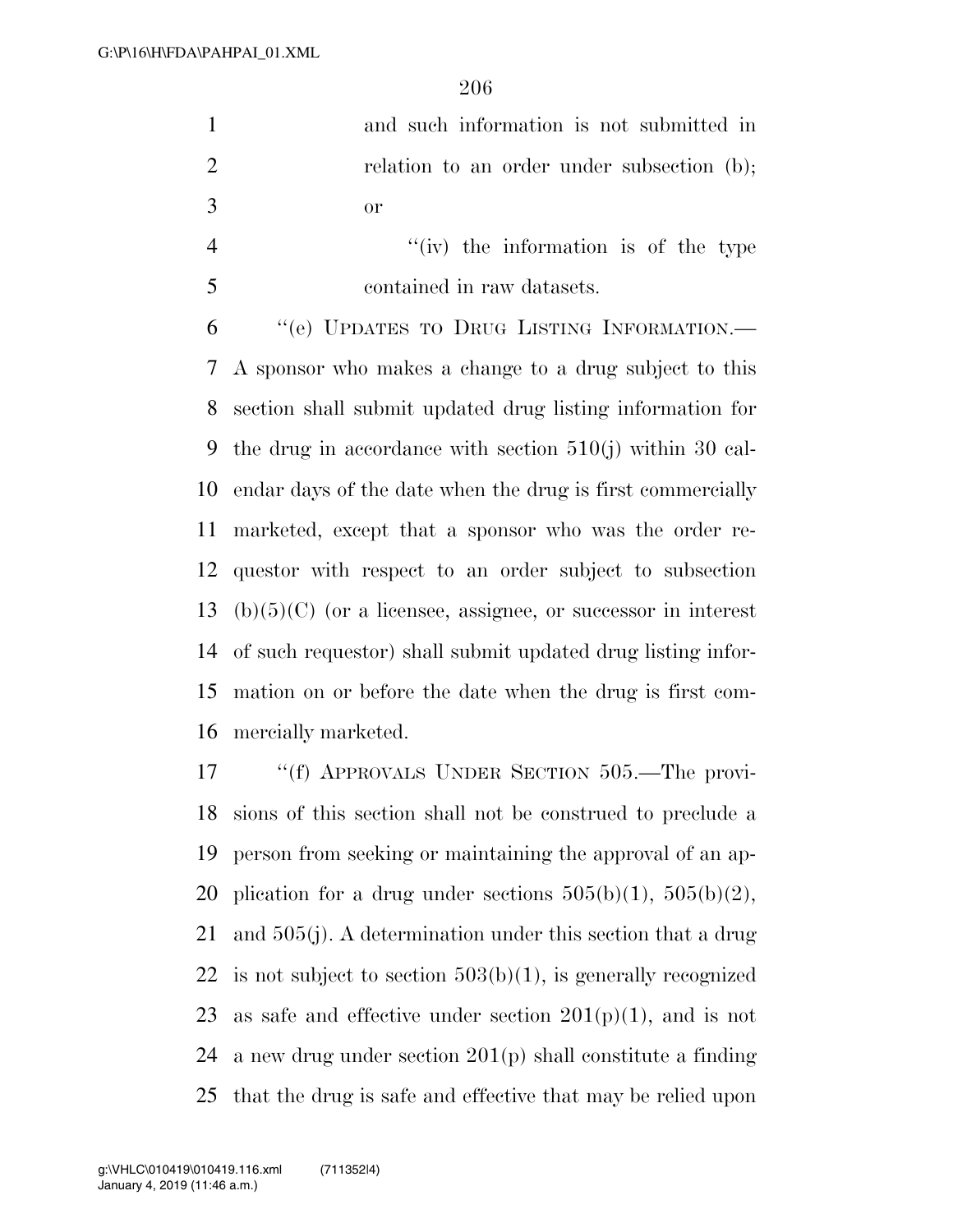and such information is not submitted in relation to an order under subsection (b); or

"(iv) the information is of the type contained in raw datasets.

"(e) UPDATES TO DRUG LISTING INFORMATION.—A sponsor who makes a change to a drug subject to this section shall submit updated drug listing information for the drug in accordance with section 510(j) within 30 calendar days of the date when the drug is first commercially marketed, except that a sponsor who was the order requestor with respect to an order subject to subsection (b)(5)(C) (or a licensee, assignee, or successor in interest of such requestor) shall submit updated drug listing information on or before the date when the drug is first commercially marketed.

"(f) APPROVALS UNDER SECTION 505.—The provisions of this section shall not be construed to preclude a person from seeking or maintaining the approval of an application for a drug under sections 505(b)(1), 505(b)(2), and 505(j). A determination under this section that a drug is not subject to section 503(b)(1), is generally recognized as safe and effective under section 201(p)(1), and is not a new drug under section 201(p) shall constitute a finding that the drug is safe and effective that may be relied upon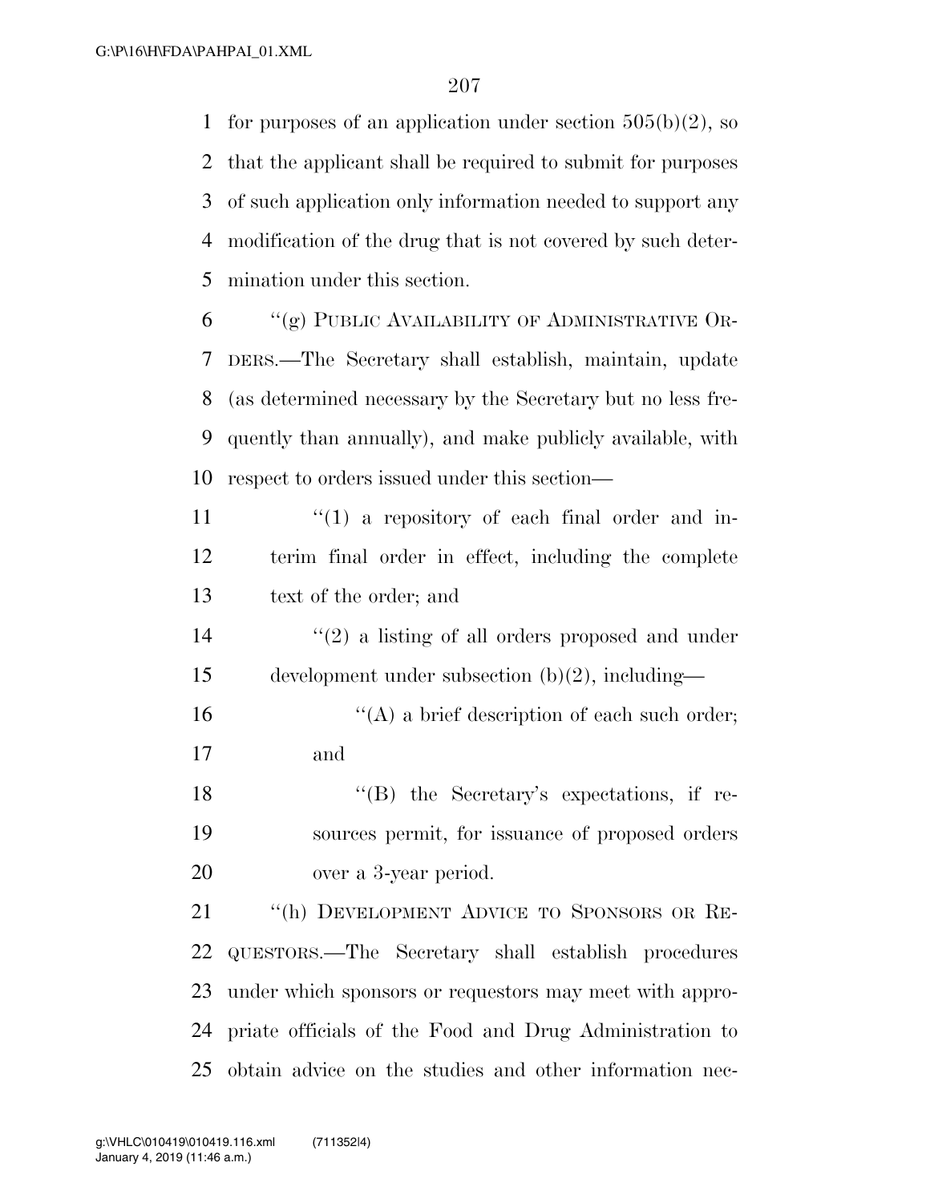for purposes of an application under section 505(b)(2), so that the applicant shall be required to submit for purposes of such application only information needed to support any modification of the drug that is not covered by such determination under this section.

"(g) PUBLIC AVAILABILITY OF ADMINISTRATIVE ORDERS.—The Secretary shall establish, maintain, update (as determined necessary by the Secretary but no less frequently than annually), and make publicly available, with respect to orders issued under this section—

"(1) a repository of each final order and interim final order in effect, including the complete text of the order; and

"(2) a listing of all orders proposed and under development under subsection (b)(2), including—

"(A) a brief description of each such order; and

"(B) the Secretary's expectations, if resources permit, for issuance of proposed orders over a 3-year period.

"(h) DEVELOPMENT ADVICE TO SPONSORS OR REQUESTORS.—The Secretary shall establish procedures under which sponsors or requestors may meet with appropriate officials of the Food and Drug Administration to obtain advice on the studies and other information nec-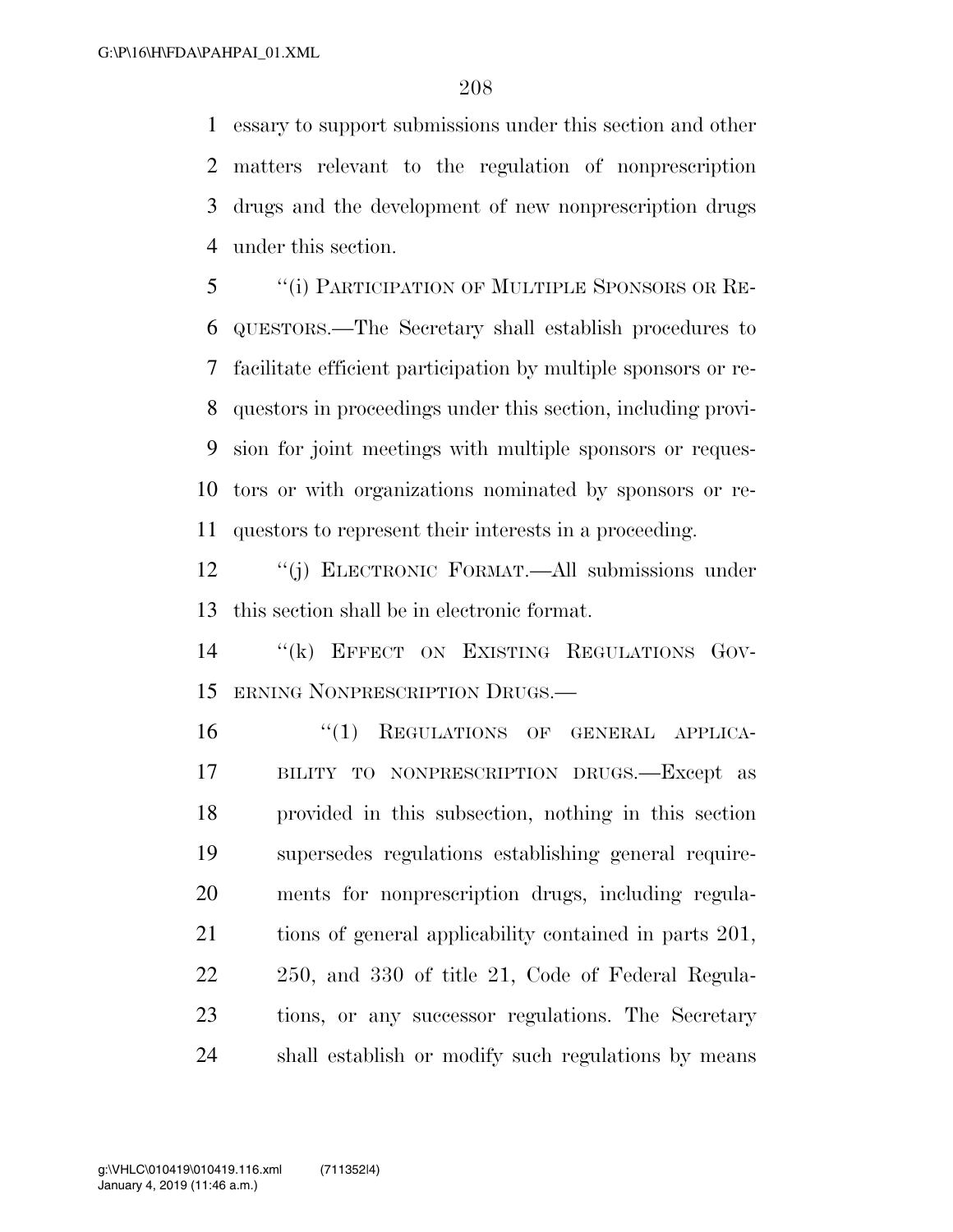essary to support submissions under this section and other matters relevant to the regulation of nonprescription drugs and the development of new nonprescription drugs under this section.

''(i) PARTICIPATION OF MULTIPLE SPONSORS OR REQUESTORS.—The Secretary shall establish procedures to facilitate efficient participation by multiple sponsors or requestors in proceedings under this section, including provision for joint meetings with multiple sponsors or requestors or with organizations nominated by sponsors or requestors to represent their interests in a proceeding.

''(j) ELECTRONIC FORMAT.—All submissions under this section shall be in electronic format.

''(k) EFFECT ON EXISTING REGULATIONS GOVERNING NONPRESCRIPTION DRUGS.—

''(1) REGULATIONS OF GENERAL APPLICABILITY TO NONPRESCRIPTION DRUGS.—Except as provided in this subsection, nothing in this section supersedes regulations establishing general requirements for nonprescription drugs, including regulations of general applicability contained in parts 201, 250, and 330 of title 21, Code of Federal Regulations, or any successor regulations. The Secretary shall establish or modify such regulations by means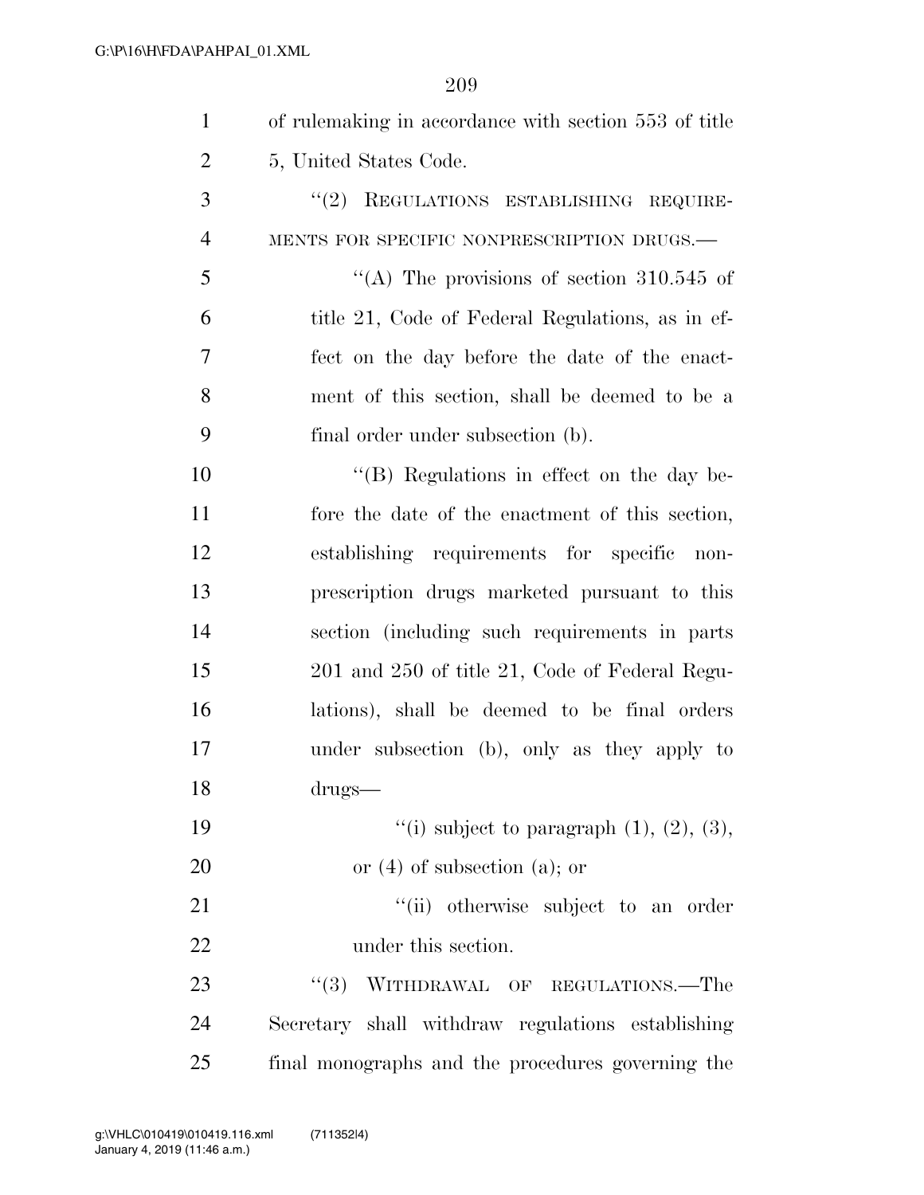of rulemaking in accordance with section 553 of title 5, United States Code.

"(2) REGULATIONS ESTABLISHING REQUIREMENTS FOR SPECIFIC NONPRESCRIPTION DRUGS.—

"(A) The provisions of section 310.545 of title 21, Code of Federal Regulations, as in effect on the day before the date of the enactment of this section, shall be deemed to be a final order under subsection (b).

"(B) Regulations in effect on the day before the date of the enactment of this section, establishing requirements for specific nonprescription drugs marketed pursuant to this section (including such requirements in parts 201 and 250 of title 21, Code of Federal Regulations), shall be deemed to be final orders under subsection (b), only as they apply to drugs—

"(i) subject to paragraph (1), (2), (3), or (4) of subsection (a); or

"(ii) otherwise subject to an order under this section.

"(3) WITHDRAWAL OF REGULATIONS.—The Secretary shall withdraw regulations establishing final monographs and the procedures governing the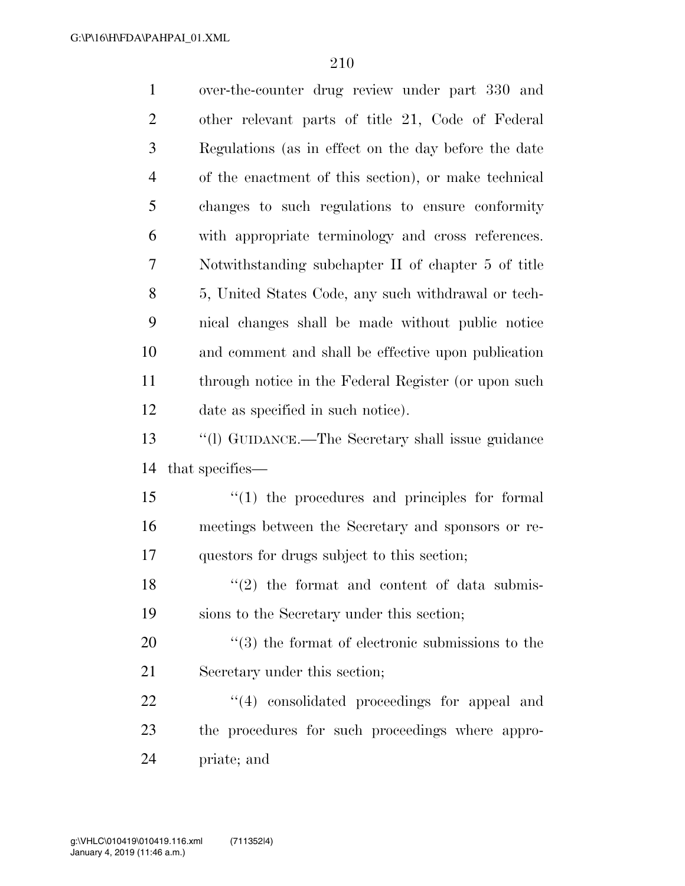over-the-counter drug review under part 330 and other relevant parts of title 21, Code of Federal Regulations (as in effect on the day before the date of the enactment of this section), or make technical changes to such regulations to ensure conformity with appropriate terminology and cross references. Notwithstanding subchapter II of chapter 5 of title 5, United States Code, any such withdrawal or technical changes shall be made without public notice and comment and shall be effective upon publication through notice in the Federal Register (or upon such date as specified in such notice).

''(l) GUIDANCE.—The Secretary shall issue guidance that specifies—

''(1) the procedures and principles for formal meetings between the Secretary and sponsors or requestors for drugs subject to this section;

''(2) the format and content of data submissions to the Secretary under this section;

''(3) the format of electronic submissions to the Secretary under this section;

''(4) consolidated proceedings for appeal and the procedures for such proceedings where appropriate; and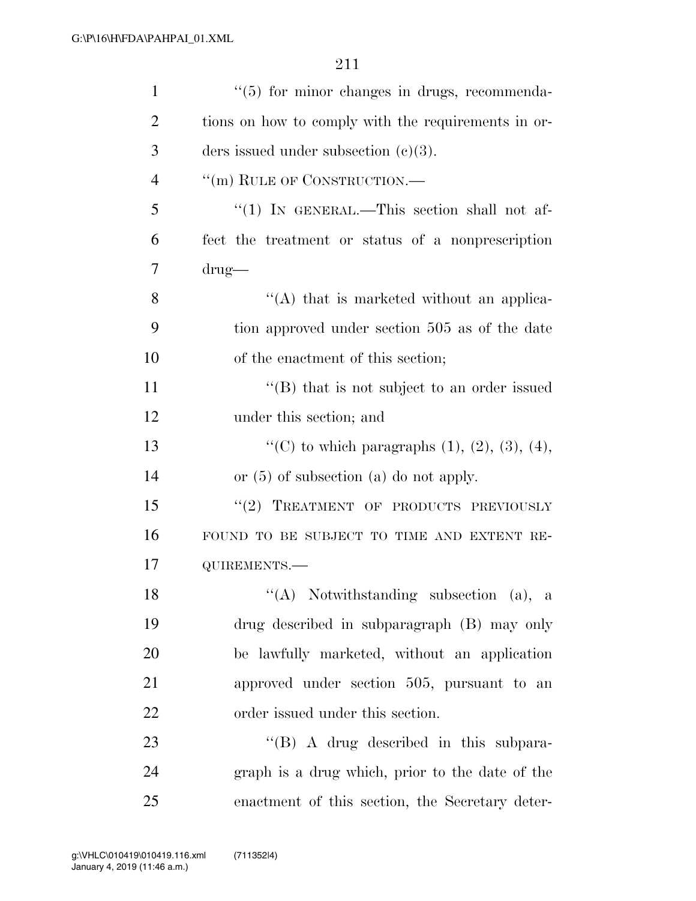"(5) for minor changes in drugs, recommendations on how to comply with the requirements in orders issued under subsection (c)(3).

"(m) RULE OF CONSTRUCTION.—

"(1) IN GENERAL.—This section shall not affect the treatment or status of a nonprescription drug—

"(A) that is marketed without an application approved under section 505 as of the date of the enactment of this section;

"(B) that is not subject to an order issued under this section; and

"(C) to which paragraphs (1), (2), (3), (4), or (5) of subsection (a) do not apply.

"(2) TREATMENT OF PRODUCTS PREVIOUSLY FOUND TO BE SUBJECT TO TIME AND EXTENT REQUIREMENTS.—

"(A) Notwithstanding subsection (a), a drug described in subparagraph (B) may only be lawfully marketed, without an application approved under section 505, pursuant to an order issued under this section.

"(B) A drug described in this subparagraph is a drug which, prior to the date of the enactment of this section, the Secretary deter-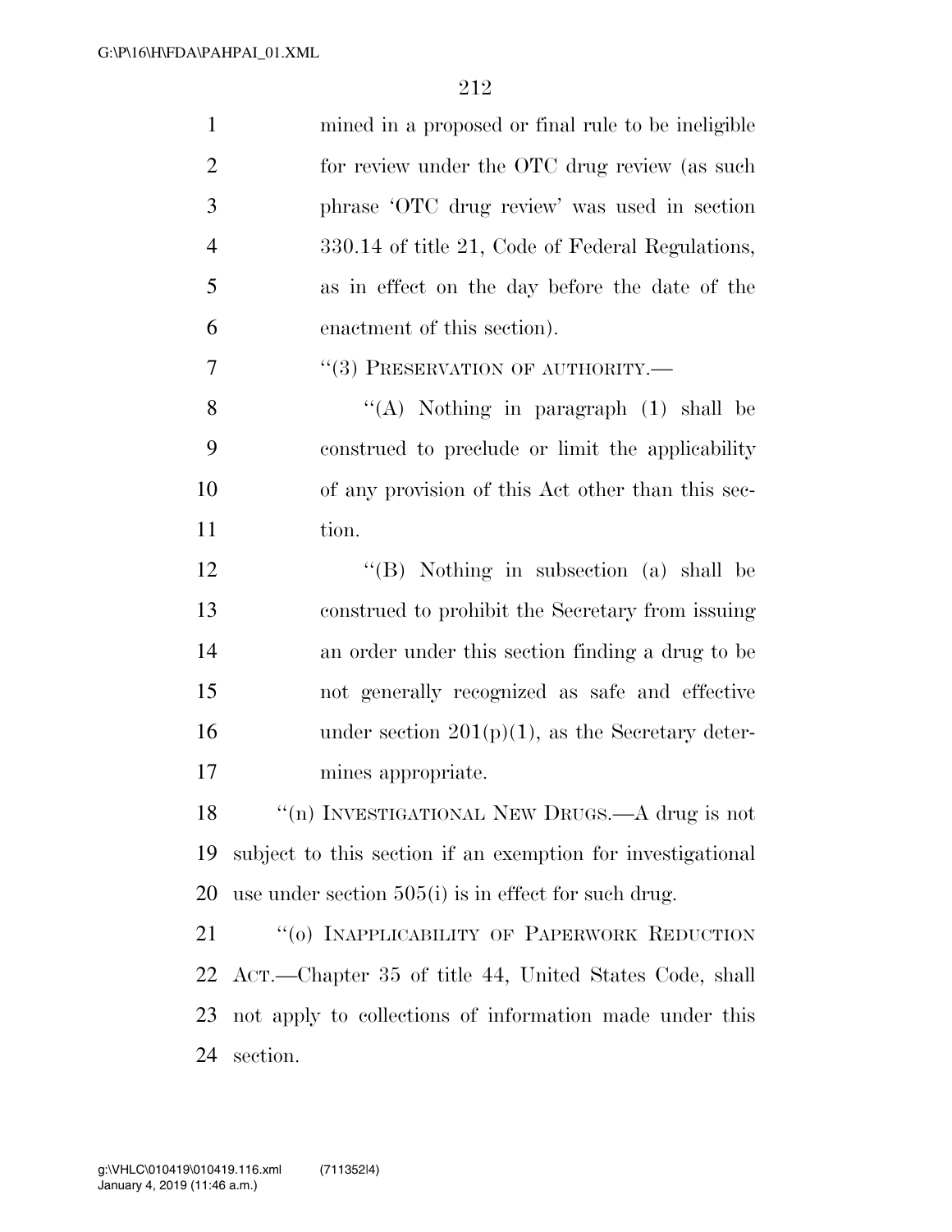mined in a proposed or final rule to be ineligible for review under the OTC drug review (as such phrase 'OTC drug review' was used in section 330.14 of title 21, Code of Federal Regulations, as in effect on the day before the date of the enactment of this section).

"(3) PRESERVATION OF AUTHORITY.—

"(A) Nothing in paragraph (1) shall be construed to preclude or limit the applicability of any provision of this Act other than this section.

"(B) Nothing in subsection (a) shall be construed to prohibit the Secretary from issuing an order under this section finding a drug to be not generally recognized as safe and effective under section 201(p)(1), as the Secretary determines appropriate.

"(n) INVESTIGATIONAL NEW DRUGS.—A drug is not subject to this section if an exemption for investigational use under section 505(i) is in effect for such drug.

"(o) INAPPLICABILITY OF PAPERWORK REDUCTION ACT.—Chapter 35 of title 44, United States Code, shall not apply to collections of information made under this section.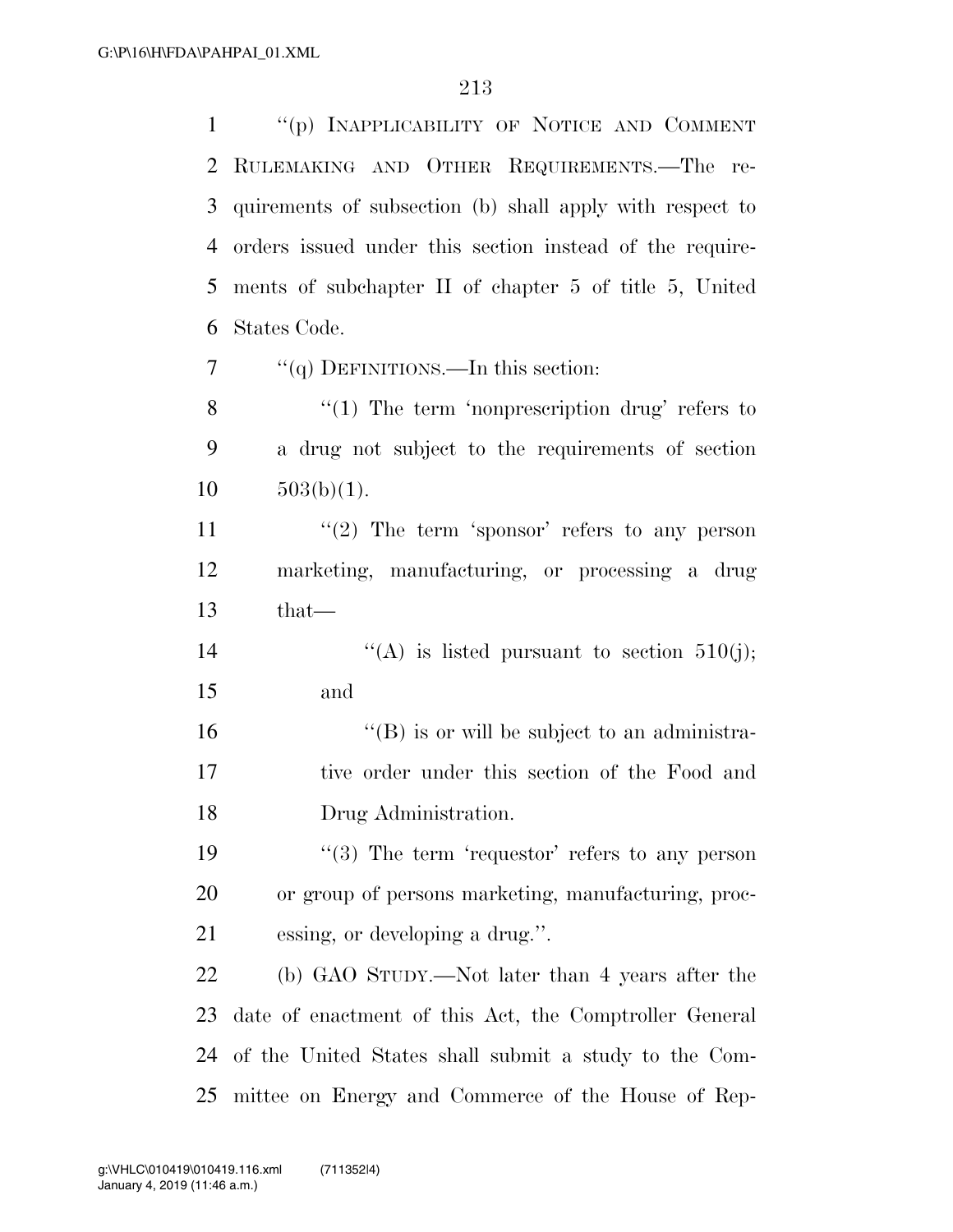"(p) INAPPLICABILITY OF NOTICE AND COMMENT RULEMAKING AND OTHER REQUIREMENTS.—The requirements of subsection (b) shall apply with respect to orders issued under this section instead of the requirements of subchapter II of chapter 5 of title 5, United States Code.

"(q) DEFINITIONS.—In this section:

"(1) The term 'nonprescription drug' refers to a drug not subject to the requirements of section 503(b)(1).

"(2) The term 'sponsor' refers to any person marketing, manufacturing, or processing a drug that—

"(A) is listed pursuant to section 510(j); and

"(B) is or will be subject to an administrative order under this section of the Food and Drug Administration.

"(3) The term 'requestor' refers to any person or group of persons marketing, manufacturing, processing, or developing a drug.".

(b) GAO STUDY.—Not later than 4 years after the date of enactment of this Act, the Comptroller General of the United States shall submit a study to the Committee on Energy and Commerce of the House of Rep-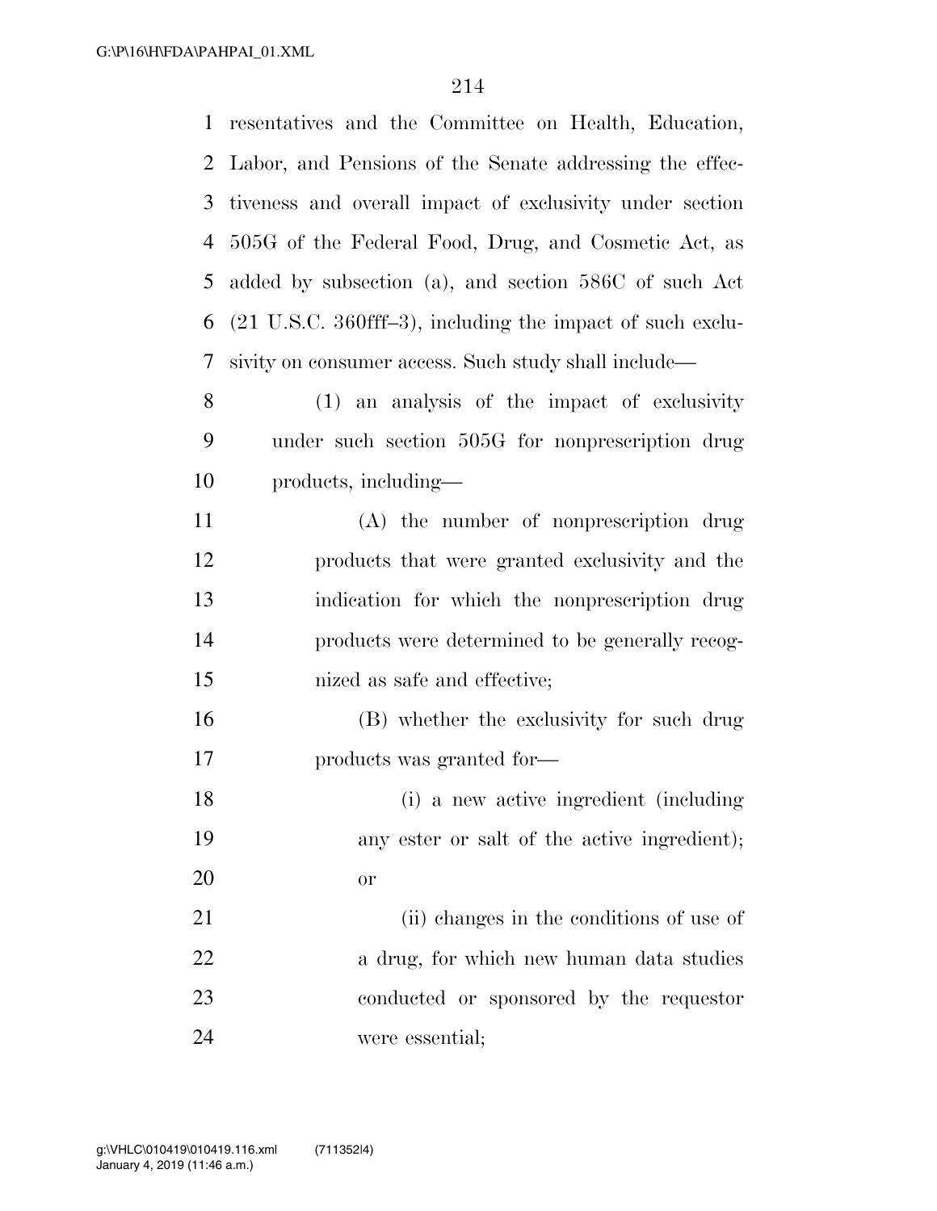resentatives and the Committee on Health, Education, Labor, and Pensions of the Senate addressing the effectiveness and overall impact of exclusivity under section 505G of the Federal Food, Drug, and Cosmetic Act, as added by subsection (a), and section 586C of such Act (21 U.S.C. 360fff–3), including the impact of such exclusivity on consumer access. Such study shall include—

(1) an analysis of the impact of exclusivity under such section 505G for nonprescription drug products, including—

(A) the number of nonprescription drug products that were granted exclusivity and the indication for which the nonprescription drug products were determined to be generally recognized as safe and effective;

(B) whether the exclusivity for such drug products was granted for—

(i) a new active ingredient (including any ester or salt of the active ingredient); or

(ii) changes in the conditions of use of a drug, for which new human data studies conducted or sponsored by the requestor were essential;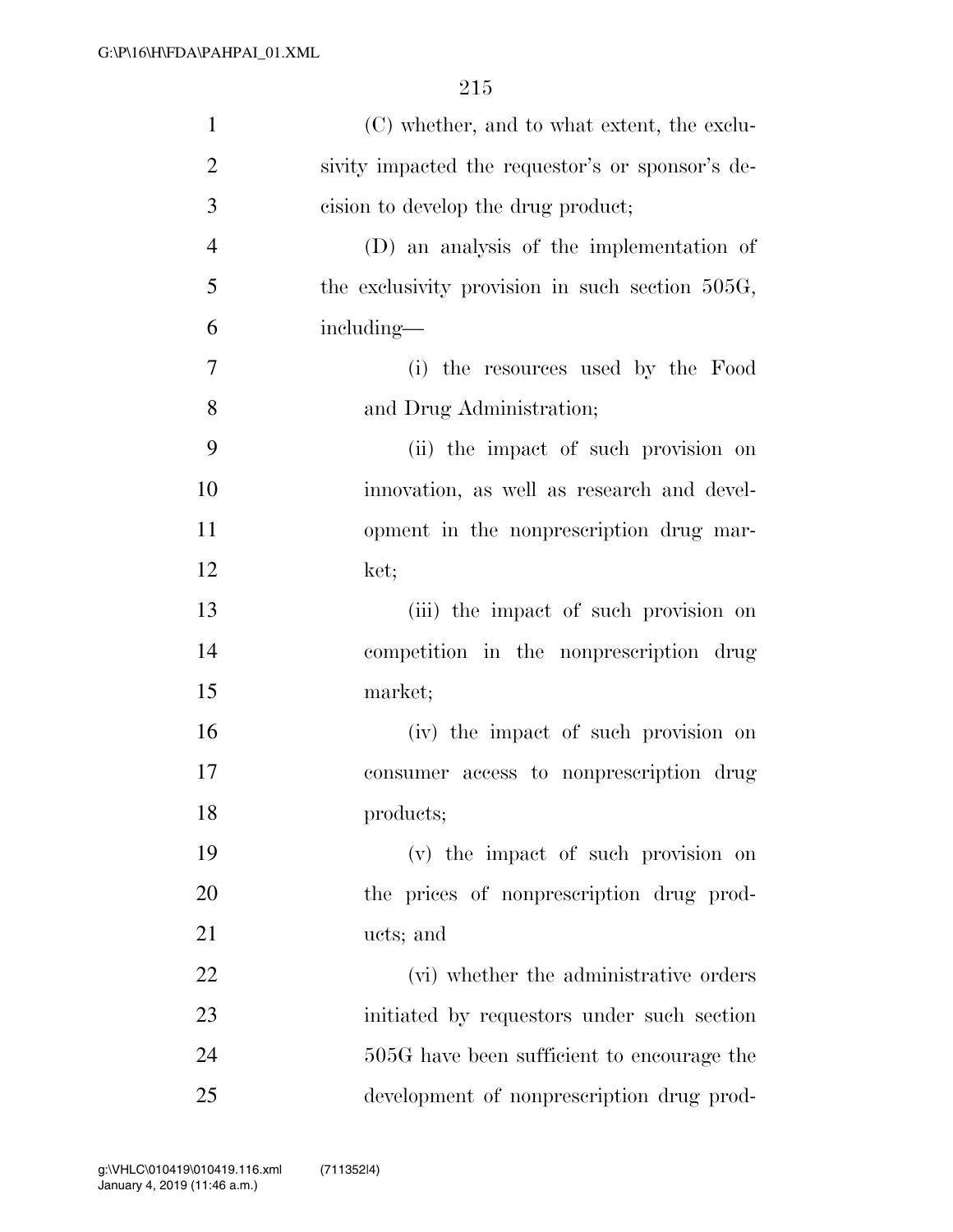(C) whether, and to what extent, the exclusivity impacted the requestor's or sponsor's decision to develop the drug product;

(D) an analysis of the implementation of the exclusivity provision in such section 505G, including—

(i) the resources used by the Food and Drug Administration;

(ii) the impact of such provision on innovation, as well as research and development in the nonprescription drug market;

(iii) the impact of such provision on competition in the nonprescription drug market;

(iv) the impact of such provision on consumer access to nonprescription drug products;

(v) the impact of such provision on the prices of nonprescription drug products; and

(vi) whether the administrative orders initiated by requestors under such section 505G have been sufficient to encourage the development of nonprescription drug prod-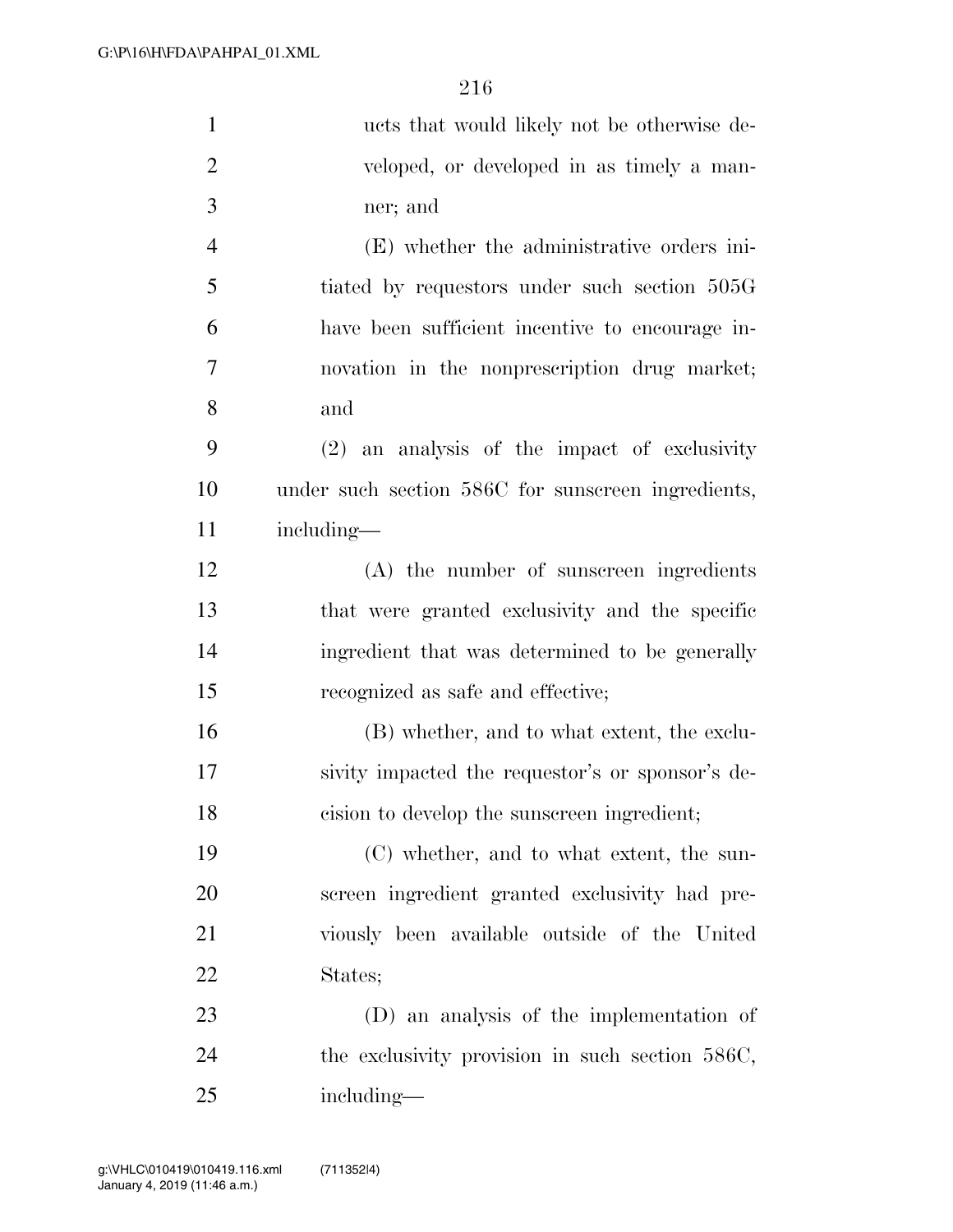ucts that would likely not be otherwise developed, or developed in as timely a manner; and

(E) whether the administrative orders initiated by requestors under such section 505G have been sufficient incentive to encourage innovation in the nonprescription drug market; and

(2) an analysis of the impact of exclusivity under such section 586C for sunscreen ingredients, including—

(A) the number of sunscreen ingredients that were granted exclusivity and the specific ingredient that was determined to be generally recognized as safe and effective;

(B) whether, and to what extent, the exclusivity impacted the requestor's or sponsor's decision to develop the sunscreen ingredient;

(C) whether, and to what extent, the sunscreen ingredient granted exclusivity had previously been available outside of the United States;

(D) an analysis of the implementation of the exclusivity provision in such section 586C, including—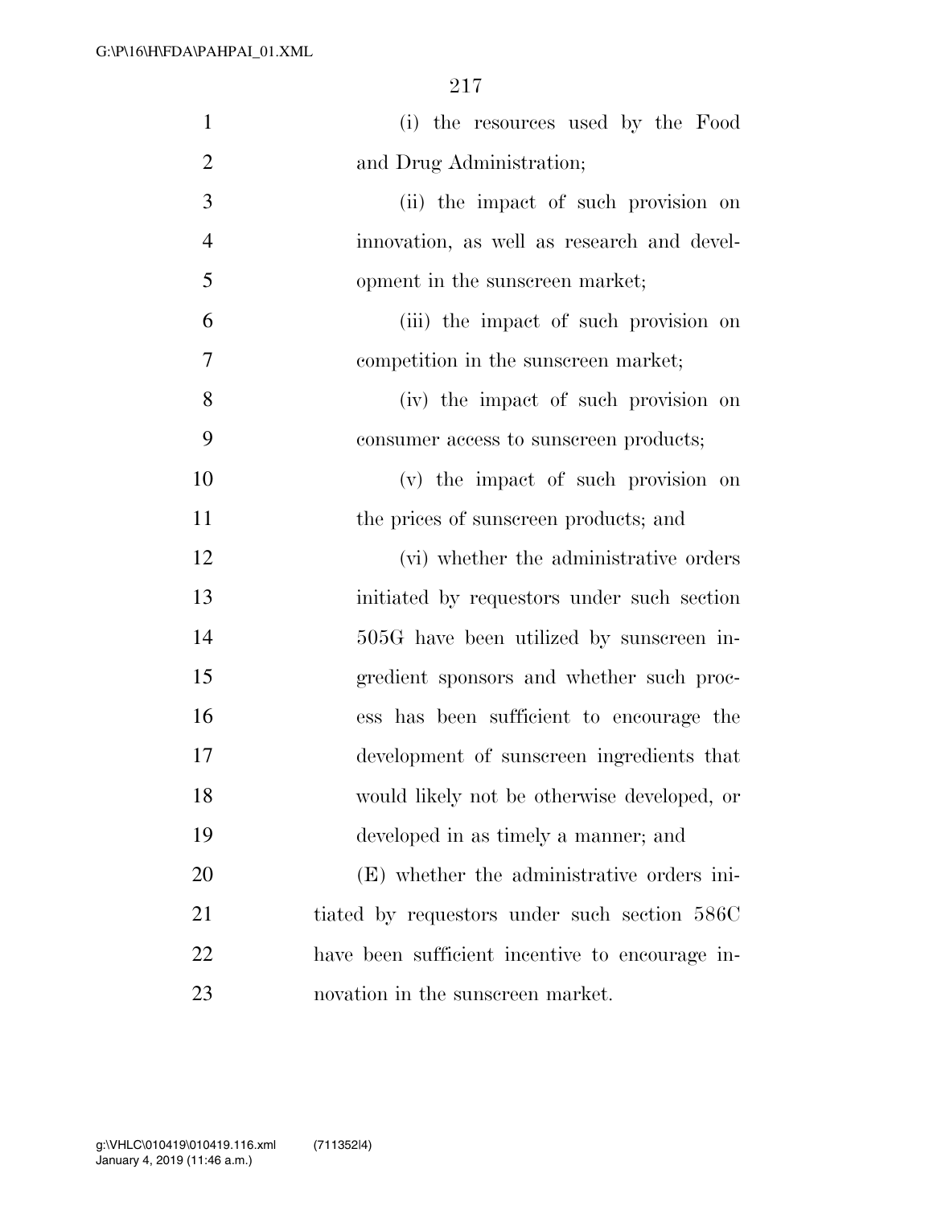(i) the resources used by the Food and Drug Administration;

(ii) the impact of such provision on innovation, as well as research and development in the sunscreen market;

(iii) the impact of such provision on competition in the sunscreen market;

(iv) the impact of such provision on consumer access to sunscreen products;

(v) the impact of such provision on the prices of sunscreen products; and

(vi) whether the administrative orders initiated by requestors under such section 505G have been utilized by sunscreen ingredient sponsors and whether such process has been sufficient to encourage the development of sunscreen ingredients that would likely not be otherwise developed, or developed in as timely a manner; and

(E) whether the administrative orders initiated by requestors under such section 586C have been sufficient incentive to encourage innovation in the sunscreen market.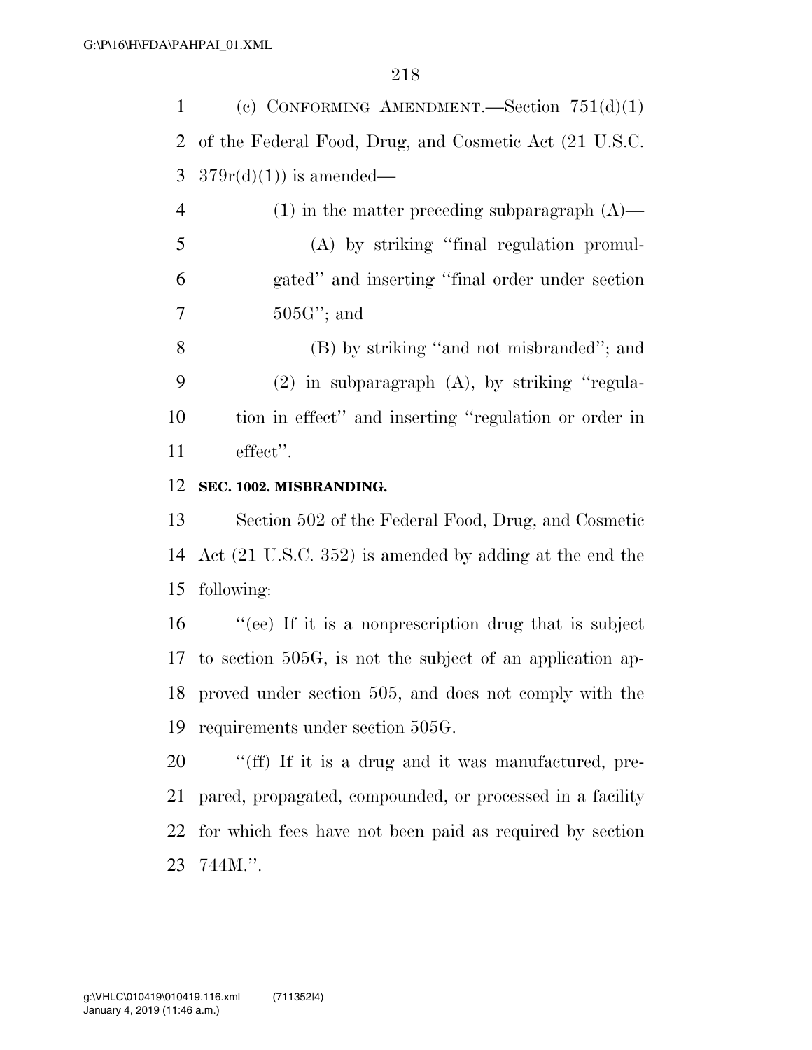(c) CONFORMING AMENDMENT.—Section 751(d)(1) of the Federal Food, Drug, and Cosmetic Act (21 U.S.C. 379r(d)(1)) is amended—

(1) in the matter preceding subparagraph (A)—

(A) by striking ''final regulation promulgated'' and inserting ''final order under section 505G''; and

(B) by striking ''and not misbranded''; and

(2) in subparagraph (A), by striking ''regulation in effect'' and inserting ''regulation or order in effect''.

**SEC. 1002. MISBRANDING.**

Section 502 of the Federal Food, Drug, and Cosmetic Act (21 U.S.C. 352) is amended by adding at the end the following:

''(ee) If it is a nonprescription drug that is subject to section 505G, is not the subject of an application approved under section 505, and does not comply with the requirements under section 505G.

''(ff) If it is a drug and it was manufactured, prepared, propagated, compounded, or processed in a facility for which fees have not been paid as required by section 744M.''.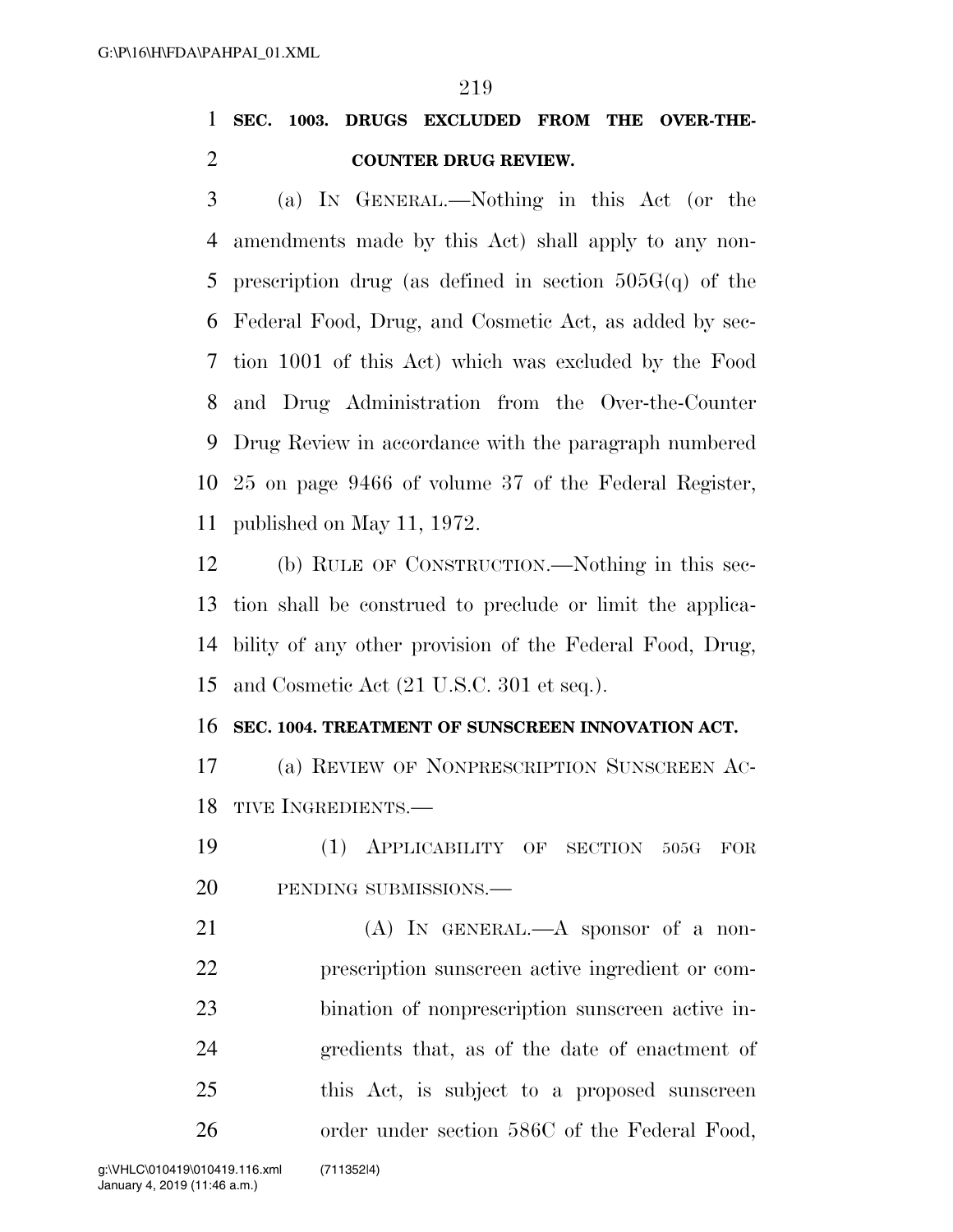**SEC. 1003. DRUGS EXCLUDED FROM THE OVER-THE-COUNTER DRUG REVIEW.**

(a) IN GENERAL.—Nothing in this Act (or the amendments made by this Act) shall apply to any non-prescription drug (as defined in section 505G(q) of the Federal Food, Drug, and Cosmetic Act, as added by section 1001 of this Act) which was excluded by the Food and Drug Administration from the Over-the-Counter Drug Review in accordance with the paragraph numbered 25 on page 9466 of volume 37 of the Federal Register, published on May 11, 1972.

(b) RULE OF CONSTRUCTION.—Nothing in this section shall be construed to preclude or limit the applicability of any other provision of the Federal Food, Drug, and Cosmetic Act (21 U.S.C. 301 et seq.).

**SEC. 1004. TREATMENT OF SUNSCREEN INNOVATION ACT.**

(a) REVIEW OF NONPRESCRIPTION SUNSCREEN ACTIVE INGREDIENTS.—

(1) APPLICABILITY OF SECTION 505G FOR PENDING SUBMISSIONS.—

(A) IN GENERAL.—A sponsor of a non-prescription sunscreen active ingredient or combination of nonprescription sunscreen active ingredients that, as of the date of enactment of this Act, is subject to a proposed sunscreen order under section 586C of the Federal Food,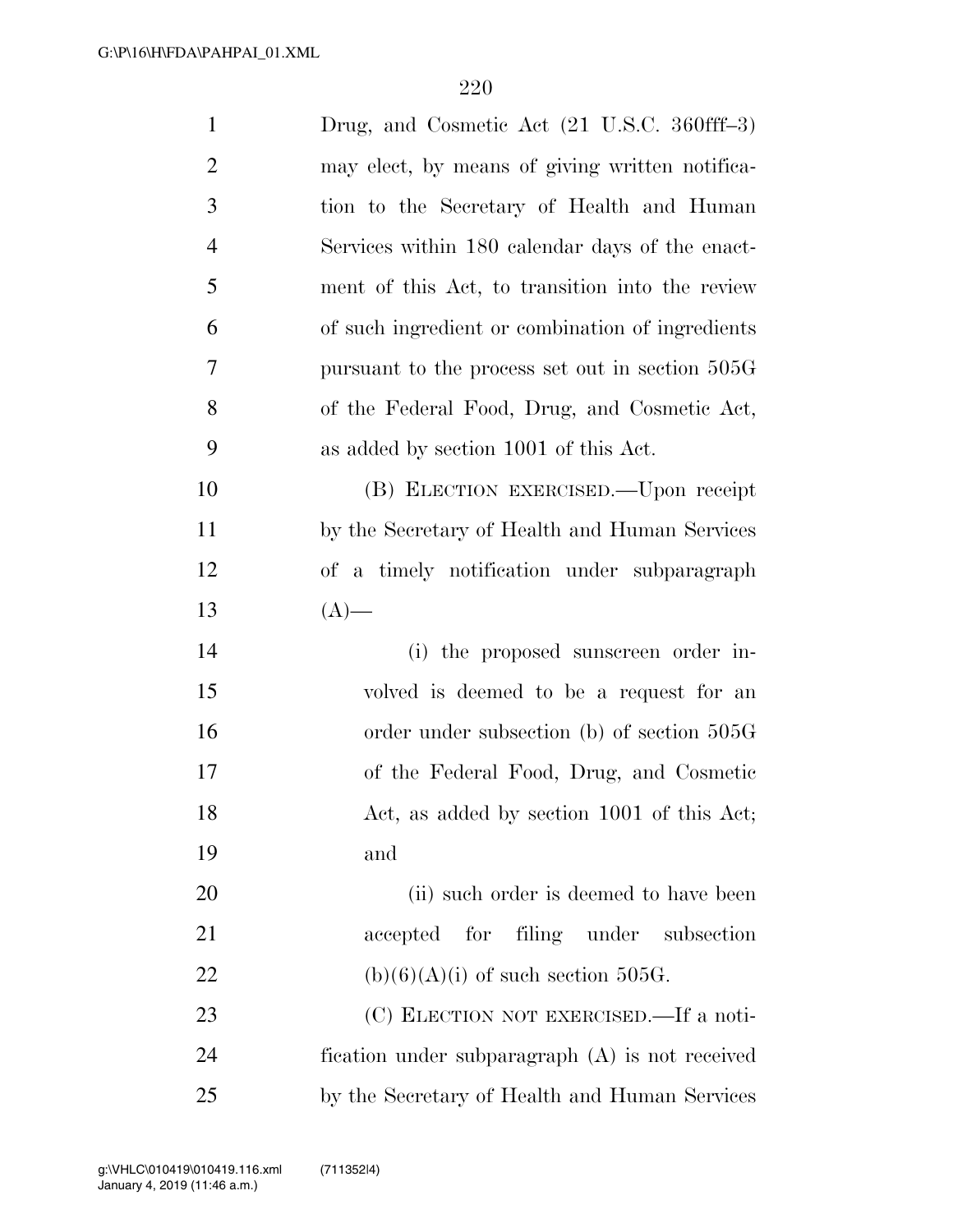Drug, and Cosmetic Act (21 U.S.C. 360fff–3) may elect, by means of giving written notification to the Secretary of Health and Human Services within 180 calendar days of the enactment of this Act, to transition into the review of such ingredient or combination of ingredients pursuant to the process set out in section 505G of the Federal Food, Drug, and Cosmetic Act, as added by section 1001 of this Act.

(B) ELECTION EXERCISED.—Upon receipt by the Secretary of Health and Human Services of a timely notification under subparagraph (A)—

(i) the proposed sunscreen order involved is deemed to be a request for an order under subsection (b) of section 505G of the Federal Food, Drug, and Cosmetic Act, as added by section 1001 of this Act; and

(ii) such order is deemed to have been accepted for filing under subsection (b)(6)(A)(i) of such section 505G.

(C) ELECTION NOT EXERCISED.—If a notification under subparagraph (A) is not received by the Secretary of Health and Human Services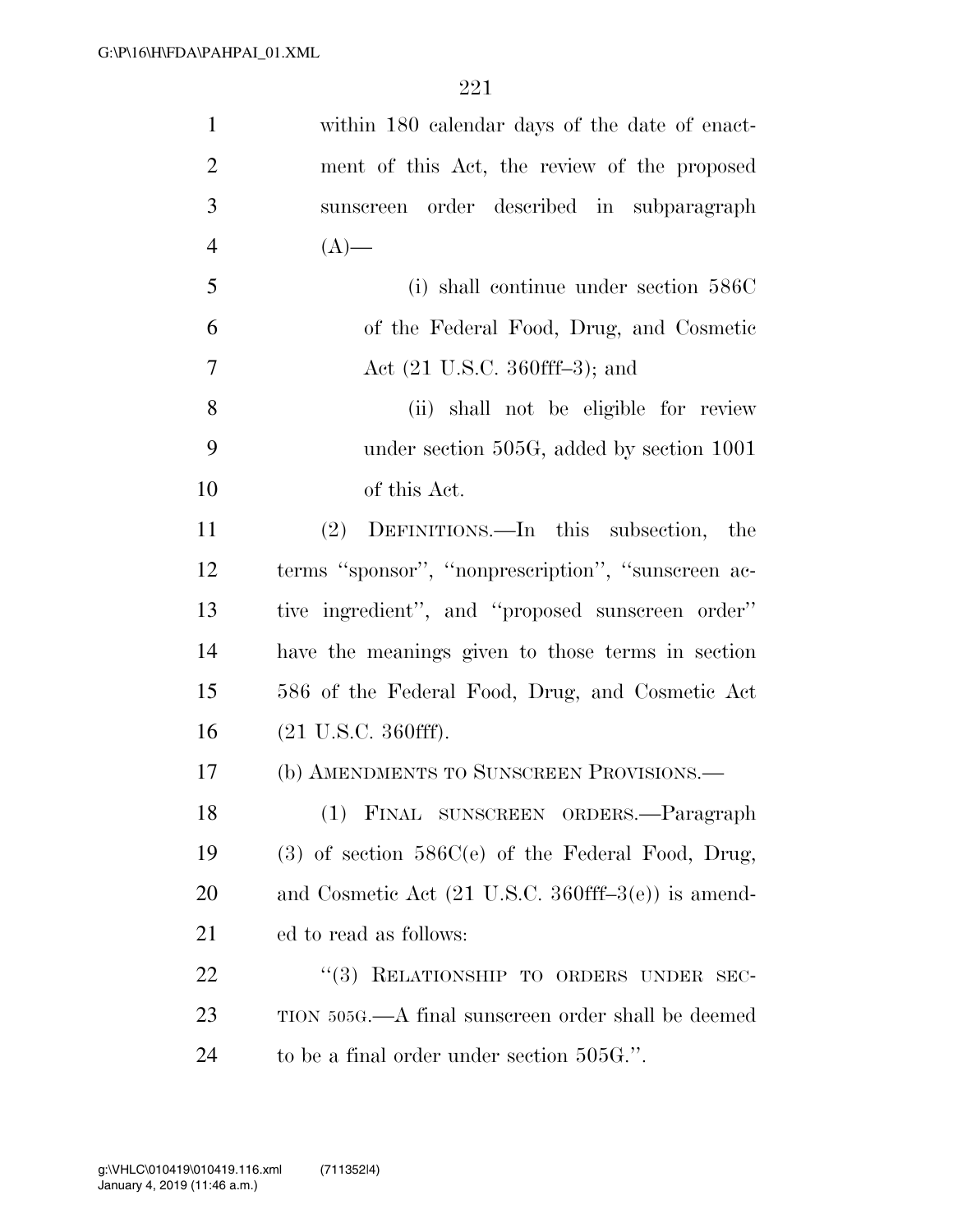within 180 calendar days of the date of enactment of this Act, the review of the proposed sunscreen order described in subparagraph (A)—

(i) shall continue under section 586C of the Federal Food, Drug, and Cosmetic Act (21 U.S.C. 360fff–3); and

(ii) shall not be eligible for review under section 505G, added by section 1001 of this Act.

(2) DEFINITIONS.—In this subsection, the terms ''sponsor'', ''nonprescription'', ''sunscreen active ingredient'', and ''proposed sunscreen order'' have the meanings given to those terms in section 586 of the Federal Food, Drug, and Cosmetic Act (21 U.S.C. 360fff).

(b) AMENDMENTS TO SUNSCREEN PROVISIONS.—

(1) FINAL SUNSCREEN ORDERS.—Paragraph (3) of section 586C(e) of the Federal Food, Drug, and Cosmetic Act (21 U.S.C. 360fff–3(e)) is amended to read as follows:

''(3) RELATIONSHIP TO ORDERS UNDER SECTION 505G.—A final sunscreen order shall be deemed to be a final order under section 505G.''.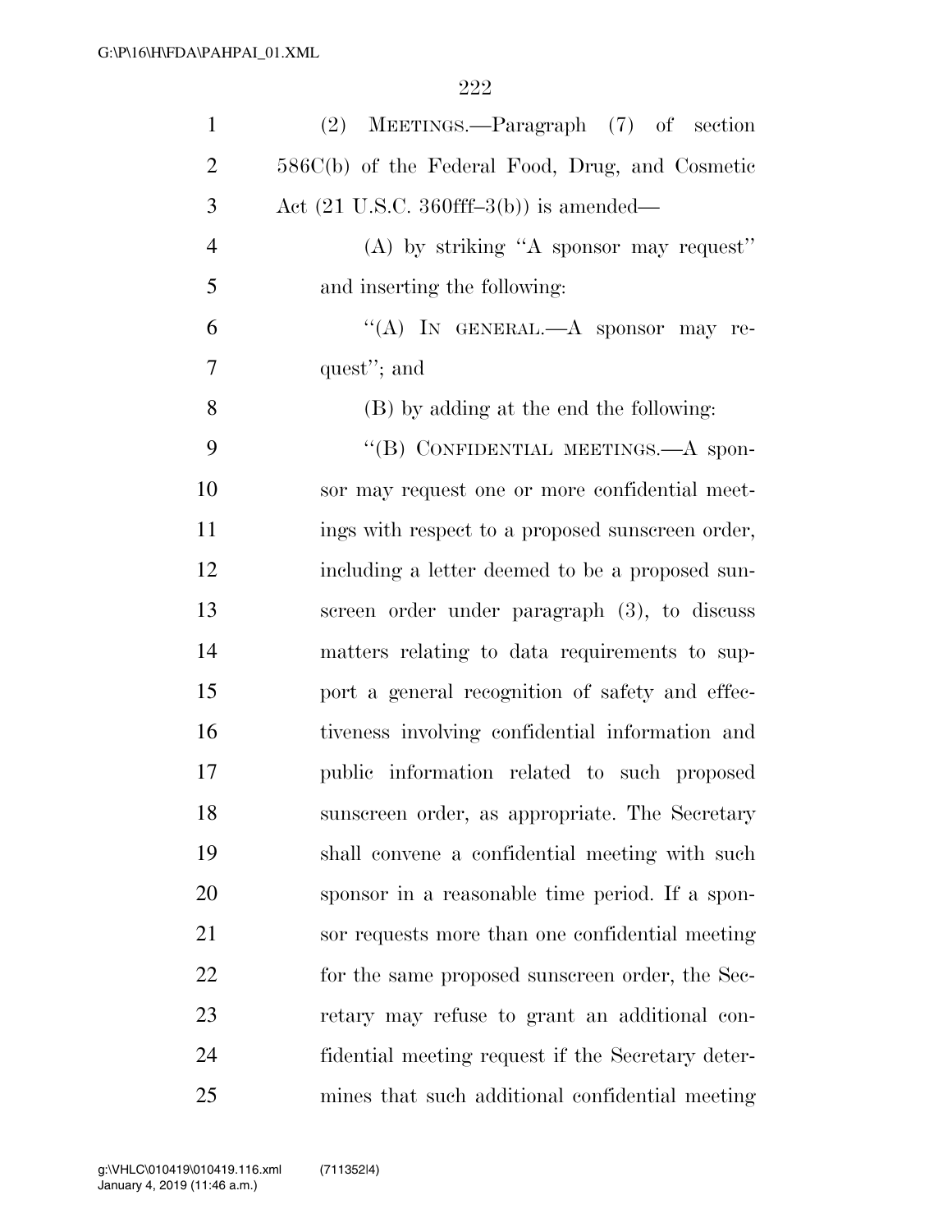(2) MEETINGS.—Paragraph (7) of section 586C(b) of the Federal Food, Drug, and Cosmetic Act (21 U.S.C. 360fff–3(b)) is amended—

(A) by striking "A sponsor may request" and inserting the following:

"(A) IN GENERAL.—A sponsor may request"; and

(B) by adding at the end the following:

"(B) CONFIDENTIAL MEETINGS.—A sponsor may request one or more confidential meetings with respect to a proposed sunscreen order, including a letter deemed to be a proposed sunscreen order under paragraph (3), to discuss matters relating to data requirements to support a general recognition of safety and effectiveness involving confidential information and public information related to such proposed sunscreen order, as appropriate. The Secretary shall convene a confidential meeting with such sponsor in a reasonable time period. If a sponsor requests more than one confidential meeting for the same proposed sunscreen order, the Secretary may refuse to grant an additional confidential meeting request if the Secretary determines that such additional confidential meeting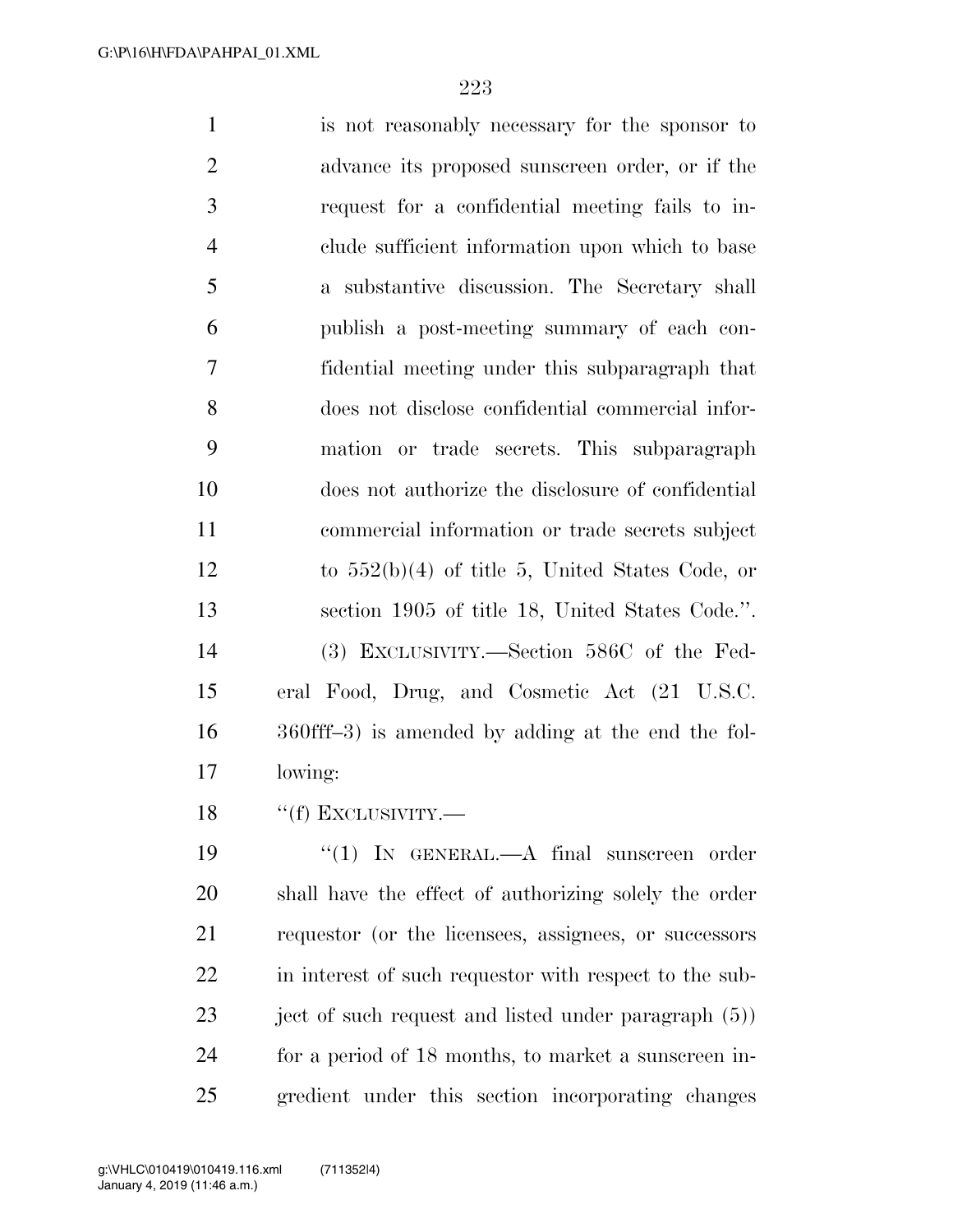is not reasonably necessary for the sponsor to advance its proposed sunscreen order, or if the request for a confidential meeting fails to include sufficient information upon which to base a substantive discussion. The Secretary shall publish a post-meeting summary of each confidential meeting under this subparagraph that does not disclose confidential commercial information or trade secrets. This subparagraph does not authorize the disclosure of confidential commercial information or trade secrets subject to 552(b)(4) of title 5, United States Code, or section 1905 of title 18, United States Code.''.

(3) EXCLUSIVITY.—Section 586C of the Federal Food, Drug, and Cosmetic Act (21 U.S.C. 360fff–3) is amended by adding at the end the following:

''(f) EXCLUSIVITY.—

''(1) IN GENERAL.—A final sunscreen order shall have the effect of authorizing solely the order requestor (or the licensees, assignees, or successors in interest of such requestor with respect to the subject of such request and listed under paragraph (5)) for a period of 18 months, to market a sunscreen ingredient under this section incorporating changes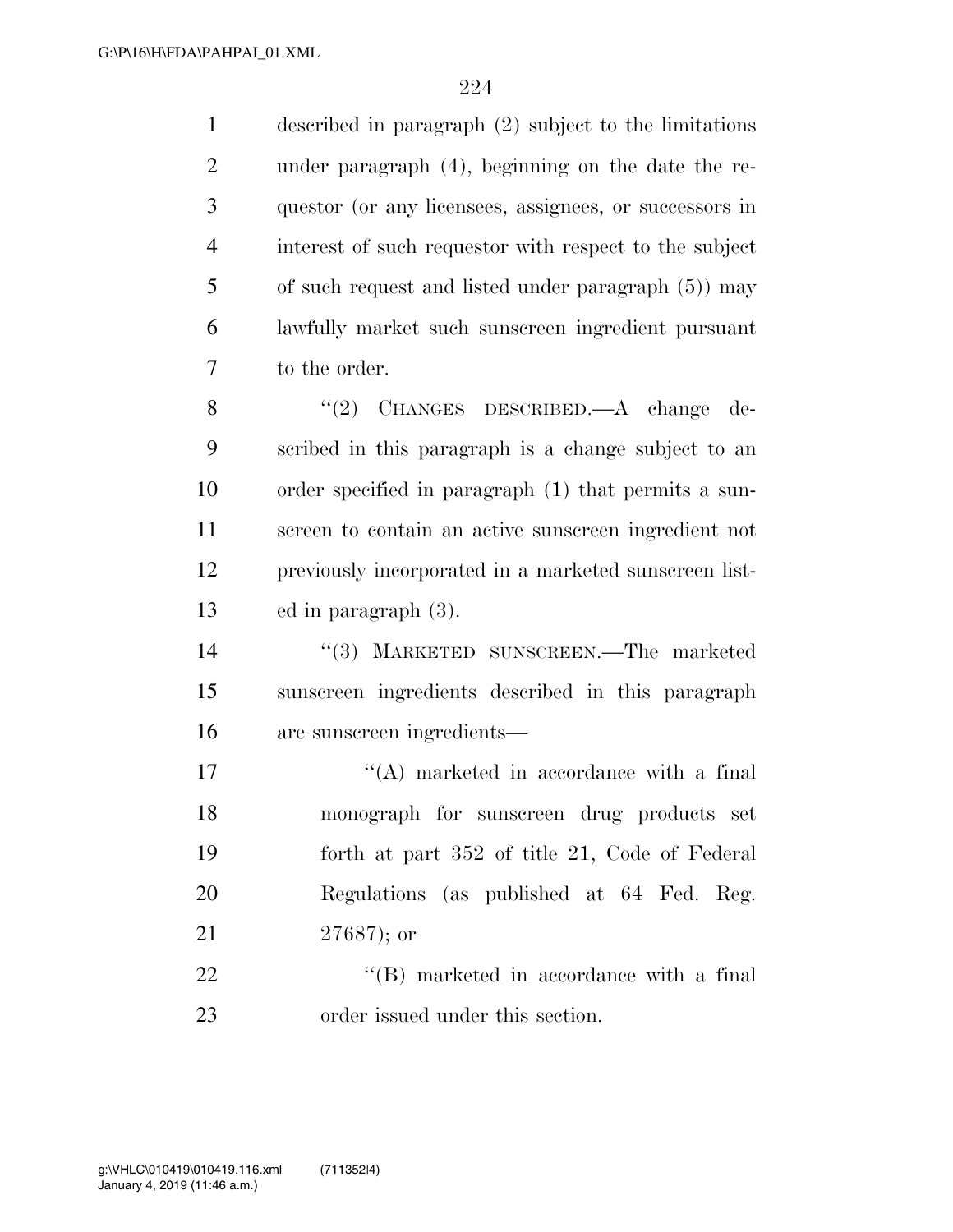described in paragraph (2) subject to the limitations under paragraph (4), beginning on the date the requestor (or any licensees, assignees, or successors in interest of such requestor with respect to the subject of such request and listed under paragraph (5)) may lawfully market such sunscreen ingredient pursuant to the order.

"(2) CHANGES DESCRIBED.—A change described in this paragraph is a change subject to an order specified in paragraph (1) that permits a sunscreen to contain an active sunscreen ingredient not previously incorporated in a marketed sunscreen listed in paragraph (3).

"(3) MARKETED SUNSCREEN.—The marketed sunscreen ingredients described in this paragraph are sunscreen ingredients—

"(A) marketed in accordance with a final monograph for sunscreen drug products set forth at part 352 of title 21, Code of Federal Regulations (as published at 64 Fed. Reg. 27687); or

"(B) marketed in accordance with a final order issued under this section.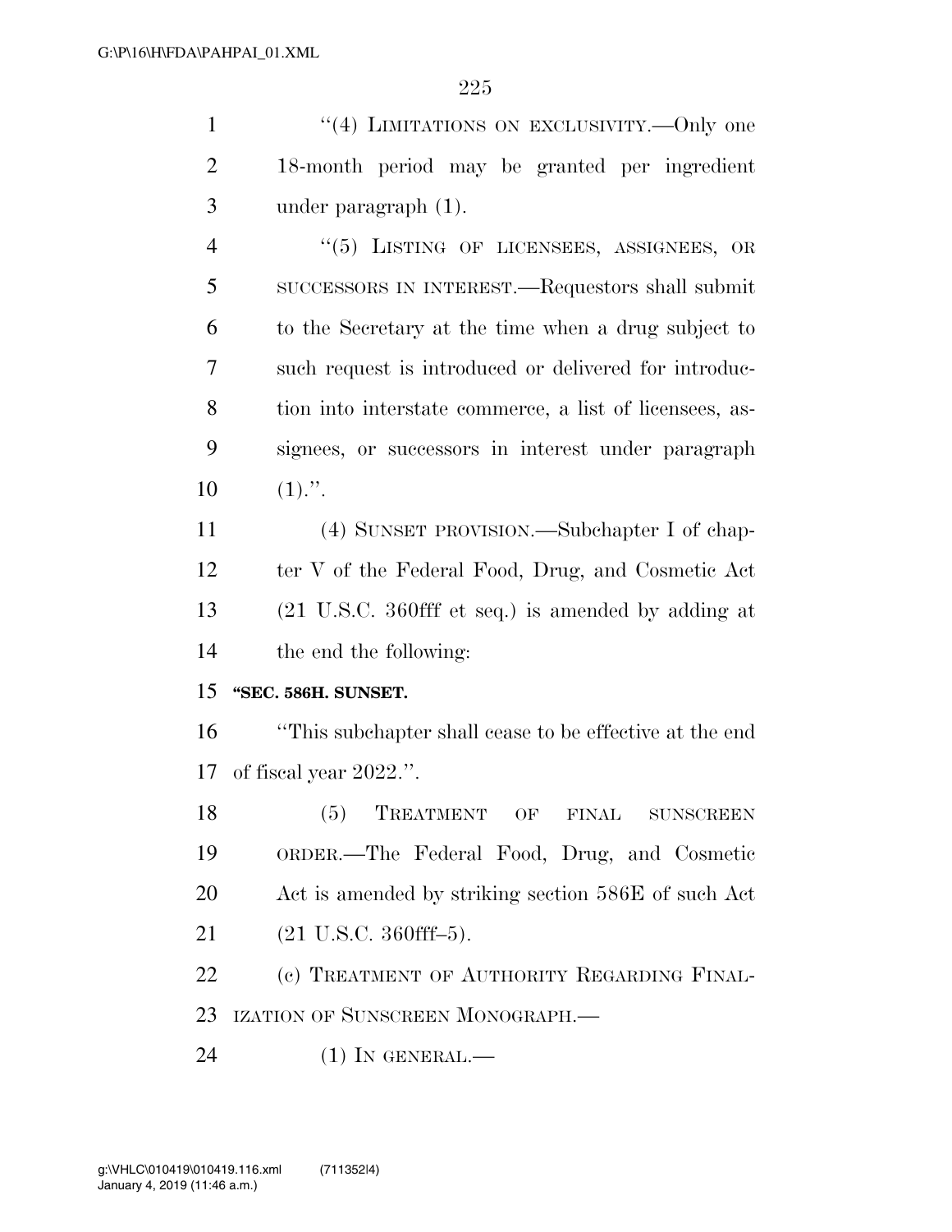"(4) LIMITATIONS ON EXCLUSIVITY.—Only one 18-month period may be granted per ingredient under paragraph (1).

"(5) LISTING OF LICENSEES, ASSIGNEES, OR SUCCESSORS IN INTEREST.—Requestors shall submit to the Secretary at the time when a drug subject to such request is introduced or delivered for introduction into interstate commerce, a list of licensees, assignees, or successors in interest under paragraph (1).".

(4) SUNSET PROVISION.—Subchapter I of chapter V of the Federal Food, Drug, and Cosmetic Act (21 U.S.C. 360fff et seq.) is amended by adding at the end the following:

**"SEC. 586H. SUNSET.**

"This subchapter shall cease to be effective at the end of fiscal year 2022.".

(5) TREATMENT OF FINAL SUNSCREEN ORDER.—The Federal Food, Drug, and Cosmetic Act is amended by striking section 586E of such Act (21 U.S.C. 360fff–5).

(c) TREATMENT OF AUTHORITY REGARDING FINALIZATION OF SUNSCREEN MONOGRAPH.—

(1) IN GENERAL.—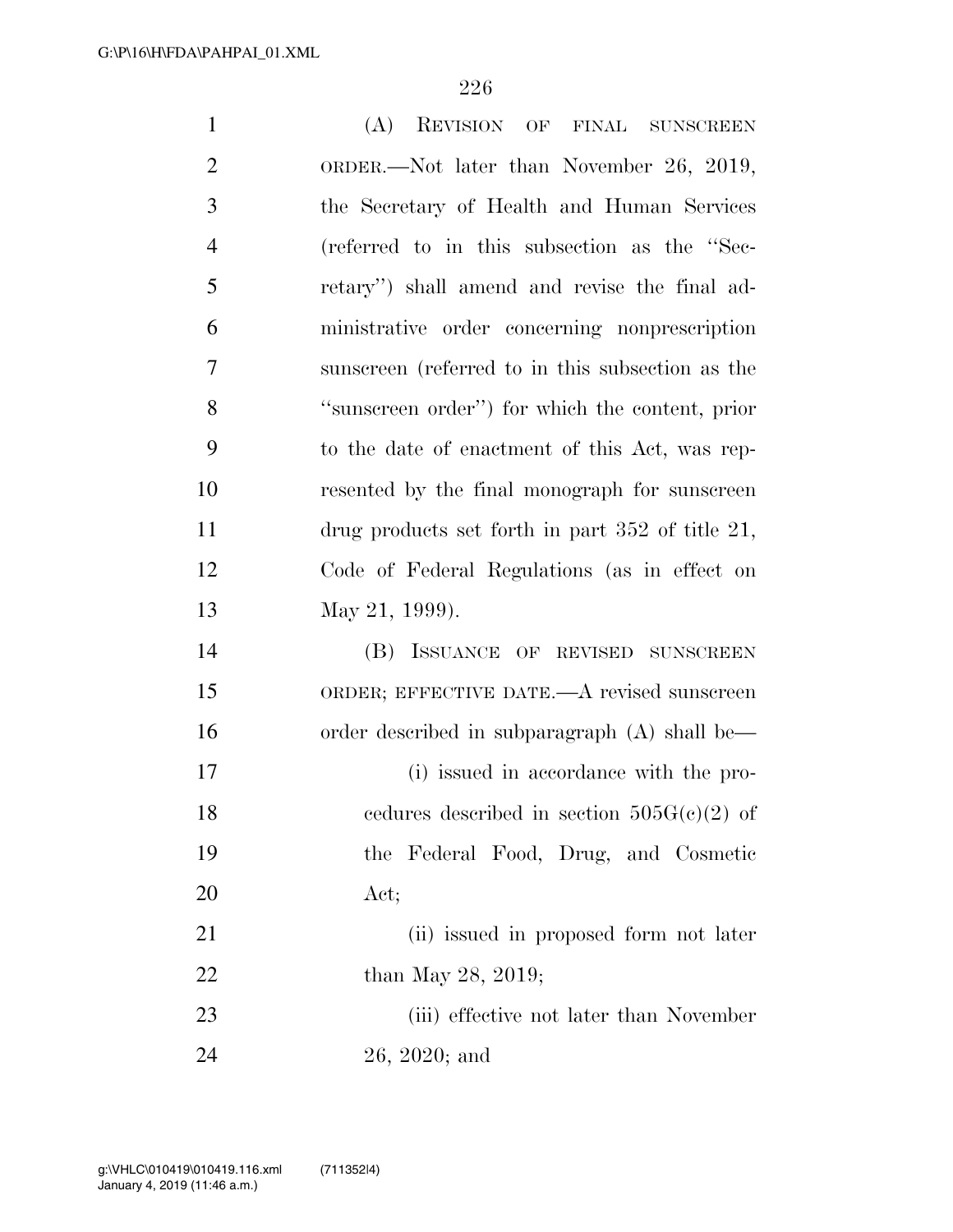(A) REVISION OF FINAL SUNSCREEN ORDER.—Not later than November 26, 2019, the Secretary of Health and Human Services (referred to in this subsection as the ''Secretary'') shall amend and revise the final administrative order concerning nonprescription sunscreen (referred to in this subsection as the ''sunscreen order'') for which the content, prior to the date of enactment of this Act, was represented by the final monograph for sunscreen drug products set forth in part 352 of title 21, Code of Federal Regulations (as in effect on May 21, 1999).

(B) ISSUANCE OF REVISED SUNSCREEN ORDER; EFFECTIVE DATE.—A revised sunscreen order described in subparagraph (A) shall be—

(i) issued in accordance with the procedures described in section 505G(c)(2) of the Federal Food, Drug, and Cosmetic Act;

(ii) issued in proposed form not later than May 28, 2019;

(iii) effective not later than November 26, 2020; and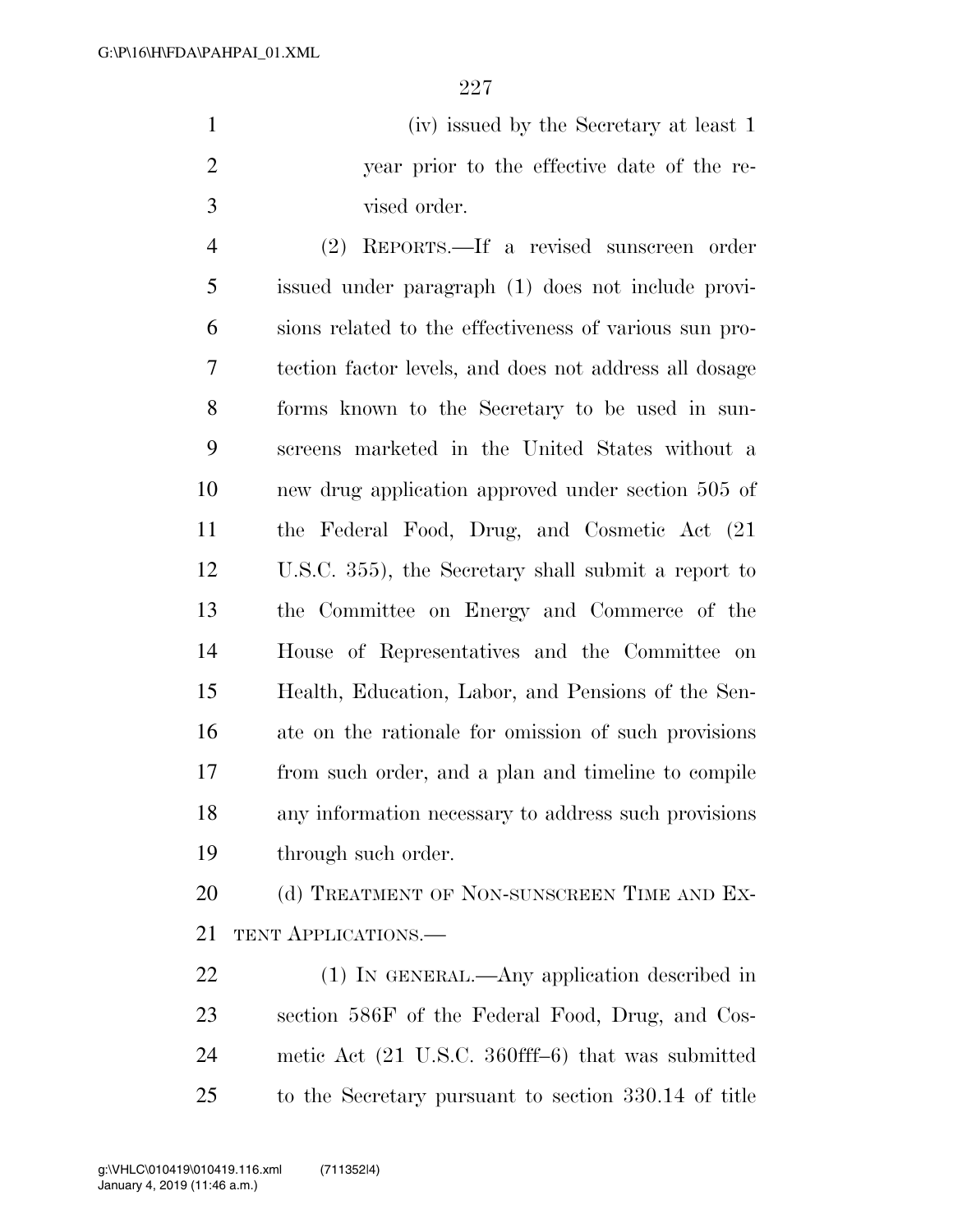(iv) issued by the Secretary at least 1 year prior to the effective date of the revised order.

(2) REPORTS.—If a revised sunscreen order issued under paragraph (1) does not include provisions related to the effectiveness of various sun protection factor levels, and does not address all dosage forms known to the Secretary to be used in sunscreens marketed in the United States without a new drug application approved under section 505 of the Federal Food, Drug, and Cosmetic Act (21 U.S.C. 355), the Secretary shall submit a report to the Committee on Energy and Commerce of the House of Representatives and the Committee on Health, Education, Labor, and Pensions of the Senate on the rationale for omission of such provisions from such order, and a plan and timeline to compile any information necessary to address such provisions through such order.

(d) TREATMENT OF NON-SUNSCREEN TIME AND EXTENT APPLICATIONS.—

(1) IN GENERAL.—Any application described in section 586F of the Federal Food, Drug, and Cosmetic Act (21 U.S.C. 360fff–6) that was submitted to the Secretary pursuant to section 330.14 of title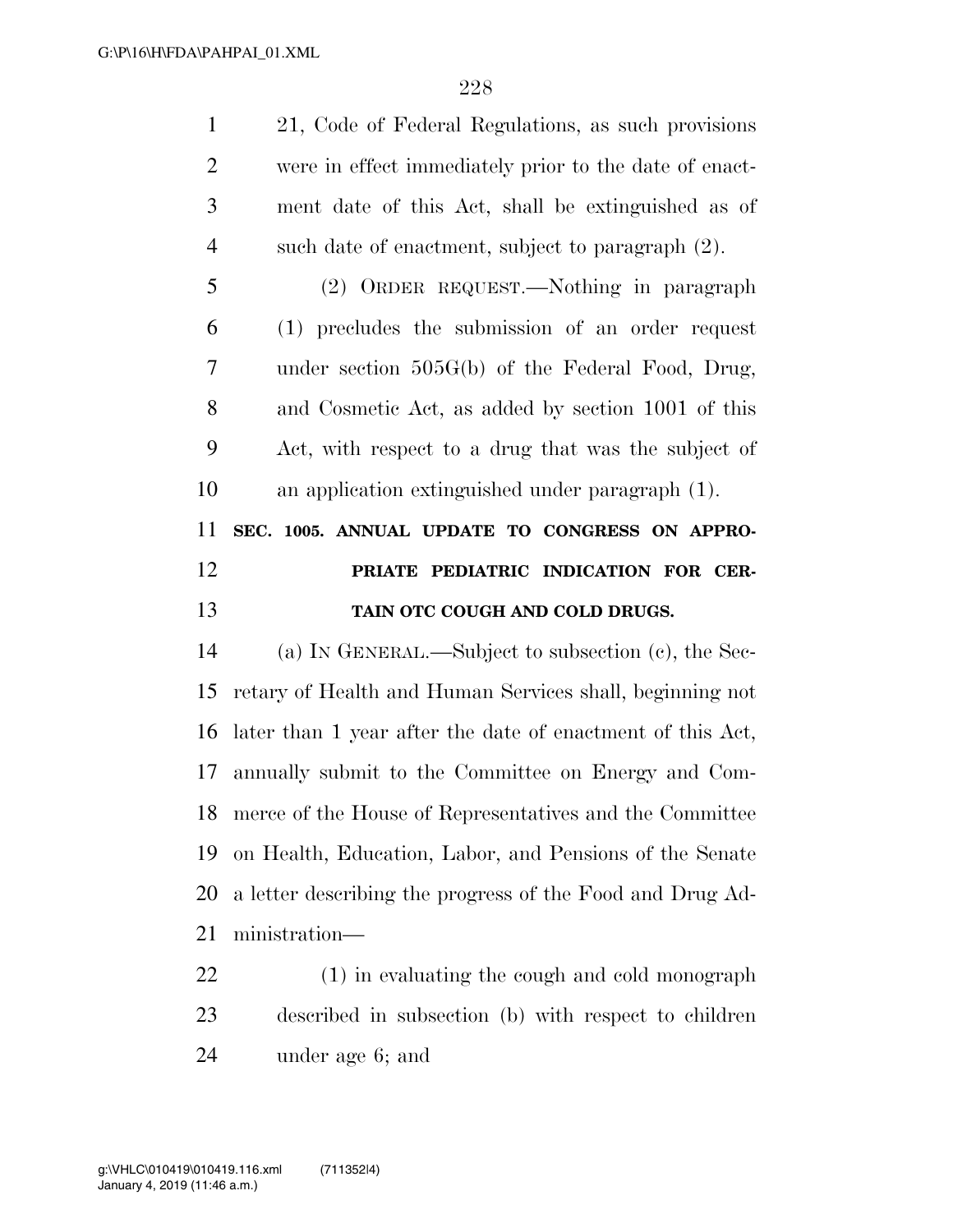21, Code of Federal Regulations, as such provisions were in effect immediately prior to the date of enactment date of this Act, shall be extinguished as of such date of enactment, subject to paragraph (2).

(2) ORDER REQUEST.—Nothing in paragraph (1) precludes the submission of an order request under section 505G(b) of the Federal Food, Drug, and Cosmetic Act, as added by section 1001 of this Act, with respect to a drug that was the subject of an application extinguished under paragraph (1).

**SEC. 1005. ANNUAL UPDATE TO CONGRESS ON APPROPRIATE PEDIATRIC INDICATION FOR CERTAIN OTC COUGH AND COLD DRUGS.**

(a) IN GENERAL.—Subject to subsection (c), the Secretary of Health and Human Services shall, beginning not later than 1 year after the date of enactment of this Act, annually submit to the Committee on Energy and Commerce of the House of Representatives and the Committee on Health, Education, Labor, and Pensions of the Senate a letter describing the progress of the Food and Drug Administration—

(1) in evaluating the cough and cold monograph described in subsection (b) with respect to children under age 6; and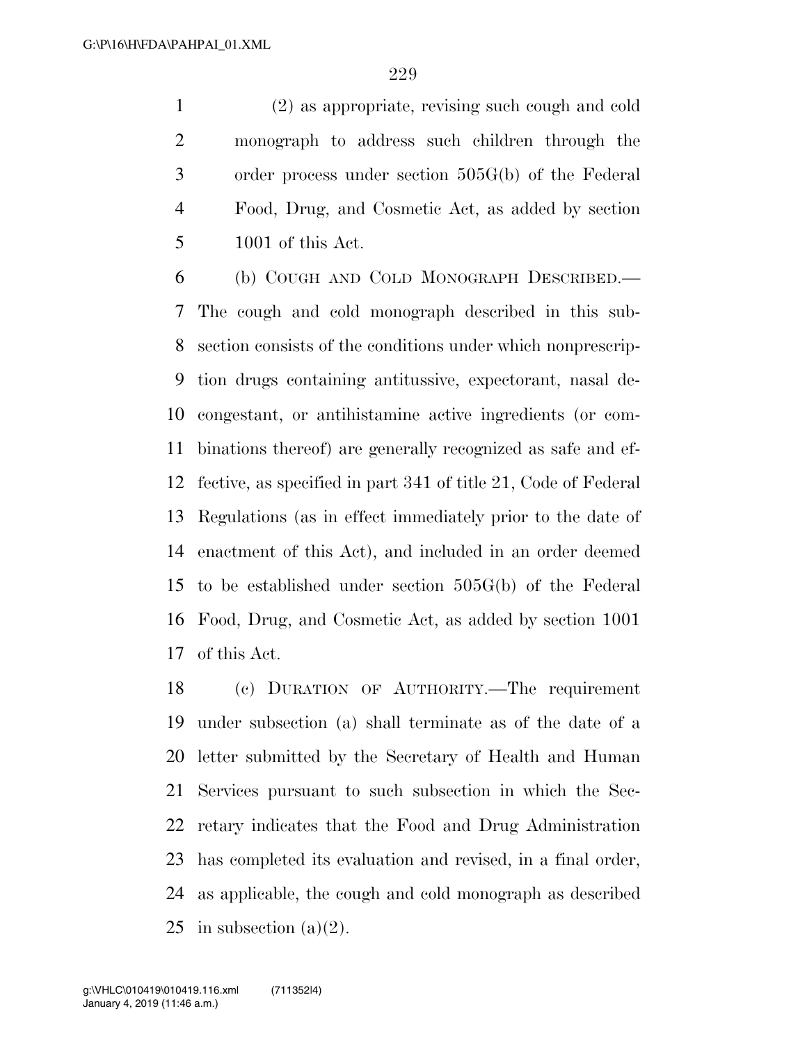(2) as appropriate, revising such cough and cold monograph to address such children through the order process under section 505G(b) of the Federal Food, Drug, and Cosmetic Act, as added by section 1001 of this Act.

(b) COUGH AND COLD MONOGRAPH DESCRIBED.—The cough and cold monograph described in this subsection consists of the conditions under which nonprescription drugs containing antitussive, expectorant, nasal decongestant, or antihistamine active ingredients (or combinations thereof) are generally recognized as safe and effective, as specified in part 341 of title 21, Code of Federal Regulations (as in effect immediately prior to the date of enactment of this Act), and included in an order deemed to be established under section 505G(b) of the Federal Food, Drug, and Cosmetic Act, as added by section 1001 of this Act.

(c) DURATION OF AUTHORITY.—The requirement under subsection (a) shall terminate as of the date of a letter submitted by the Secretary of Health and Human Services pursuant to such subsection in which the Secretary indicates that the Food and Drug Administration has completed its evaluation and revised, in a final order, as applicable, the cough and cold monograph as described in subsection (a)(2).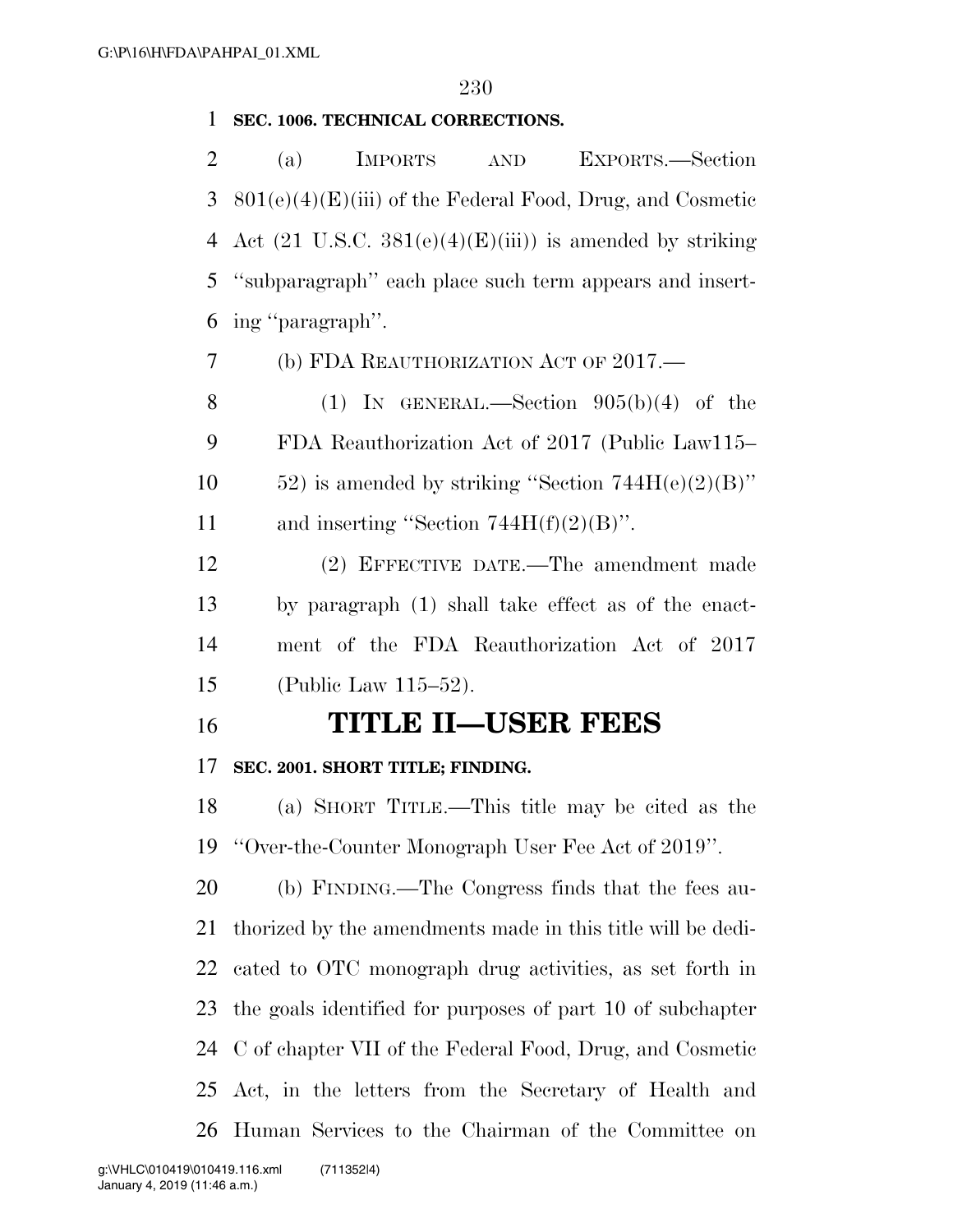**SEC. 1006. TECHNICAL CORRECTIONS.**

(a) IMPORTS AND EXPORTS.—Section 801(e)(4)(E)(iii) of the Federal Food, Drug, and Cosmetic Act (21 U.S.C. 381(e)(4)(E)(iii)) is amended by striking ''subparagraph'' each place such term appears and inserting ''paragraph''.

(b) FDA REAUTHORIZATION ACT OF 2017.—

(1) IN GENERAL.—Section 905(b)(4) of the FDA Reauthorization Act of 2017 (Public Law115–52) is amended by striking ''Section 744H(e)(2)(B)'' and inserting ''Section 744H(f)(2)(B)''.

(2) EFFECTIVE DATE.—The amendment made by paragraph (1) shall take effect as of the enactment of the FDA Reauthorization Act of 2017 (Public Law 115–52).

# TITLE II—USER FEES

**SEC. 2001. SHORT TITLE; FINDING.**

(a) SHORT TITLE.—This title may be cited as the ''Over-the-Counter Monograph User Fee Act of 2019''.

(b) FINDING.—The Congress finds that the fees authorized by the amendments made in this title will be dedicated to OTC monograph drug activities, as set forth in the goals identified for purposes of part 10 of subchapter C of chapter VII of the Federal Food, Drug, and Cosmetic Act, in the letters from the Secretary of Health and Human Services to the Chairman of the Committee on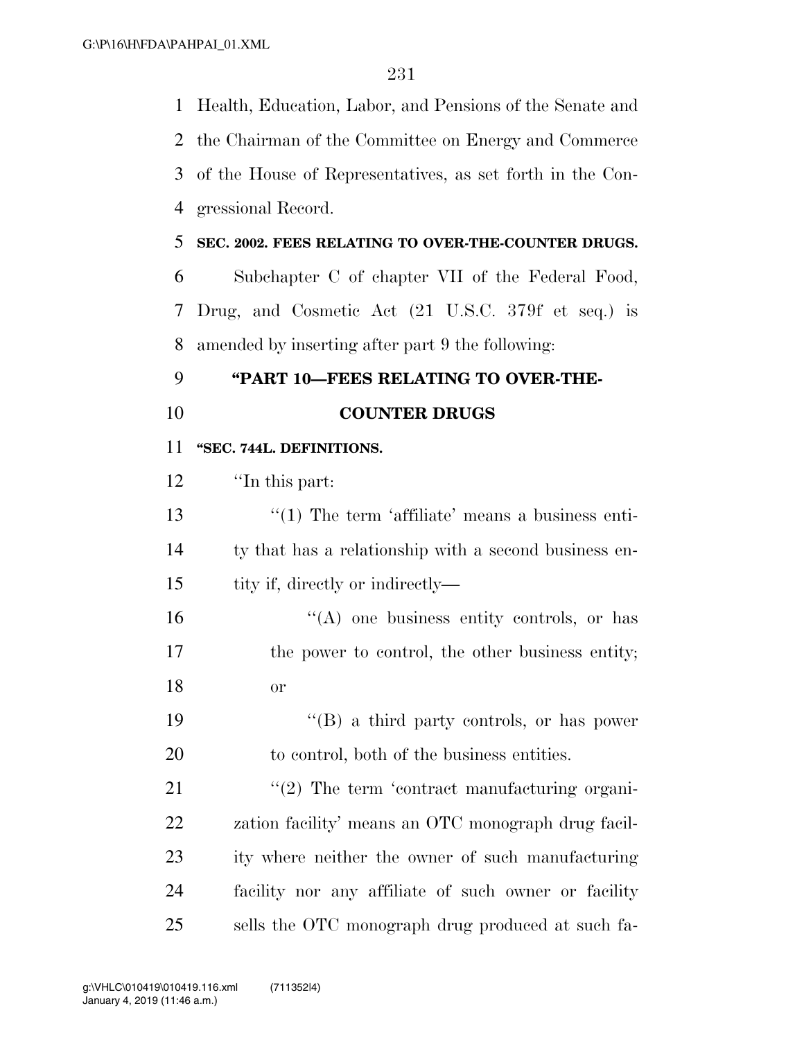Health, Education, Labor, and Pensions of the Senate and the Chairman of the Committee on Energy and Commerce of the House of Representatives, as set forth in the Congressional Record.

**SEC. 2002. FEES RELATING TO OVER-THE-COUNTER DRUGS.**

Subchapter C of chapter VII of the Federal Food, Drug, and Cosmetic Act (21 U.S.C. 379f et seq.) is amended by inserting after part 9 the following:

## "PART 10—FEES RELATING TO OVER-THE-COUNTER DRUGS

**"SEC. 744L. DEFINITIONS.**

"In this part:

"(1) The term 'affiliate' means a business entity that has a relationship with a second business entity if, directly or indirectly—

"(A) one business entity controls, or has the power to control, the other business entity; or

"(B) a third party controls, or has power to control, both of the business entities.

"(2) The term 'contract manufacturing organization facility' means an OTC monograph drug facility where neither the owner of such manufacturing facility nor any affiliate of such owner or facility sells the OTC monograph drug produced at such fa-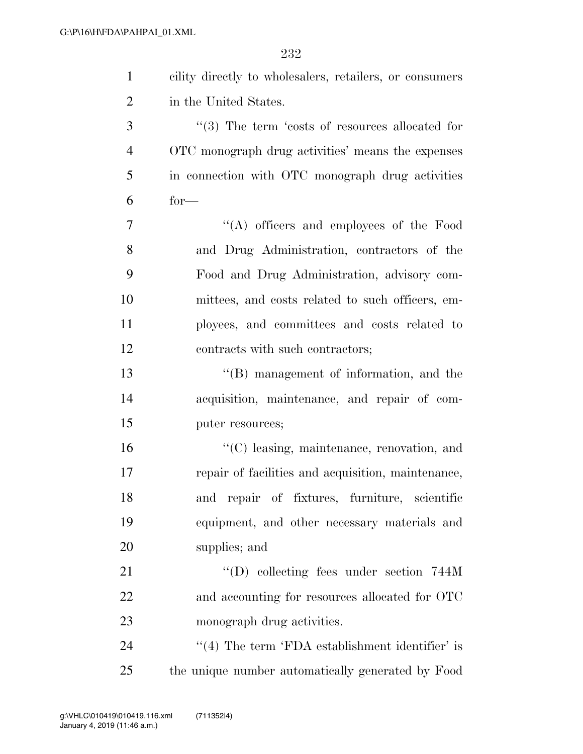cility directly to wholesalers, retailers, or consumers in the United States.

''(3) The term 'costs of resources allocated for OTC monograph drug activities' means the expenses in connection with OTC monograph drug activities for—

''(A) officers and employees of the Food and Drug Administration, contractors of the Food and Drug Administration, advisory committees, and costs related to such officers, employees, and committees and costs related to contracts with such contractors;

''(B) management of information, and the acquisition, maintenance, and repair of computer resources;

''(C) leasing, maintenance, renovation, and repair of facilities and acquisition, maintenance, and repair of fixtures, furniture, scientific equipment, and other necessary materials and supplies; and

''(D) collecting fees under section 744M and accounting for resources allocated for OTC monograph drug activities.

''(4) The term 'FDA establishment identifier' is the unique number automatically generated by Food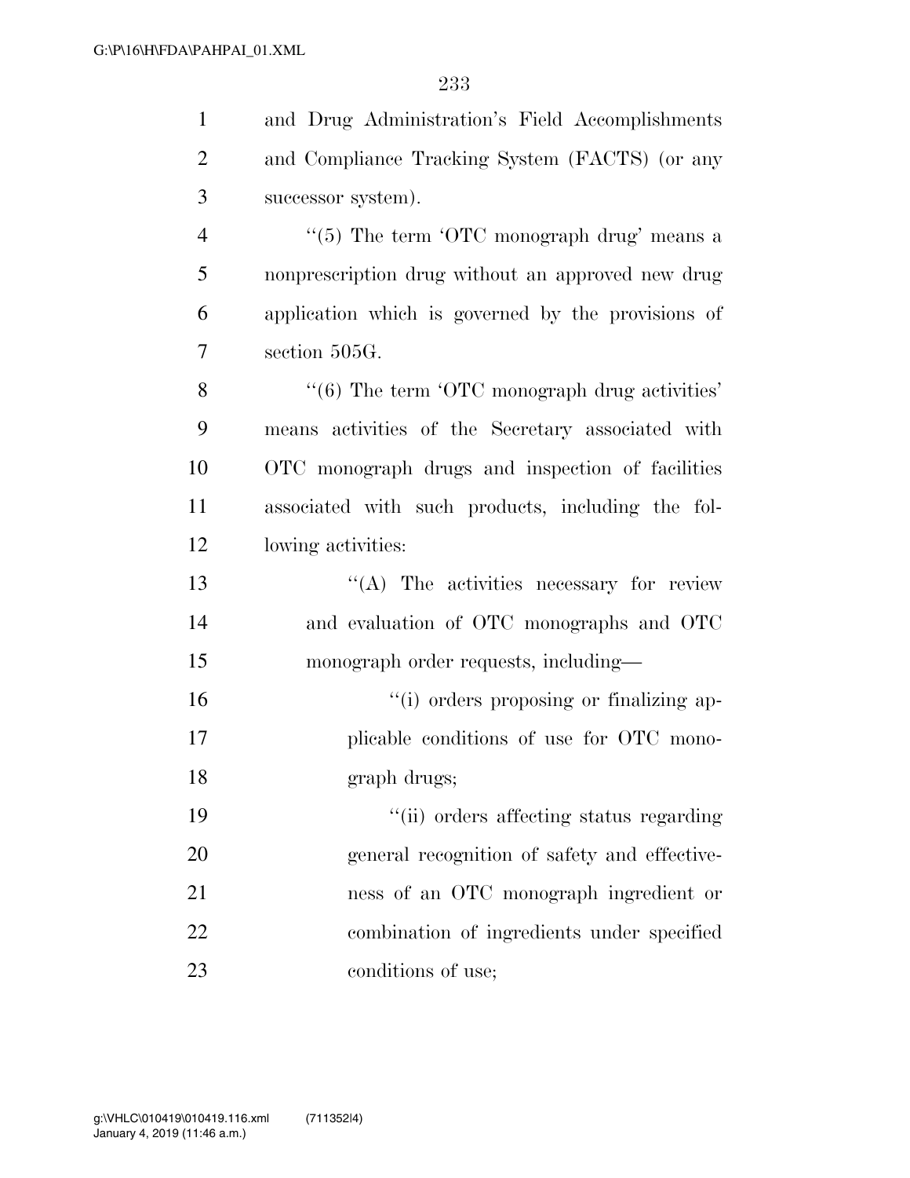and Drug Administration's Field Accomplishments and Compliance Tracking System (FACTS) (or any successor system).

''(5) The term 'OTC monograph drug' means a nonprescription drug without an approved new drug application which is governed by the provisions of section 505G.

''(6) The term 'OTC monograph drug activities' means activities of the Secretary associated with OTC monograph drugs and inspection of facilities associated with such products, including the following activities:

''(A) The activities necessary for review and evaluation of OTC monographs and OTC monograph order requests, including—

''(i) orders proposing or finalizing applicable conditions of use for OTC monograph drugs;

''(ii) orders affecting status regarding general recognition of safety and effectiveness of an OTC monograph ingredient or combination of ingredients under specified conditions of use;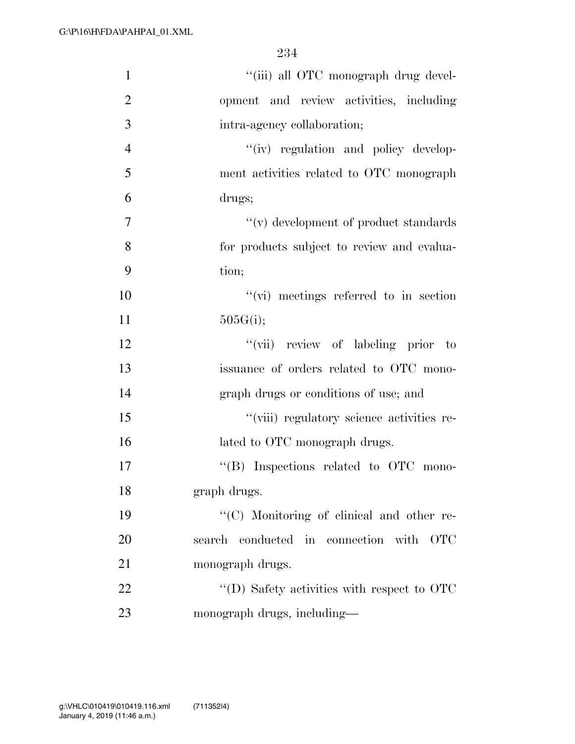''(iii) all OTC monograph drug development and review activities, including intra-agency collaboration;

''(iv) regulation and policy development activities related to OTC monograph drugs;

''(v) development of product standards for products subject to review and evaluation;

''(vi) meetings referred to in section 505G(i);

''(vii) review of labeling prior to issuance of orders related to OTC monograph drugs or conditions of use; and

''(viii) regulatory science activities related to OTC monograph drugs.

''(B) Inspections related to OTC monograph drugs.

''(C) Monitoring of clinical and other research conducted in connection with OTC monograph drugs.

''(D) Safety activities with respect to OTC monograph drugs, including—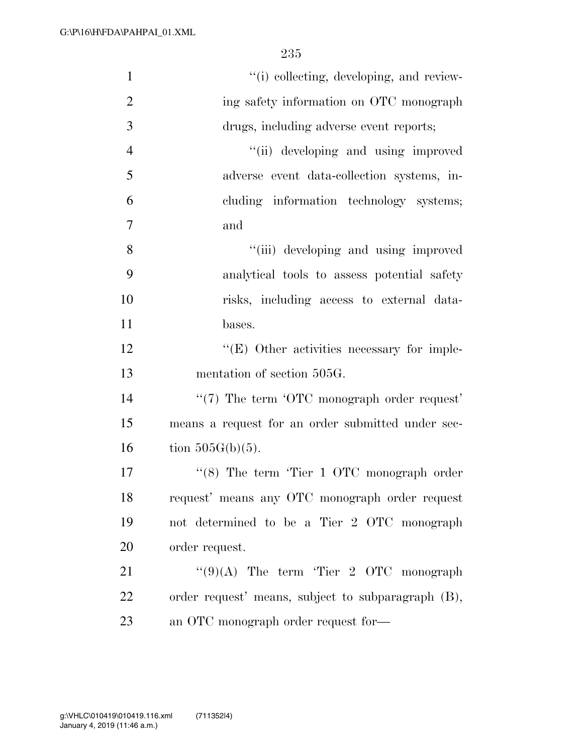''(i) collecting, developing, and reviewing safety information on OTC monograph drugs, including adverse event reports;

''(ii) developing and using improved adverse event data-collection systems, including information technology systems; and

''(iii) developing and using improved analytical tools to assess potential safety risks, including access to external databases.

''(E) Other activities necessary for implementation of section 505G.

''(7) The term 'OTC monograph order request' means a request for an order submitted under section 505G(b)(5).

''(8) The term 'Tier 1 OTC monograph order request' means any OTC monograph order request not determined to be a Tier 2 OTC monograph order request.

''(9)(A) The term 'Tier 2 OTC monograph order request' means, subject to subparagraph (B), an OTC monograph order request for—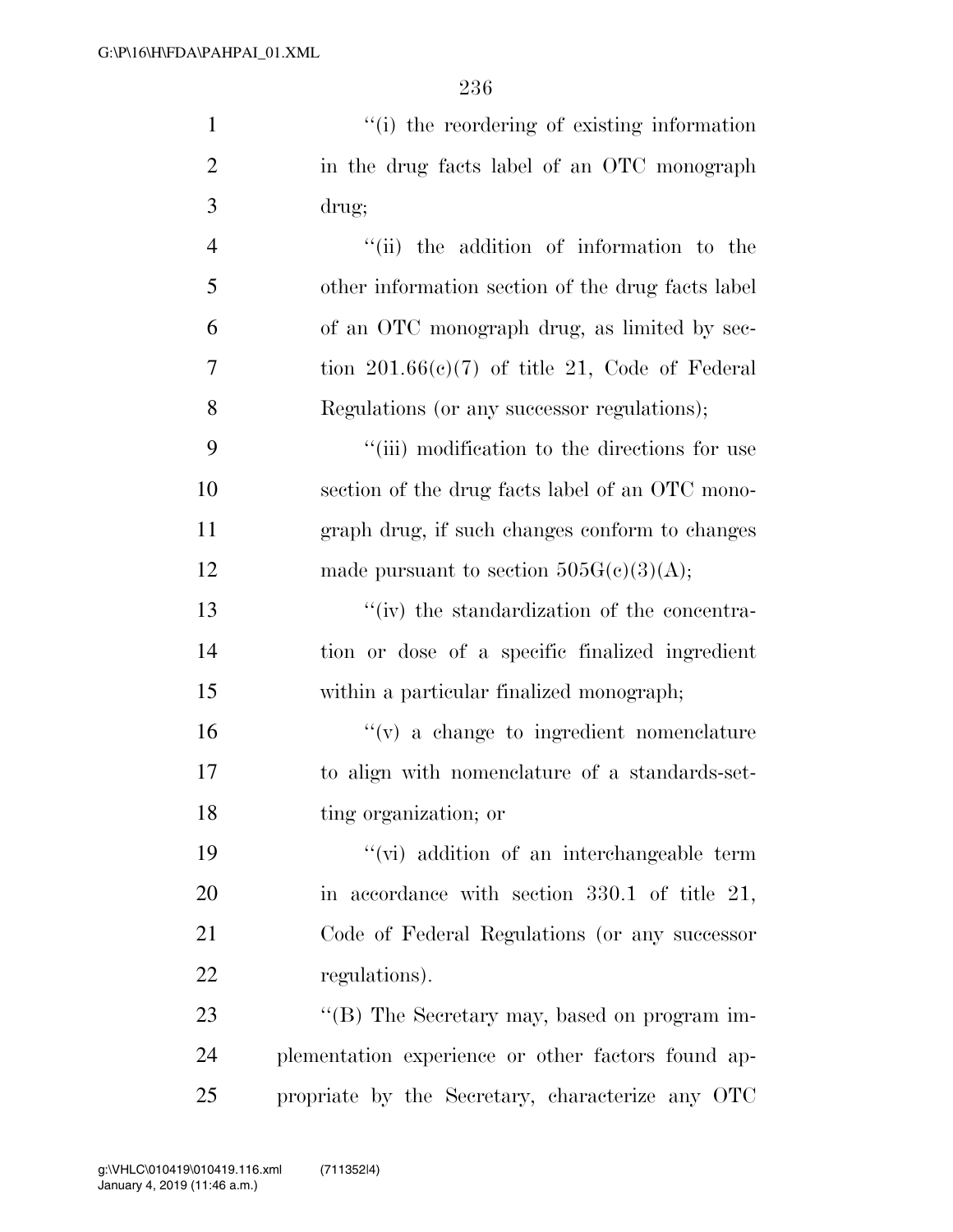''(i) the reordering of existing information in the drug facts label of an OTC monograph drug;

''(ii) the addition of information to the other information section of the drug facts label of an OTC monograph drug, as limited by section 201.66(c)(7) of title 21, Code of Federal Regulations (or any successor regulations);

''(iii) modification to the directions for use section of the drug facts label of an OTC monograph drug, if such changes conform to changes made pursuant to section 505G(c)(3)(A);

''(iv) the standardization of the concentration or dose of a specific finalized ingredient within a particular finalized monograph;

''(v) a change to ingredient nomenclature to align with nomenclature of a standards-setting organization; or

''(vi) addition of an interchangeable term in accordance with section 330.1 of title 21, Code of Federal Regulations (or any successor regulations).

''(B) The Secretary may, based on program implementation experience or other factors found appropriate by the Secretary, characterize any OTC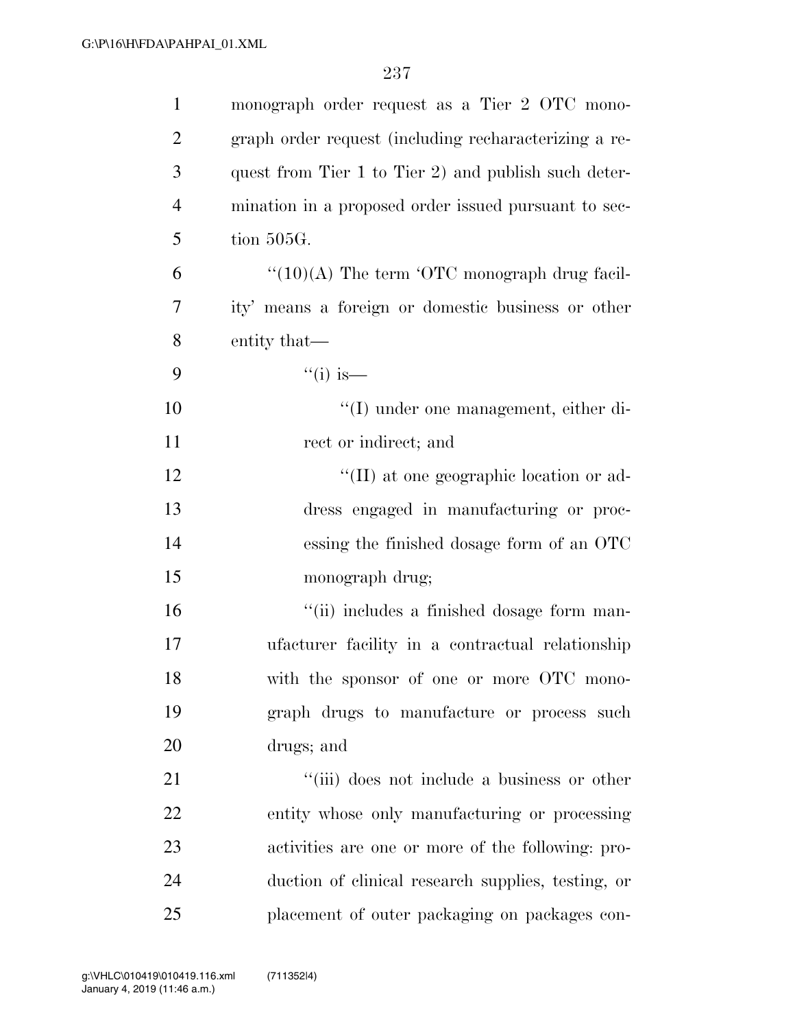monograph order request as a Tier 2 OTC monograph order request (including recharacterizing a request from Tier 1 to Tier 2) and publish such determination in a proposed order issued pursuant to section 505G.

''(10)(A) The term 'OTC monograph drug facility' means a foreign or domestic business or other entity that—

''(i) is—

''(I) under one management, either direct or indirect; and

''(II) at one geographic location or address engaged in manufacturing or processing the finished dosage form of an OTC monograph drug;

''(ii) includes a finished dosage form manufacturer facility in a contractual relationship with the sponsor of one or more OTC monograph drugs to manufacture or process such drugs; and

''(iii) does not include a business or other entity whose only manufacturing or processing activities are one or more of the following: production of clinical research supplies, testing, or placement of outer packaging on packages con-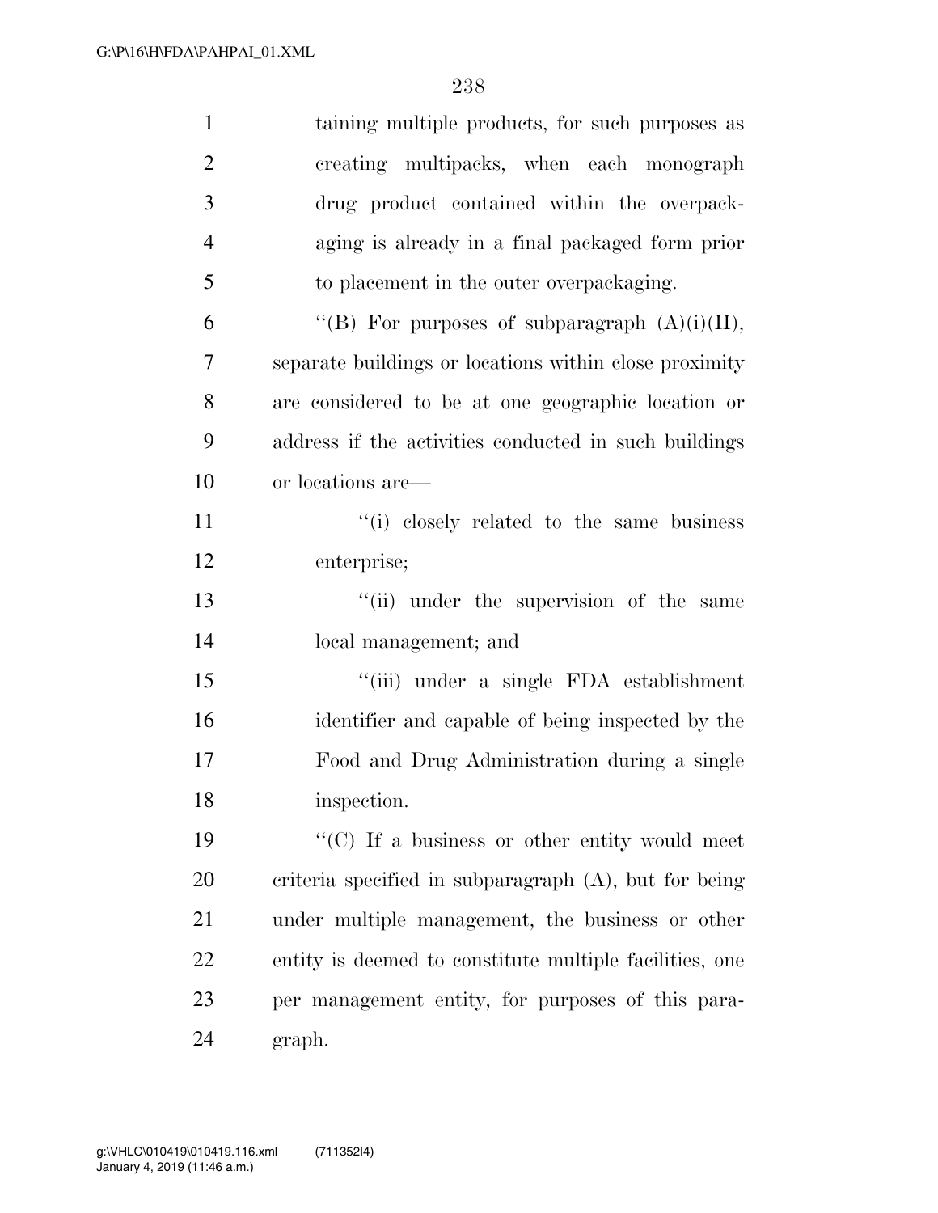taining multiple products, for such purposes as creating multipacks, when each monograph drug product contained within the overpackaging is already in a final packaged form prior to placement in the outer overpackaging.

"(B) For purposes of subparagraph (A)(i)(II), separate buildings or locations within close proximity are considered to be at one geographic location or address if the activities conducted in such buildings or locations are—

"(i) closely related to the same business enterprise;

"(ii) under the supervision of the same local management; and

"(iii) under a single FDA establishment identifier and capable of being inspected by the Food and Drug Administration during a single inspection.

"(C) If a business or other entity would meet criteria specified in subparagraph (A), but for being under multiple management, the business or other entity is deemed to constitute multiple facilities, one per management entity, for purposes of this paragraph.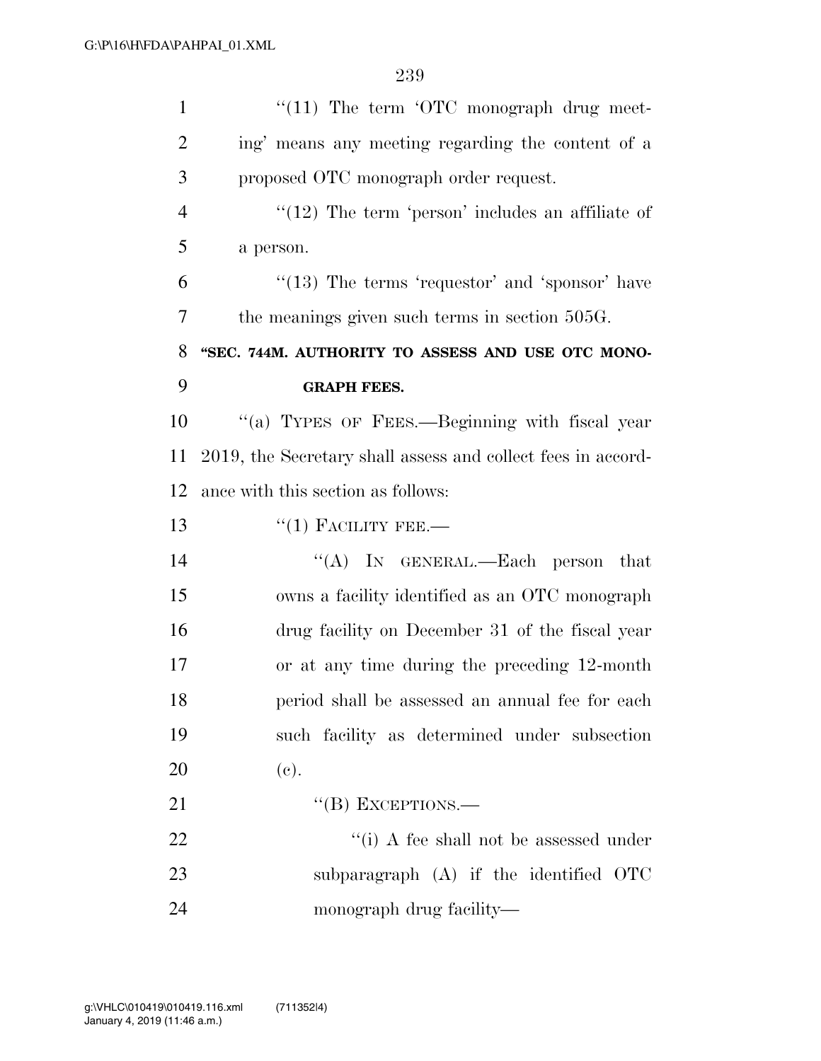"(11) The term 'OTC monograph drug meeting' means any meeting regarding the content of a proposed OTC monograph order request.

"(12) The term 'person' includes an affiliate of a person.

"(13) The terms 'requestor' and 'sponsor' have the meanings given such terms in section 505G.

**"SEC. 744M. AUTHORITY TO ASSESS AND USE OTC MONOGRAPH FEES.**

"(a) TYPES OF FEES.—Beginning with fiscal year 2019, the Secretary shall assess and collect fees in accordance with this section as follows:

"(1) FACILITY FEE.—

"(A) IN GENERAL.—Each person that owns a facility identified as an OTC monograph drug facility on December 31 of the fiscal year or at any time during the preceding 12-month period shall be assessed an annual fee for each such facility as determined under subsection (c).

"(B) EXCEPTIONS.—

"(i) A fee shall not be assessed under subparagraph (A) if the identified OTC monograph drug facility—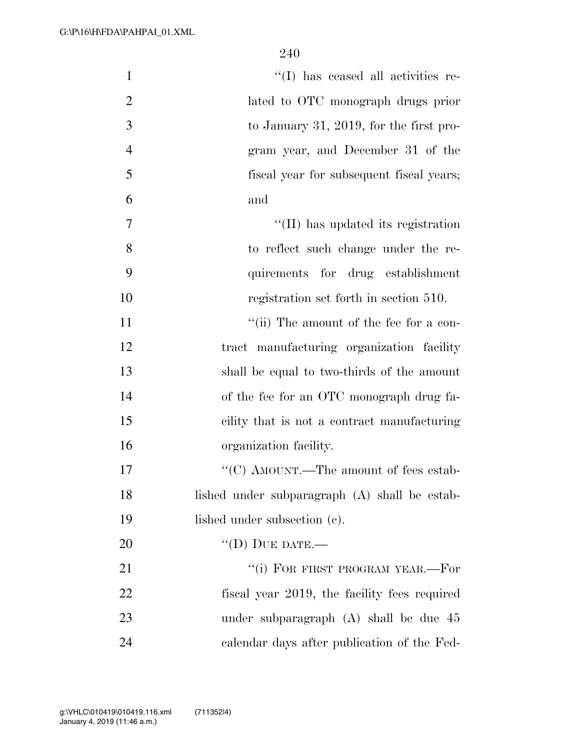"(I) has ceased all activities related to OTC monograph drugs prior to January 31, 2019, for the first program year, and December 31 of the fiscal year for subsequent fiscal years; and

"(II) has updated its registration to reflect such change under the requirements for drug establishment registration set forth in section 510.

"(ii) The amount of the fee for a contract manufacturing organization facility shall be equal to two-thirds of the amount of the fee for an OTC monograph drug facility that is not a contract manufacturing organization facility.

"(C) AMOUNT.—The amount of fees established under subparagraph (A) shall be established under subsection (c).

"(D) DUE DATE.—

"(i) FOR FIRST PROGRAM YEAR.—For fiscal year 2019, the facility fees required under subparagraph (A) shall be due 45 calendar days after publication of the Fed-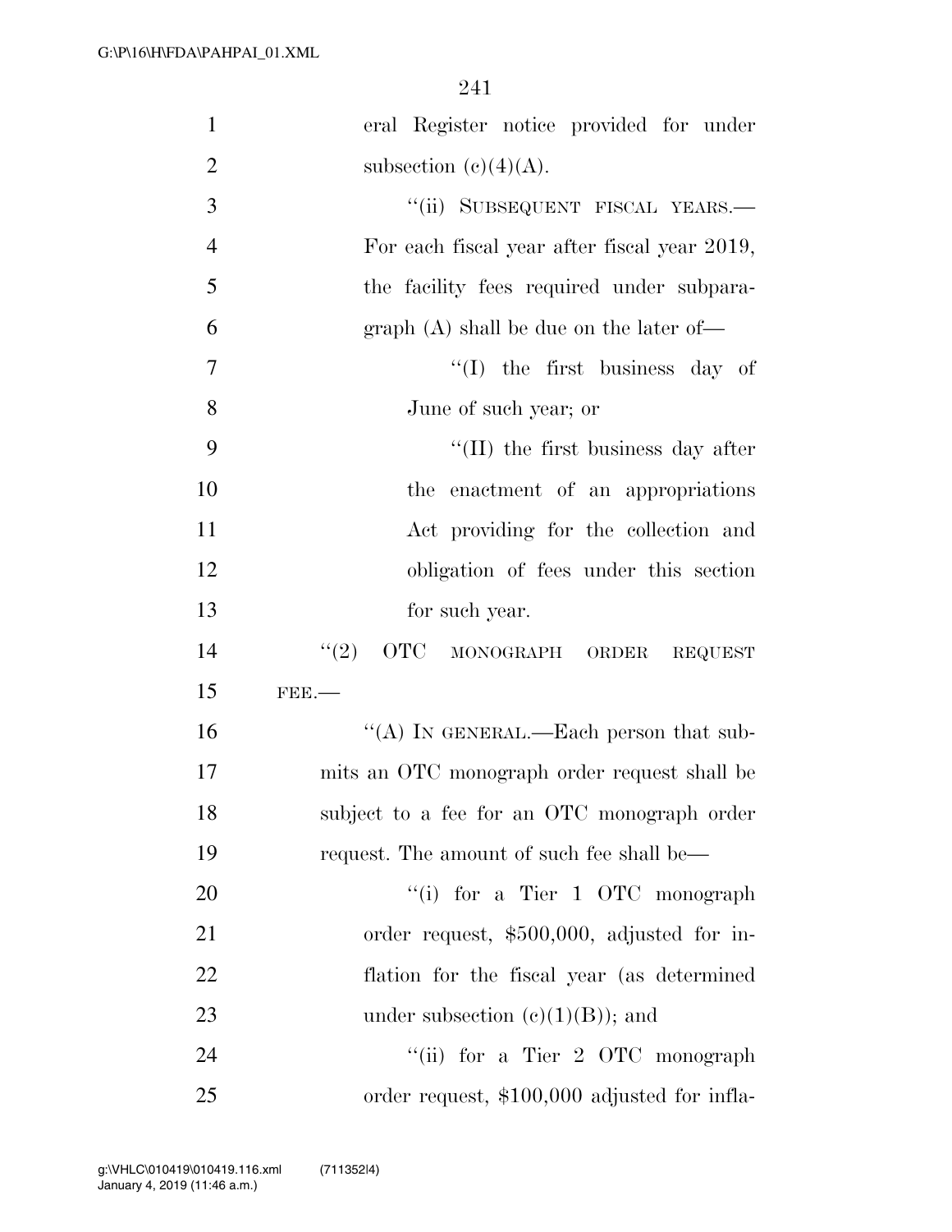eral Register notice provided for under subsection (c)(4)(A).

"(ii) SUBSEQUENT FISCAL YEARS.— For each fiscal year after fiscal year 2019, the facility fees required under subparagraph (A) shall be due on the later of—

"(I) the first business day of June of such year; or

"(II) the first business day after the enactment of an appropriations Act providing for the collection and obligation of fees under this section for such year.

"(2) OTC MONOGRAPH ORDER REQUEST FEE.—

"(A) IN GENERAL.—Each person that submits an OTC monograph order request shall be subject to a fee for an OTC monograph order request. The amount of such fee shall be—

"(i) for a Tier 1 OTC monograph order request, $500,000, adjusted for inflation for the fiscal year (as determined under subsection (c)(1)(B)); and

"(ii) for a Tier 2 OTC monograph order request, $100,000 adjusted for infla-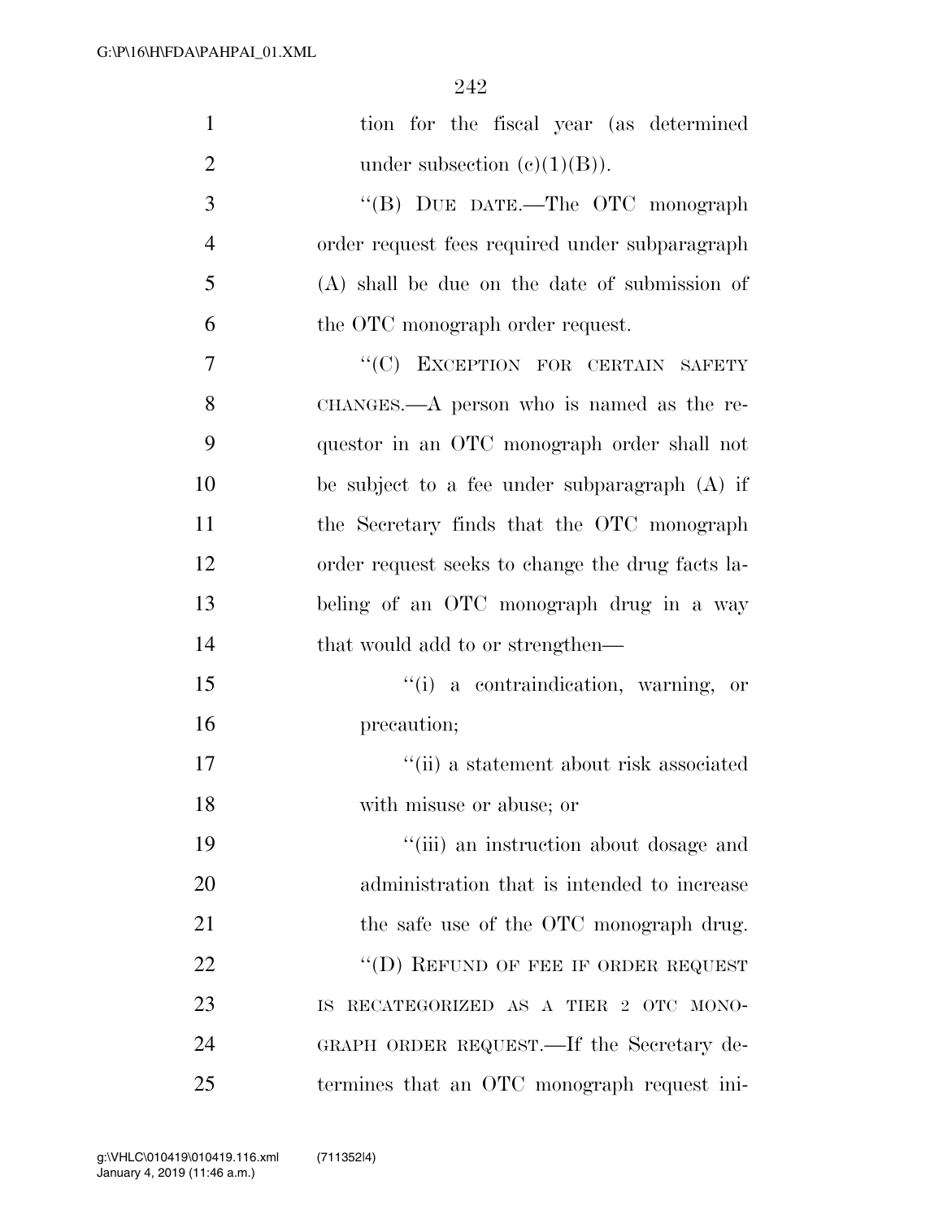tion for the fiscal year (as determined under subsection (c)(1)(B)).

"(B) DUE DATE.—The OTC monograph order request fees required under subparagraph (A) shall be due on the date of submission of the OTC monograph order request.

"(C) EXCEPTION FOR CERTAIN SAFETY CHANGES.—A person who is named as the requestor in an OTC monograph order shall not be subject to a fee under subparagraph (A) if the Secretary finds that the OTC monograph order request seeks to change the drug facts labeling of an OTC monograph drug in a way that would add to or strengthen—

"(i) a contraindication, warning, or precaution;

"(ii) a statement about risk associated with misuse or abuse; or

"(iii) an instruction about dosage and administration that is intended to increase the safe use of the OTC monograph drug.

"(D) REFUND OF FEE IF ORDER REQUEST IS RECATEGORIZED AS A TIER 2 OTC MONOGRAPH ORDER REQUEST.—If the Secretary determines that an OTC monograph request ini-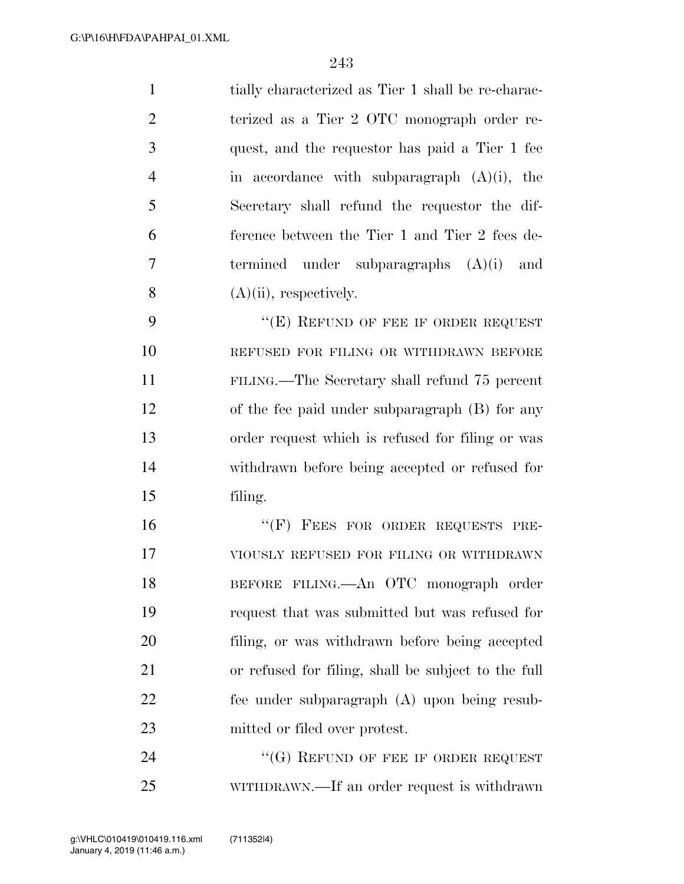tially characterized as Tier 1 shall be re-characterized as a Tier 2 OTC monograph order request, and the requestor has paid a Tier 1 fee in accordance with subparagraph (A)(i), the Secretary shall refund the requestor the difference between the Tier 1 and Tier 2 fees determined under subparagraphs (A)(i) and (A)(ii), respectively.

"(E) REFUND OF FEE IF ORDER REQUEST REFUSED FOR FILING OR WITHDRAWN BEFORE FILING.—The Secretary shall refund 75 percent of the fee paid under subparagraph (B) for any order request which is refused for filing or was withdrawn before being accepted or refused for filing.

"(F) FEES FOR ORDER REQUESTS PREVIOUSLY REFUSED FOR FILING OR WITHDRAWN BEFORE FILING.—An OTC monograph order request that was submitted but was refused for filing, or was withdrawn before being accepted or refused for filing, shall be subject to the full fee under subparagraph (A) upon being resubmitted or filed over protest.

"(G) REFUND OF FEE IF ORDER REQUEST WITHDRAWN.—If an order request is withdrawn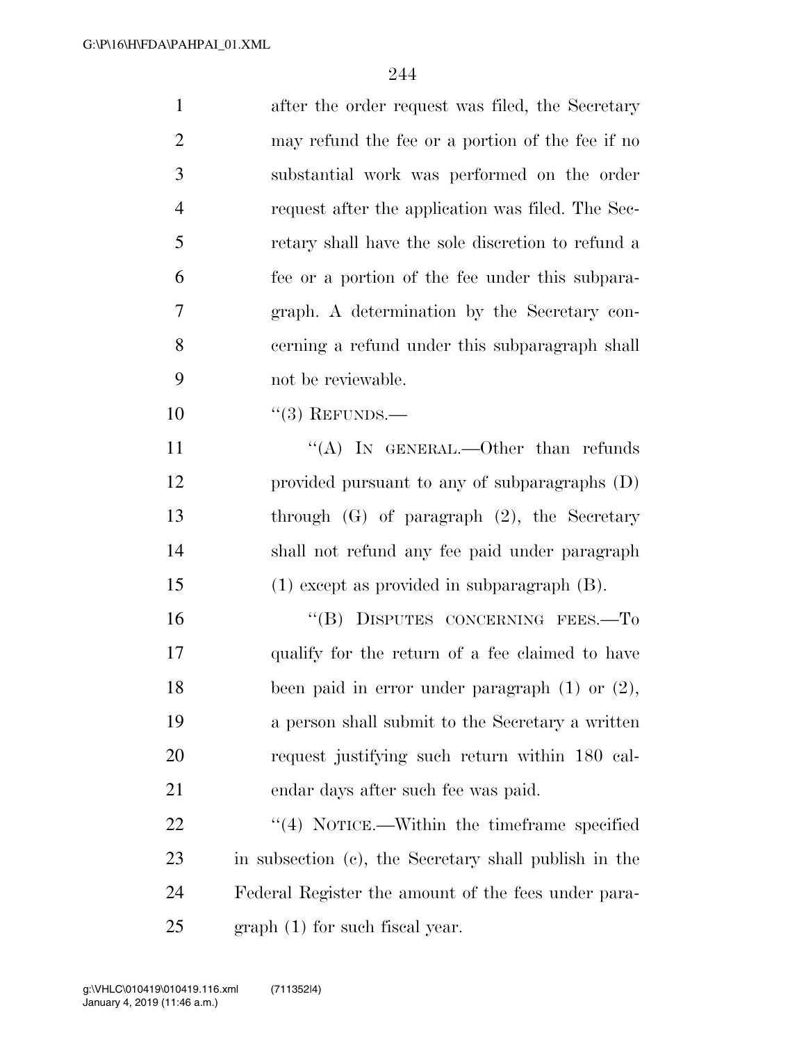after the order request was filed, the Secretary may refund the fee or a portion of the fee if no substantial work was performed on the order request after the application was filed. The Secretary shall have the sole discretion to refund a fee or a portion of the fee under this subparagraph. A determination by the Secretary concerning a refund under this subparagraph shall not be reviewable.

''(3) REFUNDS.—

''(A) IN GENERAL.—Other than refunds provided pursuant to any of subparagraphs (D) through (G) of paragraph (2), the Secretary shall not refund any fee paid under paragraph (1) except as provided in subparagraph (B).

''(B) DISPUTES CONCERNING FEES.—To qualify for the return of a fee claimed to have been paid in error under paragraph (1) or (2), a person shall submit to the Secretary a written request justifying such return within 180 calendar days after such fee was paid.

''(4) NOTICE.—Within the timeframe specified in subsection (c), the Secretary shall publish in the Federal Register the amount of the fees under paragraph (1) for such fiscal year.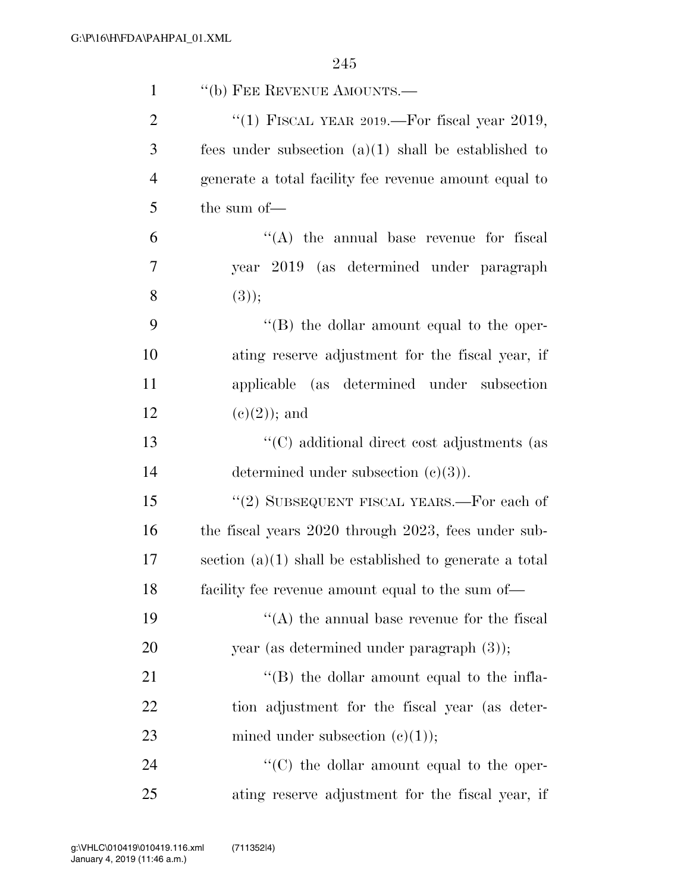"(b) FEE REVENUE AMOUNTS.—

"(1) FISCAL YEAR 2019.—For fiscal year 2019, fees under subsection (a)(1) shall be established to generate a total facility fee revenue amount equal to the sum of—

"(A) the annual base revenue for fiscal year 2019 (as determined under paragraph (3));

"(B) the dollar amount equal to the operating reserve adjustment for the fiscal year, if applicable (as determined under subsection (c)(2)); and

"(C) additional direct cost adjustments (as determined under subsection (c)(3)).

"(2) SUBSEQUENT FISCAL YEARS.—For each of the fiscal years 2020 through 2023, fees under subsection (a)(1) shall be established to generate a total facility fee revenue amount equal to the sum of—

"(A) the annual base revenue for the fiscal year (as determined under paragraph (3));

"(B) the dollar amount equal to the inflation adjustment for the fiscal year (as determined under subsection (c)(1));

"(C) the dollar amount equal to the operating reserve adjustment for the fiscal year, if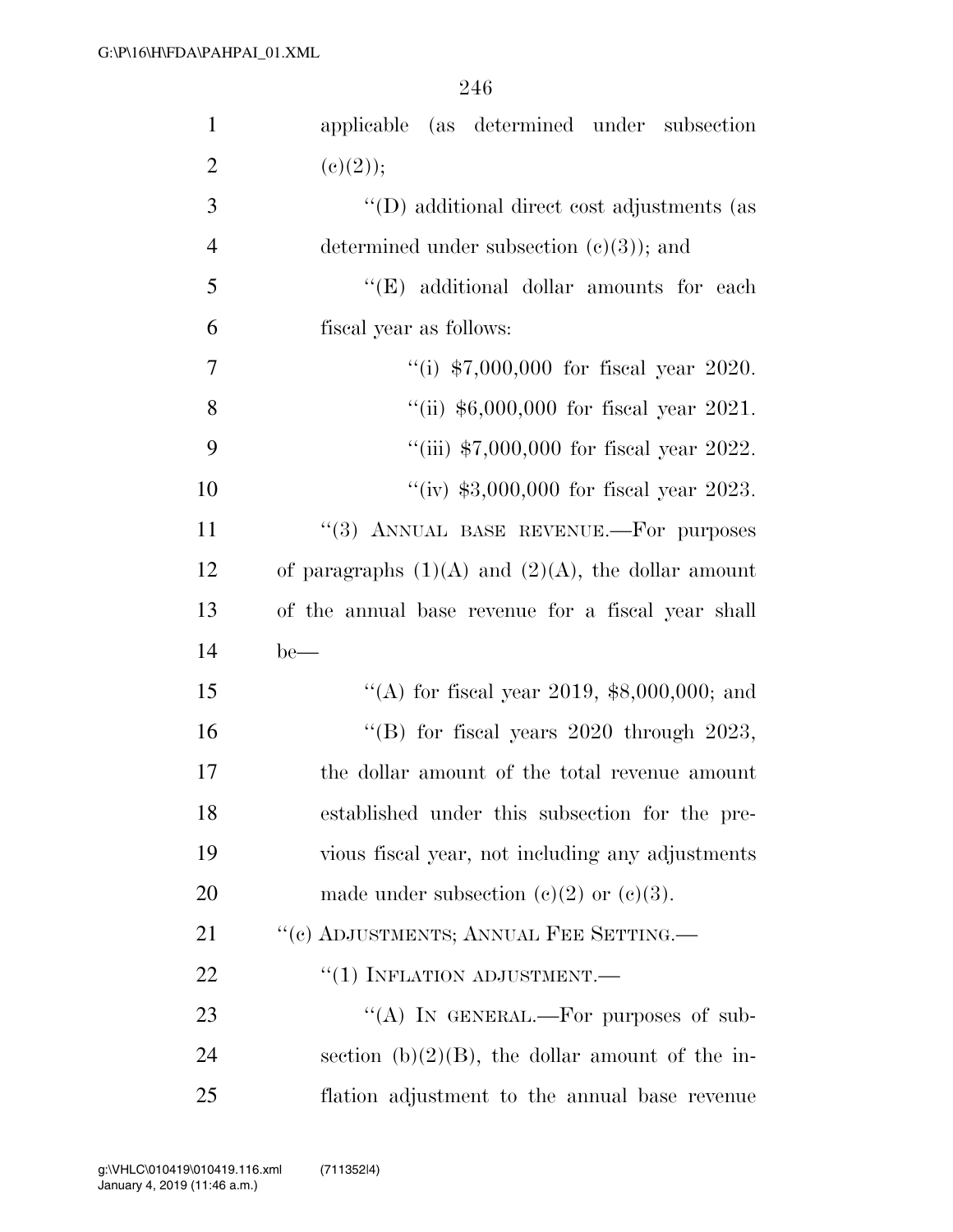applicable (as determined under subsection (c)(2));

"(D) additional direct cost adjustments (as determined under subsection (c)(3)); and

"(E) additional dollar amounts for each fiscal year as follows:

"(i) $7,000,000 for fiscal year 2020.

"(ii) $6,000,000 for fiscal year 2021.

"(iii) $7,000,000 for fiscal year 2022.

"(iv) $3,000,000 for fiscal year 2023.

"(3) ANNUAL BASE REVENUE.—For purposes of paragraphs (1)(A) and (2)(A), the dollar amount of the annual base revenue for a fiscal year shall be—

"(A) for fiscal year 2019, $8,000,000; and

"(B) for fiscal years 2020 through 2023, the dollar amount of the total revenue amount established under this subsection for the previous fiscal year, not including any adjustments made under subsection (c)(2) or (c)(3).

"(c) ADJUSTMENTS; ANNUAL FEE SETTING.—

"(1) INFLATION ADJUSTMENT.—

"(A) IN GENERAL.—For purposes of subsection (b)(2)(B), the dollar amount of the inflation adjustment to the annual base revenue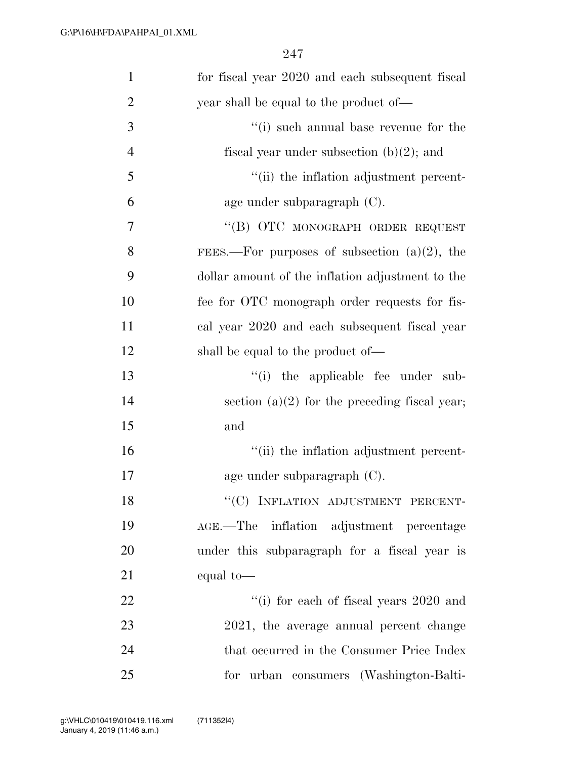for fiscal year 2020 and each subsequent fiscal year shall be equal to the product of—

''(i) such annual base revenue for the fiscal year under subsection (b)(2); and

''(ii) the inflation adjustment percentage under subparagraph (C).

''(B) OTC MONOGRAPH ORDER REQUEST FEES.—For purposes of subsection (a)(2), the dollar amount of the inflation adjustment to the fee for OTC monograph order requests for fiscal year 2020 and each subsequent fiscal year shall be equal to the product of—

''(i) the applicable fee under subsection (a)(2) for the preceding fiscal year; and

''(ii) the inflation adjustment percentage under subparagraph (C).

''(C) INFLATION ADJUSTMENT PERCENTAGE.—The inflation adjustment percentage under this subparagraph for a fiscal year is equal to—

''(i) for each of fiscal years 2020 and 2021, the average annual percent change that occurred in the Consumer Price Index for urban consumers (Washington-Balti-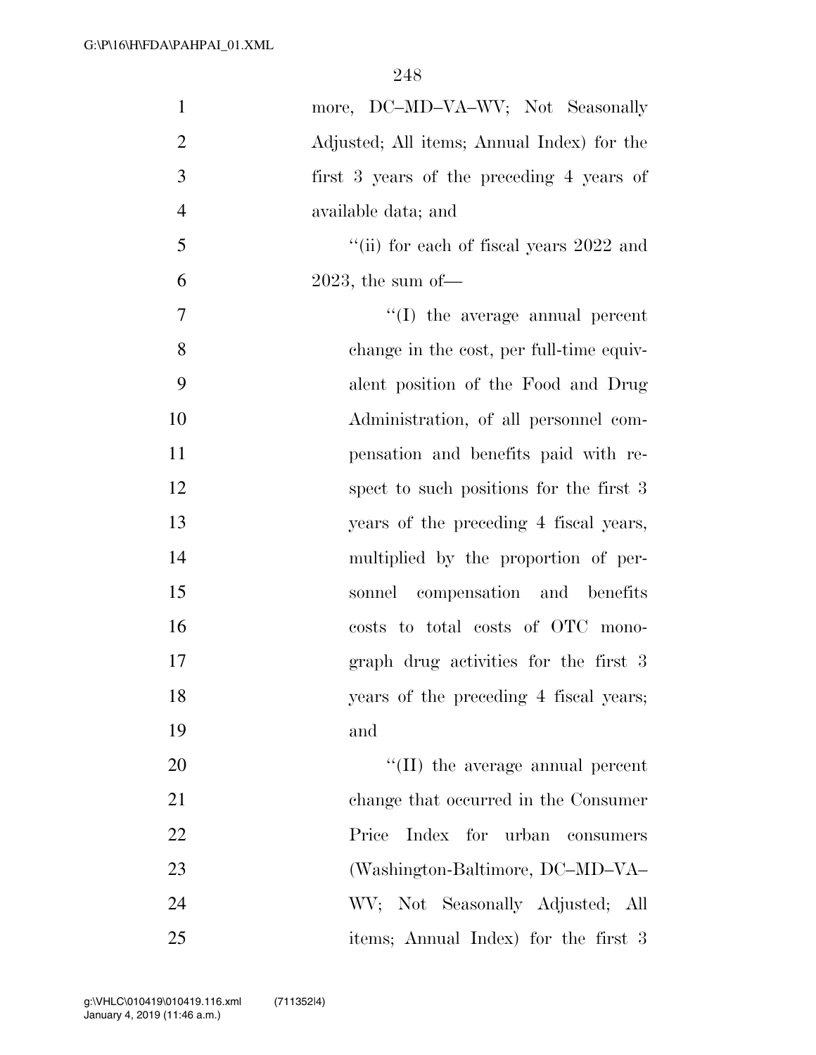more, DC–MD–VA–WV; Not Seasonally Adjusted; All items; Annual Index) for the first 3 years of the preceding 4 years of available data; and

''(ii) for each of fiscal years 2022 and 2023, the sum of—

''(I) the average annual percent change in the cost, per full-time equivalent position of the Food and Drug Administration, of all personnel compensation and benefits paid with respect to such positions for the first 3 years of the preceding 4 fiscal years, multiplied by the proportion of personnel compensation and benefits costs to total costs of OTC monograph drug activities for the first 3 years of the preceding 4 fiscal years; and

''(II) the average annual percent change that occurred in the Consumer Price Index for urban consumers (Washington-Baltimore, DC–MD–VA–WV; Not Seasonally Adjusted; All items; Annual Index) for the first 3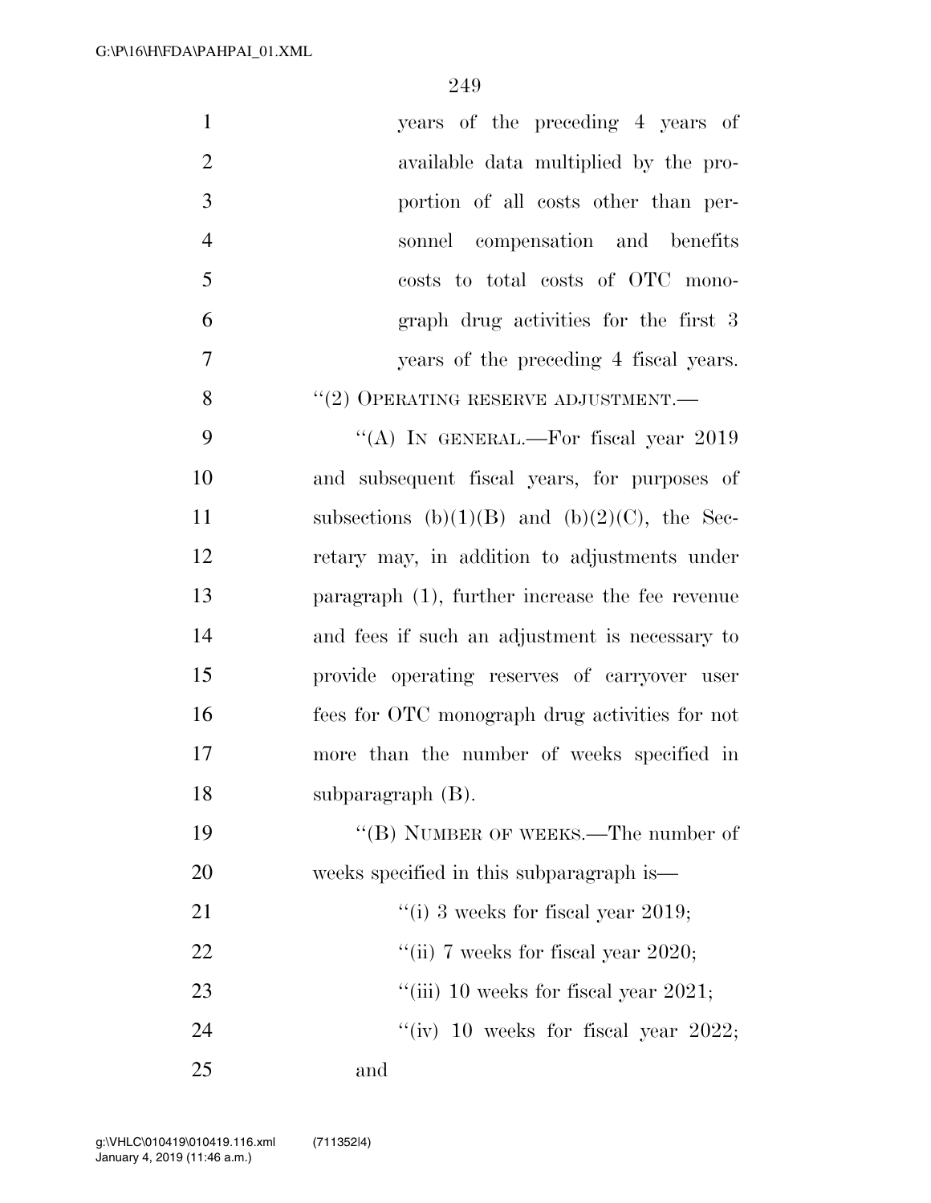years of the preceding 4 years of available data multiplied by the proportion of all costs other than personnel compensation and benefits costs to total costs of OTC monograph drug activities for the first 3 years of the preceding 4 fiscal years.

"(2) OPERATING RESERVE ADJUSTMENT.—

"(A) IN GENERAL.—For fiscal year 2019 and subsequent fiscal years, for purposes of subsections (b)(1)(B) and (b)(2)(C), the Secretary may, in addition to adjustments under paragraph (1), further increase the fee revenue and fees if such an adjustment is necessary to provide operating reserves of carryover user fees for OTC monograph drug activities for not more than the number of weeks specified in subparagraph (B).

"(B) NUMBER OF WEEKS.—The number of weeks specified in this subparagraph is—

"(i) 3 weeks for fiscal year 2019;

"(ii) 7 weeks for fiscal year 2020;

"(iii) 10 weeks for fiscal year 2021;

"(iv) 10 weeks for fiscal year 2022; and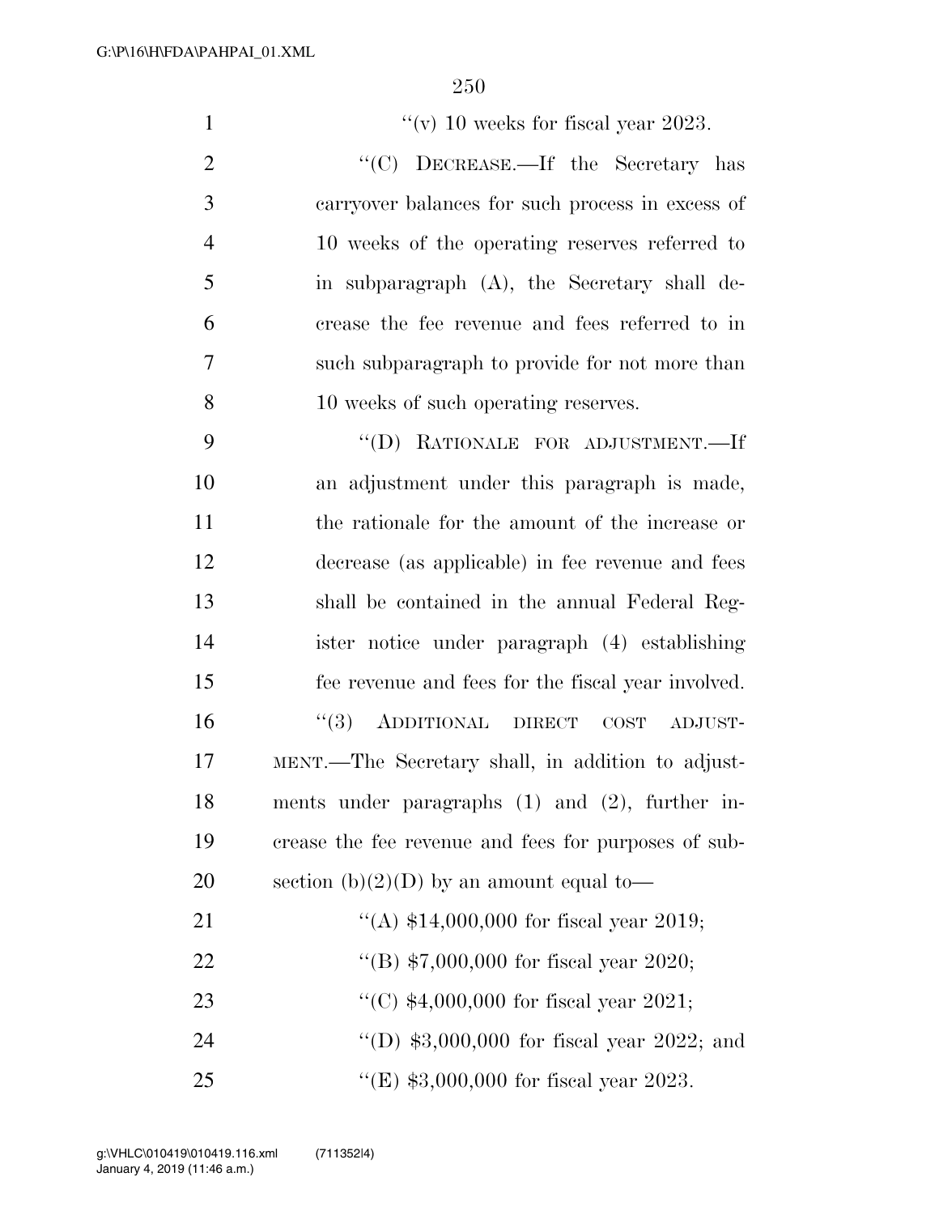"(v) 10 weeks for fiscal year 2023.

"(C) DECREASE.—If the Secretary has carryover balances for such process in excess of 10 weeks of the operating reserves referred to in subparagraph (A), the Secretary shall decrease the fee revenue and fees referred to in such subparagraph to provide for not more than 10 weeks of such operating reserves.

"(D) RATIONALE FOR ADJUSTMENT.—If an adjustment under this paragraph is made, the rationale for the amount of the increase or decrease (as applicable) in fee revenue and fees shall be contained in the annual Federal Register notice under paragraph (4) establishing fee revenue and fees for the fiscal year involved.

"(3) ADDITIONAL DIRECT COST ADJUSTMENT.—The Secretary shall, in addition to adjustments under paragraphs (1) and (2), further increase the fee revenue and fees for purposes of subsection (b)(2)(D) by an amount equal to—

"(A) $14,000,000 for fiscal year 2019;

"(B) $7,000,000 for fiscal year 2020;

"(C) $4,000,000 for fiscal year 2021;

"(D) $3,000,000 for fiscal year 2022; and

"(E) $3,000,000 for fiscal year 2023.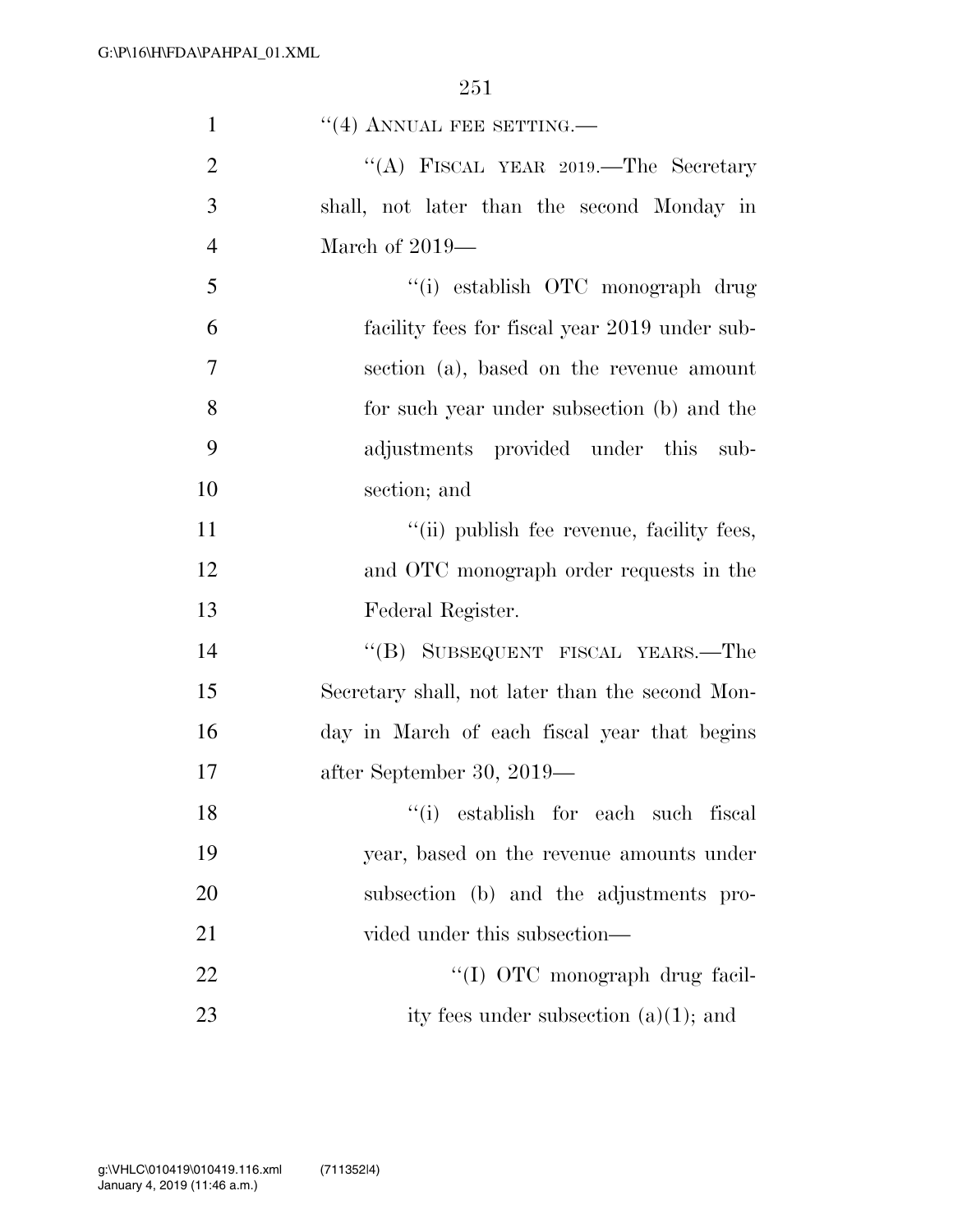"(4) ANNUAL FEE SETTING.—

"(A) FISCAL YEAR 2019.—The Secretary shall, not later than the second Monday in March of 2019—

"(i) establish OTC monograph drug facility fees for fiscal year 2019 under subsection (a), based on the revenue amount for such year under subsection (b) and the adjustments provided under this subsection; and

"(ii) publish fee revenue, facility fees, and OTC monograph order requests in the Federal Register.

"(B) SUBSEQUENT FISCAL YEARS.—The Secretary shall, not later than the second Monday in March of each fiscal year that begins after September 30, 2019—

"(i) establish for each such fiscal year, based on the revenue amounts under subsection (b) and the adjustments provided under this subsection—

"(I) OTC monograph drug facility fees under subsection (a)(1); and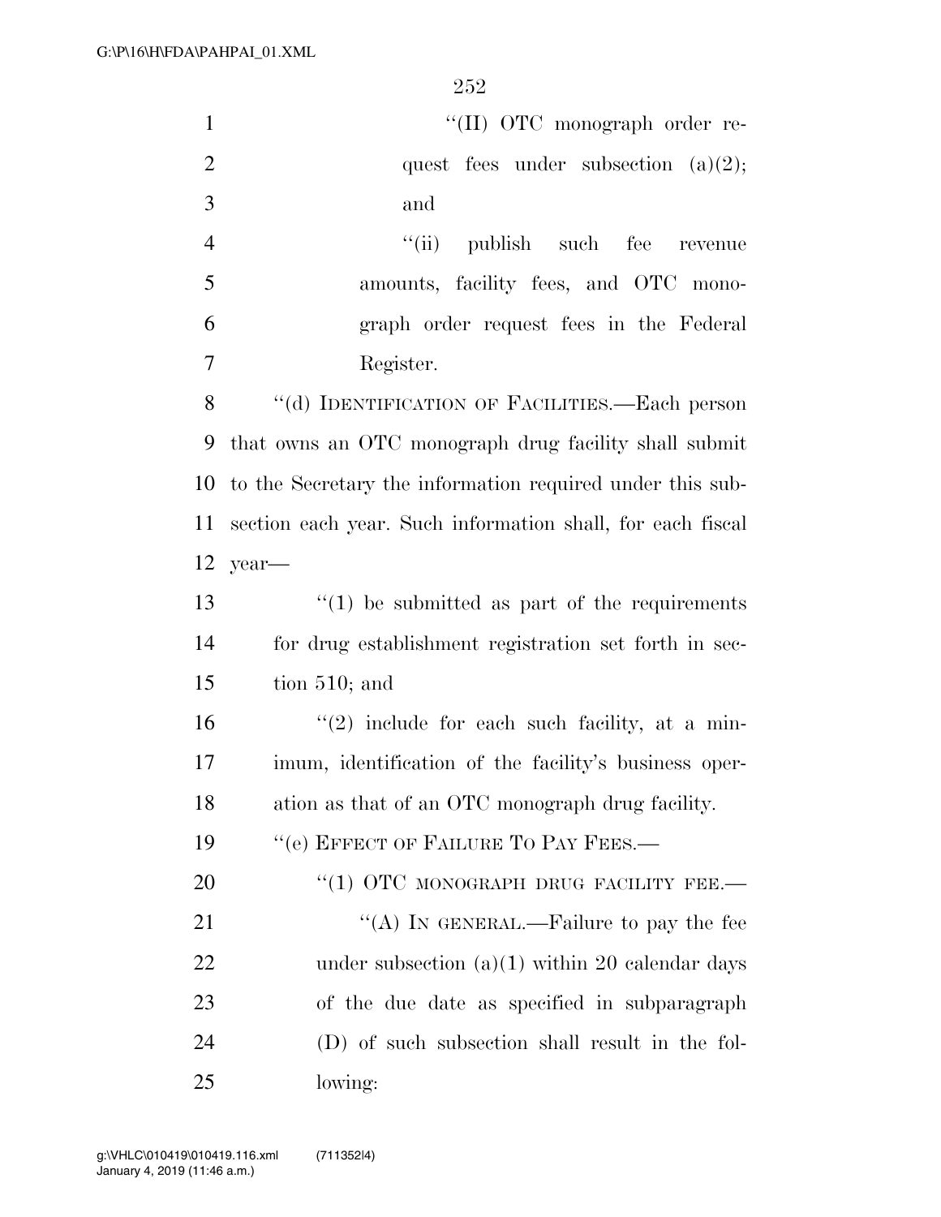''(II) OTC monograph order request fees under subsection (a)(2); and

''(ii) publish such fee revenue amounts, facility fees, and OTC monograph order request fees in the Federal Register.

''(d) IDENTIFICATION OF FACILITIES.—Each person that owns an OTC monograph drug facility shall submit to the Secretary the information required under this subsection each year. Such information shall, for each fiscal year—

''(1) be submitted as part of the requirements for drug establishment registration set forth in section 510; and

''(2) include for each such facility, at a minimum, identification of the facility's business operation as that of an OTC monograph drug facility.

''(e) EFFECT OF FAILURE TO PAY FEES.—

''(1) OTC MONOGRAPH DRUG FACILITY FEE.—

''(A) IN GENERAL.—Failure to pay the fee under subsection (a)(1) within 20 calendar days of the due date as specified in subparagraph (D) of such subsection shall result in the following: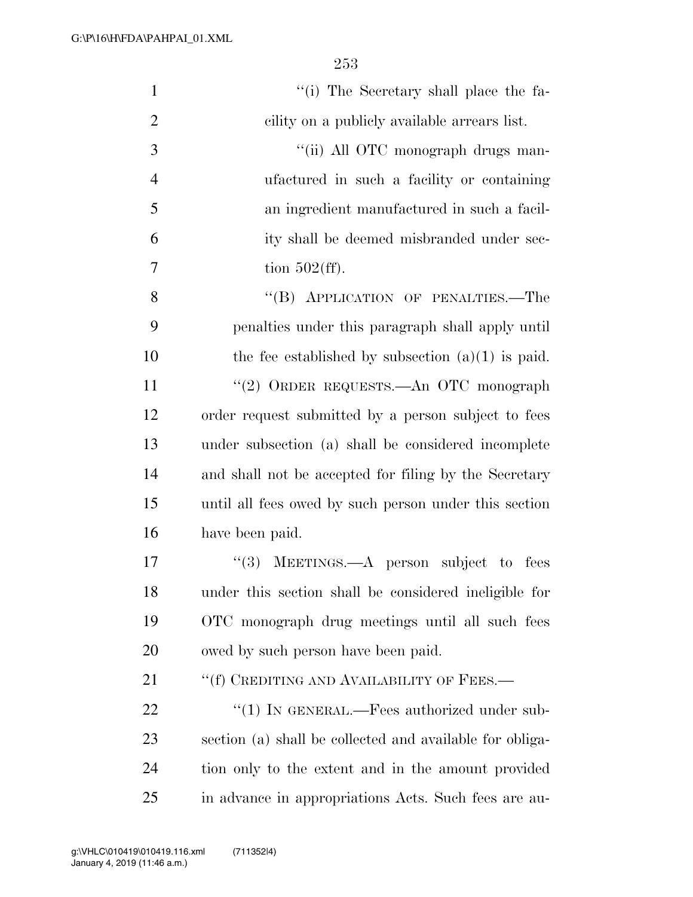"(i) The Secretary shall place the facility on a publicly available arrears list.

"(ii) All OTC monograph drugs manufactured in such a facility or containing an ingredient manufactured in such a facility shall be deemed misbranded under section 502(ff).

"(B) APPLICATION OF PENALTIES.—The penalties under this paragraph shall apply until the fee established by subsection (a)(1) is paid.

"(2) ORDER REQUESTS.—An OTC monograph order request submitted by a person subject to fees under subsection (a) shall be considered incomplete and shall not be accepted for filing by the Secretary until all fees owed by such person under this section have been paid.

"(3) MEETINGS.—A person subject to fees under this section shall be considered ineligible for OTC monograph drug meetings until all such fees owed by such person have been paid.

"(f) CREDITING AND AVAILABILITY OF FEES.—

"(1) IN GENERAL.—Fees authorized under subsection (a) shall be collected and available for obligation only to the extent and in the amount provided in advance in appropriations Acts. Such fees are au-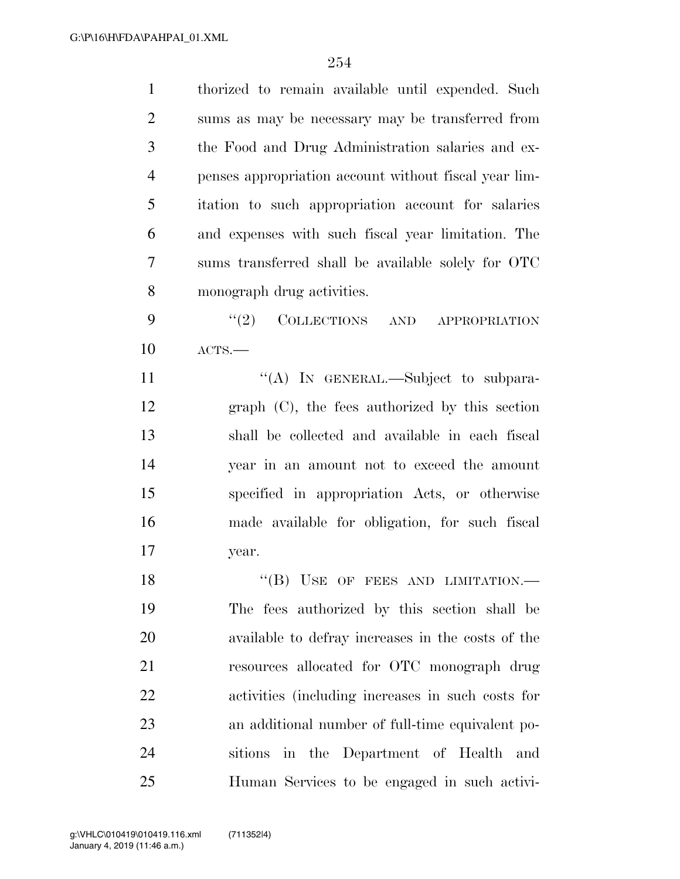thorized to remain available until expended. Such sums as may be necessary may be transferred from the Food and Drug Administration salaries and expenses appropriation account without fiscal year limitation to such appropriation account for salaries and expenses with such fiscal year limitation. The sums transferred shall be available solely for OTC monograph drug activities.

"(2) COLLECTIONS AND APPROPRIATION ACTS.—

"(A) IN GENERAL.—Subject to subparagraph (C), the fees authorized by this section shall be collected and available in each fiscal year in an amount not to exceed the amount specified in appropriation Acts, or otherwise made available for obligation, for such fiscal year.

"(B) USE OF FEES AND LIMITATION.— The fees authorized by this section shall be available to defray increases in the costs of the resources allocated for OTC monograph drug activities (including increases in such costs for an additional number of full-time equivalent positions in the Department of Health and Human Services to be engaged in such activi-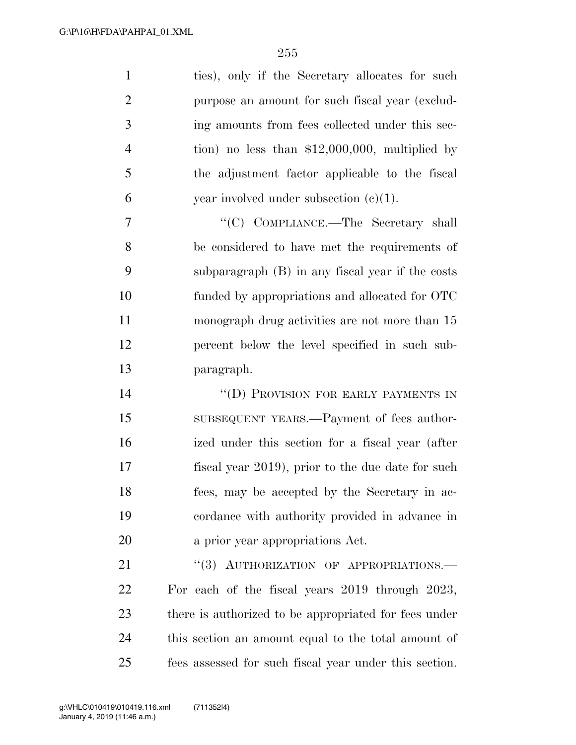ties), only if the Secretary allocates for such purpose an amount for such fiscal year (excluding amounts from fees collected under this section) no less than $12,000,000, multiplied by the adjustment factor applicable to the fiscal year involved under subsection (c)(1).

"(C) COMPLIANCE.—The Secretary shall be considered to have met the requirements of subparagraph (B) in any fiscal year if the costs funded by appropriations and allocated for OTC monograph drug activities are not more than 15 percent below the level specified in such subparagraph.

"(D) PROVISION FOR EARLY PAYMENTS IN SUBSEQUENT YEARS.—Payment of fees authorized under this section for a fiscal year (after fiscal year 2019), prior to the due date for such fees, may be accepted by the Secretary in accordance with authority provided in advance in a prior year appropriations Act.

"(3) AUTHORIZATION OF APPROPRIATIONS.— For each of the fiscal years 2019 through 2023, there is authorized to be appropriated for fees under this section an amount equal to the total amount of fees assessed for such fiscal year under this section.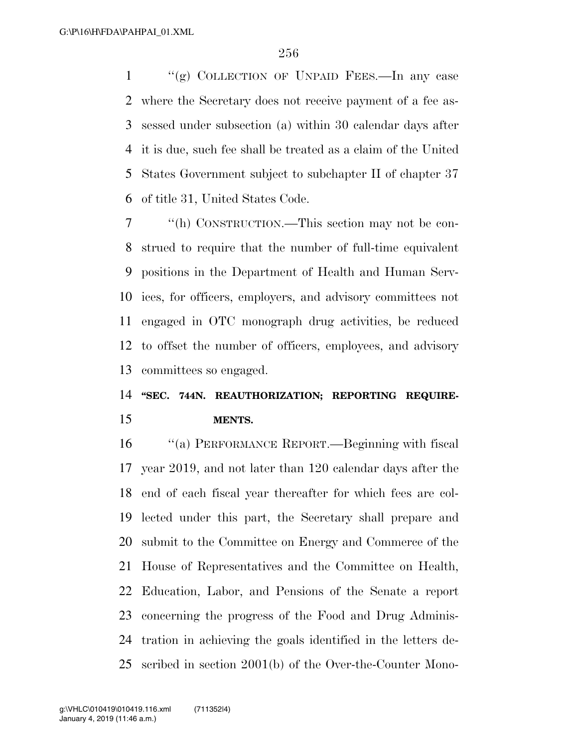"(g) COLLECTION OF UNPAID FEES.—In any case where the Secretary does not receive payment of a fee assessed under subsection (a) within 30 calendar days after it is due, such fee shall be treated as a claim of the United States Government subject to subchapter II of chapter 37 of title 31, United States Code.

"(h) CONSTRUCTION.—This section may not be construed to require that the number of full-time equivalent positions in the Department of Health and Human Services, for officers, employers, and advisory committees not engaged in OTC monograph drug activities, be reduced to offset the number of officers, employees, and advisory committees so engaged.

**"SEC. 744N. REAUTHORIZATION; REPORTING REQUIREMENTS.**

"(a) PERFORMANCE REPORT.—Beginning with fiscal year 2019, and not later than 120 calendar days after the end of each fiscal year thereafter for which fees are collected under this part, the Secretary shall prepare and submit to the Committee on Energy and Commerce of the House of Representatives and the Committee on Health, Education, Labor, and Pensions of the Senate a report concerning the progress of the Food and Drug Administration in achieving the goals identified in the letters described in section 2001(b) of the Over-the-Counter Mono-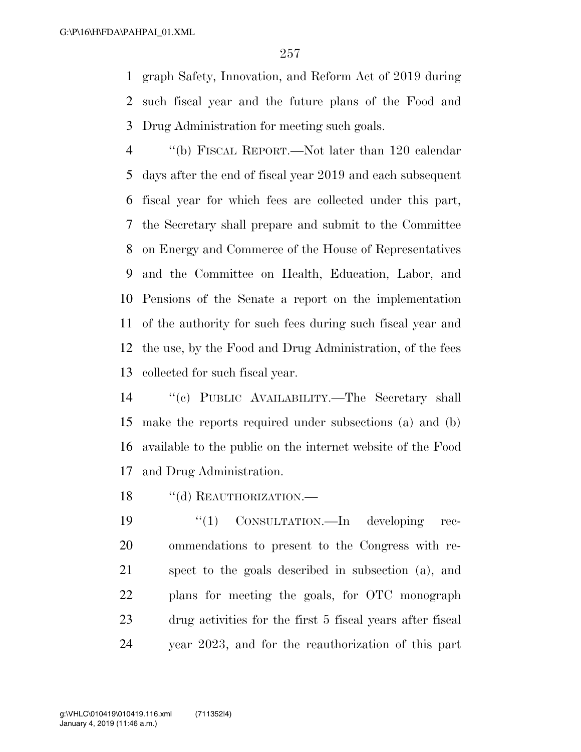graph Safety, Innovation, and Reform Act of 2019 during such fiscal year and the future plans of the Food and Drug Administration for meeting such goals.

''(b) FISCAL REPORT.—Not later than 120 calendar days after the end of fiscal year 2019 and each subsequent fiscal year for which fees are collected under this part, the Secretary shall prepare and submit to the Committee on Energy and Commerce of the House of Representatives and the Committee on Health, Education, Labor, and Pensions of the Senate a report on the implementation of the authority for such fees during such fiscal year and the use, by the Food and Drug Administration, of the fees collected for such fiscal year.

''(c) PUBLIC AVAILABILITY.—The Secretary shall make the reports required under subsections (a) and (b) available to the public on the internet website of the Food and Drug Administration.

''(d) REAUTHORIZATION.—

''(1) CONSULTATION.—In developing recommendations to present to the Congress with respect to the goals described in subsection (a), and plans for meeting the goals, for OTC monograph drug activities for the first 5 fiscal years after fiscal year 2023, and for the reauthorization of this part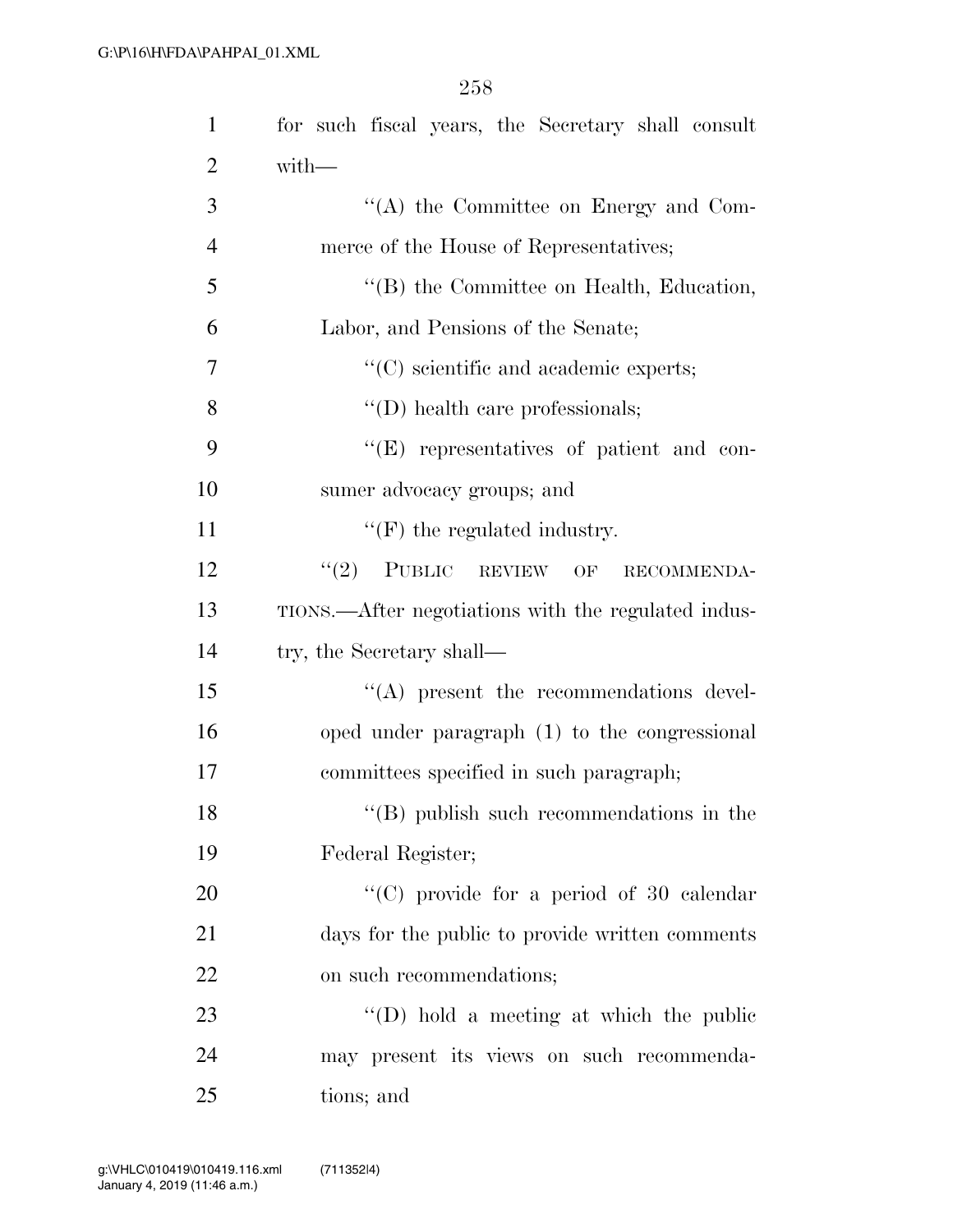for such fiscal years, the Secretary shall consult with—

''(A) the Committee on Energy and Commerce of the House of Representatives;

''(B) the Committee on Health, Education, Labor, and Pensions of the Senate;

''(C) scientific and academic experts;

''(D) health care professionals;

''(E) representatives of patient and consumer advocacy groups; and

''(F) the regulated industry.

''(2) PUBLIC REVIEW OF RECOMMENDATIONS.—After negotiations with the regulated industry, the Secretary shall—

''(A) present the recommendations developed under paragraph (1) to the congressional committees specified in such paragraph;

''(B) publish such recommendations in the Federal Register;

''(C) provide for a period of 30 calendar days for the public to provide written comments on such recommendations;

''(D) hold a meeting at which the public may present its views on such recommendations; and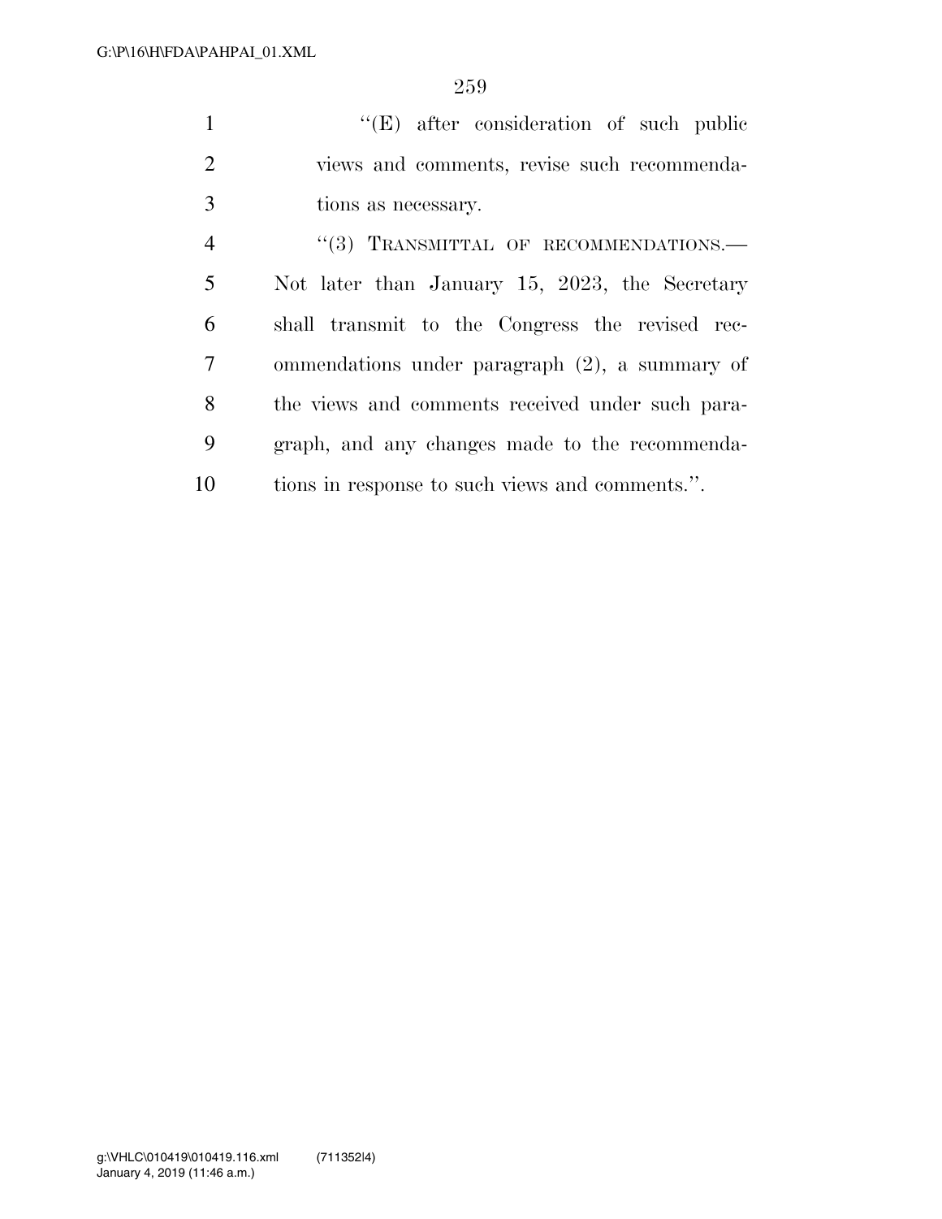''(E) after consideration of such public views and comments, revise such recommendations as necessary.

''(3) TRANSMITTAL OF RECOMMENDATIONS.—Not later than January 15, 2023, the Secretary shall transmit to the Congress the revised recommendations under paragraph (2), a summary of the views and comments received under such paragraph, and any changes made to the recommendations in response to such views and comments.''.